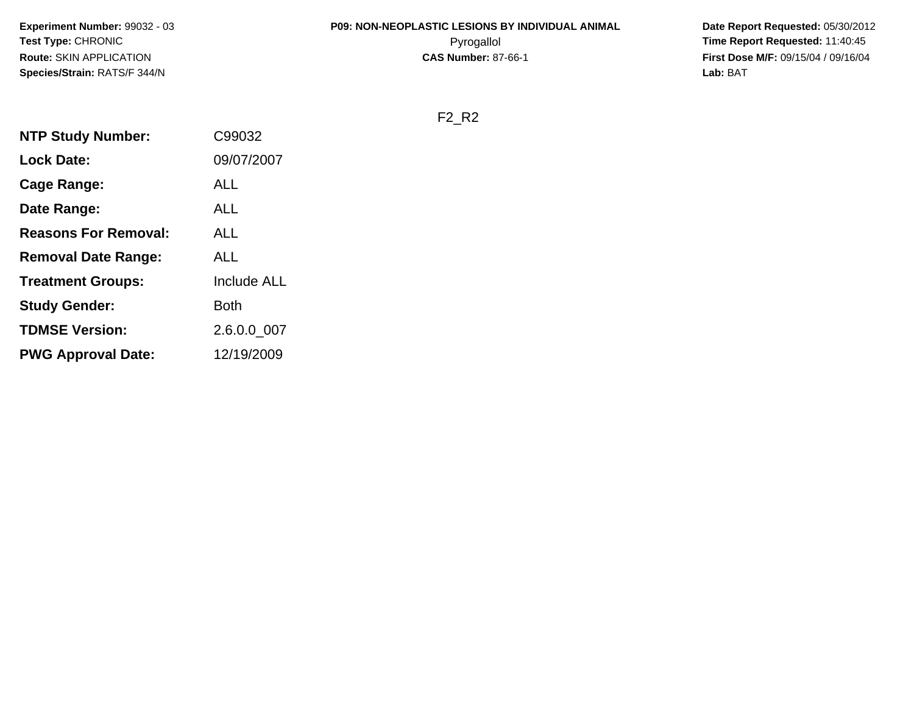**Experiment Number:** 99032 - 03
**Test Type:** CHRONIC
**Route:** SKIN APPLICATION
**Species/Strain:** RATS/F 344/N

**P09: NON-NEOPLASTIC LESIONS BY INDIVIDUAL ANIMAL**
Pyrogallol
**CAS Number:** 87-66-1

**Date Report Requested:** 05/30/2012
**Time Report Requested:** 11:40:45
**First Dose M/F:** 09/15/04 / 09/16/04
**Lab:** BAT

F2_R2

| | |
|---|---|
| **NTP Study Number:** | C99032 |
| **Lock Date:** | 09/07/2007 |
| **Cage Range:** | ALL |
| **Date Range:** | ALL |
| **Reasons For Removal:** | ALL |
| **Removal Date Range:** | ALL |
| **Treatment Groups:** | Include ALL |
| **Study Gender:** | Both |
| **TDMSE Version:** | 2.6.0.0_007 |
| **PWG Approval Date:** | 12/19/2009 |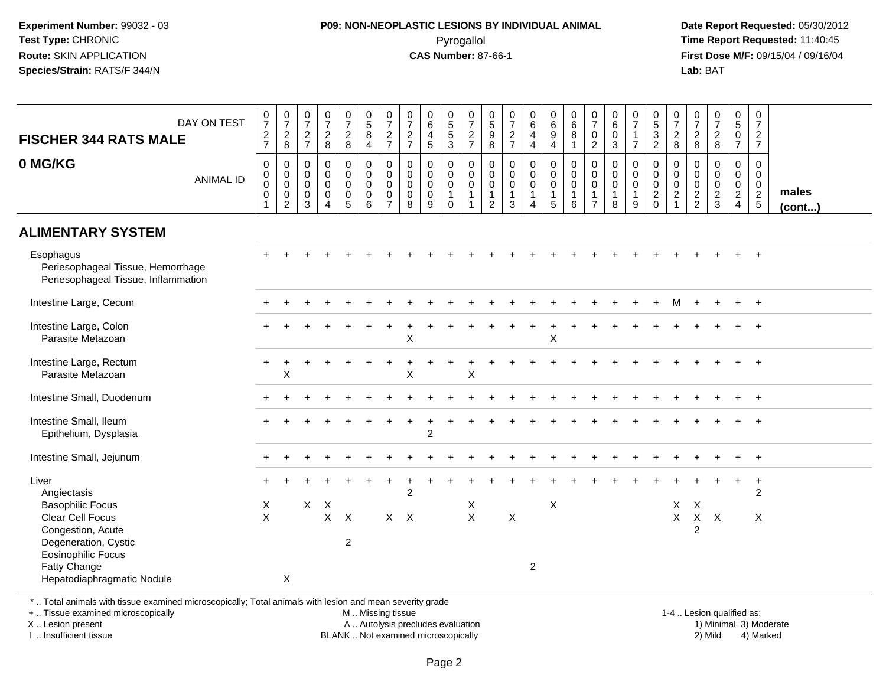**Experiment Number:** 99032 - 03
**Test Type:** CHRONIC
**Route:** SKIN APPLICATION
**Species/Strain:** RATS/F 344/N

**P09: NON-NEOPLASTIC LESIONS BY INDIVIDUAL ANIMAL**
Pyrogallol
**CAS Number:** 87-66-1

**Date Report Requested:** 05/30/2012
**Time Report Requested:** 11:40:45
**First Dose M/F:** 09/15/04 / 09/16/04
**Lab:** BAT

## FISCHER 344 RATS MALE 0 MG/KG

| DAY ON TEST | 0727 | 0728 | 0727 | 0728 | 0728 | 0584 | 0727 | 0727 | 0645 | 0553 | 0727 | 0598 | 0727 | 0644 | 0694 | 0681 | 0702 | 0603 | 0717 | 0532 | 0728 | 0728 | 0728 | 0507 | 0727 | |
|---|---|---|---|---|---|---|---|---|---|---|---|---|---|---|---|---|---|---|---|---|---|---|---|---|---|---|
| **ANIMAL ID** | 0001 | 0002 | 0003 | 0004 | 0005 | 0006 | 0007 | 0008 | 0009 | 0010 | 0011 | 0012 | 0013 | 0014 | 0015 | 0016 | 0017 | 0018 | 0019 | 0020 | 0021 | 0022 | 0023 | 0024 | 0025 | **males (cont...)** |
| **ALIMENTARY SYSTEM** | | | | | | | | | | | | | | | | | | | | | | | | | | |
| Esophagus | + | + | + | + | + | + | + | + | + | + | + | + | + | + | + | + | + | + | + | + | + | + | + | + | + | |
| Periesophageal Tissue, Hemorrhage | | | | | | | | | | | | | | | | | | | | | | | | | | |
| Periesophageal Tissue, Inflammation | | | | | | | | | | | | | | | | | | | | | | | | | | |
| Intestine Large, Cecum | + | + | + | + | + | + | + | + | + | + | + | + | + | + | + | + | + | + | + | + | M | + | + | + | + | |
| Intestine Large, Colon | + | + | + | + | + | + | + | + | + | + | + | + | + | + | + | + | + | + | + | + | + | + | + | + | + | |
| Parasite Metazoan | | | | | | | | X | | | | | | | X | | | | | | | | | | | |
| Intestine Large, Rectum | + | + | + | + | + | + | + | + | + | + | + | + | + | + | + | + | + | + | + | + | + | + | + | + | + | |
| Parasite Metazoan | | X | | | | | | X | | | X | | | | | | | | | | | | | | | |
| Intestine Small, Duodenum | + | + | + | + | + | + | + | + | + | + | + | + | + | + | + | + | + | + | + | + | + | + | + | + | + | |
| Intestine Small, Ileum | + | + | + | + | + | + | + | + | + | + | + | + | + | + | + | + | + | + | + | + | + | + | + | + | + | |
| Epithelium, Dysplasia | | | | | | | | | 2 | | | | | | | | | | | | | | | | | |
| Intestine Small, Jejunum | + | + | + | + | + | + | + | + | + | + | + | + | + | + | + | + | + | + | + | + | + | + | + | + | + | |
| Liver | + | + | + | + | + | + | + | + | + | + | + | + | + | + | + | + | + | + | + | + | + | + | + | + | + | |
| Angiectasis | | | | | | | | 2 | | | | | | | | | | | | | | | | | 2 | |
| Basophilic Focus | X | | X | X | | | | | | | X | | | | X | | | | | | X | X | | | | |
| Clear Cell Focus | X | | | X | X | | X | X | | | X | | X | | | | | | | | X | X | X | | X | |
| Congestion, Acute | | | | | | | | | | | | | | | | | | | | | | 2 | | | | |
| Degeneration, Cystic | | | | | 2 | | | | | | | | | | | | | | | | | | | | | |
| Eosinophilic Focus | | | | | | | | | | | | | | | | | | | | | | | | | | |
| Fatty Change | | | | | | | | | | | | | | 2 | | | | | | | | | | | | |
| Hepatodiaphragmatic Nodule | | X | | | | | | | | | | | | | | | | | | | | | | | | |

* .. Total animals with tissue examined microscopically; Total animals with lesion and mean severity grade
+ .. Tissue examined microscopically
X .. Lesion present
I .. Insufficient tissue

M .. Missing tissue
A .. Autolysis precludes evaluation
BLANK .. Not examined microscopically

1-4 .. Lesion qualified as:
1) Minimal 3) Moderate
2) Mild 4) Marked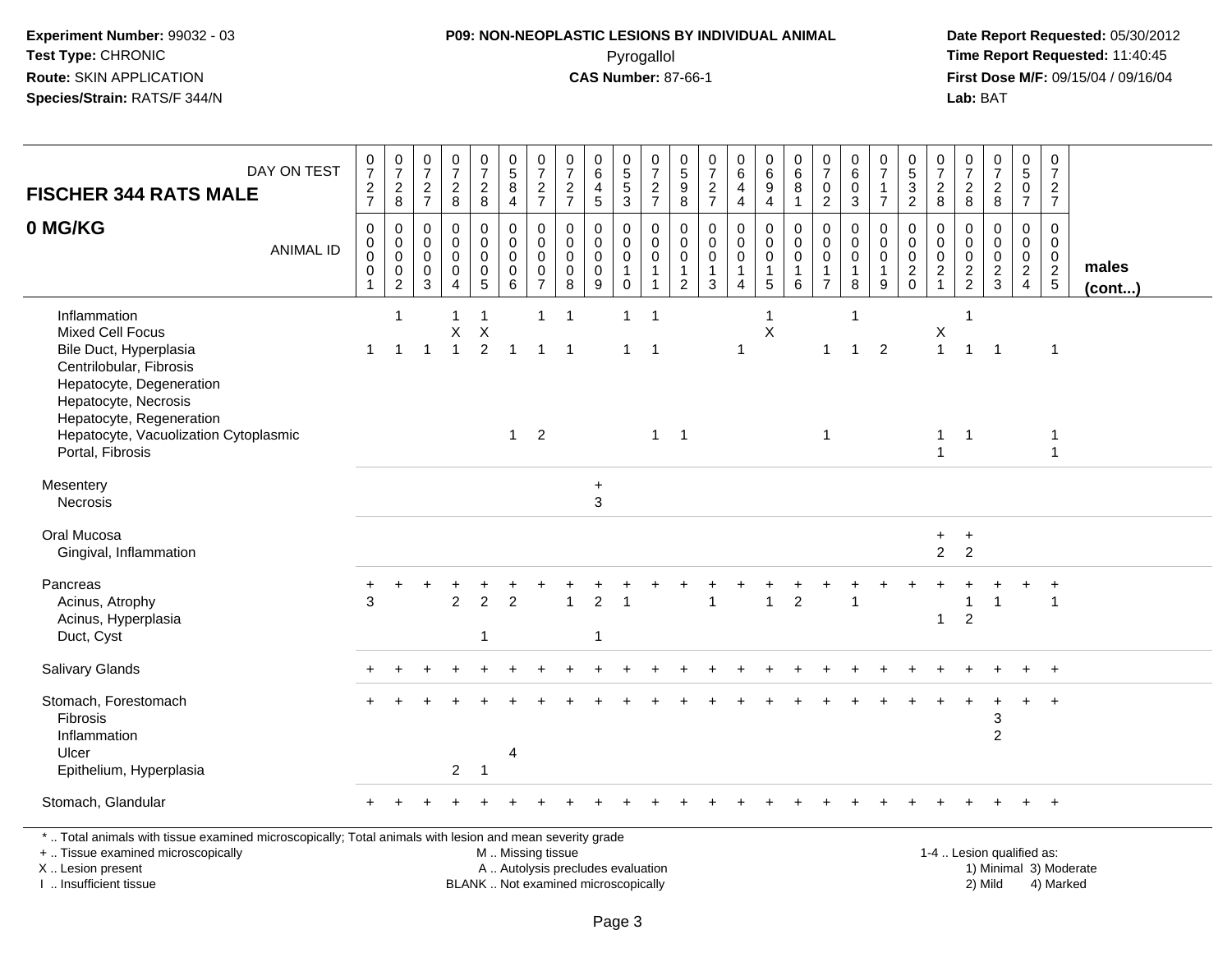**Experiment Number:** 99032 - 03
**Test Type:** CHRONIC
**Route:** SKIN APPLICATION
**Species/Strain:** RATS/F 344/N

**P09: NON-NEOPLASTIC LESIONS BY INDIVIDUAL ANIMAL**
Pyrogallol
**CAS Number:** 87-66-1

**Date Report Requested:** 05/30/2012
**Time Report Requested:** 11:40:45
**First Dose M/F:** 09/15/04 / 09/16/04
**Lab:** BAT

| FISCHER 344 RATS MALE — DAY ON TEST | 0727 | 0728 | 0727 | 0728 | 0728 | 0584 | 0727 | 0727 | 0645 | 0553 | 0727 | 0598 | 0727 | 0644 | 0694 | 0681 | 0702 | 0603 | 0717 | 0532 | 0728 | 0728 | 0728 | 0507 | 0727 | |
|---|---|---|---|---|---|---|---|---|---|---|---|---|---|---|---|---|---|---|---|---|---|---|---|---|---|---|
| **0 MG/KG** — ANIMAL ID | 0001 | 0002 | 0003 | 0004 | 0005 | 0006 | 0007 | 0008 | 0009 | 0010 | 0011 | 0012 | 0013 | 0014 | 0015 | 0016 | 0017 | 0018 | 0019 | 0020 | 0021 | 0022 | 0023 | 0024 | 0025 | **males (cont...)** |
| Inflammation | | 1 | | 1 | 1 | | 1 | 1 | | 1 | 1 | | | | 1 | | | 1 | | | | 1 | | | | |
| Mixed Cell Focus | | | | X | X | | | | | | | | | | X | | | | | | X | | | | | |
| Bile Duct, Hyperplasia | 1 | 1 | 1 | 1 | 2 | 1 | 1 | 1 | | 1 | 1 | | | 1 | | | 1 | 1 | 2 | | 1 | 1 | 1 | | 1 | |
| Centrilobular, Fibrosis | | | | | | | | | | | | | | | | | | | | | | | | | | |
| Hepatocyte, Degeneration | | | | | | | | | | | | | | | | | | | | | | | | | | |
| Hepatocyte, Necrosis | | | | | | | | | | | | | | | | | | | | | | | | | | |
| Hepatocyte, Regeneration | | | | | | | | | | | | | | | | | | | | | | | | | | |
| Hepatocyte, Vacuolization Cytoplasmic | | | | | | 1 | 2 | | | | 1 | 1 | | | | | 1 | | | | 1 | 1 | | | 1 | |
| Portal, Fibrosis | | | | | | | | | | | | | | | | | | | | | 1 | | | | 1 | |
| Mesentery | | | | | | | | | + | | | | | | | | | | | | | | | | | |
| Necrosis | | | | | | | | | 3 | | | | | | | | | | | | | | | | | |
| Oral Mucosa | | | | | | | | | | | | | | | | | | | | | + | + | | | | |
| Gingival, Inflammation | | | | | | | | | | | | | | | | | | | | | 2 | 2 | | | | |
| Pancreas | + | + | + | + | + | + | + | + | + | + | + | + | + | + | + | + | + | + | + | + | + | + | + | + | + | |
| Acinus, Atrophy | 3 | | | 2 | 2 | 2 | | 1 | 2 | 1 | | | 1 | | 1 | 2 | | 1 | | | | 1 | 1 | | 1 | |
| Acinus, Hyperplasia | | | | | | | | | | | | | | | | | | | | | 1 | 2 | | | | |
| Duct, Cyst | | | | | 1 | | | | 1 | | | | | | | | | | | | | | | | | |
| Salivary Glands | + | + | + | + | + | + | + | + | + | + | + | + | + | + | + | + | + | + | + | + | + | + | + | + | + | |
| Stomach, Forestomach | + | + | + | + | + | + | + | + | + | + | + | + | + | + | + | + | + | + | + | + | + | + | + | + | + | |
| Fibrosis | | | | | | | | | | | | | | | | | | | | | | | 3 | | | |
| Inflammation | | | | | | | | | | | | | | | | | | | | | | | 2 | | | |
| Ulcer | | | | | | 4 | | | | | | | | | | | | | | | | | | | | |
| Epithelium, Hyperplasia | | | | 2 | 1 | | | | | | | | | | | | | | | | | | | | | |
| Stomach, Glandular | + | + | + | + | + | + | + | + | + | + | + | + | + | + | + | + | + | + | + | + | + | + | + | + | + | |

* .. Total animals with tissue examined microscopically; Total animals with lesion and mean severity grade
+ .. Tissue examined microscopically
X .. Lesion present
I .. Insufficient tissue

M .. Missing tissue
A .. Autolysis precludes evaluation
BLANK .. Not examined microscopically

1-4 .. Lesion qualified as:
1) Minimal 3) Moderate
2) Mild 4) Marked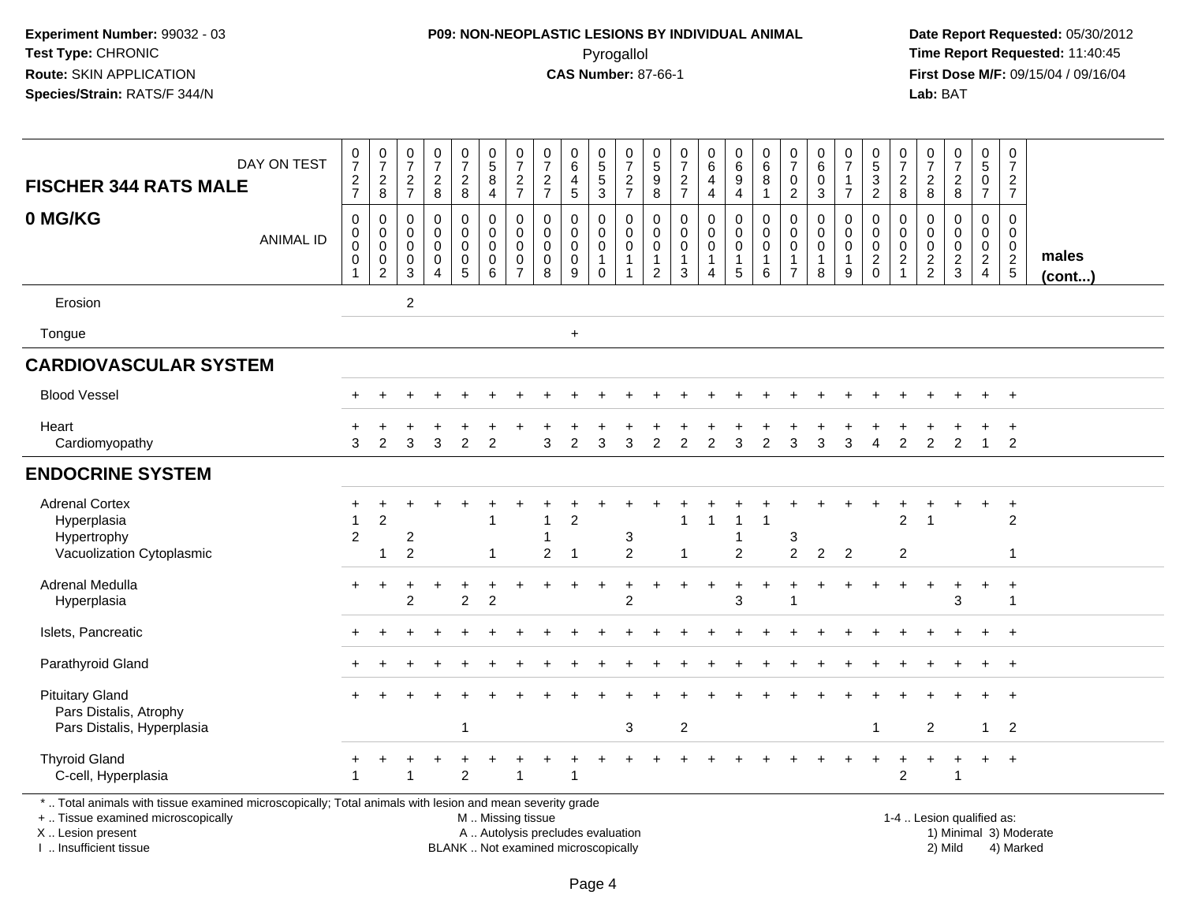**Experiment Number:** 99032 - 03
**Test Type:** CHRONIC
**Route:** SKIN APPLICATION
**Species/Strain:** RATS/F 344/N

**P09: NON-NEOPLASTIC LESIONS BY INDIVIDUAL ANIMAL**
Pyrogallol
**CAS Number:** 87-66-1

**Date Report Requested:** 05/30/2012
**Time Report Requested:** 11:40:45
**First Dose M/F:** 09/15/04 / 09/16/04
**Lab:** BAT

**FISCHER 344 RATS MALE**
**0 MG/KG**

| DAY ON TEST | 0727 | 0728 | 0727 | 0728 | 0728 | 0584 | 0727 | 0727 | 0645 | 0553 | 0727 | 0598 | 0727 | 0644 | 0694 | 0681 | 0702 | 0603 | 0717 | 0532 | 0728 | 0728 | 0728 | 0507 | 0727 | |
|---|---|---|---|---|---|---|---|---|---|---|---|---|---|---|---|---|---|---|---|---|---|---|---|---|---|---|
| ANIMAL ID | 00001 | 00002 | 00003 | 00004 | 00005 | 00006 | 00007 | 00008 | 00009 | 00010 | 00011 | 00012 | 00013 | 00014 | 00015 | 00016 | 00017 | 00018 | 00019 | 00020 | 00021 | 00022 | 00023 | 00024 | 00025 | **males (cont...)** |
| Erosion | | | 2 | | | | | | | | | | | | | | | | | | | | | | | |
| Tongue | | | | | | | | | + | | | | | | | | | | | | | | | | | |
| **CARDIOVASCULAR SYSTEM** | | | | | | | | | | | | | | | | | | | | | | | | | | |
| Blood Vessel | + | + | + | + | + | + | + | + | + | + | + | + | + | + | + | + | + | + | + | + | + | + | + | + | + | |
| Heart | + | + | + | + | + | + | + | + | + | + | + | + | + | + | + | + | + | + | + | + | + | + | + | + | + | |
| Cardiomyopathy | 3 | 2 | 3 | 3 | 2 | 2 | | 3 | 2 | 3 | 3 | 2 | 2 | 2 | 3 | 2 | 3 | 3 | 3 | 4 | 2 | 2 | 2 | 1 | 2 | |
| **ENDOCRINE SYSTEM** | | | | | | | | | | | | | | | | | | | | | | | | | | |
| Adrenal Cortex | + | + | + | + | + | + | + | + | + | + | + | + | + | + | + | + | + | + | + | + | + | + | + | + | + | |
| Hyperplasia | 1 | 2 | | | | 1 | | 1 | 2 | | | | 1 | 1 | 1 | 1 | | | | | 2 | 1 | | | 2 | |
| Hypertrophy | 2 | | 2 | | | | | 1 | | | 3 | | | | 1 | | 3 | | | | | | | | | |
| Vacuolization Cytoplasmic | | 1 | 2 | | | 1 | | 2 | 1 | | 2 | | 1 | | 2 | | 2 | 2 | 2 | | 2 | | | | 1 | |
| Adrenal Medulla | + | + | + | + | + | + | + | + | + | + | + | + | + | + | + | + | + | + | + | + | + | + | + | + | + | |
| Hyperplasia | | | 2 | | 2 | 2 | | | | | 2 | | | | 3 | | 1 | | | | | | 3 | | 1 | |
| Islets, Pancreatic | + | + | + | + | + | + | + | + | + | + | + | + | + | + | + | + | + | + | + | + | + | + | + | + | + | |
| Parathyroid Gland | + | + | + | + | + | + | + | + | + | + | + | + | + | + | + | + | + | + | + | + | + | + | + | + | + | |
| Pituitary Gland | + | + | + | + | + | + | + | + | + | + | + | + | + | + | + | + | + | + | + | + | + | + | + | + | + | |
| Pars Distalis, Atrophy | | | | | | | | | | | | | | | | | | | | | | | | | | |
| Pars Distalis, Hyperplasia | | | | | 1 | | | | | | 3 | | 2 | | | | | | | 1 | | 2 | | 1 | 2 | |
| Thyroid Gland | + | + | + | + | + | + | + | + | + | + | + | + | + | + | + | + | + | + | + | + | + | + | + | + | + | |
| C-cell, Hyperplasia | 1 | | 1 | | 2 | | 1 | | 1 | | | | | | | | | | | | 2 | | 1 | | | |

\* .. Total animals with tissue examined microscopically; Total animals with lesion and mean severity grade
+ .. Tissue examined microscopically
X .. Lesion present
I .. Insufficient tissue

M .. Missing tissue
A .. Autolysis precludes evaluation
BLANK .. Not examined microscopically

1-4 .. Lesion qualified as:
1) Minimal 3) Moderate
2) Mild 4) Marked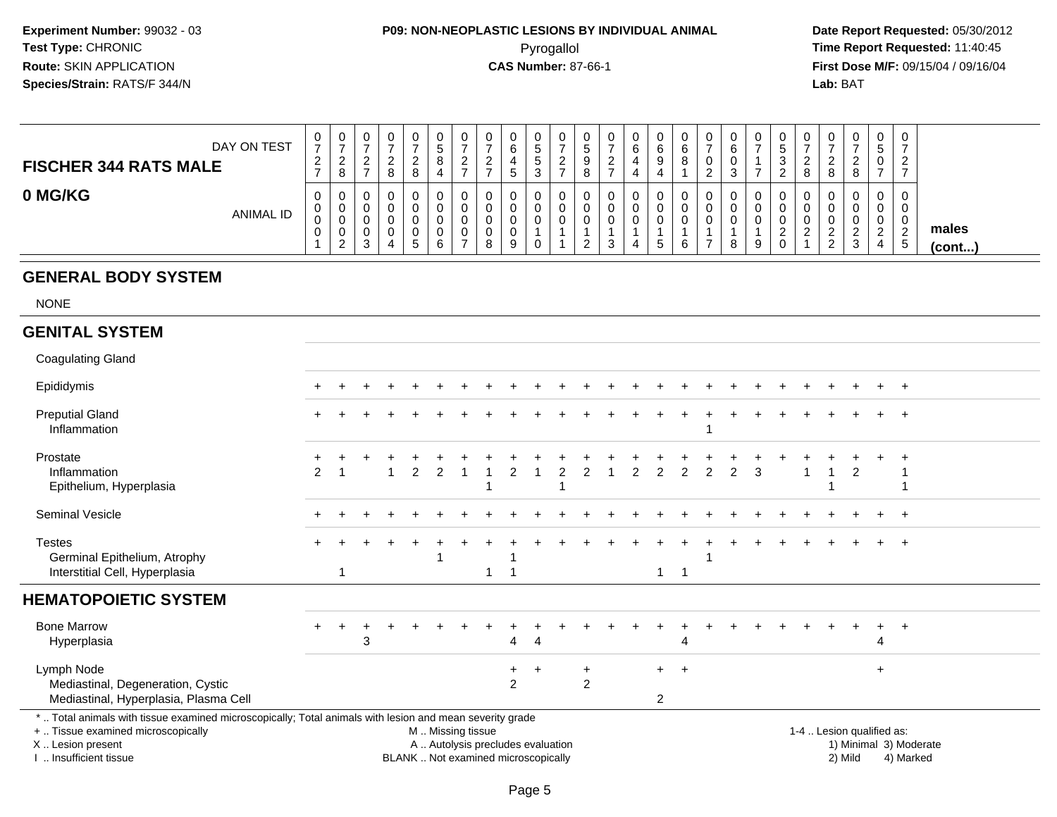**Experiment Number:** 99032 - 03
**Test Type:** CHRONIC
**Route:** SKIN APPLICATION
**Species/Strain:** RATS/F 344/N

**P09: NON-NEOPLASTIC LESIONS BY INDIVIDUAL ANIMAL**
Pyrogallol
**CAS Number:** 87-66-1

**Date Report Requested:** 05/30/2012
**Time Report Requested:** 11:40:45
**First Dose M/F:** 09/15/04 / 09/16/04
**Lab:** BAT

| FISCHER 344 RATS MALE — DAY ON TEST | 0727 | 0728 | 0727 | 0728 | 0728 | 0584 | 0727 | 0727 | 0645 | 0553 | 0727 | 0598 | 0727 | 0644 | 0694 | 0681 | 0702 | 0603 | 0717 | 0532 | 0728 | 0728 | 0728 | 0507 | 0727 | |
|---|---|---|---|---|---|---|---|---|---|---|---|---|---|---|---|---|---|---|---|---|---|---|---|---|---|---|
| **0 MG/KG** — ANIMAL ID | 0001 | 0002 | 0003 | 0004 | 0005 | 0006 | 0007 | 0008 | 0009 | 0010 | 0011 | 0012 | 0013 | 0014 | 0015 | 0016 | 0017 | 0018 | 0019 | 0020 | 0021 | 0022 | 0023 | 0024 | 0025 | **males (cont...)** |
| **GENERAL BODY SYSTEM** | | | | | | | | | | | | | | | | | | | | | | | | | | |
| NONE | | | | | | | | | | | | | | | | | | | | | | | | | | |
| **GENITAL SYSTEM** | | | | | | | | | | | | | | | | | | | | | | | | | | |
| Coagulating Gland | | | | | | | | | | | | | | | | | | | | | | | | | | |
| Epididymis | + | + | + | + | + | + | + | + | + | + | + | + | + | + | + | + | + | + | + | + | + | + | + | + | + | |
| Preputial Gland | + | + | + | + | + | + | + | + | + | + | + | + | + | + | + | + | + | + | + | + | + | + | + | + | + | |
| Inflammation | | | | | | | | | | | | | | | | | 1 | | | | | | | | | |
| Prostate | + | + | + | + | + | + | + | + | + | + | + | + | + | + | + | + | + | + | + | + | + | + | + | + | + | |
| Inflammation | 2 | 1 | | 1 | 2 | 2 | 1 | 1 | 2 | 1 | 2 | 2 | 1 | 2 | 2 | 2 | 2 | 2 | 3 | | 1 | 1 | 2 | | 1 | |
| Epithelium, Hyperplasia | | | | | | | | 1 | | | 1 | | | | | | | | | | | 1 | | | 1 | |
| Seminal Vesicle | + | + | + | + | + | + | + | + | + | + | + | + | + | + | + | + | + | + | + | + | + | + | + | + | + | |
| Testes | + | + | + | + | + | + | + | + | + | + | + | + | + | + | + | + | + | + | + | + | + | + | + | + | + | |
| Germinal Epithelium, Atrophy | | | | | | 1 | | | 1 | | | | | | | | 1 | | | | | | | | | |
| Interstitial Cell, Hyperplasia | | 1 | | | | | | 1 | 1 | | | | | | 1 | 1 | | | | | | | | | | |
| **HEMATOPOIETIC SYSTEM** | | | | | | | | | | | | | | | | | | | | | | | | | | |
| Bone Marrow | + | + | + | + | + | + | + | + | + | + | + | + | + | + | + | + | + | + | + | + | + | + | + | + | + | |
| Hyperplasia | | | 3 | | | | | | 4 | 4 | | | | | | 4 | | | | | | | | 4 | | |
| Lymph Node | | | | | | | | | + | + | | + | | | + | + | | | | | | | | + | | |
| Mediastinal, Degeneration, Cystic | | | | | | | | | 2 | | | 2 | | | | | | | | | | | | | | |
| Mediastinal, Hyperplasia, Plasma Cell | | | | | | | | | | | | | | | 2 | | | | | | | | | | | |

\* .. Total animals with tissue examined microscopically; Total animals with lesion and mean severity grade
+ .. Tissue examined microscopically
X .. Lesion present
I .. Insufficient tissue

M .. Missing tissue
A .. Autolysis precludes evaluation
BLANK .. Not examined microscopically

1-4 .. Lesion qualified as:
1) Minimal 3) Moderate
2) Mild 4) Marked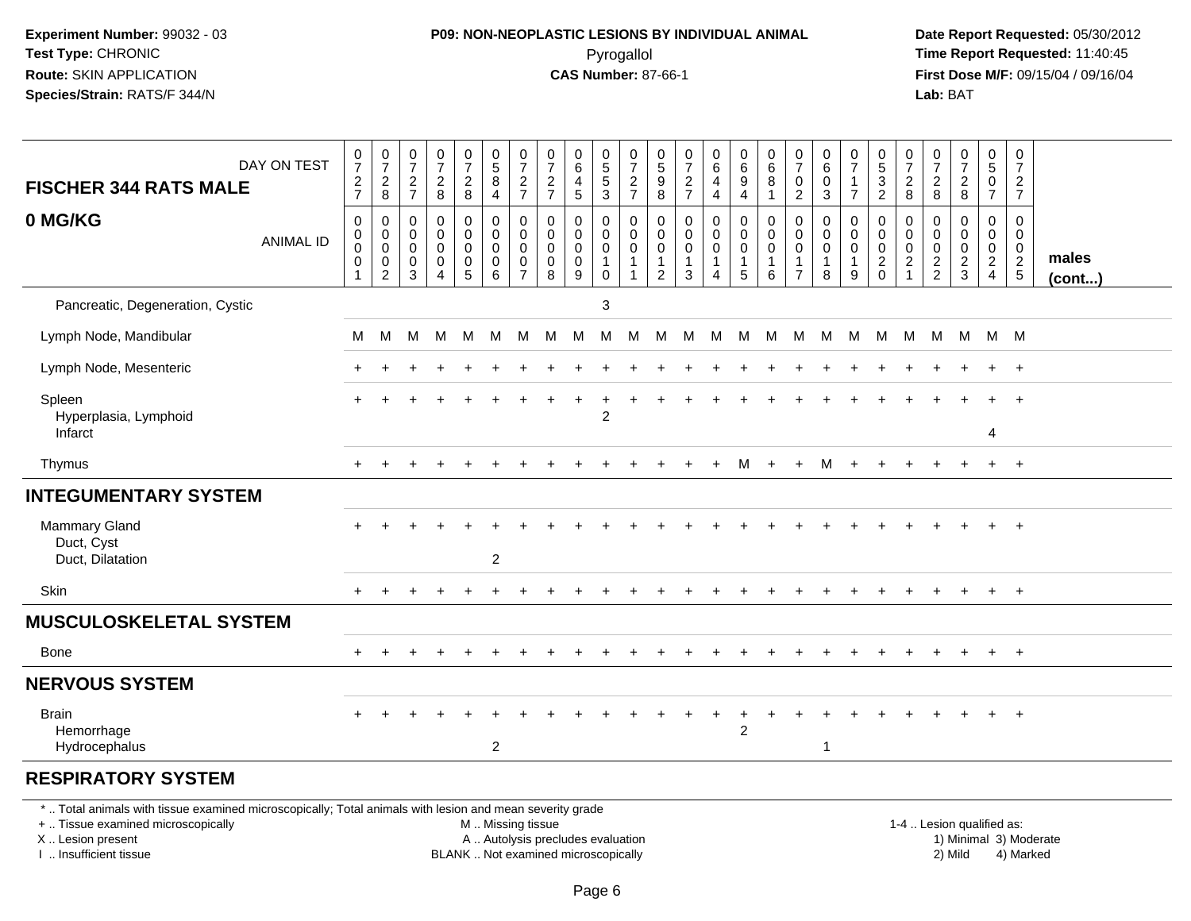**Experiment Number:** 99032 - 03
**Test Type:** CHRONIC
**Route:** SKIN APPLICATION
**Species/Strain:** RATS/F 344/N

**P09: NON-NEOPLASTIC LESIONS BY INDIVIDUAL ANIMAL**
Pyrogallol
**CAS Number:** 87-66-1

**Date Report Requested:** 05/30/2012
**Time Report Requested:** 11:40:45
**First Dose M/F:** 09/15/04 / 09/16/04
**Lab:** BAT

| FISCHER 344 RATS MALE — 0 MG/KG | | | | | | | | | | | | | | | | | | | | | | | | | | |
|---|---|---|---|---|---|---|---|---|---|---|---|---|---|---|---|---|---|---|---|---|---|---|---|---|---|---|
| DAY ON TEST | 0727 | 0728 | 0727 | 0728 | 0728 | 0584 | 0727 | 0727 | 0645 | 0553 | 0727 | 0598 | 0727 | 0644 | 0694 | 0681 | 0702 | 0603 | 0717 | 0532 | 0728 | 0728 | 0728 | 0507 | 0727 | |
| ANIMAL ID | 0001 | 0002 | 0003 | 0004 | 0005 | 0006 | 0007 | 0008 | 0009 | 0010 | 0011 | 0012 | 0013 | 0014 | 0015 | 0016 | 0017 | 0018 | 0019 | 0020 | 0021 | 0022 | 0023 | 0024 | 0025 | males (cont...) |
| Pancreatic, Degeneration, Cystic | | | | | | | | | | 3 | | | | | | | | | | | | | | | | |
| Lymph Node, Mandibular | M | M | M | M | M | M | M | M | M | M | M | M | M | M | M | M | M | M | M | M | M | M | M | M | M | |
| Lymph Node, Mesenteric | + | + | + | + | + | + | + | + | + | + | + | + | + | + | + | + | + | + | + | + | + | + | + | + | + | |
| Spleen | + | + | + | + | + | + | + | + | + | + | + | + | + | + | + | + | + | + | + | + | + | + | + | + | + | |
| Hyperplasia, Lymphoid | | | | | | | | | | 2 | | | | | | | | | | | | | | | | |
| Infarct | | | | | | | | | | | | | | | | | | | | | | | | 4 | | |
| Thymus | + | + | + | + | + | + | + | + | + | + | + | + | + | + | M | + | + | M | + | + | + | + | + | + | + | |
| **INTEGUMENTARY SYSTEM** | | | | | | | | | | | | | | | | | | | | | | | | | | |
| Mammary Gland | + | + | + | + | + | + | + | + | + | + | + | + | + | + | + | + | + | + | + | + | + | + | + | + | + | |
| Duct, Cyst | | | | | | | | | | | | | | | | | | | | | | | | | | |
| Duct, Dilatation | | | | | | 2 | | | | | | | | | | | | | | | | | | | | |
| Skin | + | + | + | + | + | + | + | + | + | + | + | + | + | + | + | + | + | + | + | + | + | + | + | + | + | |
| **MUSCULOSKELETAL SYSTEM** | | | | | | | | | | | | | | | | | | | | | | | | | | |
| Bone | + | + | + | + | + | + | + | + | + | + | + | + | + | + | + | + | + | + | + | + | + | + | + | + | + | |
| **NERVOUS SYSTEM** | | | | | | | | | | | | | | | | | | | | | | | | | | |
| Brain | + | + | + | + | + | + | + | + | + | + | + | + | + | + | + | + | + | + | + | + | + | + | + | + | + | |
| Hemorrhage | | | | | | | | | | | | | | | 2 | | | | | | | | | | | |
| Hydrocephalus | | | | | | 2 | | | | | | | | | | | | 1 | | | | | | | | |
| **RESPIRATORY SYSTEM** | | | | | | | | | | | | | | | | | | | | | | | | | | |

* .. Total animals with tissue examined microscopically; Total animals with lesion and mean severity grade
+ .. Tissue examined microscopically
X .. Lesion present
I .. Insufficient tissue

M .. Missing tissue
A .. Autolysis precludes evaluation
BLANK .. Not examined microscopically

1-4 .. Lesion qualified as:
1) Minimal 3) Moderate
2) Mild 4) Marked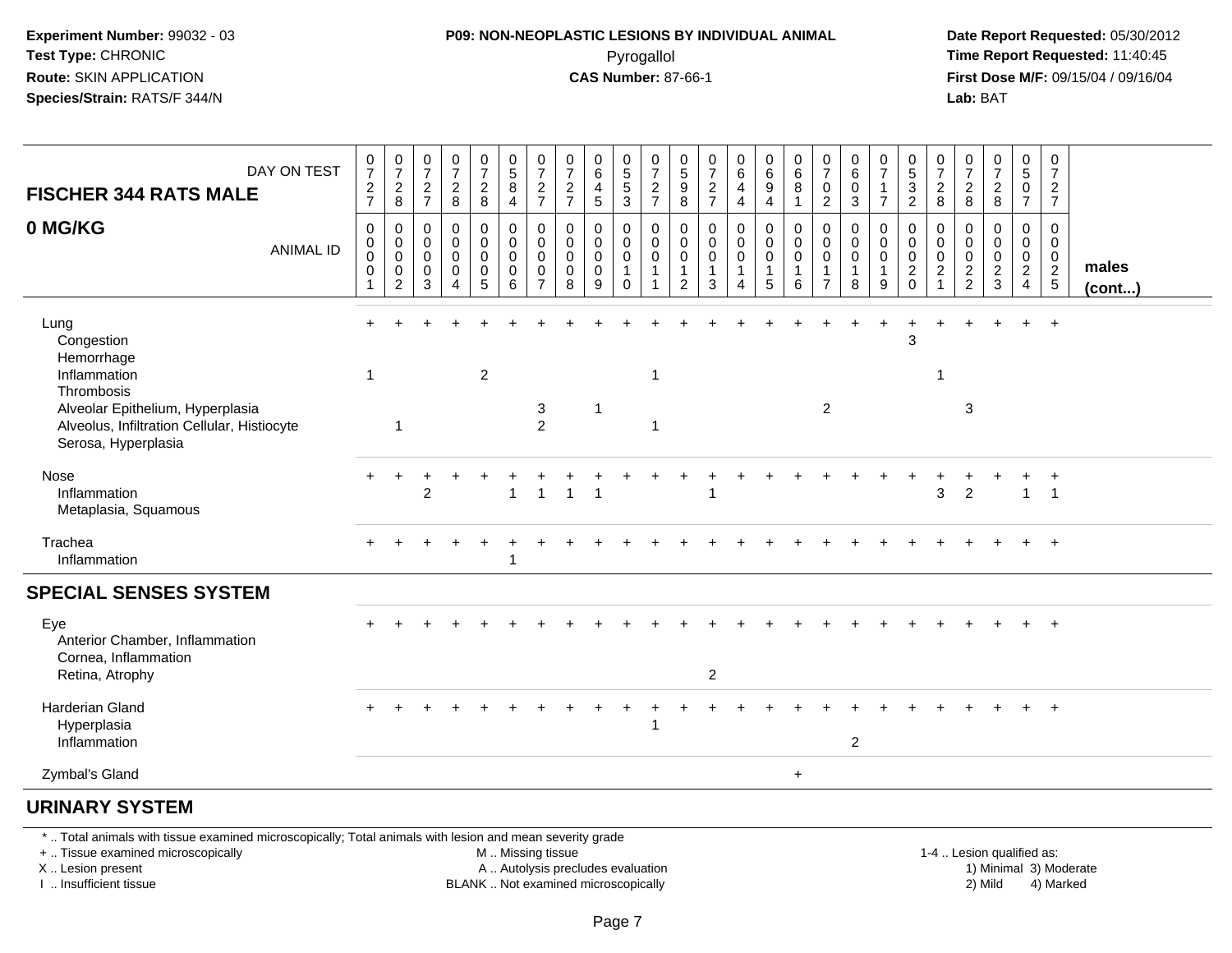**Experiment Number:** 99032 - 03
**Test Type:** CHRONIC
**Route:** SKIN APPLICATION
**Species/Strain:** RATS/F 344/N

**P09: NON-NEOPLASTIC LESIONS BY INDIVIDUAL ANIMAL**
Pyrogallol
**CAS Number:** 87-66-1

**Date Report Requested:** 05/30/2012
**Time Report Requested:** 11:40:45
**First Dose M/F:** 09/15/04 / 09/16/04
**Lab:** BAT

## FISCHER 344 RATS MALE

### 0 MG/KG

| DAY ON TEST | 0727 | 0728 | 0727 | 0728 | 0728 | 0584 | 0727 | 0727 | 0645 | 0553 | 0727 | 0598 | 0727 | 0644 | 0694 | 0681 | 0702 | 0603 | 0717 | 0532 | 0728 | 0728 | 0728 | 0507 | 0727 | |
|---|---|---|---|---|---|---|---|---|---|---|---|---|---|---|---|---|---|---|---|---|---|---|---|---|---|---|
| **ANIMAL ID** | 0001 | 0002 | 0003 | 0004 | 0005 | 0006 | 0007 | 0008 | 0009 | 0010 | 0011 | 0012 | 0013 | 0014 | 0015 | 0016 | 0017 | 0018 | 0019 | 0020 | 0021 | 0022 | 0023 | 0024 | 0025 | **males (cont...)** |
| Lung | + | + | + | + | + | + | + | + | + | + | + | + | + | + | + | + | + | + | + | + | + | + | + | + | + | |
| Congestion | | | | | | | | | | | | | | | | | | | | 3 | | | | | | |
| Hemorrhage | | | | | | | | | | | | | | | | | | | | | | | | | | |
| Inflammation | 1 | | | | 2 | | | | | | 1 | | | | | | | | | | 1 | | | | | |
| Thrombosis | | | | | | | | | | | | | | | | | | | | | | | | | | |
| Alveolar Epithelium, Hyperplasia | | | | | | | 3 | | 1 | | | | | | | | 2 | | | | | 3 | | | | |
| Alveolus, Infiltration Cellular, Histiocyte | | 1 | | | | | 2 | | | | 1 | | | | | | | | | | | | | | | |
| Serosa, Hyperplasia | | | | | | | | | | | | | | | | | | | | | | | | | | |
| Nose | + | + | + | + | + | + | + | + | + | + | + | + | + | + | + | + | + | + | + | + | + | + | + | + | + | |
| Inflammation | | | 2 | | | 1 | 1 | 1 | 1 | | | | 1 | | | | | | | | 3 | 2 | | 1 | 1 | |
| Metaplasia, Squamous | | | | | | | | | | | | | | | | | | | | | | | | | | |
| Trachea | + | + | + | + | + | + | + | + | + | + | + | + | + | + | + | + | + | + | + | + | + | + | + | + | + | |
| Inflammation | | | | | | 1 | | | | | | | | | | | | | | | | | | | | |
| **SPECIAL SENSES SYSTEM** | | | | | | | | | | | | | | | | | | | | | | | | | | |
| Eye | + | + | + | + | + | + | + | + | + | + | + | + | + | + | + | + | + | + | + | + | + | + | + | + | + | |
| Anterior Chamber, Inflammation | | | | | | | | | | | | | | | | | | | | | | | | | | |
| Cornea, Inflammation | | | | | | | | | | | | | | | | | | | | | | | | | | |
| Retina, Atrophy | | | | | | | | | | | | | 2 | | | | | | | | | | | | | |
| Harderian Gland | + | + | + | + | + | + | + | + | + | + | + | + | + | + | + | + | + | + | + | + | + | + | + | + | + | |
| Hyperplasia | | | | | | | | | | | 1 | | | | | | | | | | | | | | | |
| Inflammation | | | | | | | | | | | | | | | | | | 2 | | | | | | | | |
| Zymbal's Gland | | | | | | | | | | | | | | | | + | | | | | | | | | | |
| **URINARY SYSTEM** | | | | | | | | | | | | | | | | | | | | | | | | | | |

\* .. Total animals with tissue examined microscopically; Total animals with lesion and mean severity grade
\+ .. Tissue examined microscopically
X .. Lesion present
I .. Insufficient tissue
M .. Missing tissue
A .. Autolysis precludes evaluation
BLANK .. Not examined microscopically
1-4 .. Lesion qualified as: 1) Minimal 2) Mild 3) Moderate 4) Marked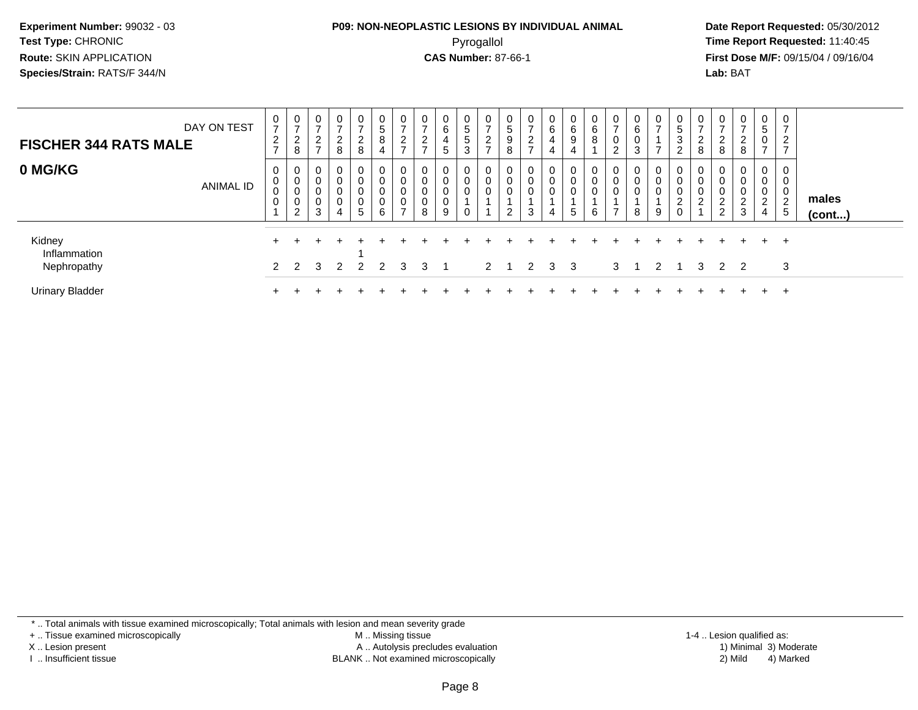**Experiment Number:** 99032 - 03
**Test Type:** CHRONIC
**Route:** SKIN APPLICATION
**Species/Strain:** RATS/F 344/N

**P09: NON-NEOPLASTIC LESIONS BY INDIVIDUAL ANIMAL**
Pyrogallol
**CAS Number:** 87-66-1

**Date Report Requested:** 05/30/2012
**Time Report Requested:** 11:40:45
**First Dose M/F:** 09/15/04 / 09/16/04
**Lab:** BAT

| FISCHER 344 RATS MALE — DAY ON TEST | 0727 | 0728 | 0727 | 0728 | 0728 | 0584 | 0727 | 0727 | 0645 | 0553 | 0727 | 0598 | 0727 | 0644 | 0694 | 0681 | 0702 | 0603 | 0717 | 0532 | 0728 | 0728 | 0728 | 0507 | 0727 | |
|---|---|---|---|---|---|---|---|---|---|---|---|---|---|---|---|---|---|---|---|---|---|---|---|---|---|---|
| **0 MG/KG** — ANIMAL ID | 0001 | 0002 | 0003 | 0004 | 0005 | 0006 | 0007 | 0008 | 0009 | 0010 | 0011 | 0012 | 0013 | 0014 | 0015 | 0016 | 0017 | 0018 | 0019 | 0020 | 0021 | 0022 | 0023 | 0024 | 0025 | **males (cont...)** |
| Kidney | + | + | + | + | + | + | + | + | + | + | + | + | + | + | + | + | + | + | + | + | + | + | + | + | + | |
| Inflammation | | | | | 1 | | | | | | | | | | | | | | | | | | | | | |
| Nephropathy | 2 | 2 | 3 | 2 | 2 | 2 | 3 | 3 | 1 | | 2 | 1 | 2 | 3 | 3 | | 3 | 1 | 2 | 1 | 3 | 2 | 2 | | 3 | |
| Urinary Bladder | + | + | + | + | + | + | + | + | + | + | + | + | + | + | + | + | + | + | + | + | + | + | + | + | + | |

* .. Total animals with tissue examined microscopically; Total animals with lesion and mean severity grade
+ .. Tissue examined microscopically
X .. Lesion present
I .. Insufficient tissue
M .. Missing tissue
A .. Autolysis precludes evaluation
BLANK .. Not examined microscopically
1-4 .. Lesion qualified as:
1) Minimal 3) Moderate
2) Mild 4) Marked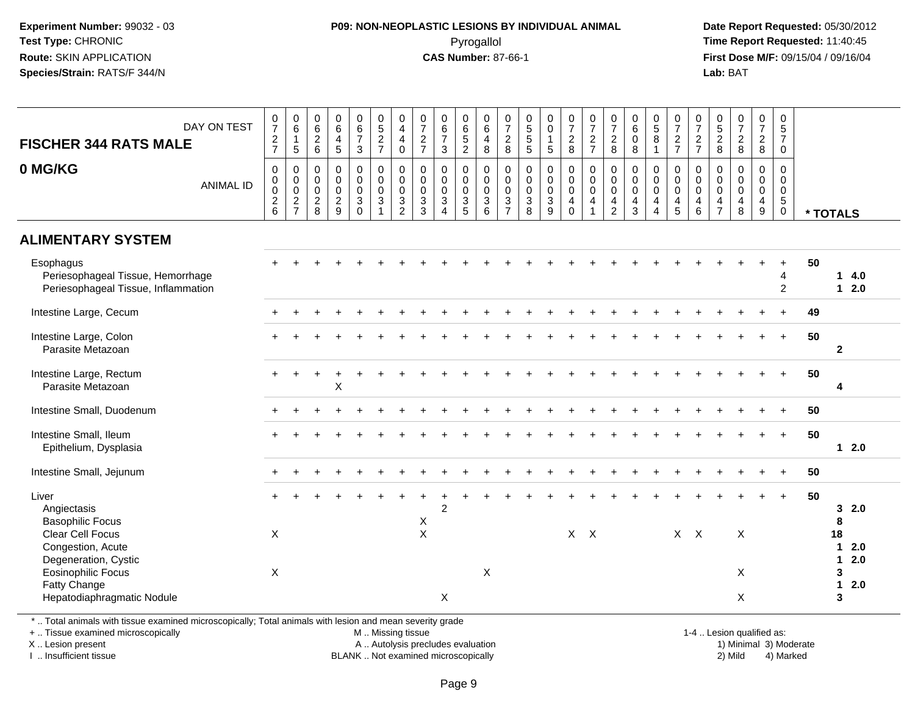**Experiment Number:** 99032 - 03
**Test Type:** CHRONIC
**Route:** SKIN APPLICATION
**Species/Strain:** RATS/F 344/N

**P09: NON-NEOPLASTIC LESIONS BY INDIVIDUAL ANIMAL**
Pyrogallol
**CAS Number:** 87-66-1

**Date Report Requested:** 05/30/2012
**Time Report Requested:** 11:40:45
**First Dose M/F:** 09/15/04 / 09/16/04
**Lab:** BAT

## FISCHER 344 RATS MALE
## 0 MG/KG

| DAY ON TEST | 0727 | 0615 | 0626 | 0645 | 0673 | 0527 | 0440 | 0727 | 0673 | 0652 | 0648 | 0728 | 0555 | 0015 | 0728 | 0727 | 0728 | 0608 | 0581 | 0727 | 0727 | 0528 | 0728 | 0728 | 0570 | |
|---|---|---|---|---|---|---|---|---|---|---|---|---|---|---|---|---|---|---|---|---|---|---|---|---|---|---|
| **ANIMAL ID** | 00026 | 00027 | 00028 | 00029 | 00030 | 00031 | 00032 | 00033 | 00034 | 00035 | 00036 | 00037 | 00038 | 00039 | 00040 | 00041 | 00042 | 00043 | 00044 | 00045 | 00046 | 00047 | 00048 | 00049 | 00050 | *** TOTALS** |
| **ALIMENTARY SYSTEM** | | | | | | | | | | | | | | | | | | | | | | | | | | |
| Esophagus | + | + | + | + | + | + | + | + | + | + | + | + | + | + | + | + | + | + | + | + | + | + | + | + | + | 50 |
| Periesophageal Tissue, Hemorrhage | | | | | | | | | | | | | | | | | | | | | | | | | 4 | 1 4.0 |
| Periesophageal Tissue, Inflammation | | | | | | | | | | | | | | | | | | | | | | | | | 2 | 1 2.0 |
| Intestine Large, Cecum | + | + | + | + | + | + | + | + | + | + | + | + | + | + | + | + | + | + | + | + | + | + | + | + | + | 49 |
| Intestine Large, Colon | + | + | + | + | + | + | + | + | + | + | + | + | + | + | + | + | + | + | + | + | + | + | + | + | + | 50 |
| Parasite Metazoan | | | | | | | | | | | | | | | | | | | | | | | | | | 2 |
| Intestine Large, Rectum | + | + | + | + | + | + | + | + | + | + | + | + | + | + | + | + | + | + | + | + | + | + | + | + | + | 50 |
| Parasite Metazoan | | | | X | | | | | | | | | | | | | | | | | | | | | | 4 |
| Intestine Small, Duodenum | + | + | + | + | + | + | + | + | + | + | + | + | + | + | + | + | + | + | + | + | + | + | + | + | + | 50 |
| Intestine Small, Ileum | + | + | + | + | + | + | + | + | + | + | + | + | + | + | + | + | + | + | + | + | + | + | + | + | + | 50 |
| Epithelium, Dysplasia | | | | | | | | | | | | | | | | | | | | | | | | | | 1 2.0 |
| Intestine Small, Jejunum | + | + | + | + | + | + | + | + | + | + | + | + | + | + | + | + | + | + | + | + | + | + | + | + | + | 50 |
| Liver | + | + | + | + | + | + | + | + | + | + | + | + | + | + | + | + | + | + | + | + | + | + | + | + | + | 50 |
| Angiectasis | | | | | | | | | 2 | | | | | | | | | | | | | | | | | 3 2.0 |
| Basophilic Focus | | | | | | | | X | | | | | | | | | | | | | | | | | | 8 |
| Clear Cell Focus | X | | | | | | | X | | | | | | | X | X | | | | X | X | | X | | | 18 |
| Congestion, Acute | | | | | | | | | | | | | | | | | | | | | | | | | | 1 2.0 |
| Degeneration, Cystic | | | | | | | | | | | | | | | | | | | | | | | | | | 1 2.0 |
| Eosinophilic Focus | X | | | | | | | | | | X | | | | | | | | | | | | X | | | 3 |
| Fatty Change | | | | | | | | | | | | | | | | | | | | | | | | | | 1 2.0 |
| Hepatodiaphragmatic Nodule | | | | | | | | | X | | | | | | | | | | | | | | X | | | 3 |

* .. Total animals with tissue examined microscopically; Total animals with lesion and mean severity grade
+ .. Tissue examined microscopically
X .. Lesion present
I .. Insufficient tissue

M .. Missing tissue
A .. Autolysis precludes evaluation
BLANK .. Not examined microscopically

1-4 .. Lesion qualified as:
1) Minimal 3) Moderate
2) Mild 4) Marked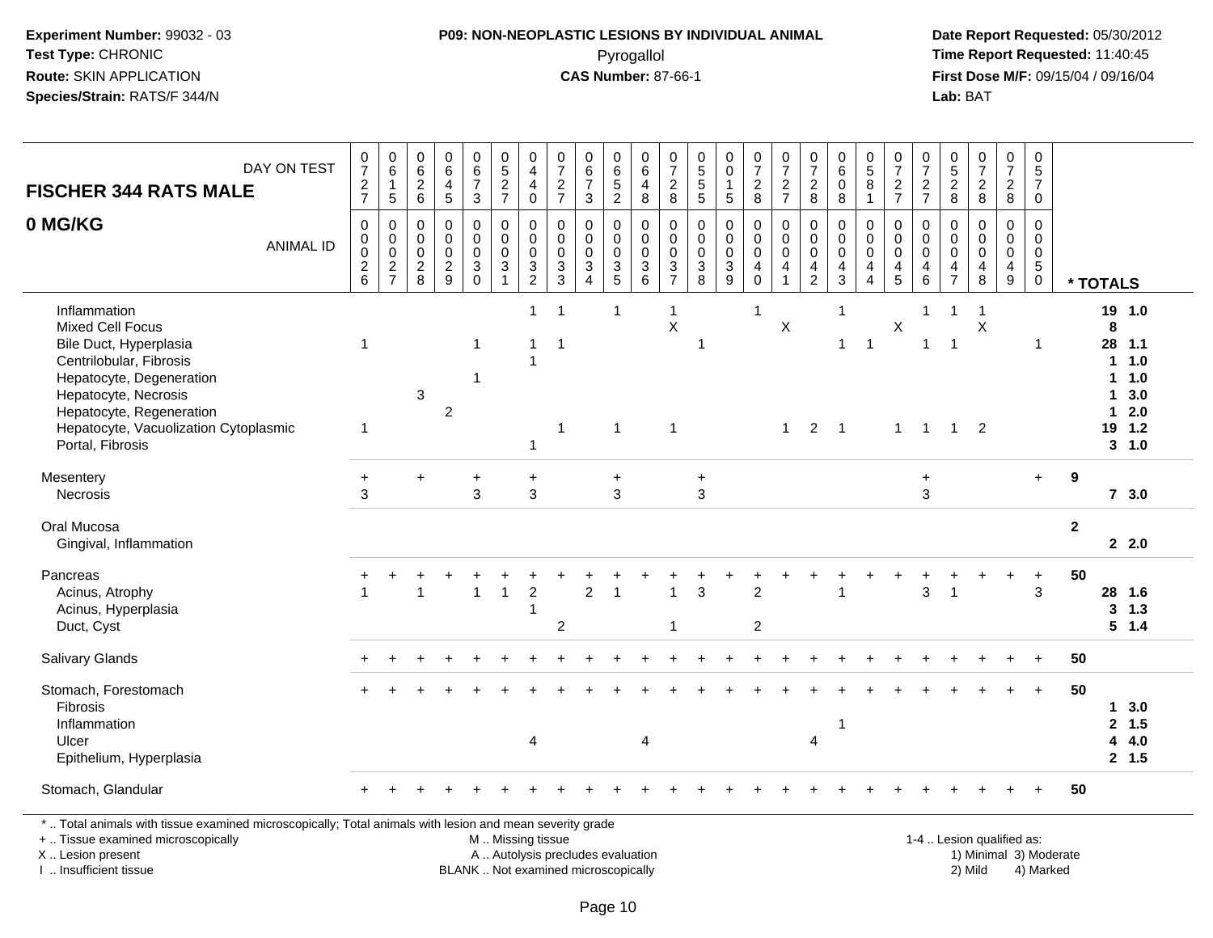**Experiment Number:** 99032 - 03
**Test Type:** CHRONIC
**Route:** SKIN APPLICATION
**Species/Strain:** RATS/F 344/N

**P09: NON-NEOPLASTIC LESIONS BY INDIVIDUAL ANIMAL**
Pyrogallol
**CAS Number:** 87-66-1

**Date Report Requested:** 05/30/2012
**Time Report Requested:** 11:40:45
**First Dose M/F:** 09/15/04 / 09/16/04
**Lab:** BAT

## FISCHER 344 RATS MALE
## 0 MG/KG

| DAY ON TEST | 0727 | 0615 | 0626 | 0645 | 0673 | 0527 | 0440 | 0727 | 0673 | 0652 | 0648 | 0728 | 0555 | 0015 | 0728 | 0727 | 0728 | 0608 | 0581 | 0727 | 0727 | 0528 | 0728 | 0728 | 0570 | |
|---|---|---|---|---|---|---|---|---|---|---|---|---|---|---|---|---|---|---|---|---|---|---|---|---|---|---|
| **ANIMAL ID** | 00026 | 00027 | 00028 | 00029 | 00030 | 00031 | 00032 | 00033 | 00034 | 00035 | 00036 | 00037 | 00038 | 00039 | 00040 | 00041 | 00042 | 00043 | 00044 | 00045 | 00046 | 00047 | 00048 | 00049 | 00050 | *** TOTALS** |
| Inflammation | | | | | | | 1 | 1 | | 1 | | 1 | | | 1 | | | 1 | | | 1 | 1 | 1 | | | 19 1.0 |
| Mixed Cell Focus | | | | | | | | | | | | X | | | | X | | | | X | | | X | | | 8 |
| Bile Duct, Hyperplasia | 1 | | | | 1 | | 1 | 1 | | | | | 1 | | | | | 1 | 1 | | 1 | 1 | | | 1 | 28 1.1 |
| Centrilobular, Fibrosis | | | | | | | 1 | | | | | | | | | | | | | | | | | | | 1 1.0 |
| Hepatocyte, Degeneration | | | | | 1 | | | | | | | | | | | | | | | | | | | | | 1 1.0 |
| Hepatocyte, Necrosis | | | 3 | | | | | | | | | | | | | | | | | | | | | | | 1 3.0 |
| Hepatocyte, Regeneration | | | | 2 | | | | | | | | | | | | | | | | | | | | | | 1 2.0 |
| Hepatocyte, Vacuolization Cytoplasmic | 1 | | | | | | | 1 | | 1 | | 1 | | | | 1 | 2 | 1 | | 1 | 1 | 1 | 2 | | | 19 1.2 |
| Portal, Fibrosis | | | | | | | 1 | | | | | | | | | | | | | | | | | | | 3 1.0 |
| Mesentery | + | | + | | + | | + | | | + | | | + | | | | | | | | + | | | | + | 9 |
| Necrosis | 3 | | | | 3 | | 3 | | | 3 | | | 3 | | | | | | | | 3 | | | | | 7 3.0 |
| Oral Mucosa | | | | | | | | | | | | | | | | | | | | | | | | | | 2 |
| Gingival, Inflammation | | | | | | | | | | | | | | | | | | | | | | | | | | 2 2.0 |
| Pancreas | + | + | + | + | + | + | + | + | + | + | + | + | + | + | + | + | + | + | + | + | + | + | + | + | + | 50 |
| Acinus, Atrophy | 1 | | 1 | | 1 | 1 | 2 | | 2 | 1 | | 1 | 3 | | 2 | | | 1 | | | 3 | 1 | | | 3 | 28 1.6 |
| Acinus, Hyperplasia | | | | | | | 1 | | | | | | | | | | | | | | | | | | | 3 1.3 |
| Duct, Cyst | | | | | | | | 2 | | | | 1 | | | 2 | | | | | | | | | | | 5 1.4 |
| Salivary Glands | + | + | + | + | + | + | + | + | + | + | + | + | + | + | + | + | + | + | + | + | + | + | + | + | + | 50 |
| Stomach, Forestomach | + | + | + | + | + | + | + | + | + | + | + | + | + | + | + | + | + | + | + | + | + | + | + | + | + | 50 |
| Fibrosis | | | | | | | | | | | | | | | | | | | | | | | | | | 1 3.0 |
| Inflammation | | | | | | | | | | | | | | | | | | 1 | | | | | | | | 2 1.5 |
| Ulcer | | | | | | | 4 | | | | 4 | | | | | | 4 | | | | | | | | | 4 4.0 |
| Epithelium, Hyperplasia | | | | | | | | | | | | | | | | | | | | | | | | | | 2 1.5 |
| Stomach, Glandular | + | + | + | + | + | + | + | + | + | + | + | + | + | + | + | + | + | + | + | + | + | + | + | + | + | 50 |

* .. Total animals with tissue examined microscopically; Total animals with lesion and mean severity grade
+ .. Tissue examined microscopically
X .. Lesion present
I .. Insufficient tissue

M .. Missing tissue
A .. Autolysis precludes evaluation
BLANK .. Not examined microscopically

1-4 .. Lesion qualified as:
1) Minimal 3) Moderate
2) Mild 4) Marked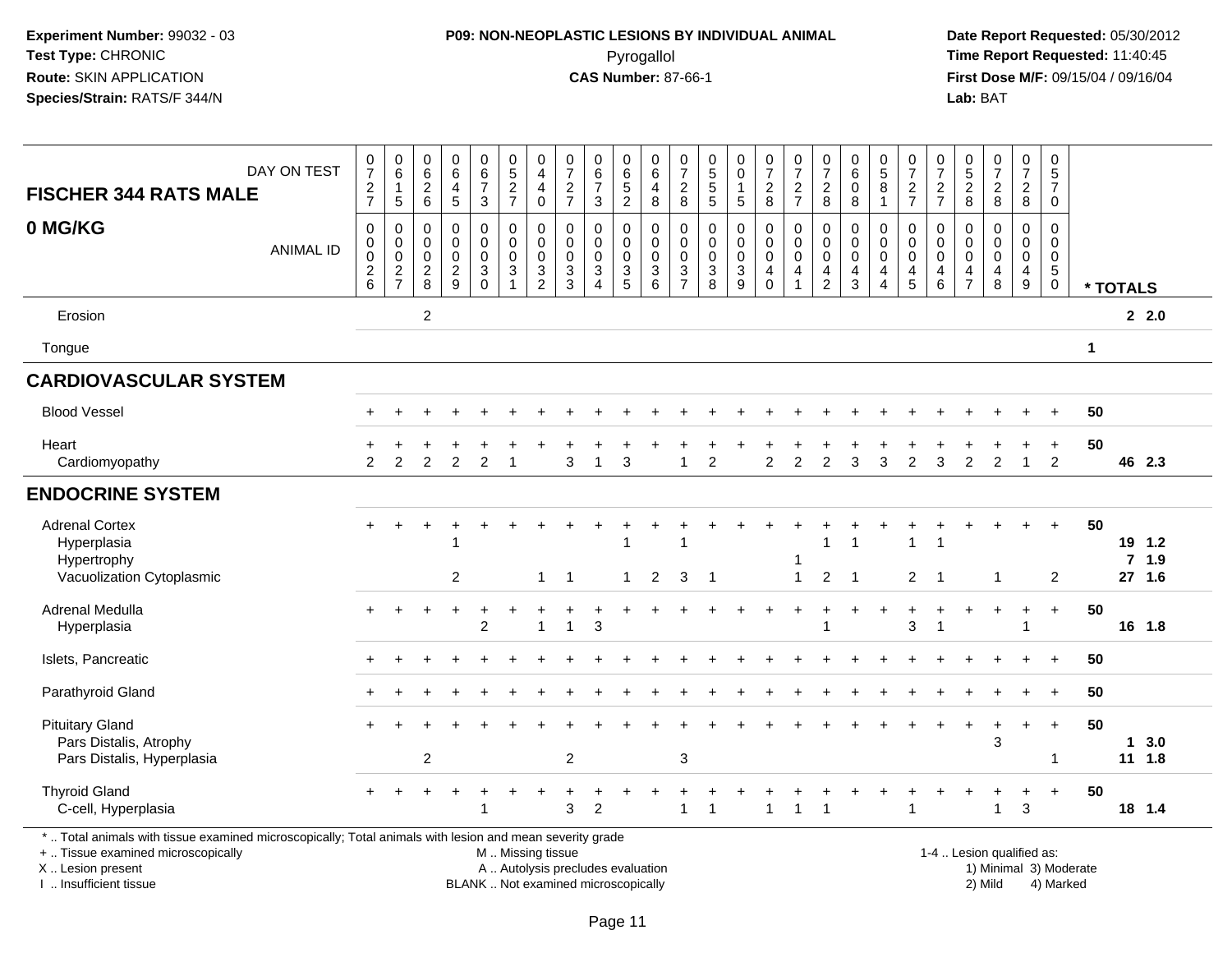**Experiment Number:** 99032 - 03
**Test Type:** CHRONIC
**Route:** SKIN APPLICATION
**Species/Strain:** RATS/F 344/N

**P09: NON-NEOPLASTIC LESIONS BY INDIVIDUAL ANIMAL**
Pyrogallol
**CAS Number:** 87-66-1

**Date Report Requested:** 05/30/2012
**Time Report Requested:** 11:40:45
**First Dose M/F:** 09/15/04 / 09/16/04
**Lab:** BAT

| FISCHER 344 RATS MALE — DAY ON TEST | 0727 | 0615 | 0626 | 0645 | 0673 | 0527 | 0440 | 0727 | 0673 | 0652 | 0648 | 0728 | 0555 | 0015 | 0728 | 0727 | 0728 | 0608 | 0581 | 0727 | 0727 | 0528 | 0728 | 0728 | 0570 | |
|---|---|---|---|---|---|---|---|---|---|---|---|---|---|---|---|---|---|---|---|---|---|---|---|---|---|---|
| **0 MG/KG** — ANIMAL ID | 0026 | 0027 | 0028 | 0029 | 0030 | 0031 | 0032 | 0033 | 0034 | 0035 | 0036 | 0037 | 0038 | 0039 | 0040 | 0041 | 0042 | 0043 | 0044 | 0045 | 0046 | 0047 | 0048 | 0049 | 0050 | * TOTALS |
| Erosion | | | 2 | | | | | | | | | | | | | | | | | | | | | | | 2 2.0 |
| Tongue | | | | | | | | | | | | | | | | | | | | | | | | | | 1 |
| **CARDIOVASCULAR SYSTEM** | | | | | | | | | | | | | | | | | | | | | | | | | | |
| Blood Vessel | + | + | + | + | + | + | + | + | + | + | + | + | + | + | + | + | + | + | + | + | + | + | + | + | + | 50 |
| Heart | + | + | + | + | + | + | + | + | + | + | + | + | + | + | + | + | + | + | + | + | + | + | + | + | + | 50 |
| Cardiomyopathy | 2 | 2 | 2 | 2 | 2 | 1 | | 3 | 1 | 3 | | 1 | 2 | | 2 | 2 | 2 | 3 | 3 | 2 | 3 | 2 | 2 | 1 | 2 | 46 2.3 |
| **ENDOCRINE SYSTEM** | | | | | | | | | | | | | | | | | | | | | | | | | | |
| Adrenal Cortex | + | + | + | + | + | + | + | + | + | + | + | + | + | + | + | + | + | + | + | + | + | + | + | + | + | 50 |
| Hyperplasia | | | | 1 | | | | | | 1 | | 1 | | | | | 1 | 1 | | 1 | 1 | | | | | 19 1.2 |
| Hypertrophy | | | | | | | | | | | | | | | | 1 | | | | | | | | | | 7 1.9 |
| Vacuolization Cytoplasmic | | | | 2 | | | 1 | 1 | | 1 | 2 | 3 | 1 | | | 1 | 2 | 1 | | 2 | 1 | | 1 | | 2 | 27 1.6 |
| Adrenal Medulla | + | + | + | + | + | + | + | + | + | + | + | + | + | + | + | + | + | + | + | + | + | + | + | + | + | 50 |
| Hyperplasia | | | | | 2 | | 1 | 1 | 3 | | | | | | | | 1 | | | 3 | 1 | | | 1 | | 16 1.8 |
| Islets, Pancreatic | + | + | + | + | + | + | + | + | + | + | + | + | + | + | + | + | + | + | + | + | + | + | + | + | + | 50 |
| Parathyroid Gland | + | + | + | + | + | + | + | + | + | + | + | + | + | + | + | + | + | + | + | + | + | + | + | + | + | 50 |
| Pituitary Gland | + | + | + | + | + | + | + | + | + | + | + | + | + | + | + | + | + | + | + | + | + | + | + | + | + | 50 |
| Pars Distalis, Atrophy | | | | | | | | | | | | | | | | | | | | | | | 3 | | | 1 3.0 |
| Pars Distalis, Hyperplasia | | | 2 | | | | | 2 | | | | 3 | | | | | | | | | | | | | 1 | 11 1.8 |
| Thyroid Gland | + | + | + | + | + | + | + | + | + | + | + | + | + | + | + | + | + | + | + | + | + | + | + | + | + | 50 |
| C-cell, Hyperplasia | | | | | 1 | | | 3 | 2 | | | 1 | 1 | | 1 | 1 | 1 | | | 1 | | | 1 | 3 | | 18 1.4 |

* .. Total animals with tissue examined microscopically; Total animals with lesion and mean severity grade
+ .. Tissue examined microscopically
X .. Lesion present
I .. Insufficient tissue

M .. Missing tissue
A .. Autolysis precludes evaluation
BLANK .. Not examined microscopically

1-4 .. Lesion qualified as:
1) Minimal 3) Moderate
2) Mild 4) Marked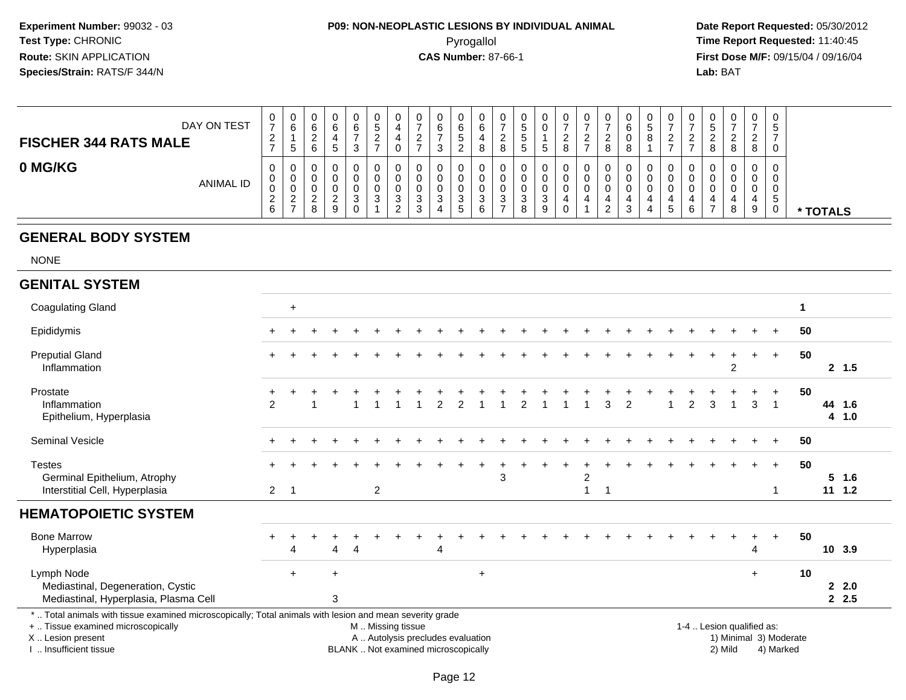**Experiment Number:** 99032 - 03
**Test Type:** CHRONIC
**Route:** SKIN APPLICATION
**Species/Strain:** RATS/F 344/N

**P09: NON-NEOPLASTIC LESIONS BY INDIVIDUAL ANIMAL**
Pyrogallol
**CAS Number:** 87-66-1

**Date Report Requested:** 05/30/2012
**Time Report Requested:** 11:40:45
**First Dose M/F:** 09/15/04 / 09/16/04
**Lab:** BAT

## FISCHER 344 RATS MALE — 0 MG/KG

| DAY ON TEST | 0727 | 0615 | 0626 | 0645 | 0673 | 0527 | 0440 | 0727 | 0673 | 0652 | 0648 | 0728 | 0555 | 0015 | 0728 | 0727 | 0728 | 0608 | 0581 | 0727 | 0727 | 0528 | 0728 | 0728 | 0570 | |
|---|---|---|---|---|---|---|---|---|---|---|---|---|---|---|---|---|---|---|---|---|---|---|---|---|---|---|
| **ANIMAL ID** | 0026 | 0027 | 0028 | 0029 | 0030 | 0031 | 0032 | 0033 | 0034 | 0035 | 0036 | 0037 | 0038 | 0039 | 0040 | 0041 | 0042 | 0043 | 0044 | 0045 | 0046 | 0047 | 0048 | 0049 | 0050 | *** TOTALS** |
| **GENERAL BODY SYSTEM** | | | | | | | | | | | | | | | | | | | | | | | | | | |
| NONE | | | | | | | | | | | | | | | | | | | | | | | | | | |
| **GENITAL SYSTEM** | | | | | | | | | | | | | | | | | | | | | | | | | | |
| Coagulating Gland | | + | | | | | | | | | | | | | | | | | | | | | | | | 1 |
| Epididymis | + | + | + | + | + | + | + | + | + | + | + | + | + | + | + | + | + | + | + | + | + | + | + | + | + | 50 |
| Preputial Gland | + | + | + | + | + | + | + | + | + | + | + | + | + | + | + | + | + | + | + | + | + | + | + | + | + | 50 |
| Inflammation | | | | | | | | | | | | | | | | | | | | | | | 2 | | | 2 1.5 |
| Prostate | + | + | + | + | + | + | + | + | + | + | + | + | + | + | + | + | + | + | + | + | + | + | + | + | + | 50 |
| Inflammation | 2 | | 1 | | 1 | 1 | 1 | 1 | 2 | 2 | 1 | 1 | 2 | 1 | 1 | 1 | 3 | 2 | | 1 | 2 | 3 | 1 | 3 | 1 | 44 1.6 |
| Epithelium, Hyperplasia | | | | | | | | | | | | | | | | | | | | | | | | | | 4 1.0 |
| Seminal Vesicle | + | + | + | + | + | + | + | + | + | + | + | + | + | + | + | + | + | + | + | + | + | + | + | + | + | 50 |
| Testes | + | + | + | + | + | + | + | + | + | + | + | + | + | + | + | + | + | + | + | + | + | + | + | + | + | 50 |
| Germinal Epithelium, Atrophy | | | | | | | | | | | | 3 | | | | 2 | | | | | | | | | | 5 1.6 |
| Interstitial Cell, Hyperplasia | 2 | 1 | | | | 2 | | | | | | | | | | 1 | 1 | | | | | | | | 1 | 11 1.2 |
| **HEMATOPOIETIC SYSTEM** | | | | | | | | | | | | | | | | | | | | | | | | | | |
| Bone Marrow | + | + | + | + | + | + | + | + | + | + | + | + | + | + | + | + | + | + | + | + | + | + | + | + | + | 50 |
| Hyperplasia | | 4 | | 4 | 4 | | | | 4 | | | | | | | | | | | | | | | 4 | | 10 3.9 |
| Lymph Node | | + | | + | | | | | | | + | | | | | | | | | | | | | + | | 10 |
| Mediastinal, Degeneration, Cystic | | | | | | | | | | | | | | | | | | | | | | | | | | 2 2.0 |
| Mediastinal, Hyperplasia, Plasma Cell | | | | 3 | | | | | | | | | | | | | | | | | | | | | | 2 2.5 |

\* .. Total animals with tissue examined microscopically; Total animals with lesion and mean severity grade
\+ .. Tissue examined microscopically
X .. Lesion present
I .. Insufficient tissue
M .. Missing tissue
A .. Autolysis precludes evaluation
BLANK .. Not examined microscopically
1-4 .. Lesion qualified as: 1) Minimal 2) Mild 3) Moderate 4) Marked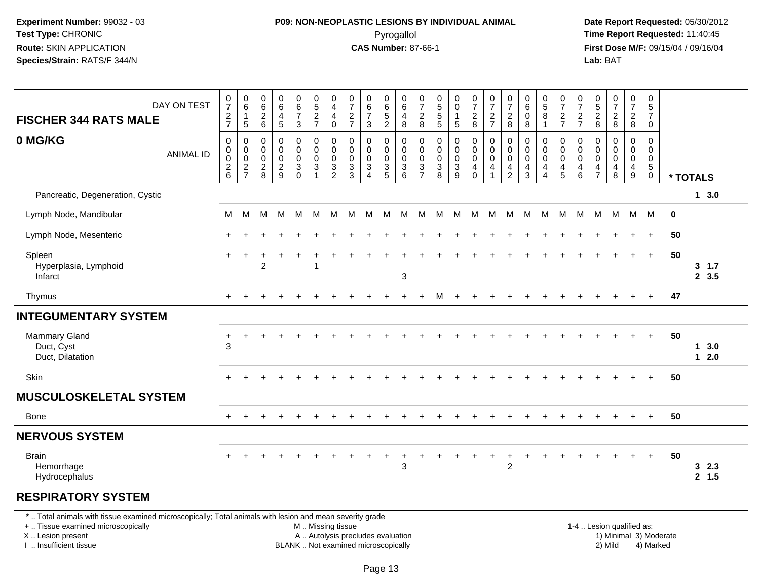**Experiment Number:** 99032 - 03
**Test Type:** CHRONIC
**Route:** SKIN APPLICATION
**Species/Strain:** RATS/F 344/N

**P09: NON-NEOPLASTIC LESIONS BY INDIVIDUAL ANIMAL**
Pyrogallol
**CAS Number:** 87-66-1

**Date Report Requested:** 05/30/2012
**Time Report Requested:** 11:40:45
**First Dose M/F:** 09/15/04 / 09/16/04
**Lab:** BAT

**FISCHER 344 RATS MALE**
**0 MG/KG**

| DAY ON TEST | 0727 | 0615 | 0626 | 0645 | 0673 | 0527 | 0440 | 0727 | 0673 | 0652 | 0648 | 0728 | 0555 | 0015 | 0728 | 0727 | 0728 | 0608 | 0581 | 0727 | 0727 | 0528 | 0728 | 0728 | 0570 | |
|---|---|---|---|---|---|---|---|---|---|---|---|---|---|---|---|---|---|---|---|---|---|---|---|---|---|---|
| ANIMAL ID | 00026 | 00027 | 00028 | 00029 | 00030 | 00031 | 00032 | 00033 | 00034 | 00035 | 00036 | 00037 | 00038 | 00039 | 00040 | 00041 | 00042 | 00043 | 00044 | 00045 | 00046 | 00047 | 00048 | 00049 | 00050 | * TOTALS |
| Pancreatic, Degeneration, Cystic | | | | | | | | | | | | | | | | | | | | | | | | | | 1 3.0 |
| Lymph Node, Mandibular | M | M | M | M | M | M | M | M | M | M | M | M | M | M | M | M | M | M | M | M | M | M | M | M | M | 0 |
| Lymph Node, Mesenteric | + | + | + | + | + | + | + | + | + | + | + | + | + | + | + | + | + | + | + | + | + | + | + | + | + | 50 |
| Spleen | + | + | + | + | + | + | + | + | + | + | + | + | + | + | + | + | + | + | + | + | + | + | + | + | + | 50 |
| Hyperplasia, Lymphoid | | | 2 | | | 1 | | | | | | | | | | | | | | | | | | | | 3 1.7 |
| Infarct | | | | | | | | | | | 3 | | | | | | | | | | | | | | | 2 3.5 |
| Thymus | + | + | + | + | + | + | + | + | + | + | + | + | M | + | + | + | + | + | + | + | + | + | + | + | + | 47 |
| **INTEGUMENTARY SYSTEM** | | | | | | | | | | | | | | | | | | | | | | | | | | |
| Mammary Gland | + | + | + | + | + | + | + | + | + | + | + | + | + | + | + | + | + | + | + | + | + | + | + | + | + | 50 |
| Duct, Cyst | 3 | | | | | | | | | | | | | | | | | | | | | | | | | 1 3.0 |
| Duct, Dilatation | | | | | | | | | | | | | | | | | | | | | | | | | | 1 2.0 |
| Skin | + | + | + | + | + | + | + | + | + | + | + | + | + | + | + | + | + | + | + | + | + | + | + | + | + | 50 |
| **MUSCULOSKELETAL SYSTEM** | | | | | | | | | | | | | | | | | | | | | | | | | | |
| Bone | + | + | + | + | + | + | + | + | + | + | + | + | + | + | + | + | + | + | + | + | + | + | + | + | + | 50 |
| **NERVOUS SYSTEM** | | | | | | | | | | | | | | | | | | | | | | | | | | |
| Brain | + | + | + | + | + | + | + | + | + | + | + | + | + | + | + | + | + | + | + | + | + | + | + | + | + | 50 |
| Hemorrhage | | | | | | | | | | | 3 | | | | | | 2 | | | | | | | | | 3 2.3 |
| Hydrocephalus | | | | | | | | | | | | | | | | | | | | | | | | | | 2 1.5 |
| **RESPIRATORY SYSTEM** | | | | | | | | | | | | | | | | | | | | | | | | | | |

* .. Total animals with tissue examined microscopically; Total animals with lesion and mean severity grade
+ .. Tissue examined microscopically
X .. Lesion present
I .. Insufficient tissue
M .. Missing tissue
A .. Autolysis precludes evaluation
BLANK .. Not examined microscopically
1-4 .. Lesion qualified as: 1) Minimal 2) Mild 3) Moderate 4) Marked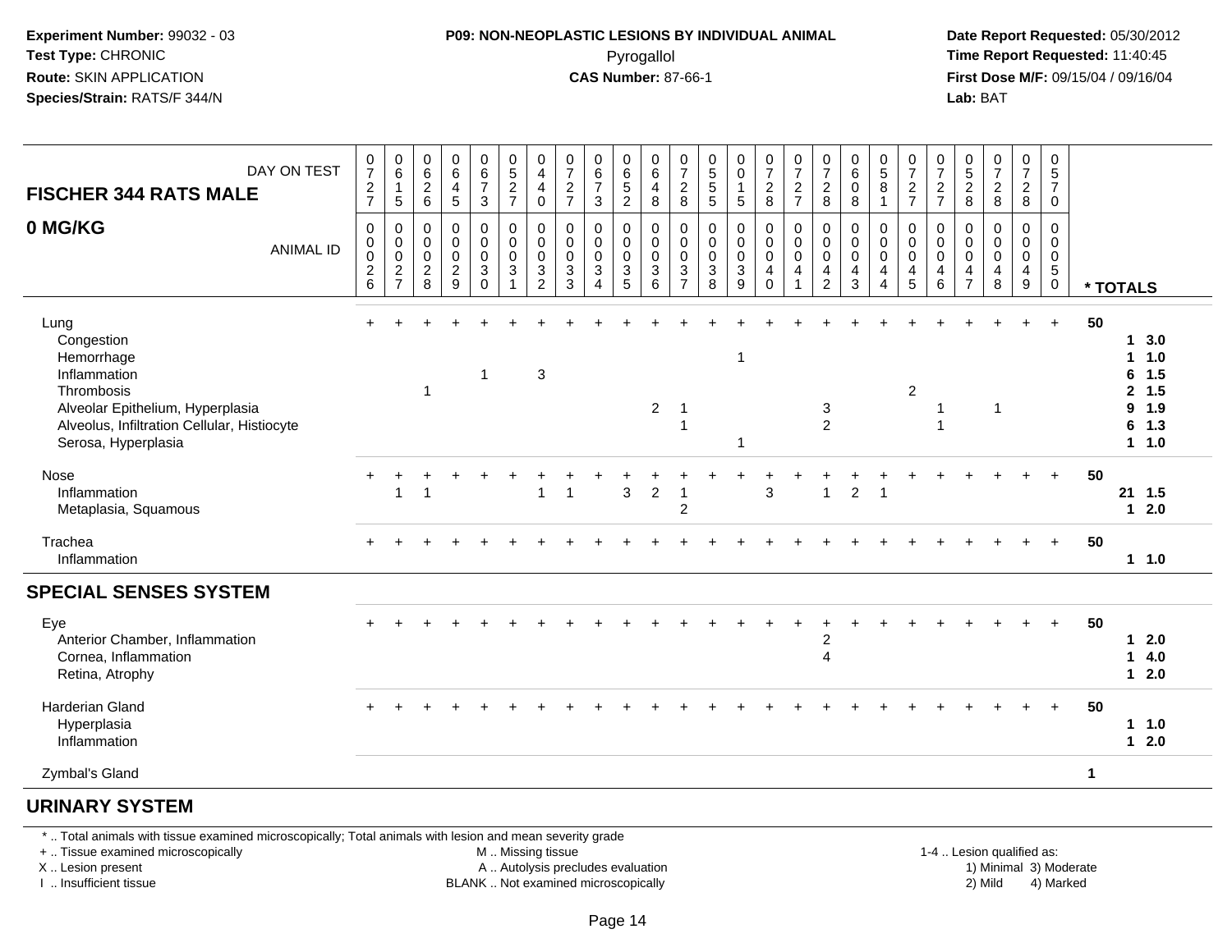**Experiment Number:** 99032 - 03
**Test Type:** CHRONIC
**Route:** SKIN APPLICATION
**Species/Strain:** RATS/F 344/N

**P09: NON-NEOPLASTIC LESIONS BY INDIVIDUAL ANIMAL**
Pyrogallol
**CAS Number:** 87-66-1

**Date Report Requested:** 05/30/2012
**Time Report Requested:** 11:40:45
**First Dose M/F:** 09/15/04 / 09/16/04
**Lab:** BAT

## FISCHER 344 RATS MALE
## 0 MG/KG

| DAY ON TEST | 0727 | 0615 | 0626 | 0645 | 0673 | 0527 | 0440 | 0727 | 0673 | 0652 | 0648 | 0728 | 0555 | 0015 | 0728 | 0727 | 0728 | 0608 | 0581 | 0727 | 0727 | 0528 | 0728 | 0728 | 0570 | |
|---|---|---|---|---|---|---|---|---|---|---|---|---|---|---|---|---|---|---|---|---|---|---|---|---|---|---|
| ANIMAL ID | 00026 | 00027 | 00028 | 00029 | 00030 | 00031 | 00032 | 00033 | 00034 | 00035 | 00036 | 00037 | 00038 | 00039 | 00040 | 00041 | 00042 | 00043 | 00044 | 00045 | 00046 | 00047 | 00048 | 00049 | 00050 | * TOTALS |
| Lung | + | + | + | + | + | + | + | + | + | + | + | + | + | + | + | + | + | + | + | + | + | + | + | + | + | 50 |
| Congestion | | | | | | | | | | | | | | | | | | | | | | | | | | 1 3.0 |
| Hemorrhage | | | | | | | | | | | | | | 1 | | | | | | | | | | | | 1 1.0 |
| Inflammation | | | | | 1 | | 3 | | | | | | | | | | | | | | | | | | | 6 1.5 |
| Thrombosis | | | 1 | | | | | | | | | | | | | | | | | 2 | | | | | | 2 1.5 |
| Alveolar Epithelium, Hyperplasia | | | | | | | | | | | 2 | 1 | | | | | 3 | | | | 1 | | 1 | | | 9 1.9 |
| Alveolus, Infiltration Cellular, Histiocyte | | | | | | | | | | | | 1 | | | | | 2 | | | | 1 | | | | | 6 1.3 |
| Serosa, Hyperplasia | | | | | | | | | | | | | | 1 | | | | | | | | | | | | 1 1.0 |
| Nose | + | + | + | + | + | + | + | + | + | + | + | + | + | + | + | + | + | + | + | + | + | + | + | + | + | 50 |
| Inflammation | | 1 | 1 | | | | 1 | 1 | | 3 | 2 | 1 | | | 3 | | 1 | 2 | 1 | | | | | | | 21 1.5 |
| Metaplasia, Squamous | | | | | | | | | | | | 2 | | | | | | | | | | | | | | 1 2.0 |
| Trachea | + | + | + | + | + | + | + | + | + | + | + | + | + | + | + | + | + | + | + | + | + | + | + | + | + | 50 |
| Inflammation | | | | | | | | | | | | | | | | | | | | | | | | | | 1 1.0 |
| **SPECIAL SENSES SYSTEM** | | | | | | | | | | | | | | | | | | | | | | | | | | |
| Eye | + | + | + | + | + | + | + | + | + | + | + | + | + | + | + | + | + | + | + | + | + | + | + | + | + | 50 |
| Anterior Chamber, Inflammation | | | | | | | | | | | | | | | | | 2 | | | | | | | | | 1 2.0 |
| Cornea, Inflammation | | | | | | | | | | | | | | | | | 4 | | | | | | | | | 1 4.0 |
| Retina, Atrophy | | | | | | | | | | | | | | | | | | | | | | | | | | 1 2.0 |
| Harderian Gland | + | + | + | + | + | + | + | + | + | + | + | + | + | + | + | + | + | + | + | + | + | + | + | + | + | 50 |
| Hyperplasia | | | | | | | | | | | | | | | | | | | | | | | | | | 1 1.0 |
| Inflammation | | | | | | | | | | | | | | | | | | | | | | | | | | 1 2.0 |
| Zymbal's Gland | | | | | | | | | | | | | | | | | | | | | | | | | | 1 |

## URINARY SYSTEM

\* .. Total animals with tissue examined microscopically; Total animals with lesion and mean severity grade
\+ .. Tissue examined microscopically
X .. Lesion present
I .. Insufficient tissue
M .. Missing tissue
A .. Autolysis precludes evaluation
BLANK .. Not examined microscopically
1-4 .. Lesion qualified as: 1) Minimal 2) Mild 3) Moderate 4) Marked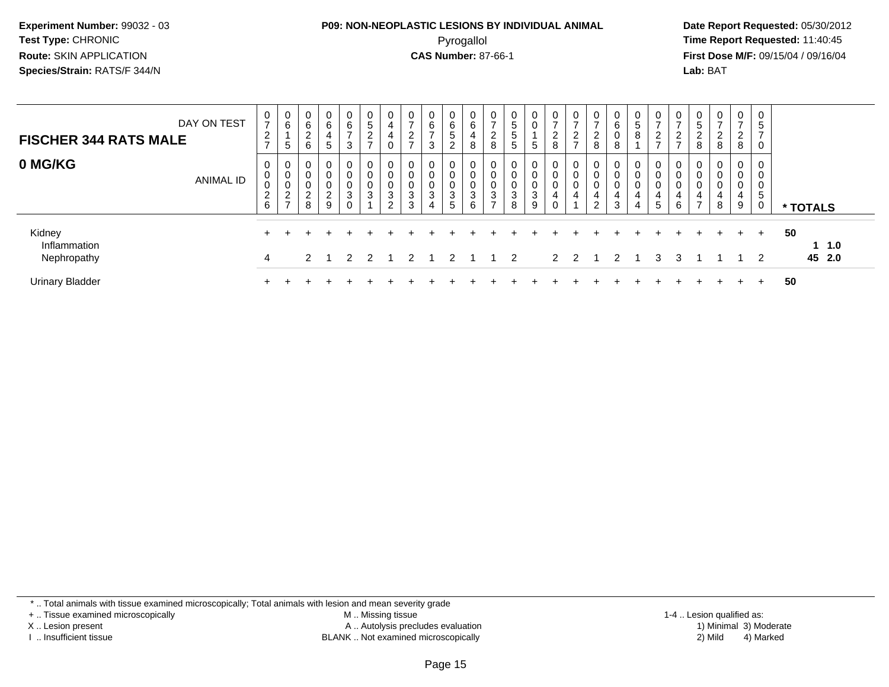**Experiment Number:** 99032 - 03
**Test Type:** CHRONIC
**Route:** SKIN APPLICATION
**Species/Strain:** RATS/F 344/N

**P09: NON-NEOPLASTIC LESIONS BY INDIVIDUAL ANIMAL**
Pyrogallol
**CAS Number:** 87-66-1

**Date Report Requested:** 05/30/2012
**Time Report Requested:** 11:40:45
**First Dose M/F:** 09/15/04 / 09/16/04
**Lab:** BAT

| FISCHER 344 RATS MALE — DAY ON TEST | 0727 | 0615 | 0626 | 0645 | 0673 | 0527 | 0440 | 0727 | 0673 | 0652 | 0648 | 0728 | 0555 | 0015 | 0728 | 0727 | 0728 | 0608 | 0581 | 0727 | 0727 | 0528 | 0728 | 0728 | 0570 | |
|---|---|---|---|---|---|---|---|---|---|---|---|---|---|---|---|---|---|---|---|---|---|---|---|---|---|---|
| **0 MG/KG** — ANIMAL ID | 00026 | 00027 | 00028 | 00029 | 00030 | 00031 | 00032 | 00033 | 00034 | 00035 | 00036 | 00037 | 00038 | 00039 | 00040 | 00041 | 00042 | 00043 | 00044 | 00045 | 00046 | 00047 | 00048 | 00049 | 00050 | * TOTALS |
| Kidney | + | + | + | + | + | + | + | + | + | + | + | + | + | + | + | + | + | + | + | + | + | + | + | + | + | 50 |
| Inflammation | | | | | | | | | | | | | | | | | | | | | | | | | | 1 1.0 |
| Nephropathy | 4 | | 2 | 1 | 2 | 2 | 1 | 2 | 1 | 2 | 1 | 1 | 2 | | 2 | 2 | 1 | 2 | 1 | 3 | 3 | 1 | 1 | 1 | 2 | 45 2.0 |
| Urinary Bladder | + | + | + | + | + | + | + | + | + | + | + | + | + | + | + | + | + | + | + | + | + | + | + | + | + | 50 |

\* .. Total animals with tissue examined microscopically; Total animals with lesion and mean severity grade
+ .. Tissue examined microscopically
X .. Lesion present
I .. Insufficient tissue
M .. Missing tissue
A .. Autolysis precludes evaluation
BLANK .. Not examined microscopically
1-4 .. Lesion qualified as: 1) Minimal 2) Mild 3) Moderate 4) Marked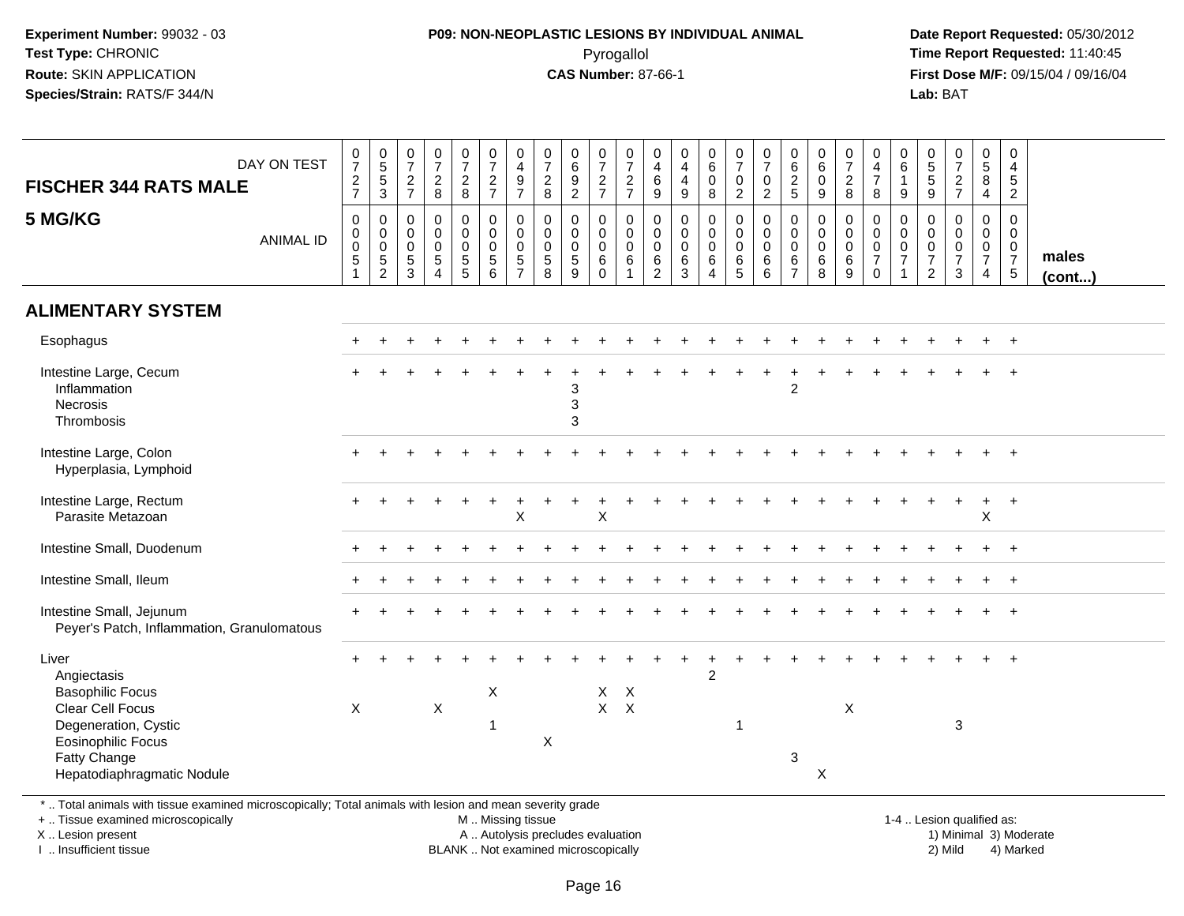**Experiment Number:** 99032 - 03
**Test Type:** CHRONIC
**Route:** SKIN APPLICATION
**Species/Strain:** RATS/F 344/N

**P09: NON-NEOPLASTIC LESIONS BY INDIVIDUAL ANIMAL**
Pyrogallol
**CAS Number:** 87-66-1

**Date Report Requested:** 05/30/2012
**Time Report Requested:** 11:40:45
**First Dose M/F:** 09/15/04 / 09/16/04
**Lab:** BAT

| FISCHER 344 RATS MALE — DAY ON TEST | 0727 | 0553 | 0727 | 0728 | 0728 | 0727 | 0497 | 0728 | 0692 | 0727 | 0727 | 0469 | 0449 | 0608 | 0702 | 0702 | 0625 | 0609 | 0728 | 0478 | 0619 | 0559 | 0727 | 0584 | 0452 | |
|---|---|---|---|---|---|---|---|---|---|---|---|---|---|---|---|---|---|---|---|---|---|---|---|---|---|---|
| **5 MG/KG** — ANIMAL ID | 0051 | 0052 | 0053 | 0054 | 0055 | 0056 | 0057 | 0058 | 0059 | 0060 | 0061 | 0062 | 0063 | 0064 | 0065 | 0066 | 0067 | 0068 | 0069 | 0070 | 0071 | 0072 | 0073 | 0074 | 0075 | **males (cont...)** |
| **ALIMENTARY SYSTEM** | | | | | | | | | | | | | | | | | | | | | | | | | | |
| Esophagus | + | + | + | + | + | + | + | + | + | + | + | + | + | + | + | + | + | + | + | + | + | + | + | + | + | |
| Intestine Large, Cecum | + | + | + | + | + | + | + | + | + | + | + | + | + | + | + | + | + | + | + | + | + | + | + | + | + | |
| Inflammation | | | | | | | | | 3 | | | | | | | | 2 | | | | | | | | | |
| Necrosis | | | | | | | | | 3 | | | | | | | | | | | | | | | | | |
| Thrombosis | | | | | | | | | 3 | | | | | | | | | | | | | | | | | |
| Intestine Large, Colon | + | + | + | + | + | + | + | + | + | + | + | + | + | + | + | + | + | + | + | + | + | + | + | + | + | |
| Hyperplasia, Lymphoid | | | | | | | | | | | | | | | | | | | | | | | | | | |
| Intestine Large, Rectum | + | + | + | + | + | + | + | + | + | + | + | + | + | + | + | + | + | + | + | + | + | + | + | + | + | |
| Parasite Metazoan | | | | | | | X | | | X | | | | | | | | | | | | | | X | | |
| Intestine Small, Duodenum | + | + | + | + | + | + | + | + | + | + | + | + | + | + | + | + | + | + | + | + | + | + | + | + | + | |
| Intestine Small, Ileum | + | + | + | + | + | + | + | + | + | + | + | + | + | + | + | + | + | + | + | + | + | + | + | + | + | |
| Intestine Small, Jejunum | + | + | + | + | + | + | + | + | + | + | + | + | + | + | + | + | + | + | + | + | + | + | + | + | + | |
| Peyer's Patch, Inflammation, Granulomatous | | | | | | | | | | | | | | | | | | | | | | | | | | |
| Liver | + | + | + | + | + | + | + | + | + | + | + | + | + | + | + | + | + | + | + | + | + | + | + | + | + | |
| Angiectasis | | | | | | | | | | | | | | 2 | | | | | | | | | | | | |
| Basophilic Focus | | | | | | X | | | | X | X | | | | | | | | | | | | | | | |
| Clear Cell Focus | X | | | X | | | | | | X | X | | | | | | | | X | | | | | | | |
| Degeneration, Cystic | | | | | | 1 | | | | | | | | | 1 | | | | | | | | 3 | | | |
| Eosinophilic Focus | | | | | | | | X | | | | | | | | | | | | | | | | | | |
| Fatty Change | | | | | | | | | | | | | | | | | 3 | | | | | | | | | |
| Hepatodiaphragmatic Nodule | | | | | | | | | | | | | | | | | | X | | | | | | | | |

\* .. Total animals with tissue examined microscopically; Total animals with lesion and mean severity grade
\+ .. Tissue examined microscopically
X .. Lesion present
I .. Insufficient tissue

M .. Missing tissue
A .. Autolysis precludes evaluation
BLANK .. Not examined microscopically

1-4 .. Lesion qualified as:
1) Minimal 3) Moderate
2) Mild 4) Marked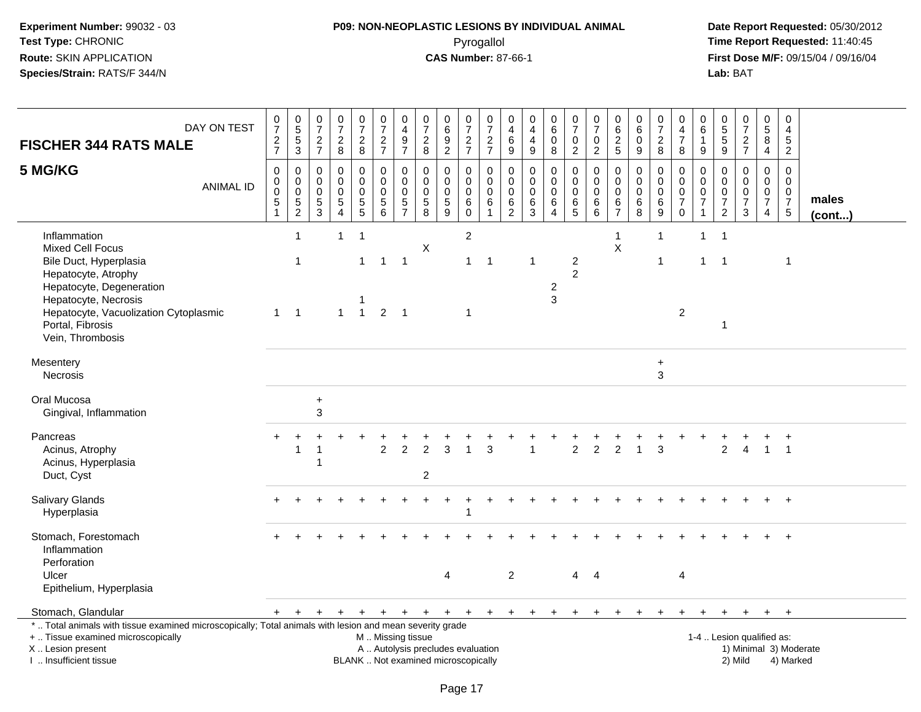**Experiment Number:** 99032 - 03
**Test Type:** CHRONIC
**Route:** SKIN APPLICATION
**Species/Strain:** RATS/F 344/N

**P09: NON-NEOPLASTIC LESIONS BY INDIVIDUAL ANIMAL**
Pyrogallol
**CAS Number:** 87-66-1

**Date Report Requested:** 05/30/2012
**Time Report Requested:** 11:40:45
**First Dose M/F:** 09/15/04 / 09/16/04
**Lab:** BAT

| FISCHER 344 RATS MALE — DAY ON TEST | 0727 | 0553 | 0727 | 0728 | 0728 | 0727 | 0497 | 0728 | 0692 | 0727 | 0727 | 0469 | 0449 | 0608 | 0702 | 0702 | 0625 | 0609 | 0728 | 0478 | 0619 | 0559 | 0727 | 0584 | 0452 | |
|---|---|---|---|---|---|---|---|---|---|---|---|---|---|---|---|---|---|---|---|---|---|---|---|---|---|---|
| **5 MG/KG** — ANIMAL ID | 00051 | 00052 | 00053 | 00054 | 00055 | 00056 | 00057 | 00058 | 00059 | 00060 | 00061 | 00062 | 00063 | 00064 | 00065 | 00066 | 00067 | 00068 | 00069 | 00070 | 00071 | 00072 | 00073 | 00074 | 00075 | **males (cont...)** |
| Inflammation | | 1 | | 1 | 1 | | | | | 2 | | | | | | | 1 | | 1 | | 1 | 1 | | | | |
| Mixed Cell Focus | | | | | | | | X | | | | | | | | | X | | | | | | | | | |
| Bile Duct, Hyperplasia | | 1 | | | 1 | 1 | 1 | | | 1 | 1 | | 1 | | 2 | | | | 1 | | 1 | 1 | | | 1 | |
| Hepatocyte, Atrophy | | | | | | | | | | | | | | | 2 | | | | | | | | | | | |
| Hepatocyte, Degeneration | | | | | | | | | | | | | | 2 | | | | | | | | | | | | |
| Hepatocyte, Necrosis | | | | | 1 | | | | | | | | | 3 | | | | | | | | | | | | |
| Hepatocyte, Vacuolization Cytoplasmic | 1 | 1 | | 1 | 1 | 2 | 1 | | | 1 | | | | | | | | | | 2 | | | | | | |
| Portal, Fibrosis | | | | | | | | | | | | | | | | | | | | | | 1 | | | | |
| Vein, Thrombosis | | | | | | | | | | | | | | | | | | | | | | | | | | |
| Mesentery | | | | | | | | | | | | | | | | | | | + | | | | | | | |
| Necrosis | | | | | | | | | | | | | | | | | | | 3 | | | | | | | |
| Oral Mucosa | | | + | | | | | | | | | | | | | | | | | | | | | | | |
| Gingival, Inflammation | | | 3 | | | | | | | | | | | | | | | | | | | | | | | |
| Pancreas | + | + | + | + | + | + | + | + | + | + | + | + | + | + | + | + | + | + | + | + | + | + | + | + | + | |
| Acinus, Atrophy | | 1 | 1 | | | 2 | 2 | 2 | 3 | 1 | 3 | | 1 | | 2 | 2 | 2 | 1 | 3 | | | 2 | 4 | 1 | 1 | |
| Acinus, Hyperplasia | | | 1 | | | | | | | | | | | | | | | | | | | | | | | |
| Duct, Cyst | | | | | | | | 2 | | | | | | | | | | | | | | | | | | |
| Salivary Glands | + | + | + | + | + | + | + | + | + | + | + | + | + | + | + | + | + | + | + | + | + | + | + | + | + | |
| Hyperplasia | | | | | | | | | | 1 | | | | | | | | | | | | | | | | |
| Stomach, Forestomach | + | + | + | + | + | + | + | + | + | + | + | + | + | + | + | + | + | + | + | + | + | + | + | + | + | |
| Inflammation | | | | | | | | | | | | | | | | | | | | | | | | | | |
| Perforation | | | | | | | | | | | | | | | | | | | | | | | | | | |
| Ulcer | | | | | | | | | 4 | | | 2 | | | 4 | 4 | | | | 4 | | | | | | |
| Epithelium, Hyperplasia | | | | | | | | | | | | | | | | | | | | | | | | | | |
| Stomach, Glandular | + | + | + | + | + | + | + | + | + | + | + | + | + | + | + | + | + | + | + | + | + | + | + | + | + | |

\* .. Total animals with tissue examined microscopically; Total animals with lesion and mean severity grade
+ .. Tissue examined microscopically
X .. Lesion present
I .. Insufficient tissue

M .. Missing tissue
A .. Autolysis precludes evaluation
BLANK .. Not examined microscopically

1-4 .. Lesion qualified as:
1) Minimal 3) Moderate
2) Mild 4) Marked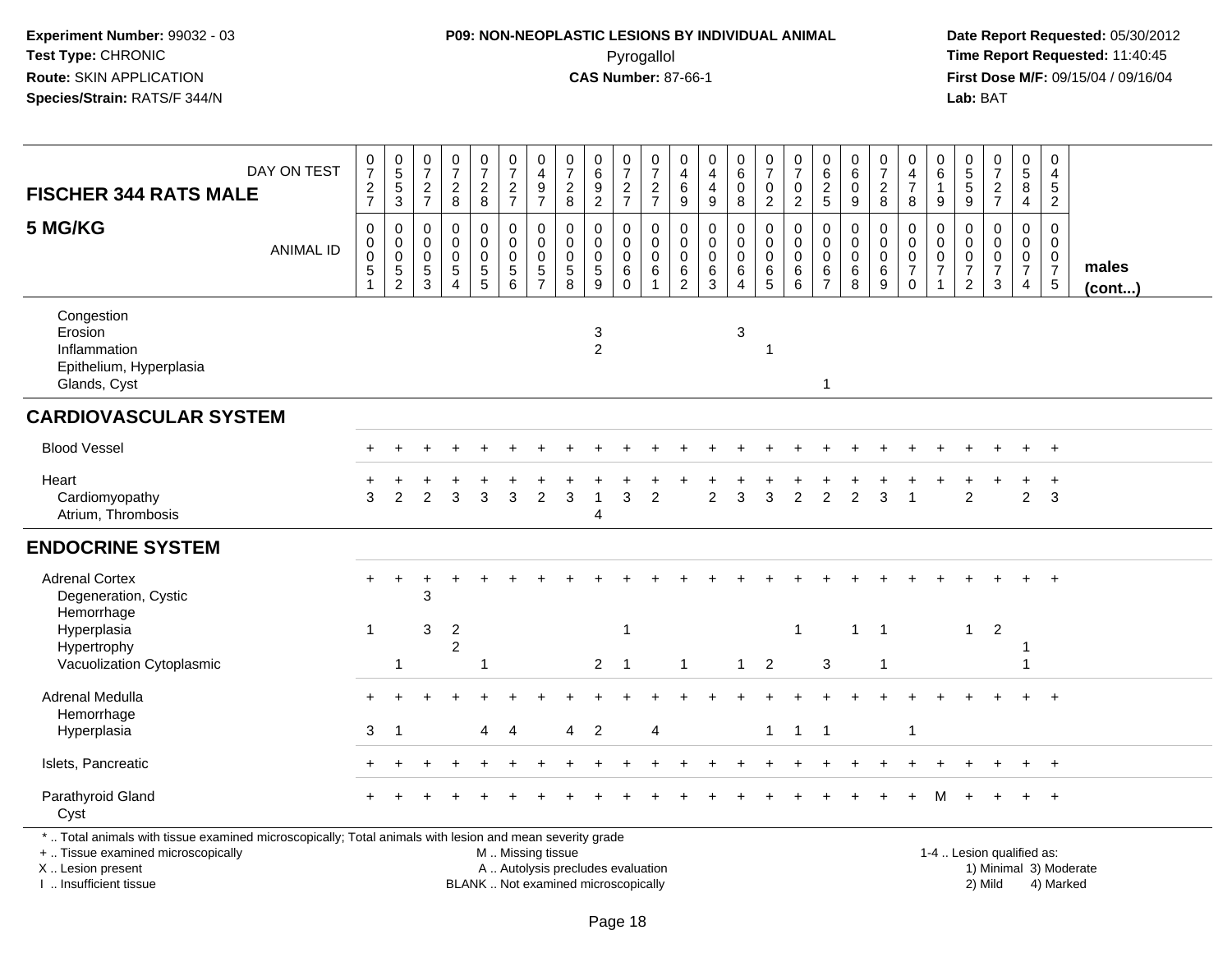**Experiment Number:** 99032 - 03
**Test Type:** CHRONIC
**Route:** SKIN APPLICATION
**Species/Strain:** RATS/F 344/N

**P09: NON-NEOPLASTIC LESIONS BY INDIVIDUAL ANIMAL**
Pyrogallol
**CAS Number:** 87-66-1

**Date Report Requested:** 05/30/2012
**Time Report Requested:** 11:40:45
**First Dose M/F:** 09/15/04 / 09/16/04
**Lab:** BAT

| FISCHER 344 RATS MALE — DAY ON TEST | 0727 | 0553 | 0727 | 0728 | 0728 | 0727 | 0497 | 0728 | 0692 | 0727 | 0727 | 0469 | 0449 | 0608 | 0702 | 0702 | 0625 | 0609 | 0728 | 0478 | 0619 | 0559 | 0727 | 0584 | 0452 | |
|---|---|---|---|---|---|---|---|---|---|---|---|---|---|---|---|---|---|---|---|---|---|---|---|---|---|---|
| **5 MG/KG** — ANIMAL ID | 0051 | 0052 | 0053 | 0054 | 0055 | 0056 | 0057 | 0058 | 0059 | 0060 | 0061 | 0062 | 0063 | 0064 | 0065 | 0066 | 0067 | 0068 | 0069 | 0070 | 0071 | 0072 | 0073 | 0074 | 0075 | **males (cont...)** |
| Congestion | | | | | | | | | | | | | | | | | | | | | | | | | | |
| Erosion | | | | | | | | | 3 | | | | | 3 | | | | | | | | | | | | |
| Inflammation | | | | | | | | | 2 | | | | | | 1 | | | | | | | | | | | |
| Epithelium, Hyperplasia | | | | | | | | | | | | | | | | | | | | | | | | | | |
| Glands, Cyst | | | | | | | | | | | | | | | | | 1 | | | | | | | | | |
| **CARDIOVASCULAR SYSTEM** | | | | | | | | | | | | | | | | | | | | | | | | | | |
| Blood Vessel | + | + | + | + | + | + | + | + | + | + | + | + | + | + | + | + | + | + | + | + | + | + | + | + | + | |
| Heart | + | + | + | + | + | + | + | + | + | + | + | + | + | + | + | + | + | + | + | + | + | + | + | + | + | |
| Cardiomyopathy | 3 | 2 | 2 | 3 | 3 | 3 | 2 | 3 | 1 | 3 | 2 | | 2 | 3 | 3 | 2 | 2 | 2 | 3 | 1 | | 2 | | 2 | 3 | |
| Atrium, Thrombosis | | | | | | | | | 4 | | | | | | | | | | | | | | | | | |
| **ENDOCRINE SYSTEM** | | | | | | | | | | | | | | | | | | | | | | | | | | |
| Adrenal Cortex | + | + | + | + | + | + | + | + | + | + | + | + | + | + | + | + | + | + | + | + | + | + | + | + | + | |
| Degeneration, Cystic | | | 3 | | | | | | | | | | | | | | | | | | | | | | | |
| Hemorrhage | | | | | | | | | | | | | | | | | | | | | | | | | | |
| Hyperplasia | 1 | | 3 | 2 | | | | | | 1 | | | | | | 1 | | 1 | 1 | | | 1 | 2 | | | |
| Hypertrophy | | | | 2 | | | | | | | | | | | | | | | | | | | | 1 | | |
| Vacuolization Cytoplasmic | | 1 | | | 1 | | | | 2 | 1 | | 1 | | 1 | 2 | | 3 | | 1 | | | | | 1 | | |
| Adrenal Medulla | + | + | + | + | + | + | + | + | + | + | + | + | + | + | + | + | + | + | + | + | + | + | + | + | + | |
| Hemorrhage | | | | | | | | | | | | | | | | | | | | | | | | | | |
| Hyperplasia | 3 | 1 | | | 4 | 4 | | 4 | 2 | | 4 | | | | 1 | 1 | 1 | | | 1 | | | | | | |
| Islets, Pancreatic | + | + | + | + | + | + | + | + | + | + | + | + | + | + | + | + | + | + | + | + | + | + | + | + | + | |
| Parathyroid Gland | + | + | + | + | + | + | + | + | + | + | + | + | + | + | + | + | + | + | + | + | M | + | + | + | + | |
| Cyst | | | | | | | | | | | | | | | | | | | | | | | | | | |

* .. Total animals with tissue examined microscopically; Total animals with lesion and mean severity grade
+ .. Tissue examined microscopically
X .. Lesion present
I .. Insufficient tissue

M .. Missing tissue
A .. Autolysis precludes evaluation
BLANK .. Not examined microscopically

1-4 .. Lesion qualified as:
1) Minimal 3) Moderate
2) Mild 4) Marked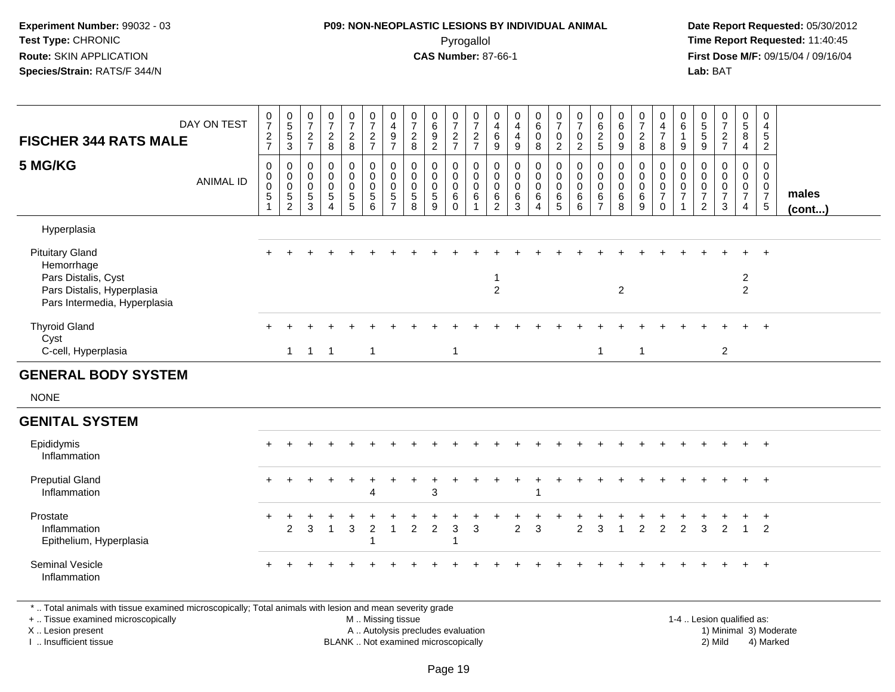**Experiment Number:** 99032 - 03
**Test Type:** CHRONIC
**Route:** SKIN APPLICATION
**Species/Strain:** RATS/F 344/N

**P09: NON-NEOPLASTIC LESIONS BY INDIVIDUAL ANIMAL**
Pyrogallol
**CAS Number:** 87-66-1

**Date Report Requested:** 05/30/2012
**Time Report Requested:** 11:40:45
**First Dose M/F:** 09/15/04 / 09/16/04
**Lab:** BAT

| FISCHER 344 RATS MALE 5 MG/KG | | | | | | | | | | | | | | | | | | | | | | | | | | |
|---|---|---|---|---|---|---|---|---|---|---|---|---|---|---|---|---|---|---|---|---|---|---|---|---|---|---|
| DAY ON TEST | 0727 | 0553 | 0727 | 0728 | 0728 | 0727 | 0497 | 0728 | 0692 | 0727 | 0727 | 0469 | 0449 | 0608 | 0702 | 0702 | 0625 | 0609 | 0728 | 0478 | 0619 | 0559 | 0727 | 0584 | 0452 | |
| ANIMAL ID | 0051 | 0052 | 0053 | 0054 | 0055 | 0056 | 0057 | 0058 | 0059 | 0060 | 0061 | 0062 | 0063 | 0064 | 0065 | 0066 | 0067 | 0068 | 0069 | 0070 | 0071 | 0072 | 0073 | 0074 | 0075 | males (cont...) |
| Hyperplasia | | | | | | | | | | | | | | | | | | | | | | | | | | |
| Pituitary Gland | + | + | + | + | + | + | + | + | + | + | + | + | + | + | + | + | + | + | + | + | + | + | + | + | + | |
| Hemorrhage | | | | | | | | | | | | | | | | | | | | | | | | | | |
| Pars Distalis, Cyst | | | | | | | | | | | | 1 | | | | | | | | | | | | 2 | | |
| Pars Distalis, Hyperplasia | | | | | | | | | | | | 2 | | | | | | 2 | | | | | | 2 | | |
| Pars Intermedia, Hyperplasia | | | | | | | | | | | | | | | | | | | | | | | | | | |
| Thyroid Gland | + | + | + | + | + | + | + | + | + | + | + | + | + | + | + | + | + | + | + | + | + | + | + | + | + | |
| Cyst | | | | | | | | | | | | | | | | | | | | | | | | | | |
| C-cell, Hyperplasia | | 1 | 1 | 1 | | 1 | | | | 1 | | | | | | | 1 | | 1 | | | | 2 | | | |
| **GENERAL BODY SYSTEM** | | | | | | | | | | | | | | | | | | | | | | | | | | |
| NONE | | | | | | | | | | | | | | | | | | | | | | | | | | |
| **GENITAL SYSTEM** | | | | | | | | | | | | | | | | | | | | | | | | | | |
| Epididymis | + | + | + | + | + | + | + | + | + | + | + | + | + | + | + | + | + | + | + | + | + | + | + | + | + | |
| Inflammation | | | | | | | | | | | | | | | | | | | | | | | | | | |
| Preputial Gland | + | + | + | + | + | + | + | + | + | + | + | + | + | + | + | + | + | + | + | + | + | + | + | + | + | |
| Inflammation | | | | | | 4 | | | 3 | | | | | 1 | | | | | | | | | | | | |
| Prostate | + | + | + | + | + | + | + | + | + | + | + | + | + | + | + | + | + | + | + | + | + | + | + | + | + | |
| Inflammation | | 2 | 3 | 1 | 3 | 2 | 1 | 2 | 2 | 3 | 3 | | 2 | 3 | | 2 | 3 | 1 | 2 | 2 | 2 | 3 | 2 | 1 | 2 | |
| Epithelium, Hyperplasia | | | | | | 1 | | | | 1 | | | | | | | | | | | | | | | | |
| Seminal Vesicle | + | + | + | + | + | + | + | + | + | + | + | + | + | + | + | + | + | + | + | + | + | + | + | + | + | |
| Inflammation | | | | | | | | | | | | | | | | | | | | | | | | | | |

* .. Total animals with tissue examined microscopically; Total animals with lesion and mean severity grade
+ .. Tissue examined microscopically
X .. Lesion present
I .. Insufficient tissue

M .. Missing tissue
A .. Autolysis precludes evaluation
BLANK .. Not examined microscopically

1-4 .. Lesion qualified as:
1) Minimal 3) Moderate
2) Mild 4) Marked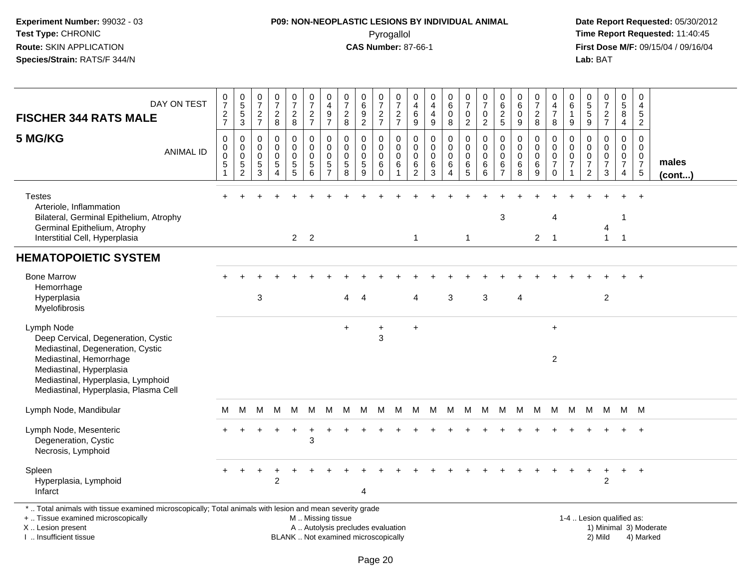**Experiment Number:** 99032 - 03
**Test Type:** CHRONIC
**Route:** SKIN APPLICATION
**Species/Strain:** RATS/F 344/N

**P09: NON-NEOPLASTIC LESIONS BY INDIVIDUAL ANIMAL**
Pyrogallol
**CAS Number:** 87-66-1

**Date Report Requested:** 05/30/2012
**Time Report Requested:** 11:40:45
**First Dose M/F:** 09/15/04 / 09/16/04
**Lab:** BAT

| FISCHER 344 RATS MALE — DAY ON TEST | 0727 | 0553 | 0727 | 0728 | 0728 | 0727 | 0497 | 0728 | 0692 | 0727 | 0727 | 0469 | 0449 | 0608 | 0702 | 0702 | 0625 | 0609 | 0728 | 0478 | 0619 | 0559 | 0727 | 0584 | 0452 | |
|---|---|---|---|---|---|---|---|---|---|---|---|---|---|---|---|---|---|---|---|---|---|---|---|---|---|---|
| **5 MG/KG** — ANIMAL ID | 00051 | 00052 | 00053 | 00054 | 00055 | 00056 | 00057 | 00058 | 00059 | 00060 | 00061 | 00062 | 00063 | 00064 | 00065 | 00066 | 00067 | 00068 | 00069 | 00070 | 00071 | 00072 | 00073 | 00074 | 00075 | **males (cont...)** |
| Testes | + | + | + | + | + | + | + | + | + | + | + | + | + | + | + | + | + | + | + | + | + | + | + | + | + | |
| Arteriole, Inflammation | | | | | | | | | | | | | | | | | | | | | | | | | | |
| Bilateral, Germinal Epithelium, Atrophy | | | | | | | | | | | | | | | | | 3 | | | 4 | | | | 1 | | |
| Germinal Epithelium, Atrophy | | | | | | | | | | | | | | | | | | | | | | | 4 | | | |
| Interstitial Cell, Hyperplasia | | | | | 2 | 2 | | | | | | 1 | | | 1 | | | | 2 | 1 | | | 1 | 1 | | |
| **HEMATOPOIETIC SYSTEM** | | | | | | | | | | | | | | | | | | | | | | | | | | |
| Bone Marrow | + | + | + | + | + | + | + | + | + | + | + | + | + | + | + | + | + | + | + | + | + | + | + | + | + | |
| Hemorrhage | | | | | | | | | | | | | | | | | | | | | | | | | | |
| Hyperplasia | | | 3 | | | | | 4 | 4 | | | 4 | | 3 | | 3 | | 4 | | | | | 2 | | | |
| Myelofibrosis | | | | | | | | | | | | | | | | | | | | | | | | | | |
| Lymph Node | | | | | | | | + | | + | | + | | | | | | | | + | | | | | | |
| Deep Cervical, Degeneration, Cystic | | | | | | | | | | 3 | | | | | | | | | | | | | | | | |
| Mediastinal, Degeneration, Cystic | | | | | | | | | | | | | | | | | | | | | | | | | | |
| Mediastinal, Hemorrhage | | | | | | | | | | | | | | | | | | | | 2 | | | | | | |
| Mediastinal, Hyperplasia | | | | | | | | | | | | | | | | | | | | | | | | | | |
| Mediastinal, Hyperplasia, Lymphoid | | | | | | | | | | | | | | | | | | | | | | | | | | |
| Mediastinal, Hyperplasia, Plasma Cell | | | | | | | | | | | | | | | | | | | | | | | | | | |
| Lymph Node, Mandibular | M | M | M | M | M | M | M | M | M | M | M | M | M | M | M | M | M | M | M | M | M | M | M | M | M | |
| Lymph Node, Mesenteric | + | + | + | + | + | + | + | + | + | + | + | + | + | + | + | + | + | + | + | + | + | + | + | + | + | |
| Degeneration, Cystic | | | | | | 3 | | | | | | | | | | | | | | | | | | | | |
| Necrosis, Lymphoid | | | | | | | | | | | | | | | | | | | | | | | | | | |
| Spleen | + | + | + | + | + | + | + | + | + | + | + | + | + | + | + | + | + | + | + | + | + | + | + | + | + | |
| Hyperplasia, Lymphoid | | | | 2 | | | | | | | | | | | | | | | | | | | 2 | | | |
| Infarct | | | | | | | | | 4 | | | | | | | | | | | | | | | | | |

\* .. Total animals with tissue examined microscopically; Total animals with lesion and mean severity grade
\+ .. Tissue examined microscopically
X .. Lesion present
I .. Insufficient tissue

M .. Missing tissue
A .. Autolysis precludes evaluation
BLANK .. Not examined microscopically

1-4 .. Lesion qualified as:
1) Minimal 3) Moderate
2) Mild 4) Marked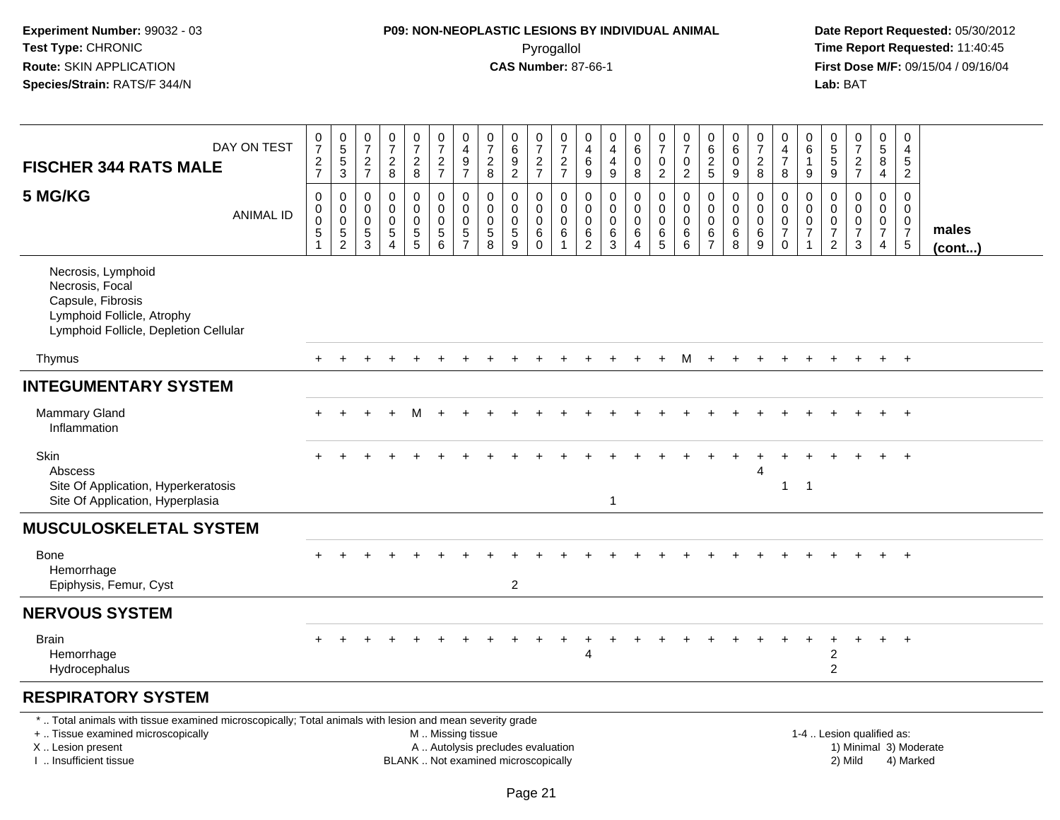Experiment Number: 99032 - 03
Test Type: CHRONIC
Route: SKIN APPLICATION
Species/Strain: RATS/F 344/N

**P09: NON-NEOPLASTIC LESIONS BY INDIVIDUAL ANIMAL**
Pyrogallol
**CAS Number:** 87-66-1

Date Report Requested: 05/30/2012
Time Report Requested: 11:40:45
First Dose M/F: 09/15/04 / 09/16/04
Lab: BAT

| FISCHER 344 RATS MALE — DAY ON TEST | 0727 | 0553 | 0727 | 0728 | 0728 | 0727 | 0497 | 0728 | 0692 | 0727 | 0727 | 0469 | 0449 | 0608 | 0702 | 0702 | 0625 | 0609 | 0728 | 0478 | 0619 | 0559 | 0727 | 0584 | 0452 | |
|---|---|---|---|---|---|---|---|---|---|---|---|---|---|---|---|---|---|---|---|---|---|---|---|---|---|---|
| **5 MG/KG** — ANIMAL ID | 00051 | 00052 | 00053 | 00054 | 00055 | 00056 | 00057 | 00058 | 00059 | 00060 | 00061 | 00062 | 00063 | 00064 | 00065 | 00066 | 00067 | 00068 | 00069 | 00070 | 00071 | 00072 | 00073 | 00074 | 00075 | **males (cont...)** |
| Necrosis, Lymphoid | | | | | | | | | | | | | | | | | | | | | | | | | | |
| Necrosis, Focal | | | | | | | | | | | | | | | | | | | | | | | | | | |
| Capsule, Fibrosis | | | | | | | | | | | | | | | | | | | | | | | | | | |
| Lymphoid Follicle, Atrophy | | | | | | | | | | | | | | | | | | | | | | | | | | |
| Lymphoid Follicle, Depletion Cellular | | | | | | | | | | | | | | | | | | | | | | | | | | |
| Thymus | + | + | + | + | + | + | + | + | + | + | + | + | + | + | + | M | + | + | + | + | + | + | + | + | + | |
| **INTEGUMENTARY SYSTEM** | | | | | | | | | | | | | | | | | | | | | | | | | | |
| Mammary Gland | + | + | + | + | M | + | + | + | + | + | + | + | + | + | + | + | + | + | + | + | + | + | + | + | + | |
| Inflammation | | | | | | | | | | | | | | | | | | | | | | | | | | |
| Skin | + | + | + | + | + | + | + | + | + | + | + | + | + | + | + | + | + | + | + | + | + | + | + | + | + | |
| Abscess | | | | | | | | | | | | | | | | | | | 4 | | | | | | | |
| Site Of Application, Hyperkeratosis | | | | | | | | | | | | | | | | | | | | 1 | 1 | | | | | |
| Site Of Application, Hyperplasia | | | | | | | | | | | | | 1 | | | | | | | | | | | | | |
| **MUSCULOSKELETAL SYSTEM** | | | | | | | | | | | | | | | | | | | | | | | | | | |
| Bone | + | + | + | + | + | + | + | + | + | + | + | + | + | + | + | + | + | + | + | + | + | + | + | + | + | |
| Hemorrhage | | | | | | | | | | | | | | | | | | | | | | | | | | |
| Epiphysis, Femur, Cyst | | | | | | | | | 2 | | | | | | | | | | | | | | | | | |
| **NERVOUS SYSTEM** | | | | | | | | | | | | | | | | | | | | | | | | | | |
| Brain | + | + | + | + | + | + | + | + | + | + | + | + | + | + | + | + | + | + | + | + | + | + | + | + | + | |
| Hemorrhage | | | | | | | | | | | | 4 | | | | | | | | | | 2 | | | | |
| Hydrocephalus | | | | | | | | | | | | | | | | | | | | | | 2 | | | | |
| **RESPIRATORY SYSTEM** | | | | | | | | | | | | | | | | | | | | | | | | | | |

* .. Total animals with tissue examined microscopically; Total animals with lesion and mean severity grade
+ .. Tissue examined microscopically
X .. Lesion present
I .. Insufficient tissue
M .. Missing tissue
A .. Autolysis precludes evaluation
BLANK .. Not examined microscopically
1-4 .. Lesion qualified as: 1) Minimal 2) Mild 3) Moderate 4) Marked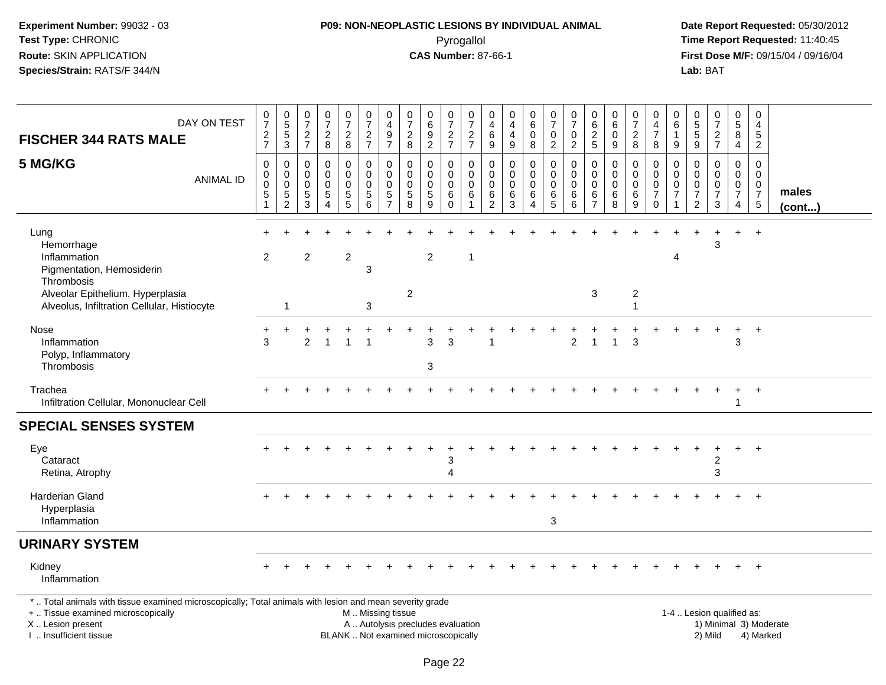# P09: NON-NEOPLASTIC LESIONS BY INDIVIDUAL ANIMAL

Pyrogallol

**CAS Number:** 87-66-1

**Experiment Number:** 99032 - 03
**Test Type:** CHRONIC
**Route:** SKIN APPLICATION
**Species/Strain:** RATS/F 344/N

**Date Report Requested:** 05/30/2012
**Time Report Requested:** 11:40:45
**First Dose M/F:** 09/15/04 / 09/16/04
**Lab:** BAT

| FISCHER 344 RATS MALE — 5 MG/KG | | | | | | | | | | | | | | | | | | | | | | | | | | |
|---|---|---|---|---|---|---|---|---|---|---|---|---|---|---|---|---|---|---|---|---|---|---|---|---|---|---|
| DAY ON TEST | 0727 | 0553 | 0727 | 0728 | 0728 | 0727 | 0497 | 0728 | 0692 | 0727 | 0727 | 0469 | 0449 | 0608 | 0702 | 0702 | 0625 | 0609 | 0728 | 0478 | 0619 | 0559 | 0727 | 0584 | 0452 | |
| ANIMAL ID | 0051 | 0052 | 0053 | 0054 | 0055 | 0056 | 0057 | 0058 | 0059 | 0060 | 0061 | 0062 | 0063 | 0064 | 0065 | 0066 | 0067 | 0068 | 0069 | 0070 | 0071 | 0072 | 0073 | 0074 | 0075 | males (cont...) |
| Lung | + | + | + | + | + | + | + | + | + | + | + | + | + | + | + | + | + | + | + | + | + | + | + | + | + | |
| Hemorrhage | | | | | | | | | | | | | | | | | | | | | | | 3 | | | |
| Inflammation | 2 | | 2 | | 2 | | | | 2 | | 1 | | | | | | | | | | 4 | | | | | |
| Pigmentation, Hemosiderin | | | | | | 3 | | | | | | | | | | | | | | | | | | | | |
| Thrombosis | | | | | | | | | | | | | | | | | | | | | | | | | | |
| Alveolar Epithelium, Hyperplasia | | | | | | | | 2 | | | | | | | | | 3 | | 2 | | | | | | | |
| Alveolus, Infiltration Cellular, Histiocyte | | 1 | | | | 3 | | | | | | | | | | | | | 1 | | | | | | | |
| Nose | + | + | + | + | + | + | + | + | + | + | + | + | + | + | + | + | + | + | + | + | + | + | + | + | + | |
| Inflammation | 3 | | 2 | 1 | 1 | 1 | | | 3 | 3 | | 1 | | | | 2 | 1 | 1 | 3 | | | | | 3 | | |
| Polyp, Inflammatory | | | | | | | | | | | | | | | | | | | | | | | | | | |
| Thrombosis | | | | | | | | | 3 | | | | | | | | | | | | | | | | | |
| Trachea | + | + | + | + | + | + | + | + | + | + | + | + | + | + | + | + | + | + | + | + | + | + | + | + | + | |
| Infiltration Cellular, Mononuclear Cell | | | | | | | | | | | | | | | | | | | | | | | | 1 | | |
| **SPECIAL SENSES SYSTEM** | | | | | | | | | | | | | | | | | | | | | | | | | | |
| Eye | + | + | + | + | + | + | + | + | + | + | + | + | + | + | + | + | + | + | + | + | + | + | + | + | + | |
| Cataract | | | | | | | | | | 3 | | | | | | | | | | | | | 2 | | | |
| Retina, Atrophy | | | | | | | | | | 4 | | | | | | | | | | | | | 3 | | | |
| Harderian Gland | + | + | + | + | + | + | + | + | + | + | + | + | + | + | + | + | + | + | + | + | + | + | + | + | + | |
| Hyperplasia | | | | | | | | | | | | | | | | | | | | | | | | | | |
| Inflammation | | | | | | | | | | | | | | | 3 | | | | | | | | | | | |
| **URINARY SYSTEM** | | | | | | | | | | | | | | | | | | | | | | | | | | |
| Kidney | + | + | + | + | + | + | + | + | + | + | + | + | + | + | + | + | + | + | + | + | + | + | + | + | + | |
| Inflammation | | | | | | | | | | | | | | | | | | | | | | | | | | |

\* .. Total animals with tissue examined microscopically; Total animals with lesion and mean severity grade
+ .. Tissue examined microscopically
X .. Lesion present
I .. Insufficient tissue

M .. Missing tissue
A .. Autolysis precludes evaluation
BLANK .. Not examined microscopically

1-4 .. Lesion qualified as:
1) Minimal 3) Moderate
2) Mild 4) Marked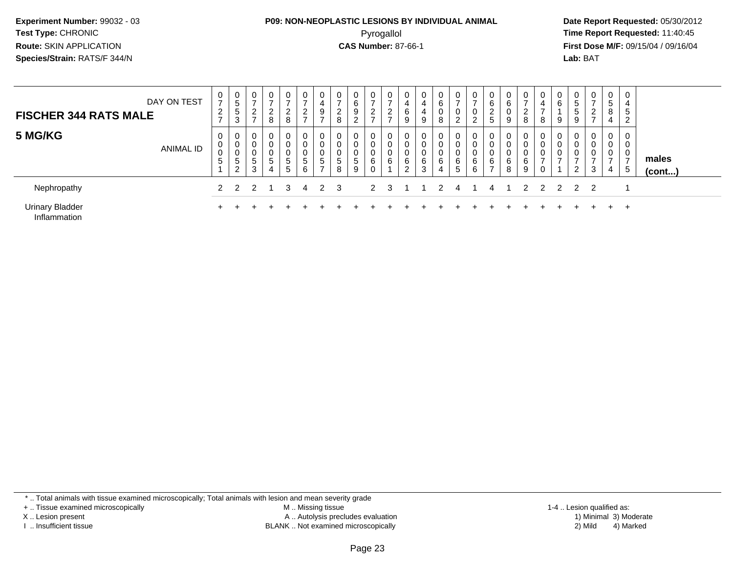**Experiment Number:** 99032 - 03
**Test Type:** CHRONIC
**Route:** SKIN APPLICATION
**Species/Strain:** RATS/F 344/N

**P09: NON-NEOPLASTIC LESIONS BY INDIVIDUAL ANIMAL**
Pyrogallol
**CAS Number:** 87-66-1

**Date Report Requested:** 05/30/2012
**Time Report Requested:** 11:40:45
**First Dose M/F:** 09/15/04 / 09/16/04
**Lab:** BAT

| FISCHER 344 RATS MALE — DAY ON TEST | 0727 | 0553 | 0727 | 0728 | 0728 | 0727 | 0497 | 0728 | 0692 | 0727 | 0727 | 0469 | 0449 | 0608 | 0702 | 0702 | 0625 | 0609 | 0728 | 0478 | 0619 | 0559 | 0727 | 0584 | 0452 | |
|---|---|---|---|---|---|---|---|---|---|---|---|---|---|---|---|---|---|---|---|---|---|---|---|---|---|---|
| **5 MG/KG** — ANIMAL ID | 0051 | 0052 | 0053 | 0054 | 0055 | 0056 | 0057 | 0058 | 0059 | 0060 | 0061 | 0062 | 0063 | 0064 | 0065 | 0066 | 0067 | 0068 | 0069 | 0070 | 0071 | 0072 | 0073 | 0074 | 0075 | **males (cont...)** |
| Nephropathy | 2 | 2 | 2 | 1 | 3 | 4 | 2 | 3 | | 2 | 3 | 1 | 1 | 2 | 4 | 1 | 4 | 1 | 2 | 2 | 2 | 2 | 2 | | 1 | |
| Urinary Bladder | + | + | + | + | + | + | + | + | + | + | + | + | + | + | + | + | + | + | + | + | + | + | + | + | + | |
| Inflammation | | | | | | | | | | | | | | | | | | | | | | | | | | |

\* .. Total animals with tissue examined microscopically; Total animals with lesion and mean severity grade
\+ .. Tissue examined microscopically
X .. Lesion present
I .. Insufficient tissue
M .. Missing tissue
A .. Autolysis precludes evaluation
BLANK .. Not examined microscopically
1-4 .. Lesion qualified as:
1) Minimal 3) Moderate
2) Mild 4) Marked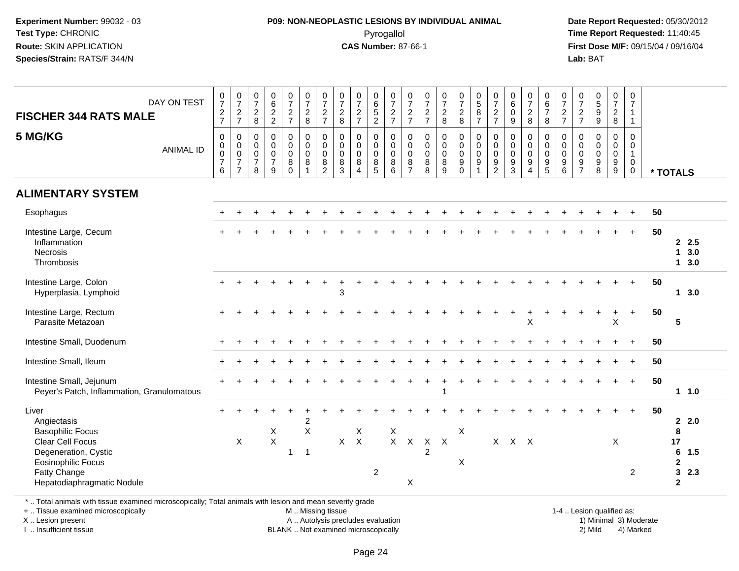**Experiment Number:** 99032 - 03
**Test Type:** CHRONIC
**Route:** SKIN APPLICATION
**Species/Strain:** RATS/F 344/N

**P09: NON-NEOPLASTIC LESIONS BY INDIVIDUAL ANIMAL**
Pyrogallol
**CAS Number:** 87-66-1

**Date Report Requested:** 05/30/2012
**Time Report Requested:** 11:40:45
**First Dose M/F:** 09/15/04 / 09/16/04
**Lab:** BAT

## FISCHER 344 RATS MALE
## 5 MG/KG

| DAY ON TEST | 0727 | 0727 | 0728 | 0622 | 0727 | 0728 | 0727 | 0728 | 0727 | 0652 | 0727 | 0727 | 0727 | 0728 | 0728 | 0587 | 0727 | 0609 | 0728 | 0678 | 0727 | 0727 | 0599 | 0728 | 0711 | |
|---|---|---|---|---|---|---|---|---|---|---|---|---|---|---|---|---|---|---|---|---|---|---|---|---|---|---|
| **ANIMAL ID** | 0076 | 0077 | 0078 | 0079 | 0080 | 0081 | 0082 | 0083 | 0084 | 0085 | 0086 | 0087 | 0088 | 0089 | 0090 | 0091 | 0092 | 0093 | 0094 | 0095 | 0096 | 0097 | 0098 | 0099 | 0100 | *** TOTALS** |
| **ALIMENTARY SYSTEM** | | | | | | | | | | | | | | | | | | | | | | | | | | |
| Esophagus | + | + | + | + | + | + | + | + | + | + | + | + | + | + | + | + | + | + | + | + | + | + | + | + | + | 50 |
| Intestine Large, Cecum | + | + | + | + | + | + | + | + | + | + | + | + | + | + | + | + | + | + | + | + | + | + | + | + | + | 50 |
| Inflammation | | | | | | | | | | | | | | | | | | | | | | | | | | 2 2.5 |
| Necrosis | | | | | | | | | | | | | | | | | | | | | | | | | | 1 3.0 |
| Thrombosis | | | | | | | | | | | | | | | | | | | | | | | | | | 1 3.0 |
| Intestine Large, Colon | + | + | + | + | + | + | + | + | + | + | + | + | + | + | + | + | + | + | + | + | + | + | + | + | + | 50 |
| Hyperplasia, Lymphoid | | | | | | | | 3 | | | | | | | | | | | | | | | | | | 1 3.0 |
| Intestine Large, Rectum | + | + | + | + | + | + | + | + | + | + | + | + | + | + | + | + | + | + | + | + | + | + | + | + | + | 50 |
| Parasite Metazoan | | | | | | | | | | | | | | | | | | | X | | | | | X | | 5 |
| Intestine Small, Duodenum | + | + | + | + | + | + | + | + | + | + | + | + | + | + | + | + | + | + | + | + | + | + | + | + | + | 50 |
| Intestine Small, Ileum | + | + | + | + | + | + | + | + | + | + | + | + | + | + | + | + | + | + | + | + | + | + | + | + | + | 50 |
| Intestine Small, Jejunum | + | + | + | + | + | + | + | + | + | + | + | + | + | + | + | + | + | + | + | + | + | + | + | + | + | 50 |
| Peyer's Patch, Inflammation, Granulomatous | | | | | | | | | | | | | | 1 | | | | | | | | | | | | 1 1.0 |
| Liver | + | + | + | + | + | + | + | + | + | + | + | + | + | + | + | + | + | + | + | + | + | + | + | + | + | 50 |
| Angiectasis | | | | | | 2 | | | | | | | | | | | | | | | | | | | | 2 2.0 |
| Basophilic Focus | | | | X | | X | | | X | | X | | | | X | | | | | | | | | | | 8 |
| Clear Cell Focus | | X | | X | | | | X | X | | X | X | X | X | | | X | X | X | | | | | X | | 17 |
| Degeneration, Cystic | | | | | 1 | 1 | | | | | | | 2 | | | | | | | | | | | | | 6 1.5 |
| Eosinophilic Focus | | | | | | | | | | | | | | | X | | | | | | | | | | | 2 |
| Fatty Change | | | | | | | | | | 2 | | | | | | | | | | | | | | | 2 | 3 2.3 |
| Hepatodiaphragmatic Nodule | | | | | | | | | | | | X | | | | | | | | | | | | | | 2 |

* .. Total animals with tissue examined microscopically; Total animals with lesion and mean severity grade
+ .. Tissue examined microscopically
X .. Lesion present
I .. Insufficient tissue

M .. Missing tissue
A .. Autolysis precludes evaluation
BLANK .. Not examined microscopically

1-4 .. Lesion qualified as:
1) Minimal 3) Moderate
2) Mild 4) Marked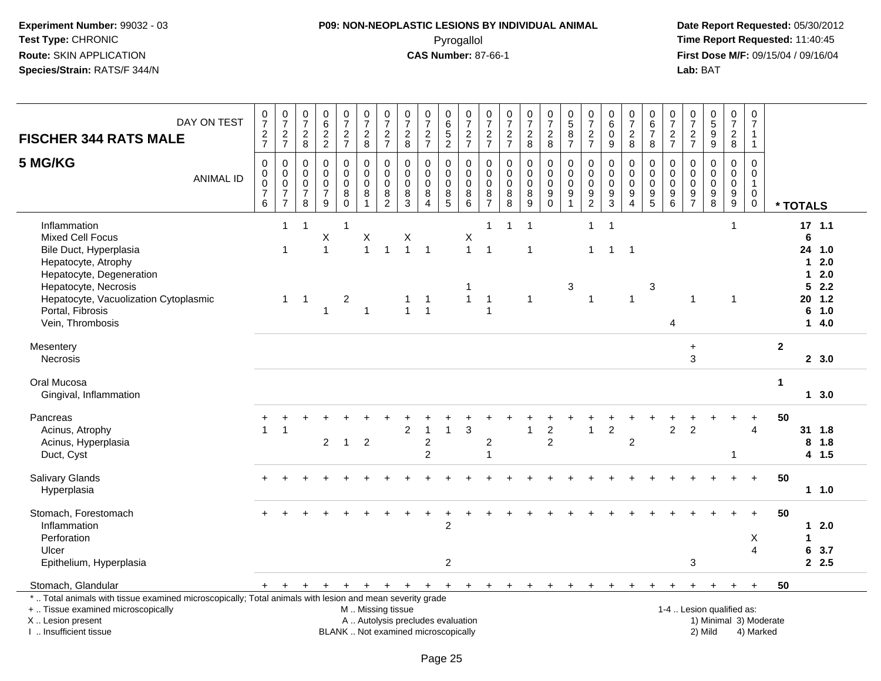**Experiment Number:** 99032 - 03
**Test Type:** CHRONIC
**Route:** SKIN APPLICATION
**Species/Strain:** RATS/F 344/N

**P09: NON-NEOPLASTIC LESIONS BY INDIVIDUAL ANIMAL**
Pyrogallol
**CAS Number:** 87-66-1

**Date Report Requested:** 05/30/2012
**Time Report Requested:** 11:40:45
**First Dose M/F:** 09/15/04 / 09/16/04
**Lab:** BAT

**FISCHER 344 RATS MALE**
**5 MG/KG**

| DAY ON TEST | 727 | 727 | 728 | 622 | 727 | 728 | 727 | 728 | 727 | 652 | 727 | 727 | 727 | 728 | 728 | 587 | 727 | 609 | 728 | 678 | 727 | 727 | 599 | 728 | 711 | |
|---|---|---|---|---|---|---|---|---|---|---|---|---|---|---|---|---|---|---|---|---|---|---|---|---|---|---|
| ANIMAL ID | 0076 | 0077 | 0078 | 0079 | 0080 | 0081 | 0082 | 0083 | 0084 | 0085 | 0086 | 0087 | 0088 | 0089 | 0090 | 0091 | 0092 | 0093 | 0094 | 0095 | 0096 | 0097 | 0098 | 0099 | 0100 | * TOTALS |
| Inflammation | | 1 | 1 | | 1 | | | | | | | 1 | 1 | 1 | | | 1 | 1 | | | | | | 1 | | 17 1.1 |
| Mixed Cell Focus | | | | X | | X | | X | | | X | | | | | | | | | | | | | | | 6 |
| Bile Duct, Hyperplasia | | 1 | | 1 | | 1 | 1 | 1 | 1 | | 1 | 1 | | 1 | | | 1 | 1 | 1 | | | | | | | 24 1.0 |
| Hepatocyte, Atrophy | | | | | | | | | | | | | | | | | | | | | | | | | | 1 2.0 |
| Hepatocyte, Degeneration | | | | | | | | | | | | | | | | | | | | | | | | | | 1 2.0 |
| Hepatocyte, Necrosis | | | | | | | | | | | 1 | | | | | 3 | | | | 3 | | | | | | 5 2.2 |
| Hepatocyte, Vacuolization Cytoplasmic | | 1 | 1 | | 2 | | | 1 | 1 | | 1 | 1 | | 1 | | | 1 | | 1 | | | 1 | | 1 | | 20 1.2 |
| Portal, Fibrosis | | | | 1 | | 1 | | 1 | 1 | | | 1 | | | | | | | | | | | | | | 6 1.0 |
| Vein, Thrombosis | | | | | | | | | | | | | | | | | | | | | 4 | | | | | 1 4.0 |
| Mesentery | | | | | | | | | | | | | | | | | | | | | | + | | | | 2 |
| Necrosis | | | | | | | | | | | | | | | | | | | | | | 3 | | | | 2 3.0 |
| Oral Mucosa | | | | | | | | | | | | | | | | | | | | | | | | | | 1 |
| Gingival, Inflammation | | | | | | | | | | | | | | | | | | | | | | | | | | 1 3.0 |
| Pancreas | + | + | + | + | + | + | + | + | + | + | + | + | + | + | + | + | + | + | + | + | + | + | + | + | + | 50 |
| Acinus, Atrophy | 1 | 1 | | | | | | 2 | 1 | 1 | 3 | | | 1 | 2 | | 1 | 2 | | | 2 | 2 | | | 4 | 31 1.8 |
| Acinus, Hyperplasia | | | | 2 | 1 | 2 | | | 2 | | | 2 | | | 2 | | | | 2 | | | | | | | 8 1.8 |
| Duct, Cyst | | | | | | | | | 2 | | | 1 | | | | | | | | | | | | 1 | | 4 1.5 |
| Salivary Glands | + | + | + | + | + | + | + | + | + | + | + | + | + | + | + | + | + | + | + | + | + | + | + | + | + | 50 |
| Hyperplasia | | | | | | | | | | | | | | | | | | | | | | | | | | 1 1.0 |
| Stomach, Forestomach | + | + | + | + | + | + | + | + | + | + | + | + | + | + | + | + | + | + | + | + | + | + | + | + | + | 50 |
| Inflammation | | | | | | | | | | 2 | | | | | | | | | | | | | | | | 1 2.0 |
| Perforation | | | | | | | | | | | | | | | | | | | | | | | | | X | 1 |
| Ulcer | | | | | | | | | | | | | | | | | | | | | | | | | 4 | 6 3.7 |
| Epithelium, Hyperplasia | | | | | | | | | | 2 | | | | | | | | | | | | 3 | | | | 2 2.5 |
| Stomach, Glandular | + | + | + | + | + | + | + | + | + | + | + | + | + | + | + | + | + | + | + | + | + | + | + | + | + | 50 |

\* .. Total animals with tissue examined microscopically; Total animals with lesion and mean severity grade
+ .. Tissue examined microscopically
X .. Lesion present
I .. Insufficient tissue
M .. Missing tissue
A .. Autolysis precludes evaluation
BLANK .. Not examined microscopically
1-4 .. Lesion qualified as: 1) Minimal 2) Mild 3) Moderate 4) Marked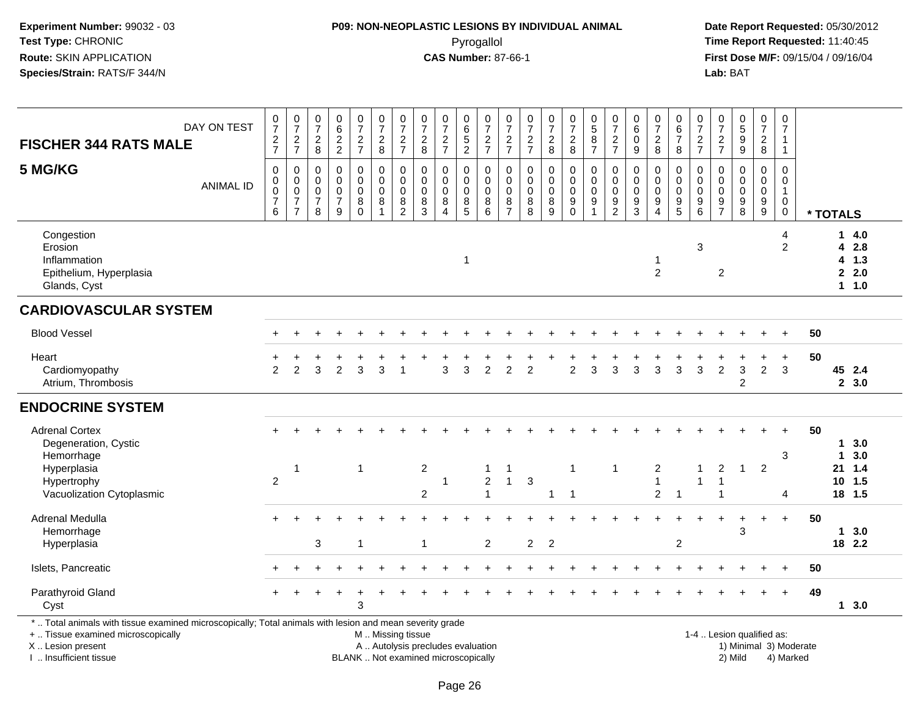Experiment Number: 99032 - 03
Test Type: CHRONIC
Route: SKIN APPLICATION
Species/Strain: RATS/F 344/N

**P09: NON-NEOPLASTIC LESIONS BY INDIVIDUAL ANIMAL**
Pyrogallol
**CAS Number:** 87-66-1

Date Report Requested: 05/30/2012
Time Report Requested: 11:40:45
First Dose M/F: 09/15/04 / 09/16/04
Lab: BAT

| FISCHER 344 RATS MALE — DAY ON TEST | 0727 | 0727 | 0728 | 0622 | 0727 | 0728 | 0727 | 0728 | 0727 | 0652 | 0727 | 0727 | 0727 | 0728 | 0728 | 0587 | 0727 | 0609 | 0728 | 0678 | 0727 | 0727 | 0599 | 0728 | 0711 | |
|---|---|---|---|---|---|---|---|---|---|---|---|---|---|---|---|---|---|---|---|---|---|---|---|---|---|---|
| **5 MG/KG** — ANIMAL ID | 00076 | 00077 | 00078 | 00079 | 00080 | 00081 | 00082 | 00083 | 00084 | 00085 | 00086 | 00087 | 00088 | 00089 | 00090 | 00091 | 00092 | 00093 | 00094 | 00095 | 00096 | 00097 | 00098 | 00099 | 00100 | *** TOTALS** |
| Congestion | | | | | | | | | | | | | | | | | | | | | | | | | 4 | **1** 4.0 |
| Erosion | | | | | | | | | | | | | | | | | | | | | 3 | | | | 2 | **4** 2.8 |
| Inflammation | | | | | | | | | | 1 | | | | | | | | | 1 | | | | | | | **4** 1.3 |
| Epithelium, Hyperplasia | | | | | | | | | | | | | | | | | | | 2 | | | 2 | | | | **2** 2.0 |
| Glands, Cyst | | | | | | | | | | | | | | | | | | | | | | | | | | **1** 1.0 |
| **CARDIOVASCULAR SYSTEM** | | | | | | | | | | | | | | | | | | | | | | | | | | |
| Blood Vessel | + | + | + | + | + | + | + | + | + | + | + | + | + | + | + | + | + | + | + | + | + | + | + | + | + | **50** |
| Heart | + | + | + | + | + | + | + | + | + | + | + | + | + | + | + | + | + | + | + | + | + | + | + | + | + | **50** |
| Cardiomyopathy | 2 | 2 | 3 | 2 | 3 | 3 | 1 | | 3 | 3 | 2 | 2 | 2 | | 2 | 3 | 3 | 3 | 3 | 3 | 3 | 2 | 3 | 2 | 3 | **45** 2.4 |
| Atrium, Thrombosis | | | | | | | | | | | | | | | | | | | | | | | 2 | | | **2** 3.0 |
| **ENDOCRINE SYSTEM** | | | | | | | | | | | | | | | | | | | | | | | | | | |
| Adrenal Cortex | + | + | + | + | + | + | + | + | + | + | + | + | + | + | + | + | + | + | + | + | + | + | + | + | + | **50** |
| Degeneration, Cystic | | | | | | | | | | | | | | | | | | | | | | | | | | **1** 3.0 |
| Hemorrhage | | | | | | | | | | | | | | | | | | | | | | | | | 3 | **1** 3.0 |
| Hyperplasia | | 1 | | | 1 | | | 2 | | | 1 | 1 | | | 1 | | 1 | | 2 | | 1 | 2 | 1 | 2 | | **21** 1.4 |
| Hypertrophy | 2 | | | | | | | | 1 | | 2 | 1 | 3 | | | | | | 1 | | 1 | 1 | | | | **10** 1.5 |
| Vacuolization Cytoplasmic | | | | | | | | 2 | | | 1 | | | 1 | 1 | | | | 2 | 1 | | 1 | | | 4 | **18** 1.5 |
| Adrenal Medulla | + | + | + | + | + | + | + | + | + | + | + | + | + | + | + | + | + | + | + | + | + | + | + | + | + | **50** |
| Hemorrhage | | | | | | | | | | | | | | | | | | | | | | | 3 | | | **1** 3.0 |
| Hyperplasia | | | 3 | | 1 | | | 1 | | | 2 | | 2 | 2 | | | | | | 2 | | | | | | **18** 2.2 |
| Islets, Pancreatic | + | + | + | + | + | + | + | + | + | + | + | + | + | + | + | + | + | + | + | + | + | + | + | + | + | **50** |
| Parathyroid Gland | + | + | + | + | + | + | + | + | + | + | + | + | + | + | + | + | + | + | + | + | + | + | + | + | + | **49** |
| Cyst | | | | | 3 | | | | | | | | | | | | | | | | | | | | | **1** 3.0 |

\* .. Total animals with tissue examined microscopically; Total animals with lesion and mean severity grade
\+ .. Tissue examined microscopically
X .. Lesion present
I .. Insufficient tissue

M .. Missing tissue
A .. Autolysis precludes evaluation
BLANK .. Not examined microscopically

1-4 .. Lesion qualified as:
1) Minimal 3) Moderate
2) Mild 4) Marked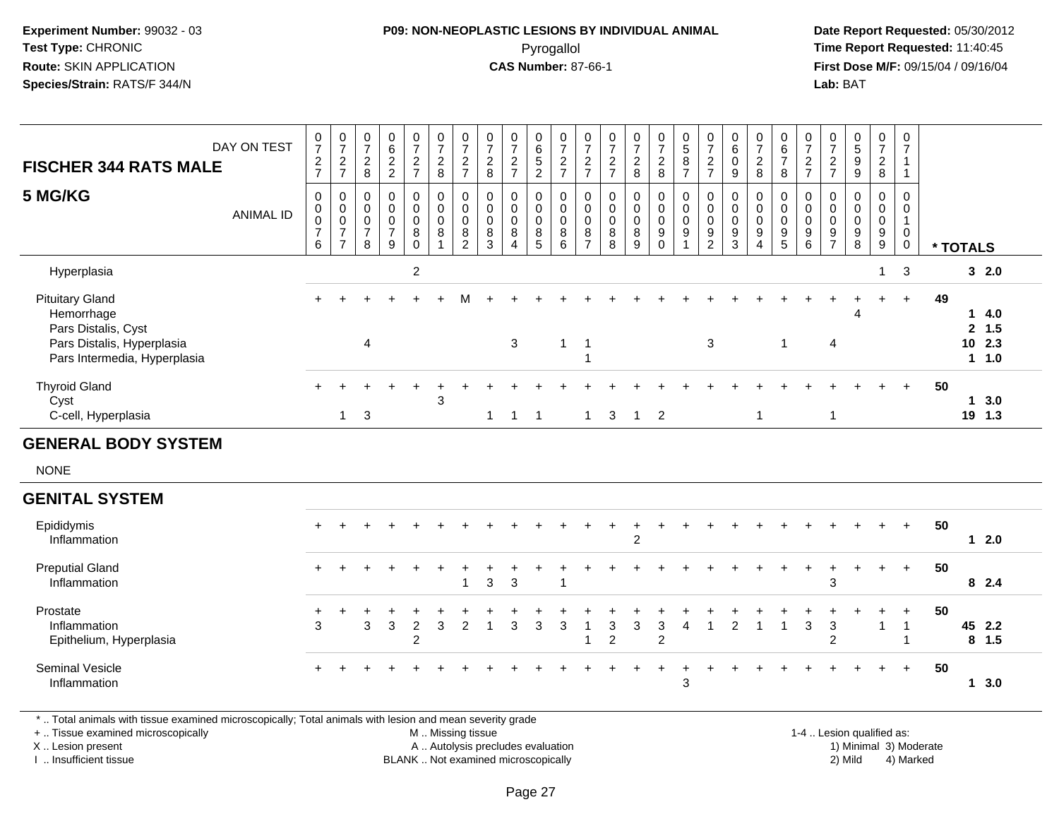**Experiment Number:** 99032 - 03
**Test Type:** CHRONIC
**Route:** SKIN APPLICATION
**Species/Strain:** RATS/F 344/N

**P09: NON-NEOPLASTIC LESIONS BY INDIVIDUAL ANIMAL**
Pyrogallol
**CAS Number:** 87-66-1

**Date Report Requested:** 05/30/2012
**Time Report Requested:** 11:40:45
**First Dose M/F:** 09/15/04 / 09/16/04
**Lab:** BAT

| FISCHER 344 RATS MALE — DAY ON TEST | 0727 | 0727 | 0728 | 0622 | 0727 | 0728 | 0727 | 0728 | 0727 | 0652 | 0727 | 0727 | 0727 | 0728 | 0728 | 0587 | 0727 | 0609 | 0728 | 0678 | 0727 | 0727 | 0599 | 0728 | 0711 | |
|---|---|---|---|---|---|---|---|---|---|---|---|---|---|---|---|---|---|---|---|---|---|---|---|---|---|---|
| **5 MG/KG** — ANIMAL ID | 00076 | 00077 | 00078 | 00079 | 00080 | 00081 | 00082 | 00083 | 00084 | 00085 | 00086 | 00087 | 00088 | 00089 | 00090 | 00091 | 00092 | 00093 | 00094 | 00095 | 00096 | 00097 | 00098 | 00099 | 00100 | **\* TOTALS** |
| Hyperplasia | | | | | 2 | | | | | | | | | | | | | | | | | | | 1 | 3 | **3 2.0** |
| Pituitary Gland | + | + | + | + | + | + | M | + | + | + | + | + | + | + | + | + | + | + | + | + | + | + | + | + | + | **49** |
| Hemorrhage | | | | | | | | | | | | | | | | | | | | | | | 4 | | | **1 4.0** |
| Pars Distalis, Cyst | | | | | | | | | | | | | | | | | | | | | | | | | | **2 1.5** |
| Pars Distalis, Hyperplasia | | | 4 | | | | | | 3 | | 1 | 1 | | | | | 3 | | | 1 | | 4 | | | | **10 2.3** |
| Pars Intermedia, Hyperplasia | | | | | | | | | | | | 1 | | | | | | | | | | | | | | **1 1.0** |
| Thyroid Gland | + | + | + | + | + | + | + | + | + | + | + | + | + | + | + | + | + | + | + | + | + | + | + | + | + | **50** |
| Cyst | | | | | | 3 | | | | | | | | | | | | | | | | | | | | **1 3.0** |
| C-cell, Hyperplasia | | 1 | 3 | | | | | 1 | 1 | 1 | | 1 | 3 | 1 | 2 | | | | 1 | | | 1 | | | | **19 1.3** |
| **GENERAL BODY SYSTEM** | | | | | | | | | | | | | | | | | | | | | | | | | | |
| NONE | | | | | | | | | | | | | | | | | | | | | | | | | | |
| **GENITAL SYSTEM** | | | | | | | | | | | | | | | | | | | | | | | | | | |
| Epididymis | + | + | + | + | + | + | + | + | + | + | + | + | + | + | + | + | + | + | + | + | + | + | + | + | + | **50** |
| Inflammation | | | | | | | | | | | | | | 2 | | | | | | | | | | | | **1 2.0** |
| Preputial Gland | + | + | + | + | + | + | + | + | + | + | + | + | + | + | + | + | + | + | + | + | + | + | + | + | + | **50** |
| Inflammation | | | | | | | 1 | 3 | 3 | | 1 | | | | | | | | | | | 3 | | | | **8 2.4** |
| Prostate | + | + | + | + | + | + | + | + | + | + | + | + | + | + | + | + | + | + | + | + | + | + | + | + | + | **50** |
| Inflammation | 3 | | 3 | 3 | 2 | 3 | 2 | 1 | 3 | 3 | 3 | 1 | 3 | 3 | 3 | 4 | 1 | 2 | 1 | 1 | 3 | 3 | | 1 | 1 | **45 2.2** |
| Epithelium, Hyperplasia | | | | | 2 | | | | | | | 1 | 2 | | 2 | | | | | | | 2 | | | 1 | **8 1.5** |
| Seminal Vesicle | + | + | + | + | + | + | + | + | + | + | + | + | + | + | + | + | + | + | + | + | + | + | + | + | + | **50** |
| Inflammation | | | | | | | | | | | | | | | | 3 | | | | | | | | | | **1 3.0** |

\* .. Total animals with tissue examined microscopically; Total animals with lesion and mean severity grade
+ .. Tissue examined microscopically
X .. Lesion present
I .. Insufficient tissue

M .. Missing tissue
A .. Autolysis precludes evaluation
BLANK .. Not examined microscopically

1-4 .. Lesion qualified as:
1) Minimal 3) Moderate
2) Mild 4) Marked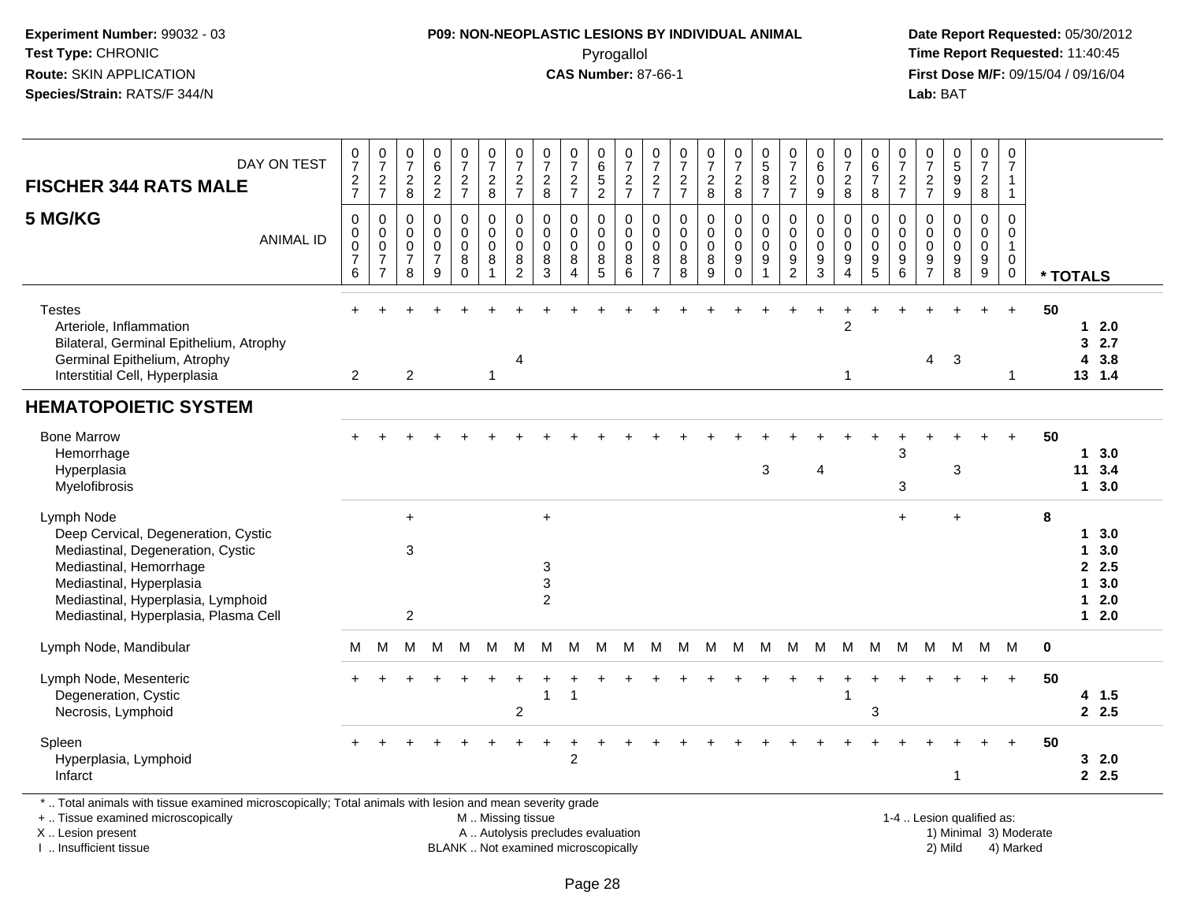**Experiment Number:** 99032 - 03
**Test Type:** CHRONIC
**Route:** SKIN APPLICATION
**Species/Strain:** RATS/F 344/N

**P09: NON-NEOPLASTIC LESIONS BY INDIVIDUAL ANIMAL**
Pyrogallol
**CAS Number:** 87-66-1

**Date Report Requested:** 05/30/2012
**Time Report Requested:** 11:40:45
**First Dose M/F:** 09/15/04 / 09/16/04
**Lab:** BAT

| **FISCHER 344 RATS MALE** DAY ON TEST | 0727 | 0727 | 0728 | 0622 | 0727 | 0728 | 0727 | 0728 | 0727 | 0652 | 0727 | 0727 | 0727 | 0728 | 0728 | 0587 | 0727 | 0609 | 0728 | 0678 | 0727 | 0727 | 0599 | 0728 | 0711 | |
|---|---|---|---|---|---|---|---|---|---|---|---|---|---|---|---|---|---|---|---|---|---|---|---|---|---|---|
| **5 MG/KG** ANIMAL ID | 00076 | 00077 | 00078 | 00079 | 00080 | 00081 | 00082 | 00083 | 00084 | 00085 | 00086 | 00087 | 00088 | 00089 | 00090 | 00091 | 00092 | 00093 | 00094 | 00095 | 00096 | 00097 | 00098 | 00099 | 00100 | *** TOTALS** |
| Testes | + | + | + | + | + | + | + | + | + | + | + | + | + | + | + | + | + | + | + | + | + | + | + | + | + | 50 |
| Arteriole, Inflammation | | | | | | | | | | | | | | | | | | | 2 | | | | | | | 1 2.0 |
| Bilateral, Germinal Epithelium, Atrophy | | | | | | | | | | | | | | | | | | | | | | | | | | 3 2.7 |
| Germinal Epithelium, Atrophy | | | | | | | 4 | | | | | | | | | | | | | | | 4 | 3 | | | 4 3.8 |
| Interstitial Cell, Hyperplasia | 2 | | 2 | | | 1 | | | | | | | | | | | | | 1 | | | | | | 1 | 13 1.4 |
| **HEMATOPOIETIC SYSTEM** | | | | | | | | | | | | | | | | | | | | | | | | | | |
| Bone Marrow | + | + | + | + | + | + | + | + | + | + | + | + | + | + | + | + | + | + | + | + | + | + | + | + | + | 50 |
| Hemorrhage | | | | | | | | | | | | | | | | | | | | | 3 | | | | | 1 3.0 |
| Hyperplasia | | | | | | | | | | | | | | | | 3 | | 4 | | | | | 3 | | | 11 3.4 |
| Myelofibrosis | | | | | | | | | | | | | | | | | | | | | 3 | | | | | 1 3.0 |
| Lymph Node | | | + | | | | | + | | | | | | | | | | | | | + | | + | | | 8 |
| Deep Cervical, Degeneration, Cystic | | | | | | | | | | | | | | | | | | | | | | | | | | 1 3.0 |
| Mediastinal, Degeneration, Cystic | | | 3 | | | | | | | | | | | | | | | | | | | | | | | 1 3.0 |
| Mediastinal, Hemorrhage | | | | | | | | 3 | | | | | | | | | | | | | | | | | | 2 2.5 |
| Mediastinal, Hyperplasia | | | | | | | | 3 | | | | | | | | | | | | | | | | | | 1 3.0 |
| Mediastinal, Hyperplasia, Lymphoid | | | | | | | | 2 | | | | | | | | | | | | | | | | | | 1 2.0 |
| Mediastinal, Hyperplasia, Plasma Cell | | | 2 | | | | | | | | | | | | | | | | | | | | | | | 1 2.0 |
| Lymph Node, Mandibular | M | M | M | M | M | M | M | M | M | M | M | M | M | M | M | M | M | M | M | M | M | M | M | M | M | 0 |
| Lymph Node, Mesenteric | + | + | + | + | + | + | + | + | + | + | + | + | + | + | + | + | + | + | + | + | + | + | + | + | + | 50 |
| Degeneration, Cystic | | | | | | | | 1 | 1 | | | | | | | | | | 1 | | | | | | | 4 1.5 |
| Necrosis, Lymphoid | | | | | | | 2 | | | | | | | | | | | | | 3 | | | | | | 2 2.5 |
| Spleen | + | + | + | + | + | + | + | + | + | + | + | + | + | + | + | + | + | + | + | + | + | + | + | + | + | 50 |
| Hyperplasia, Lymphoid | | | | | | | | | 2 | | | | | | | | | | | | | | | | | 3 2.0 |
| Infarct | | | | | | | | | | | | | | | | | | | | | | | 1 | | | 2 2.5 |

* .. Total animals with tissue examined microscopically; Total animals with lesion and mean severity grade
+ .. Tissue examined microscopically
X .. Lesion present
I .. Insufficient tissue

M .. Missing tissue
A .. Autolysis precludes evaluation
BLANK .. Not examined microscopically

1-4 .. Lesion qualified as:
1) Minimal 3) Moderate
2) Mild 4) Marked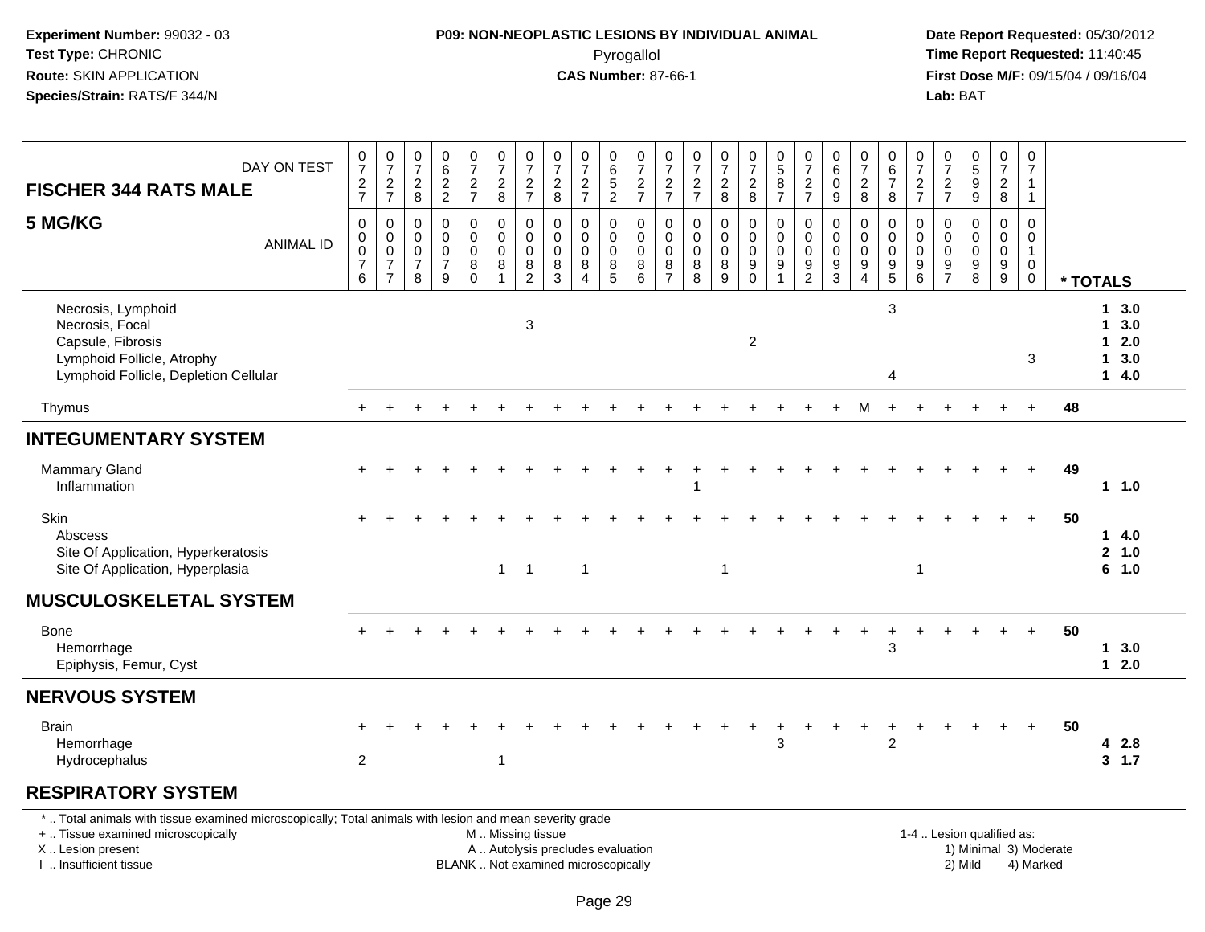**Experiment Number:** 99032 - 03
**Test Type:** CHRONIC
**Route:** SKIN APPLICATION
**Species/Strain:** RATS/F 344/N

**P09: NON-NEOPLASTIC LESIONS BY INDIVIDUAL ANIMAL**
Pyrogallol
**CAS Number:** 87-66-1

**Date Report Requested:** 05/30/2012
**Time Report Requested:** 11:40:45
**First Dose M/F:** 09/15/04 / 09/16/04
**Lab:** BAT

| FISCHER 344 RATS MALE 5 MG/KG | | | | | | | | | | | | | | | | | | | | | | | | | | |
|---|---|---|---|---|---|---|---|---|---|---|---|---|---|---|---|---|---|---|---|---|---|---|---|---|---|---|
| DAY ON TEST | 0727 | 0727 | 0728 | 0622 | 0727 | 0728 | 0727 | 0728 | 0727 | 0652 | 0727 | 0727 | 0727 | 0728 | 0728 | 0587 | 0727 | 0609 | 0728 | 0678 | 0727 | 0727 | 0599 | 0728 | 0711 | |
| ANIMAL ID | 0076 | 0077 | 0078 | 0079 | 0080 | 0081 | 0082 | 0083 | 0084 | 0085 | 0086 | 0087 | 0088 | 0089 | 0090 | 0091 | 0092 | 0093 | 0094 | 0095 | 0096 | 0097 | 0098 | 0099 | 0100 | * TOTALS |
| Necrosis, Lymphoid | | | | | | | | | | | | | | | | | | | | 3 | | | | | | 1 3.0 |
| Necrosis, Focal | | | | | | | 3 | | | | | | | | | | | | | | | | | | | 1 3.0 |
| Capsule, Fibrosis | | | | | | | | | | | | | | | 2 | | | | | | | | | | | 1 2.0 |
| Lymphoid Follicle, Atrophy | | | | | | | | | | | | | | | | | | | | | | | | | 3 | 1 3.0 |
| Lymphoid Follicle, Depletion Cellular | | | | | | | | | | | | | | | | | | | | 4 | | | | | | 1 4.0 |
| Thymus | + | + | + | + | + | + | + | + | + | + | + | + | + | + | + | + | + | + | M | + | + | + | + | + | + | 48 |
| **INTEGUMENTARY SYSTEM** | | | | | | | | | | | | | | | | | | | | | | | | | | |
| Mammary Gland | + | + | + | + | + | + | + | + | + | + | + | + | + | + | + | + | + | + | + | + | + | + | + | + | + | 49 |
| Inflammation | | | | | | | | | | | | | 1 | | | | | | | | | | | | | 1 1.0 |
| Skin | + | + | + | + | + | + | + | + | + | + | + | + | + | + | + | + | + | + | + | + | + | + | + | + | + | 50 |
| Abscess | | | | | | | | | | | | | | | | | | | | | | | | | | 1 4.0 |
| Site Of Application, Hyperkeratosis | | | | | | | | | | | | | | | | | | | | | | | | | | 2 1.0 |
| Site Of Application, Hyperplasia | | | | | | 1 | 1 | | 1 | | | | | 1 | | | | | | | 1 | | | | | 6 1.0 |
| **MUSCULOSKELETAL SYSTEM** | | | | | | | | | | | | | | | | | | | | | | | | | | |
| Bone | + | + | + | + | + | + | + | + | + | + | + | + | + | + | + | + | + | + | + | + | + | + | + | + | + | 50 |
| Hemorrhage | | | | | | | | | | | | | | | | | | | | 3 | | | | | | 1 3.0 |
| Epiphysis, Femur, Cyst | | | | | | | | | | | | | | | | | | | | | | | | | | 1 2.0 |
| **NERVOUS SYSTEM** | | | | | | | | | | | | | | | | | | | | | | | | | | |
| Brain | + | + | + | + | + | + | + | + | + | + | + | + | + | + | + | + | + | + | + | + | + | + | + | + | + | 50 |
| Hemorrhage | | | | | | | | | | | | | | | | 3 | | | | 2 | | | | | | 4 2.8 |
| Hydrocephalus | 2 | | | | | 1 | | | | | | | | | | | | | | | | | | | | 3 1.7 |
| **RESPIRATORY SYSTEM** | | | | | | | | | | | | | | | | | | | | | | | | | | |

\* .. Total animals with tissue examined microscopically; Total animals with lesion and mean severity grade
+ .. Tissue examined microscopically
X .. Lesion present
I .. Insufficient tissue

M .. Missing tissue
A .. Autolysis precludes evaluation
BLANK .. Not examined microscopically

1-4 .. Lesion qualified as:
1) Minimal 3) Moderate
2) Mild 4) Marked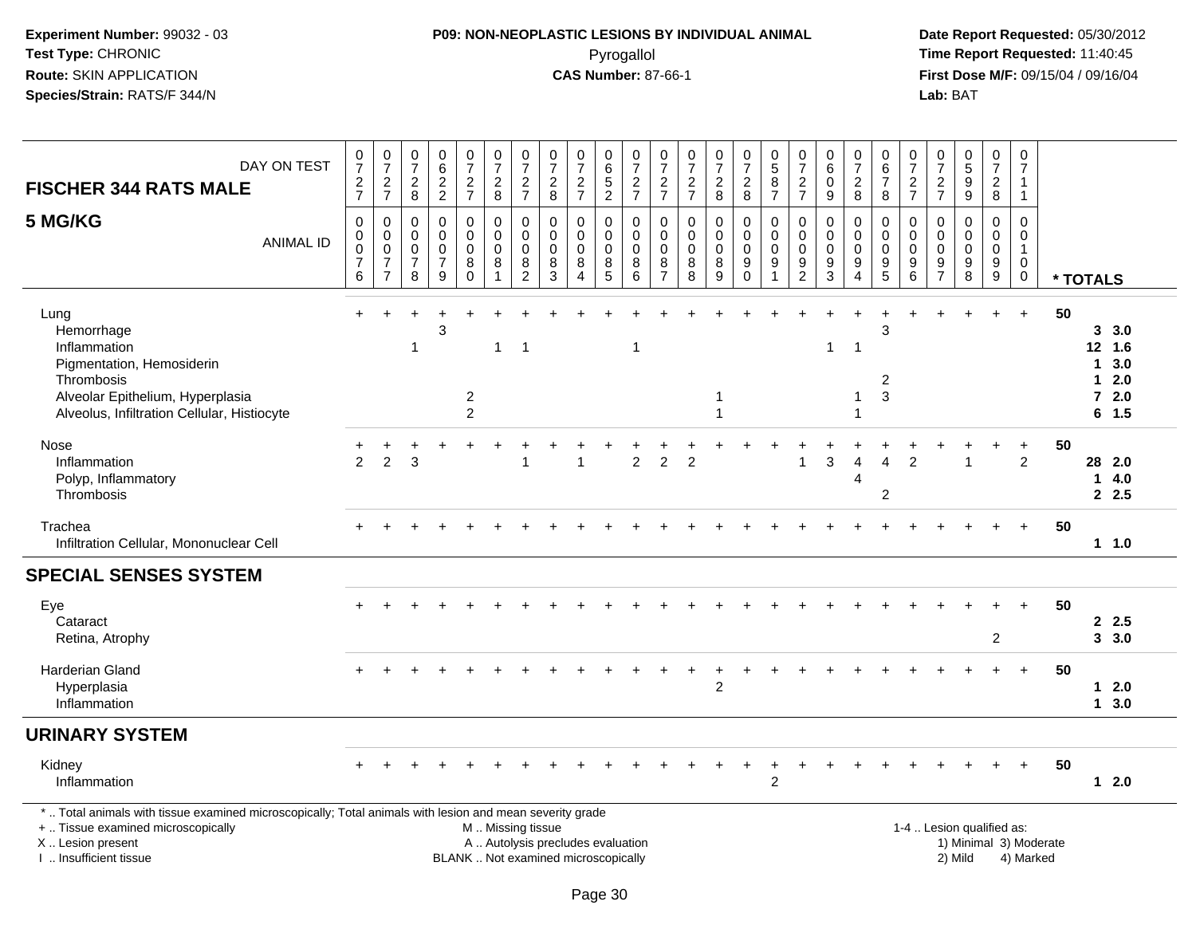**Experiment Number:** 99032 - 03
**Test Type:** CHRONIC
**Route:** SKIN APPLICATION
**Species/Strain:** RATS/F 344/N

**P09: NON-NEOPLASTIC LESIONS BY INDIVIDUAL ANIMAL**
Pyrogallol
**CAS Number:** 87-66-1

**Date Report Requested:** 05/30/2012
**Time Report Requested:** 11:40:45
**First Dose M/F:** 09/15/04 / 09/16/04
**Lab:** BAT

| FISCHER 344 RATS MALE — DAY ON TEST | 0727 | 0727 | 0728 | 0622 | 0727 | 0728 | 0727 | 0728 | 0727 | 0652 | 0727 | 0727 | 0727 | 0728 | 0728 | 0587 | 0727 | 0609 | 0728 | 0678 | 0727 | 0727 | 0599 | 0728 | 0711 | |
|---|---|---|---|---|---|---|---|---|---|---|---|---|---|---|---|---|---|---|---|---|---|---|---|---|---|---|
| **5 MG/KG** — ANIMAL ID | 0076 | 0077 | 0078 | 0079 | 0080 | 0081 | 0082 | 0083 | 0084 | 0085 | 0086 | 0087 | 0088 | 0089 | 0090 | 0091 | 0092 | 0093 | 0094 | 0095 | 0096 | 0097 | 0098 | 0099 | 0100 | * TOTALS |
| Lung | + | + | + | + | + | + | + | + | + | + | + | + | + | + | + | + | + | + | + | + | + | + | + | + | + | 50 |
| Hemorrhage | | | | 3 | | | | | | | | | | | | | | | | 3 | | | | | | 3 3.0 |
| Inflammation | | | 1 | | | 1 | 1 | | | | 1 | | | | | | | 1 | 1 | | | | | | | 12 1.6 |
| Pigmentation, Hemosiderin | | | | | | | | | | | | | | | | | | | | | | | | | | 1 3.0 |
| Thrombosis | | | | | | | | | | | | | | | | | | | | 2 | | | | | | 1 2.0 |
| Alveolar Epithelium, Hyperplasia | | | | | 2 | | | | | | | | | 1 | | | | | 1 | 3 | | | | | | 7 2.0 |
| Alveolus, Infiltration Cellular, Histiocyte | | | | | 2 | | | | | | | | | 1 | | | | | 1 | | | | | | | 6 1.5 |
| Nose | + | + | + | + | + | + | + | + | + | + | + | + | + | + | + | + | + | + | + | + | + | + | + | + | + | 50 |
| Inflammation | 2 | 2 | 3 | | | | 1 | | 1 | | 2 | 2 | 2 | | | | 1 | 3 | 4 | 4 | 2 | | 1 | | 2 | 28 2.0 |
| Polyp, Inflammatory | | | | | | | | | | | | | | | | | | | 4 | | | | | | | 1 4.0 |
| Thrombosis | | | | | | | | | | | | | | | | | | | | 2 | | | | | | 2 2.5 |
| Trachea | + | + | + | + | + | + | + | + | + | + | + | + | + | + | + | + | + | + | + | + | + | + | + | + | + | 50 |
| Infiltration Cellular, Mononuclear Cell | | | | | | | | | | | | | | | | | | | | | | | | | | 1 1.0 |
| **SPECIAL SENSES SYSTEM** | | | | | | | | | | | | | | | | | | | | | | | | | | |
| Eye | + | + | + | + | + | + | + | + | + | + | + | + | + | + | + | + | + | + | + | + | + | + | + | + | + | 50 |
| Cataract | | | | | | | | | | | | | | | | | | | | | | | | | | 2 2.5 |
| Retina, Atrophy | | | | | | | | | | | | | | | | | | | | | | | | 2 | | 3 3.0 |
| Harderian Gland | + | + | + | + | + | + | + | + | + | + | + | + | + | + | + | + | + | + | + | + | + | + | + | + | + | 50 |
| Hyperplasia | | | | | | | | | | | | | | 2 | | | | | | | | | | | | 1 2.0 |
| Inflammation | | | | | | | | | | | | | | | | | | | | | | | | | | 1 3.0 |
| **URINARY SYSTEM** | | | | | | | | | | | | | | | | | | | | | | | | | | |
| Kidney | + | + | + | + | + | + | + | + | + | + | + | + | + | + | + | + | + | + | + | + | + | + | + | + | + | 50 |
| Inflammation | | | | | | | | | | | | | | | | 2 | | | | | | | | | | 1 2.0 |

* .. Total animals with tissue examined microscopically; Total animals with lesion and mean severity grade
+ .. Tissue examined microscopically
X .. Lesion present
I .. Insufficient tissue

M .. Missing tissue
A .. Autolysis precludes evaluation
BLANK .. Not examined microscopically

1-4 .. Lesion qualified as:
1) Minimal 3) Moderate
2) Mild 4) Marked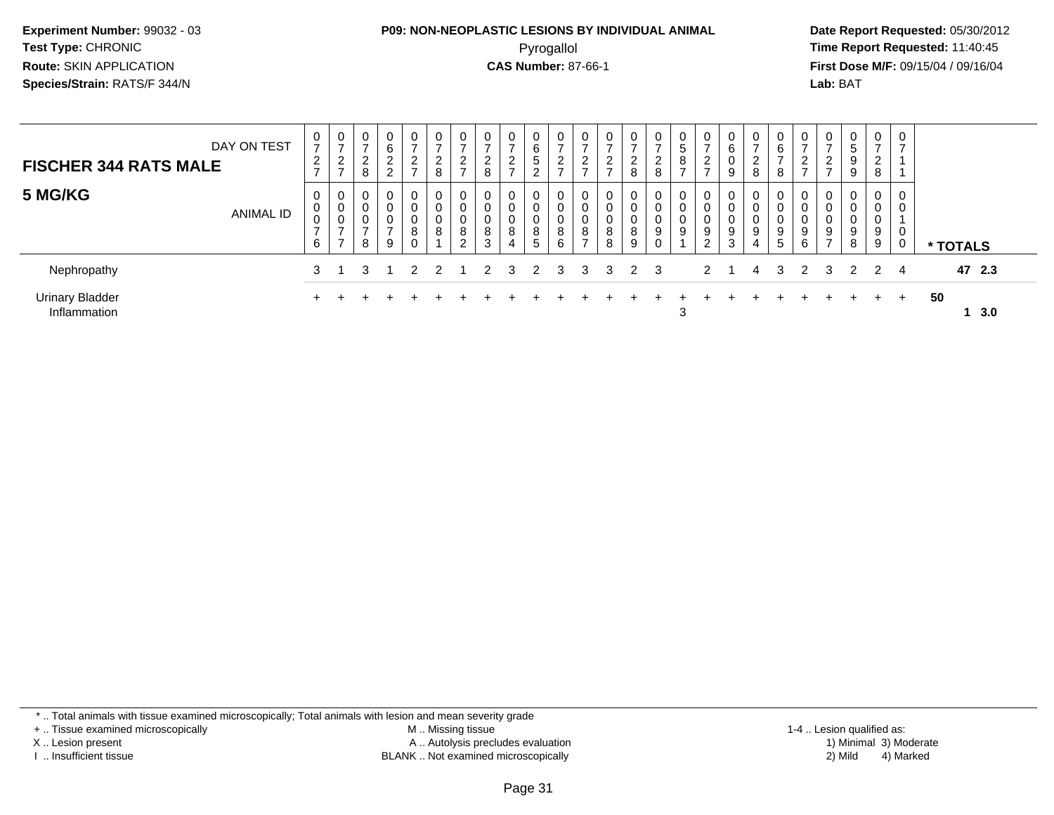**Experiment Number:** 99032 - 03
**Test Type:** CHRONIC
**Route:** SKIN APPLICATION
**Species/Strain:** RATS/F 344/N

**P09: NON-NEOPLASTIC LESIONS BY INDIVIDUAL ANIMAL**
Pyrogallol
**CAS Number:** 87-66-1

**Date Report Requested:** 05/30/2012
**Time Report Requested:** 11:40:45
**First Dose M/F:** 09/15/04 / 09/16/04
**Lab:** BAT

| FISCHER 344 RATS MALE — DAY ON TEST | 0727 | 0727 | 0728 | 0622 | 0727 | 0728 | 0727 | 0728 | 0727 | 0652 | 0727 | 0727 | 0727 | 0728 | 0728 | 0587 | 0727 | 0609 | 0728 | 0678 | 0727 | 0727 | 0599 | 0728 | 0711 | |
|---|---|---|---|---|---|---|---|---|---|---|---|---|---|---|---|---|---|---|---|---|---|---|---|---|---|---|
| **5 MG/KG** — ANIMAL ID | 00076 | 00077 | 00078 | 00079 | 00080 | 00081 | 00082 | 00083 | 00084 | 00085 | 00086 | 00087 | 00088 | 00089 | 00090 | 00091 | 00092 | 00093 | 00094 | 00095 | 00096 | 00097 | 00098 | 00099 | 00100 | * TOTALS |
| Nephropathy | 3 | 1 | 3 | 1 | 2 | 2 | 1 | 2 | 3 | 2 | 3 | 3 | 3 | 2 | 3 | | 2 | 1 | 4 | 3 | 2 | 3 | 2 | 2 | 4 | 47 2.3 |
| Urinary Bladder | + | + | + | + | + | + | + | + | + | + | + | + | + | + | + | + | + | + | + | + | + | + | + | + | + | 50 |
| Inflammation | | | | | | | | | | | | | | | | 3 | | | | | | | | | | 1 3.0 |

\* .. Total animals with tissue examined microscopically; Total animals with lesion and mean severity grade
+ .. Tissue examined microscopically
X .. Lesion present
I .. Insufficient tissue
M .. Missing tissue
A .. Autolysis precludes evaluation
BLANK .. Not examined microscopically
1-4 .. Lesion qualified as:
1) Minimal 3) Moderate
2) Mild 4) Marked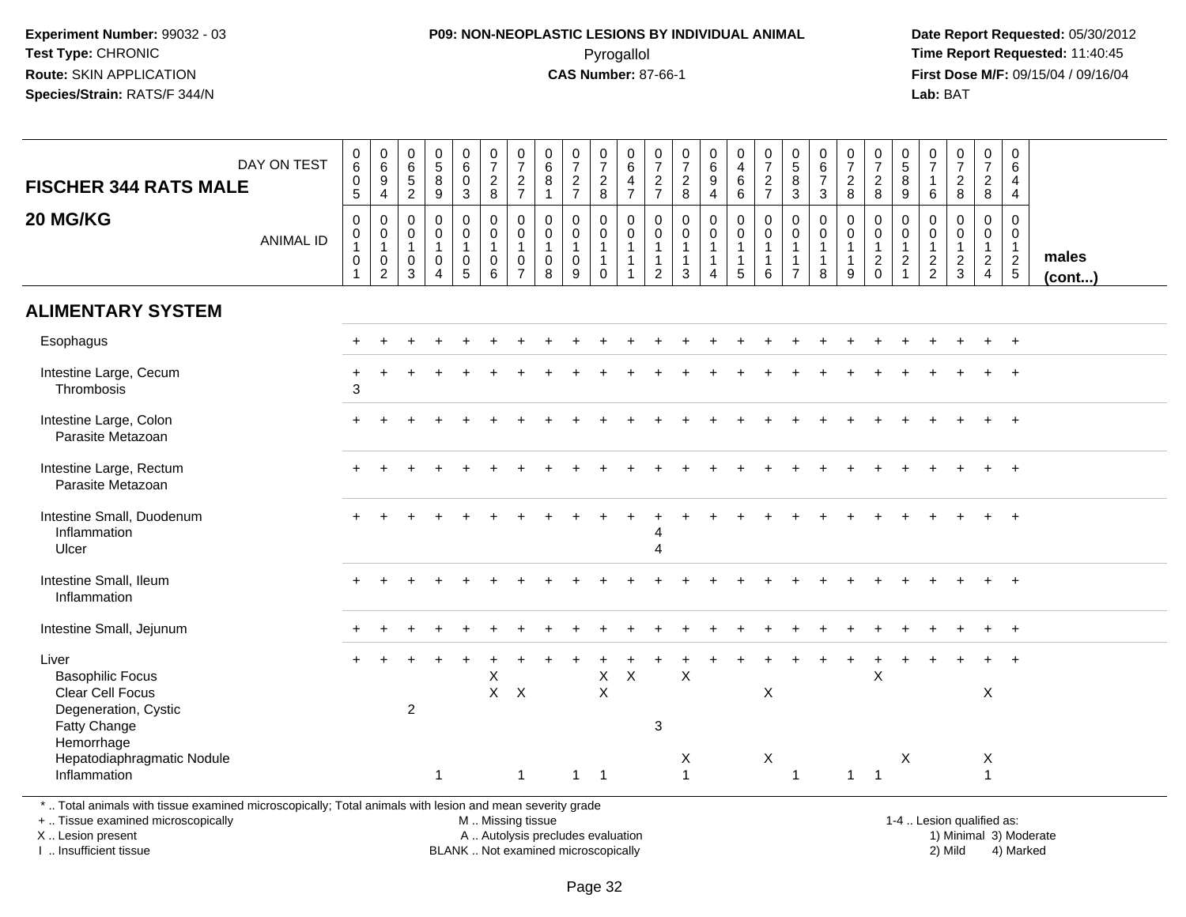**Experiment Number:** 99032 - 03
**Test Type:** CHRONIC
**Route:** SKIN APPLICATION
**Species/Strain:** RATS/F 344/N

**P09: NON-NEOPLASTIC LESIONS BY INDIVIDUAL ANIMAL**
Pyrogallol
**CAS Number:** 87-66-1

**Date Report Requested:** 05/30/2012
**Time Report Requested:** 11:40:45
**First Dose M/F:** 09/15/04 / 09/16/04
**Lab:** BAT

## FISCHER 344 RATS MALE

## 20 MG/KG

| DAY ON TEST | 0605 | 0694 | 0652 | 0589 | 0603 | 0728 | 0727 | 0681 | 0727 | 0728 | 0647 | 0727 | 0728 | 0694 | 0466 | 0727 | 0583 | 0673 | 0728 | 0728 | 0589 | 0716 | 0728 | 0728 | 0644 | |
|---|---|---|---|---|---|---|---|---|---|---|---|---|---|---|---|---|---|---|---|---|---|---|---|---|---|---|
| **ANIMAL ID** | 0101 | 0102 | 0103 | 0104 | 0105 | 0106 | 0107 | 0108 | 0109 | 0110 | 0111 | 0112 | 0113 | 0114 | 0115 | 0116 | 0117 | 0118 | 0119 | 0120 | 0121 | 0122 | 0123 | 0124 | 0125 | **males (cont...)** |
| **ALIMENTARY SYSTEM** | | | | | | | | | | | | | | | | | | | | | | | | | | |
| Esophagus | + | + | + | + | + | + | + | + | + | + | + | + | + | + | + | + | + | + | + | + | + | + | + | + | + | |
| Intestine Large, Cecum | + | + | + | + | + | + | + | + | + | + | + | + | + | + | + | + | + | + | + | + | + | + | + | + | + | |
| Thrombosis | 3 | | | | | | | | | | | | | | | | | | | | | | | | | |
| Intestine Large, Colon | + | + | + | + | + | + | + | + | + | + | + | + | + | + | + | + | + | + | + | + | + | + | + | + | + | |
| Parasite Metazoan | | | | | | | | | | | | | | | | | | | | | | | | | | |
| Intestine Large, Rectum | + | + | + | + | + | + | + | + | + | + | + | + | + | + | + | + | + | + | + | + | + | + | + | + | + | |
| Parasite Metazoan | | | | | | | | | | | | | | | | | | | | | | | | | | |
| Intestine Small, Duodenum | + | + | + | + | + | + | + | + | + | + | + | + | + | + | + | + | + | + | + | + | + | + | + | + | + | |
| Inflammation | | | | | | | | | | | | 4 | | | | | | | | | | | | | | |
| Ulcer | | | | | | | | | | | | 4 | | | | | | | | | | | | | | |
| Intestine Small, Ileum | + | + | + | + | + | + | + | + | + | + | + | + | + | + | + | + | + | + | + | + | + | + | + | + | + | |
| Inflammation | | | | | | | | | | | | | | | | | | | | | | | | | | |
| Intestine Small, Jejunum | + | + | + | + | + | + | + | + | + | + | + | + | + | + | + | + | + | + | + | + | + | + | + | + | + | |
| Liver | + | + | + | + | + | + | + | + | + | + | + | + | + | + | + | + | + | + | + | + | + | + | + | + | + | |
| Basophilic Focus | | | | | | X | | | | X | X | | X | | | | | | | X | | | | | | |
| Clear Cell Focus | | | | | | X | X | | | X | | | | | | X | | | | | | | | X | | |
| Degeneration, Cystic | | | 2 | | | | | | | | | | | | | | | | | | | | | | | |
| Fatty Change | | | | | | | | | | | | 3 | | | | | | | | | | | | | | |
| Hemorrhage | | | | | | | | | | | | | | | | | | | | | | | | | | |
| Hepatodiaphragmatic Nodule | | | | | | | | | | | | | X | | | X | | | | | X | | | X | | |
| Inflammation | | | | 1 | | | 1 | | 1 | 1 | | | 1 | | | | 1 | | 1 | 1 | | | | 1 | | |

\* .. Total animals with tissue examined microscopically; Total animals with lesion and mean severity grade
+ .. Tissue examined microscopically
X .. Lesion present
I .. Insufficient tissue

M .. Missing tissue
A .. Autolysis precludes evaluation
BLANK .. Not examined microscopically

1-4 .. Lesion qualified as:
1) Minimal 3) Moderate
2) Mild 4) Marked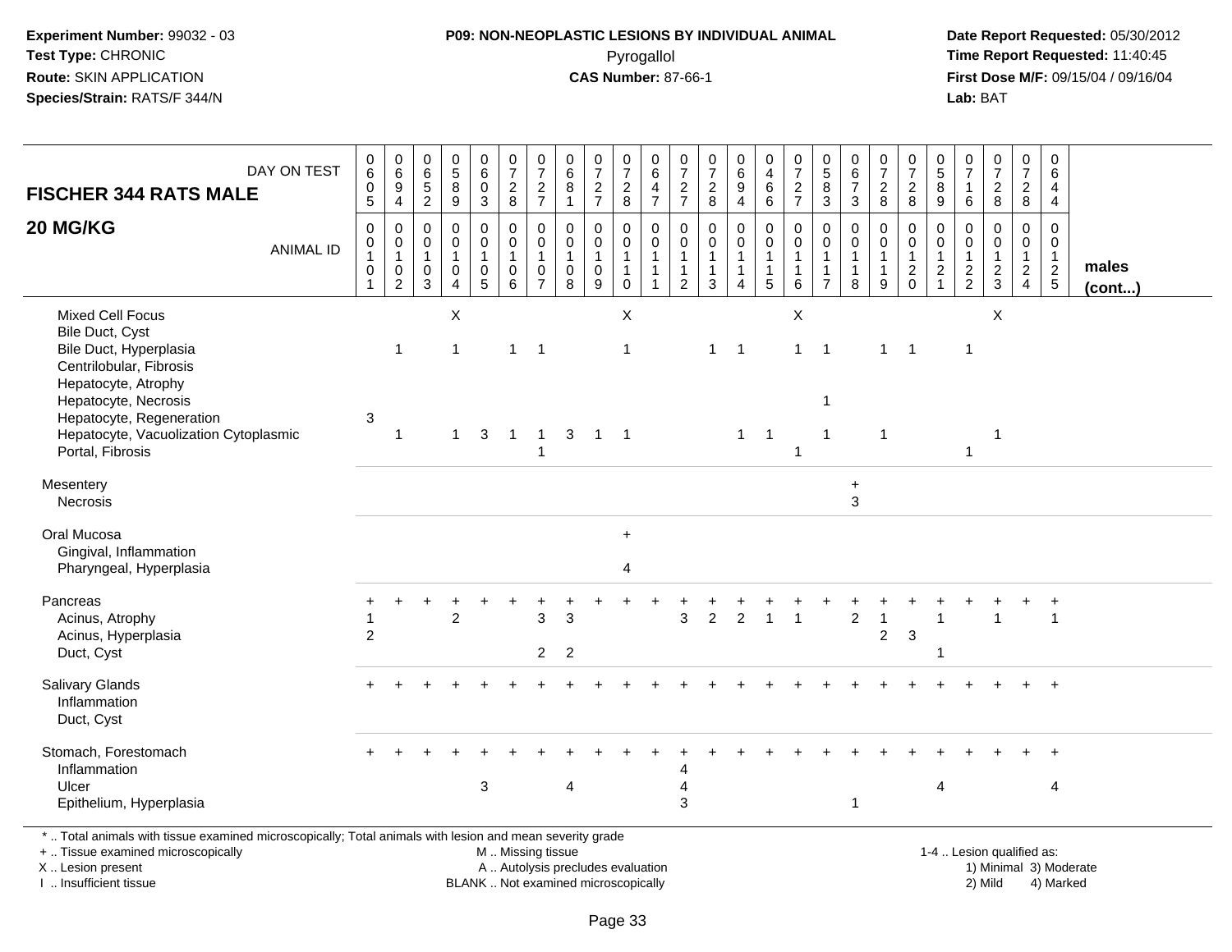**Experiment Number:** 99032 - 03
**Test Type:** CHRONIC
**Route:** SKIN APPLICATION
**Species/Strain:** RATS/F 344/N

**P09: NON-NEOPLASTIC LESIONS BY INDIVIDUAL ANIMAL**
Pyrogallol
**CAS Number:** 87-66-1

**Date Report Requested:** 05/30/2012
**Time Report Requested:** 11:40:45
**First Dose M/F:** 09/15/04 / 09/16/04
**Lab:** BAT

## FISCHER 344 RATS MALE

## 20 MG/KG

| DAY ON TEST | 0605 | 0694 | 0652 | 0589 | 0603 | 0728 | 0727 | 0681 | 0727 | 0728 | 0647 | 0727 | 0728 | 0694 | 0466 | 0727 | 0583 | 0673 | 0728 | 0728 | 0589 | 0716 | 0728 | 0728 | 0644 | |
|---|---|---|---|---|---|---|---|---|---|---|---|---|---|---|---|---|---|---|---|---|---|---|---|---|---|---|
| **ANIMAL ID** | 00101 | 00102 | 00103 | 00104 | 00105 | 00106 | 00107 | 00108 | 00109 | 00110 | 00111 | 00112 | 00113 | 00114 | 00115 | 00116 | 00117 | 00118 | 00119 | 00120 | 00121 | 00122 | 00123 | 00124 | 00125 | **males (cont...)** |
| Mixed Cell Focus | | | | X | | | | | | X | | | | | | X | | | | | | | X | | | |
| Bile Duct, Cyst | | | | | | | | | | | | | | | | | | | | | | | | | | |
| Bile Duct, Hyperplasia | | 1 | | 1 | | 1 | 1 | | | 1 | | | 1 | 1 | | 1 | 1 | | 1 | 1 | | 1 | | | | |
| Centrilobular, Fibrosis | | | | | | | | | | | | | | | | | | | | | | | | | | |
| Hepatocyte, Atrophy | | | | | | | | | | | | | | | | | | | | | | | | | | |
| Hepatocyte, Necrosis | | | | | | | | | | | | | | | | | 1 | | | | | | | | | |
| Hepatocyte, Regeneration | 3 | | | | | | | | | | | | | | | | | | | | | | | | | |
| Hepatocyte, Vacuolization Cytoplasmic | | 1 | | 1 | 3 | 1 | 1 | 3 | 1 | 1 | | | | 1 | 1 | | 1 | | 1 | | | | 1 | | | |
| Portal, Fibrosis | | | | | | | 1 | | | | | | | | | 1 | | | | | | 1 | | | | |
| Mesentery | | | | | | | | | | | | | | | | | | + | | | | | | | | |
| Necrosis | | | | | | | | | | | | | | | | | | 3 | | | | | | | | |
| Oral Mucosa | | | | | | | | | | + | | | | | | | | | | | | | | | | |
| Gingival, Inflammation | | | | | | | | | | | | | | | | | | | | | | | | | | |
| Pharyngeal, Hyperplasia | | | | | | | | | | 4 | | | | | | | | | | | | | | | | |
| Pancreas | + | + | + | + | + | + | + | + | + | + | + | + | + | + | + | + | + | + | + | + | + | + | + | + | + | |
| Acinus, Atrophy | 1 | | | 2 | | | 3 | 3 | | | | 3 | 2 | 2 | 1 | 1 | | 2 | 1 | | 1 | | 1 | | 1 | |
| Acinus, Hyperplasia | 2 | | | | | | | | | | | | | | | | | | 2 | 3 | | | | | | |
| Duct, Cyst | | | | | | | 2 | 2 | | | | | | | | | | | | | 1 | | | | | |
| Salivary Glands | + | + | + | + | + | + | + | + | + | + | + | + | + | + | + | + | + | + | + | + | + | + | + | + | + | |
| Inflammation | | | | | | | | | | | | | | | | | | | | | | | | | | |
| Duct, Cyst | | | | | | | | | | | | | | | | | | | | | | | | | | |
| Stomach, Forestomach | + | + | + | + | + | + | + | + | + | + | + | + | + | + | + | + | + | + | + | + | + | + | + | + | + | |
| Inflammation | | | | | | | | | | | | 4 | | | | | | | | | | | | | | |
| Ulcer | | | | | 3 | | | 4 | | | | 4 | | | | | | | | | 4 | | | | 4 | |
| Epithelium, Hyperplasia | | | | | | | | | | | | 3 | | | | | | 1 | | | | | | | | |

* .. Total animals with tissue examined microscopically; Total animals with lesion and mean severity grade
+ .. Tissue examined microscopically
X .. Lesion present
I .. Insufficient tissue

M .. Missing tissue
A .. Autolysis precludes evaluation
BLANK .. Not examined microscopically

1-4 .. Lesion qualified as:
1) Minimal 3) Moderate
2) Mild 4) Marked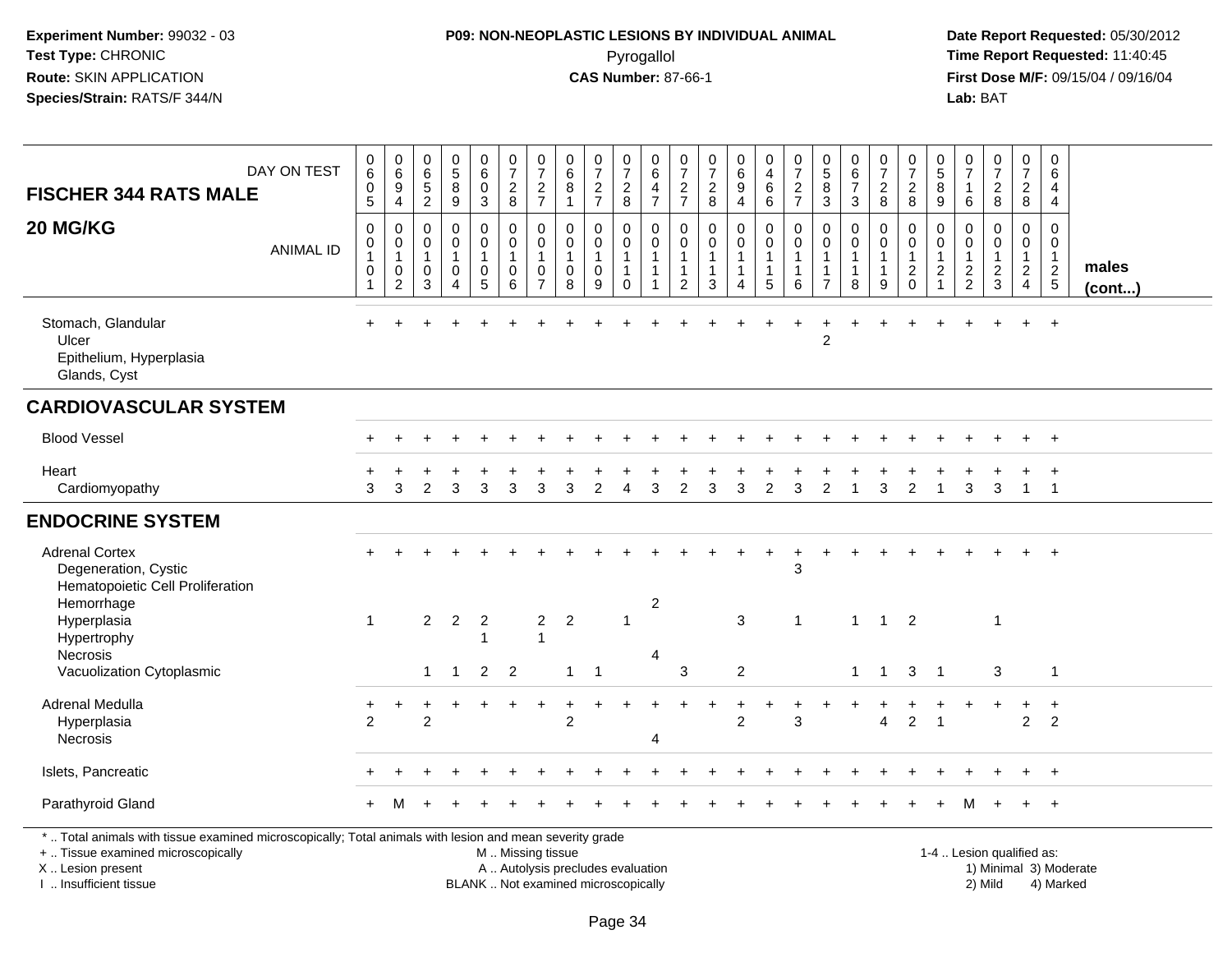Experiment Number: 99032 - 03
Test Type: CHRONIC
Route: SKIN APPLICATION
Species/Strain: RATS/F 344/N

**P09: NON-NEOPLASTIC LESIONS BY INDIVIDUAL ANIMAL**
Pyrogallol
**CAS Number:** 87-66-1

Date Report Requested: 05/30/2012
Time Report Requested: 11:40:45
First Dose M/F: 09/15/04 / 09/16/04
Lab: BAT

| FISCHER 344 RATS MALE 20 MG/KG | 0605 | 0694 | 0652 | 0589 | 0603 | 0728 | 0727 | 0681 | 0727 | 0728 | 0647 | 0727 | 0728 | 0694 | 0466 | 0727 | 0583 | 0673 | 0728 | 0728 | 0589 | 0716 | 0728 | 0728 | 0644 | |
|---|---|---|---|---|---|---|---|---|---|---|---|---|---|---|---|---|---|---|---|---|---|---|---|---|---|---|
| ANIMAL ID | 0010 1 | 0010 2 | 0010 3 | 0010 4 | 0010 5 | 0010 6 | 0010 7 | 0010 8 | 0010 9 | 0011 0 | 0011 1 | 0011 2 | 0011 3 | 0011 4 | 0011 5 | 0011 6 | 0011 7 | 0011 8 | 0011 9 | 0012 0 | 0012 1 | 0012 2 | 0012 3 | 0012 4 | 0012 5 | males (cont...) |
| Stomach, Glandular | + | + | + | + | + | + | + | + | + | + | + | + | + | + | + | + | + | + | + | + | + | + | + | + | + | |
| Ulcer | | | | | | | | | | | | | | | | | 2 | | | | | | | | | |
| Epithelium, Hyperplasia | | | | | | | | | | | | | | | | | | | | | | | | | | |
| Glands, Cyst | | | | | | | | | | | | | | | | | | | | | | | | | | |
| **CARDIOVASCULAR SYSTEM** | | | | | | | | | | | | | | | | | | | | | | | | | | |
| Blood Vessel | + | + | + | + | + | + | + | + | + | + | + | + | + | + | + | + | + | + | + | + | + | + | + | + | + | |
| Heart | + | + | + | + | + | + | + | + | + | + | + | + | + | + | + | + | + | + | + | + | + | + | + | + | + | |
| Cardiomyopathy | 3 | 3 | 2 | 3 | 3 | 3 | 3 | 3 | 2 | 4 | 3 | 2 | 3 | 3 | 2 | 3 | 2 | 1 | 3 | 2 | 1 | 3 | 3 | 1 | 1 | |
| **ENDOCRINE SYSTEM** | | | | | | | | | | | | | | | | | | | | | | | | | | |
| Adrenal Cortex | + | + | + | + | + | + | + | + | + | + | + | + | + | + | + | + | + | + | + | + | + | + | + | + | + | |
| Degeneration, Cystic | | | | | | | | | | | | | | | | 3 | | | | | | | | | | |
| Hematopoietic Cell Proliferation | | | | | | | | | | | | | | | | | | | | | | | | | | |
| Hemorrhage | | | | | | | | | | | 2 | | | | | | | | | | | | | | | |
| Hyperplasia | 1 | | 2 | 2 | 2 | | 2 | 2 | | 1 | | | | 3 | | 1 | | 1 | 1 | 2 | | | 1 | | | |
| Hypertrophy | | | | | 1 | | 1 | | | | | | | | | | | | | | | | | | | |
| Necrosis | | | | | | | | | | | 4 | | | | | | | | | | | | | | | |
| Vacuolization Cytoplasmic | | | 1 | 1 | 2 | 2 | | 1 | 1 | | | 3 | | 2 | | | | 1 | 1 | 3 | 1 | | 3 | | 1 | |
| Adrenal Medulla | + | + | + | + | + | + | + | + | + | + | + | + | + | + | + | + | + | + | + | + | + | + | + | + | + | |
| Hyperplasia | 2 | | 2 | | | | | 2 | | | | | | 2 | | 3 | | | 4 | 2 | 1 | | | 2 | 2 | |
| Necrosis | | | | | | | | | | | 4 | | | | | | | | | | | | | | | |
| Islets, Pancreatic | + | + | + | + | + | + | + | + | + | + | + | + | + | + | + | + | + | + | + | + | + | + | + | + | + | |
| Parathyroid Gland | + | M | + | + | + | + | + | + | + | + | + | + | + | + | + | + | + | + | + | + | + | M | + | + | + | |

\* .. Total animals with tissue examined microscopically; Total animals with lesion and mean severity grade
+ .. Tissue examined microscopically
X .. Lesion present
I .. Insufficient tissue
M .. Missing tissue
A .. Autolysis precludes evaluation
BLANK .. Not examined microscopically
1-4 .. Lesion qualified as: 1) Minimal 2) Mild 3) Moderate 4) Marked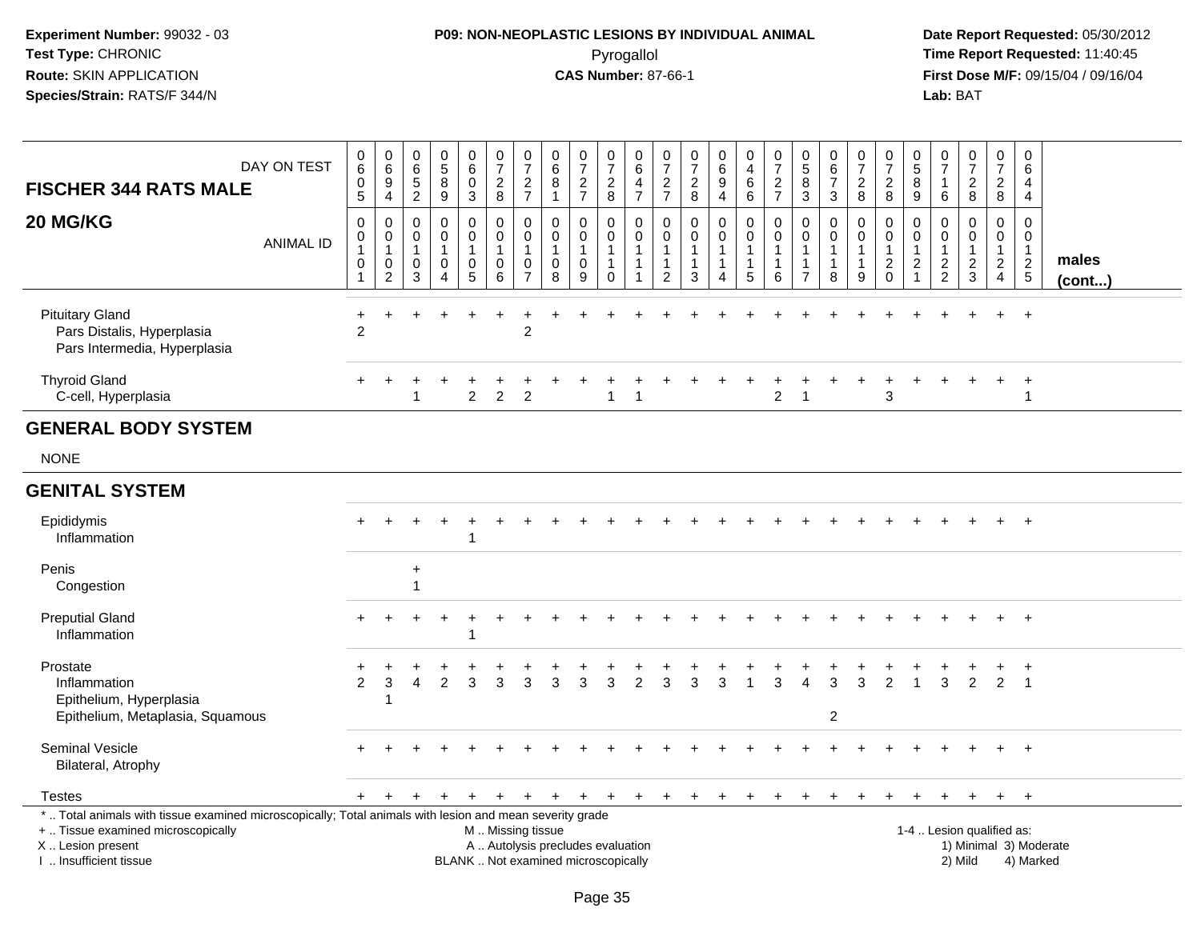**Experiment Number:** 99032 - 03
**Test Type:** CHRONIC
**Route:** SKIN APPLICATION
**Species/Strain:** RATS/F 344/N

**P09: NON-NEOPLASTIC LESIONS BY INDIVIDUAL ANIMAL**
Pyrogallol
**CAS Number:** 87-66-1

**Date Report Requested:** 05/30/2012
**Time Report Requested:** 11:40:45
**First Dose M/F:** 09/15/04 / 09/16/04
**Lab:** BAT

| FISCHER 344 RATS MALE — DAY ON TEST | 0605 | 0694 | 0652 | 0589 | 0603 | 0728 | 0727 | 0681 | 0727 | 0728 | 0647 | 0727 | 0728 | 0694 | 0466 | 0727 | 0583 | 0673 | 0728 | 0728 | 0589 | 0716 | 0728 | 0728 | 0644 | |
|---|---|---|---|---|---|---|---|---|---|---|---|---|---|---|---|---|---|---|---|---|---|---|---|---|---|---|
| **20 MG/KG** — ANIMAL ID | 00101 | 00102 | 00103 | 00104 | 00105 | 00106 | 00107 | 00108 | 00109 | 00110 | 00111 | 00112 | 00113 | 00114 | 00115 | 00116 | 00117 | 00118 | 00119 | 00120 | 00121 | 00122 | 00123 | 00124 | 00125 | **males (cont...)** |
| Pituitary Gland | + | + | + | + | + | + | + | + | + | + | + | + | + | + | + | + | + | + | + | + | + | + | + | + | + | |
| Pars Distalis, Hyperplasia | 2 | | | | | | 2 | | | | | | | | | | | | | | | | | | | |
| Pars Intermedia, Hyperplasia | | | | | | | | | | | | | | | | | | | | | | | | | | |
| Thyroid Gland | + | + | + | + | + | + | + | + | + | + | + | + | + | + | + | + | + | + | + | + | + | + | + | + | + | |
| C-cell, Hyperplasia | | | 1 | | 2 | 2 | 2 | | | 1 | 1 | | | | | 2 | 1 | | | 3 | | | | | 1 | |
| **GENERAL BODY SYSTEM** | | | | | | | | | | | | | | | | | | | | | | | | | | |
| NONE | | | | | | | | | | | | | | | | | | | | | | | | | | |
| **GENITAL SYSTEM** | | | | | | | | | | | | | | | | | | | | | | | | | | |
| Epididymis | + | + | + | + | + | + | + | + | + | + | + | + | + | + | + | + | + | + | + | + | + | + | + | + | + | |
| Inflammation | | | | | 1 | | | | | | | | | | | | | | | | | | | | | |
| Penis | | | + | | | | | | | | | | | | | | | | | | | | | | | |
| Congestion | | | 1 | | | | | | | | | | | | | | | | | | | | | | | |
| Preputial Gland | + | + | + | + | + | + | + | + | + | + | + | + | + | + | + | + | + | + | + | + | + | + | + | + | + | |
| Inflammation | | | | | 1 | | | | | | | | | | | | | | | | | | | | | |
| Prostate | + | + | + | + | + | + | + | + | + | + | + | + | + | + | + | + | + | + | + | + | + | + | + | + | + | |
| Inflammation | 2 | 3 | 4 | 2 | 3 | 3 | 3 | 3 | 3 | 3 | 2 | 3 | 3 | 3 | 1 | 3 | 4 | 3 | 3 | 2 | 1 | 3 | 2 | 2 | 1 | |
| Epithelium, Hyperplasia | | 1 | | | | | | | | | | | | | | | | | | | | | | | | |
| Epithelium, Metaplasia, Squamous | | | | | | | | | | | | | | | | | | 2 | | | | | | | | |
| Seminal Vesicle | + | + | + | + | + | + | + | + | + | + | + | + | + | + | + | + | + | + | + | + | + | + | + | + | + | |
| Bilateral, Atrophy | | | | | | | | | | | | | | | | | | | | | | | | | | |
| Testes | + | + | + | + | + | + | + | + | + | + | + | + | + | + | + | + | + | + | + | + | + | + | + | + | + | |

* .. Total animals with tissue examined microscopically; Total animals with lesion and mean severity grade
+ .. Tissue examined microscopically
X .. Lesion present
I .. Insufficient tissue

M .. Missing tissue
A .. Autolysis precludes evaluation
BLANK .. Not examined microscopically

1-4 .. Lesion qualified as:
1) Minimal 3) Moderate
2) Mild 4) Marked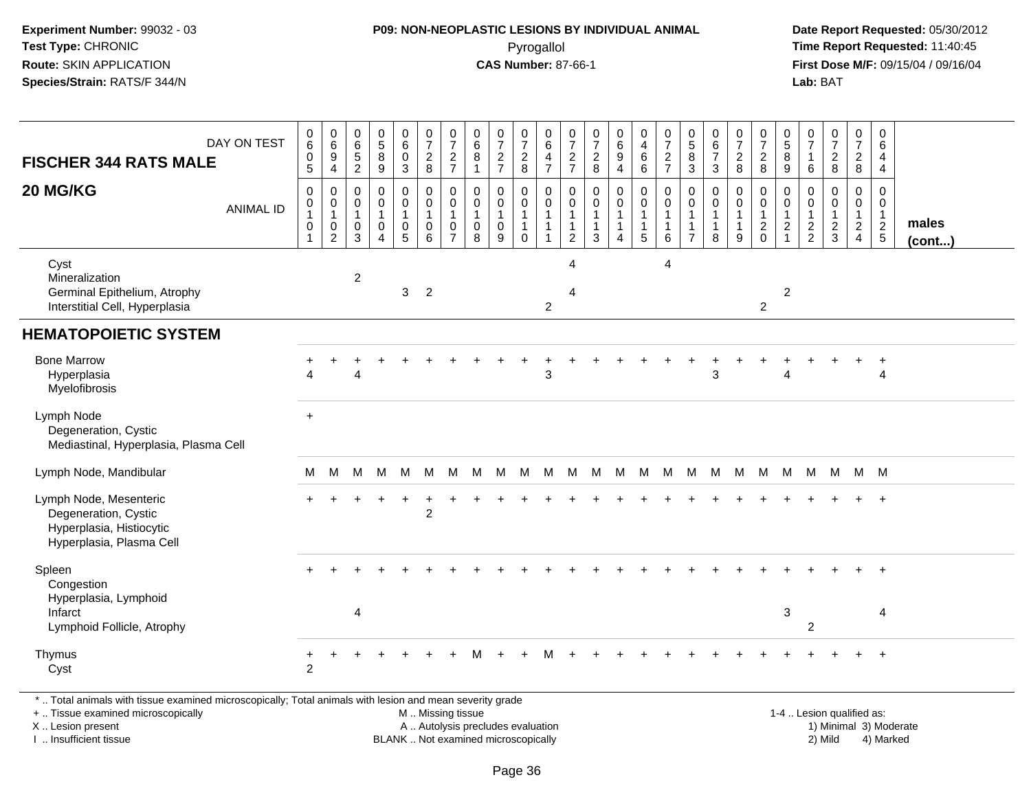Experiment Number: 99032 - 03
Test Type: CHRONIC
Route: SKIN APPLICATION
Species/Strain: RATS/F 344/N

**P09: NON-NEOPLASTIC LESIONS BY INDIVIDUAL ANIMAL**
Pyrogallol
**CAS Number:** 87-66-1

Date Report Requested: 05/30/2012
Time Report Requested: 11:40:45
First Dose M/F: 09/15/04 / 09/16/04
Lab: BAT

| FISCHER 344 RATS MALE 20 MG/KG — DAY ON TEST | 0605 | 0694 | 0652 | 0589 | 0603 | 0728 | 0727 | 0681 | 0727 | 0728 | 0647 | 0727 | 0728 | 0694 | 0466 | 0727 | 0583 | 0673 | 0728 | 0728 | 0589 | 0716 | 0728 | 0728 | 0644 | |
|---|---|---|---|---|---|---|---|---|---|---|---|---|---|---|---|---|---|---|---|---|---|---|---|---|---|---|
| ANIMAL ID | 00101 | 00102 | 00103 | 00104 | 00105 | 00106 | 00107 | 00108 | 00109 | 00110 | 00111 | 00112 | 00113 | 00114 | 00115 | 00116 | 00117 | 00118 | 00119 | 00120 | 00121 | 00122 | 00123 | 00124 | 00125 | males (cont...) |
| Cyst | | | | | | | | | | | | 4 | | | | 4 | | | | | | | | | | |
| Mineralization | | | 2 | | | | | | | | | | | | | | | | | | | | | | | |
| Germinal Epithelium, Atrophy | | | | | 3 | 2 | | | | | | 4 | | | | | | | | | 2 | | | | | |
| Interstitial Cell, Hyperplasia | | | | | | | | | | | 2 | | | | | | | | | 2 | | | | | | |
| **HEMATOPOIETIC SYSTEM** | | | | | | | | | | | | | | | | | | | | | | | | | | |
| Bone Marrow | + | + | + | + | + | + | + | + | + | + | + | + | + | + | + | + | + | + | + | + | + | + | + | + | + | |
| Hyperplasia | 4 | | 4 | | | | | | | | 3 | | | | | | | 3 | | | 4 | | | | 4 | |
| Myelofibrosis | | | | | | | | | | | | | | | | | | | | | | | | | | |
| Lymph Node | + | | | | | | | | | | | | | | | | | | | | | | | | | |
| Degeneration, Cystic | | | | | | | | | | | | | | | | | | | | | | | | | | |
| Mediastinal, Hyperplasia, Plasma Cell | | | | | | | | | | | | | | | | | | | | | | | | | | |
| Lymph Node, Mandibular | M | M | M | M | M | M | M | M | M | M | M | M | M | M | M | M | M | M | M | M | M | M | M | M | M | |
| Lymph Node, Mesenteric | + | + | + | + | + | + | + | + | + | + | + | + | + | + | + | + | + | + | + | + | + | + | + | + | + | |
| Degeneration, Cystic | | | | | | 2 | | | | | | | | | | | | | | | | | | | | |
| Hyperplasia, Histiocytic | | | | | | | | | | | | | | | | | | | | | | | | | | |
| Hyperplasia, Plasma Cell | | | | | | | | | | | | | | | | | | | | | | | | | | |
| Spleen | + | + | + | + | + | + | + | + | + | + | + | + | + | + | + | + | + | + | + | + | + | + | + | + | + | |
| Congestion | | | | | | | | | | | | | | | | | | | | | | | | | | |
| Hyperplasia, Lymphoid | | | | | | | | | | | | | | | | | | | | | | | | | | |
| Infarct | | | 4 | | | | | | | | | | | | | | | | | | 3 | | | | 4 | |
| Lymphoid Follicle, Atrophy | | | | | | | | | | | | | | | | | | | | | | 2 | | | | |
| Thymus | + | + | + | + | + | + | + | M | + | + | M | + | + | + | + | + | + | + | + | + | + | + | + | + | + | |
| Cyst | 2 | | | | | | | | | | | | | | | | | | | | | | | | | |

\* .. Total animals with tissue examined microscopically; Total animals with lesion and mean severity grade
+ .. Tissue examined microscopically
X .. Lesion present
I .. Insufficient tissue

M .. Missing tissue
A .. Autolysis precludes evaluation
BLANK .. Not examined microscopically

1-4 .. Lesion qualified as:
1) Minimal 3) Moderate
2) Mild 4) Marked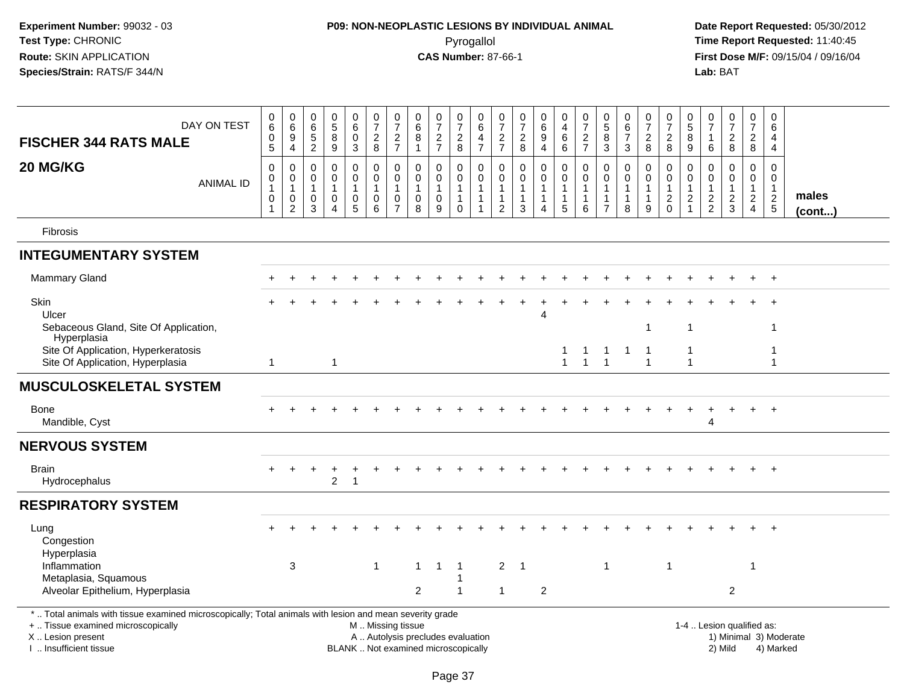**Experiment Number:** 99032 - 03
**Test Type:** CHRONIC
**Route:** SKIN APPLICATION
**Species/Strain:** RATS/F 344/N

**P09: NON-NEOPLASTIC LESIONS BY INDIVIDUAL ANIMAL**
Pyrogallol
**CAS Number:** 87-66-1

**Date Report Requested:** 05/30/2012
**Time Report Requested:** 11:40:45
**First Dose M/F:** 09/15/04 / 09/16/04
**Lab:** BAT

## FISCHER 344 RATS MALE — 20 MG/KG

| DAY ON TEST | 0605 | 0694 | 0652 | 0589 | 0603 | 0728 | 0727 | 0681 | 0727 | 0728 | 0647 | 0727 | 0728 | 0694 | 0466 | 0727 | 0583 | 0673 | 0728 | 0728 | 0589 | 0716 | 0728 | 0728 | 0644 | |
|---|---|---|---|---|---|---|---|---|---|---|---|---|---|---|---|---|---|---|---|---|---|---|---|---|---|---|
| ANIMAL ID | 0010 1 | 0010 2 | 0010 3 | 0010 4 | 0010 5 | 0010 6 | 0010 7 | 0010 8 | 0010 9 | 0011 0 | 0011 1 | 0011 2 | 0011 3 | 0011 4 | 0011 5 | 0011 6 | 0011 7 | 0011 8 | 0011 9 | 0012 0 | 0012 1 | 0012 2 | 0012 3 | 0012 4 | 0012 5 | males (cont...) |
| Fibrosis | | | | | | | | | | | | | | | | | | | | | | | | | | |
| **INTEGUMENTARY SYSTEM** | | | | | | | | | | | | | | | | | | | | | | | | | | |
| Mammary Gland | + | + | + | + | + | + | + | + | + | + | + | + | + | + | + | + | + | + | + | + | + | + | + | + | + | |
| Skin | + | + | + | + | + | + | + | + | + | + | + | + | + | + | + | + | + | + | + | + | + | + | + | + | + | |
| Ulcer | | | | | | | | | | | | | | 4 | | | | | | | | | | | | |
| Sebaceous Gland, Site Of Application, Hyperplasia | | | | | | | | | | | | | | | | | | | 1 | | 1 | | | | 1 | |
| Site Of Application, Hyperkeratosis | | | | | | | | | | | | | | | 1 | 1 | 1 | 1 | 1 | | 1 | | | | 1 | |
| Site Of Application, Hyperplasia | 1 | | | 1 | | | | | | | | | | | 1 | 1 | 1 | | 1 | | 1 | | | | 1 | |
| **MUSCULOSKELETAL SYSTEM** | | | | | | | | | | | | | | | | | | | | | | | | | | |
| Bone | + | + | + | + | + | + | + | + | + | + | + | + | + | + | + | + | + | + | + | + | + | + | + | + | + | |
| Mandible, Cyst | | | | | | | | | | | | | | | | | | | | | | 4 | | | | |
| **NERVOUS SYSTEM** | | | | | | | | | | | | | | | | | | | | | | | | | | |
| Brain | + | + | + | + | + | + | + | + | + | + | + | + | + | + | + | + | + | + | + | + | + | + | + | + | + | |
| Hydrocephalus | | | | 2 | 1 | | | | | | | | | | | | | | | | | | | | | |
| **RESPIRATORY SYSTEM** | | | | | | | | | | | | | | | | | | | | | | | | | | |
| Lung | + | + | + | + | + | + | + | + | + | + | + | + | + | + | + | + | + | + | + | + | + | + | + | + | + | |
| Congestion | | | | | | | | | | | | | | | | | | | | | | | | | | |
| Hyperplasia | | | | | | | | | | | | | | | | | | | | | | | | | | |
| Inflammation | | 3 | | | | 1 | | 1 | 1 | 1 | | 2 | 1 | | | | 1 | | | 1 | | | | 1 | | |
| Metaplasia, Squamous | | | | | | | | | | 1 | | | | | | | | | | | | | | | | |
| Alveolar Epithelium, Hyperplasia | | | | | | | | 2 | | 1 | | 1 | | 2 | | | | | | | | | 2 | | | |

\* .. Total animals with tissue examined microscopically; Total animals with lesion and mean severity grade
+ .. Tissue examined microscopically
X .. Lesion present
I .. Insufficient tissue
M .. Missing tissue
A .. Autolysis precludes evaluation
BLANK .. Not examined microscopically
1-4 .. Lesion qualified as: 1) Minimal 2) Mild 3) Moderate 4) Marked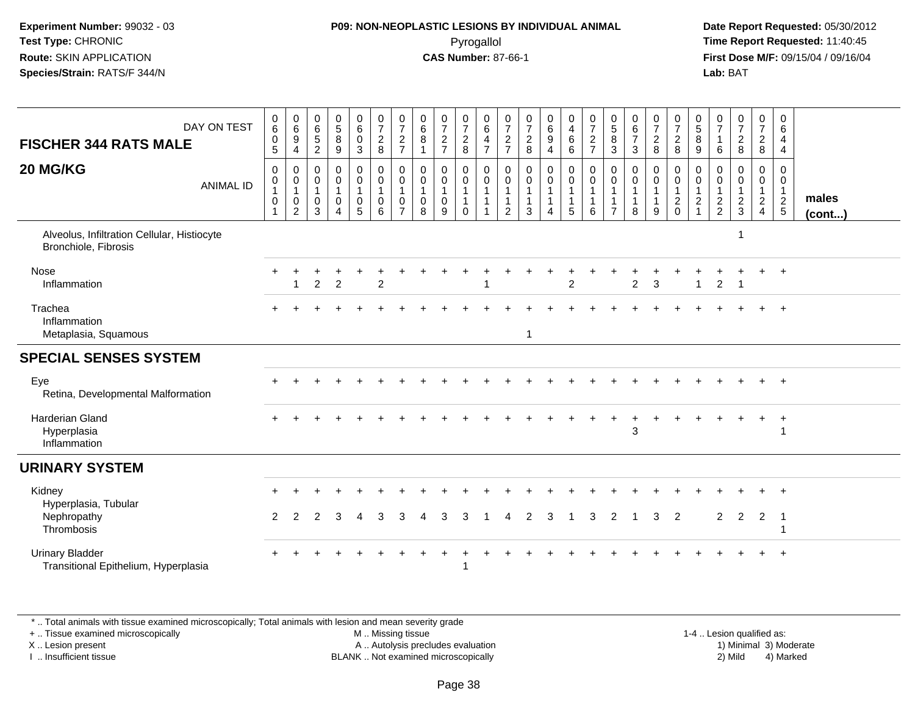**Experiment Number:** 99032 - 03
**Test Type:** CHRONIC
**Route:** SKIN APPLICATION
**Species/Strain:** RATS/F 344/N

**P09: NON-NEOPLASTIC LESIONS BY INDIVIDUAL ANIMAL**
Pyrogallol
**CAS Number:** 87-66-1

**Date Report Requested:** 05/30/2012
**Time Report Requested:** 11:40:45
**First Dose M/F:** 09/15/04 / 09/16/04
**Lab:** BAT

| FISCHER 344 RATS MALE 20 MG/KG | 0605 | 0694 | 0652 | 0589 | 0603 | 0728 | 0727 | 0681 | 0727 | 0728 | 0647 | 0727 | 0728 | 0694 | 0466 | 0727 | 0583 | 0673 | 0728 | 0728 | 0589 | 0716 | 0728 | 0728 | 0644 | |
|---|---|---|---|---|---|---|---|---|---|---|---|---|---|---|---|---|---|---|---|---|---|---|---|---|---|---|
| ANIMAL ID | 0010 1 | 0010 2 | 0010 3 | 0010 4 | 0010 5 | 0010 6 | 0010 7 | 0010 8 | 0010 9 | 0011 0 | 0011 1 | 0011 2 | 0011 3 | 0011 4 | 0011 5 | 0011 6 | 0011 7 | 0011 8 | 0011 9 | 0012 0 | 0012 1 | 0012 2 | 0012 3 | 0012 4 | 0012 5 | males (cont...) |
| Alveolus, Infiltration Cellular, Histiocyte | | | | | | | | | | | | | | | | | | | | | | | 1 | | | |
| Bronchiole, Fibrosis | | | | | | | | | | | | | | | | | | | | | | | | | | |
| Nose | + | + | + | + | + | + | + | + | + | + | + | + | + | + | + | + | + | + | + | + | + | + | + | + | + | |
| Inflammation | | 1 | 2 | 2 | | 2 | | | | | 1 | | | | 2 | | | 2 | 3 | | 1 | 2 | 1 | | | |
| Trachea | + | + | + | + | + | + | + | + | + | + | + | + | + | + | + | + | + | + | + | + | + | + | + | + | + | |
| Inflammation | | | | | | | | | | | | | | | | | | | | | | | | | | |
| Metaplasia, Squamous | | | | | | | | | | | | | 1 | | | | | | | | | | | | | |
| **SPECIAL SENSES SYSTEM** | | | | | | | | | | | | | | | | | | | | | | | | | | |
| Eye | + | + | + | + | + | + | + | + | + | + | + | + | + | + | + | + | + | + | + | + | + | + | + | + | + | |
| Retina, Developmental Malformation | | | | | | | | | | | | | | | | | | | | | | | | | | |
| Harderian Gland | + | + | + | + | + | + | + | + | + | + | + | + | + | + | + | + | + | + | + | + | + | + | + | + | + | |
| Hyperplasia | | | | | | | | | | | | | | | | | | 3 | | | | | | | 1 | |
| Inflammation | | | | | | | | | | | | | | | | | | | | | | | | | | |
| **URINARY SYSTEM** | | | | | | | | | | | | | | | | | | | | | | | | | | |
| Kidney | + | + | + | + | + | + | + | + | + | + | + | + | + | + | + | + | + | + | + | + | + | + | + | + | + | |
| Hyperplasia, Tubular | | | | | | | | | | | | | | | | | | | | | | | | | | |
| Nephropathy | 2 | 2 | 2 | 3 | 4 | 3 | 3 | 4 | 3 | 3 | 1 | 4 | 2 | 3 | 1 | 3 | 2 | 1 | 3 | 2 | | 2 | 2 | 2 | 1 | |
| Thrombosis | | | | | | | | | | | | | | | | | | | | | | | | | 1 | |
| Urinary Bladder | + | + | + | + | + | + | + | + | + | + | + | + | + | + | + | + | + | + | + | + | + | + | + | + | + | |
| Transitional Epithelium, Hyperplasia | | | | | | | | | | 1 | | | | | | | | | | | | | | | | |

\* .. Total animals with tissue examined microscopically; Total animals with lesion and mean severity grade
\+ .. Tissue examined microscopically
X .. Lesion present
I .. Insufficient tissue

M .. Missing tissue
A .. Autolysis precludes evaluation
BLANK .. Not examined microscopically

1-4 .. Lesion qualified as:
1) Minimal 3) Moderate
2) Mild 4) Marked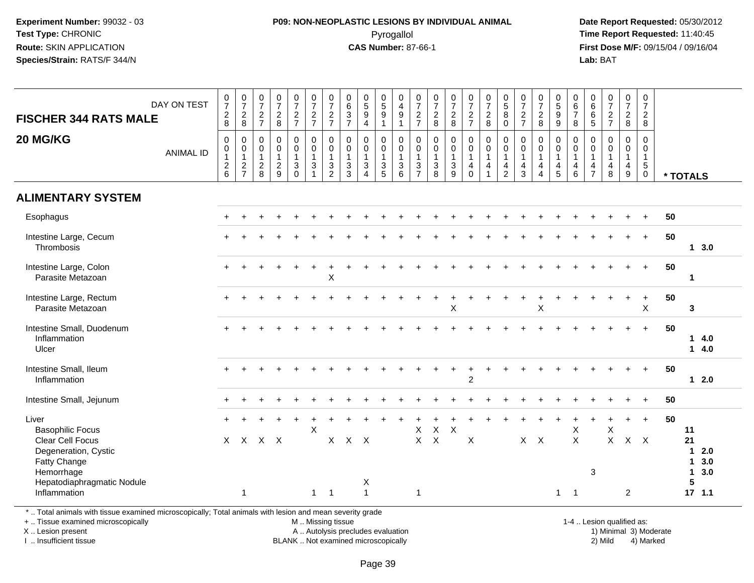Experiment Number: 99032 - 03
Test Type: CHRONIC
Route: SKIN APPLICATION
Species/Strain: RATS/F 344/N

**P09: NON-NEOPLASTIC LESIONS BY INDIVIDUAL ANIMAL**
Pyrogallol
**CAS Number:** 87-66-1

Date Report Requested: 05/30/2012
Time Report Requested: 11:40:45
First Dose M/F: 09/15/04 / 09/16/04
Lab: BAT

**FISCHER 344 RATS MALE**

**20 MG/KG**

| DAY ON TEST | 0728 | 0728 | 0727 | 0728 | 0727 | 0727 | 0727 | 0637 | 0594 | 0591 | 0491 | 0727 | 0728 | 0728 | 0727 | 0728 | 0580 | 0727 | 0728 | 0599 | 0678 | 0665 | 0727 | 0728 | 0728 | |
|---|---|---|---|---|---|---|---|---|---|---|---|---|---|---|---|---|---|---|---|---|---|---|---|---|---|---|
| ANIMAL ID | 00126 | 00127 | 00128 | 00129 | 00130 | 00131 | 00132 | 00133 | 00134 | 00135 | 00136 | 00137 | 00138 | 00139 | 00140 | 00141 | 00142 | 00143 | 00144 | 00145 | 00146 | 00147 | 00148 | 00149 | 00150 | * TOTALS |
| **ALIMENTARY SYSTEM** | | | | | | | | | | | | | | | | | | | | | | | | | | |
| Esophagus | + | + | + | + | + | + | + | + | + | + | + | + | + | + | + | + | + | + | + | + | + | + | + | + | + | 50 |
| Intestine Large, Cecum | + | + | + | + | + | + | + | + | + | + | + | + | + | + | + | + | + | + | + | + | + | + | + | + | + | 50 |
| Thrombosis | | | | | | | | | | | | | | | | | | | | | | | | | | 1 3.0 |
| Intestine Large, Colon | + | + | + | + | + | + | + | + | + | + | + | + | + | + | + | + | + | + | + | + | + | + | + | + | + | 50 |
| Parasite Metazoan | | | | | | | X | | | | | | | | | | | | | | | | | | | 1 |
| Intestine Large, Rectum | + | + | + | + | + | + | + | + | + | + | + | + | + | + | + | + | + | + | + | + | + | + | + | + | + | 50 |
| Parasite Metazoan | | | | | | | | | | | | | | X | | | | | X | | | | | | X | 3 |
| Intestine Small, Duodenum | + | + | + | + | + | + | + | + | + | + | + | + | + | + | + | + | + | + | + | + | + | + | + | + | + | 50 |
| Inflammation | | | | | | | | | | | | | | | | | | | | | | | | | | 1 4.0 |
| Ulcer | | | | | | | | | | | | | | | | | | | | | | | | | | 1 4.0 |
| Intestine Small, Ileum | + | + | + | + | + | + | + | + | + | + | + | + | + | + | + | + | + | + | + | + | + | + | + | + | + | 50 |
| Inflammation | | | | | | | | | | | | | | | 2 | | | | | | | | | | | 1 2.0 |
| Intestine Small, Jejunum | + | + | + | + | + | + | + | + | + | + | + | + | + | + | + | + | + | + | + | + | + | + | + | + | + | 50 |
| Liver | + | + | + | + | + | + | + | + | + | + | + | + | + | + | + | + | + | + | + | + | + | + | + | + | + | 50 |
| Basophilic Focus | | | | | | X | | | | | | X | X | X | | | | | | | X | | X | | | 11 |
| Clear Cell Focus | X | X | X | X | | | X | X | X | | | X | X | | X | | | X | X | | X | | X | X | X | 21 |
| Degeneration, Cystic | | | | | | | | | | | | | | | | | | | | | | | | | | 1 2.0 |
| Fatty Change | | | | | | | | | | | | | | | | | | | | | | | | | | 1 3.0 |
| Hemorrhage | | | | | | | | | | | | | | | | | | | | | | 3 | | | | 1 3.0 |
| Hepatodiaphragmatic Nodule | | | | | | | | | X | | | | | | | | | | | | | | | | | 5 |
| Inflammation | | 1 | | | | 1 | 1 | | 1 | | | 1 | | | | | | | | 1 | 1 | | | 2 | | 17 1.1 |

\* .. Total animals with tissue examined microscopically; Total animals with lesion and mean severity grade
\+ .. Tissue examined microscopically
X .. Lesion present
I .. Insufficient tissue

M .. Missing tissue
A .. Autolysis precludes evaluation
BLANK .. Not examined microscopically

1-4 .. Lesion qualified as:
1) Minimal 3) Moderate
2) Mild 4) Marked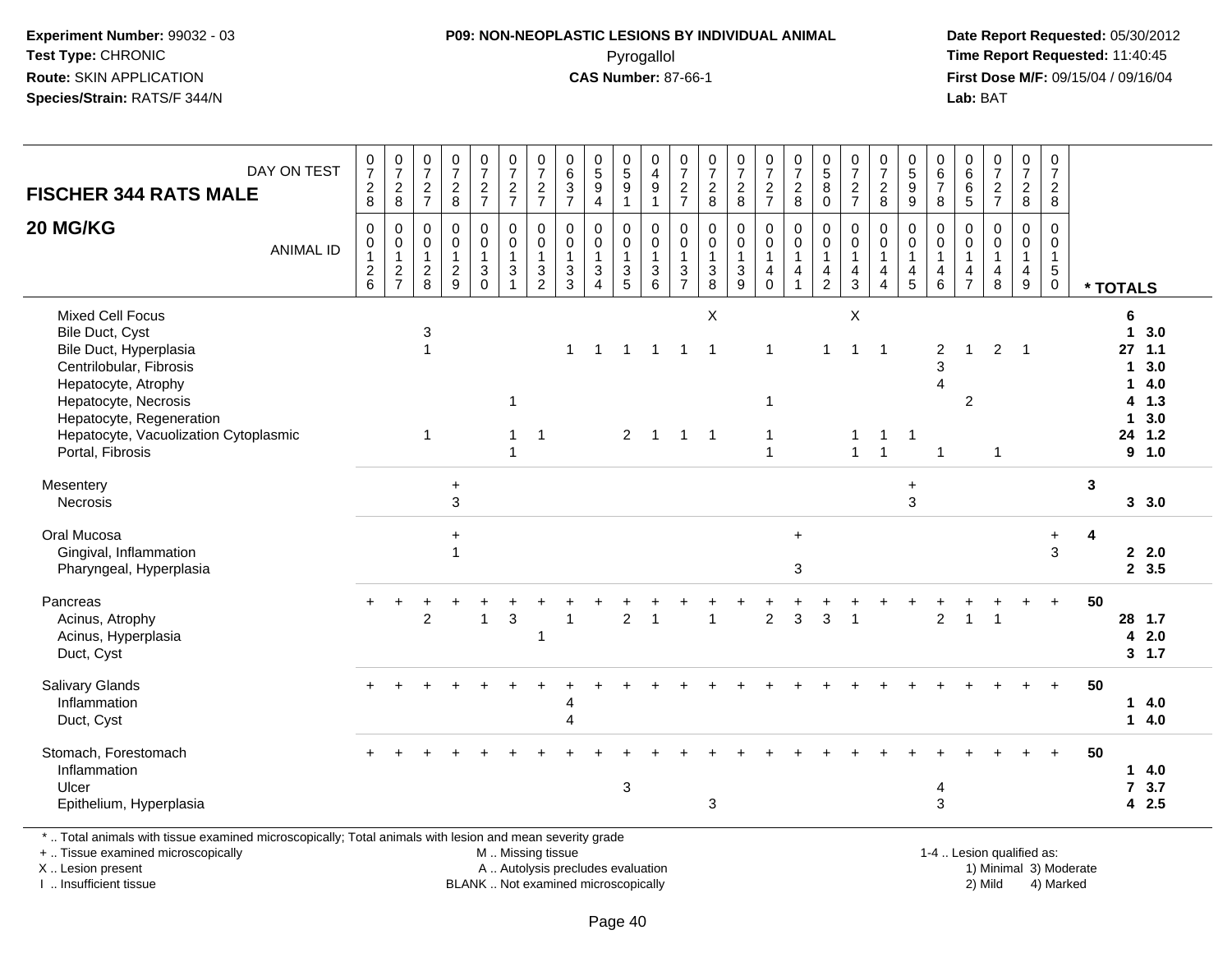**Experiment Number:** 99032 - 03
**Test Type:** CHRONIC
**Route:** SKIN APPLICATION
**Species/Strain:** RATS/F 344/N

**P09: NON-NEOPLASTIC LESIONS BY INDIVIDUAL ANIMAL**
Pyrogallol
**CAS Number:** 87-66-1

**Date Report Requested:** 05/30/2012
**Time Report Requested:** 11:40:45
**First Dose M/F:** 09/15/04 / 09/16/04
**Lab:** BAT

**FISCHER 344 RATS MALE**

**20 MG/KG**

| DAY ON TEST | 0728 | 0728 | 0727 | 0728 | 0727 | 0727 | 0727 | 0637 | 0594 | 0591 | 0491 | 0727 | 0728 | 0728 | 0727 | 0728 | 0580 | 0727 | 0728 | 0599 | 0678 | 0665 | 0727 | 0728 | 0728 | |
|---|---|---|---|---|---|---|---|---|---|---|---|---|---|---|---|---|---|---|---|---|---|---|---|---|---|---|
| ANIMAL ID | 0126 | 0127 | 0128 | 0129 | 0130 | 0131 | 0132 | 0133 | 0134 | 0135 | 0136 | 0137 | 0138 | 0139 | 0140 | 0141 | 0142 | 0143 | 0144 | 0145 | 0146 | 0147 | 0148 | 0149 | 0150 | * TOTALS |
| Mixed Cell Focus | | | | | | | | | | | | | X | | | | | X | | | | | | | | 6 |
| Bile Duct, Cyst | | | 3 | | | | | | | | | | | | | | | | | | | | | | | 1 3.0 |
| Bile Duct, Hyperplasia | | | 1 | | | | | 1 | 1 | 1 | 1 | 1 | 1 | | 1 | | 1 | 1 | 1 | | 2 | 1 | 2 | 1 | | 27 1.1 |
| Centrilobular, Fibrosis | | | | | | | | | | | | | | | | | | | | | 3 | | | | | 1 3.0 |
| Hepatocyte, Atrophy | | | | | | | | | | | | | | | | | | | | | 4 | | | | | 1 4.0 |
| Hepatocyte, Necrosis | | | | | | 1 | | | | | | | | | 1 | | | | | | | 2 | | | | 4 1.3 |
| Hepatocyte, Regeneration | | | | | | | | | | | | | | | | | | | | | | | | | | 1 3.0 |
| Hepatocyte, Vacuolization Cytoplasmic | | | 1 | | | 1 | 1 | | | 2 | 1 | 1 | 1 | | 1 | | | 1 | 1 | 1 | | | | | | 24 1.2 |
| Portal, Fibrosis | | | | | | 1 | | | | | | | | | 1 | | | 1 | 1 | | 1 | | 1 | | | 9 1.0 |
| Mesentery | | | | + | | | | | | | | | | | | | | | | + | | | | | | 3 |
| Necrosis | | | | 3 | | | | | | | | | | | | | | | | 3 | | | | | | 3 3.0 |
| Oral Mucosa | | | | + | | | | | | | | | | | | + | | | | | | | | | + | 4 |
| Gingival, Inflammation | | | | 1 | | | | | | | | | | | | | | | | | | | | | 3 | 2 2.0 |
| Pharyngeal, Hyperplasia | | | | | | | | | | | | | | | | 3 | | | | | | | | | | 2 3.5 |
| Pancreas | + | + | + | + | + | + | + | + | + | + | + | + | + | + | + | + | + | + | + | + | + | + | + | + | + | 50 |
| Acinus, Atrophy | | | 2 | | 1 | 3 | | 1 | | 2 | 1 | | 1 | | 2 | 3 | 3 | 1 | | | 2 | 1 | 1 | | | 28 1.7 |
| Acinus, Hyperplasia | | | | | | | 1 | | | | | | | | | | | | | | | | | | | 4 2.0 |
| Duct, Cyst | | | | | | | | | | | | | | | | | | | | | | | | | | 3 1.7 |
| Salivary Glands | + | + | + | + | + | + | + | + | + | + | + | + | + | + | + | + | + | + | + | + | + | + | + | + | + | 50 |
| Inflammation | | | | | | | | 4 | | | | | | | | | | | | | | | | | | 1 4.0 |
| Duct, Cyst | | | | | | | | 4 | | | | | | | | | | | | | | | | | | 1 4.0 |
| Stomach, Forestomach | + | + | + | + | + | + | + | + | + | + | + | + | + | + | + | + | + | + | + | + | + | + | + | + | + | 50 |
| Inflammation | | | | | | | | | | | | | | | | | | | | | | | | | | 1 4.0 |
| Ulcer | | | | | | | | | | 3 | | | | | | | | | | | 4 | | | | | 7 3.7 |
| Epithelium, Hyperplasia | | | | | | | | | | | | | 3 | | | | | | | | 3 | | | | | 4 2.5 |

* .. Total animals with tissue examined microscopically; Total animals with lesion and mean severity grade
+ .. Tissue examined microscopically
X .. Lesion present
I .. Insufficient tissue

M .. Missing tissue
A .. Autolysis precludes evaluation
BLANK .. Not examined microscopically

1-4 .. Lesion qualified as:
1) Minimal 3) Moderate
2) Mild 4) Marked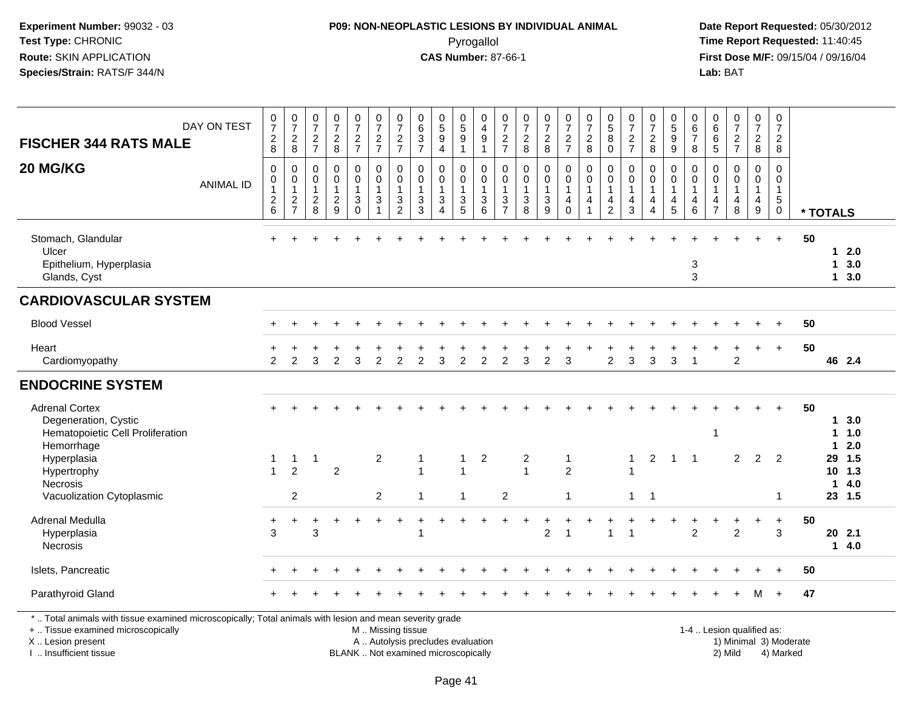**Experiment Number:** 99032 - 03
**Test Type:** CHRONIC
**Route:** SKIN APPLICATION
**Species/Strain:** RATS/F 344/N

**P09: NON-NEOPLASTIC LESIONS BY INDIVIDUAL ANIMAL**
Pyrogallol
**CAS Number:** 87-66-1

**Date Report Requested:** 05/30/2012
**Time Report Requested:** 11:40:45
**First Dose M/F:** 09/15/04 / 09/16/04
**Lab:** BAT

| FISCHER 344 RATS MALE — DAY ON TEST | 0728 | 0728 | 0727 | 0728 | 0727 | 0727 | 0727 | 0637 | 0594 | 0591 | 0491 | 0727 | 0728 | 0728 | 0727 | 0728 | 0580 | 0727 | 0728 | 0599 | 0678 | 0665 | 0727 | 0728 | 0728 | |
|---|---|---|---|---|---|---|---|---|---|---|---|---|---|---|---|---|---|---|---|---|---|---|---|---|---|---|
| **20 MG/KG** — ANIMAL ID | 0126 | 0127 | 0128 | 0129 | 0130 | 0131 | 0132 | 0133 | 0134 | 0135 | 0136 | 0137 | 0138 | 0139 | 0140 | 0141 | 0142 | 0143 | 0144 | 0145 | 0146 | 0147 | 0148 | 0149 | 0150 | * TOTALS |
| Stomach, Glandular | + | + | + | + | + | + | + | + | + | + | + | + | + | + | + | + | + | + | + | + | + | + | + | + | + | 50 |
| Ulcer | | | | | | | | | | | | | | | | | | | | | | | | | | 1 2.0 |
| Epithelium, Hyperplasia | | | | | | | | | | | | | | | | | | | | | 3 | | | | | 1 3.0 |
| Glands, Cyst | | | | | | | | | | | | | | | | | | | | | 3 | | | | | 1 3.0 |
| **CARDIOVASCULAR SYSTEM** | | | | | | | | | | | | | | | | | | | | | | | | | | |
| Blood Vessel | + | + | + | + | + | + | + | + | + | + | + | + | + | + | + | + | + | + | + | + | + | + | + | + | + | 50 |
| Heart | + | + | + | + | + | + | + | + | + | + | + | + | + | + | + | + | + | + | + | + | + | + | + | + | + | 50 |
| Cardiomyopathy | 2 | 2 | 3 | 2 | 3 | 2 | 2 | 2 | 3 | 2 | 2 | 2 | 3 | 2 | 3 | | 2 | 3 | 3 | 3 | 1 | | 2 | | | 46 2.4 |
| **ENDOCRINE SYSTEM** | | | | | | | | | | | | | | | | | | | | | | | | | | |
| Adrenal Cortex | + | + | + | + | + | + | + | + | + | + | + | + | + | + | + | + | + | + | + | + | + | + | + | + | + | 50 |
| Degeneration, Cystic | | | | | | | | | | | | | | | | | | | | | | | | | | 1 3.0 |
| Hematopoietic Cell Proliferation | | | | | | | | | | | | | | | | | | | | | | 1 | | | | 1 1.0 |
| Hemorrhage | | | | | | | | | | | | | | | | | | | | | | | | | | 1 2.0 |
| Hyperplasia | 1 | 1 | 1 | | | 2 | | 1 | | 1 | 2 | | 2 | | 1 | | | 1 | 2 | 1 | 1 | | 2 | 2 | 2 | 29 1.5 |
| Hypertrophy | 1 | 2 | | 2 | | | | 1 | | 1 | | | 1 | | 2 | | | 1 | | | | | | | | 10 1.3 |
| Necrosis | | | | | | | | | | | | | | | | | | | | | | | | | | 1 4.0 |
| Vacuolization Cytoplasmic | | 2 | | | | 2 | | 1 | | 1 | | 2 | | | 1 | | | 1 | 1 | | | | | | 1 | 23 1.5 |
| Adrenal Medulla | + | + | + | + | + | + | + | + | + | + | + | + | + | + | + | + | + | + | + | + | + | + | + | + | + | 50 |
| Hyperplasia | 3 | | 3 | | | | | 1 | | | | | | 2 | 1 | | 1 | 1 | | | 2 | | 2 | | 3 | 20 2.1 |
| Necrosis | | | | | | | | | | | | | | | | | | | | | | | | | | 1 4.0 |
| Islets, Pancreatic | + | + | + | + | + | + | + | + | + | + | + | + | + | + | + | + | + | + | + | + | + | + | + | + | + | 50 |
| Parathyroid Gland | + | + | + | + | + | + | + | + | + | + | + | + | + | + | + | + | + | + | + | + | + | + | + | M | + | 47 |

* .. Total animals with tissue examined microscopically; Total animals with lesion and mean severity grade
+ .. Tissue examined microscopically
X .. Lesion present
I .. Insufficient tissue

M .. Missing tissue
A .. Autolysis precludes evaluation
BLANK .. Not examined microscopically

1-4 .. Lesion qualified as:
1) Minimal 3) Moderate
2) Mild 4) Marked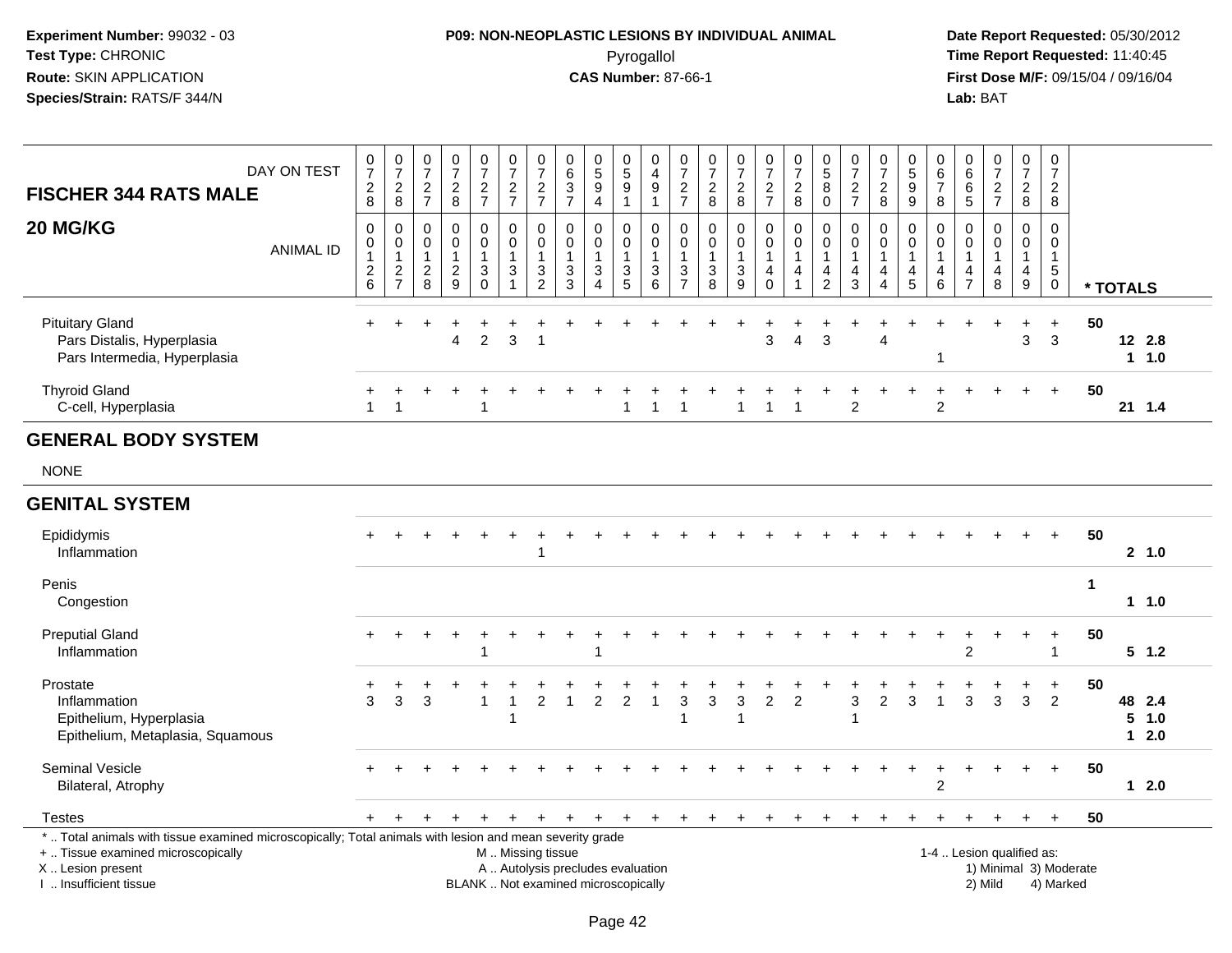**Experiment Number:** 99032 - 03
**Test Type:** CHRONIC
**Route:** SKIN APPLICATION
**Species/Strain:** RATS/F 344/N

**P09: NON-NEOPLASTIC LESIONS BY INDIVIDUAL ANIMAL**
Pyrogallol
**CAS Number:** 87-66-1

**Date Report Requested:** 05/30/2012
**Time Report Requested:** 11:40:45
**First Dose M/F:** 09/15/04 / 09/16/04
**Lab:** BAT

## FISCHER 344 RATS MALE — 20 MG/KG

| DAY ON TEST | 0728 | 0728 | 0727 | 0728 | 0727 | 0727 | 0727 | 0637 | 0594 | 0591 | 0491 | 0727 | 0728 | 0728 | 0727 | 0728 | 0580 | 0727 | 0728 | 0599 | 0678 | 0665 | 0727 | 0728 | 0728 | |
|---|---|---|---|---|---|---|---|---|---|---|---|---|---|---|---|---|---|---|---|---|---|---|---|---|---|---|
| **ANIMAL ID** | 0126 | 0127 | 0128 | 0129 | 0130 | 0131 | 0132 | 0133 | 0134 | 0135 | 0136 | 0137 | 0138 | 0139 | 0140 | 0141 | 0142 | 0143 | 0144 | 0145 | 0146 | 0147 | 0148 | 0149 | 0150 | *** TOTALS** |
| Pituitary Gland | + | + | + | + | + | + | + | + | + | + | + | + | + | + | + | + | + | + | + | + | + | + | + | + | + | 50 |
| Pars Distalis, Hyperplasia | | | | 4 | 2 | 3 | 1 | | | | | | | | 3 | 4 | 3 | | 4 | | | | | 3 | 3 | 12 2.8 |
| Pars Intermedia, Hyperplasia | | | | | | | | | | | | | | | | | | | | | 1 | | | | | 1 1.0 |
| Thyroid Gland | + | + | + | + | + | + | + | + | + | + | + | + | + | + | + | + | + | + | + | + | + | + | + | + | + | 50 |
| C-cell, Hyperplasia | 1 | 1 | | | 1 | | | | | 1 | 1 | 1 | | 1 | 1 | 1 | | 2 | | | 2 | | | | | 21 1.4 |
| **GENERAL BODY SYSTEM** | | | | | | | | | | | | | | | | | | | | | | | | | | |
| NONE | | | | | | | | | | | | | | | | | | | | | | | | | | |
| **GENITAL SYSTEM** | | | | | | | | | | | | | | | | | | | | | | | | | | |
| Epididymis | + | + | + | + | + | + | + | + | + | + | + | + | + | + | + | + | + | + | + | + | + | + | + | + | + | 50 |
| Inflammation | | | | | | | 1 | | | | | | | | | | | | | | | | | | | 2 1.0 |
| Penis | | | | | | | | | | | | | | | | | | | | | | | | | | 1 |
| Congestion | | | | | | | | | | | | | | | | | | | | | | | | | | 1 1.0 |
| Preputial Gland | + | + | + | + | + | + | + | + | + | + | + | + | + | + | + | + | + | + | + | + | + | + | + | + | + | 50 |
| Inflammation | | | | | 1 | | | | 1 | | | | | | | | | | | | | 2 | | | 1 | 5 1.2 |
| Prostate | + | + | + | + | + | + | + | + | + | + | + | + | + | + | + | + | + | + | + | + | + | + | + | + | + | 50 |
| Inflammation | 3 | 3 | 3 | | 1 | 1 | 2 | 1 | 2 | 2 | 1 | 3 | 3 | 3 | 2 | 2 | | 3 | 2 | 3 | 1 | 3 | 3 | 3 | 2 | 48 2.4 |
| Epithelium, Hyperplasia | | | | | | 1 | | | | | | 1 | | 1 | | | | 1 | | | | | | | | 5 1.0 |
| Epithelium, Metaplasia, Squamous | | | | | | | | | | | | | | | | | | | | | | | | | | 1 2.0 |
| Seminal Vesicle | + | + | + | + | + | + | + | + | + | + | + | + | + | + | + | + | + | + | + | + | + | + | + | + | + | 50 |
| Bilateral, Atrophy | | | | | | | | | | | | | | | | | | | | | 2 | | | | | 1 2.0 |
| Testes | + | + | + | + | + | + | + | + | + | + | + | + | + | + | + | + | + | + | + | + | + | + | + | + | + | 50 |

\* .. Total animals with tissue examined microscopically; Total animals with lesion and mean severity grade
+ .. Tissue examined microscopically
X .. Lesion present
I .. Insufficient tissue

M .. Missing tissue
A .. Autolysis precludes evaluation
BLANK .. Not examined microscopically

1-4 .. Lesion qualified as:
1) Minimal 3) Moderate
2) Mild 4) Marked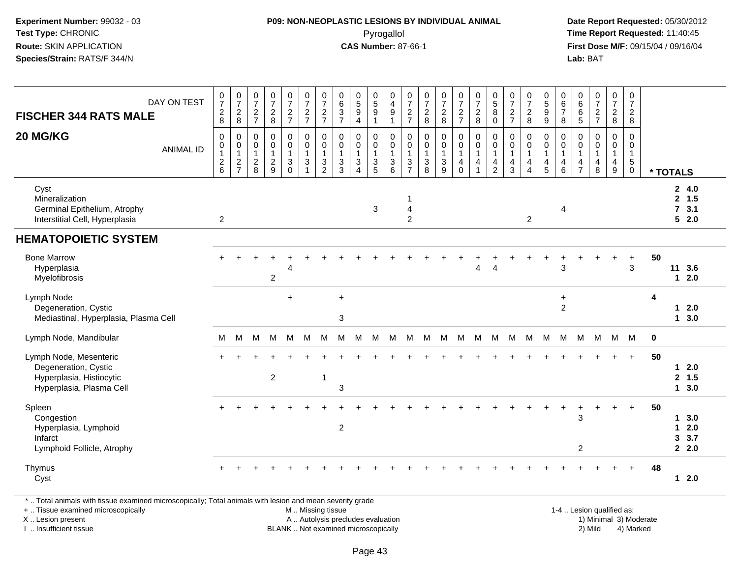**Experiment Number:** 99032 - 03
**Test Type:** CHRONIC
**Route:** SKIN APPLICATION
**Species/Strain:** RATS/F 344/N

**P09: NON-NEOPLASTIC LESIONS BY INDIVIDUAL ANIMAL**
Pyrogallol
**CAS Number:** 87-66-1

**Date Report Requested:** 05/30/2012
**Time Report Requested:** 11:40:45
**First Dose M/F:** 09/15/04 / 09/16/04
**Lab:** BAT

| FISCHER 344 RATS MALE — DAY ON TEST | 0728 | 0728 | 0727 | 0728 | 0727 | 0727 | 0727 | 0637 | 0594 | 0591 | 0491 | 0727 | 0728 | 0728 | 0727 | 0728 | 0580 | 0727 | 0728 | 0599 | 0678 | 0665 | 0727 | 0728 | 0728 | |
|---|---|---|---|---|---|---|---|---|---|---|---|---|---|---|---|---|---|---|---|---|---|---|---|---|---|---|
| **20 MG/KG** — ANIMAL ID | 0126 | 0127 | 0128 | 0129 | 0130 | 0131 | 0132 | 0133 | 0134 | 0135 | 0136 | 0137 | 0138 | 0139 | 0140 | 0141 | 0142 | 0143 | 0144 | 0145 | 0146 | 0147 | 0148 | 0149 | 0150 | * TOTALS |
| Cyst | | | | | | | | | | | | | | | | | | | | | | | | | | 2 4.0 |
| Mineralization | | | | | | | | | | | | 1 | | | | | | | | | | | | | | 2 1.5 |
| Germinal Epithelium, Atrophy | | | | | | | | | | 3 | | 4 | | | | | | | | | 4 | | | | | 7 3.1 |
| Interstitial Cell, Hyperplasia | 2 | | | | | | | | | | | 2 | | | | | | | 2 | | | | | | | 5 2.0 |
| **HEMATOPOIETIC SYSTEM** | | | | | | | | | | | | | | | | | | | | | | | | | | |
| Bone Marrow | + | + | + | + | + | + | + | + | + | + | + | + | + | + | + | + | + | + | + | + | + | + | + | + | + | 50 |
| Hyperplasia | | | | | 4 | | | | | | | | | | | 4 | 4 | | | | 3 | | | | 3 | 11 3.6 |
| Myelofibrosis | | | | 2 | | | | | | | | | | | | | | | | | | | | | | 1 2.0 |
| Lymph Node | | | | | + | | | + | | | | | | | | | | | | | + | | | | | 4 |
| Degeneration, Cystic | | | | | | | | | | | | | | | | | | | | | 2 | | | | | 1 2.0 |
| Mediastinal, Hyperplasia, Plasma Cell | | | | | | | | 3 | | | | | | | | | | | | | | | | | | 1 3.0 |
| Lymph Node, Mandibular | M | M | M | M | M | M | M | M | M | M | M | M | M | M | M | M | M | M | M | M | M | M | M | M | M | 0 |
| Lymph Node, Mesenteric | + | + | + | + | + | + | + | + | + | + | + | + | + | + | + | + | + | + | + | + | + | + | + | + | + | 50 |
| Degeneration, Cystic | | | | | | | | | | | | | | | | | | | | | | | | | | 1 2.0 |
| Hyperplasia, Histiocytic | | | | 2 | | | 1 | | | | | | | | | | | | | | | | | | | 2 1.5 |
| Hyperplasia, Plasma Cell | | | | | | | | 3 | | | | | | | | | | | | | | | | | | 1 3.0 |
| Spleen | + | + | + | + | + | + | + | + | + | + | + | + | + | + | + | + | + | + | + | + | + | + | + | + | + | 50 |
| Congestion | | | | | | | | | | | | | | | | | | | | | | 3 | | | | 1 3.0 |
| Hyperplasia, Lymphoid | | | | | | | | 2 | | | | | | | | | | | | | | | | | | 1 2.0 |
| Infarct | | | | | | | | | | | | | | | | | | | | | | | | | | 3 3.7 |
| Lymphoid Follicle, Atrophy | | | | | | | | | | | | | | | | | | | | | | 2 | | | | 2 2.0 |
| Thymus | + | + | + | + | + | + | + | + | + | + | + | + | + | + | + | + | + | + | + | + | + | + | + | + | + | 48 |
| Cyst | | | | | | | | | | | | | | | | | | | | | | | | | | 1 2.0 |

* .. Total animals with tissue examined microscopically; Total animals with lesion and mean severity grade
+ .. Tissue examined microscopically
X .. Lesion present
I .. Insufficient tissue

M .. Missing tissue
A .. Autolysis precludes evaluation
BLANK .. Not examined microscopically

1-4 .. Lesion qualified as:
1) Minimal 3) Moderate
2) Mild 4) Marked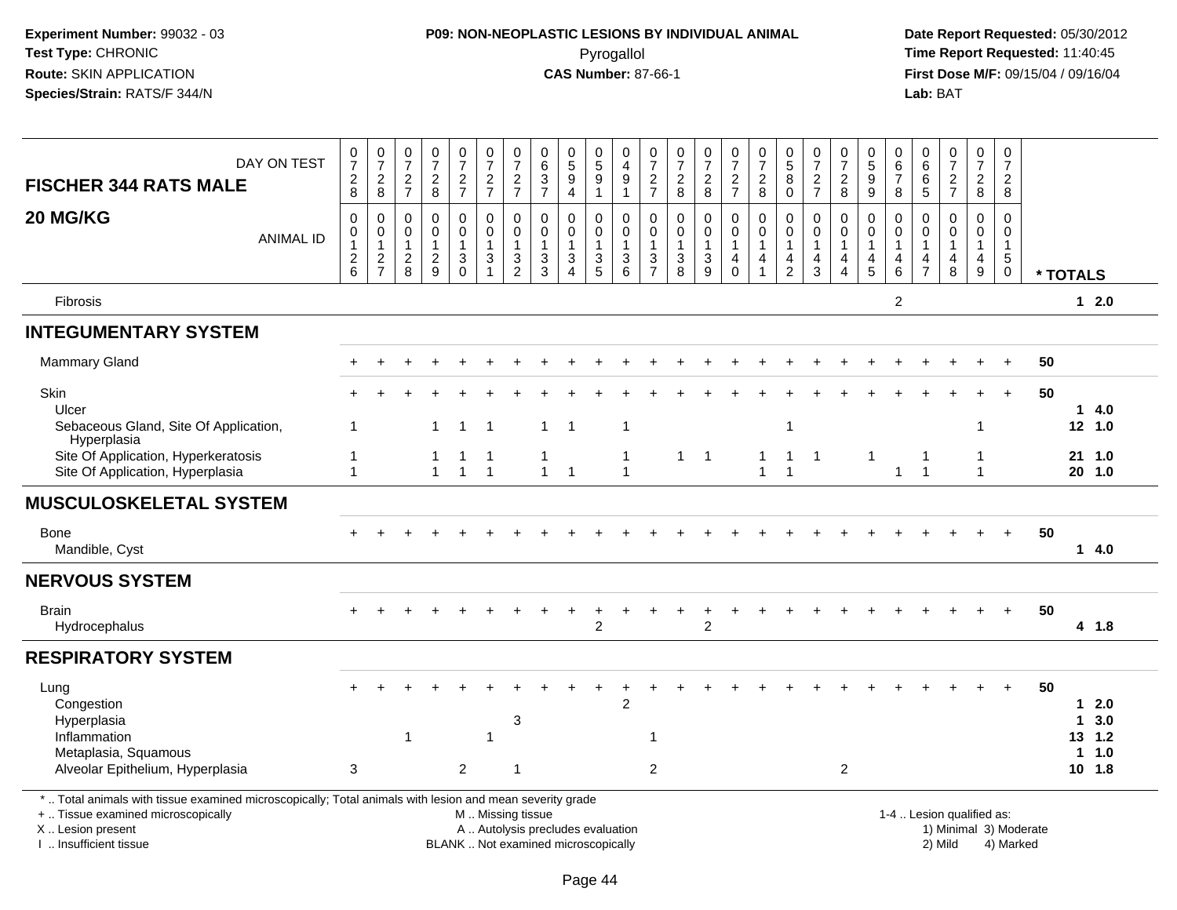**Experiment Number:** 99032 - 03
**Test Type:** CHRONIC
**Route:** SKIN APPLICATION
**Species/Strain:** RATS/F 344/N

**P09: NON-NEOPLASTIC LESIONS BY INDIVIDUAL ANIMAL**
Pyrogallol
**CAS Number:** 87-66-1

**Date Report Requested:** 05/30/2012
**Time Report Requested:** 11:40:45
**First Dose M/F:** 09/15/04 / 09/16/04
**Lab:** BAT

| FISCHER 344 RATS MALE 20 MG/KG | | | | | | | | | | | | | | | | | | | | | | | | | | |
|---|---|---|---|---|---|---|---|---|---|---|---|---|---|---|---|---|---|---|---|---|---|---|---|---|---|---|
| DAY ON TEST | 0728 | 0728 | 0727 | 0728 | 0727 | 0727 | 0727 | 0637 | 0594 | 0591 | 0491 | 0727 | 0728 | 0728 | 0727 | 0728 | 0580 | 0727 | 0728 | 0599 | 0678 | 0665 | 0727 | 0728 | 0728 | |
| ANIMAL ID | 0126 | 0127 | 0128 | 0129 | 0130 | 0131 | 0132 | 0133 | 0134 | 0135 | 0136 | 0137 | 0138 | 0139 | 0140 | 0141 | 0142 | 0143 | 0144 | 0145 | 0146 | 0147 | 0148 | 0149 | 0150 | * TOTALS |
| Fibrosis | | | | | | | | | | | | | | | | | | | | | 2 | | | | | 1 2.0 |
| **INTEGUMENTARY SYSTEM** | | | | | | | | | | | | | | | | | | | | | | | | | | |
| Mammary Gland | + | + | + | + | + | + | + | + | + | + | + | + | + | + | + | + | + | + | + | + | + | + | + | + | + | 50 |
| Skin | + | + | + | + | + | + | + | + | + | + | + | + | + | + | + | + | + | + | + | + | + | + | + | + | + | 50 |
| Ulcer | | | | | | | | | | | | | | | | | | | | | | | | | | 1 4.0 |
| Sebaceous Gland, Site Of Application, Hyperplasia | 1 | | | 1 | 1 | 1 | | 1 | 1 | | 1 | | | | | | 1 | | | | | | | 1 | | 12 1.0 |
| Site Of Application, Hyperkeratosis | 1 | | | 1 | 1 | 1 | | 1 | | | 1 | | 1 | 1 | | 1 | 1 | 1 | | 1 | | 1 | | 1 | | 21 1.0 |
| Site Of Application, Hyperplasia | 1 | | | 1 | 1 | 1 | | 1 | 1 | | 1 | | | | | 1 | 1 | | | | 1 | 1 | | 1 | | 20 1.0 |
| **MUSCULOSKELETAL SYSTEM** | | | | | | | | | | | | | | | | | | | | | | | | | | |
| Bone | + | + | + | + | + | + | + | + | + | + | + | + | + | + | + | + | + | + | + | + | + | + | + | + | + | 50 |
| Mandible, Cyst | | | | | | | | | | | | | | | | | | | | | | | | | | 1 4.0 |
| **NERVOUS SYSTEM** | | | | | | | | | | | | | | | | | | | | | | | | | | |
| Brain | + | + | + | + | + | + | + | + | + | + | + | + | + | + | + | + | + | + | + | + | + | + | + | + | + | 50 |
| Hydrocephalus | | | | | | | | | | 2 | | | | 2 | | | | | | | | | | | | 4 1.8 |
| **RESPIRATORY SYSTEM** | | | | | | | | | | | | | | | | | | | | | | | | | | |
| Lung | + | + | + | + | + | + | + | + | + | + | + | + | + | + | + | + | + | + | + | + | + | + | + | + | + | 50 |
| Congestion | | | | | | | | | | | 2 | | | | | | | | | | | | | | | 1 2.0 |
| Hyperplasia | | | | | | | 3 | | | | | | | | | | | | | | | | | | | 1 3.0 |
| Inflammation | | | 1 | | | 1 | | | | | | 1 | | | | | | | | | | | | | | 13 1.2 |
| Metaplasia, Squamous | | | | | | | | | | | | | | | | | | | | | | | | | | 1 1.0 |
| Alveolar Epithelium, Hyperplasia | 3 | | | | 2 | | 1 | | | | | 2 | | | | | | | 2 | | | | | | | 10 1.8 |

\* .. Total animals with tissue examined microscopically; Total animals with lesion and mean severity grade
\+ .. Tissue examined microscopically
X .. Lesion present
I .. Insufficient tissue
M .. Missing tissue
A .. Autolysis precludes evaluation
BLANK .. Not examined microscopically
1-4 .. Lesion qualified as: 1) Minimal 2) Mild 3) Moderate 4) Marked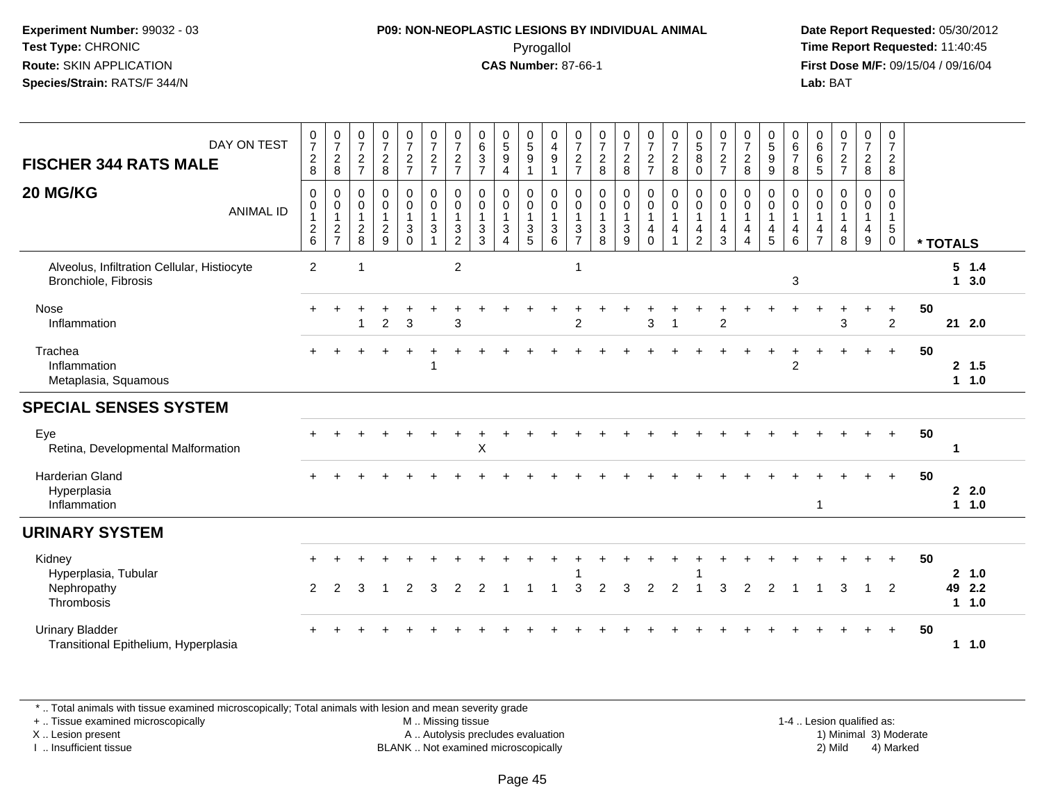Experiment Number: 99032 - 03
Test Type: CHRONIC
Route: SKIN APPLICATION
Species/Strain: RATS/F 344/N

**P09: NON-NEOPLASTIC LESIONS BY INDIVIDUAL ANIMAL**
Pyrogallol
**CAS Number:** 87-66-1

Date Report Requested: 05/30/2012
Time Report Requested: 11:40:45
First Dose M/F: 09/15/04 / 09/16/04
Lab: BAT

| **FISCHER 344 RATS MALE** DAY ON TEST | 0728 | 0728 | 0727 | 0728 | 0727 | 0727 | 0727 | 0637 | 0594 | 0591 | 0491 | 0727 | 0728 | 0728 | 0727 | 0728 | 0580 | 0727 | 0728 | 0599 | 0678 | 0665 | 0727 | 0728 | 0728 | |
|---|---|---|---|---|---|---|---|---|---|---|---|---|---|---|---|---|---|---|---|---|---|---|---|---|---|---|
| **20 MG/KG** ANIMAL ID | 00126 | 00127 | 00128 | 00129 | 00130 | 00131 | 00132 | 00133 | 00134 | 00135 | 00136 | 00137 | 00138 | 00139 | 00140 | 00141 | 00142 | 00143 | 00144 | 00145 | 00146 | 00147 | 00148 | 00149 | 00150 | *** TOTALS** |
| Alveolus, Infiltration Cellular, Histiocyte | 2 | | 1 | | | | 2 | | | | | 1 | | | | | | | | | | | | | | **5 1.4** |
| Bronchiole, Fibrosis | | | | | | | | | | | | | | | | | | | | | 3 | | | | | **1 3.0** |
| Nose | + | + | + | + | + | + | + | + | + | + | + | + | + | + | + | + | + | + | + | + | + | + | + | + | + | **50** |
| Inflammation | | | 1 | 2 | 3 | | 3 | | | | | 2 | | | 3 | 1 | | 2 | | | | | 3 | | 2 | **21 2.0** |
| Trachea | + | + | + | + | + | + | + | + | + | + | + | + | + | + | + | + | + | + | + | + | + | + | + | + | + | **50** |
| Inflammation | | | | | | 1 | | | | | | | | | | | | | | | 2 | | | | | **2 1.5** |
| Metaplasia, Squamous | | | | | | | | | | | | | | | | | | | | | | | | | | **1 1.0** |
| **SPECIAL SENSES SYSTEM** | | | | | | | | | | | | | | | | | | | | | | | | | | |
| Eye | + | + | + | + | + | + | + | + | + | + | + | + | + | + | + | + | + | + | + | + | + | + | + | + | + | **50** |
| Retina, Developmental Malformation | | | | | | | | X | | | | | | | | | | | | | | | | | | **1** |
| Harderian Gland | + | + | + | + | + | + | + | + | + | + | + | + | + | + | + | + | + | + | + | + | + | + | + | + | + | **50** |
| Hyperplasia | | | | | | | | | | | | | | | | | | | | | | | | | | **2 2.0** |
| Inflammation | | | | | | | | | | | | | | | | | | | | | | 1 | | | | **1 1.0** |
| **URINARY SYSTEM** | | | | | | | | | | | | | | | | | | | | | | | | | | |
| Kidney | + | + | + | + | + | + | + | + | + | + | + | + | + | + | + | + | + | + | + | + | + | + | + | + | + | **50** |
| Hyperplasia, Tubular | | | | | | | | | | | | 1 | | | | | 1 | | | | | | | | | **2 1.0** |
| Nephropathy | 2 | 2 | 3 | 1 | 2 | 3 | 2 | 2 | 1 | 1 | 1 | 3 | 2 | 3 | 2 | 2 | 1 | 3 | 2 | 2 | 1 | 1 | 3 | 1 | 2 | **49 2.2** |
| Thrombosis | | | | | | | | | | | | | | | | | | | | | | | | | | **1 1.0** |
| Urinary Bladder | + | + | + | + | + | + | + | + | + | + | + | + | + | + | + | + | + | + | + | + | + | + | + | + | + | **50** |
| Transitional Epithelium, Hyperplasia | | | | | | | | | | | | | | | | | | | | | | | | | | **1 1.0** |

* .. Total animals with tissue examined microscopically; Total animals with lesion and mean severity grade
+ .. Tissue examined microscopically
X .. Lesion present
I .. Insufficient tissue
M .. Missing tissue
A .. Autolysis precludes evaluation
BLANK .. Not examined microscopically
1-4 .. Lesion qualified as: 1) Minimal 2) Mild 3) Moderate 4) Marked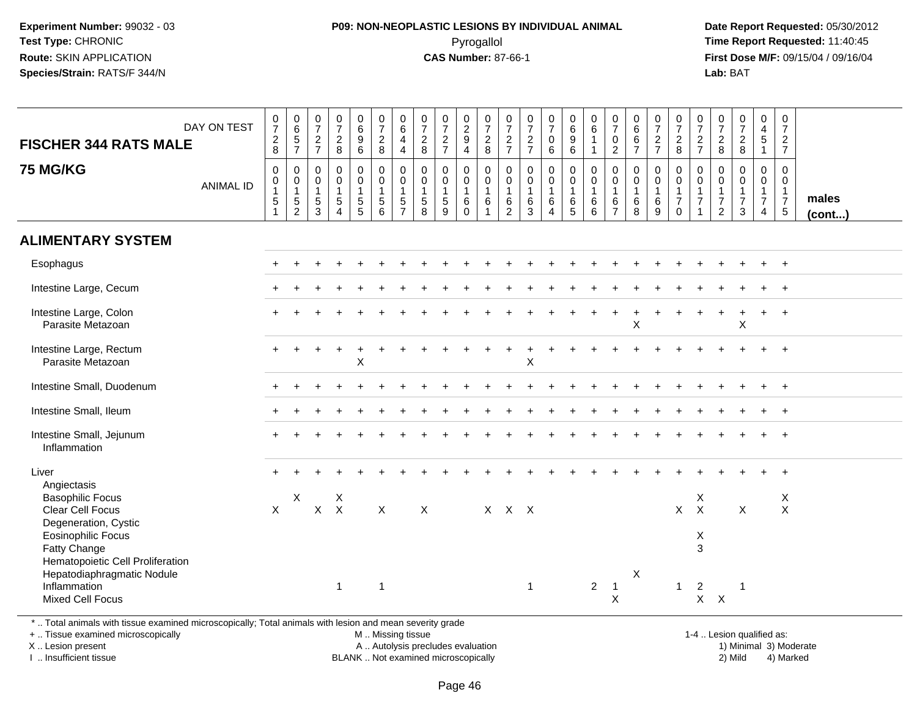**Experiment Number:** 99032 - 03
**Test Type:** CHRONIC
**Route:** SKIN APPLICATION
**Species/Strain:** RATS/F 344/N

**P09: NON-NEOPLASTIC LESIONS BY INDIVIDUAL ANIMAL**
Pyrogallol
**CAS Number:** 87-66-1

**Date Report Requested:** 05/30/2012
**Time Report Requested:** 11:40:45
**First Dose M/F:** 09/15/04 / 09/16/04
**Lab:** BAT

## FISCHER 344 RATS MALE
## 75 MG/KG

| DAY ON TEST | 0728 | 0657 | 0727 | 0728 | 0696 | 0728 | 0644 | 0728 | 0727 | 0294 | 0728 | 0727 | 0727 | 0706 | 0696 | 0611 | 0702 | 0667 | 0727 | 0728 | 0727 | 0728 | 0728 | 0451 | 0727 | |
|---|---|---|---|---|---|---|---|---|---|---|---|---|---|---|---|---|---|---|---|---|---|---|---|---|---|---|
| **ANIMAL ID** | 0151 | 0152 | 0153 | 0154 | 0155 | 0156 | 0157 | 0158 | 0159 | 0160 | 0161 | 0162 | 0163 | 0164 | 0165 | 0166 | 0167 | 0168 | 0169 | 0170 | 0171 | 0172 | 0173 | 0174 | 0175 | **males (cont...)** |
| **ALIMENTARY SYSTEM** | | | | | | | | | | | | | | | | | | | | | | | | | | |
| Esophagus | + | + | + | + | + | + | + | + | + | + | + | + | + | + | + | + | + | + | + | + | + | + | + | + | + | |
| Intestine Large, Cecum | + | + | + | + | + | + | + | + | + | + | + | + | + | + | + | + | + | + | + | + | + | + | + | + | + | |
| Intestine Large, Colon | + | + | + | + | + | + | + | + | + | + | + | + | + | + | + | + | + | + | + | + | + | + | + | + | + | |
| Parasite Metazoan | | | | | | | | | | | | | | | | | | X | | | | | X | | | |
| Intestine Large, Rectum | + | + | + | + | + | + | + | + | + | + | + | + | + | + | + | + | + | + | + | + | + | + | + | + | + | |
| Parasite Metazoan | | | | | X | | | | | | | | X | | | | | | | | | | | | | |
| Intestine Small, Duodenum | + | + | + | + | + | + | + | + | + | + | + | + | + | + | + | + | + | + | + | + | + | + | + | + | + | |
| Intestine Small, Ileum | + | + | + | + | + | + | + | + | + | + | + | + | + | + | + | + | + | + | + | + | + | + | + | + | + | |
| Intestine Small, Jejunum | + | + | + | + | + | + | + | + | + | + | + | + | + | + | + | + | + | + | + | + | + | + | + | + | + | |
| Inflammation | | | | | | | | | | | | | | | | | | | | | | | | | | |
| Liver | + | + | + | + | + | + | + | + | + | + | + | + | + | + | + | + | + | + | + | + | + | + | + | + | + | |
| Angiectasis | | | | | | | | | | | | | | | | | | | | | | | | | | |
| Basophilic Focus | | X | | X | | | | | | | | | | | | | | | | | X | | | | X | |
| Clear Cell Focus | X | | X | X | | X | | X | | | X | X | X | | | | | | | X | X | | X | | X | |
| Degeneration, Cystic | | | | | | | | | | | | | | | | | | | | | | | | | | |
| Eosinophilic Focus | | | | | | | | | | | | | | | | | | | | | X | | | | | |
| Fatty Change | | | | | | | | | | | | | | | | | | | | | 3 | | | | | |
| Hematopoietic Cell Proliferation | | | | | | | | | | | | | | | | | | | | | | | | | | |
| Hepatodiaphragmatic Nodule | | | | | | | | | | | | | | | | | | X | | | | | | | | |
| Inflammation | | | | 1 | | 1 | | | | | | | 1 | | | 2 | 1 | | | 1 | 2 | | 1 | | | |
| Mixed Cell Focus | | | | | | | | | | | | | | | | | X | | | | X | X | | | | |

\* .. Total animals with tissue examined microscopically; Total animals with lesion and mean severity grade
+ .. Tissue examined microscopically
X .. Lesion present
I .. Insufficient tissue
M .. Missing tissue
A .. Autolysis precludes evaluation
BLANK .. Not examined microscopically
1-4 .. Lesion qualified as: 1) Minimal 2) Mild 3) Moderate 4) Marked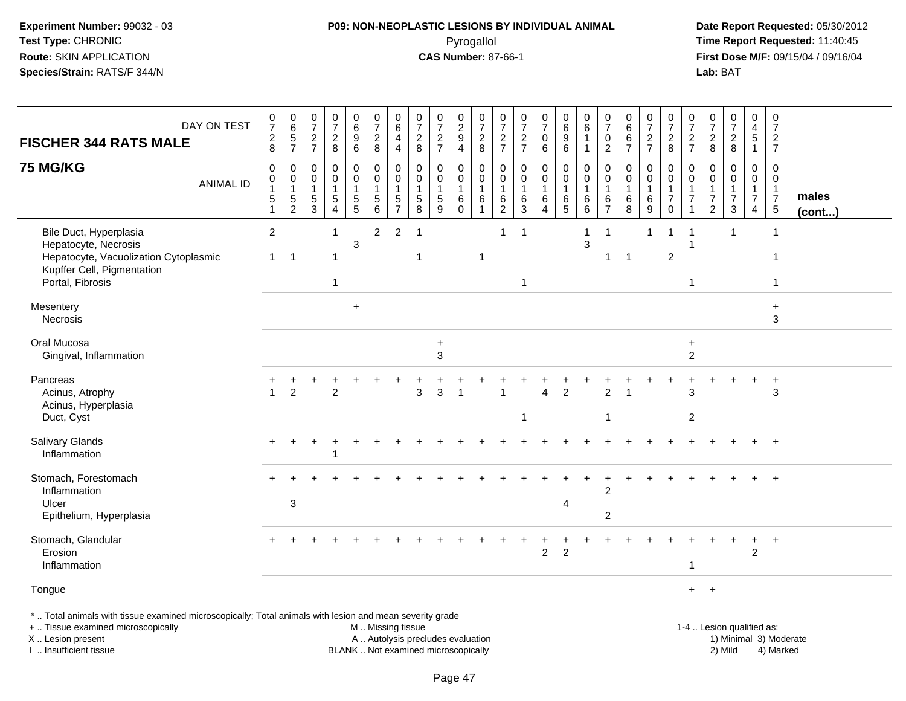**Experiment Number:** 99032 - 03
**Test Type:** CHRONIC
**Route:** SKIN APPLICATION
**Species/Strain:** RATS/F 344/N

**P09: NON-NEOPLASTIC LESIONS BY INDIVIDUAL ANIMAL**
Pyrogallol
**CAS Number:** 87-66-1

**Date Report Requested:** 05/30/2012
**Time Report Requested:** 11:40:45
**First Dose M/F:** 09/15/04 / 09/16/04
**Lab:** BAT

**FISCHER 344 RATS MALE**

**75 MG/KG**

| DAY ON TEST | 0728 | 0657 | 0727 | 0728 | 0696 | 0728 | 0644 | 0728 | 0727 | 0294 | 0728 | 0727 | 0727 | 0706 | 0696 | 0611 | 0702 | 0667 | 0727 | 0728 | 0727 | 0728 | 0728 | 0451 | 0727 | |
|---|---|---|---|---|---|---|---|---|---|---|---|---|---|---|---|---|---|---|---|---|---|---|---|---|---|---|
| **ANIMAL ID** | 0151 | 0152 | 0153 | 0154 | 0155 | 0156 | 0157 | 0158 | 0159 | 0160 | 0161 | 0162 | 0163 | 0164 | 0165 | 0166 | 0167 | 0168 | 0169 | 0170 | 0171 | 0172 | 0173 | 0174 | 0175 | **males (cont...)** |
| Bile Duct, Hyperplasia | 2 | | | 1 | | 2 | 2 | 1 | | | | 1 | 1 | | | 1 | 1 | | 1 | 1 | 1 | | 1 | | 1 | |
| Hepatocyte, Necrosis | | | | | 3 | | | | | | | | | | | 3 | | | | | 1 | | | | | |
| Hepatocyte, Vacuolization Cytoplasmic | 1 | 1 | | 1 | | | | 1 | | | 1 | | | | | | 1 | 1 | | 2 | | | | | 1 | |
| Kupffer Cell, Pigmentation | | | | | | | | | | | | | | | | | | | | | | | | | | |
| Portal, Fibrosis | | | | 1 | | | | | | | | | 1 | | | | | | | | 1 | | | | 1 | |
| Mesentery | | | | | + | | | | | | | | | | | | | | | | | | | | + | |
| Necrosis | | | | | | | | | | | | | | | | | | | | | | | | | 3 | |
| Oral Mucosa | | | | | | | | | + | | | | | | | | | | | | + | | | | | |
| Gingival, Inflammation | | | | | | | | | 3 | | | | | | | | | | | | 2 | | | | | |
| Pancreas | + | + | + | + | + | + | + | + | + | + | + | + | + | + | + | + | + | + | + | + | + | + | + | + | + | |
| Acinus, Atrophy | 1 | 2 | | 2 | | | | 3 | 3 | 1 | | 1 | | 4 | 2 | | 2 | 1 | | | 3 | | | | 3 | |
| Acinus, Hyperplasia | | | | | | | | | | | | | | | | | | | | | | | | | | |
| Duct, Cyst | | | | | | | | | | | | | 1 | | | | 1 | | | | 2 | | | | | |
| Salivary Glands | + | + | + | + | + | + | + | + | + | + | + | + | + | + | + | + | + | + | + | + | + | + | + | + | + | |
| Inflammation | | | | 1 | | | | | | | | | | | | | | | | | | | | | | |
| Stomach, Forestomach | + | + | + | + | + | + | + | + | + | + | + | + | + | + | + | + | + | + | + | + | + | + | + | + | + | |
| Inflammation | | | | | | | | | | | | | | | | | 2 | | | | | | | | | |
| Ulcer | | 3 | | | | | | | | | | | | | 4 | | | | | | | | | | | |
| Epithelium, Hyperplasia | | | | | | | | | | | | | | | | | 2 | | | | | | | | | |
| Stomach, Glandular | + | + | + | + | + | + | + | + | + | + | + | + | + | + | + | + | + | + | + | + | + | + | + | + | + | |
| Erosion | | | | | | | | | | | | | | 2 | 2 | | | | | | | | | 2 | | |
| Inflammation | | | | | | | | | | | | | | | | | | | | | 1 | | | | | |
| Tongue | | | | | | | | | | | | | | | | | | | | | + | + | | | | |

\* .. Total animals with tissue examined microscopically; Total animals with lesion and mean severity grade
+ .. Tissue examined microscopically
X .. Lesion present
I .. Insufficient tissue

M .. Missing tissue
A .. Autolysis precludes evaluation
BLANK .. Not examined microscopically

1-4 .. Lesion qualified as:
1) Minimal 3) Moderate
2) Mild 4) Marked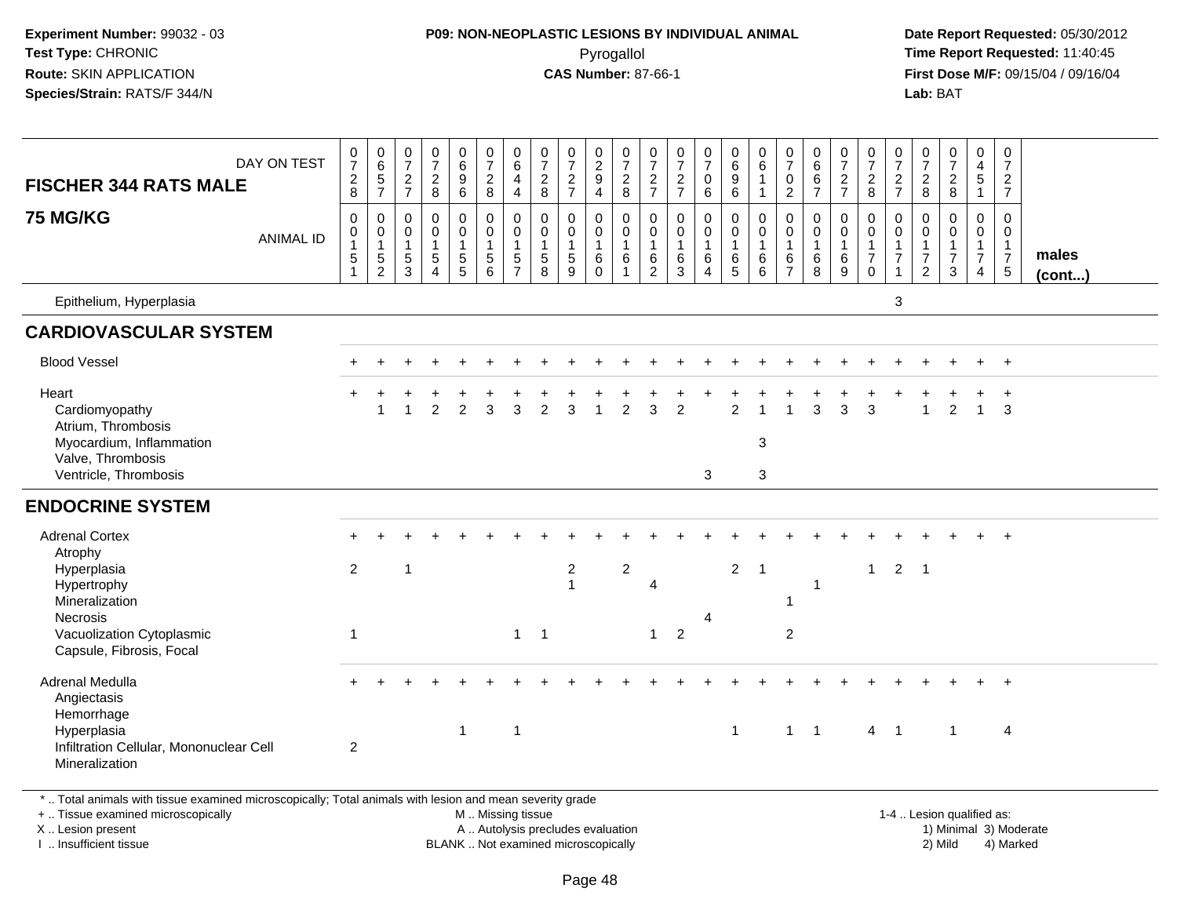Experiment Number: 99032 - 03
Test Type: CHRONIC
Route: SKIN APPLICATION
Species/Strain: RATS/F 344/N

**P09: NON-NEOPLASTIC LESIONS BY INDIVIDUAL ANIMAL**
Pyrogallol
**CAS Number:** 87-66-1

Date Report Requested: 05/30/2012
Time Report Requested: 11:40:45
First Dose M/F: 09/15/04 / 09/16/04
Lab: BAT

| FISCHER 344 RATS MALE 75 MG/KG — DAY ON TEST | 0728 | 0657 | 0727 | 0728 | 0696 | 0728 | 0644 | 0728 | 0727 | 0294 | 0728 | 0727 | 0727 | 0706 | 0696 | 0611 | 0702 | 0667 | 0727 | 0728 | 0727 | 0728 | 0728 | 0451 | 0727 | |
|---|---|---|---|---|---|---|---|---|---|---|---|---|---|---|---|---|---|---|---|---|---|---|---|---|---|---|
| ANIMAL ID | 00151 | 00152 | 00153 | 00154 | 00155 | 00156 | 00157 | 00158 | 00159 | 00160 | 00161 | 00162 | 00163 | 00164 | 00165 | 00166 | 00167 | 00168 | 00169 | 00170 | 00171 | 00172 | 00173 | 00174 | 00175 | males (cont...) |
| Epithelium, Hyperplasia | | | | | | | | | | | | | | | | | | | | | 3 | | | | | |
| **CARDIOVASCULAR SYSTEM** | | | | | | | | | | | | | | | | | | | | | | | | | | |
| Blood Vessel | + | + | + | + | + | + | + | + | + | + | + | + | + | + | + | + | + | + | + | + | + | + | + | + | + | |
| Heart | + | + | + | + | + | + | + | + | + | + | + | + | + | + | + | + | + | + | + | + | + | + | + | + | + | |
| Cardiomyopathy | | 1 | 1 | 2 | 2 | 3 | 3 | 2 | 3 | 1 | 2 | 3 | 2 | | 2 | 1 | 1 | 3 | 3 | 3 | | 1 | 2 | 1 | 3 | |
| Atrium, Thrombosis | | | | | | | | | | | | | | | | | | | | | | | | | | |
| Myocardium, Inflammation | | | | | | | | | | | | | | | | 3 | | | | | | | | | | |
| Valve, Thrombosis | | | | | | | | | | | | | | | | | | | | | | | | | | |
| Ventricle, Thrombosis | | | | | | | | | | | | | | 3 | | 3 | | | | | | | | | | |
| **ENDOCRINE SYSTEM** | | | | | | | | | | | | | | | | | | | | | | | | | | |
| Adrenal Cortex | + | + | + | + | + | + | + | + | + | + | + | + | + | + | + | + | + | + | + | + | + | + | + | + | + | |
| Atrophy | | | | | | | | | | | | | | | | | | | | | | | | | | |
| Hyperplasia | 2 | | 1 | | | | | | 2 | | 2 | | | | 2 | 1 | | | | 1 | 2 | 1 | | | | |
| Hypertrophy | | | | | | | | | 1 | | | 4 | | | | | | 1 | | | | | | | | |
| Mineralization | | | | | | | | | | | | | | | | | 1 | | | | | | | | | |
| Necrosis | | | | | | | | | | | | | | 4 | | | | | | | | | | | | |
| Vacuolization Cytoplasmic | 1 | | | | | | 1 | 1 | | | | 1 | 2 | | | | 2 | | | | | | | | | |
| Capsule, Fibrosis, Focal | | | | | | | | | | | | | | | | | | | | | | | | | | |
| Adrenal Medulla | + | + | + | + | + | + | + | + | + | + | + | + | + | + | + | + | + | + | + | + | + | + | + | + | + | |
| Angiectasis | | | | | | | | | | | | | | | | | | | | | | | | | | |
| Hemorrhage | | | | | | | | | | | | | | | | | | | | | | | | | | |
| Hyperplasia | | | | | 1 | | 1 | | | | | | | | 1 | | 1 | 1 | | 4 | 1 | | 1 | | 4 | |
| Infiltration Cellular, Mononuclear Cell | 2 | | | | | | | | | | | | | | | | | | | | | | | | | |
| Mineralization | | | | | | | | | | | | | | | | | | | | | | | | | | |

* .. Total animals with tissue examined microscopically; Total animals with lesion and mean severity grade
+ .. Tissue examined microscopically
X .. Lesion present
I .. Insufficient tissue

M .. Missing tissue
A .. Autolysis precludes evaluation
BLANK .. Not examined microscopically

1-4 .. Lesion qualified as:
1) Minimal 3) Moderate
2) Mild 4) Marked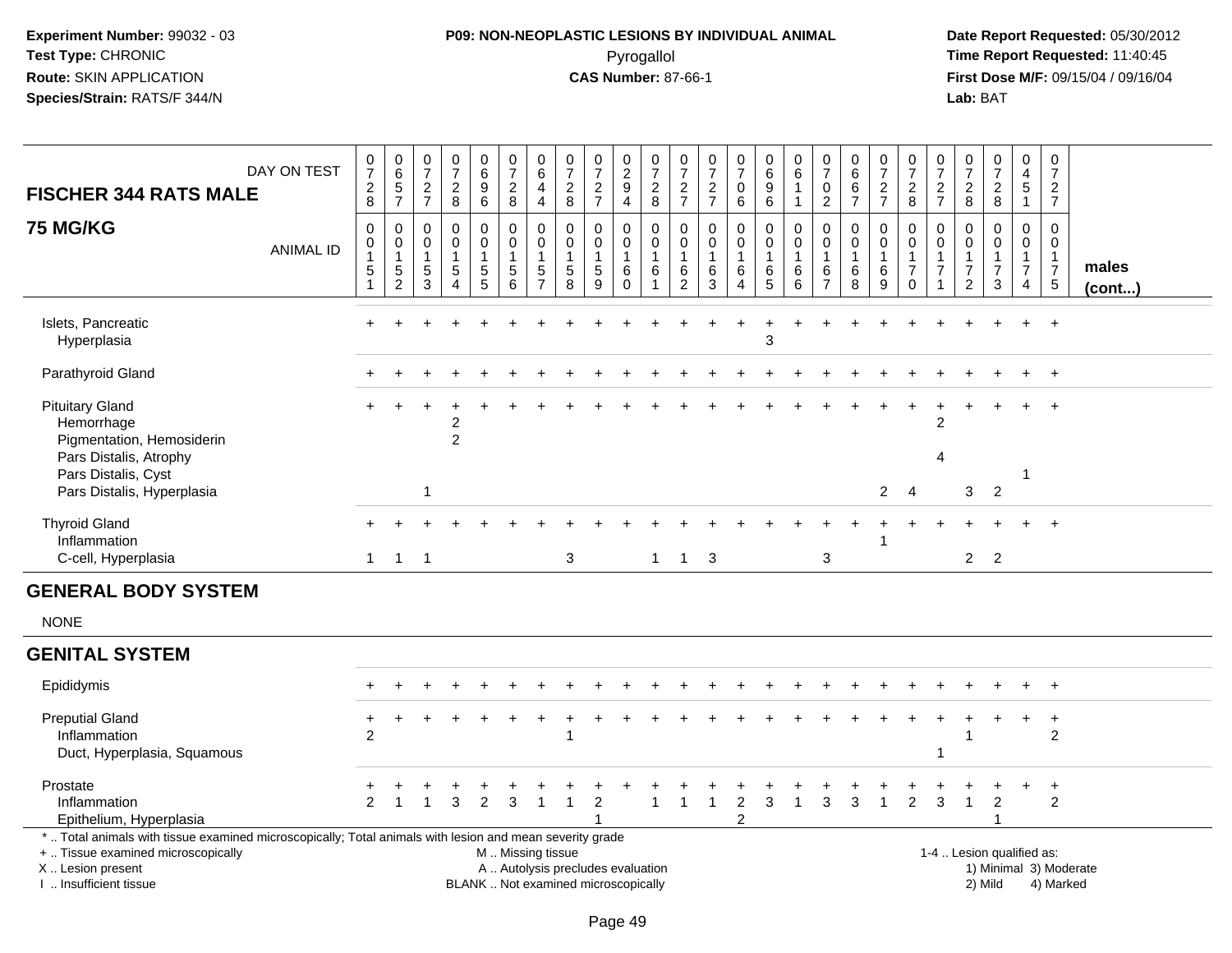**Experiment Number:** 99032 - 03
**Test Type:** CHRONIC
**Route:** SKIN APPLICATION
**Species/Strain:** RATS/F 344/N

**P09: NON-NEOPLASTIC LESIONS BY INDIVIDUAL ANIMAL**
Pyrogallol
**CAS Number:** 87-66-1

**Date Report Requested:** 05/30/2012
**Time Report Requested:** 11:40:45
**First Dose M/F:** 09/15/04 / 09/16/04
**Lab:** BAT

| FISCHER 344 RATS MALE — DAY ON TEST | 0728 | 0657 | 0727 | 0728 | 0696 | 0728 | 0644 | 0728 | 0727 | 0294 | 0728 | 0727 | 0727 | 0706 | 0696 | 0611 | 0702 | 0667 | 0727 | 0728 | 0727 | 0728 | 0728 | 0451 | 0727 | |
|---|---|---|---|---|---|---|---|---|---|---|---|---|---|---|---|---|---|---|---|---|---|---|---|---|---|---|
| **75 MG/KG** — ANIMAL ID | 0151 | 0152 | 0153 | 0154 | 0155 | 0156 | 0157 | 0158 | 0159 | 0160 | 0161 | 0162 | 0163 | 0164 | 0165 | 0166 | 0167 | 0168 | 0169 | 0170 | 0171 | 0172 | 0173 | 0174 | 0175 | **males (cont...)** |
| Islets, Pancreatic | + | + | + | + | + | + | + | + | + | + | + | + | + | + | + | + | + | + | + | + | + | + | + | + | + | |
| Hyperplasia | | | | | | | | | | | | | | | 3 | | | | | | | | | | | |
| Parathyroid Gland | + | + | + | + | + | + | + | + | + | + | + | + | + | + | + | + | + | + | + | + | + | + | + | + | + | |
| Pituitary Gland | + | + | + | + | + | + | + | + | + | + | + | + | + | + | + | + | + | + | + | + | + | + | + | + | + | |
| Hemorrhage | | | | 2 | | | | | | | | | | | | | | | | | 2 | | | | | |
| Pigmentation, Hemosiderin | | | | 2 | | | | | | | | | | | | | | | | | | | | | | |
| Pars Distalis, Atrophy | | | | | | | | | | | | | | | | | | | | | 4 | | | | | |
| Pars Distalis, Cyst | | | | | | | | | | | | | | | | | | | | | | | | 1 | | |
| Pars Distalis, Hyperplasia | | | 1 | | | | | | | | | | | | | | | | 2 | 4 | | 3 | 2 | | | |
| Thyroid Gland | + | + | + | + | + | + | + | + | + | + | + | + | + | + | + | + | + | + | + | + | + | + | + | + | + | |
| Inflammation | | | | | | | | | | | | | | | | | | | 1 | | | | | | | |
| C-cell, Hyperplasia | 1 | 1 | 1 | | | | | 3 | | | 1 | 1 | 3 | | | | 3 | | | | | 2 | 2 | | | |
| **GENERAL BODY SYSTEM** | | | | | | | | | | | | | | | | | | | | | | | | | | |
| NONE | | | | | | | | | | | | | | | | | | | | | | | | | | |
| **GENITAL SYSTEM** | | | | | | | | | | | | | | | | | | | | | | | | | | |
| Epididymis | + | + | + | + | + | + | + | + | + | + | + | + | + | + | + | + | + | + | + | + | + | + | + | + | + | |
| Preputial Gland | + | + | + | + | + | + | + | + | + | + | + | + | + | + | + | + | + | + | + | + | + | + | + | + | + | |
| Inflammation | 2 | | | | | | | 1 | | | | | | | | | | | | | | 1 | | | 2 | |
| Duct, Hyperplasia, Squamous | | | | | | | | | | | | | | | | | | | | | 1 | | | | | |
| Prostate | + | + | + | + | + | + | + | + | + | + | + | + | + | + | + | + | + | + | + | + | + | + | + | + | + | |
| Inflammation | 2 | 1 | 1 | 3 | 2 | 3 | 1 | 1 | 2 | | 1 | 1 | 1 | 2 | 3 | 1 | 3 | 3 | 1 | 2 | 3 | 1 | 2 | | 2 | |
| Epithelium, Hyperplasia | | | | | | | | | 1 | | | | | 2 | | | | | | | | | 1 | | | |

\* .. Total animals with tissue examined microscopically; Total animals with lesion and mean severity grade
\+ .. Tissue examined microscopically
X .. Lesion present
I .. Insufficient tissue
M .. Missing tissue
A .. Autolysis precludes evaluation
BLANK .. Not examined microscopically
1-4 .. Lesion qualified as: 1) Minimal 2) Mild 3) Moderate 4) Marked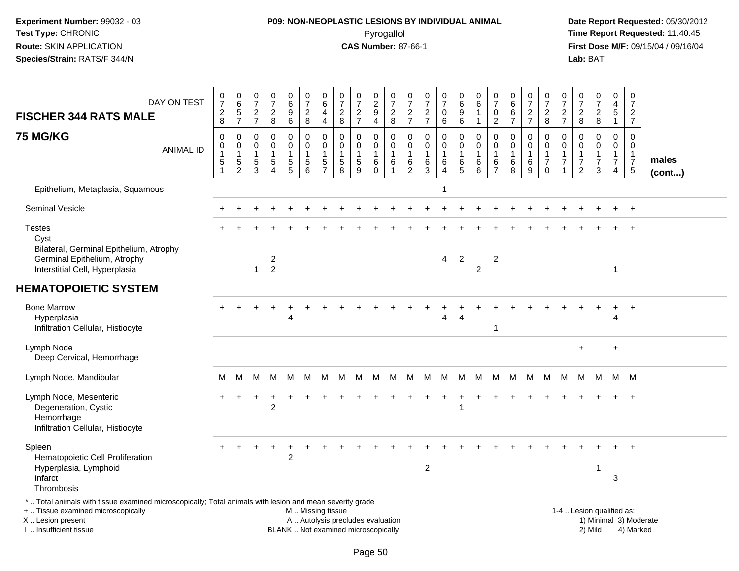**Experiment Number:** 99032 - 03
**Test Type:** CHRONIC
**Route:** SKIN APPLICATION
**Species/Strain:** RATS/F 344/N

**P09: NON-NEOPLASTIC LESIONS BY INDIVIDUAL ANIMAL**
Pyrogallol
**CAS Number:** 87-66-1

**Date Report Requested:** 05/30/2012
**Time Report Requested:** 11:40:45
**First Dose M/F:** 09/15/04 / 09/16/04
**Lab:** BAT

| FISCHER 344 RATS MALE — DAY ON TEST | 0728 | 0657 | 0727 | 0728 | 0696 | 0728 | 0644 | 0728 | 0727 | 0294 | 0728 | 0727 | 0727 | 0706 | 0696 | 0611 | 0702 | 0667 | 0727 | 0728 | 0727 | 0728 | 0728 | 0451 | 0727 | |
|---|---|---|---|---|---|---|---|---|---|---|---|---|---|---|---|---|---|---|---|---|---|---|---|---|---|---|
| **75 MG/KG** — ANIMAL ID | 00151 | 00152 | 00153 | 00154 | 00155 | 00156 | 00157 | 00158 | 00159 | 00160 | 00161 | 00162 | 00163 | 00164 | 00165 | 00166 | 00167 | 00168 | 00169 | 00170 | 00171 | 00172 | 00173 | 00174 | 00175 | **males (cont...)** |
| Epithelium, Metaplasia, Squamous | | | | | | | | | | | | | | 1 | | | | | | | | | | | | |
| Seminal Vesicle | + | + | + | + | + | + | + | + | + | + | + | + | + | + | + | + | + | + | + | + | + | + | + | + | + | |
| Testes | + | + | + | + | + | + | + | + | + | + | + | + | + | + | + | + | + | + | + | + | + | + | + | + | + | |
| Cyst | | | | | | | | | | | | | | | | | | | | | | | | | | |
| Bilateral, Germinal Epithelium, Atrophy | | | | | | | | | | | | | | | | | | | | | | | | | | |
| Germinal Epithelium, Atrophy | | | | 2 | | | | | | | | | | 4 | 2 | | 2 | | | | | | | | | |
| Interstitial Cell, Hyperplasia | | | 1 | 2 | | | | | | | | | | | | 2 | | | | | | | | 1 | | |
| **HEMATOPOIETIC SYSTEM** | | | | | | | | | | | | | | | | | | | | | | | | | | |
| Bone Marrow | + | + | + | + | + | + | + | + | + | + | + | + | + | + | + | + | + | + | + | + | + | + | + | + | + | |
| Hyperplasia | | | | | 4 | | | | | | | | | 4 | 4 | | | | | | | | | 4 | | |
| Infiltration Cellular, Histiocyte | | | | | | | | | | | | | | | | | 1 | | | | | | | | | |
| Lymph Node | | | | | | | | | | | | | | | | | | | | | | + | | + | | |
| Deep Cervical, Hemorrhage | | | | | | | | | | | | | | | | | | | | | | | | | | |
| Lymph Node, Mandibular | M | M | M | M | M | M | M | M | M | M | M | M | M | M | M | M | M | M | M | M | M | M | M | M | M | |
| Lymph Node, Mesenteric | + | + | + | + | + | + | + | + | + | + | + | + | + | + | + | + | + | + | + | + | + | + | + | + | + | |
| Degeneration, Cystic | | | | 2 | | | | | | | | | | | 1 | | | | | | | | | | | |
| Hemorrhage | | | | | | | | | | | | | | | | | | | | | | | | | | |
| Infiltration Cellular, Histiocyte | | | | | | | | | | | | | | | | | | | | | | | | | | |
| Spleen | + | + | + | + | + | + | + | + | + | + | + | + | + | + | + | + | + | + | + | + | + | + | + | + | + | |
| Hematopoietic Cell Proliferation | | | | | 2 | | | | | | | | | | | | | | | | | | | | | |
| Hyperplasia, Lymphoid | | | | | | | | | | | | | 2 | | | | | | | | | | 1 | | | |
| Infarct | | | | | | | | | | | | | | | | | | | | | | | | 3 | | |
| Thrombosis | | | | | | | | | | | | | | | | | | | | | | | | | | |

\* .. Total animals with tissue examined microscopically; Total animals with lesion and mean severity grade
\+ .. Tissue examined microscopically
X .. Lesion present
I .. Insufficient tissue

M .. Missing tissue
A .. Autolysis precludes evaluation
BLANK .. Not examined microscopically

1-4 .. Lesion qualified as:
1) Minimal 3) Moderate
2) Mild 4) Marked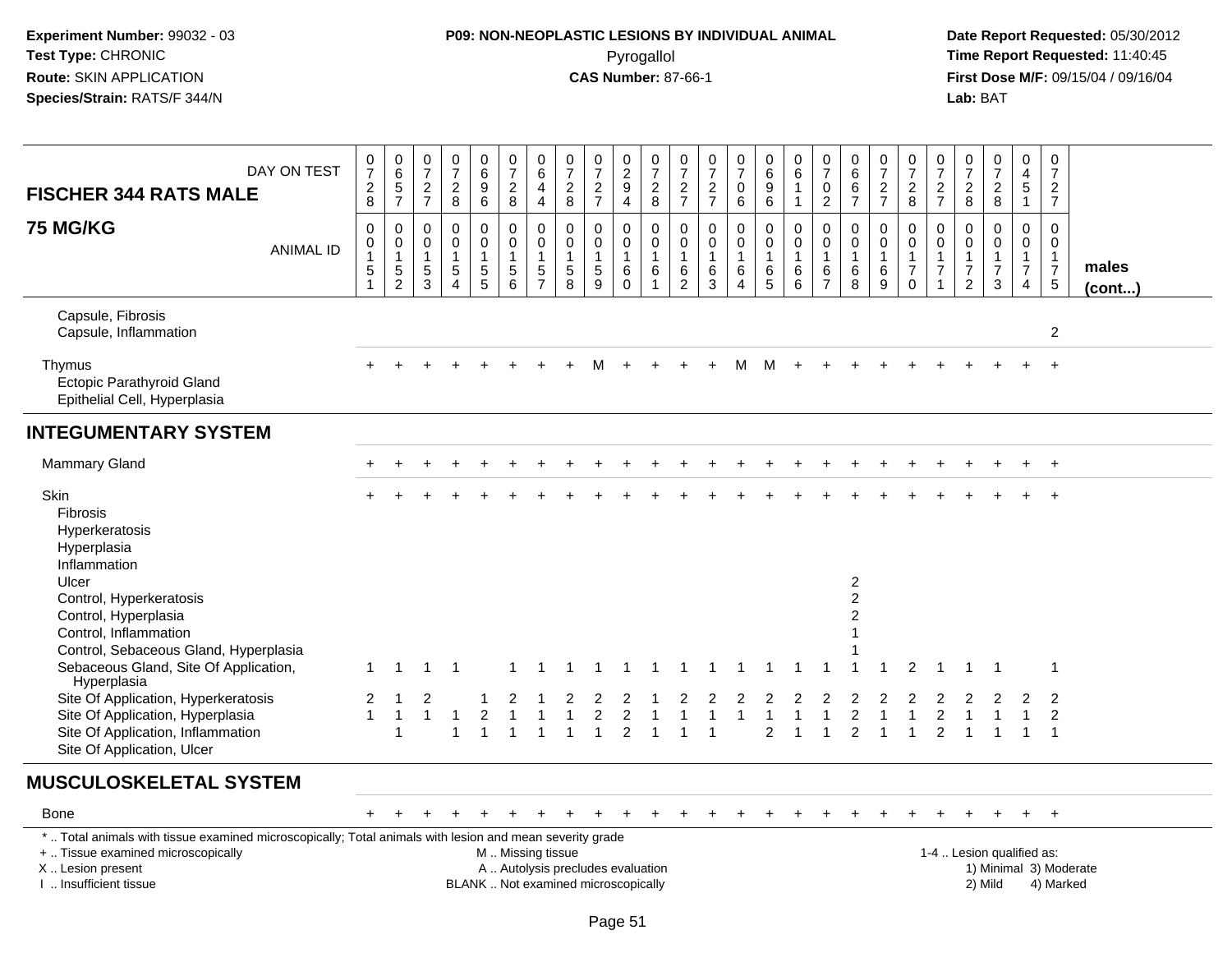**Experiment Number:** 99032 - 03
**Test Type:** CHRONIC
**Route:** SKIN APPLICATION
**Species/Strain:** RATS/F 344/N

**P09: NON-NEOPLASTIC LESIONS BY INDIVIDUAL ANIMAL**
Pyrogallol
**CAS Number:** 87-66-1

**Date Report Requested:** 05/30/2012
**Time Report Requested:** 11:40:45
**First Dose M/F:** 09/15/04 / 09/16/04
**Lab:** BAT

**FISCHER 344 RATS MALE — 75 MG/KG** (males (cont...))

| DAY ON TEST | 0728 | 0657 | 0727 | 0728 | 0696 | 0728 | 0644 | 0728 | 0727 | 0294 | 0728 | 0727 | 0727 | 0706 | 0696 | 0611 | 0702 | 0667 | 0727 | 0728 | 0727 | 0728 | 0728 | 0451 | 0727 |
|---|---|---|---|---|---|---|---|---|---|---|---|---|---|---|---|---|---|---|---|---|---|---|---|---|---|
| **ANIMAL ID** | 0015 1 | 0015 2 | 0015 3 | 0015 4 | 0015 5 | 0015 6 | 0015 7 | 0015 8 | 0015 9 | 0016 0 | 0016 1 | 0016 2 | 0016 3 | 0016 4 | 0016 5 | 0016 6 | 0016 7 | 0016 8 | 0016 9 | 0017 0 | 0017 1 | 0017 2 | 0017 3 | 0017 4 | 0017 5 |
| Capsule, Fibrosis | | | | | | | | | | | | | | | | | | | | | | | | | |
| Capsule, Inflammation | | | | | | | | | | | | | | | | | | | | | | | | | 2 |
| Thymus | + | + | + | + | + | + | + | + | M | + | + | + | + | M | M | + | + | + | + | + | + | + | + | + | + |
| Ectopic Parathyroid Gland | | | | | | | | | | | | | | | | | | | | | | | | | |
| Epithelial Cell, Hyperplasia | | | | | | | | | | | | | | | | | | | | | | | | | |
| **INTEGUMENTARY SYSTEM** | | | | | | | | | | | | | | | | | | | | | | | | | |
| Mammary Gland | + | + | + | + | + | + | + | + | + | + | + | + | + | + | + | + | + | + | + | + | + | + | + | + | + |
| Skin | + | + | + | + | + | + | + | + | + | + | + | + | + | + | + | + | + | + | + | + | + | + | + | + | + |
| Fibrosis | | | | | | | | | | | | | | | | | | | | | | | | | |
| Hyperkeratosis | | | | | | | | | | | | | | | | | | | | | | | | | |
| Hyperplasia | | | | | | | | | | | | | | | | | | | | | | | | | |
| Inflammation | | | | | | | | | | | | | | | | | | | | | | | | | |
| Ulcer | | | | | | | | | | | | | | | | | | 2 | | | | | | | |
| Control, Hyperkeratosis | | | | | | | | | | | | | | | | | | 2 | | | | | | | |
| Control, Hyperplasia | | | | | | | | | | | | | | | | | | 2 | | | | | | | |
| Control, Inflammation | | | | | | | | | | | | | | | | | | 1 | | | | | | | |
| Control, Sebaceous Gland, Hyperplasia | | | | | | | | | | | | | | | | | | 1 | | | | | | | |
| Sebaceous Gland, Site Of Application, Hyperplasia | 1 | 1 | 1 | 1 | | 1 | 1 | 1 | 1 | 1 | 1 | 1 | 1 | 1 | 1 | 1 | 1 | 1 | 1 | 2 | 1 | 1 | 1 | | 1 |
| Site Of Application, Hyperkeratosis | 2 | 1 | 2 | | 1 | 2 | 1 | 2 | 2 | 2 | 1 | 2 | 2 | 2 | 2 | 2 | 2 | 2 | 2 | 2 | 2 | 2 | 2 | 2 | 2 |
| Site Of Application, Hyperplasia | 1 | 1 | 1 | 1 | 2 | 1 | 1 | 1 | 2 | 2 | 1 | 1 | 1 | 1 | 1 | 1 | 1 | 2 | 1 | 1 | 2 | 1 | 1 | 1 | 2 |
| Site Of Application, Inflammation | | 1 | | 1 | 1 | 1 | 1 | 1 | 1 | 2 | 1 | 1 | 1 | | 2 | 1 | 1 | 2 | 1 | 1 | 2 | 1 | 1 | 1 | 1 |
| Site Of Application, Ulcer | | | | | | | | | | | | | | | | | | | | | | | | | |
| **MUSCULOSKELETAL SYSTEM** | | | | | | | | | | | | | | | | | | | | | | | | | |
| Bone | + | + | + | + | + | + | + | + | + | + | + | + | + | + | + | + | + | + | + | + | + | + | + | + | + |

\* .. Total animals with tissue examined microscopically; Total animals with lesion and mean severity grade
+ .. Tissue examined microscopically
X .. Lesion present
I .. Insufficient tissue
M .. Missing tissue
A .. Autolysis precludes evaluation
BLANK .. Not examined microscopically
1-4 .. Lesion qualified as: 1) Minimal 2) Mild 3) Moderate 4) Marked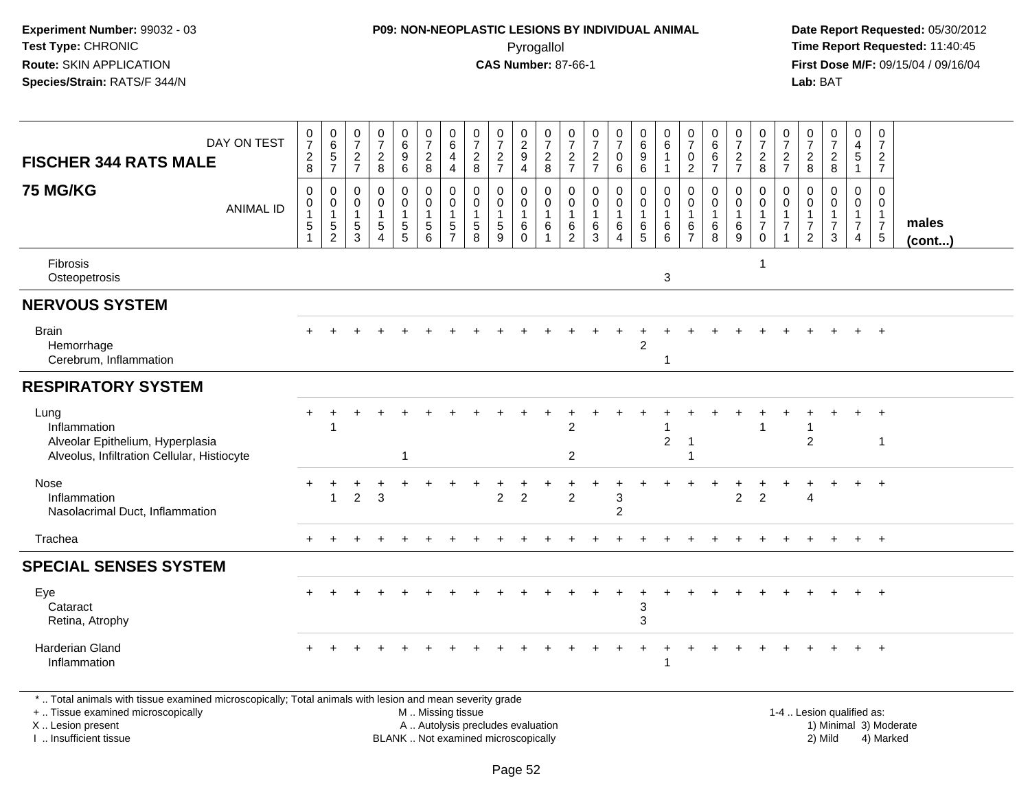**Experiment Number:** 99032 - 03
**Test Type:** CHRONIC
**Route:** SKIN APPLICATION
**Species/Strain:** RATS/F 344/N

**P09: NON-NEOPLASTIC LESIONS BY INDIVIDUAL ANIMAL**
Pyrogallol
**CAS Number:** 87-66-1

**Date Report Requested:** 05/30/2012
**Time Report Requested:** 11:40:45
**First Dose M/F:** 09/15/04 / 09/16/04
**Lab:** BAT

| **FISCHER 344 RATS MALE** DAY ON TEST | 0728 | 0657 | 0727 | 0728 | 0696 | 0728 | 0644 | 0728 | 0727 | 0294 | 0728 | 0727 | 0727 | 0706 | 0696 | 0611 | 0702 | 0667 | 0727 | 0728 | 0727 | 0728 | 0728 | 0451 | 0727 | |
|---|---|---|---|---|---|---|---|---|---|---|---|---|---|---|---|---|---|---|---|---|---|---|---|---|---|---|
| **75 MG/KG** ANIMAL ID | 0015 1 | 0015 2 | 0015 3 | 0015 4 | 0015 5 | 0015 6 | 0015 7 | 0015 8 | 0015 9 | 0016 0 | 0016 1 | 0016 2 | 0016 3 | 0016 4 | 0016 5 | 0016 6 | 0016 7 | 0016 8 | 0016 9 | 0017 0 | 0017 1 | 0017 2 | 0017 3 | 0017 4 | 0017 5 | **males (cont...)** |
| Fibrosis | | | | | | | | | | | | | | | | | | | | 1 | | | | | | |
| Osteopetrosis | | | | | | | | | | | | | | | | 3 | | | | | | | | | | |
| **NERVOUS SYSTEM** | | | | | | | | | | | | | | | | | | | | | | | | | | |
| Brain | + | + | + | + | + | + | + | + | + | + | + | + | + | + | + | + | + | + | + | + | + | + | + | + | + | |
| Hemorrhage | | | | | | | | | | | | | | | 2 | | | | | | | | | | | |
| Cerebrum, Inflammation | | | | | | | | | | | | | | | | 1 | | | | | | | | | | |
| **RESPIRATORY SYSTEM** | | | | | | | | | | | | | | | | | | | | | | | | | | |
| Lung | + | + | + | + | + | + | + | + | + | + | + | + | + | + | + | + | + | + | + | + | + | + | + | + | + | |
| Inflammation | | 1 | | | | | | | | | | 2 | | | | 1 | | | | 1 | | 1 | | | | |
| Alveolar Epithelium, Hyperplasia | | | | | | | | | | | | | | | | 2 | 1 | | | | | 2 | | | 1 | |
| Alveolus, Infiltration Cellular, Histiocyte | | | | | 1 | | | | | | | 2 | | | | | 1 | | | | | | | | | |
| Nose | + | + | + | + | + | + | + | + | + | + | + | + | + | + | + | + | + | + | + | + | + | + | + | + | + | |
| Inflammation | | 1 | 2 | 3 | | | | | 2 | 2 | | 2 | | 3 | | | | | 2 | 2 | | 4 | | | | |
| Nasolacrimal Duct, Inflammation | | | | | | | | | | | | | | 2 | | | | | | | | | | | | |
| Trachea | + | + | + | + | + | + | + | + | + | + | + | + | + | + | + | + | + | + | + | + | + | + | + | + | + | |
| **SPECIAL SENSES SYSTEM** | | | | | | | | | | | | | | | | | | | | | | | | | | |
| Eye | + | + | + | + | + | + | + | + | + | + | + | + | + | + | + | + | + | + | + | + | + | + | + | + | + | |
| Cataract | | | | | | | | | | | | | | | 3 | | | | | | | | | | | |
| Retina, Atrophy | | | | | | | | | | | | | | | 3 | | | | | | | | | | | |
| Harderian Gland | + | + | + | + | + | + | + | + | + | + | + | + | + | + | + | + | + | + | + | + | + | + | + | + | + | |
| Inflammation | | | | | | | | | | | | | | | | 1 | | | | | | | | | | |

\* .. Total animals with tissue examined microscopically; Total animals with lesion and mean severity grade
\+ .. Tissue examined microscopically
X .. Lesion present
I .. Insufficient tissue

M .. Missing tissue
A .. Autolysis precludes evaluation
BLANK .. Not examined microscopically

1-4 .. Lesion qualified as:
1) Minimal 3) Moderate
2) Mild 4) Marked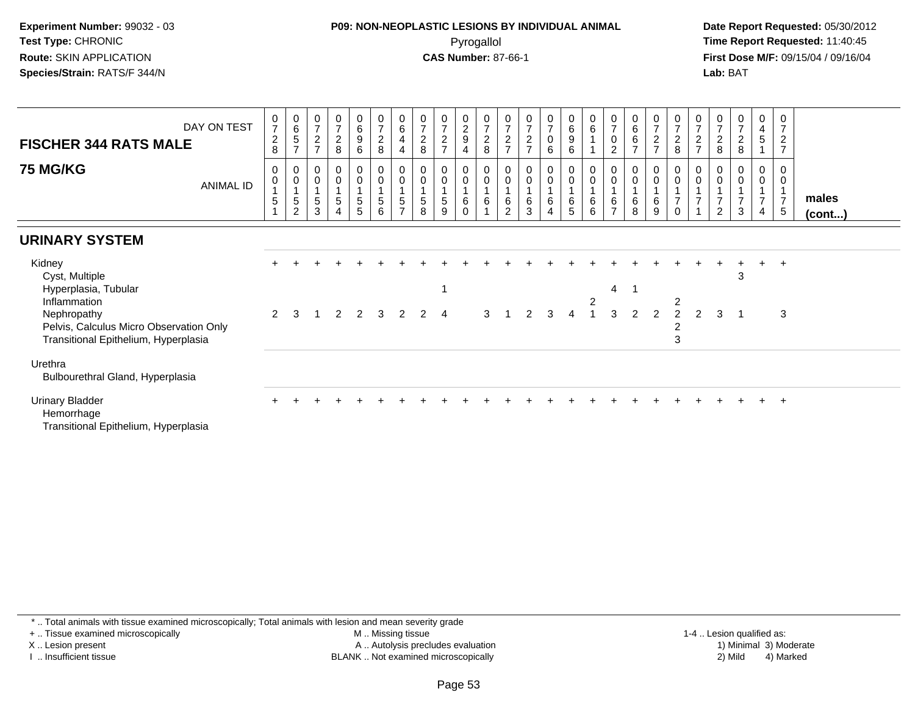**Experiment Number:** 99032 - 03
**Test Type:** CHRONIC
**Route:** SKIN APPLICATION
**Species/Strain:** RATS/F 344/N

**P09: NON-NEOPLASTIC LESIONS BY INDIVIDUAL ANIMAL**
Pyrogallol
**CAS Number:** 87-66-1

**Date Report Requested:** 05/30/2012
**Time Report Requested:** 11:40:45
**First Dose M/F:** 09/15/04 / 09/16/04
**Lab:** BAT

| FISCHER 344 RATS MALE 75 MG/KG | | | | | | | | | | | | | | | | | | | | | | | | | | |
|---|---|---|---|---|---|---|---|---|---|---|---|---|---|---|---|---|---|---|---|---|---|---|---|---|---|---|
| DAY ON TEST | 0728 | 0657 | 0727 | 0728 | 0696 | 0728 | 0644 | 0728 | 0727 | 0294 | 0728 | 0727 | 0727 | 0706 | 0696 | 0611 | 0702 | 0667 | 0727 | 0728 | 0727 | 0728 | 0728 | 0451 | 0727 | |
| ANIMAL ID | 0151 | 0152 | 0153 | 0154 | 0155 | 0156 | 0157 | 0158 | 0159 | 0160 | 0161 | 0162 | 0163 | 0164 | 0165 | 0166 | 0167 | 0168 | 0169 | 0170 | 0171 | 0172 | 0173 | 0174 | 0175 | males (cont...) |
| **URINARY SYSTEM** | | | | | | | | | | | | | | | | | | | | | | | | | | |
| Kidney | + | + | + | + | + | + | + | + | + | + | + | + | + | + | + | + | + | + | + | + | + | + | + | + | + | |
| Cyst, Multiple | | | | | | | | | | | | | | | | | | | | | | | 3 | | | |
| Hyperplasia, Tubular | | | | | | | | | 1 | | | | | | | | 4 | 1 | | | | | | | | |
| Inflammation | | | | | | | | | | | | | | | | 2 | | | | 2 | | | | | | |
| Nephropathy | 2 | 3 | 1 | 2 | 2 | 3 | 2 | 2 | 4 | | 3 | 1 | 2 | 3 | 4 | 1 | 3 | 2 | 2 | 2 | 2 | 3 | 1 | | 3 | |
| Pelvis, Calculus Micro Observation Only | | | | | | | | | | | | | | | | | | | | 2 | | | | | | |
| Transitional Epithelium, Hyperplasia | | | | | | | | | | | | | | | | | | | | 3 | | | | | | |
| Urethra | | | | | | | | | | | | | | | | | | | | | | | | | | |
| Bulbourethral Gland, Hyperplasia | | | | | | | | | | | | | | | | | | | | | | | | | | |
| Urinary Bladder | + | + | + | + | + | + | + | + | + | + | + | + | + | + | + | + | + | + | + | + | + | + | + | + | + | |
| Hemorrhage | | | | | | | | | | | | | | | | | | | | | | | | | | |
| Transitional Epithelium, Hyperplasia | | | | | | | | | | | | | | | | | | | | | | | | | | |

\* .. Total animals with tissue examined microscopically; Total animals with lesion and mean severity grade
\+ .. Tissue examined microscopically
X .. Lesion present
I .. Insufficient tissue
M .. Missing tissue
A .. Autolysis precludes evaluation
BLANK .. Not examined microscopically
1-4 .. Lesion qualified as: 1) Minimal 2) Mild 3) Moderate 4) Marked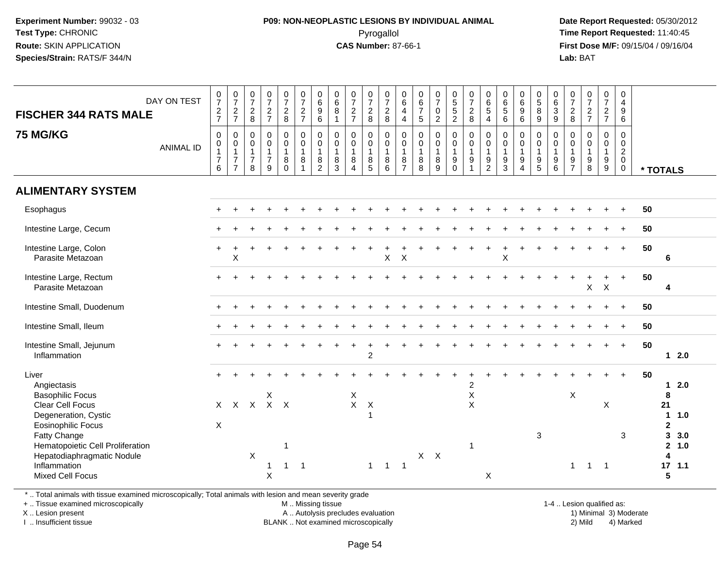Experiment Number: 99032 - 03
Test Type: CHRONIC
Route: SKIN APPLICATION
Species/Strain: RATS/F 344/N

**P09: NON-NEOPLASTIC LESIONS BY INDIVIDUAL ANIMAL**
Pyrogallol
**CAS Number:** 87-66-1

Date Report Requested: 05/30/2012
Time Report Requested: 11:40:45
First Dose M/F: 09/15/04 / 09/16/04
Lab: BAT

**FISCHER 344 RATS MALE**

**75 MG/KG**

| DAY ON TEST | 727 | 727 | 728 | 727 | 728 | 727 | 696 | 681 | 727 | 728 | 728 | 644 | 675 | 702 | 552 | 728 | 654 | 656 | 696 | 589 | 639 | 728 | 727 | 727 | 496 | |
|---|---|---|---|---|---|---|---|---|---|---|---|---|---|---|---|---|---|---|---|---|---|---|---|---|---|---|
| **ANIMAL ID** | 0176 | 0177 | 0178 | 0179 | 0180 | 0181 | 0182 | 0183 | 0184 | 0185 | 0186 | 0187 | 0188 | 0189 | 0190 | 0191 | 0192 | 0193 | 0194 | 0195 | 0196 | 0197 | 0198 | 0199 | 0200 | *** TOTALS** |
| **ALIMENTARY SYSTEM** | | | | | | | | | | | | | | | | | | | | | | | | | | |
| Esophagus | + | + | + | + | + | + | + | + | + | + | + | + | + | + | + | + | + | + | + | + | + | + | + | + | + | 50 |
| Intestine Large, Cecum | + | + | + | + | + | + | + | + | + | + | + | + | + | + | + | + | + | + | + | + | + | + | + | + | + | 50 |
| Intestine Large, Colon | + | + | + | + | + | + | + | + | + | + | + | + | + | + | + | + | + | + | + | + | + | + | + | + | + | 50 |
| Parasite Metazoan | | X | | | | | | | | | X | X | | | | | | X | | | | | | | | 6 |
| Intestine Large, Rectum | + | + | + | + | + | + | + | + | + | + | + | + | + | + | + | + | + | + | + | + | + | + | + | + | + | 50 |
| Parasite Metazoan | | | | | | | | | | | | | | | | | | | | | | | X | X | | 4 |
| Intestine Small, Duodenum | + | + | + | + | + | + | + | + | + | + | + | + | + | + | + | + | + | + | + | + | + | + | + | + | + | 50 |
| Intestine Small, Ileum | + | + | + | + | + | + | + | + | + | + | + | + | + | + | + | + | + | + | + | + | + | + | + | + | + | 50 |
| Intestine Small, Jejunum | + | + | + | + | + | + | + | + | + | + | + | + | + | + | + | + | + | + | + | + | + | + | + | + | + | 50 |
| Inflammation | | | | | | | | | | 2 | | | | | | | | | | | | | | | | 1 2.0 |
| Liver | + | + | + | + | + | + | + | + | + | + | + | + | + | + | + | + | + | + | + | + | + | + | + | + | + | 50 |
| Angiectasis | | | | | | | | | | | | | | | | 2 | | | | | | | | | | 1 2.0 |
| Basophilic Focus | | | | X | | | | | X | | | | | | | X | | | | | | X | | | | 8 |
| Clear Cell Focus | X | X | X | X | X | | | | X | X | | | | | | X | | | | | | | | X | | 21 |
| Degeneration, Cystic | | | | | | | | | | 1 | | | | | | | | | | | | | | | | 1 1.0 |
| Eosinophilic Focus | X | | | | | | | | | | | | | | | | | | | | | | | | | 2 |
| Fatty Change | | | | | | | | | | | | | | | | | | | | 3 | | | | | 3 | 3 3.0 |
| Hematopoietic Cell Proliferation | | | | | 1 | | | | | | | | | | | 1 | | | | | | | | | | 2 1.0 |
| Hepatodiaphragmatic Nodule | | | X | | | | | | | | | | X | X | | | | | | | | | | | | 4 |
| Inflammation | | | | 1 | 1 | 1 | | | | 1 | 1 | 1 | | | | | | | | | | 1 | 1 | 1 | | 17 1.1 |
| Mixed Cell Focus | | | | X | | | | | | | | | | | | | X | | | | | | | | | 5 |

* .. Total animals with tissue examined microscopically; Total animals with lesion and mean severity grade
+ .. Tissue examined microscopically
X .. Lesion present
I .. Insufficient tissue

M .. Missing tissue
A .. Autolysis precludes evaluation
BLANK .. Not examined microscopically

1-4 .. Lesion qualified as:
1) Minimal 3) Moderate
2) Mild 4) Marked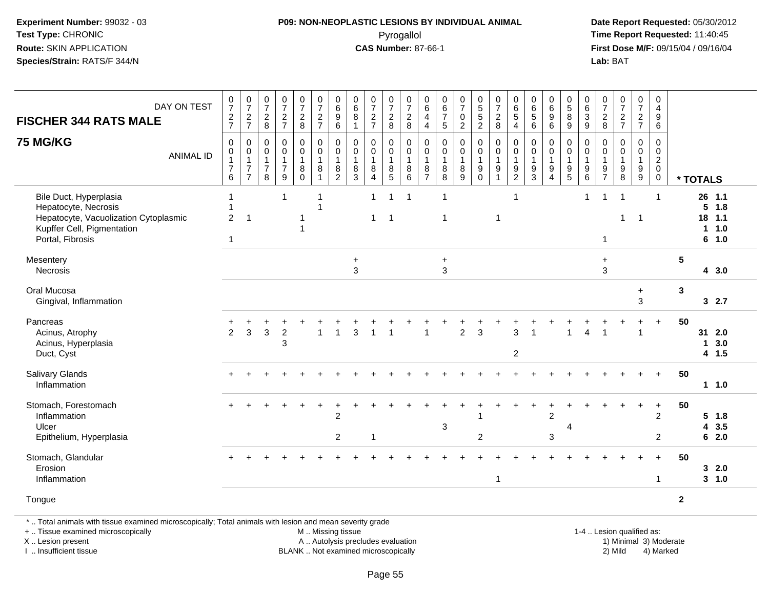**Experiment Number:** 99032 - 03
**Test Type:** CHRONIC
**Route:** SKIN APPLICATION
**Species/Strain:** RATS/F 344/N

**P09: NON-NEOPLASTIC LESIONS BY INDIVIDUAL ANIMAL**
Pyrogallol
**CAS Number:** 87-66-1

**Date Report Requested:** 05/30/2012
**Time Report Requested:** 11:40:45
**First Dose M/F:** 09/15/04 / 09/16/04
**Lab:** BAT

| FISCHER 344 RATS MALE — DAY ON TEST | 0727 | 0727 | 0728 | 0727 | 0728 | 0727 | 0696 | 0681 | 0727 | 0728 | 0728 | 0644 | 0675 | 0702 | 0552 | 0728 | 0654 | 0656 | 0696 | 0589 | 0639 | 0728 | 0727 | 0727 | 0496 | |
|---|---|---|---|---|---|---|---|---|---|---|---|---|---|---|---|---|---|---|---|---|---|---|---|---|---|---|
| **75 MG/KG** — ANIMAL ID | 00176 | 00177 | 00178 | 00179 | 00180 | 00181 | 00182 | 00183 | 00184 | 00185 | 00186 | 00187 | 00188 | 00189 | 00190 | 00191 | 00192 | 00193 | 00194 | 00195 | 00196 | 00197 | 00198 | 00199 | 00200 | * TOTALS |
| Bile Duct, Hyperplasia | 1 | | | 1 | | 1 | | | 1 | 1 | 1 | | 1 | | | | 1 | | | | 1 | 1 | 1 | | 1 | 26 1.1 |
| Hepatocyte, Necrosis | 1 | | | | | 1 | | | | | | | | | | | | | | | | | | | | 5 1.8 |
| Hepatocyte, Vacuolization Cytoplasmic | 2 | 1 | | | 1 | | | | 1 | 1 | | | 1 | | | 1 | | | | | | | 1 | 1 | | 18 1.1 |
| Kupffer Cell, Pigmentation | | | | | 1 | | | | | | | | | | | | | | | | | | | | | 1 1.0 |
| Portal, Fibrosis | 1 | | | | | | | | | | | | | | | | | | | | | 1 | | | | 6 1.0 |
| Mesentery | | | | | | | | + | | | | | + | | | | | | | | | + | | | | 5 |
| Necrosis | | | | | | | | 3 | | | | | 3 | | | | | | | | | 3 | | | | 4 3.0 |
| Oral Mucosa | | | | | | | | | | | | | | | | | | | | | | | | + | | 3 |
| Gingival, Inflammation | | | | | | | | | | | | | | | | | | | | | | | | 3 | | 3 2.7 |
| Pancreas | + | + | + | + | + | + | + | + | + | + | + | + | + | + | + | + | + | + | + | + | + | + | + | + | + | 50 |
| Acinus, Atrophy | 2 | 3 | 3 | 2 | | 1 | 1 | 3 | 1 | 1 | | 1 | | 2 | 3 | | 3 | 1 | | 1 | 4 | 1 | | 1 | | 31 2.0 |
| Acinus, Hyperplasia | | | | 3 | | | | | | | | | | | | | | | | | | | | | | 1 3.0 |
| Duct, Cyst | | | | | | | | | | | | | | | | | 2 | | | | | | | | | 4 1.5 |
| Salivary Glands | + | + | + | + | + | + | + | + | + | + | + | + | + | + | + | + | + | + | + | + | + | + | + | + | + | 50 |
| Inflammation | | | | | | | | | | | | | | | | | | | | | | | | | | 1 1.0 |
| Stomach, Forestomach | + | + | + | + | + | + | + | + | + | + | + | + | + | + | + | + | + | + | + | + | + | + | + | + | + | 50 |
| Inflammation | | | | | | | 2 | | | | | | | | 1 | | | | 2 | | | | | | 2 | 5 1.8 |
| Ulcer | | | | | | | | | | | | | 3 | | | | | | | 4 | | | | | | 4 3.5 |
| Epithelium, Hyperplasia | | | | | | | 2 | | 1 | | | | | | 2 | | | | 3 | | | | | | 2 | 6 2.0 |
| Stomach, Glandular | + | + | + | + | + | + | + | + | + | + | + | + | + | + | + | + | + | + | + | + | + | + | + | + | + | 50 |
| Erosion | | | | | | | | | | | | | | | | | | | | | | | | | | 3 2.0 |
| Inflammation | | | | | | | | | | | | | | | | 1 | | | | | | | | | 1 | 3 1.0 |
| Tongue | | | | | | | | | | | | | | | | | | | | | | | | | | 2 |

\* .. Total animals with tissue examined microscopically; Total animals with lesion and mean severity grade
\+ .. Tissue examined microscopically
X .. Lesion present
I .. Insufficient tissue

M .. Missing tissue
A .. Autolysis precludes evaluation
BLANK .. Not examined microscopically

1-4 .. Lesion qualified as:
1) Minimal 3) Moderate
2) Mild 4) Marked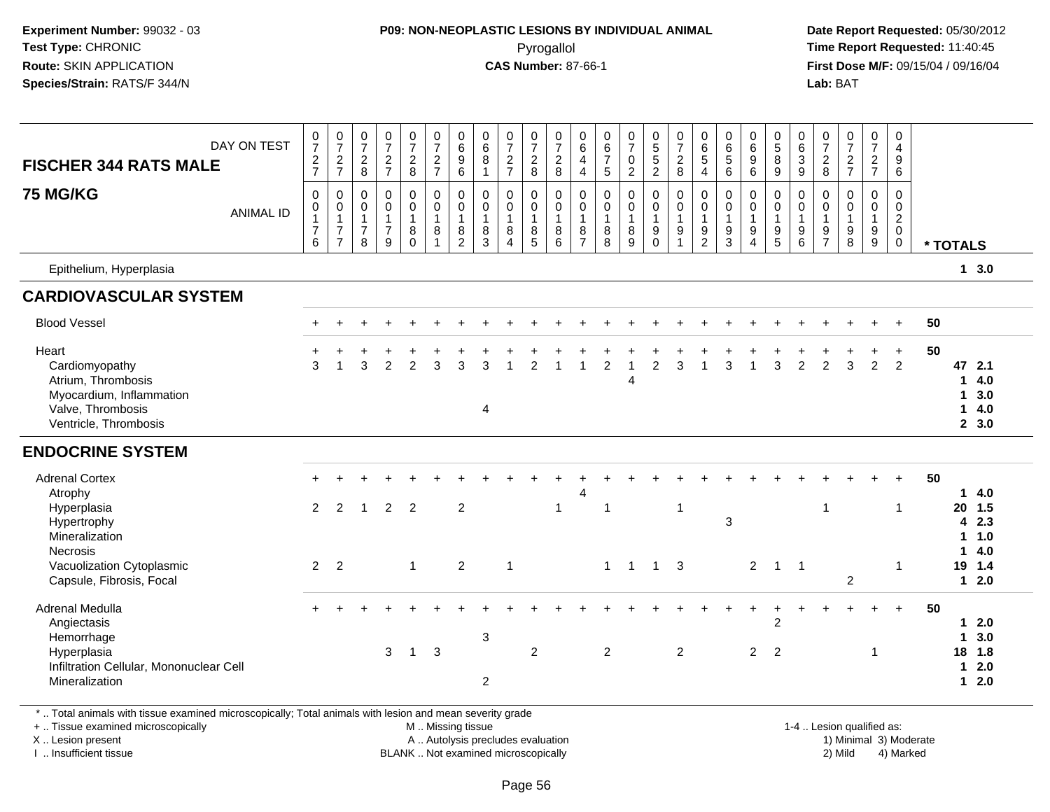**Experiment Number:** 99032 - 03
**Test Type:** CHRONIC
**Route:** SKIN APPLICATION
**Species/Strain:** RATS/F 344/N

**P09: NON-NEOPLASTIC LESIONS BY INDIVIDUAL ANIMAL**
Pyrogallol
**CAS Number:** 87-66-1

**Date Report Requested:** 05/30/2012
**Time Report Requested:** 11:40:45
**First Dose M/F:** 09/15/04 / 09/16/04
**Lab:** BAT

## FISCHER 344 RATS MALE — 75 MG/KG

| DAY ON TEST | 0727 | 0727 | 0728 | 0727 | 0728 | 0727 | 0696 | 0681 | 0727 | 0728 | 0728 | 0644 | 0675 | 0702 | 0552 | 0728 | 0654 | 0656 | 0696 | 0589 | 0639 | 0728 | 0727 | 0727 | 0496 | |
|---|---|---|---|---|---|---|---|---|---|---|---|---|---|---|---|---|---|---|---|---|---|---|---|---|---|---|
| **ANIMAL ID** | 00176 | 00177 | 00178 | 00179 | 00180 | 00181 | 00182 | 00183 | 00184 | 00185 | 00186 | 00187 | 00188 | 00189 | 00190 | 00191 | 00192 | 00193 | 00194 | 00195 | 00196 | 00197 | 00198 | 00199 | 00200 | *** TOTALS** |
| Epithelium, Hyperplasia | | | | | | | | | | | | | | | | | | | | | | | | | | 1 3.0 |
| **CARDIOVASCULAR SYSTEM** | | | | | | | | | | | | | | | | | | | | | | | | | | |
| Blood Vessel | + | + | + | + | + | + | + | + | + | + | + | + | + | + | + | + | + | + | + | + | + | + | + | + | + | 50 |
| Heart | + | + | + | + | + | + | + | + | + | + | + | + | + | + | + | + | + | + | + | + | + | + | + | + | + | 50 |
| Cardiomyopathy | 3 | 1 | 3 | 2 | 2 | 3 | 3 | 3 | 1 | 2 | 1 | 1 | 2 | 1 | 2 | 3 | 1 | 3 | 1 | 3 | 2 | 2 | 3 | 2 | 2 | 47 2.1 |
| Atrium, Thrombosis | | | | | | | | | | | | | | 4 | | | | | | | | | | | | 1 4.0 |
| Myocardium, Inflammation | | | | | | | | | | | | | | | | | | | | | | | | | | 1 3.0 |
| Valve, Thrombosis | | | | | | | | 4 | | | | | | | | | | | | | | | | | | 1 4.0 |
| Ventricle, Thrombosis | | | | | | | | | | | | | | | | | | | | | | | | | | 2 3.0 |
| **ENDOCRINE SYSTEM** | | | | | | | | | | | | | | | | | | | | | | | | | | |
| Adrenal Cortex | + | + | + | + | + | + | + | + | + | + | + | + | + | + | + | + | + | + | + | + | + | + | + | + | + | 50 |
| Atrophy | | | | | | | | | | | | 4 | | | | | | | | | | | | | | 1 4.0 |
| Hyperplasia | 2 | 2 | 1 | 2 | 2 | | 2 | | | | 1 | | 1 | | | 1 | | | | | | 1 | | | 1 | 20 1.5 |
| Hypertrophy | | | | | | | | | | | | | | | | | | 3 | | | | | | | | 4 2.3 |
| Mineralization | | | | | | | | | | | | | | | | | | | | | | | | | | 1 1.0 |
| Necrosis | | | | | | | | | | | | | | | | | | | | | | | | | | 1 4.0 |
| Vacuolization Cytoplasmic | 2 | 2 | | | 1 | | 2 | | 1 | | | | 1 | 1 | 1 | 3 | | | 2 | 1 | 1 | | | | 1 | 19 1.4 |
| Capsule, Fibrosis, Focal | | | | | | | | | | | | | | | | | | | | | | | 2 | | | 1 2.0 |
| Adrenal Medulla | + | + | + | + | + | + | + | + | + | + | + | + | + | + | + | + | + | + | + | + | + | + | + | + | + | 50 |
| Angiectasis | | | | | | | | | | | | | | | | | | | | 2 | | | | | | 1 2.0 |
| Hemorrhage | | | | | | | | 3 | | | | | | | | | | | | | | | | | | 1 3.0 |
| Hyperplasia | | | | 3 | 1 | 3 | | | | 2 | | | 2 | | | 2 | | | 2 | 2 | | | | 1 | | 18 1.8 |
| Infiltration Cellular, Mononuclear Cell | | | | | | | | | | | | | | | | | | | | | | | | | | 1 2.0 |
| Mineralization | | | | | | | | 2 | | | | | | | | | | | | | | | | | | 1 2.0 |

\* .. Total animals with tissue examined microscopically; Total animals with lesion and mean severity grade
+ .. Tissue examined microscopically
X .. Lesion present
I .. Insufficient tissue
M .. Missing tissue
A .. Autolysis precludes evaluation
BLANK .. Not examined microscopically
1-4 .. Lesion qualified as: 1) Minimal 2) Mild 3) Moderate 4) Marked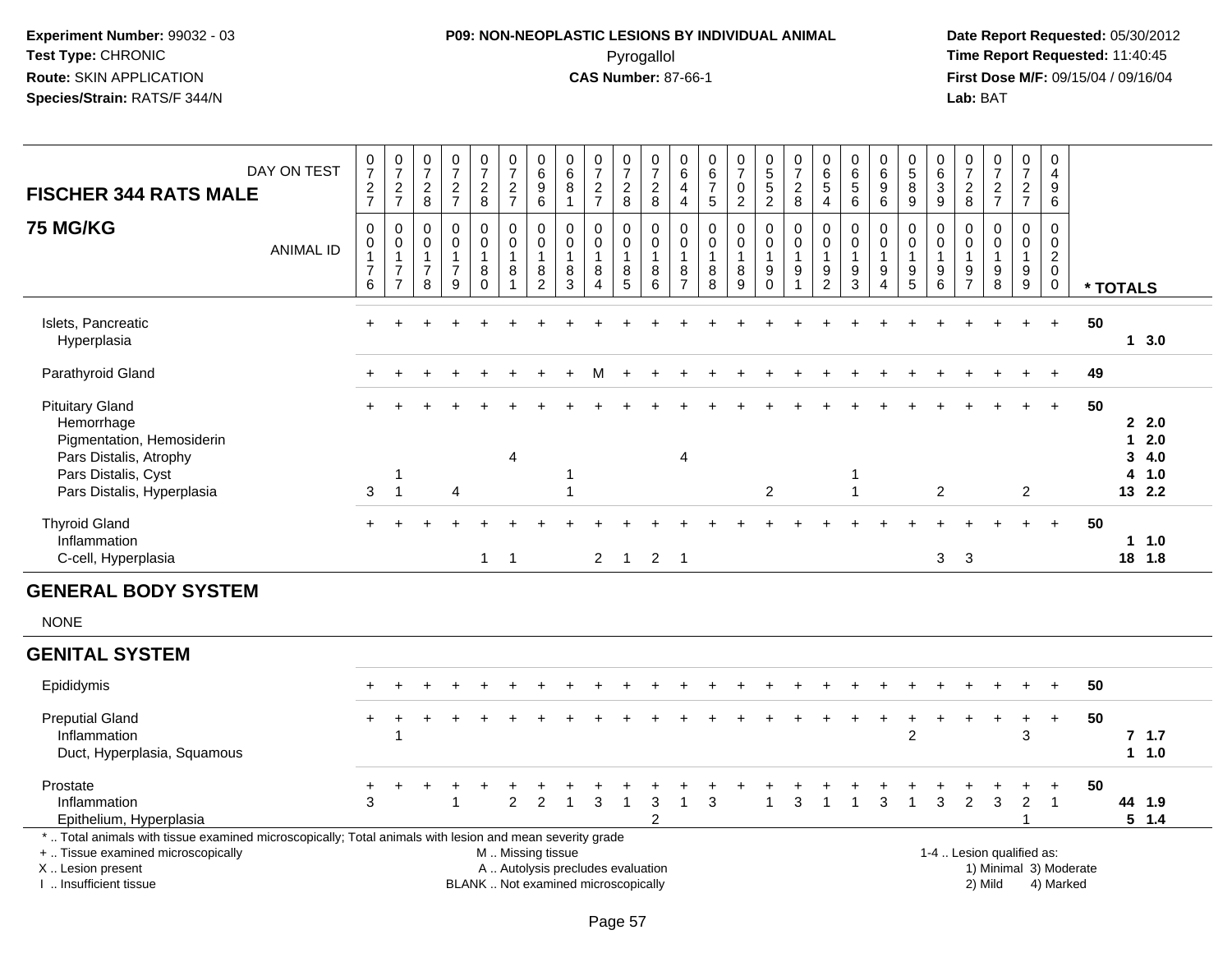**Experiment Number:** 99032 - 03
**Test Type:** CHRONIC
**Route:** SKIN APPLICATION
**Species/Strain:** RATS/F 344/N

**P09: NON-NEOPLASTIC LESIONS BY INDIVIDUAL ANIMAL**
Pyrogallol
**CAS Number:** 87-66-1

**Date Report Requested:** 05/30/2012
**Time Report Requested:** 11:40:45
**First Dose M/F:** 09/15/04 / 09/16/04
**Lab:** BAT

## FISCHER 344 RATS MALE

## 75 MG/KG

| DAY ON TEST | 0727 | 0727 | 0728 | 0727 | 0728 | 0727 | 0696 | 0681 | 0727 | 0728 | 0728 | 0644 | 0675 | 0702 | 0552 | 0728 | 0654 | 0656 | 0696 | 0589 | 0639 | 0728 | 0727 | 0727 | 0496 | |
|---|---|---|---|---|---|---|---|---|---|---|---|---|---|---|---|---|---|---|---|---|---|---|---|---|---|---|
| **ANIMAL ID** | 0176 | 0177 | 0178 | 0179 | 0180 | 0181 | 0182 | 0183 | 0184 | 0185 | 0186 | 0187 | 0188 | 0189 | 0190 | 0191 | 0192 | 0193 | 0194 | 0195 | 0196 | 0197 | 0198 | 0199 | 0200 | *** TOTALS** |
| Islets, Pancreatic | + | + | + | + | + | + | + | + | + | + | + | + | + | + | + | + | + | + | + | + | + | + | + | + | + | 50 |
| Hyperplasia | | | | | | | | | | | | | | | | | | | | | | | | | | 1 3.0 |
| Parathyroid Gland | + | + | + | + | + | + | + | + | M | + | + | + | + | + | + | + | + | + | + | + | + | + | + | + | + | 49 |
| Pituitary Gland | + | + | + | + | + | + | + | + | + | + | + | + | + | + | + | + | + | + | + | + | + | + | + | + | + | 50 |
| Hemorrhage | | | | | | | | | | | | | | | | | | | | | | | | | | 2 2.0 |
| Pigmentation, Hemosiderin | | | | | | | | | | | | | | | | | | | | | | | | | | 1 2.0 |
| Pars Distalis, Atrophy | | | | | | 4 | | | | | | 4 | | | | | | | | | | | | | | 3 4.0 |
| Pars Distalis, Cyst | | 1 | | | | | | 1 | | | | | | | | | | 1 | | | | | | | | 4 1.0 |
| Pars Distalis, Hyperplasia | 3 | 1 | | 4 | | | | 1 | | | | | | | 2 | | | 1 | | | 2 | | | 2 | | 13 2.2 |
| Thyroid Gland | + | + | + | + | + | + | + | + | + | + | + | + | + | + | + | + | + | + | + | + | + | + | + | + | + | 50 |
| Inflammation | | | | | | | | | | | | | | | | | | | | | | | | | | 1 1.0 |
| C-cell, Hyperplasia | | | | | 1 | 1 | | | 2 | 1 | 2 | 1 | | | | | | | | | 3 | 3 | | | | 18 1.8 |

## GENERAL BODY SYSTEM

NONE

## GENITAL SYSTEM

| | 0176 | 0177 | 0178 | 0179 | 0180 | 0181 | 0182 | 0183 | 0184 | 0185 | 0186 | 0187 | 0188 | 0189 | 0190 | 0191 | 0192 | 0193 | 0194 | 0195 | 0196 | 0197 | 0198 | 0199 | 0200 | *** TOTALS** |
|---|---|---|---|---|---|---|---|---|---|---|---|---|---|---|---|---|---|---|---|---|---|---|---|---|---|---|
| Epididymis | + | + | + | + | + | + | + | + | + | + | + | + | + | + | + | + | + | + | + | + | + | + | + | + | + | 50 |
| Preputial Gland | + | + | + | + | + | + | + | + | + | + | + | + | + | + | + | + | + | + | + | + | + | + | + | + | + | 50 |
| Inflammation | | 1 | | | | | | | | | | | | | | | | | | 2 | | | | 3 | | 7 1.7 |
| Duct, Hyperplasia, Squamous | | | | | | | | | | | | | | | | | | | | | | | | | | 1 1.0 |
| Prostate | + | + | + | + | + | + | + | + | + | + | + | + | + | + | + | + | + | + | + | + | + | + | + | + | + | 50 |
| Inflammation | 3 | | | 1 | | 2 | 2 | 1 | 3 | 1 | 3 | 1 | 3 | | 1 | 3 | 1 | 1 | 3 | 1 | 3 | 2 | 3 | 2 | 1 | 44 1.9 |
| Epithelium, Hyperplasia | | | | | | | | | | | 2 | | | | | | | | | | | | | 1 | | 5 1.4 |

\* .. Total animals with tissue examined microscopically; Total animals with lesion and mean severity grade
\+ .. Tissue examined microscopically
X .. Lesion present
I .. Insufficient tissue

M .. Missing tissue
A .. Autolysis precludes evaluation
BLANK .. Not examined microscopically

1-4 .. Lesion qualified as:
1) Minimal 3) Moderate
2) Mild 4) Marked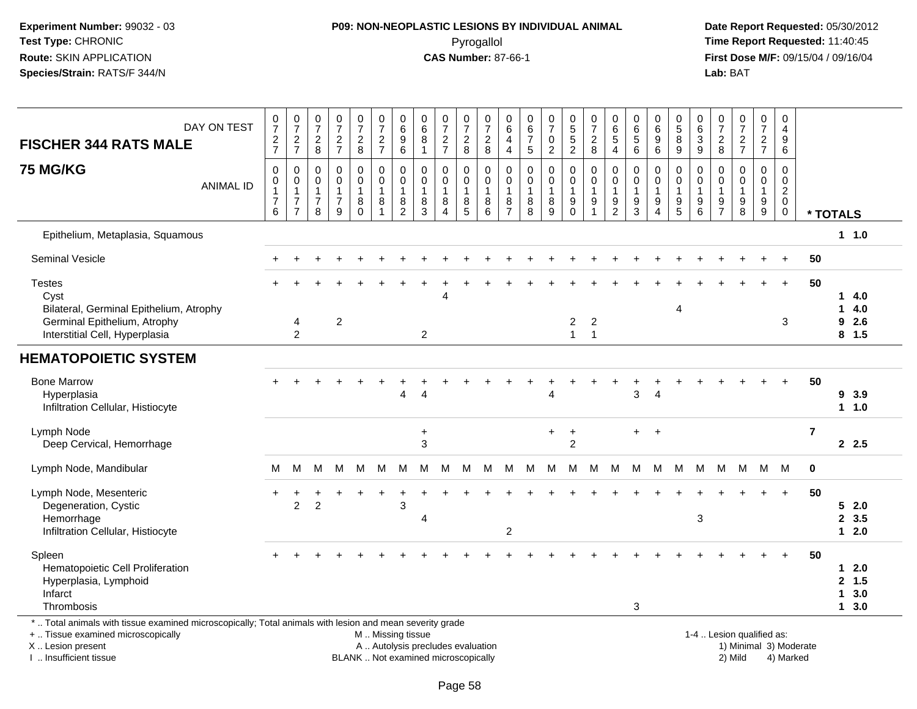**Experiment Number:** 99032 - 03
**Test Type:** CHRONIC
**Route:** SKIN APPLICATION
**Species/Strain:** RATS/F 344/N

**P09: NON-NEOPLASTIC LESIONS BY INDIVIDUAL ANIMAL**
Pyrogallol
**CAS Number:** 87-66-1

**Date Report Requested:** 05/30/2012
**Time Report Requested:** 11:40:45
**First Dose M/F:** 09/15/04 / 09/16/04
**Lab:** BAT

| FISCHER 344 RATS MALE 75 MG/KG — DAY ON TEST | 0727 | 0727 | 0728 | 0727 | 0728 | 0727 | 0696 | 0681 | 0727 | 0728 | 0728 | 0644 | 0675 | 0702 | 0552 | 0728 | 0654 | 0656 | 0696 | 0589 | 0639 | 0728 | 0727 | 0727 | 0496 | | |
|---|---|---|---|---|---|---|---|---|---|---|---|---|---|---|---|---|---|---|---|---|---|---|---|---|---|---|---|
| **ANIMAL ID** | 00176 | 00177 | 00178 | 00179 | 00180 | 00181 | 00182 | 00183 | 00184 | 00185 | 00186 | 00187 | 00188 | 00189 | 00190 | 00191 | 00192 | 00193 | 00194 | 00195 | 00196 | 00197 | 00198 | 00199 | 00200 | **\* TOTALS** | |
| Epithelium, Metaplasia, Squamous | | | | | | | | | | | | | | | | | | | | | | | | | | 1 | 1.0 |
| Seminal Vesicle | + | + | + | + | + | + | + | + | + | + | + | + | + | + | + | + | + | + | + | + | + | + | + | + | + | 50 | |
| Testes | + | + | + | + | + | + | + | + | + | + | + | + | + | + | + | + | + | + | + | + | + | + | + | + | + | 50 | |
| Cyst | | | | | | | | | 4 | | | | | | | | | | | | | | | | | 1 | 4.0 |
| Bilateral, Germinal Epithelium, Atrophy | | | | | | | | | | | | | | | | | | | | 4 | | | | | | 1 | 4.0 |
| Germinal Epithelium, Atrophy | | 4 | | 2 | | | | | | | | | | | 2 | 2 | | | | | | | | | 3 | 9 | 2.6 |
| Interstitial Cell, Hyperplasia | | 2 | | | | | | 2 | | | | | | | 1 | 1 | | | | | | | | | | 8 | 1.5 |
| **HEMATOPOIETIC SYSTEM** | | | | | | | | | | | | | | | | | | | | | | | | | | | |
| Bone Marrow | + | + | + | + | + | + | + | + | + | + | + | + | + | + | + | + | + | + | + | + | + | + | + | + | + | 50 | |
| Hyperplasia | | | | | | | 4 | 4 | | | | | | 4 | | | | 3 | 4 | | | | | | | 9 | 3.9 |
| Infiltration Cellular, Histiocyte | | | | | | | | | | | | | | | | | | | | | | | | | | 1 | 1.0 |
| Lymph Node | | | | | | | | + | | | | | | + | + | | | + | + | | | | | | | 7 | |
| Deep Cervical, Hemorrhage | | | | | | | | 3 | | | | | | | 2 | | | | | | | | | | | 2 | 2.5 |
| Lymph Node, Mandibular | M | M | M | M | M | M | M | M | M | M | M | M | M | M | M | M | M | M | M | M | M | M | M | M | M | 0 | |
| Lymph Node, Mesenteric | + | + | + | + | + | + | + | + | + | + | + | + | + | + | + | + | + | + | + | + | + | + | + | + | + | 50 | |
| Degeneration, Cystic | | 2 | 2 | | | | 3 | | | | | | | | | | | | | | | | | | | 5 | 2.0 |
| Hemorrhage | | | | | | | | 4 | | | | | | | | | | | | | 3 | | | | | 2 | 3.5 |
| Infiltration Cellular, Histiocyte | | | | | | | | | | | | 2 | | | | | | | | | | | | | | 1 | 2.0 |
| Spleen | + | + | + | + | + | + | + | + | + | + | + | + | + | + | + | + | + | + | + | + | + | + | + | + | + | 50 | |
| Hematopoietic Cell Proliferation | | | | | | | | | | | | | | | | | | | | | | | | | | 1 | 2.0 |
| Hyperplasia, Lymphoid | | | | | | | | | | | | | | | | | | | | | | | | | | 2 | 1.5 |
| Infarct | | | | | | | | | | | | | | | | | | | | | | | | | | 1 | 3.0 |
| Thrombosis | | | | | | | | | | | | | | | | | | 3 | | | | | | | | 1 | 3.0 |

\* .. Total animals with tissue examined microscopically; Total animals with lesion and mean severity grade
+ .. Tissue examined microscopically
X .. Lesion present
I .. Insufficient tissue

M .. Missing tissue
A .. Autolysis precludes evaluation
BLANK .. Not examined microscopically

1-4 .. Lesion qualified as:
1) Minimal 3) Moderate
2) Mild 4) Marked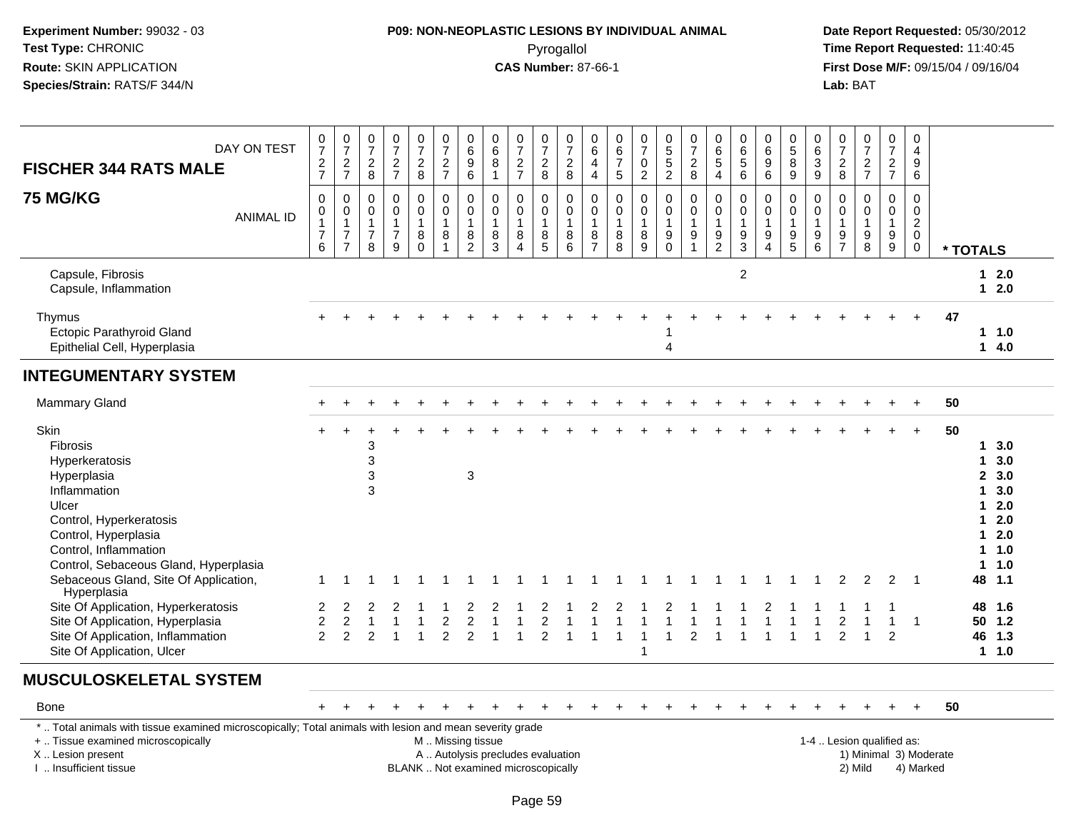**Experiment Number:** 99032 - 03
**Test Type:** CHRONIC
**Route:** SKIN APPLICATION
**Species/Strain:** RATS/F 344/N

**P09: NON-NEOPLASTIC LESIONS BY INDIVIDUAL ANIMAL**
Pyrogallol
**CAS Number:** 87-66-1

**Date Report Requested:** 05/30/2012
**Time Report Requested:** 11:40:45
**First Dose M/F:** 09/15/04 / 09/16/04
**Lab:** BAT

## FISCHER 344 RATS MALE — 75 MG/KG

| DAY ON TEST | 0727 | 0727 | 0728 | 0727 | 0728 | 0727 | 0696 | 0681 | 0727 | 0728 | 0728 | 0644 | 0675 | 0702 | 0552 | 0728 | 0654 | 0656 | 0696 | 0589 | 0639 | 0728 | 0727 | 0727 | 0496 | |
|---|---|---|---|---|---|---|---|---|---|---|---|---|---|---|---|---|---|---|---|---|---|---|---|---|---|---|
| **ANIMAL ID** | 00176 | 00177 | 00178 | 00179 | 00180 | 00181 | 00182 | 00183 | 00184 | 00185 | 00186 | 00187 | 00188 | 00189 | 00190 | 00191 | 00192 | 00193 | 00194 | 00195 | 00196 | 00197 | 00198 | 00199 | 00200 | *** TOTALS** |
| Capsule, Fibrosis | | | | | | | | | | | | | | | | | | 2 | | | | | | | | 1 2.0 |
| Capsule, Inflammation | | | | | | | | | | | | | | | | | | | | | | | | | | 1 2.0 |
| Thymus | + | + | + | + | + | + | + | + | + | + | + | + | + | + | + | + | + | + | + | + | + | + | + | + | + | 47 |
| Ectopic Parathyroid Gland | | | | | | | | | | | | | | | 1 | | | | | | | | | | | 1 1.0 |
| Epithelial Cell, Hyperplasia | | | | | | | | | | | | | | | 4 | | | | | | | | | | | 1 4.0 |
| **INTEGUMENTARY SYSTEM** | | | | | | | | | | | | | | | | | | | | | | | | | | |
| Mammary Gland | + | + | + | + | + | + | + | + | + | + | + | + | + | + | + | + | + | + | + | + | + | + | + | + | + | 50 |
| Skin | + | + | + | + | + | + | + | + | + | + | + | + | + | + | + | + | + | + | + | + | + | + | + | + | + | 50 |
| Fibrosis | | | 3 | | | | | | | | | | | | | | | | | | | | | | | 1 3.0 |
| Hyperkeratosis | | | 3 | | | | | | | | | | | | | | | | | | | | | | | 1 3.0 |
| Hyperplasia | | | 3 | | | | 3 | | | | | | | | | | | | | | | | | | | 2 3.0 |
| Inflammation | | | 3 | | | | | | | | | | | | | | | | | | | | | | | 1 3.0 |
| Ulcer | | | | | | | | | | | | | | | | | | | | | | | | | | 1 2.0 |
| Control, Hyperkeratosis | | | | | | | | | | | | | | | | | | | | | | | | | | 1 2.0 |
| Control, Hyperplasia | | | | | | | | | | | | | | | | | | | | | | | | | | 1 2.0 |
| Control, Inflammation | | | | | | | | | | | | | | | | | | | | | | | | | | 1 1.0 |
| Control, Sebaceous Gland, Hyperplasia | | | | | | | | | | | | | | | | | | | | | | | | | | 1 1.0 |
| Sebaceous Gland, Site Of Application, Hyperplasia | 1 | 1 | 1 | 1 | 1 | 1 | 1 | 1 | 1 | 1 | 1 | 1 | 1 | 1 | 1 | 1 | 1 | 1 | 1 | 1 | 1 | 2 | 2 | 2 | 1 | 48 1.1 |
| Site Of Application, Hyperkeratosis | 2 | 2 | 2 | 2 | 1 | 1 | 2 | 2 | 1 | 2 | 1 | 2 | 2 | 1 | 2 | 1 | 1 | 1 | 2 | 1 | 1 | 1 | 1 | 1 | | 48 1.6 |
| Site Of Application, Hyperplasia | 2 | 2 | 1 | 1 | 1 | 2 | 2 | 1 | 1 | 2 | 1 | 1 | 1 | 1 | 1 | 1 | 1 | 1 | 1 | 1 | 1 | 2 | 1 | 1 | 1 | 50 1.2 |
| Site Of Application, Inflammation | 2 | 2 | 2 | 1 | 1 | 2 | 2 | 1 | 1 | 2 | 1 | 1 | 1 | 1 | 1 | 2 | 1 | 1 | 1 | 1 | 1 | 2 | 1 | 2 | | 46 1.3 |
| Site Of Application, Ulcer | | | | | | | | | | | | | | 1 | | | | | | | | | | | | 1 1.0 |
| **MUSCULOSKELETAL SYSTEM** | | | | | | | | | | | | | | | | | | | | | | | | | | |
| Bone | + | + | + | + | + | + | + | + | + | + | + | + | + | + | + | + | + | + | + | + | + | + | + | + | + | 50 |

\* .. Total animals with tissue examined microscopically; Total animals with lesion and mean severity grade
\+ .. Tissue examined microscopically
X .. Lesion present
I .. Insufficient tissue

M .. Missing tissue
A .. Autolysis precludes evaluation
BLANK .. Not examined microscopically

1-4 .. Lesion qualified as:
1) Minimal 3) Moderate
2) Mild 4) Marked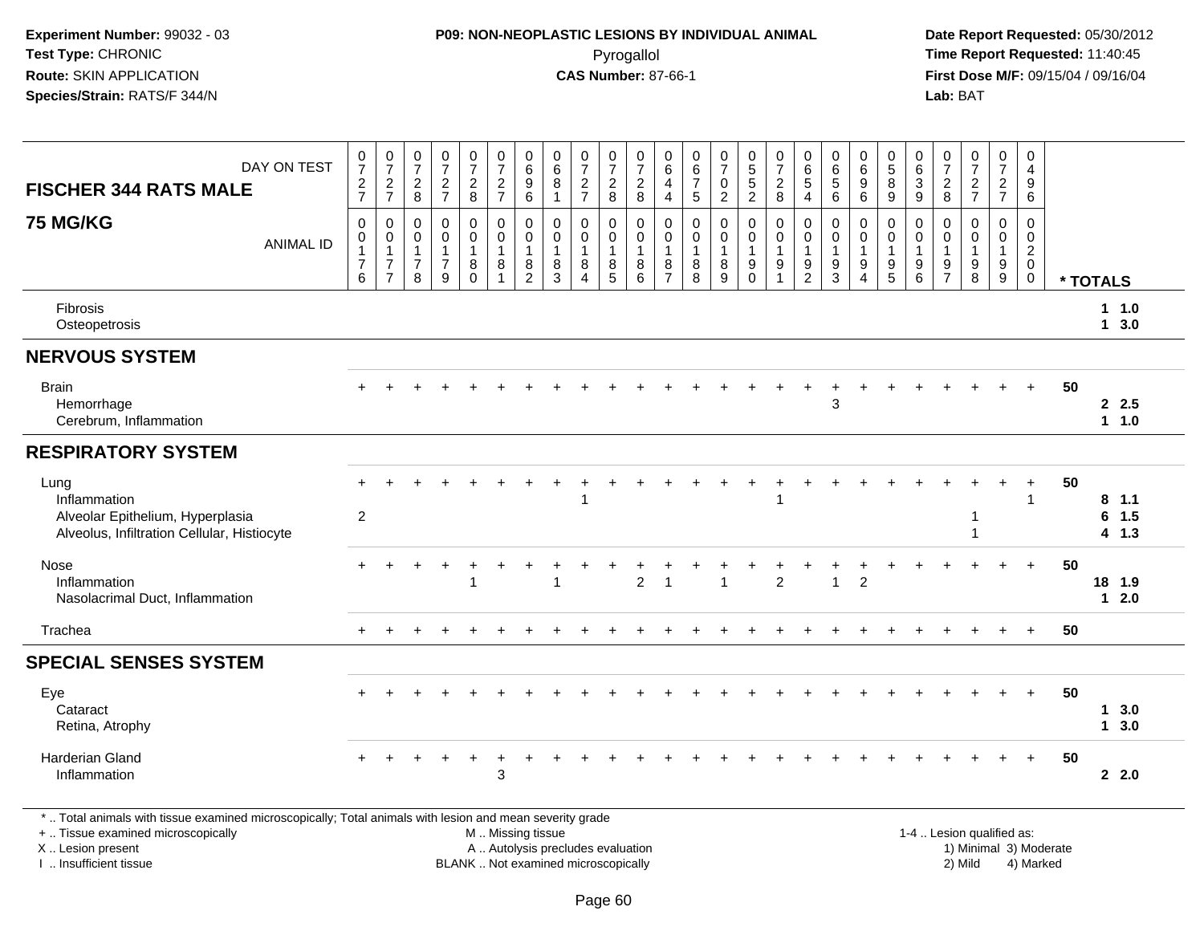**Experiment Number:** 99032 - 03
**Test Type:** CHRONIC
**Route:** SKIN APPLICATION
**Species/Strain:** RATS/F 344/N

**P09: NON-NEOPLASTIC LESIONS BY INDIVIDUAL ANIMAL**
Pyrogallol
**CAS Number:** 87-66-1

**Date Report Requested:** 05/30/2012
**Time Report Requested:** 11:40:45
**First Dose M/F:** 09/15/04 / 09/16/04
**Lab:** BAT

**FISCHER 344 RATS MALE**
**75 MG/KG**

| DAY ON TEST | 0727 | 0727 | 0728 | 0727 | 0728 | 0727 | 0696 | 0681 | 0727 | 0728 | 0728 | 0644 | 0675 | 0702 | 0552 | 0728 | 0654 | 0656 | 0696 | 0589 | 0639 | 0728 | 0727 | 0727 | 0496 | |
|---|---|---|---|---|---|---|---|---|---|---|---|---|---|---|---|---|---|---|---|---|---|---|---|---|---|---|
| **ANIMAL ID** | 00176 | 00177 | 00178 | 00179 | 00180 | 00181 | 00182 | 00183 | 00184 | 00185 | 00186 | 00187 | 00188 | 00189 | 00190 | 00191 | 00192 | 00193 | 00194 | 00195 | 00196 | 00197 | 00198 | 00199 | 00200 | *** TOTALS** |
| Fibrosis | | | | | | | | | | | | | | | | | | | | | | | | | | 1 1.0 |
| Osteopetrosis | | | | | | | | | | | | | | | | | | | | | | | | | | 1 3.0 |
| **NERVOUS SYSTEM** | | | | | | | | | | | | | | | | | | | | | | | | | | |
| Brain | + | + | + | + | + | + | + | + | + | + | + | + | + | + | + | + | + | + | + | + | + | + | + | + | + | 50 |
| Hemorrhage | | | | | | | | | | | | | | | | | | 3 | | | | | | | | 2 2.5 |
| Cerebrum, Inflammation | | | | | | | | | | | | | | | | | | | | | | | | | | 1 1.0 |
| **RESPIRATORY SYSTEM** | | | | | | | | | | | | | | | | | | | | | | | | | | |
| Lung | + | + | + | + | + | + | + | + | + | + | + | + | + | + | + | + | + | + | + | + | + | + | + | + | + | 50 |
| Inflammation | | | | | | | | | 1 | | | | | | | 1 | | | | | | | | | 1 | 8 1.1 |
| Alveolar Epithelium, Hyperplasia | 2 | | | | | | | | | | | | | | | | | | | | | | 1 | | | 6 1.5 |
| Alveolus, Infiltration Cellular, Histiocyte | | | | | | | | | | | | | | | | | | | | | | | 1 | | | 4 1.3 |
| Nose | + | + | + | + | + | + | + | + | + | + | + | + | + | + | + | + | + | + | + | + | + | + | + | + | + | 50 |
| Inflammation | | | | | 1 | | | 1 | | | 2 | 1 | | 1 | | 2 | | 1 | 2 | | | | | | | 18 1.9 |
| Nasolacrimal Duct, Inflammation | | | | | | | | | | | | | | | | | | | | | | | | | | 1 2.0 |
| Trachea | + | + | + | + | + | + | + | + | + | + | + | + | + | + | + | + | + | + | + | + | + | + | + | + | + | 50 |
| **SPECIAL SENSES SYSTEM** | | | | | | | | | | | | | | | | | | | | | | | | | | |
| Eye | + | + | + | + | + | + | + | + | + | + | + | + | + | + | + | + | + | + | + | + | + | + | + | + | + | 50 |
| Cataract | | | | | | | | | | | | | | | | | | | | | | | | | | 1 3.0 |
| Retina, Atrophy | | | | | | | | | | | | | | | | | | | | | | | | | | 1 3.0 |
| Harderian Gland | + | + | + | + | + | + | + | + | + | + | + | + | + | + | + | + | + | + | + | + | + | + | + | + | + | 50 |
| Inflammation | | | | | | 3 | | | | | | | | | | | | | | | | | | | | 2 2.0 |

\* .. Total animals with tissue examined microscopically; Total animals with lesion and mean severity grade
\+ .. Tissue examined microscopically
X .. Lesion present
I .. Insufficient tissue

M .. Missing tissue
A .. Autolysis precludes evaluation
BLANK .. Not examined microscopically

1-4 .. Lesion qualified as:
1) Minimal 3) Moderate
2) Mild 4) Marked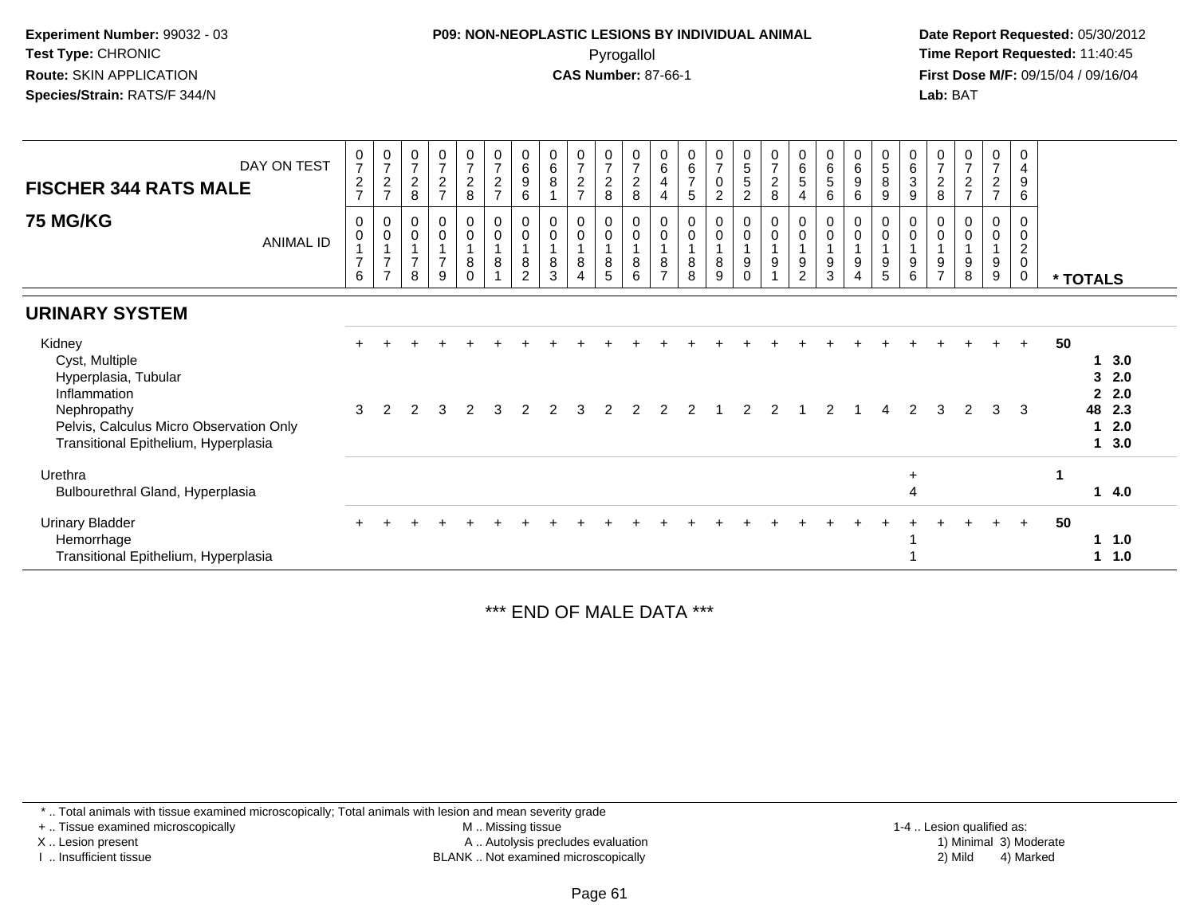**Experiment Number:** 99032 - 03
**Test Type:** CHRONIC
**Route:** SKIN APPLICATION
**Species/Strain:** RATS/F 344/N

**P09: NON-NEOPLASTIC LESIONS BY INDIVIDUAL ANIMAL**
Pyrogallol
**CAS Number:** 87-66-1

**Date Report Requested:** 05/30/2012
**Time Report Requested:** 11:40:45
**First Dose M/F:** 09/15/04 / 09/16/04
**Lab:** BAT

## FISCHER 344 RATS MALE

## 75 MG/KG

| DAY ON TEST | 0727 | 0727 | 0728 | 0727 | 0728 | 0727 | 0696 | 0681 | 0727 | 0728 | 0728 | 0644 | 0675 | 0702 | 0552 | 0728 | 0654 | 0656 | 0696 | 0589 | 0639 | 0728 | 0727 | 0727 | 0496 | |
|---|---|---|---|---|---|---|---|---|---|---|---|---|---|---|---|---|---|---|---|---|---|---|---|---|---|---|
| ANIMAL ID | 0017 6 | 0017 7 | 0017 8 | 0017 9 | 0018 0 | 0018 1 | 0018 2 | 0018 3 | 0018 4 | 0018 5 | 0018 6 | 0018 7 | 0018 8 | 0018 9 | 0019 0 | 0019 1 | 0019 2 | 0019 3 | 0019 4 | 0019 5 | 0019 6 | 0019 7 | 0019 8 | 0019 9 | 0020 0 | * TOTALS |
| **URINARY SYSTEM** | | | | | | | | | | | | | | | | | | | | | | | | | | |
| Kidney | + | + | + | + | + | + | + | + | + | + | + | + | + | + | + | + | + | + | + | + | + | + | + | + | + | 50 |
| Cyst, Multiple | | | | | | | | | | | | | | | | | | | | | | | | | | 1 3.0 |
| Hyperplasia, Tubular | | | | | | | | | | | | | | | | | | | | | | | | | | 3 2.0 |
| Inflammation | | | | | | | | | | | | | | | | | | | | | | | | | | 2 2.0 |
| Nephropathy | 3 | 2 | 2 | 3 | 2 | 3 | 2 | 2 | 3 | 2 | 2 | 2 | 2 | 1 | 2 | 2 | 1 | 2 | 1 | 4 | 2 | 3 | 2 | 3 | 3 | 48 2.3 |
| Pelvis, Calculus Micro Observation Only | | | | | | | | | | | | | | | | | | | | | | | | | | 1 2.0 |
| Transitional Epithelium, Hyperplasia | | | | | | | | | | | | | | | | | | | | | | | | | | 1 3.0 |
| Urethra | | | | | | | | | | | | | | | | | | | | | + | | | | | 1 |
| Bulbourethral Gland, Hyperplasia | | | | | | | | | | | | | | | | | | | | | 4 | | | | | 1 4.0 |
| Urinary Bladder | + | + | + | + | + | + | + | + | + | + | + | + | + | + | + | + | + | + | + | + | + | + | + | + | + | 50 |
| Hemorrhage | | | | | | | | | | | | | | | | | | | | | 1 | | | | | 1 1.0 |
| Transitional Epithelium, Hyperplasia | | | | | | | | | | | | | | | | | | | | | 1 | | | | | 1 1.0 |

*** END OF MALE DATA ***

* .. Total animals with tissue examined microscopically; Total animals with lesion and mean severity grade
+ .. Tissue examined microscopically
X .. Lesion present
I .. Insufficient tissue
M .. Missing tissue
A .. Autolysis precludes evaluation
BLANK .. Not examined microscopically
1-4 .. Lesion qualified as:
1) Minimal 3) Moderate
2) Mild 4) Marked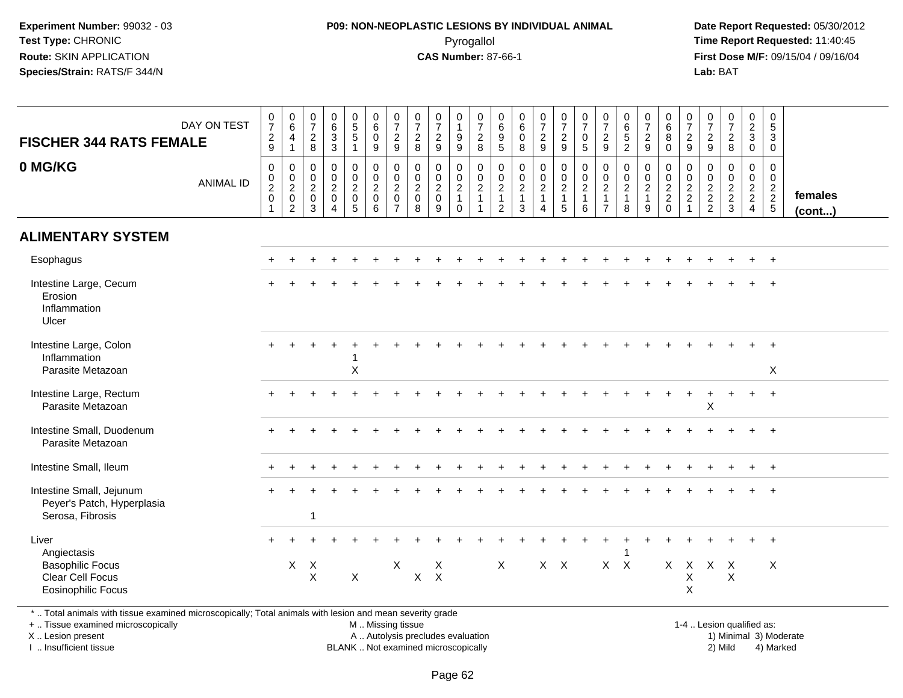**Experiment Number:** 99032 - 03
**Test Type:** CHRONIC
**Route:** SKIN APPLICATION
**Species/Strain:** RATS/F 344/N

**P09: NON-NEOPLASTIC LESIONS BY INDIVIDUAL ANIMAL**
Pyrogallol
**CAS Number:** 87-66-1

**Date Report Requested:** 05/30/2012
**Time Report Requested:** 11:40:45
**First Dose M/F:** 09/15/04 / 09/16/04
**Lab:** BAT

## FISCHER 344 RATS FEMALE — 0 MG/KG

| DAY ON TEST | 0729 | 0641 | 0728 | 0633 | 0551 | 0609 | 0729 | 0728 | 0729 | 0199 | 0728 | 0695 | 0608 | 0729 | 0729 | 0705 | 0729 | 0652 | 0729 | 0680 | 0729 | 0729 | 0728 | 0230 | 0530 | |
|---|---|---|---|---|---|---|---|---|---|---|---|---|---|---|---|---|---|---|---|---|---|---|---|---|---|---|
| **ANIMAL ID** | 00201 | 00202 | 00203 | 00204 | 00205 | 00206 | 00207 | 00208 | 00209 | 00210 | 00211 | 00212 | 00213 | 00214 | 00215 | 00216 | 00217 | 00218 | 00219 | 00220 | 00221 | 00222 | 00223 | 00224 | 00225 | **females (cont...)** |
| **ALIMENTARY SYSTEM** | | | | | | | | | | | | | | | | | | | | | | | | | | |
| Esophagus | + | + | + | + | + | + | + | + | + | + | + | + | + | + | + | + | + | + | + | + | + | + | + | + | + | |
| Intestine Large, Cecum | + | + | + | + | + | + | + | + | + | + | + | + | + | + | + | + | + | + | + | + | + | + | + | + | + | |
| Erosion | | | | | | | | | | | | | | | | | | | | | | | | | | |
| Inflammation | | | | | | | | | | | | | | | | | | | | | | | | | | |
| Ulcer | | | | | | | | | | | | | | | | | | | | | | | | | | |
| Intestine Large, Colon | + | + | + | + | + | + | + | + | + | + | + | + | + | + | + | + | + | + | + | + | + | + | + | + | + | |
| Inflammation | | | | | 1 | | | | | | | | | | | | | | | | | | | | | |
| Parasite Metazoan | | | | | X | | | | | | | | | | | | | | | | | | | | X | |
| Intestine Large, Rectum | + | + | + | + | + | + | + | + | + | + | + | + | + | + | + | + | + | + | + | + | + | + | + | + | + | |
| Parasite Metazoan | | | | | | | | | | | | | | | | | | | | | | X | | | | |
| Intestine Small, Duodenum | + | + | + | + | + | + | + | + | + | + | + | + | + | + | + | + | + | + | + | + | + | + | + | + | + | |
| Parasite Metazoan | | | | | | | | | | | | | | | | | | | | | | | | | | |
| Intestine Small, Ileum | + | + | + | + | + | + | + | + | + | + | + | + | + | + | + | + | + | + | + | + | + | + | + | + | + | |
| Intestine Small, Jejunum | + | + | + | + | + | + | + | + | + | + | + | + | + | + | + | + | + | + | + | + | + | + | + | + | + | |
| Peyer's Patch, Hyperplasia | | | | | | | | | | | | | | | | | | | | | | | | | | |
| Serosa, Fibrosis | | | 1 | | | | | | | | | | | | | | | | | | | | | | | |
| Liver | + | + | + | + | + | + | + | + | + | + | + | + | + | + | + | + | + | + | + | + | + | + | + | + | + | |
| Angiectasis | | | | | | | | | | | | | | | | | | 1 | | | | | | | | |
| Basophilic Focus | | X | X | | | | X | | X | | | X | | X | X | | X | X | | X | X | X | X | | X | |
| Clear Cell Focus | | | X | | X | | | X | X | | | | | | | | | | | | X | | X | | | |
| Eosinophilic Focus | | | | | | | | | | | | | | | | | | | | | X | | | | | |

\* .. Total animals with tissue examined microscopically; Total animals with lesion and mean severity grade
+ .. Tissue examined microscopically
X .. Lesion present
I .. Insufficient tissue

M .. Missing tissue
A .. Autolysis precludes evaluation
BLANK .. Not examined microscopically

1-4 .. Lesion qualified as:
1) Minimal 3) Moderate
2) Mild 4) Marked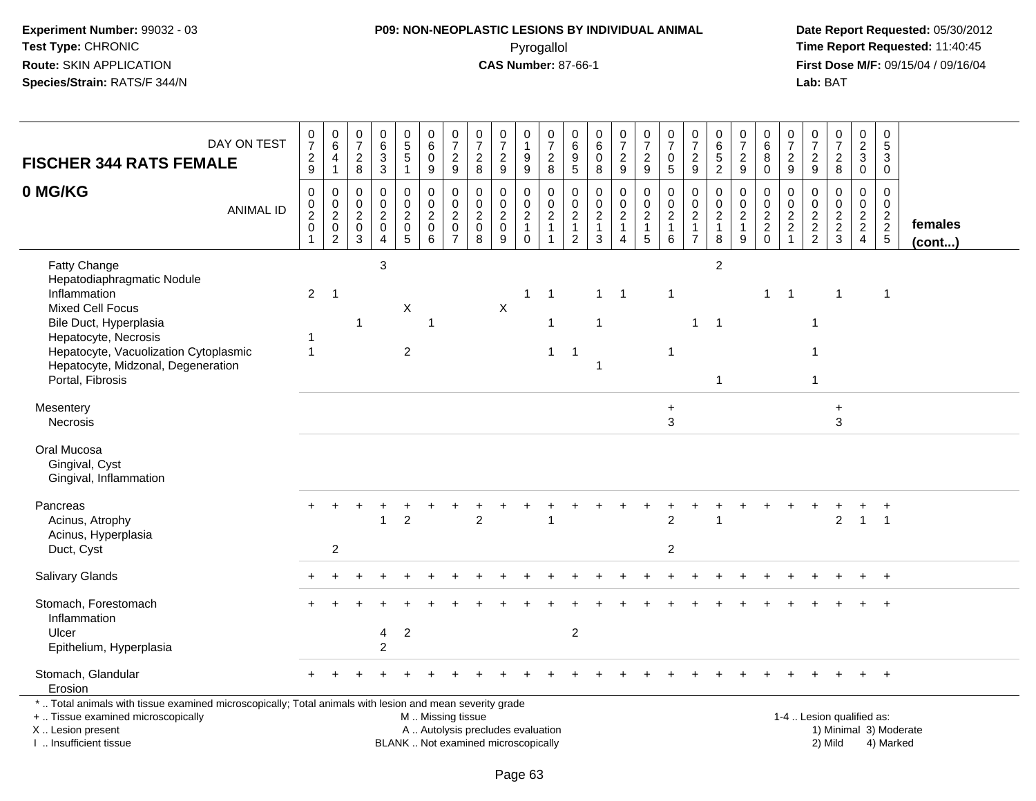**Experiment Number:** 99032 - 03
**Test Type:** CHRONIC
**Route:** SKIN APPLICATION
**Species/Strain:** RATS/F 344/N

**P09: NON-NEOPLASTIC LESIONS BY INDIVIDUAL ANIMAL**
Pyrogallol
**CAS Number:** 87-66-1

**Date Report Requested:** 05/30/2012
**Time Report Requested:** 11:40:45
**First Dose M/F:** 09/15/04 / 09/16/04
**Lab:** BAT

| FISCHER 344 RATS FEMALE 0 MG/KG | | | | | | | | | | | | | | | | | | | | | | | | | | |
|---|---|---|---|---|---|---|---|---|---|---|---|---|---|---|---|---|---|---|---|---|---|---|---|---|---|---|
| DAY ON TEST | 0729 | 0641 | 0728 | 0633 | 0551 | 0609 | 0729 | 0728 | 0729 | 0199 | 0728 | 0695 | 0608 | 0729 | 0729 | 0705 | 0729 | 0652 | 0729 | 0680 | 0729 | 0729 | 0728 | 0230 | 0530 | |
| ANIMAL ID | 0201 | 0202 | 0203 | 0204 | 0205 | 0206 | 0207 | 0208 | 0209 | 0210 | 0211 | 0212 | 0213 | 0214 | 0215 | 0216 | 0217 | 0218 | 0219 | 0220 | 0221 | 0222 | 0223 | 0224 | 0225 | **females (cont...)** |
| Fatty Change | | | | 3 | | | | | | | | | | | | | | 2 | | | | | | | | |
| Hepatodiaphragmatic Nodule | | | | | | | | | | | | | | | | | | | | | | | | | | |
| Inflammation | 2 | 1 | | | | | | | | 1 | 1 | | 1 | 1 | | 1 | | | | 1 | 1 | | 1 | | 1 | |
| Mixed Cell Focus | | | | | X | | | | X | | | | | | | | | | | | | | | | | |
| Bile Duct, Hyperplasia | | | 1 | | | 1 | | | | | 1 | | 1 | | | | 1 | 1 | | | | 1 | | | | |
| Hepatocyte, Necrosis | 1 | | | | | | | | | | | | | | | | | | | | | | | | | |
| Hepatocyte, Vacuolization Cytoplasmic | 1 | | | | 2 | | | | | | 1 | 1 | | | | 1 | | | | | | 1 | | | | |
| Hepatocyte, Midzonal, Degeneration | | | | | | | | | | | | | 1 | | | | | | | | | | | | | |
| Portal, Fibrosis | | | | | | | | | | | | | | | | | | 1 | | | | 1 | | | | |
| Mesentery | | | | | | | | | | | | | | | | + | | | | | | | + | | | |
| Necrosis | | | | | | | | | | | | | | | | 3 | | | | | | | 3 | | | |
| Oral Mucosa | | | | | | | | | | | | | | | | | | | | | | | | | | |
| Gingival, Cyst | | | | | | | | | | | | | | | | | | | | | | | | | | |
| Gingival, Inflammation | | | | | | | | | | | | | | | | | | | | | | | | | | |
| Pancreas | + | + | + | + | + | + | + | + | + | + | + | + | + | + | + | + | + | + | + | + | + | + | + | + | + | |
| Acinus, Atrophy | | | | 1 | 2 | | | 2 | | | 1 | | | | | 2 | | 1 | | | | | 2 | 1 | 1 | |
| Acinus, Hyperplasia | | | | | | | | | | | | | | | | | | | | | | | | | | |
| Duct, Cyst | | 2 | | | | | | | | | | | | | | 2 | | | | | | | | | | |
| Salivary Glands | + | + | + | + | + | + | + | + | + | + | + | + | + | + | + | + | + | + | + | + | + | + | + | + | + | |
| Stomach, Forestomach | + | + | + | + | + | + | + | + | + | + | + | + | + | + | + | + | + | + | + | + | + | + | + | + | + | |
| Inflammation | | | | | | | | | | | | | | | | | | | | | | | | | | |
| Ulcer | | | | 4 | 2 | | | | | | | 2 | | | | | | | | | | | | | | |
| Epithelium, Hyperplasia | | | | 2 | | | | | | | | | | | | | | | | | | | | | | |
| Stomach, Glandular | + | + | + | + | + | + | + | + | + | + | + | + | + | + | + | + | + | + | + | + | + | + | + | + | + | |
| Erosion | | | | | | | | | | | | | | | | | | | | | | | | | | |

* .. Total animals with tissue examined microscopically; Total animals with lesion and mean severity grade
+ .. Tissue examined microscopically
X .. Lesion present
I .. Insufficient tissue

M .. Missing tissue
A .. Autolysis precludes evaluation
BLANK .. Not examined microscopically

1-4 .. Lesion qualified as:
1) Minimal 3) Moderate
2) Mild 4) Marked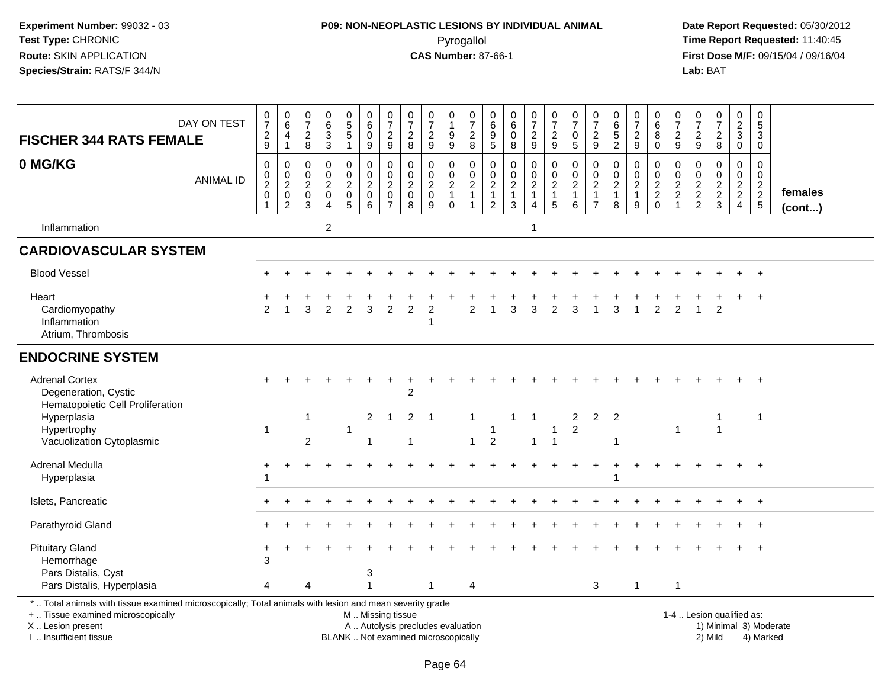**Experiment Number:** 99032 - 03
**Test Type:** CHRONIC
**Route:** SKIN APPLICATION
**Species/Strain:** RATS/F 344/N

**P09: NON-NEOPLASTIC LESIONS BY INDIVIDUAL ANIMAL**
Pyrogallol
**CAS Number:** 87-66-1

**Date Report Requested:** 05/30/2012
**Time Report Requested:** 11:40:45
**First Dose M/F:** 09/15/04 / 09/16/04
**Lab:** BAT

| FISCHER 344 RATS FEMALE — 0 MG/KG | 0729 | 0641 | 0728 | 0633 | 0551 | 0609 | 0729 | 0728 | 0729 | 0199 | 0728 | 0695 | 0608 | 0729 | 0729 | 0705 | 0729 | 0652 | 0729 | 0680 | 0729 | 0729 | 0728 | 0230 | 0530 | |
|---|---|---|---|---|---|---|---|---|---|---|---|---|---|---|---|---|---|---|---|---|---|---|---|---|---|---|
| DAY ON TEST / ANIMAL ID | 00201 | 00202 | 00203 | 00204 | 00205 | 00206 | 00207 | 00208 | 00209 | 00210 | 00211 | 00212 | 00213 | 00214 | 00215 | 00216 | 00217 | 00218 | 00219 | 00220 | 00221 | 00222 | 00223 | 00224 | 00225 | females (cont...) |
| Inflammation | | | | 2 | | | | | | | | | | 1 | | | | | | | | | | | | |
| **CARDIOVASCULAR SYSTEM** | | | | | | | | | | | | | | | | | | | | | | | | | | |
| Blood Vessel | + | + | + | + | + | + | + | + | + | + | + | + | + | + | + | + | + | + | + | + | + | + | + | + | + | |
| Heart | + | + | + | + | + | + | + | + | + | + | + | + | + | + | + | + | + | + | + | + | + | + | + | + | + | |
| Cardiomyopathy | 2 | 1 | 3 | 2 | 2 | 3 | 2 | 2 | 2 | | 2 | 1 | 3 | 3 | 2 | 3 | 1 | 3 | 1 | 2 | 2 | 1 | 2 | | | |
| Inflammation | | | | | | | | | 1 | | | | | | | | | | | | | | | | | |
| Atrium, Thrombosis | | | | | | | | | | | | | | | | | | | | | | | | | | |
| **ENDOCRINE SYSTEM** | | | | | | | | | | | | | | | | | | | | | | | | | | |
| Adrenal Cortex | + | + | + | + | + | + | + | + | + | + | + | + | + | + | + | + | + | + | + | + | + | + | + | + | + | |
| Degeneration, Cystic | | | | | | | | 2 | | | | | | | | | | | | | | | | | | |
| Hematopoietic Cell Proliferation | | | | | | | | | | | | | | | | | | | | | | | | | | |
| Hyperplasia | | | 1 | | | 2 | 1 | 2 | 1 | | 1 | | 1 | 1 | | 2 | 2 | 2 | | | | | 1 | | 1 | |
| Hypertrophy | 1 | | | | 1 | | | | | | | 1 | | | 1 | 2 | | | | | 1 | | 1 | | | |
| Vacuolization Cytoplasmic | | | 2 | | | 1 | | 1 | | | 1 | 2 | | 1 | 1 | | | 1 | | | | | | | | |
| Adrenal Medulla | + | + | + | + | + | + | + | + | + | + | + | + | + | + | + | + | + | + | + | + | + | + | + | + | + | |
| Hyperplasia | 1 | | | | | | | | | | | | | | | | | 1 | | | | | | | | |
| Islets, Pancreatic | + | + | + | + | + | + | + | + | + | + | + | + | + | + | + | + | + | + | + | + | + | + | + | + | + | |
| Parathyroid Gland | + | + | + | + | + | + | + | + | + | + | + | + | + | + | + | + | + | + | + | + | + | + | + | + | + | |
| Pituitary Gland | + | + | + | + | + | + | + | + | + | + | + | + | + | + | + | + | + | + | + | + | + | + | + | + | + | |
| Hemorrhage | 3 | | | | | | | | | | | | | | | | | | | | | | | | | |
| Pars Distalis, Cyst | | | | | | 3 | | | | | | | | | | | | | | | | | | | | |
| Pars Distalis, Hyperplasia | 4 | | 4 | | | 1 | | | 1 | | 4 | | | | | | 3 | | 1 | | 1 | | | | | |

* .. Total animals with tissue examined microscopically; Total animals with lesion and mean severity grade
+ .. Tissue examined microscopically
X .. Lesion present
I .. Insufficient tissue

M .. Missing tissue
A .. Autolysis precludes evaluation
BLANK .. Not examined microscopically

1-4 .. Lesion qualified as:
1) Minimal 3) Moderate
2) Mild 4) Marked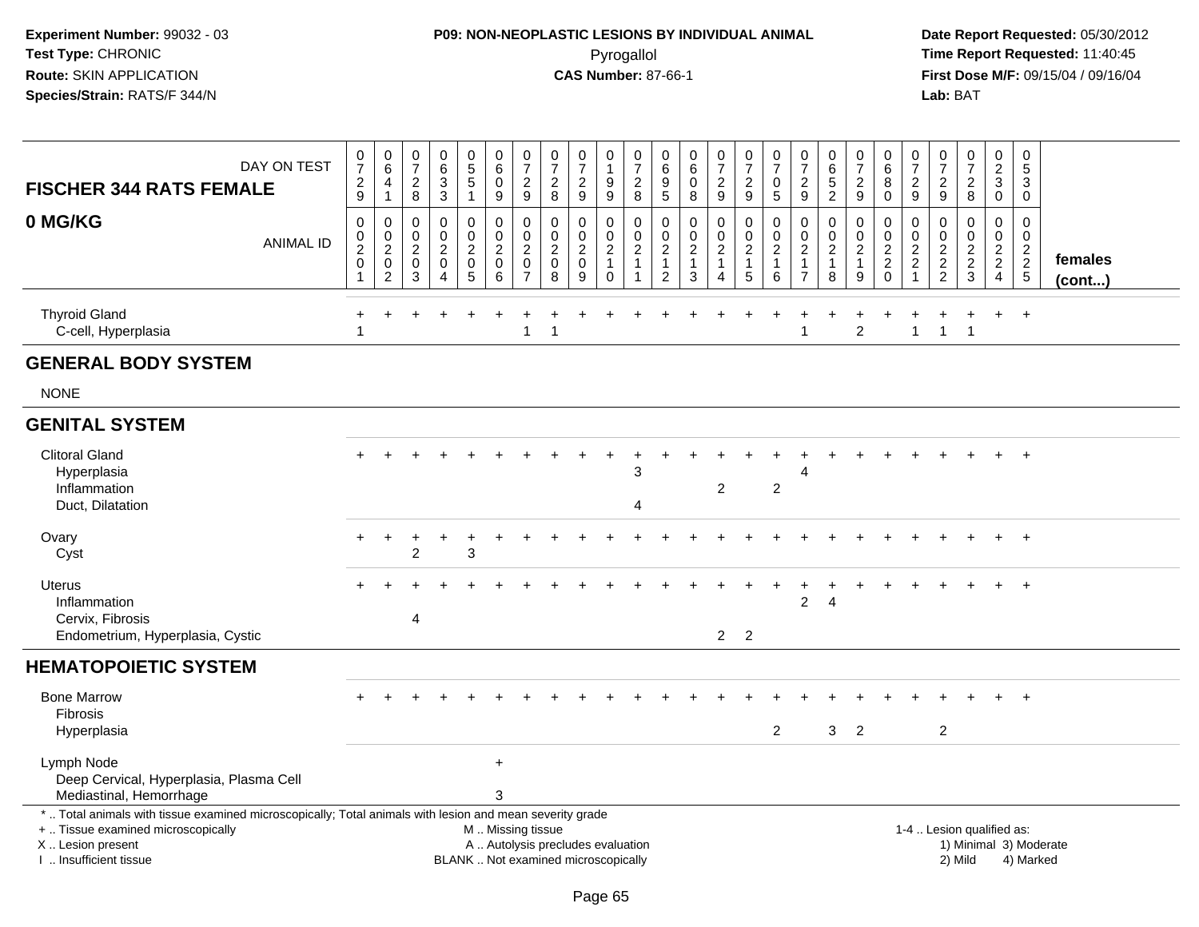**Experiment Number:** 99032 - 03
**Test Type:** CHRONIC
**Route:** SKIN APPLICATION
**Species/Strain:** RATS/F 344/N

**P09: NON-NEOPLASTIC LESIONS BY INDIVIDUAL ANIMAL**
Pyrogallol
**CAS Number:** 87-66-1

**Date Report Requested:** 05/30/2012
**Time Report Requested:** 11:40:45
**First Dose M/F:** 09/15/04 / 09/16/04
**Lab:** BAT

## FISCHER 344 RATS FEMALE
## 0 MG/KG

| DAY ON TEST | 0729 | 0641 | 0728 | 0633 | 0551 | 0609 | 0729 | 0728 | 0729 | 0199 | 0728 | 0695 | 0608 | 0729 | 0729 | 0705 | 0729 | 0652 | 0729 | 0680 | 0729 | 0729 | 0728 | 0230 | 0530 | |
|---|---|---|---|---|---|---|---|---|---|---|---|---|---|---|---|---|---|---|---|---|---|---|---|---|---|---|
| **ANIMAL ID** | 00201 | 00202 | 00203 | 00204 | 00205 | 00206 | 00207 | 00208 | 00209 | 00210 | 00211 | 00212 | 00213 | 00214 | 00215 | 00216 | 00217 | 00218 | 00219 | 00220 | 00221 | 00222 | 00223 | 00224 | 00225 | **females (cont...)** |
| Thyroid Gland | + | + | + | + | + | + | + | + | + | + | + | + | + | + | + | + | + | + | + | + | + | + | + | + | + | |
| C-cell, Hyperplasia | 1 | | | | | | 1 | 1 | | | | | | | | | 1 | | 2 | | 1 | 1 | 1 | | | |
| **GENERAL BODY SYSTEM** | | | | | | | | | | | | | | | | | | | | | | | | | | |
| NONE | | | | | | | | | | | | | | | | | | | | | | | | | | |
| **GENITAL SYSTEM** | | | | | | | | | | | | | | | | | | | | | | | | | | |
| Clitoral Gland | + | + | + | + | + | + | + | + | + | + | + | + | + | + | + | + | + | + | + | + | + | + | + | + | + | |
| Hyperplasia | | | | | | | | | | | 3 | | | | | | 4 | | | | | | | | | |
| Inflammation | | | | | | | | | | | | | | 2 | | 2 | | | | | | | | | | |
| Duct, Dilatation | | | | | | | | | | | 4 | | | | | | | | | | | | | | | |
| Ovary | + | + | + | + | + | + | + | + | + | + | + | + | + | + | + | + | + | + | + | + | + | + | + | + | + | |
| Cyst | | | 2 | | 3 | | | | | | | | | | | | | | | | | | | | | |
| Uterus | + | + | + | + | + | + | + | + | + | + | + | + | + | + | + | + | + | + | + | + | + | + | + | + | + | |
| Inflammation | | | | | | | | | | | | | | | | | 2 | 4 | | | | | | | | |
| Cervix, Fibrosis | | | 4 | | | | | | | | | | | | | | | | | | | | | | | |
| Endometrium, Hyperplasia, Cystic | | | | | | | | | | | | | | 2 | 2 | | | | | | | | | | | |
| **HEMATOPOIETIC SYSTEM** | | | | | | | | | | | | | | | | | | | | | | | | | | |
| Bone Marrow | + | + | + | + | + | + | + | + | + | + | + | + | + | + | + | + | + | + | + | + | + | + | + | + | + | |
| Fibrosis | | | | | | | | | | | | | | | | | | | | | | | | | | |
| Hyperplasia | | | | | | | | | | | | | | | | 2 | | 3 | 2 | | | 2 | | | | |
| Lymph Node | | | | | | + | | | | | | | | | | | | | | | | | | | | |
| Deep Cervical, Hyperplasia, Plasma Cell | | | | | | | | | | | | | | | | | | | | | | | | | | |
| Mediastinal, Hemorrhage | | | | | | 3 | | | | | | | | | | | | | | | | | | | | |

\* .. Total animals with tissue examined microscopically; Total animals with lesion and mean severity grade
\+ .. Tissue examined microscopically
X .. Lesion present
I .. Insufficient tissue

M .. Missing tissue
A .. Autolysis precludes evaluation
BLANK .. Not examined microscopically

1-4 .. Lesion qualified as:
1) Minimal 3) Moderate
2) Mild 4) Marked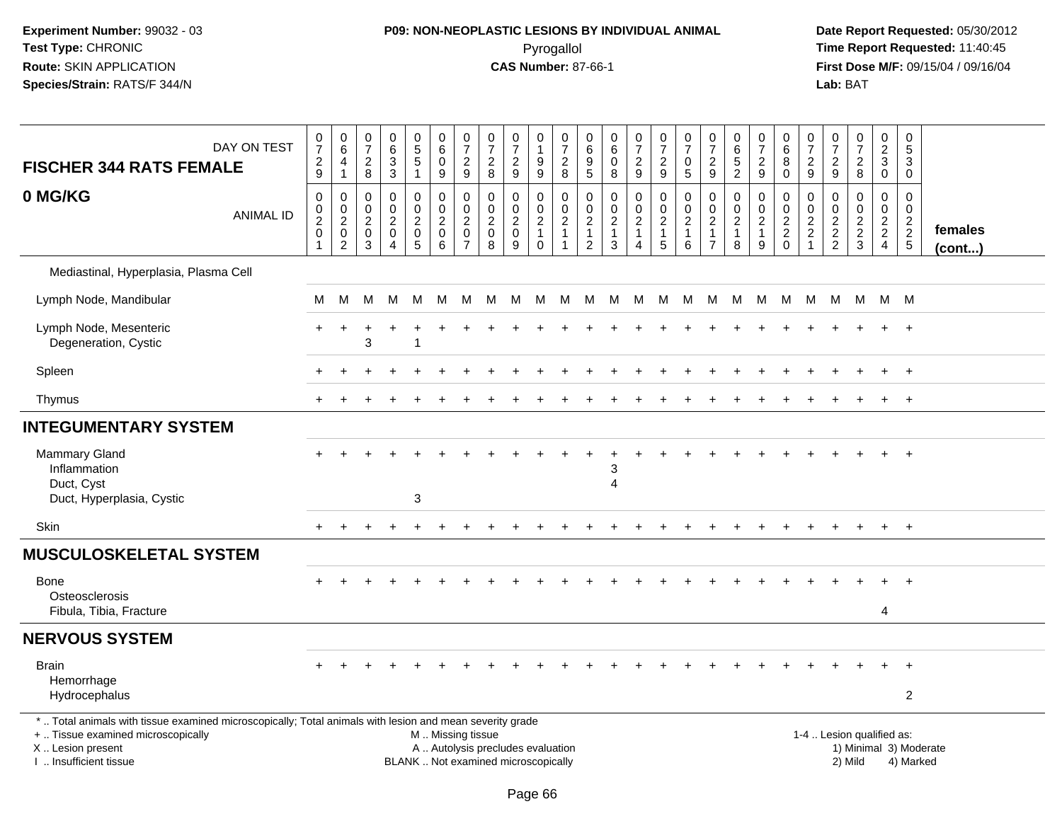Experiment Number: 99032 - 03
Test Type: CHRONIC
Route: SKIN APPLICATION
Species/Strain: RATS/F 344/N

**P09: NON-NEOPLASTIC LESIONS BY INDIVIDUAL ANIMAL**
Pyrogallol
**CAS Number:** 87-66-1

Date Report Requested: 05/30/2012
Time Report Requested: 11:40:45
First Dose M/F: 09/15/04 / 09/16/04
Lab: BAT

| FISCHER 344 RATS FEMALE 0 MG/KG — DAY ON TEST | 0729 | 0641 | 0728 | 0633 | 0551 | 0609 | 0729 | 0728 | 0729 | 0199 | 0728 | 0695 | 0608 | 0729 | 0729 | 0705 | 0729 | 0652 | 0729 | 0680 | 0729 | 0729 | 0728 | 0230 | 0530 | |
|---|---|---|---|---|---|---|---|---|---|---|---|---|---|---|---|---|---|---|---|---|---|---|---|---|---|---|
| ANIMAL ID | 0020 1 | 0020 2 | 0020 3 | 0020 4 | 0020 5 | 0020 6 | 0020 7 | 0020 8 | 0020 9 | 0021 0 | 0021 1 | 0021 2 | 0021 3 | 0021 4 | 0021 5 | 0021 6 | 0021 7 | 0021 8 | 0021 9 | 0022 0 | 0022 1 | 0022 2 | 0022 3 | 0022 4 | 0022 5 | females (cont...) |
| Mediastinal, Hyperplasia, Plasma Cell | | | | | | | | | | | | | | | | | | | | | | | | | | |
| Lymph Node, Mandibular | M | M | M | M | M | M | M | M | M | M | M | M | M | M | M | M | M | M | M | M | M | M | M | M | M | |
| Lymph Node, Mesenteric | + | + | + | + | + | + | + | + | + | + | + | + | + | + | + | + | + | + | + | + | + | + | + | + | + | |
| Degeneration, Cystic | | | 3 | | 1 | | | | | | | | | | | | | | | | | | | | | |
| Spleen | + | + | + | + | + | + | + | + | + | + | + | + | + | + | + | + | + | + | + | + | + | + | + | + | + | |
| Thymus | + | + | + | + | + | + | + | + | + | + | + | + | + | + | + | + | + | + | + | + | + | + | + | + | + | |
| **INTEGUMENTARY SYSTEM** | | | | | | | | | | | | | | | | | | | | | | | | | | |
| Mammary Gland | + | + | + | + | + | + | + | + | + | + | + | + | + | + | + | + | + | + | + | + | + | + | + | + | + | |
| Inflammation | | | | | | | | | | | | | 3 | | | | | | | | | | | | | |
| Duct, Cyst | | | | | | | | | | | | | 4 | | | | | | | | | | | | | |
| Duct, Hyperplasia, Cystic | | | | | 3 | | | | | | | | | | | | | | | | | | | | | |
| Skin | + | + | + | + | + | + | + | + | + | + | + | + | + | + | + | + | + | + | + | + | + | + | + | + | + | |
| **MUSCULOSKELETAL SYSTEM** | | | | | | | | | | | | | | | | | | | | | | | | | | |
| Bone | + | + | + | + | + | + | + | + | + | + | + | + | + | + | + | + | + | + | + | + | + | + | + | + | + | |
| Osteosclerosis | | | | | | | | | | | | | | | | | | | | | | | | | | |
| Fibula, Tibia, Fracture | | | | | | | | | | | | | | | | | | | | | | | | 4 | | |
| **NERVOUS SYSTEM** | | | | | | | | | | | | | | | | | | | | | | | | | | |
| Brain | + | + | + | + | + | + | + | + | + | + | + | + | + | + | + | + | + | + | + | + | + | + | + | + | + | |
| Hemorrhage | | | | | | | | | | | | | | | | | | | | | | | | | | |
| Hydrocephalus | | | | | | | | | | | | | | | | | | | | | | | | | 2 | |

\* .. Total animals with tissue examined microscopically; Total animals with lesion and mean severity grade
\+ .. Tissue examined microscopically
X .. Lesion present
I .. Insufficient tissue
M .. Missing tissue
A .. Autolysis precludes evaluation
BLANK .. Not examined microscopically
1-4 .. Lesion qualified as: 1) Minimal 2) Mild 3) Moderate 4) Marked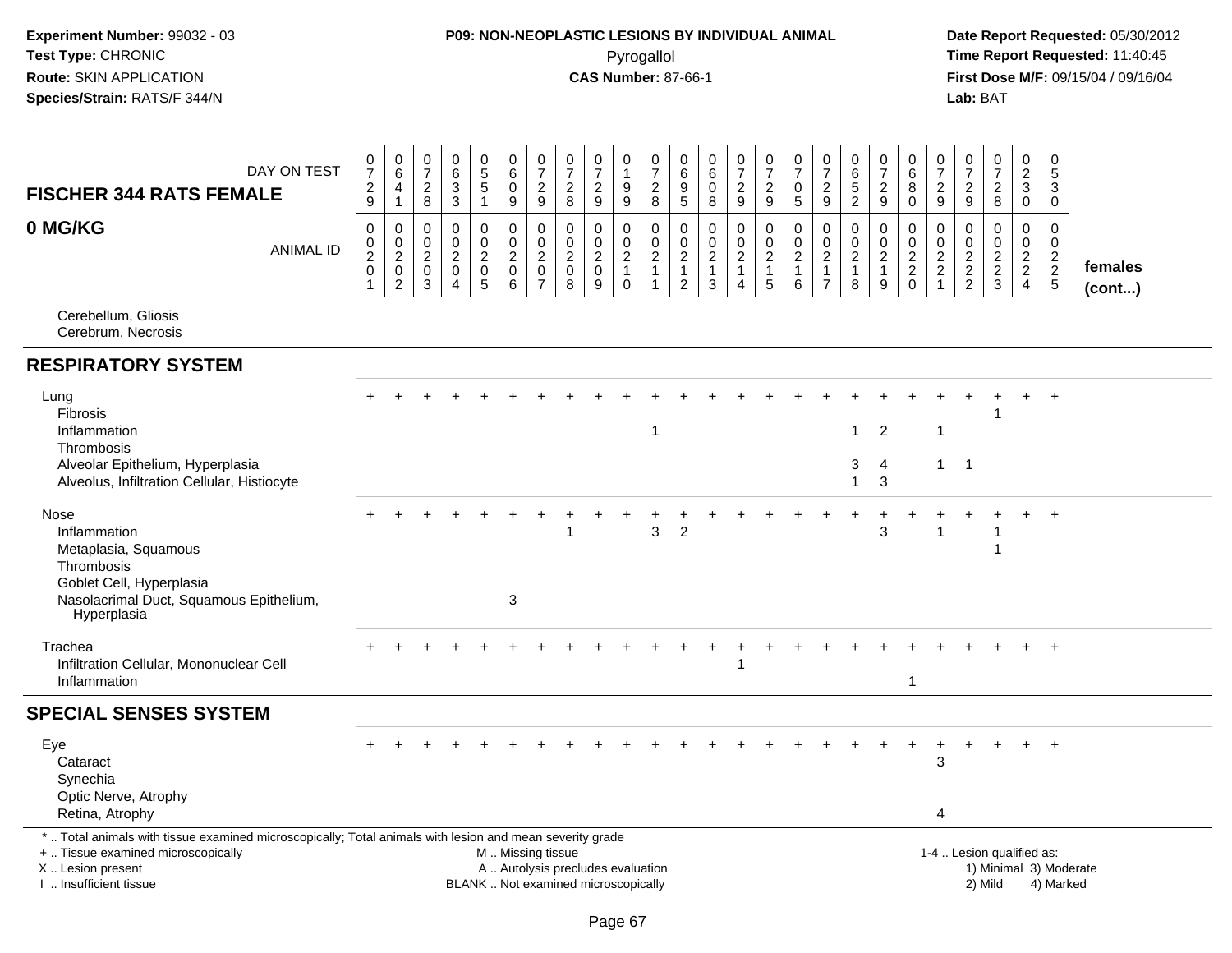**Experiment Number:** 99032 - 03
**Test Type:** CHRONIC
**Route:** SKIN APPLICATION
**Species/Strain:** RATS/F 344/N

**P09: NON-NEOPLASTIC LESIONS BY INDIVIDUAL ANIMAL**
Pyrogallol
**CAS Number:** 87-66-1

**Date Report Requested:** 05/30/2012
**Time Report Requested:** 11:40:45
**First Dose M/F:** 09/15/04 / 09/16/04
**Lab:** BAT

## FISCHER 344 RATS FEMALE
## 0 MG/KG

| DAY ON TEST | 0729 | 0641 | 0728 | 0633 | 0551 | 0609 | 0729 | 0728 | 0729 | 0199 | 0728 | 0695 | 0608 | 0729 | 0729 | 0705 | 0729 | 0652 | 0729 | 0680 | 0729 | 0729 | 0728 | 0230 | 0530 | |
|---|---|---|---|---|---|---|---|---|---|---|---|---|---|---|---|---|---|---|---|---|---|---|---|---|---|---|
| **ANIMAL ID** | 00201 | 00202 | 00203 | 00204 | 00205 | 00206 | 00207 | 00208 | 00209 | 00210 | 00211 | 00212 | 00213 | 00214 | 00215 | 00216 | 00217 | 00218 | 00219 | 00220 | 00221 | 00222 | 00223 | 00224 | 00225 | **females (cont...)** |
| Cerebellum, Gliosis | | | | | | | | | | | | | | | | | | | | | | | | | | |
| Cerebrum, Necrosis | | | | | | | | | | | | | | | | | | | | | | | | | | |
| **RESPIRATORY SYSTEM** | | | | | | | | | | | | | | | | | | | | | | | | | | |
| Lung | + | + | + | + | + | + | + | + | + | + | + | + | + | + | + | + | + | + | + | + | + | + | + | + | + | |
| Fibrosis | | | | | | | | | | | | | | | | | | | | | | | 1 | | | |
| Inflammation | | | | | | | | | | | 1 | | | | | | | 1 | 2 | | 1 | | | | | |
| Thrombosis | | | | | | | | | | | | | | | | | | | | | | | | | | |
| Alveolar Epithelium, Hyperplasia | | | | | | | | | | | | | | | | | | 3 | 4 | | 1 | 1 | | | | |
| Alveolus, Infiltration Cellular, Histiocyte | | | | | | | | | | | | | | | | | | 1 | 3 | | | | | | | |
| Nose | + | + | + | + | + | + | + | + | + | + | + | + | + | + | + | + | + | + | + | + | + | + | + | + | + | |
| Inflammation | | | | | | | | 1 | | | 3 | 2 | | | | | | | 3 | | 1 | | 1 | | | |
| Metaplasia, Squamous | | | | | | | | | | | | | | | | | | | | | | | 1 | | | |
| Thrombosis | | | | | | | | | | | | | | | | | | | | | | | | | | |
| Goblet Cell, Hyperplasia | | | | | | | | | | | | | | | | | | | | | | | | | | |
| Nasolacrimal Duct, Squamous Epithelium, Hyperplasia | | | | | | 3 | | | | | | | | | | | | | | | | | | | | |
| Trachea | + | + | + | + | + | + | + | + | + | + | + | + | + | + | + | + | + | + | + | + | + | + | + | + | + | |
| Infiltration Cellular, Mononuclear Cell | | | | | | | | | | | | | | 1 | | | | | | | | | | | | |
| Inflammation | | | | | | | | | | | | | | | | | | | | 1 | | | | | | |
| **SPECIAL SENSES SYSTEM** | | | | | | | | | | | | | | | | | | | | | | | | | | |
| Eye | + | + | + | + | + | + | + | + | + | + | + | + | + | + | + | + | + | + | + | + | + | + | + | + | + | |
| Cataract | | | | | | | | | | | | | | | | | | | | | 3 | | | | | |
| Synechia | | | | | | | | | | | | | | | | | | | | | | | | | | |
| Optic Nerve, Atrophy | | | | | | | | | | | | | | | | | | | | | | | | | | |
| Retina, Atrophy | | | | | | | | | | | | | | | | | | | | | 4 | | | | | |

\* .. Total animals with tissue examined microscopically; Total animals with lesion and mean severity grade
+ .. Tissue examined microscopically
X .. Lesion present
I .. Insufficient tissue

M .. Missing tissue
A .. Autolysis precludes evaluation
BLANK .. Not examined microscopically

1-4 .. Lesion qualified as:
1) Minimal 3) Moderate
2) Mild 4) Marked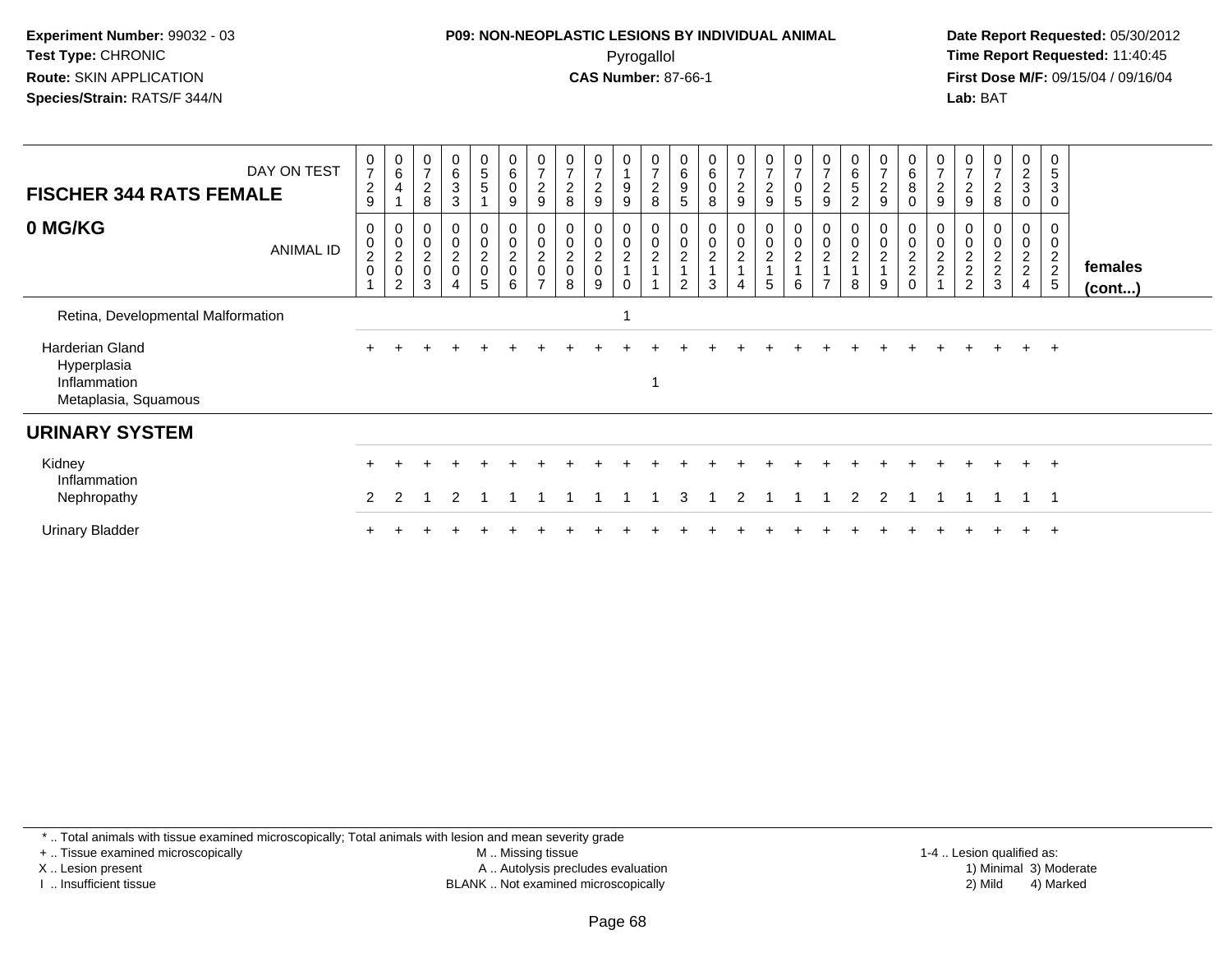**Experiment Number:** 99032 - 03
**Test Type:** CHRONIC
**Route:** SKIN APPLICATION
**Species/Strain:** RATS/F 344/N

**P09: NON-NEOPLASTIC LESIONS BY INDIVIDUAL ANIMAL**
Pyrogallol
**CAS Number:** 87-66-1

**Date Report Requested:** 05/30/2012
**Time Report Requested:** 11:40:45
**First Dose M/F:** 09/15/04 / 09/16/04
**Lab:** BAT

| FISCHER 344 RATS FEMALE — DAY ON TEST | 0729 | 0641 | 0728 | 0633 | 0551 | 0609 | 0729 | 0728 | 0729 | 0199 | 0728 | 0695 | 0608 | 0729 | 0729 | 0705 | 0729 | 0652 | 0729 | 0680 | 0729 | 0729 | 0728 | 0230 | 0530 | |
|---|---|---|---|---|---|---|---|---|---|---|---|---|---|---|---|---|---|---|---|---|---|---|---|---|---|---|
| **0 MG/KG** — ANIMAL ID | 00201 | 00202 | 00203 | 00204 | 00205 | 00206 | 00207 | 00208 | 00209 | 00210 | 00211 | 00212 | 00213 | 00214 | 00215 | 00216 | 00217 | 00218 | 00219 | 00220 | 00221 | 00222 | 00223 | 00224 | 00225 | **females (cont...)** |
| Retina, Developmental Malformation | | | | | | | | | | 1 | | | | | | | | | | | | | | | | |
| Harderian Gland | + | + | + | + | + | + | + | + | + | + | + | + | + | + | + | + | + | + | + | + | + | + | + | + | + | |
| Hyperplasia | | | | | | | | | | | | | | | | | | | | | | | | | | |
| Inflammation | | | | | | | | | | | 1 | | | | | | | | | | | | | | | |
| Metaplasia, Squamous | | | | | | | | | | | | | | | | | | | | | | | | | | |
| **URINARY SYSTEM** | | | | | | | | | | | | | | | | | | | | | | | | | | |
| Kidney | + | + | + | + | + | + | + | + | + | + | + | + | + | + | + | + | + | + | + | + | + | + | + | + | + | |
| Inflammation | | | | | | | | | | | | | | | | | | | | | | | | | | |
| Nephropathy | 2 | 2 | 1 | 2 | 1 | 1 | 1 | 1 | 1 | 1 | 1 | 3 | 1 | 2 | 1 | 1 | 1 | 2 | 2 | 1 | 1 | 1 | 1 | 1 | 1 | |
| Urinary Bladder | + | + | + | + | + | + | + | + | + | + | + | + | + | + | + | + | + | + | + | + | + | + | + | + | + | |

* .. Total animals with tissue examined microscopically; Total animals with lesion and mean severity grade
+ .. Tissue examined microscopically
X .. Lesion present
I .. Insufficient tissue
M .. Missing tissue
A .. Autolysis precludes evaluation
BLANK .. Not examined microscopically
1-4 .. Lesion qualified as: 1) Minimal 2) Mild 3) Moderate 4) Marked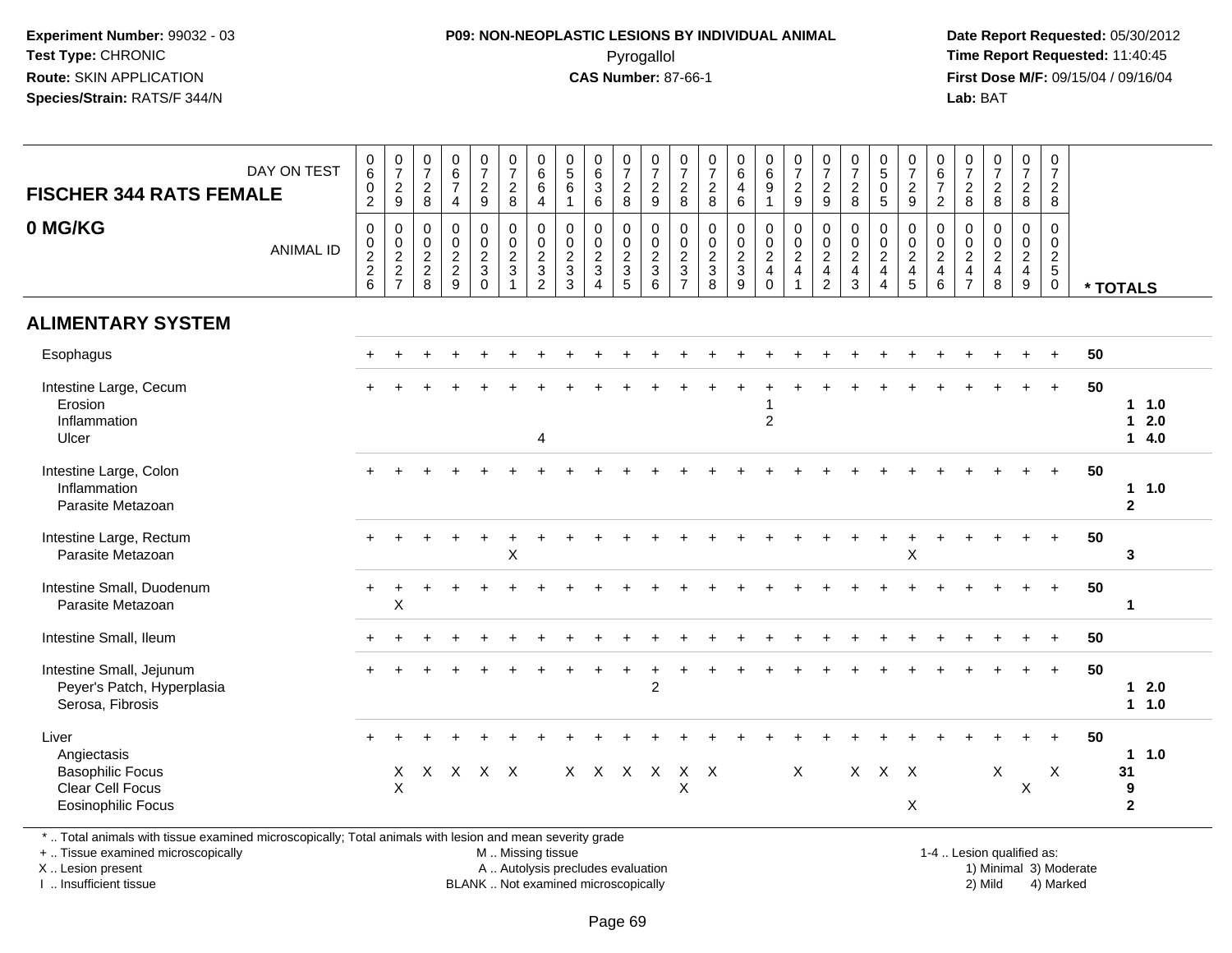**Experiment Number:** 99032 - 03
**Test Type:** CHRONIC
**Route:** SKIN APPLICATION
**Species/Strain:** RATS/F 344/N

**P09: NON-NEOPLASTIC LESIONS BY INDIVIDUAL ANIMAL**
Pyrogallol
**CAS Number:** 87-66-1

**Date Report Requested:** 05/30/2012
**Time Report Requested:** 11:40:45
**First Dose M/F:** 09/15/04 / 09/16/04
**Lab:** BAT

## FISCHER 344 RATS FEMALE
## 0 MG/KG

| DAY ON TEST | 0602 | 0729 | 0728 | 0674 | 0729 | 0728 | 0664 | 0561 | 0636 | 0728 | 0729 | 0728 | 0728 | 0646 | 0691 | 0729 | 0729 | 0728 | 0505 | 0729 | 0672 | 0728 | 0728 | 0728 | 0728 | |
|---|---|---|---|---|---|---|---|---|---|---|---|---|---|---|---|---|---|---|---|---|---|---|---|---|---|---|
| **ANIMAL ID** | 0000226 | 0000227 | 0000228 | 0000229 | 0000230 | 0000231 | 0000232 | 0000233 | 0000234 | 0000235 | 0000236 | 0000237 | 0000238 | 0000239 | 0000240 | 0000241 | 0000242 | 0000243 | 0000244 | 0000245 | 0000246 | 0000247 | 0000248 | 0000249 | 0000250 | *** TOTALS** |
| **ALIMENTARY SYSTEM** | | | | | | | | | | | | | | | | | | | | | | | | | | |
| Esophagus | + | + | + | + | + | + | + | + | + | + | + | + | + | + | + | + | + | + | + | + | + | + | + | + | + | 50 |
| Intestine Large, Cecum | + | + | + | + | + | + | + | + | + | + | + | + | + | + | + | + | + | + | + | + | + | + | + | + | + | 50 |
| Erosion | | | | | | | | | | | | | | | 1 | | | | | | | | | | | 1 1.0 |
| Inflammation | | | | | | | | | | | | | | | 2 | | | | | | | | | | | 1 2.0 |
| Ulcer | | | | | | | 4 | | | | | | | | | | | | | | | | | | | 1 4.0 |
| Intestine Large, Colon | + | + | + | + | + | + | + | + | + | + | + | + | + | + | + | + | + | + | + | + | + | + | + | + | + | 50 |
| Inflammation | | | | | | | | | | | | | | | | | | | | | | | | | | 1 1.0 |
| Parasite Metazoan | | | | | | | | | | | | | | | | | | | | | | | | | | 2 |
| Intestine Large, Rectum | + | + | + | + | + | + | + | + | + | + | + | + | + | + | + | + | + | + | + | + | + | + | + | + | + | 50 |
| Parasite Metazoan | | | | | | X | | | | | | | | | | | | | | X | | | | | | 3 |
| Intestine Small, Duodenum | + | + | + | + | + | + | + | + | + | + | + | + | + | + | + | + | + | + | + | + | + | + | + | + | + | 50 |
| Parasite Metazoan | | X | | | | | | | | | | | | | | | | | | | | | | | | 1 |
| Intestine Small, Ileum | + | + | + | + | + | + | + | + | + | + | + | + | + | + | + | + | + | + | + | + | + | + | + | + | + | 50 |
| Intestine Small, Jejunum | + | + | + | + | + | + | + | + | + | + | + | + | + | + | + | + | + | + | + | + | + | + | + | + | + | 50 |
| Peyer's Patch, Hyperplasia | | | | | | | | | | | 2 | | | | | | | | | | | | | | | 1 2.0 |
| Serosa, Fibrosis | | | | | | | | | | | | | | | | | | | | | | | | | | 1 1.0 |
| Liver | + | + | + | + | + | + | + | + | + | + | + | + | + | + | + | + | + | + | + | + | + | + | + | + | + | 50 |
| Angiectasis | | | | | | | | | | | | | | | | | | | | | | | | | | 1 1.0 |
| Basophilic Focus | | X | X | X | X | X | | X | X | X | X | X | X | | | X | | X | X | X | | | X | | X | 31 |
| Clear Cell Focus | | X | | | | | | | | | | X | | | | | | | | | | | | X | | 9 |
| Eosinophilic Focus | | | | | | | | | | | | | | | | | | | | X | | | | | | 2 |

* .. Total animals with tissue examined microscopically; Total animals with lesion and mean severity grade
+ .. Tissue examined microscopically
X .. Lesion present
I .. Insufficient tissue

M .. Missing tissue
A .. Autolysis precludes evaluation
BLANK .. Not examined microscopically

1-4 .. Lesion qualified as:
1) Minimal 3) Moderate
2) Mild 4) Marked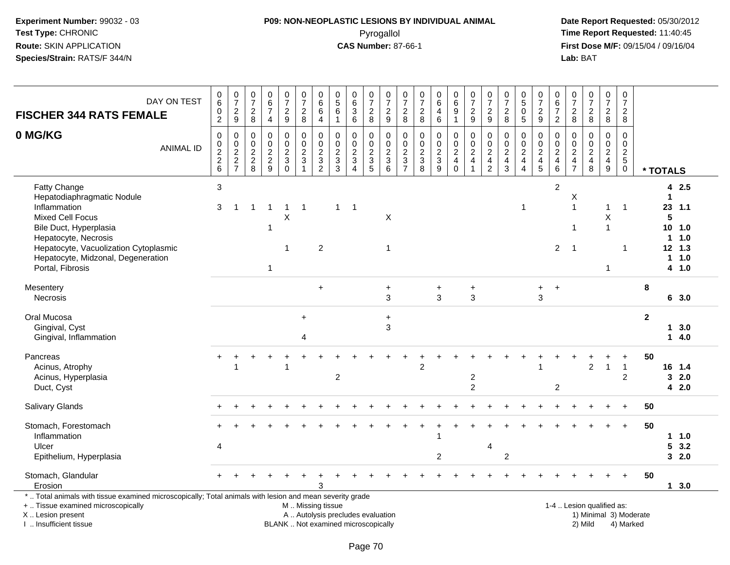**Experiment Number:** 99032 - 03
**Test Type:** CHRONIC
**Route:** SKIN APPLICATION
**Species/Strain:** RATS/F 344/N

**P09: NON-NEOPLASTIC LESIONS BY INDIVIDUAL ANIMAL**
Pyrogallol
**CAS Number:** 87-66-1

**Date Report Requested:** 05/30/2012
**Time Report Requested:** 11:40:45
**First Dose M/F:** 09/15/04 / 09/16/04
**Lab:** BAT

## FISCHER 344 RATS FEMALE 0 MG/KG

| DAY ON TEST | 0602 | 0729 | 0728 | 0674 | 0729 | 0728 | 0664 | 0561 | 0636 | 0728 | 0729 | 0728 | 0728 | 0646 | 0691 | 0729 | 0729 | 0728 | 0505 | 0729 | 0672 | 0728 | 0728 | 0728 | 0728 | |
|---|---|---|---|---|---|---|---|---|---|---|---|---|---|---|---|---|---|---|---|---|---|---|---|---|---|---|
| **ANIMAL ID** | 0226 | 0227 | 0228 | 0229 | 0230 | 0231 | 0232 | 0233 | 0234 | 0235 | 0236 | 0237 | 0238 | 0239 | 0240 | 0241 | 0242 | 0243 | 0244 | 0245 | 0246 | 0247 | 0248 | 0249 | 0250 | *** TOTALS** |
| Fatty Change | 3 | | | | | | | | | | | | | | | | | | | | 2 | | | | | 4 2.5 |
| Hepatodiaphragmatic Nodule | | | | | | | | | | | | | | | | | | | | | | X | | | | 1 |
| Inflammation | 3 | 1 | 1 | 1 | 1 | 1 | | 1 | 1 | | | | | | | | | | 1 | | | 1 | | 1 | 1 | 23 1.1 |
| Mixed Cell Focus | | | | | X | | | | | | X | | | | | | | | | | | | | X | | 5 |
| Bile Duct, Hyperplasia | | | | 1 | | | | | | | | | | | | | | | | | | 1 | | 1 | | 10 1.0 |
| Hepatocyte, Necrosis | | | | | | | | | | | | | | | | | | | | | | | | | | 1 1.0 |
| Hepatocyte, Vacuolization Cytoplasmic | | | | | 1 | | 2 | | | | 1 | | | | | | | | | | 2 | 1 | | | 1 | 12 1.3 |
| Hepatocyte, Midzonal, Degeneration | | | | | | | | | | | | | | | | | | | | | | | | | | 1 1.0 |
| Portal, Fibrosis | | | | 1 | | | | | | | | | | | | | | | | | | | | 1 | | 4 1.0 |
| Mesentery | | | | | | | + | | | | + | | | + | | + | | | | + | + | | | | | 8 |
| Necrosis | | | | | | | | | | | 3 | | | 3 | | 3 | | | | 3 | | | | | | 6 3.0 |
| Oral Mucosa | | | | | | + | | | | | + | | | | | | | | | | | | | | | 2 |
| Gingival, Cyst | | | | | | | | | | | 3 | | | | | | | | | | | | | | | 1 3.0 |
| Gingival, Inflammation | | | | | | 4 | | | | | | | | | | | | | | | | | | | | 1 4.0 |
| Pancreas | + | + | + | + | + | + | + | + | + | + | + | + | + | + | + | + | + | + | + | + | + | + | + | + | + | 50 |
| Acinus, Atrophy | | 1 | | | 1 | | | | | | | | 2 | | | | | | | 1 | | | 2 | 1 | 1 | 16 1.4 |
| Acinus, Hyperplasia | | | | | | | | 2 | | | | | | | | 2 | | | | | | | | | 2 | 3 2.0 |
| Duct, Cyst | | | | | | | | | | | | | | | | 2 | | | | | 2 | | | | | 4 2.0 |
| Salivary Glands | + | + | + | + | + | + | + | + | + | + | + | + | + | + | + | + | + | + | + | + | + | + | + | + | + | 50 |
| Stomach, Forestomach | + | + | + | + | + | + | + | + | + | + | + | + | + | + | + | + | + | + | + | + | + | + | + | + | + | 50 |
| Inflammation | | | | | | | | | | | | | | 1 | | | | | | | | | | | | 1 1.0 |
| Ulcer | 4 | | | | | | | | | | | | | | | | 4 | | | | | | | | | 5 3.2 |
| Epithelium, Hyperplasia | | | | | | | | | | | | | | 2 | | | | 2 | | | | | | | | 3 2.0 |
| Stomach, Glandular | + | + | + | + | + | + | + | + | + | + | + | + | + | + | + | + | + | + | + | + | + | + | + | + | + | 50 |
| Erosion | | | | | | | 3 | | | | | | | | | | | | | | | | | | | 1 3.0 |

* .. Total animals with tissue examined microscopically; Total animals with lesion and mean severity grade
+ .. Tissue examined microscopically
X .. Lesion present
I .. Insufficient tissue

M .. Missing tissue
A .. Autolysis precludes evaluation
BLANK .. Not examined microscopically

1-4 .. Lesion qualified as:
1) Minimal 3) Moderate
2) Mild 4) Marked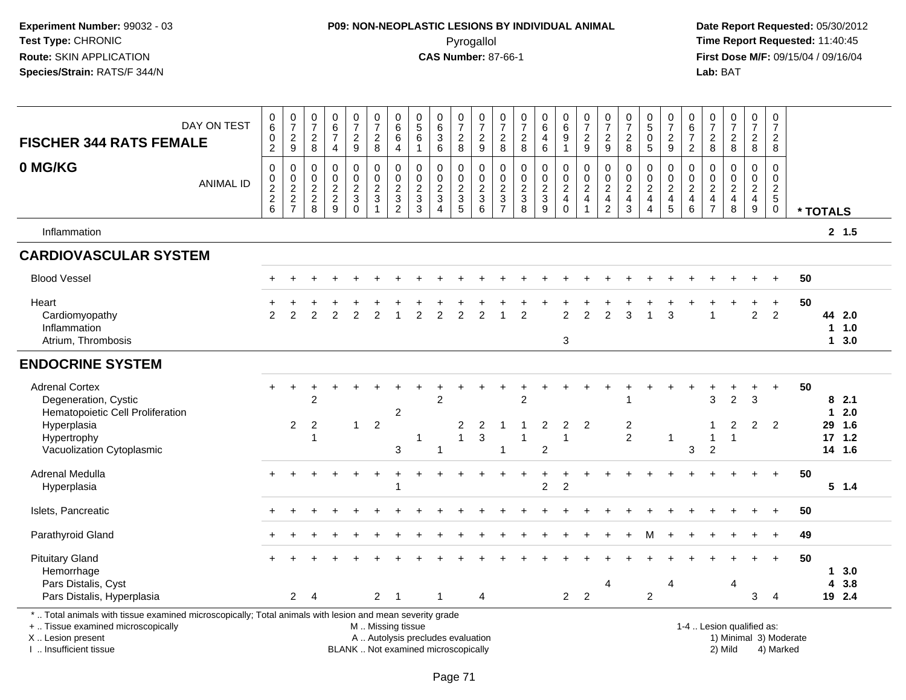**Experiment Number:** 99032 - 03
**Test Type:** CHRONIC
**Route:** SKIN APPLICATION
**Species/Strain:** RATS/F 344/N

**P09: NON-NEOPLASTIC LESIONS BY INDIVIDUAL ANIMAL**
Pyrogallol
**CAS Number:** 87-66-1

**Date Report Requested:** 05/30/2012
**Time Report Requested:** 11:40:45
**First Dose M/F:** 09/15/04 / 09/16/04
**Lab:** BAT

## FISCHER 344 RATS FEMALE
## 0 MG/KG

| DAY ON TEST | 0602 | 0729 | 0728 | 0674 | 0729 | 0728 | 0664 | 0561 | 0636 | 0728 | 0729 | 0728 | 0728 | 0646 | 0691 | 0729 | 0729 | 0728 | 0505 | 0729 | 0672 | 0728 | 0728 | 0728 | 0728 | |
|---|---|---|---|---|---|---|---|---|---|---|---|---|---|---|---|---|---|---|---|---|---|---|---|---|---|---|
| ANIMAL ID | 00226 | 00227 | 00228 | 00229 | 00230 | 00231 | 00232 | 00233 | 00234 | 00235 | 00236 | 00237 | 00238 | 00239 | 00240 | 00241 | 00242 | 00243 | 00244 | 00245 | 00246 | 00247 | 00248 | 00249 | 00250 | * TOTALS |
| Inflammation | | | | | | | | | | | | | | | | | | | | | | | | | | 2 1.5 |
| **CARDIOVASCULAR SYSTEM** | | | | | | | | | | | | | | | | | | | | | | | | | | |
| Blood Vessel | + | + | + | + | + | + | + | + | + | + | + | + | + | + | + | + | + | + | + | + | + | + | + | + | + | 50 |
| Heart | + | + | + | + | + | + | + | + | + | + | + | + | + | + | + | + | + | + | + | + | + | + | + | + | + | 50 |
| Cardiomyopathy | 2 | 2 | 2 | 2 | 2 | 2 | 1 | 2 | 2 | 2 | 2 | 1 | 2 | | 2 | 2 | 2 | 3 | 1 | 3 | | 1 | | 2 | 2 | 44 2.0 |
| Inflammation | | | | | | | | | | | | | | | | | | | | | | | | | | 1 1.0 |
| Atrium, Thrombosis | | | | | | | | | | | | | | | 3 | | | | | | | | | | | 1 3.0 |
| **ENDOCRINE SYSTEM** | | | | | | | | | | | | | | | | | | | | | | | | | | |
| Adrenal Cortex | + | + | + | + | + | + | + | + | + | + | + | + | + | + | + | + | + | + | + | + | + | + | + | + | + | 50 |
| Degeneration, Cystic | | | 2 | | | | | | 2 | | | | 2 | | | | | 1 | | | | 3 | 2 | 3 | | 8 2.1 |
| Hematopoietic Cell Proliferation | | | | | | | 2 | | | | | | | | | | | | | | | | | | | 1 2.0 |
| Hyperplasia | | 2 | 2 | | 1 | 2 | | | | 2 | 2 | 1 | 1 | 2 | 2 | 2 | | 2 | | | | 1 | 2 | 2 | 2 | 29 1.6 |
| Hypertrophy | | | 1 | | | | | 1 | | 1 | 3 | | 1 | | 1 | | | 2 | | 1 | | 1 | 1 | | | 17 1.2 |
| Vacuolization Cytoplasmic | | | | | | | 3 | | 1 | | | 1 | | 2 | | | | | | | 3 | 2 | | | | 14 1.6 |
| Adrenal Medulla | + | + | + | + | + | + | + | + | + | + | + | + | + | + | + | + | + | + | + | + | + | + | + | + | + | 50 |
| Hyperplasia | | | | | | | 1 | | | | | | | 2 | 2 | | | | | | | | | | | 5 1.4 |
| Islets, Pancreatic | + | + | + | + | + | + | + | + | + | + | + | + | + | + | + | + | + | + | + | + | + | + | + | + | + | 50 |
| Parathyroid Gland | + | + | + | + | + | + | + | + | + | + | + | + | + | + | + | + | + | + | M | + | + | + | + | + | + | 49 |
| Pituitary Gland | + | + | + | + | + | + | + | + | + | + | + | + | + | + | + | + | + | + | + | + | + | + | + | + | + | 50 |
| Hemorrhage | | | | | | | | | | | | | | | | | | | | | | | | | | 1 3.0 |
| Pars Distalis, Cyst | | | | | | | | | | | | | | | | | 4 | | | 4 | | | 4 | | | 4 3.8 |
| Pars Distalis, Hyperplasia | | 2 | 4 | | | 2 | 1 | | 1 | | 4 | | | | 2 | 2 | | | 2 | | | | | 3 | 4 | 19 2.4 |

\* .. Total animals with tissue examined microscopically; Total animals with lesion and mean severity grade
+ .. Tissue examined microscopically
X .. Lesion present
I .. Insufficient tissue
M .. Missing tissue
A .. Autolysis precludes evaluation
BLANK .. Not examined microscopically
1-4 .. Lesion qualified as: 1) Minimal 2) Mild 3) Moderate 4) Marked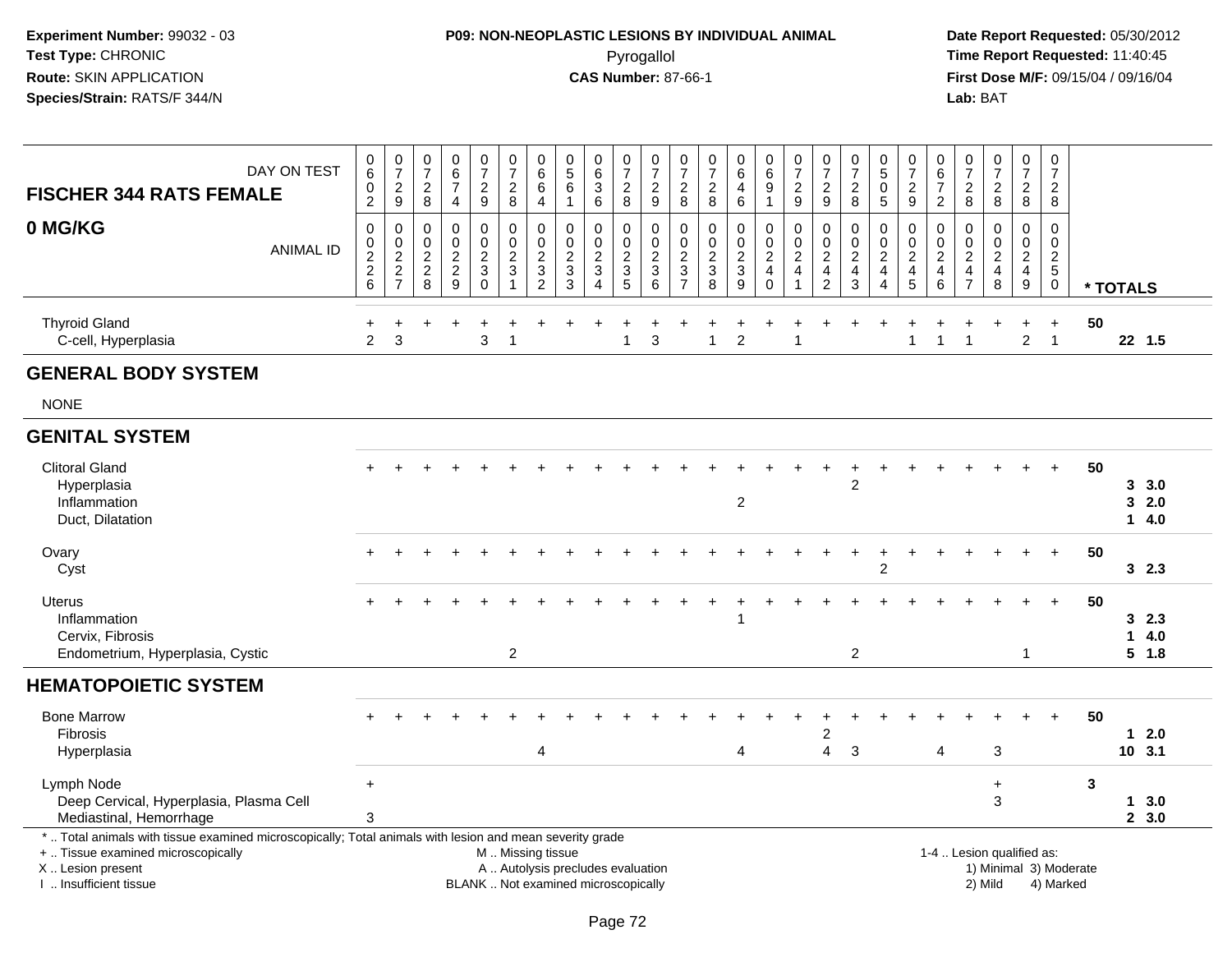**Experiment Number:** 99032 - 03
**Test Type:** CHRONIC
**Route:** SKIN APPLICATION
**Species/Strain:** RATS/F 344/N

**P09: NON-NEOPLASTIC LESIONS BY INDIVIDUAL ANIMAL**
Pyrogallol
**CAS Number:** 87-66-1

**Date Report Requested:** 05/30/2012
**Time Report Requested:** 11:40:45
**First Dose M/F:** 09/15/04 / 09/16/04
**Lab:** BAT

## FISCHER 344 RATS FEMALE
## 0 MG/KG

| DAY ON TEST | 0602 | 0729 | 0728 | 0674 | 0729 | 0728 | 0664 | 0561 | 0636 | 0728 | 0729 | 0728 | 0728 | 0646 | 0691 | 0729 | 0729 | 0728 | 0505 | 0729 | 0672 | 0728 | 0728 | 0728 | 0728 | |
|---|---|---|---|---|---|---|---|---|---|---|---|---|---|---|---|---|---|---|---|---|---|---|---|---|---|---|
| **ANIMAL ID** | 0226 | 0227 | 0228 | 0229 | 0230 | 0231 | 0232 | 0233 | 0234 | 0235 | 0236 | 0237 | 0238 | 0239 | 0240 | 0241 | 0242 | 0243 | 0244 | 0245 | 0246 | 0247 | 0248 | 0249 | 0250 | *** TOTALS** |
| Thyroid Gland | + | + | + | + | + | + | + | + | + | + | + | + | + | + | + | + | + | + | + | + | + | + | + | + | + | 50 |
| C-cell, Hyperplasia | 2 | 3 | | | 3 | 1 | | | | 1 | 3 | | 1 | 2 | | 1 | | | | 1 | 1 | 1 | | 2 | 1 | 22 1.5 |
| **GENERAL BODY SYSTEM** | | | | | | | | | | | | | | | | | | | | | | | | | | |
| NONE | | | | | | | | | | | | | | | | | | | | | | | | | | |
| **GENITAL SYSTEM** | | | | | | | | | | | | | | | | | | | | | | | | | | |
| Clitoral Gland | + | + | + | + | + | + | + | + | + | + | + | + | + | + | + | + | + | + | + | + | + | + | + | + | + | 50 |
| Hyperplasia | | | | | | | | | | | | | | | | | | 2 | | | | | | | | 3 3.0 |
| Inflammation | | | | | | | | | | | | | | 2 | | | | | | | | | | | | 3 2.0 |
| Duct, Dilatation | | | | | | | | | | | | | | | | | | | | | | | | | | 1 4.0 |
| Ovary | + | + | + | + | + | + | + | + | + | + | + | + | + | + | + | + | + | + | + | + | + | + | + | + | + | 50 |
| Cyst | | | | | | | | | | | | | | | | | | | 2 | | | | | | | 3 2.3 |
| Uterus | + | + | + | + | + | + | + | + | + | + | + | + | + | + | + | + | + | + | + | + | + | + | + | + | + | 50 |
| Inflammation | | | | | | | | | | | | | | 1 | | | | | | | | | | | | 3 2.3 |
| Cervix, Fibrosis | | | | | | | | | | | | | | | | | | | | | | | | | | 1 4.0 |
| Endometrium, Hyperplasia, Cystic | | | | | | 2 | | | | | | | | | | | | 2 | | | | | | 1 | | 5 1.8 |
| **HEMATOPOIETIC SYSTEM** | | | | | | | | | | | | | | | | | | | | | | | | | | |
| Bone Marrow | + | + | + | + | + | + | + | + | + | + | + | + | + | + | + | + | + | + | + | + | + | + | + | + | + | 50 |
| Fibrosis | | | | | | | | | | | | | | | | | 2 | | | | | | | | | 1 2.0 |
| Hyperplasia | | | | | | | 4 | | | | | | | 4 | | | 4 | 3 | | | 4 | | 3 | | | 10 3.1 |
| Lymph Node | + | | | | | | | | | | | | | | | | | | | | | | + | | | 3 |
| Deep Cervical, Hyperplasia, Plasma Cell | | | | | | | | | | | | | | | | | | | | | | | 3 | | | 1 3.0 |
| Mediastinal, Hemorrhage | 3 | | | | | | | | | | | | | | | | | | | | | | | | | 2 3.0 |

\* .. Total animals with tissue examined microscopically; Total animals with lesion and mean severity grade
\+ .. Tissue examined microscopically
X .. Lesion present
I .. Insufficient tissue
M .. Missing tissue
A .. Autolysis precludes evaluation
BLANK .. Not examined microscopically
1-4 .. Lesion qualified as: 1) Minimal 2) Mild 3) Moderate 4) Marked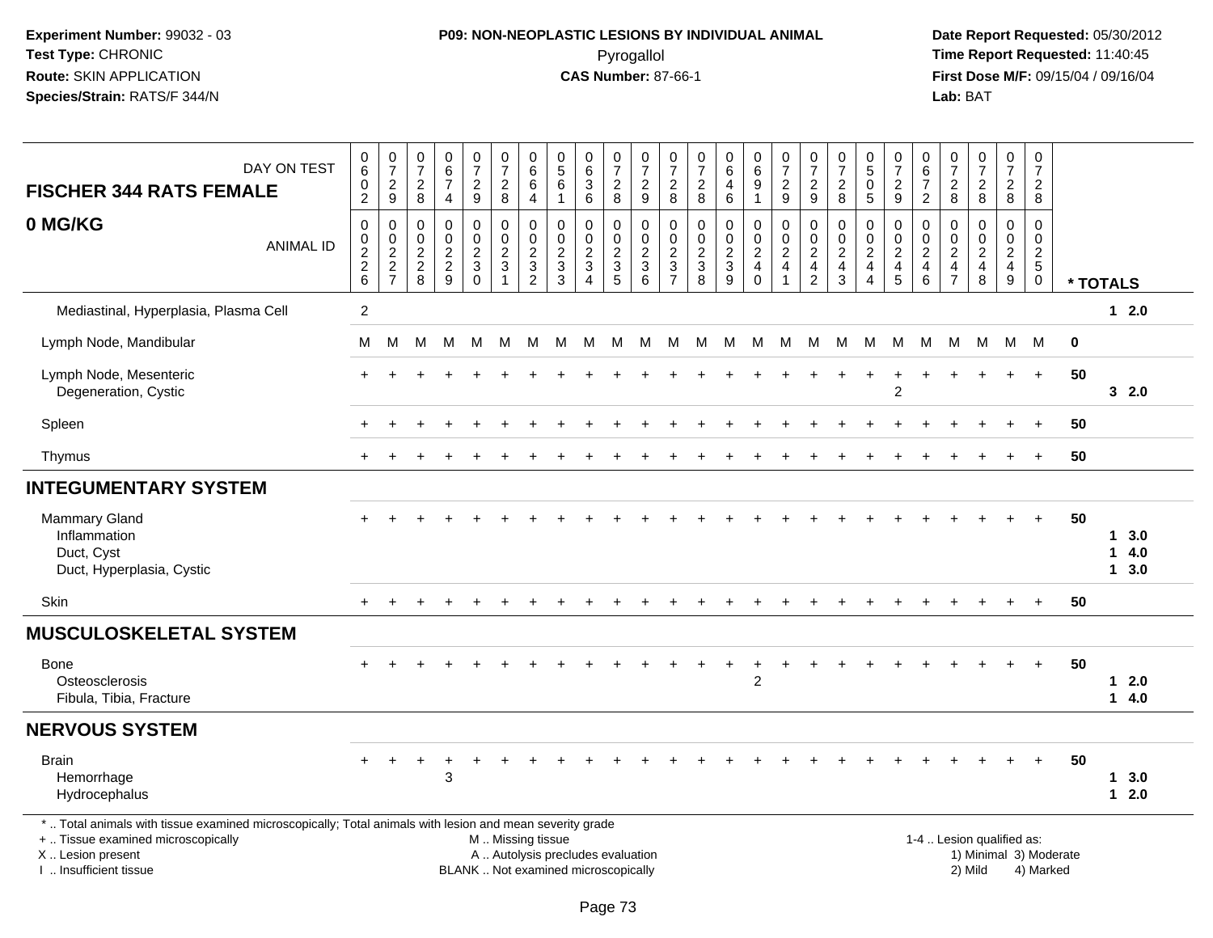**Experiment Number:** 99032 - 03
**Test Type:** CHRONIC
**Route:** SKIN APPLICATION
**Species/Strain:** RATS/F 344/N

**P09: NON-NEOPLASTIC LESIONS BY INDIVIDUAL ANIMAL**
Pyrogallol
**CAS Number:** 87-66-1

**Date Report Requested:** 05/30/2012
**Time Report Requested:** 11:40:45
**First Dose M/F:** 09/15/04 / 09/16/04
**Lab:** BAT

| DAY ON TEST | 0602 | 0729 | 0728 | 0674 | 0729 | 0728 | 0664 | 0561 | 0636 | 0728 | 0729 | 0728 | 0728 | 0646 | 0691 | 0729 | 0729 | 0728 | 0505 | 0729 | 0672 | 0728 | 0728 | 0728 | 0728 | |
|---|---|---|---|---|---|---|---|---|---|---|---|---|---|---|---|---|---|---|---|---|---|---|---|---|---|---|
| **FISCHER 344 RATS FEMALE 0 MG/KG** ANIMAL ID | 00226 | 00227 | 00228 | 00229 | 00230 | 00231 | 00232 | 00233 | 00234 | 00235 | 00236 | 00237 | 00238 | 00239 | 00240 | 00241 | 00242 | 00243 | 00244 | 00245 | 00246 | 00247 | 00248 | 00249 | 00250 | * TOTALS |
| Mediastinal, Hyperplasia, Plasma Cell | 2 | | | | | | | | | | | | | | | | | | | | | | | | | 1 2.0 |
| Lymph Node, Mandibular | M | M | M | M | M | M | M | M | M | M | M | M | M | M | M | M | M | M | M | M | M | M | M | M | M | 0 |
| Lymph Node, Mesenteric | + | + | + | + | + | + | + | + | + | + | + | + | + | + | + | + | + | + | + | + | + | + | + | + | + | 50 |
| Degeneration, Cystic | | | | | | | | | | | | | | | | | | | | 2 | | | | | | 3 2.0 |
| Spleen | + | + | + | + | + | + | + | + | + | + | + | + | + | + | + | + | + | + | + | + | + | + | + | + | + | 50 |
| Thymus | + | + | + | + | + | + | + | + | + | + | + | + | + | + | + | + | + | + | + | + | + | + | + | + | + | 50 |
| **INTEGUMENTARY SYSTEM** | | | | | | | | | | | | | | | | | | | | | | | | | | |
| Mammary Gland | + | + | + | + | + | + | + | + | + | + | + | + | + | + | + | + | + | + | + | + | + | + | + | + | + | 50 |
| Inflammation | | | | | | | | | | | | | | | | | | | | | | | | | | 1 3.0 |
| Duct, Cyst | | | | | | | | | | | | | | | | | | | | | | | | | | 1 4.0 |
| Duct, Hyperplasia, Cystic | | | | | | | | | | | | | | | | | | | | | | | | | | 1 3.0 |
| Skin | + | + | + | + | + | + | + | + | + | + | + | + | + | + | + | + | + | + | + | + | + | + | + | + | + | 50 |
| **MUSCULOSKELETAL SYSTEM** | | | | | | | | | | | | | | | | | | | | | | | | | | |
| Bone | + | + | + | + | + | + | + | + | + | + | + | + | + | + | + | + | + | + | + | + | + | + | + | + | + | 50 |
| Osteosclerosis | | | | | | | | | | | | | | | 2 | | | | | | | | | | | 1 2.0 |
| Fibula, Tibia, Fracture | | | | | | | | | | | | | | | | | | | | | | | | | | 1 4.0 |
| **NERVOUS SYSTEM** | | | | | | | | | | | | | | | | | | | | | | | | | | |
| Brain | + | + | + | + | + | + | + | + | + | + | + | + | + | + | + | + | + | + | + | + | + | + | + | + | + | 50 |
| Hemorrhage | | | | 3 | | | | | | | | | | | | | | | | | | | | | | 1 3.0 |
| Hydrocephalus | | | | | | | | | | | | | | | | | | | | | | | | | | 1 2.0 |

\* .. Total animals with tissue examined microscopically; Total animals with lesion and mean severity grade
\+ .. Tissue examined microscopically
X .. Lesion present
I .. Insufficient tissue

M .. Missing tissue
A .. Autolysis precludes evaluation
BLANK .. Not examined microscopically

1-4 .. Lesion qualified as:
1) Minimal 3) Moderate
2) Mild 4) Marked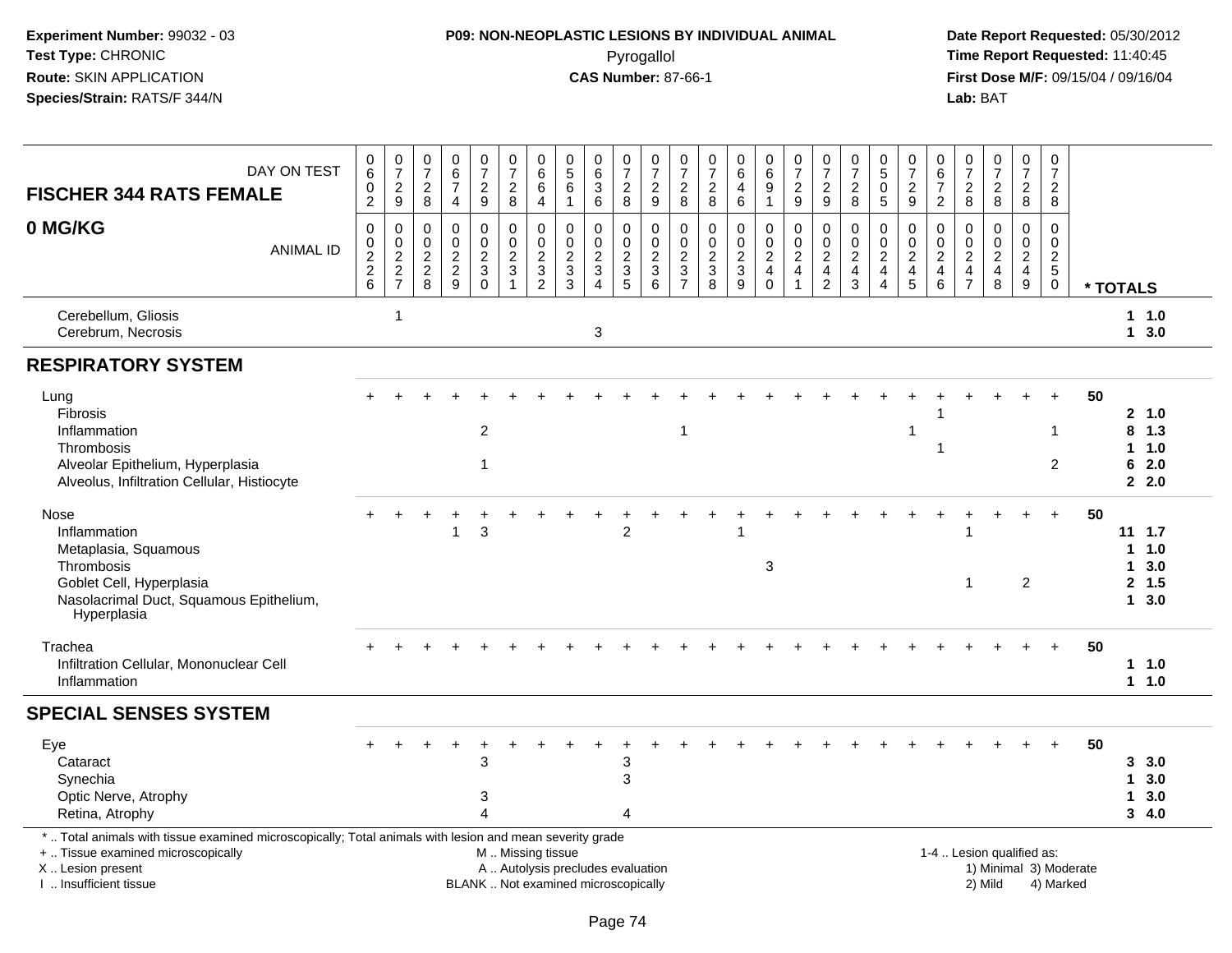## FISCHER 344 RATS FEMALE

## 0 MG/KG

| DAY ON TEST | 0602 | 0729 | 0728 | 0674 | 0729 | 0728 | 0664 | 0561 | 0636 | 0728 | 0729 | 0728 | 0728 | 0646 | 0691 | 0729 | 0729 | 0728 | 0505 | 0729 | 0672 | 0728 | 0728 | 0728 | 0728 | |
|---|---|---|---|---|---|---|---|---|---|---|---|---|---|---|---|---|---|---|---|---|---|---|---|---|---|---|
| **ANIMAL ID** | 0226 | 0227 | 0228 | 0229 | 0230 | 0231 | 0232 | 0233 | 0234 | 0235 | 0236 | 0237 | 0238 | 0239 | 0240 | 0241 | 0242 | 0243 | 0244 | 0245 | 0246 | 0247 | 0248 | 0249 | 0250 | *** TOTALS** |
| Cerebellum, Gliosis | | 1 | | | | | | | | | | | | | | | | | | | | | | | | 1 1.0 |
| Cerebrum, Necrosis | | | | | | | | | 3 | | | | | | | | | | | | | | | | | 1 3.0 |
| **RESPIRATORY SYSTEM** | | | | | | | | | | | | | | | | | | | | | | | | | | |
| Lung | + | + | + | + | + | + | + | + | + | + | + | + | + | + | + | + | + | + | + | + | + | + | + | + | + | 50 |
| Fibrosis | | | | | | | | | | | | | | | | | | | | | 1 | | | | | 2 1.0 |
| Inflammation | | | | | 2 | | | | | | | 1 | | | | | | | | 1 | | | | | 1 | 8 1.3 |
| Thrombosis | | | | | | | | | | | | | | | | | | | | | 1 | | | | | 1 1.0 |
| Alveolar Epithelium, Hyperplasia | | | | | 1 | | | | | | | | | | | | | | | | | | | | 2 | 6 2.0 |
| Alveolus, Infiltration Cellular, Histiocyte | | | | | | | | | | | | | | | | | | | | | | | | | | 2 2.0 |
| Nose | + | + | + | + | + | + | + | + | + | + | + | + | + | + | + | + | + | + | + | + | + | + | + | + | + | 50 |
| Inflammation | | | | 1 | 3 | | | | | 2 | | | | 1 | | | | | | | | 1 | | | | 11 1.7 |
| Metaplasia, Squamous | | | | | | | | | | | | | | | | | | | | | | | | | | 1 1.0 |
| Thrombosis | | | | | | | | | | | | | | | 3 | | | | | | | | | | | 1 3.0 |
| Goblet Cell, Hyperplasia | | | | | | | | | | | | | | | | | | | | | | 1 | | 2 | | 2 1.5 |
| Nasolacrimal Duct, Squamous Epithelium, Hyperplasia | | | | | | | | | | | | | | | | | | | | | | | | | | 1 3.0 |
| Trachea | + | + | + | + | + | + | + | + | + | + | + | + | + | + | + | + | + | + | + | + | + | + | + | + | + | 50 |
| Infiltration Cellular, Mononuclear Cell | | | | | | | | | | | | | | | | | | | | | | | | | | 1 1.0 |
| Inflammation | | | | | | | | | | | | | | | | | | | | | | | | | | 1 1.0 |
| **SPECIAL SENSES SYSTEM** | | | | | | | | | | | | | | | | | | | | | | | | | | |
| Eye | + | + | + | + | + | + | + | + | + | + | + | + | + | + | + | + | + | + | + | + | + | + | + | + | + | 50 |
| Cataract | | | | | 3 | | | | | 3 | | | | | | | | | | | | | | | | 3 3.0 |
| Synechia | | | | | | | | | | 3 | | | | | | | | | | | | | | | | 1 3.0 |
| Optic Nerve, Atrophy | | | | | 3 | | | | | | | | | | | | | | | | | | | | | 1 3.0 |
| Retina, Atrophy | | | | | 4 | | | | | 4 | | | | | | | | | | | | | | | | 3 4.0 |

* .. Total animals with tissue examined microscopically; Total animals with lesion and mean severity grade
+ .. Tissue examined microscopically
X .. Lesion present
I .. Insufficient tissue

M .. Missing tissue
A .. Autolysis precludes evaluation
BLANK .. Not examined microscopically

1-4 .. Lesion qualified as:
1) Minimal 3) Moderate
2) Mild 4) Marked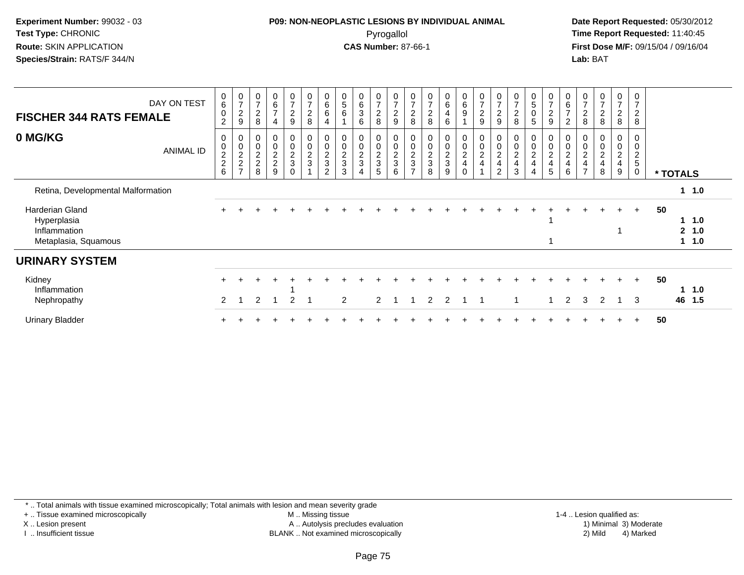**Experiment Number:** 99032 - 03
**Test Type:** CHRONIC
**Route:** SKIN APPLICATION
**Species/Strain:** RATS/F 344/N

**P09: NON-NEOPLASTIC LESIONS BY INDIVIDUAL ANIMAL**
Pyrogallol
**CAS Number:** 87-66-1

**Date Report Requested:** 05/30/2012
**Time Report Requested:** 11:40:45
**First Dose M/F:** 09/15/04 / 09/16/04
**Lab:** BAT

| FISCHER 344 RATS FEMALE — DAY ON TEST | 0602 | 0729 | 0728 | 0674 | 0729 | 0728 | 0664 | 0561 | 0636 | 0728 | 0729 | 0728 | 0728 | 0646 | 0691 | 0729 | 0729 | 0728 | 0505 | 0729 | 0672 | 0728 | 0728 | 0728 | 0728 | |
|---|---|---|---|---|---|---|---|---|---|---|---|---|---|---|---|---|---|---|---|---|---|---|---|---|---|---|
| **0 MG/KG** — ANIMAL ID | 00226 | 00227 | 00228 | 00229 | 00230 | 00231 | 00232 | 00233 | 00234 | 00235 | 00236 | 00237 | 00238 | 00239 | 00240 | 00241 | 00242 | 00243 | 00244 | 00245 | 00246 | 00247 | 00248 | 00249 | 00250 | * TOTALS |
| Retina, Developmental Malformation | | | | | | | | | | | | | | | | | | | | | | | | | | 1 1.0 |
| Harderian Gland | + | + | + | + | + | + | + | + | + | + | + | + | + | + | + | + | + | + | + | + | + | + | + | + | + | 50 |
| Hyperplasia | | | | | | | | | | | | | | | | | | | | 1 | | | | | | 1 1.0 |
| Inflammation | | | | | | | | | | | | | | | | | | | | | | | | 1 | | 2 1.0 |
| Metaplasia, Squamous | | | | | | | | | | | | | | | | | | | | 1 | | | | | | 1 1.0 |
| **URINARY SYSTEM** | | | | | | | | | | | | | | | | | | | | | | | | | | |
| Kidney | + | + | + | + | + | + | + | + | + | + | + | + | + | + | + | + | + | + | + | + | + | + | + | + | + | 50 |
| Inflammation | | | | | 1 | | | | | | | | | | | | | | | | | | | | | 1 1.0 |
| Nephropathy | 2 | 1 | 2 | 1 | 2 | 1 | | 2 | | 2 | 1 | 1 | 2 | 2 | 1 | 1 | | 1 | | 1 | 2 | 3 | 2 | 1 | 3 | 46 1.5 |
| Urinary Bladder | + | + | + | + | + | + | + | + | + | + | + | + | + | + | + | + | + | + | + | + | + | + | + | + | + | 50 |

* .. Total animals with tissue examined microscopically; Total animals with lesion and mean severity grade
+ .. Tissue examined microscopically
X .. Lesion present
I .. Insufficient tissue
M .. Missing tissue
A .. Autolysis precludes evaluation
BLANK .. Not examined microscopically
1-4 .. Lesion qualified as: 1) Minimal 2) Mild 3) Moderate 4) Marked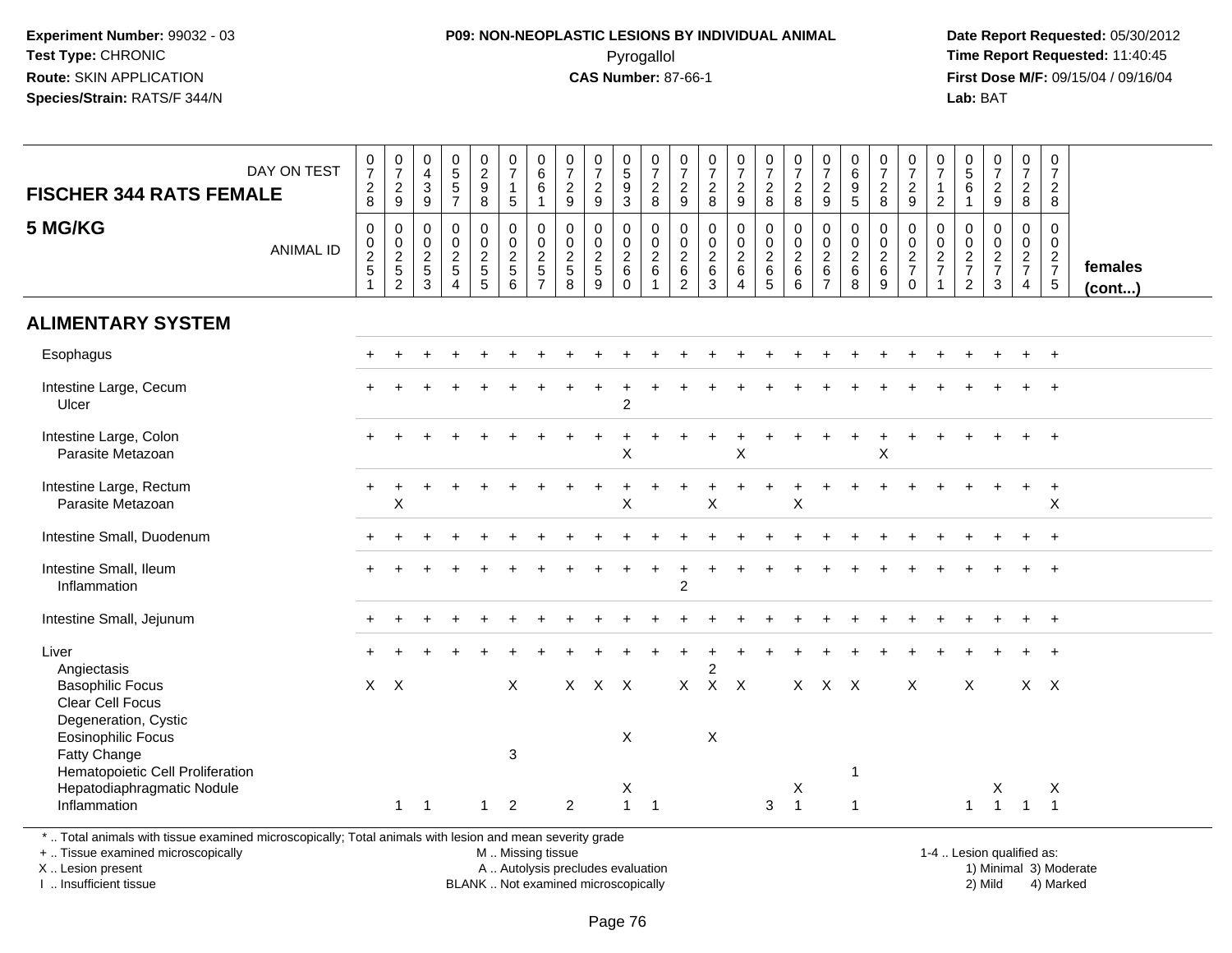**Experiment Number:** 99032 - 03
**Test Type:** CHRONIC
**Route:** SKIN APPLICATION
**Species/Strain:** RATS/F 344/N

**P09: NON-NEOPLASTIC LESIONS BY INDIVIDUAL ANIMAL**
Pyrogallol
**CAS Number:** 87-66-1

**Date Report Requested:** 05/30/2012
**Time Report Requested:** 11:40:45
**First Dose M/F:** 09/15/04 / 09/16/04
**Lab:** BAT

## FISCHER 344 RATS FEMALE
## 5 MG/KG

| DAY ON TEST | 0728 | 0729 | 0439 | 0557 | 0298 | 0715 | 0661 | 0729 | 0729 | 0593 | 0728 | 0729 | 0728 | 0729 | 0728 | 0728 | 0729 | 0695 | 0728 | 0729 | 0712 | 0561 | 0729 | 0728 | 0728 | |
|---|---|---|---|---|---|---|---|---|---|---|---|---|---|---|---|---|---|---|---|---|---|---|---|---|---|---|
| **ANIMAL ID** | 0025 1 | 0025 2 | 0025 3 | 0025 4 | 0025 5 | 0025 6 | 0025 7 | 0025 8 | 0025 9 | 0026 0 | 0026 1 | 0026 2 | 0026 3 | 0026 4 | 0026 5 | 0026 6 | 0026 7 | 0026 8 | 0026 9 | 0027 0 | 0027 1 | 0027 2 | 0027 3 | 0027 4 | 0027 5 | **females (cont...)** |
| **ALIMENTARY SYSTEM** | | | | | | | | | | | | | | | | | | | | | | | | | | |
| Esophagus | + | + | + | + | + | + | + | + | + | + | + | + | + | + | + | + | + | + | + | + | + | + | + | + | + | |
| Intestine Large, Cecum | + | + | + | + | + | + | + | + | + | + | + | + | + | + | + | + | + | + | + | + | + | + | + | + | + | |
| Ulcer | | | | | | | | | | 2 | | | | | | | | | | | | | | | | |
| Intestine Large, Colon | + | + | + | + | + | + | + | + | + | + | + | + | + | + | + | + | + | + | + | + | + | + | + | + | + | |
| Parasite Metazoan | | | | | | | | | | X | | | | X | | | | | X | | | | | | | |
| Intestine Large, Rectum | + | + | + | + | + | + | + | + | + | + | + | + | + | + | + | + | + | + | + | + | + | + | + | + | + | |
| Parasite Metazoan | | X | | | | | | | | X | | | X | | | X | | | | | | | | | X | |
| Intestine Small, Duodenum | + | + | + | + | + | + | + | + | + | + | + | + | + | + | + | + | + | + | + | + | + | + | + | + | + | |
| Intestine Small, Ileum | + | + | + | + | + | + | + | + | + | + | + | + | + | + | + | + | + | + | + | + | + | + | + | + | + | |
| Inflammation | | | | | | | | | | | | 2 | | | | | | | | | | | | | | |
| Intestine Small, Jejunum | + | + | + | + | + | + | + | + | + | + | + | + | + | + | + | + | + | + | + | + | + | + | + | + | + | |
| Liver | + | + | + | + | + | + | + | + | + | + | + | + | + | + | + | + | + | + | + | + | + | + | + | + | + | |
| Angiectasis | | | | | | | | | | | | | 2 | | | | | | | | | | | | | |
| Basophilic Focus | X | X | | | | X | | X | X | X | | X | X | X | | X | X | X | | X | | X | | X | X | |
| Clear Cell Focus | | | | | | | | | | | | | | | | | | | | | | | | | | |
| Degeneration, Cystic | | | | | | | | | | | | | | | | | | | | | | | | | | |
| Eosinophilic Focus | | | | | | | | | | X | | | X | | | | | | | | | | | | | |
| Fatty Change | | | | | | 3 | | | | | | | | | | | | | | | | | | | | |
| Hematopoietic Cell Proliferation | | | | | | | | | | | | | | | | | | 1 | | | | | | | | |
| Hepatodiaphragmatic Nodule | | | | | | | | | | X | | | | | | X | | | | | | | X | | X | |
| Inflammation | | 1 | 1 | | 1 | 2 | | 2 | | 1 | 1 | | | | 3 | 1 | | 1 | | | | 1 | 1 | 1 | 1 | |

\* .. Total animals with tissue examined microscopically; Total animals with lesion and mean severity grade
+ .. Tissue examined microscopically
X .. Lesion present
I .. Insufficient tissue

M .. Missing tissue
A .. Autolysis precludes evaluation
BLANK .. Not examined microscopically

1-4 .. Lesion qualified as:
1) Minimal 3) Moderate
2) Mild 4) Marked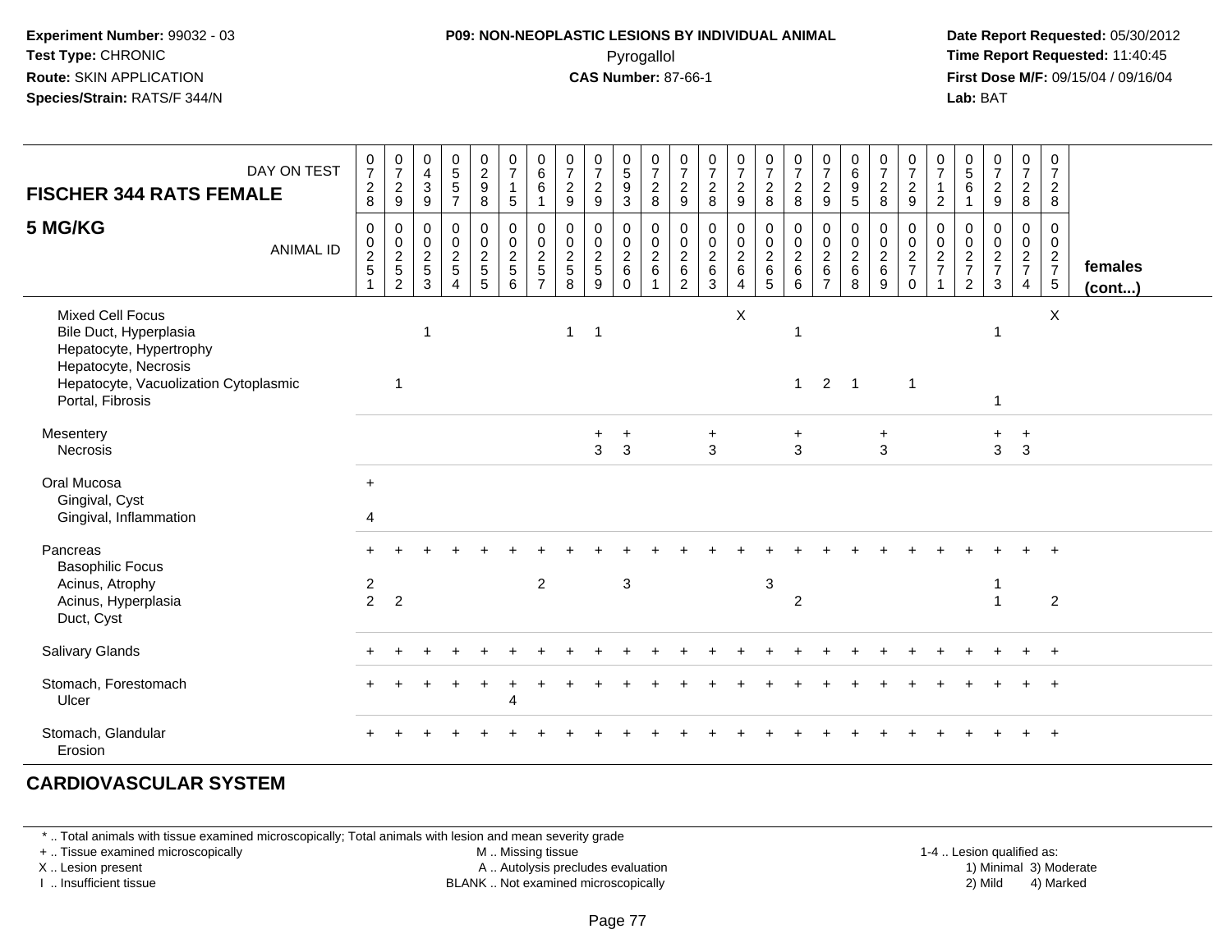**Experiment Number:** 99032 - 03
**Test Type:** CHRONIC
**Route:** SKIN APPLICATION
**Species/Strain:** RATS/F 344/N

**P09: NON-NEOPLASTIC LESIONS BY INDIVIDUAL ANIMAL**
Pyrogallol
**CAS Number:** 87-66-1

**Date Report Requested:** 05/30/2012
**Time Report Requested:** 11:40:45
**First Dose M/F:** 09/15/04 / 09/16/04
**Lab:** BAT

| FISCHER 344 RATS FEMALE — DAY ON TEST | 0728 | 0729 | 0439 | 0557 | 0298 | 0715 | 0661 | 0729 | 0729 | 0593 | 0728 | 0729 | 0728 | 0729 | 0728 | 0728 | 0729 | 0695 | 0728 | 0729 | 0712 | 0561 | 0729 | 0728 | 0728 | |
|---|---|---|---|---|---|---|---|---|---|---|---|---|---|---|---|---|---|---|---|---|---|---|---|---|---|---|
| **5 MG/KG** — ANIMAL ID | 0251 | 0252 | 0253 | 0254 | 0255 | 0256 | 0257 | 0258 | 0259 | 0260 | 0261 | 0262 | 0263 | 0264 | 0265 | 0266 | 0267 | 0268 | 0269 | 0270 | 0271 | 0272 | 0273 | 0274 | 0275 | **females (cont...)** |
| Mixed Cell Focus | | | | | | | | | | | | | | X | | | | | | | | | | | X | |
| Bile Duct, Hyperplasia | | | 1 | | | | | 1 | 1 | | | | | | | 1 | | | | | | | 1 | | | |
| Hepatocyte, Hypertrophy | | | | | | | | | | | | | | | | | | | | | | | | | | |
| Hepatocyte, Necrosis | | | | | | | | | | | | | | | | | | | | | | | | | | |
| Hepatocyte, Vacuolization Cytoplasmic | | 1 | | | | | | | | | | | | | | 1 | 2 | 1 | | 1 | | | | | | |
| Portal, Fibrosis | | | | | | | | | | | | | | | | | | | | | | | 1 | | | |
| Mesentery | | | | | | | | | + | + | | | + | | | + | | | + | | | | + | + | | |
| Necrosis | | | | | | | | | 3 | 3 | | | 3 | | | 3 | | | 3 | | | | 3 | 3 | | |
| Oral Mucosa | + | | | | | | | | | | | | | | | | | | | | | | | | | |
| Gingival, Cyst | | | | | | | | | | | | | | | | | | | | | | | | | | |
| Gingival, Inflammation | 4 | | | | | | | | | | | | | | | | | | | | | | | | | |
| Pancreas | + | + | + | + | + | + | + | + | + | + | + | + | + | + | + | + | + | + | + | + | + | + | + | + | + | |
| Basophilic Focus | | | | | | | | | | | | | | | | | | | | | | | | | | |
| Acinus, Atrophy | 2 | | | | | | 2 | | | 3 | | | | | 3 | | | | | | | | 1 | | | |
| Acinus, Hyperplasia | 2 | 2 | | | | | | | | | | | | | | 2 | | | | | | | 1 | | 2 | |
| Duct, Cyst | | | | | | | | | | | | | | | | | | | | | | | | | | |
| Salivary Glands | + | + | + | + | + | + | + | + | + | + | + | + | + | + | + | + | + | + | + | + | + | + | + | + | + | |
| Stomach, Forestomach | + | + | + | + | + | + | + | + | + | + | + | + | + | + | + | + | + | + | + | + | + | + | + | + | + | |
| Ulcer | | | | | | 4 | | | | | | | | | | | | | | | | | | | | |
| Stomach, Glandular | + | + | + | + | + | + | + | + | + | + | + | + | + | + | + | + | + | + | + | + | + | + | + | + | + | |
| Erosion | | | | | | | | | | | | | | | | | | | | | | | | | | |

## CARDIOVASCULAR SYSTEM

\* .. Total animals with tissue examined microscopically; Total animals with lesion and mean severity grade
\+ .. Tissue examined microscopically
X .. Lesion present
I .. Insufficient tissue

M .. Missing tissue
A .. Autolysis precludes evaluation
BLANK .. Not examined microscopically

1-4 .. Lesion qualified as:
1) Minimal 3) Moderate
2) Mild 4) Marked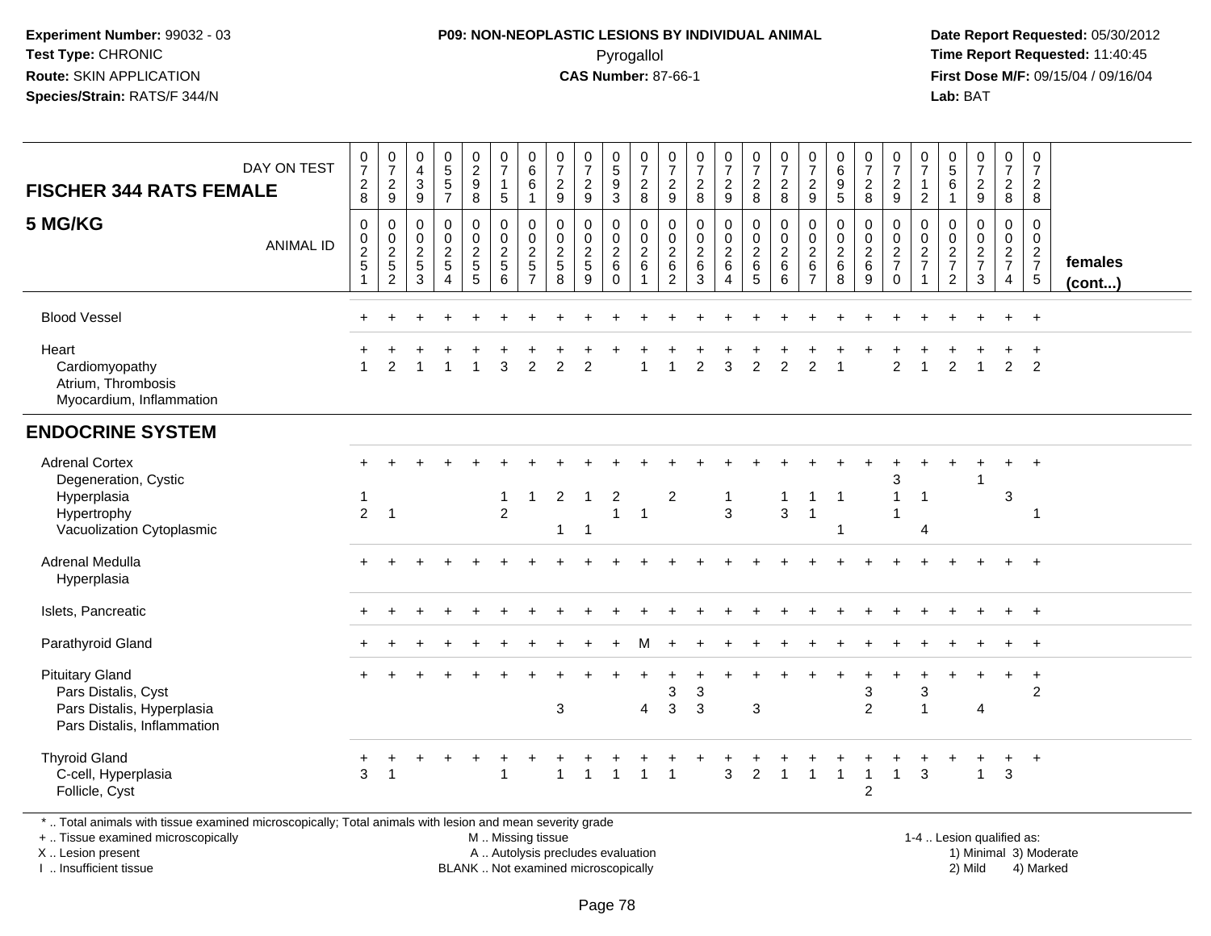**Experiment Number:** 99032 - 03
**Test Type:** CHRONIC
**Route:** SKIN APPLICATION
**Species/Strain:** RATS/F 344/N

**P09: NON-NEOPLASTIC LESIONS BY INDIVIDUAL ANIMAL**
Pyrogallol
**CAS Number:** 87-66-1

**Date Report Requested:** 05/30/2012
**Time Report Requested:** 11:40:45
**First Dose M/F:** 09/15/04 / 09/16/04
**Lab:** BAT

| FISCHER 344 RATS FEMALE — DAY ON TEST | 0728 | 0729 | 0439 | 0557 | 0298 | 0715 | 0661 | 0729 | 0729 | 0593 | 0728 | 0729 | 0728 | 0729 | 0728 | 0728 | 0729 | 0695 | 0728 | 0729 | 0712 | 0561 | 0729 | 0728 | 0728 | |
|---|---|---|---|---|---|---|---|---|---|---|---|---|---|---|---|---|---|---|---|---|---|---|---|---|---|---|
| **5 MG/KG** — ANIMAL ID | 0251 | 0252 | 0253 | 0254 | 0255 | 0256 | 0257 | 0258 | 0259 | 0260 | 0261 | 0262 | 0263 | 0264 | 0265 | 0266 | 0267 | 0268 | 0269 | 0270 | 0271 | 0272 | 0273 | 0274 | 0275 | **females (cont...)** |
| Blood Vessel | + | + | + | + | + | + | + | + | + | + | + | + | + | + | + | + | + | + | + | + | + | + | + | + | + | |
| Heart | + | + | + | + | + | + | + | + | + | + | + | + | + | + | + | + | + | + | + | + | + | + | + | + | + | |
| Cardiomyopathy | 1 | 2 | 1 | 1 | 1 | 3 | 2 | 2 | 2 | | 1 | 1 | 2 | 3 | 2 | 2 | 2 | 1 | | 2 | 1 | 2 | 1 | 2 | 2 | |
| Atrium, Thrombosis | | | | | | | | | | | | | | | | | | | | | | | | | | |
| Myocardium, Inflammation | | | | | | | | | | | | | | | | | | | | | | | | | | |
| **ENDOCRINE SYSTEM** | | | | | | | | | | | | | | | | | | | | | | | | | | |
| Adrenal Cortex | + | + | + | + | + | + | + | + | + | + | + | + | + | + | + | + | + | + | + | + | + | + | + | + | + | |
| Degeneration, Cystic | | | | | | | | | | | | | | | | | | | | 3 | | | 1 | | | |
| Hyperplasia | 1 | | | | | 1 | 1 | 2 | 1 | 2 | | 2 | | 1 | | 1 | 1 | 1 | | 1 | 1 | | | 3 | | |
| Hypertrophy | 2 | 1 | | | | 2 | | | | 1 | 1 | | | 3 | | 3 | 1 | | | 1 | | | | | 1 | |
| Vacuolization Cytoplasmic | | | | | | | | 1 | 1 | | | | | | | | | 1 | | | 4 | | | | | |
| Adrenal Medulla | + | + | + | + | + | + | + | + | + | + | + | + | + | + | + | + | + | + | + | + | + | + | + | + | + | |
| Hyperplasia | | | | | | | | | | | | | | | | | | | | | | | | | | |
| Islets, Pancreatic | + | + | + | + | + | + | + | + | + | + | + | + | + | + | + | + | + | + | + | + | + | + | + | + | + | |
| Parathyroid Gland | + | + | + | + | + | + | + | + | + | + | M | + | + | + | + | + | + | + | + | + | + | + | + | + | + | |
| Pituitary Gland | + | + | + | + | + | + | + | + | + | + | + | + | + | + | + | + | + | + | + | + | + | + | + | + | + | |
| Pars Distalis, Cyst | | | | | | | | | | | | 3 | 3 | | | | | | 3 | | 3 | | | | 2 | |
| Pars Distalis, Hyperplasia | | | | | | | | 3 | | | 4 | 3 | 3 | | 3 | | | | 2 | | 1 | | 4 | | | |
| Pars Distalis, Inflammation | | | | | | | | | | | | | | | | | | | | | | | | | | |
| Thyroid Gland | + | + | + | + | + | + | + | + | + | + | + | + | + | + | + | + | + | + | + | + | + | + | + | + | + | |
| C-cell, Hyperplasia | 3 | 1 | | | | 1 | | 1 | 1 | 1 | 1 | 1 | | 3 | 2 | 1 | 1 | 1 | 1 | 1 | 3 | | 1 | 3 | | |
| Follicle, Cyst | | | | | | | | | | | | | | | | | | | 2 | | | | | | | |

* .. Total animals with tissue examined microscopically; Total animals with lesion and mean severity grade
+ .. Tissue examined microscopically
X .. Lesion present
I .. Insufficient tissue

M .. Missing tissue
A .. Autolysis precludes evaluation
BLANK .. Not examined microscopically

1-4 .. Lesion qualified as:
1) Minimal 3) Moderate
2) Mild 4) Marked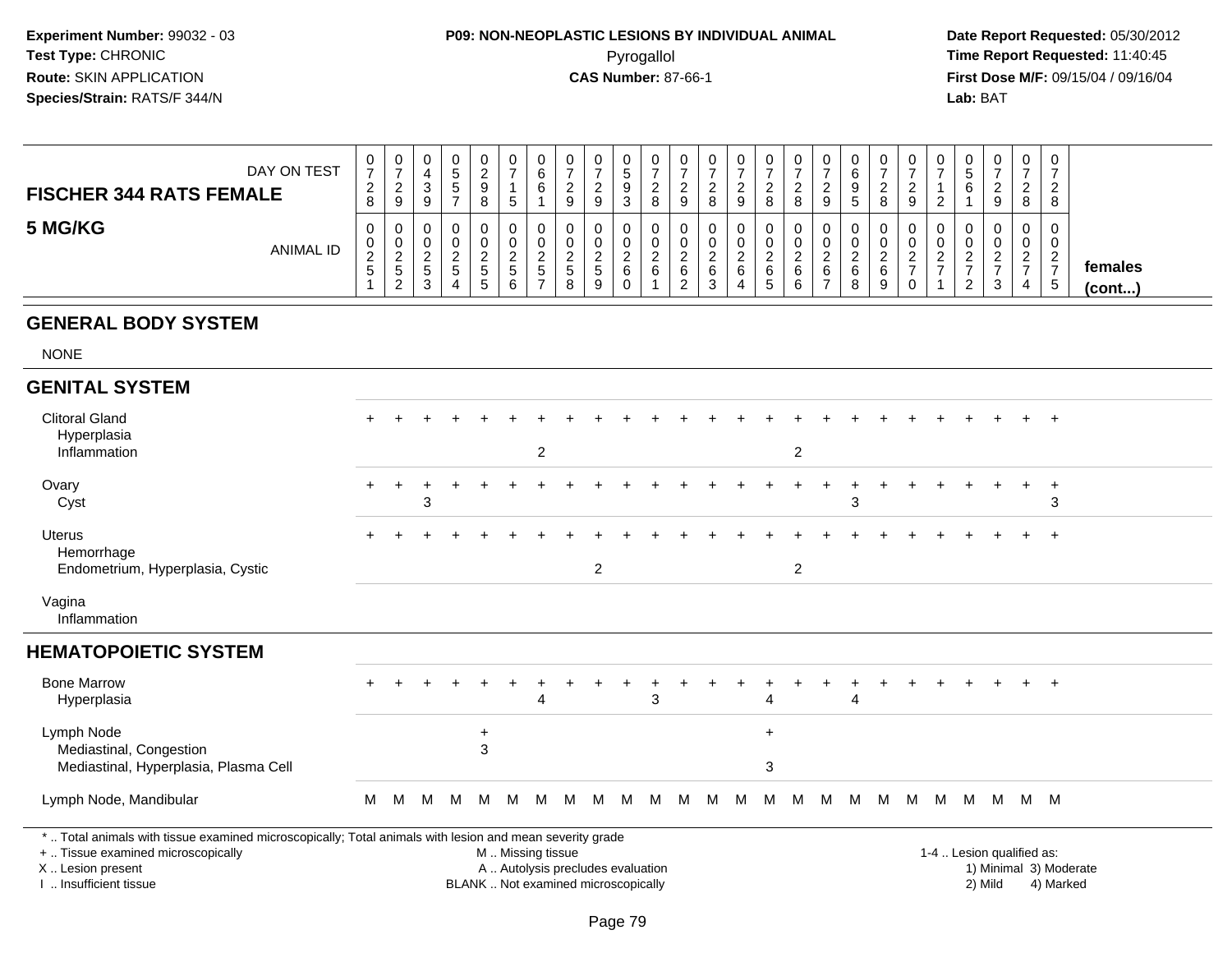**Experiment Number:** 99032 - 03
**Test Type:** CHRONIC
**Route:** SKIN APPLICATION
**Species/Strain:** RATS/F 344/N

**P09: NON-NEOPLASTIC LESIONS BY INDIVIDUAL ANIMAL**
Pyrogallol
**CAS Number:** 87-66-1

**Date Report Requested:** 05/30/2012
**Time Report Requested:** 11:40:45
**First Dose M/F:** 09/15/04 / 09/16/04
**Lab:** BAT

| FISCHER 344 RATS FEMALE 5 MG/KG | | | | | | | | | | | | | | | | | | | | | | | | | | |
|---|---|---|---|---|---|---|---|---|---|---|---|---|---|---|---|---|---|---|---|---|---|---|---|---|---|---|
| DAY ON TEST | 0728 | 0729 | 0439 | 0557 | 0298 | 0715 | 0661 | 0729 | 0729 | 0593 | 0728 | 0729 | 0728 | 0729 | 0728 | 0728 | 0729 | 0695 | 0728 | 0729 | 0712 | 0561 | 0729 | 0728 | 0728 | |
| ANIMAL ID | 00251 | 00252 | 00253 | 00254 | 00255 | 00256 | 00257 | 00258 | 00259 | 00260 | 00261 | 00262 | 00263 | 00264 | 00265 | 00266 | 00267 | 00268 | 00269 | 00270 | 00271 | 00272 | 00273 | 00274 | 00275 | females (cont...) |
| **GENERAL BODY SYSTEM** | | | | | | | | | | | | | | | | | | | | | | | | | | |
| NONE | | | | | | | | | | | | | | | | | | | | | | | | | | |
| **GENITAL SYSTEM** | | | | | | | | | | | | | | | | | | | | | | | | | | |
| Clitoral Gland | + | + | + | + | + | + | + | + | + | + | + | + | + | + | + | + | + | + | + | + | + | + | + | + | + | |
| Hyperplasia | | | | | | | | | | | | | | | | | | | | | | | | | | |
| Inflammation | | | | | | | 2 | | | | | | | | | 2 | | | | | | | | | | |
| Ovary | + | + | + | + | + | + | + | + | + | + | + | + | + | + | + | + | + | + | + | + | + | + | + | + | + | |
| Cyst | | | 3 | | | | | | | | | | | | | | | 3 | | | | | | | 3 | |
| Uterus | + | + | + | + | + | + | + | + | + | + | + | + | + | + | + | + | + | + | + | + | + | + | + | + | + | |
| Hemorrhage | | | | | | | | | | | | | | | | | | | | | | | | | | |
| Endometrium, Hyperplasia, Cystic | | | | | | | | | 2 | | | | | | | 2 | | | | | | | | | | |
| Vagina | | | | | | | | | | | | | | | | | | | | | | | | | | |
| Inflammation | | | | | | | | | | | | | | | | | | | | | | | | | | |
| **HEMATOPOIETIC SYSTEM** | | | | | | | | | | | | | | | | | | | | | | | | | | |
| Bone Marrow | + | + | + | + | + | + | + | + | + | + | + | + | + | + | + | + | + | + | + | + | + | + | + | + | + | |
| Hyperplasia | | | | | | | 4 | | | | 3 | | | | 4 | | | 4 | | | | | | | | |
| Lymph Node | | | | | + | | | | | | | | | | + | | | | | | | | | | | |
| Mediastinal, Congestion | | | | | 3 | | | | | | | | | | | | | | | | | | | | | |
| Mediastinal, Hyperplasia, Plasma Cell | | | | | | | | | | | | | | | 3 | | | | | | | | | | | |
| Lymph Node, Mandibular | M | M | M | M | M | M | M | M | M | M | M | M | M | M | M | M | M | M | M | M | M | M | M | M | M | |

\* .. Total animals with tissue examined microscopically; Total animals with lesion and mean severity grade
\+ .. Tissue examined microscopically
X .. Lesion present
I .. Insufficient tissue

M .. Missing tissue
A .. Autolysis precludes evaluation
BLANK .. Not examined microscopically

1-4 .. Lesion qualified as:
1) Minimal 3) Moderate
2) Mild 4) Marked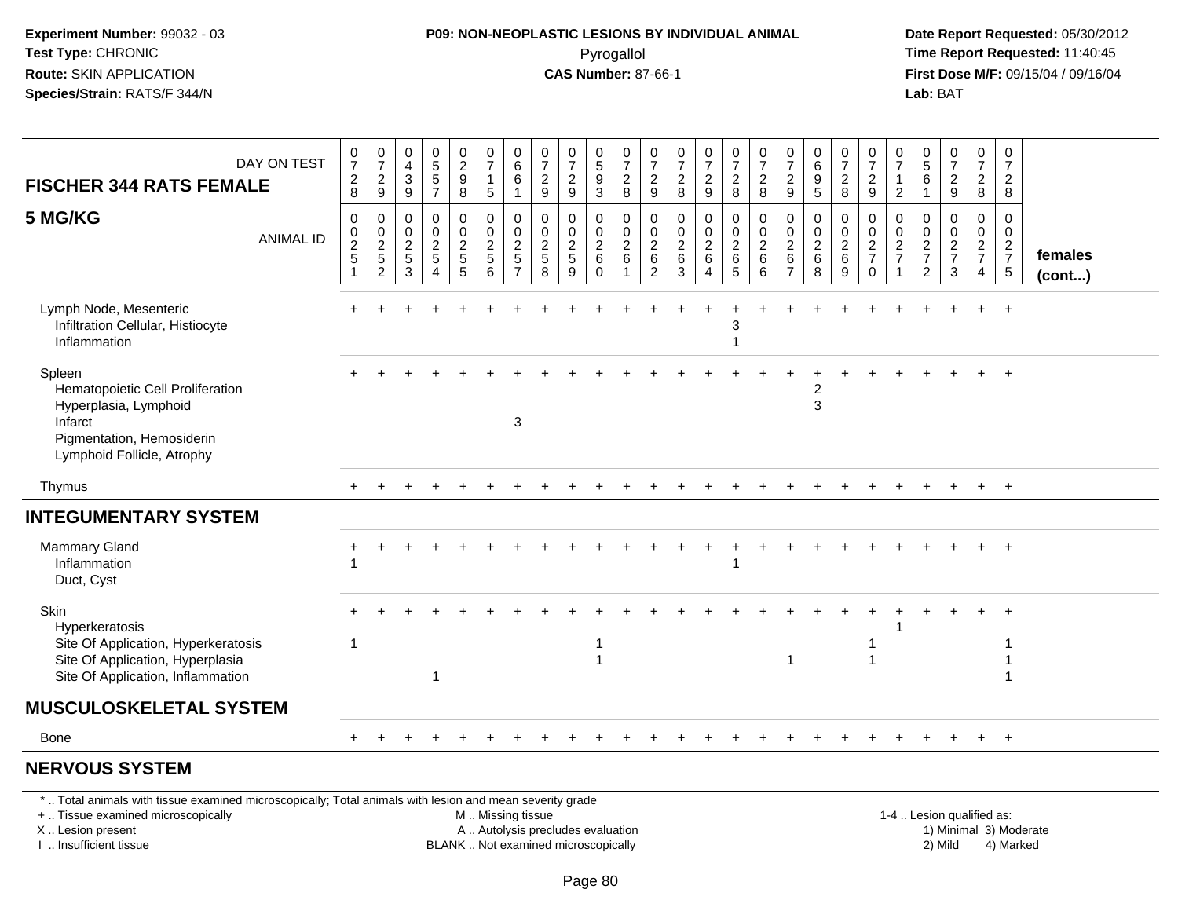**Experiment Number:** 99032 - 03
**Test Type:** CHRONIC
**Route:** SKIN APPLICATION
**Species/Strain:** RATS/F 344/N

**P09: NON-NEOPLASTIC LESIONS BY INDIVIDUAL ANIMAL**
Pyrogallol
**CAS Number:** 87-66-1

**Date Report Requested:** 05/30/2012
**Time Report Requested:** 11:40:45
**First Dose M/F:** 09/15/04 / 09/16/04
**Lab:** BAT

| FISCHER 344 RATS FEMALE<br>5 MG/KG | | | | | | | | | | | | | | | | | | | | | | | | | | |
|---|---|---|---|---|---|---|---|---|---|---|---|---|---|---|---|---|---|---|---|---|---|---|---|---|---|---|
| DAY ON TEST | 0728 | 0729 | 0439 | 0557 | 0298 | 0715 | 0661 | 0729 | 0729 | 0593 | 0728 | 0729 | 0728 | 0729 | 0728 | 0728 | 0729 | 0695 | 0728 | 0729 | 0712 | 0561 | 0729 | 0728 | 0728 | |
| ANIMAL ID | 0251 | 0252 | 0253 | 0254 | 0255 | 0256 | 0257 | 0258 | 0259 | 0260 | 0261 | 0262 | 0263 | 0264 | 0265 | 0266 | 0267 | 0268 | 0269 | 0270 | 0271 | 0272 | 0273 | 0274 | 0275 | females (cont...) |
| Lymph Node, Mesenteric | + | + | + | + | + | + | + | + | + | + | + | + | + | + | + | + | + | + | + | + | + | + | + | + | + | |
| Infiltration Cellular, Histiocyte | | | | | | | | | | | | | | | | 3 | | | | | | | | | | |
| Inflammation | | | | | | | | | | | | | | | | 1 | | | | | | | | | | |
| Spleen | + | + | + | + | + | + | + | + | + | + | + | + | + | + | + | + | + | + | + | + | + | + | + | + | + | |
| Hematopoietic Cell Proliferation | | | | | | | | | | | | | | | | | | 2 | | | | | | | | |
| Hyperplasia, Lymphoid | | | | | | | | | | | | | | | | | | 3 | | | | | | | | |
| Infarct | | | | | | | 3 | | | | | | | | | | | | | | | | | | | |
| Pigmentation, Hemosiderin | | | | | | | | | | | | | | | | | | | | | | | | | | |
| Lymphoid Follicle, Atrophy | | | | | | | | | | | | | | | | | | | | | | | | | | |
| Thymus | + | + | + | + | + | + | + | + | + | + | + | + | + | + | + | + | + | + | + | + | + | + | + | + | + | |
| **INTEGUMENTARY SYSTEM** | | | | | | | | | | | | | | | | | | | | | | | | | | |
| Mammary Gland | + | + | + | + | + | + | + | + | + | + | + | + | + | + | + | + | + | + | + | + | + | + | + | + | + | |
| Inflammation | 1 | | | | | | | | | | | | | | | 1 | | | | | | | | | | |
| Duct, Cyst | | | | | | | | | | | | | | | | | | | | | | | | | | |
| Skin | + | + | + | + | + | + | + | + | + | + | + | + | + | + | + | + | + | + | + | + | + | + | + | + | + | |
| Hyperkeratosis | | | | | | | | | | | | | | | | | | | | | 1 | | | | | |
| Site Of Application, Hyperkeratosis | 1 | | | | | | | | | 1 | | | | | | | | | | 1 | | | | | 1 | |
| Site Of Application, Hyperplasia | | | | | | | | | | 1 | | | | | | | 1 | | | 1 | | | | | 1 | |
| Site Of Application, Inflammation | | | | 1 | | | | | | | | | | | | | | | | | | | | | 1 | |
| **MUSCULOSKELETAL SYSTEM** | | | | | | | | | | | | | | | | | | | | | | | | | | |
| Bone | + | + | + | + | + | + | + | + | + | + | + | + | + | + | + | + | + | + | + | + | + | + | + | + | + | |
| **NERVOUS SYSTEM** | | | | | | | | | | | | | | | | | | | | | | | | | | |

\* .. Total animals with tissue examined microscopically; Total animals with lesion and mean severity grade
\+ .. Tissue examined microscopically
X .. Lesion present
I .. Insufficient tissue

M .. Missing tissue
A .. Autolysis precludes evaluation
BLANK .. Not examined microscopically

1-4 .. Lesion qualified as:
1) Minimal 3) Moderate
2) Mild 4) Marked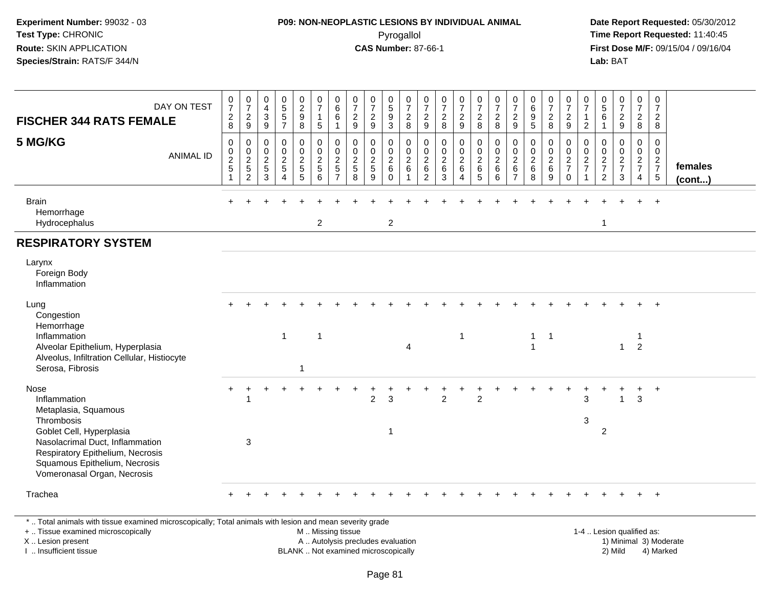**Experiment Number:** 99032 - 03
**Test Type:** CHRONIC
**Route:** SKIN APPLICATION
**Species/Strain:** RATS/F 344/N

**P09: NON-NEOPLASTIC LESIONS BY INDIVIDUAL ANIMAL**
Pyrogallol
**CAS Number:** 87-66-1

**Date Report Requested:** 05/30/2012
**Time Report Requested:** 11:40:45
**First Dose M/F:** 09/15/04 / 09/16/04
**Lab:** BAT

| FISCHER 344 RATS FEMALE 5 MG/KG | 0728 | 0729 | 0439 | 0557 | 0298 | 0715 | 0661 | 0729 | 0729 | 0593 | 0728 | 0729 | 0728 | 0729 | 0728 | 0728 | 0729 | 0695 | 0728 | 0729 | 0712 | 0561 | 0729 | 0728 | 0728 | |
|---|---|---|---|---|---|---|---|---|---|---|---|---|---|---|---|---|---|---|---|---|---|---|---|---|---|---|
| ANIMAL ID | 00251 | 00252 | 00253 | 00254 | 00255 | 00256 | 00257 | 00258 | 00259 | 00260 | 00261 | 00262 | 00263 | 00264 | 00265 | 00266 | 00267 | 00268 | 00269 | 00270 | 00271 | 00272 | 00273 | 00274 | 00275 | females (cont...) |
| Brain | + | + | + | + | + | + | + | + | + | + | + | + | + | + | + | + | + | + | + | + | + | + | + | + | + | |
| Hemorrhage | | | | | | | | | | | | | | | | | | | | | | | | | | |
| Hydrocephalus | | | | | | 2 | | | | 2 | | | | | | | | | | | | 1 | | | | |
| **RESPIRATORY SYSTEM** | | | | | | | | | | | | | | | | | | | | | | | | | | |
| Larynx | | | | | | | | | | | | | | | | | | | | | | | | | | |
| Foreign Body | | | | | | | | | | | | | | | | | | | | | | | | | | |
| Inflammation | | | | | | | | | | | | | | | | | | | | | | | | | | |
| Lung | + | + | + | + | + | + | + | + | + | + | + | + | + | + | + | + | + | + | + | + | + | + | + | + | + | |
| Congestion | | | | | | | | | | | | | | | | | | | | | | | | | | |
| Hemorrhage | | | | | | | | | | | | | | | | | | | | | | | | | | |
| Inflammation | | | | 1 | | 1 | | | | | | | | 1 | | | | 1 | 1 | | | | | 1 | | |
| Alveolar Epithelium, Hyperplasia | | | | | | | | | | | 4 | | | | | | | 1 | | | | | 1 | 2 | | |
| Alveolus, Infiltration Cellular, Histiocyte | | | | | | | | | | | | | | | | | | | | | | | | | | |
| Serosa, Fibrosis | | | | | 1 | | | | | | | | | | | | | | | | | | | | | |
| Nose | + | + | + | + | + | + | + | + | + | + | + | + | + | + | + | + | + | + | + | + | + | + | + | + | + | |
| Inflammation | | 1 | | | | | | | 2 | 3 | | | 2 | | 2 | | | | | | 3 | | 1 | 3 | | |
| Metaplasia, Squamous | | | | | | | | | | | | | | | | | | | | | | | | | | |
| Thrombosis | | | | | | | | | | | | | | | | | | | | | 3 | | | | | |
| Goblet Cell, Hyperplasia | | | | | | | | | | 1 | | | | | | | | | | | | 2 | | | | |
| Nasolacrimal Duct, Inflammation | | 3 | | | | | | | | | | | | | | | | | | | | | | | | |
| Respiratory Epithelium, Necrosis | | | | | | | | | | | | | | | | | | | | | | | | | | |
| Squamous Epithelium, Necrosis | | | | | | | | | | | | | | | | | | | | | | | | | | |
| Vomeronasal Organ, Necrosis | | | | | | | | | | | | | | | | | | | | | | | | | | |
| Trachea | + | + | + | + | + | + | + | + | + | + | + | + | + | + | + | + | + | + | + | + | + | + | + | + | + | |

\* .. Total animals with tissue examined microscopically; Total animals with lesion and mean severity grade
+ .. Tissue examined microscopically
X .. Lesion present
I .. Insufficient tissue

M .. Missing tissue
A .. Autolysis precludes evaluation
BLANK .. Not examined microscopically

1-4 .. Lesion qualified as:
1) Minimal 3) Moderate
2) Mild 4) Marked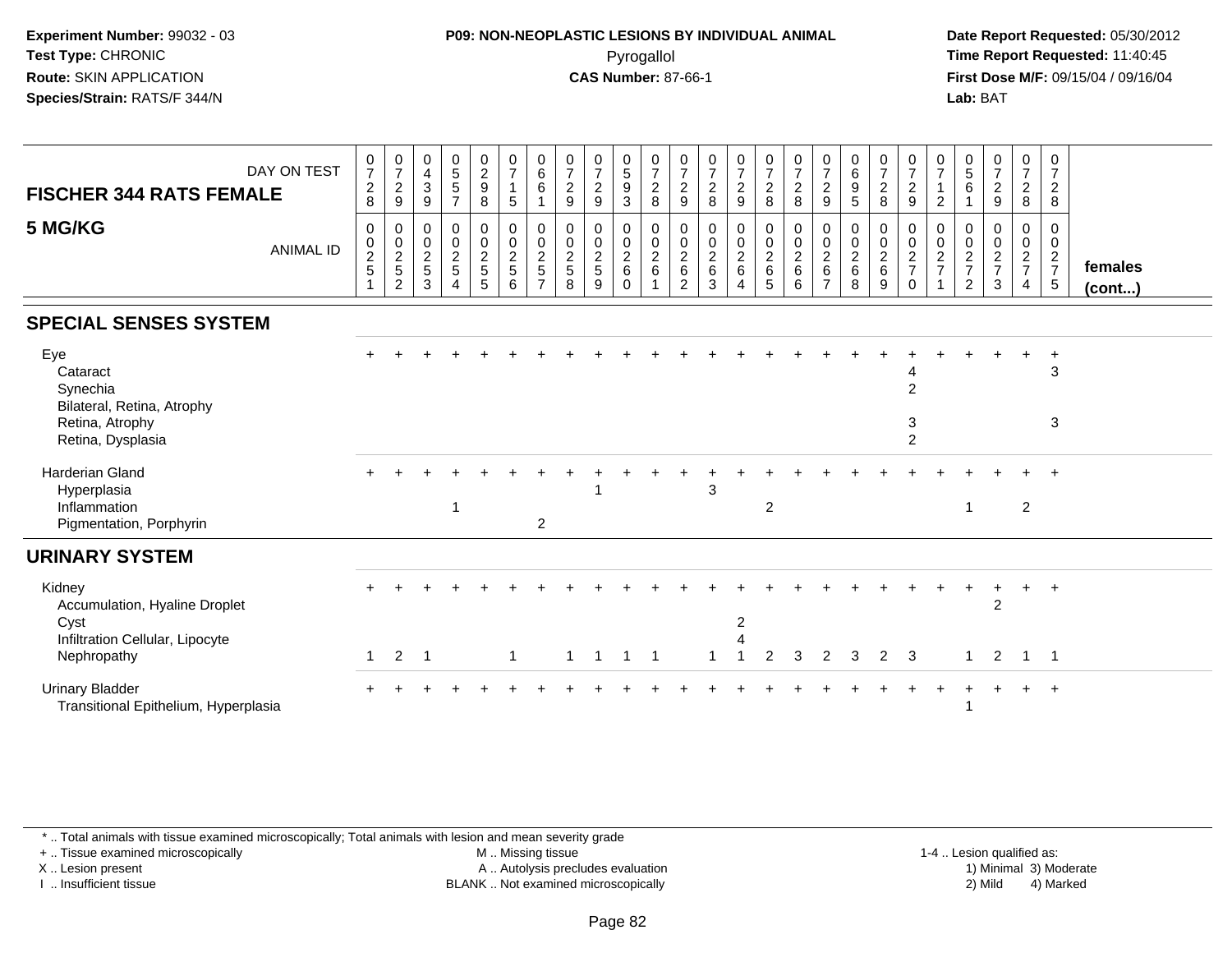**Experiment Number:** 99032 - 03
**Test Type:** CHRONIC
**Route:** SKIN APPLICATION
**Species/Strain:** RATS/F 344/N

**P09: NON-NEOPLASTIC LESIONS BY INDIVIDUAL ANIMAL**
Pyrogallol
**CAS Number:** 87-66-1

**Date Report Requested:** 05/30/2012
**Time Report Requested:** 11:40:45
**First Dose M/F:** 09/15/04 / 09/16/04
**Lab:** BAT

| FISCHER 344 RATS FEMALE — DAY ON TEST | 0728 | 0729 | 0439 | 0557 | 0298 | 0715 | 0661 | 0729 | 0729 | 0593 | 0728 | 0729 | 0728 | 0729 | 0728 | 0728 | 0729 | 0695 | 0728 | 0729 | 0712 | 0561 | 0729 | 0728 | 0728 | |
|---|---|---|---|---|---|---|---|---|---|---|---|---|---|---|---|---|---|---|---|---|---|---|---|---|---|---|
| **5 MG/KG** — ANIMAL ID | 0251 | 0252 | 0253 | 0254 | 0255 | 0256 | 0257 | 0258 | 0259 | 0260 | 0261 | 0262 | 0263 | 0264 | 0265 | 0266 | 0267 | 0268 | 0269 | 0270 | 0271 | 0272 | 0273 | 0274 | 0275 | **females (cont...)** |
| **SPECIAL SENSES SYSTEM** | | | | | | | | | | | | | | | | | | | | | | | | | | |
| Eye | + | + | + | + | + | + | + | + | + | + | + | + | + | + | + | + | + | + | + | + | + | + | + | + | + | |
| Cataract | | | | | | | | | | | | | | | | | | | | 4 | | | | | 3 | |
| Synechia | | | | | | | | | | | | | | | | | | | | 2 | | | | | | |
| Bilateral, Retina, Atrophy | | | | | | | | | | | | | | | | | | | | | | | | | | |
| Retina, Atrophy | | | | | | | | | | | | | | | | | | | | 3 | | | | | 3 | |
| Retina, Dysplasia | | | | | | | | | | | | | | | | | | | | 2 | | | | | | |
| Harderian Gland | + | + | + | + | + | + | + | + | + | + | + | + | + | + | + | + | + | + | + | + | + | + | + | + | + | |
| Hyperplasia | | | | | | | | | 1 | | | | 3 | | | | | | | | | | | | | |
| Inflammation | | | | 1 | | | | | | | | | | | 2 | | | | | | | 1 | | 2 | | |
| Pigmentation, Porphyrin | | | | | | | 2 | | | | | | | | | | | | | | | | | | | |
| **URINARY SYSTEM** | | | | | | | | | | | | | | | | | | | | | | | | | | |
| Kidney | + | + | + | + | + | + | + | + | + | + | + | + | + | + | + | + | + | + | + | + | + | + | + | + | + | |
| Accumulation, Hyaline Droplet | | | | | | | | | | | | | | | | | | | | | | | 2 | | | |
| Cyst | | | | | | | | | | | | | | 2 | | | | | | | | | | | | |
| Infiltration Cellular, Lipocyte | | | | | | | | | | | | | | 4 | | | | | | | | | | | | |
| Nephropathy | 1 | 2 | 1 | | | 1 | | 1 | 1 | 1 | 1 | | 1 | 1 | 2 | 3 | 2 | 3 | 2 | 3 | | 1 | 2 | 1 | 1 | |
| Urinary Bladder | + | + | + | + | + | + | + | + | + | + | + | + | + | + | + | + | + | + | + | + | + | + | + | + | + | |
| Transitional Epithelium, Hyperplasia | | | | | | | | | | | | | | | | | | | | | | 1 | | | | |

\* .. Total animals with tissue examined microscopically; Total animals with lesion and mean severity grade
+ .. Tissue examined microscopically
X .. Lesion present
I .. Insufficient tissue
M .. Missing tissue
A .. Autolysis precludes evaluation
BLANK .. Not examined microscopically
1-4 .. Lesion qualified as: 1) Minimal 2) Mild 3) Moderate 4) Marked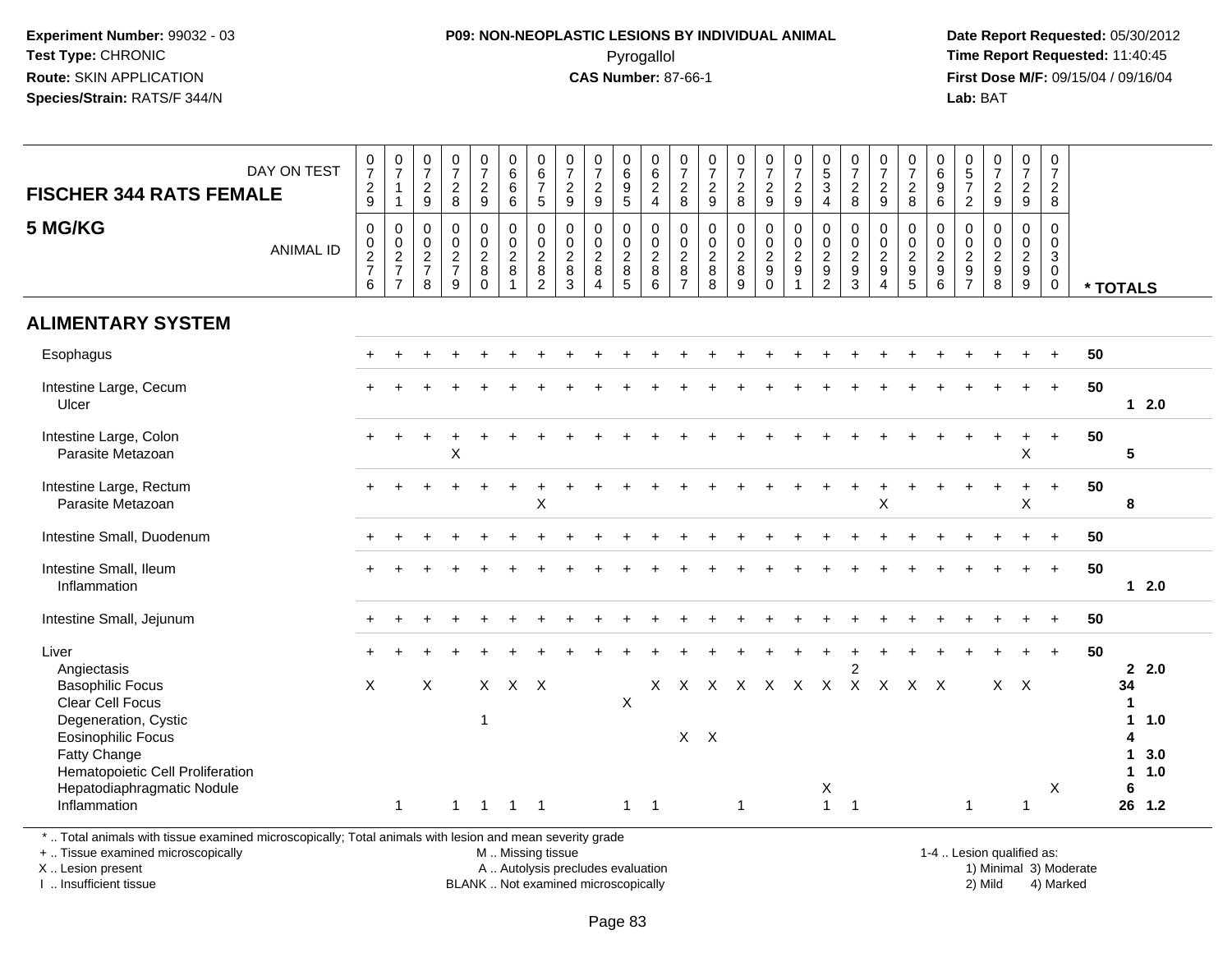**Experiment Number:** 99032 - 03
**Test Type:** CHRONIC
**Route:** SKIN APPLICATION
**Species/Strain:** RATS/F 344/N

**P09: NON-NEOPLASTIC LESIONS BY INDIVIDUAL ANIMAL**
Pyrogallol
**CAS Number:** 87-66-1

**Date Report Requested:** 05/30/2012
**Time Report Requested:** 11:40:45
**First Dose M/F:** 09/15/04 / 09/16/04
**Lab:** BAT

| FISCHER 344 RATS FEMALE 5 MG/KG | | | | | | | | | | | | | | | | | | | | | | | | | | |
|---|---|---|---|---|---|---|---|---|---|---|---|---|---|---|---|---|---|---|---|---|---|---|---|---|---|---|
| DAY ON TEST | 0729 | 0711 | 0729 | 0728 | 0729 | 0666 | 0675 | 0729 | 0729 | 0695 | 0624 | 0728 | 0729 | 0728 | 0729 | 0729 | 0534 | 0728 | 0729 | 0728 | 0696 | 0572 | 0729 | 0729 | 0728 | |
| ANIMAL ID | 0276 | 0277 | 0278 | 0279 | 0280 | 0281 | 0282 | 0283 | 0284 | 0285 | 0286 | 0287 | 0288 | 0289 | 0290 | 0291 | 0292 | 0293 | 0294 | 0295 | 0296 | 0297 | 0298 | 0299 | 0300 | * TOTALS |
| **ALIMENTARY SYSTEM** | | | | | | | | | | | | | | | | | | | | | | | | | | |
| Esophagus | + | + | + | + | + | + | + | + | + | + | + | + | + | + | + | + | + | + | + | + | + | + | + | + | + | 50 |
| Intestine Large, Cecum | + | + | + | + | + | + | + | + | + | + | + | + | + | + | + | + | + | + | + | + | + | + | + | + | + | 50 |
| Ulcer | | | | | | | | | | | | | | | | | | | | | | | | | | 1 2.0 |
| Intestine Large, Colon | + | + | + | + | + | + | + | + | + | + | + | + | + | + | + | + | + | + | + | + | + | + | + | + | + | 50 |
| Parasite Metazoan | | | | X | | | | | | | | | | | | | | | | | | | | X | | 5 |
| Intestine Large, Rectum | + | + | + | + | + | + | + | + | + | + | + | + | + | + | + | + | + | + | + | + | + | + | + | + | + | 50 |
| Parasite Metazoan | | | | | | | X | | | | | | | | | | | | X | | | | | X | | 8 |
| Intestine Small, Duodenum | + | + | + | + | + | + | + | + | + | + | + | + | + | + | + | + | + | + | + | + | + | + | + | + | + | 50 |
| Intestine Small, Ileum | + | + | + | + | + | + | + | + | + | + | + | + | + | + | + | + | + | + | + | + | + | + | + | + | + | 50 |
| Inflammation | | | | | | | | | | | | | | | | | | | | | | | | | | 1 2.0 |
| Intestine Small, Jejunum | + | + | + | + | + | + | + | + | + | + | + | + | + | + | + | + | + | + | + | + | + | + | + | + | + | 50 |
| Liver | + | + | + | + | + | + | + | + | + | + | + | + | + | + | + | + | + | + | + | + | + | + | + | + | + | 50 |
| Angiectasis | | | | | | | | | | | | | | | | | | 2 | | | | | | | | 2 2.0 |
| Basophilic Focus | X | | X | | X | X | X | | | | X | X | X | X | X | X | X | X | X | X | X | | X | X | | 34 |
| Clear Cell Focus | | | | | | | | | | X | | | | | | | | | | | | | | | | 1 |
| Degeneration, Cystic | | | | | 1 | | | | | | | | | | | | | | | | | | | | | 1 1.0 |
| Eosinophilic Focus | | | | | | | | | | | | X | X | | | | | | | | | | | | | 4 |
| Fatty Change | | | | | | | | | | | | | | | | | | | | | | | | | | 1 3.0 |
| Hematopoietic Cell Proliferation | | | | | | | | | | | | | | | | | | | | | | | | | | 1 1.0 |
| Hepatodiaphragmatic Nodule | | | | | | | | | | | | | | | | | X | | | | | | | | X | 6 |
| Inflammation | | 1 | | 1 | 1 | 1 | 1 | | | 1 | 1 | | | 1 | | | 1 | 1 | | | | 1 | | 1 | | 26 1.2 |

\* .. Total animals with tissue examined microscopically; Total animals with lesion and mean severity grade
+ .. Tissue examined microscopically
X .. Lesion present
I .. Insufficient tissue
M .. Missing tissue
A .. Autolysis precludes evaluation
BLANK .. Not examined microscopically
1-4 .. Lesion qualified as: 1) Minimal 2) Mild 3) Moderate 4) Marked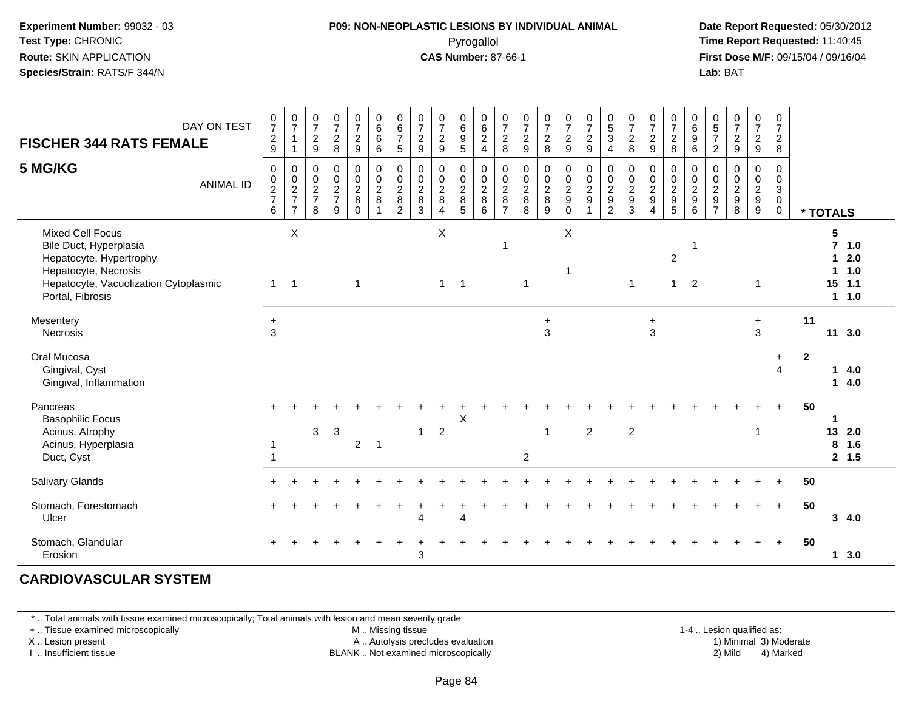**Experiment Number:** 99032 - 03
**Test Type:** CHRONIC
**Route:** SKIN APPLICATION
**Species/Strain:** RATS/F 344/N

**P09: NON-NEOPLASTIC LESIONS BY INDIVIDUAL ANIMAL**
Pyrogallol
**CAS Number:** 87-66-1

**Date Report Requested:** 05/30/2012
**Time Report Requested:** 11:40:45
**First Dose M/F:** 09/15/04 / 09/16/04
**Lab:** BAT

| FISCHER 344 RATS FEMALE — DAY ON TEST | 0729 | 0711 | 0729 | 0728 | 0729 | 0666 | 0675 | 0729 | 0729 | 0695 | 0624 | 0728 | 0729 | 0728 | 0729 | 0729 | 0534 | 0728 | 0729 | 0728 | 0696 | 0572 | 0729 | 0729 | 0728 | |
|---|---|---|---|---|---|---|---|---|---|---|---|---|---|---|---|---|---|---|---|---|---|---|---|---|---|---|
| **5 MG/KG** — ANIMAL ID | 00276 | 00277 | 00278 | 00279 | 00280 | 00281 | 00282 | 00283 | 00284 | 00285 | 00286 | 00287 | 00288 | 00289 | 00290 | 00291 | 00292 | 00293 | 00294 | 00295 | 00296 | 00297 | 00298 | 00299 | 00300 | * TOTALS |
| Mixed Cell Focus | | X | | | | | | | X | | | | | | X | | | | | | | | | | | 5 |
| Bile Duct, Hyperplasia | | | | | | | | | | | | 1 | | | | | | | | | 1 | | | | | 7 1.0 |
| Hepatocyte, Hypertrophy | | | | | | | | | | | | | | | | | | | | 2 | | | | | | 1 2.0 |
| Hepatocyte, Necrosis | | | | | | | | | | | | | | | 1 | | | | | | | | | | | 1 1.0 |
| Hepatocyte, Vacuolization Cytoplasmic | 1 | 1 | | | 1 | | | | 1 | 1 | | | 1 | | | | | 1 | | 1 | 2 | | | 1 | | 15 1.1 |
| Portal, Fibrosis | | | | | | | | | | | | | | | | | | | | | | | | | | 1 1.0 |
| Mesentery | + | | | | | | | | | | | | | + | | | | | + | | | | | + | | 11 |
| Necrosis | 3 | | | | | | | | | | | | | 3 | | | | | 3 | | | | | 3 | | 11 3.0 |
| Oral Mucosa | | | | | | | | | | | | | | | | | | | | | | | | | + | 2 |
| Gingival, Cyst | | | | | | | | | | | | | | | | | | | | | | | | | 4 | 1 4.0 |
| Gingival, Inflammation | | | | | | | | | | | | | | | | | | | | | | | | | | 1 4.0 |
| Pancreas | + | + | + | + | + | + | + | + | + | + | + | + | + | + | + | + | + | + | + | + | + | + | + | + | + | 50 |
| Basophilic Focus | | | | | | | | | | X | | | | | | | | | | | | | | | | 1 |
| Acinus, Atrophy | | | 3 | 3 | | | | 1 | 2 | | | | | 1 | | 2 | | 2 | | | | | | 1 | | 13 2.0 |
| Acinus, Hyperplasia | 1 | | | | 2 | 1 | | | | | | | | | | | | | | | | | | | | 8 1.6 |
| Duct, Cyst | 1 | | | | | | | | | | | | 2 | | | | | | | | | | | | | 2 1.5 |
| Salivary Glands | + | + | + | + | + | + | + | + | + | + | + | + | + | + | + | + | + | + | + | + | + | + | + | + | + | 50 |
| Stomach, Forestomach | + | + | + | + | + | + | + | + | + | + | + | + | + | + | + | + | + | + | + | + | + | + | + | + | + | 50 |
| Ulcer | | | | | | | | 4 | | 4 | | | | | | | | | | | | | | | | 3 4.0 |
| Stomach, Glandular | + | + | + | + | + | + | + | + | + | + | + | + | + | + | + | + | + | + | + | + | + | + | + | + | + | 50 |
| Erosion | | | | | | | | 3 | | | | | | | | | | | | | | | | | | 1 3.0 |

## CARDIOVASCULAR SYSTEM

\* .. Total animals with tissue examined microscopically; Total animals with lesion and mean severity grade
\+ .. Tissue examined microscopically
X .. Lesion present
I .. Insufficient tissue

M .. Missing tissue
A .. Autolysis precludes evaluation
BLANK .. Not examined microscopically

1-4 .. Lesion qualified as:
1) Minimal 3) Moderate
2) Mild 4) Marked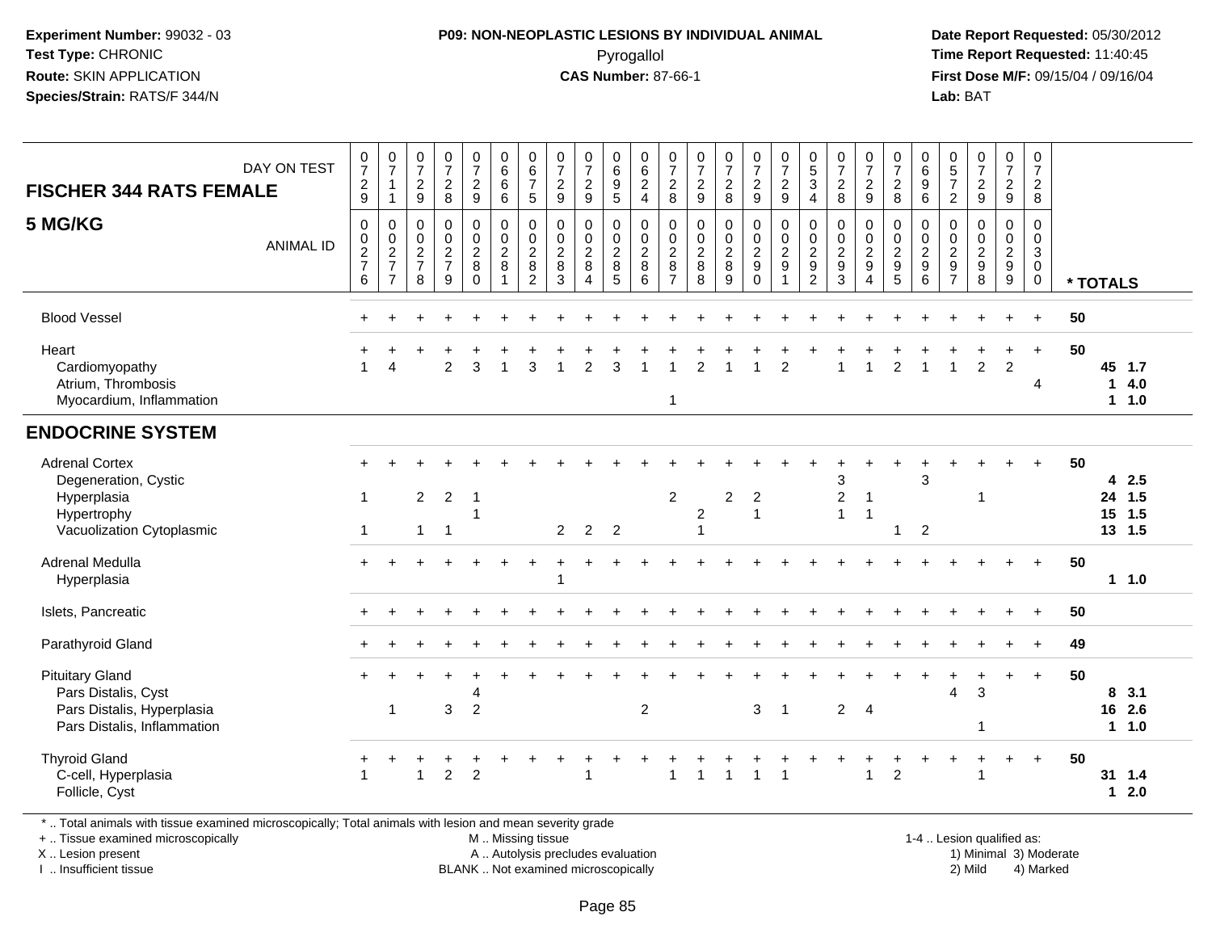**Experiment Number:** 99032 - 03
**Test Type:** CHRONIC
**Route:** SKIN APPLICATION
**Species/Strain:** RATS/F 344/N

**P09: NON-NEOPLASTIC LESIONS BY INDIVIDUAL ANIMAL**
Pyrogallol
**CAS Number:** 87-66-1

**Date Report Requested:** 05/30/2012
**Time Report Requested:** 11:40:45
**First Dose M/F:** 09/15/04 / 09/16/04
**Lab:** BAT

## FISCHER 344 RATS FEMALE
## 5 MG/KG

| DAY ON TEST | 0729 | 0711 | 0729 | 0728 | 0729 | 0666 | 0675 | 0729 | 0729 | 0695 | 0624 | 0728 | 0729 | 0728 | 0729 | 0729 | 0534 | 0728 | 0729 | 0728 | 0696 | 0572 | 0729 | 0729 | 0728 | | |
|---|---|---|---|---|---|---|---|---|---|---|---|---|---|---|---|---|---|---|---|---|---|---|---|---|---|---|---|
| **ANIMAL ID** | 0276 | 0277 | 0278 | 0279 | 0280 | 0281 | 0282 | 0283 | 0284 | 0285 | 0286 | 0287 | 0288 | 0289 | 0290 | 0291 | 0292 | 0293 | 0294 | 0295 | 0296 | 0297 | 0298 | 0299 | 0300 | **\* TOTALS** | |
| Blood Vessel | + | + | + | + | + | + | + | + | + | + | + | + | + | + | + | + | + | + | + | + | + | + | + | + | + | 50 | |
| Heart | + | + | + | + | + | + | + | + | + | + | + | + | + | + | + | + | + | + | + | + | + | + | + | + | + | 50 | |
| Cardiomyopathy | 1 | 4 | | 2 | 3 | 1 | 3 | 1 | 2 | 3 | 1 | 1 | 2 | 1 | 1 | 2 | | 1 | 1 | 2 | 1 | 1 | 2 | 2 | | 45 | 1.7 |
| Atrium, Thrombosis | | | | | | | | | | | | | | | | | | | | | | | | | 4 | 1 | 4.0 |
| Myocardium, Inflammation | | | | | | | | | | | | 1 | | | | | | | | | | | | | | 1 | 1.0 |
| **ENDOCRINE SYSTEM** | | | | | | | | | | | | | | | | | | | | | | | | | | | |
| Adrenal Cortex | + | + | + | + | + | + | + | + | + | + | + | + | + | + | + | + | + | + | + | + | + | + | + | + | + | 50 | |
| Degeneration, Cystic | | | | | | | | | | | | | | | | | | 3 | | | 3 | | | | | 4 | 2.5 |
| Hyperplasia | 1 | | 2 | 2 | 1 | | | | | | | 2 | | 2 | 2 | | | 2 | 1 | | | | 1 | | | 24 | 1.5 |
| Hypertrophy | | | | | 1 | | | | | | | | 2 | | 1 | | | 1 | 1 | | | | | | | 15 | 1.5 |
| Vacuolization Cytoplasmic | 1 | | 1 | 1 | | | | 2 | 2 | 2 | | | 1 | | | | | | | 1 | 2 | | | | | 13 | 1.5 |
| Adrenal Medulla | + | + | + | + | + | + | + | + | + | + | + | + | + | + | + | + | + | + | + | + | + | + | + | + | + | 50 | |
| Hyperplasia | | | | | | | | 1 | | | | | | | | | | | | | | | | | | 1 | 1.0 |
| Islets, Pancreatic | + | + | + | + | + | + | + | + | + | + | + | + | + | + | + | + | + | + | + | + | + | + | + | + | + | 50 | |
| Parathyroid Gland | + | + | + | + | + | + | + | + | + | + | + | + | + | + | + | + | + | + | + | + | + | + | + | + | + | 49 | |
| Pituitary Gland | + | + | + | + | + | + | + | + | + | + | + | + | + | + | + | + | + | + | + | + | + | + | + | + | + | 50 | |
| Pars Distalis, Cyst | | | | | 4 | | | | | | | | | | | | | | | | | 4 | 3 | | | 8 | 3.1 |
| Pars Distalis, Hyperplasia | | 1 | | 3 | 2 | | | | | | 2 | | | | 3 | 1 | | 2 | 4 | | | | | | | 16 | 2.6 |
| Pars Distalis, Inflammation | | | | | | | | | | | | | | | | | | | | | | | 1 | | | 1 | 1.0 |
| Thyroid Gland | + | + | + | + | + | + | + | + | + | + | + | + | + | + | + | + | + | + | + | + | + | + | + | + | + | 50 | |
| C-cell, Hyperplasia | 1 | | 1 | 2 | 2 | | | | 1 | | | 1 | 1 | 1 | 1 | 1 | | | 1 | 2 | | | 1 | | | 31 | 1.4 |
| Follicle, Cyst | | | | | | | | | | | | | | | | | | | | | | | | | | 1 | 2.0 |

\* .. Total animals with tissue examined microscopically; Total animals with lesion and mean severity grade
\+ .. Tissue examined microscopically
X .. Lesion present
I .. Insufficient tissue

M .. Missing tissue
A .. Autolysis precludes evaluation
BLANK .. Not examined microscopically

1-4 .. Lesion qualified as:
1) Minimal 3) Moderate
2) Mild 4) Marked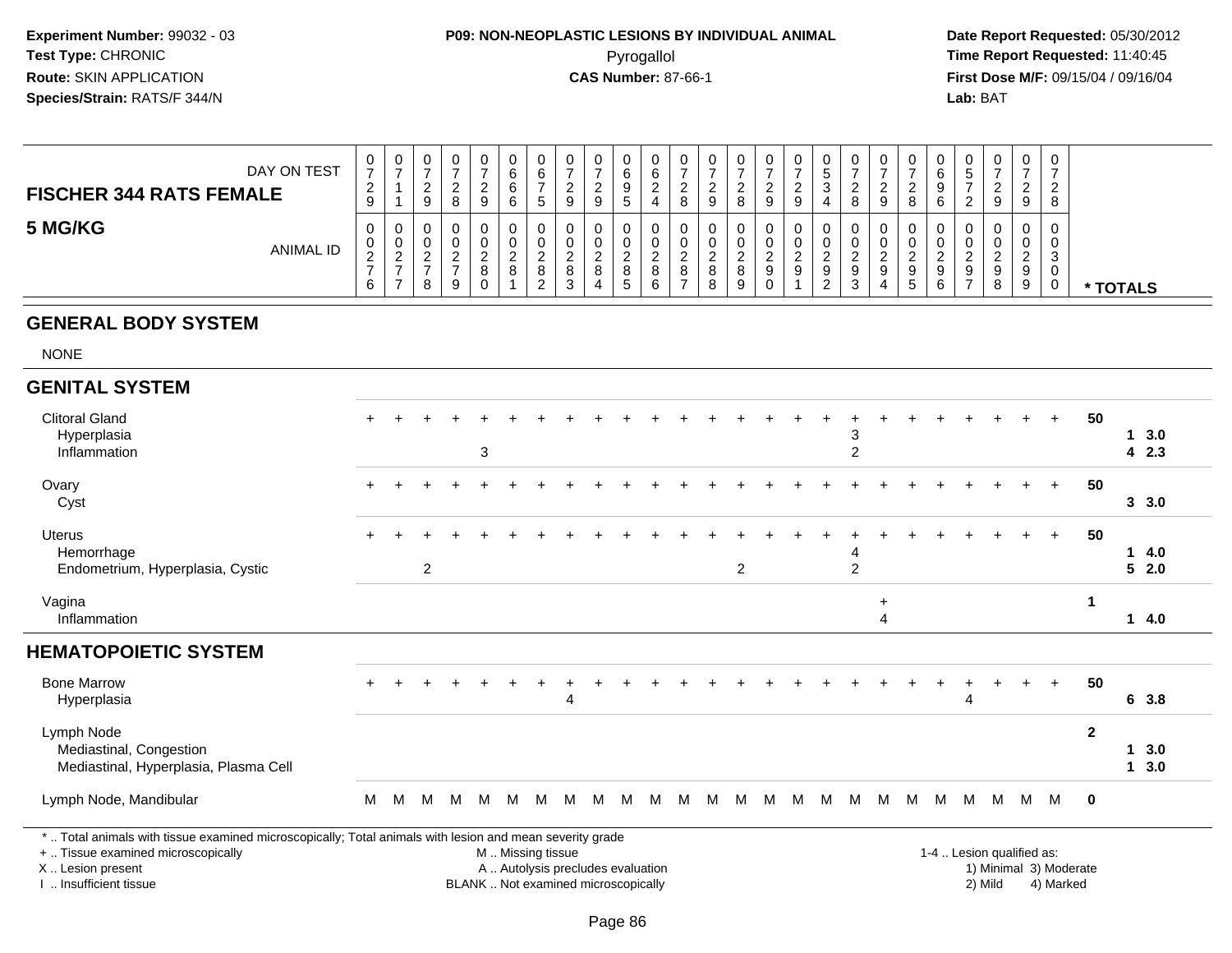**Experiment Number:** 99032 - 03
**Test Type:** CHRONIC
**Route:** SKIN APPLICATION
**Species/Strain:** RATS/F 344/N

**P09: NON-NEOPLASTIC LESIONS BY INDIVIDUAL ANIMAL**
Pyrogallol
**CAS Number:** 87-66-1

**Date Report Requested:** 05/30/2012
**Time Report Requested:** 11:40:45
**First Dose M/F:** 09/15/04 / 09/16/04
**Lab:** BAT

## FISCHER 344 RATS FEMALE
## 5 MG/KG

| DAY ON TEST | 0729 | 0711 | 0729 | 0728 | 0729 | 0666 | 0675 | 0729 | 0729 | 0695 | 0624 | 0728 | 0729 | 0728 | 0729 | 0729 | 0534 | 0728 | 0729 | 0728 | 0696 | 0572 | 0729 | 0729 | 0728 | |
|---|---|---|---|---|---|---|---|---|---|---|---|---|---|---|---|---|---|---|---|---|---|---|---|---|---|---|
| **ANIMAL ID** | 00276 | 00277 | 00278 | 00279 | 00280 | 00281 | 00282 | 00283 | 00284 | 00285 | 00286 | 00287 | 00288 | 00289 | 00290 | 00291 | 00292 | 00293 | 00294 | 00295 | 00296 | 00297 | 00298 | 00299 | 00300 | *** TOTALS** |
| **GENERAL BODY SYSTEM** | | | | | | | | | | | | | | | | | | | | | | | | | | |
| NONE | | | | | | | | | | | | | | | | | | | | | | | | | | |
| **GENITAL SYSTEM** | | | | | | | | | | | | | | | | | | | | | | | | | | |
| Clitoral Gland | + | + | + | + | + | + | + | + | + | + | + | + | + | + | + | + | + | + | + | + | + | + | + | + | + | 50 |
| Hyperplasia | | | | | | | | | | | | | | | | | | 3 | | | | | | | | 1 3.0 |
| Inflammation | | | | | 3 | | | | | | | | | | | | | 2 | | | | | | | | 4 2.3 |
| Ovary | + | + | + | + | + | + | + | + | + | + | + | + | + | + | + | + | + | + | + | + | + | + | + | + | + | 50 |
| Cyst | | | | | | | | | | | | | | | | | | | | | | | | | | 3 3.0 |
| Uterus | + | + | + | + | + | + | + | + | + | + | + | + | + | + | + | + | + | + | + | + | + | + | + | + | + | 50 |
| Hemorrhage | | | | | | | | | | | | | | | | | | 4 | | | | | | | | 1 4.0 |
| Endometrium, Hyperplasia, Cystic | | | 2 | | | | | | | | | | | 2 | | | | 2 | | | | | | | | 5 2.0 |
| Vagina | | | | | | | | | | | | | | | | | | | + | | | | | | | 1 |
| Inflammation | | | | | | | | | | | | | | | | | | | 4 | | | | | | | 1 4.0 |
| **HEMATOPOIETIC SYSTEM** | | | | | | | | | | | | | | | | | | | | | | | | | | |
| Bone Marrow | + | + | + | + | + | + | + | + | + | + | + | + | + | + | + | + | + | + | + | + | + | + | + | + | + | 50 |
| Hyperplasia | | | | | | | | 4 | | | | | | | | | | | | | | 4 | | | | 6 3.8 |
| Lymph Node | | | | | | | | | | | | | | | | | | | | | | | | | | 2 |
| Mediastinal, Congestion | | | | | | | | | | | | | | | | | | | | | | | | | | 1 3.0 |
| Mediastinal, Hyperplasia, Plasma Cell | | | | | | | | | | | | | | | | | | | | | | | | | | 1 3.0 |
| Lymph Node, Mandibular | M | M | M | M | M | M | M | M | M | M | M | M | M | M | M | M | M | M | M | M | M | M | M | M | M | 0 |

\* .. Total animals with tissue examined microscopically; Total animals with lesion and mean severity grade
\+ .. Tissue examined microscopically
X .. Lesion present
I .. Insufficient tissue

M .. Missing tissue
A .. Autolysis precludes evaluation
BLANK .. Not examined microscopically

1-4 .. Lesion qualified as:
1) Minimal 3) Moderate
2) Mild 4) Marked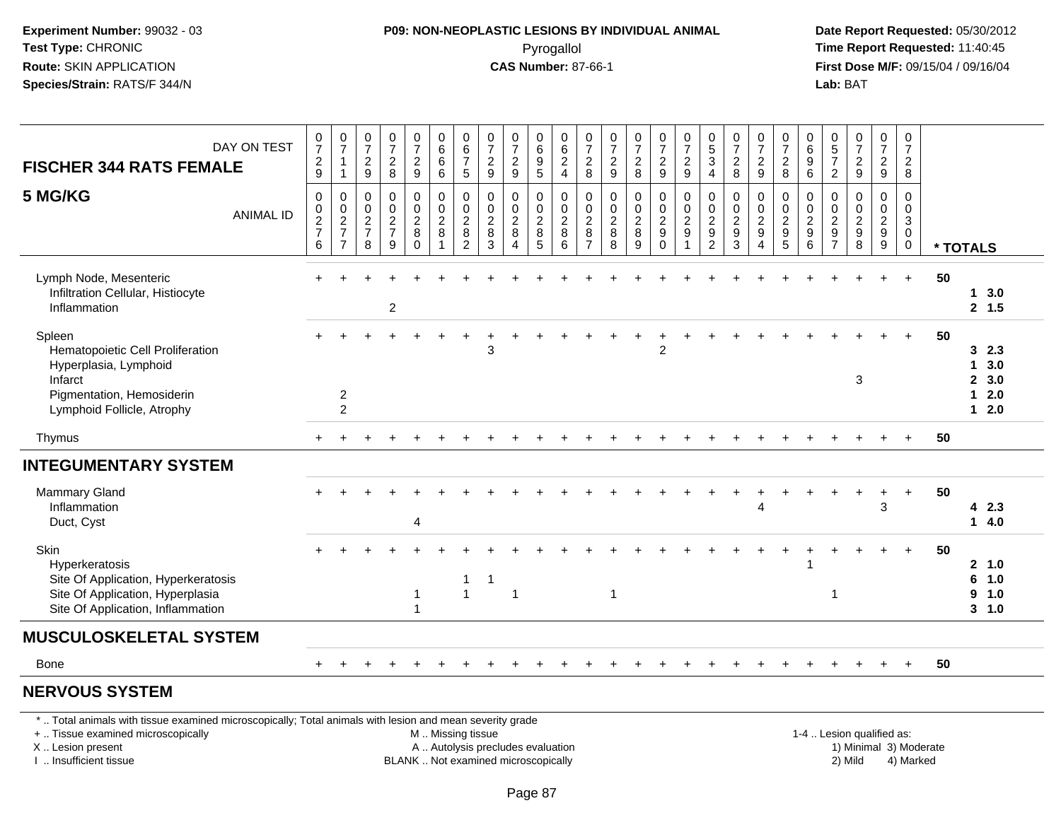**Experiment Number:** 99032 - 03
**Test Type:** CHRONIC
**Route:** SKIN APPLICATION
**Species/Strain:** RATS/F 344/N

**P09: NON-NEOPLASTIC LESIONS BY INDIVIDUAL ANIMAL**
Pyrogallol
**CAS Number:** 87-66-1

**Date Report Requested:** 05/30/2012
**Time Report Requested:** 11:40:45
**First Dose M/F:** 09/15/04 / 09/16/04
**Lab:** BAT

| FISCHER 344 RATS FEMALE 5 MG/KG | | | | | | | | | | | | | | | | | | | | | | | | | | | |
|---|---|---|---|---|---|---|---|---|---|---|---|---|---|---|---|---|---|---|---|---|---|---|---|---|---|---|---|
| DAY ON TEST | 0729 | 0711 | 0729 | 0728 | 0729 | 0666 | 0675 | 0729 | 0729 | 0695 | 0624 | 0728 | 0729 | 0728 | 0729 | 0729 | 0534 | 0728 | 0729 | 0728 | 0696 | 0572 | 0729 | 0729 | 0728 | |
| ANIMAL ID | 00276 | 00277 | 00278 | 00279 | 00280 | 00281 | 00282 | 00283 | 00284 | 00285 | 00286 | 00287 | 00288 | 00289 | 00290 | 00291 | 00292 | 00293 | 00294 | 00295 | 00296 | 00297 | 00298 | 00299 | 00300 | * TOTALS |
| Lymph Node, Mesenteric | + | + | + | + | + | + | + | + | + | + | + | + | + | + | + | + | + | + | + | + | + | + | + | + | + | 50 |
| Infiltration Cellular, Histiocyte | | | | | | | | | | | | | | | | | | | | | | | | | | 1 3.0 |
| Inflammation | | | | 2 | | | | | | | | | | | | | | | | | | | | | | 2 1.5 |
| Spleen | + | + | + | + | + | + | + | + | + | + | + | + | + | + | + | + | + | + | + | + | + | + | + | + | + | 50 |
| Hematopoietic Cell Proliferation | | | | | | | | 3 | | | | | | | 2 | | | | | | | | | | | 3 2.3 |
| Hyperplasia, Lymphoid | | | | | | | | | | | | | | | | | | | | | | | | | | 1 3.0 |
| Infarct | | | | | | | | | | | | | | | | | | | | | | | 3 | | | 2 3.0 |
| Pigmentation, Hemosiderin | | 2 | | | | | | | | | | | | | | | | | | | | | | | | 1 2.0 |
| Lymphoid Follicle, Atrophy | | 2 | | | | | | | | | | | | | | | | | | | | | | | | 1 2.0 |
| Thymus | + | + | + | + | + | + | + | + | + | + | + | + | + | + | + | + | + | + | + | + | + | + | + | + | + | 50 |
| **INTEGUMENTARY SYSTEM** | | | | | | | | | | | | | | | | | | | | | | | | | | |
| Mammary Gland | + | + | + | + | + | + | + | + | + | + | + | + | + | + | + | + | + | + | + | + | + | + | + | + | + | 50 |
| Inflammation | | | | | | | | | | | | | | | | | | | 4 | | | | | 3 | | 4 2.3 |
| Duct, Cyst | | | | | 4 | | | | | | | | | | | | | | | | | | | | | 1 4.0 |
| Skin | + | + | + | + | + | + | + | + | + | + | + | + | + | + | + | + | + | + | + | + | + | + | + | + | + | 50 |
| Hyperkeratosis | | | | | | | | | | | | | | | | | | | | | 1 | | | | | 2 1.0 |
| Site Of Application, Hyperkeratosis | | | | | | | 1 | 1 | | | | | | | | | | | | | | | | | | 6 1.0 |
| Site Of Application, Hyperplasia | | | | | 1 | | 1 | | 1 | | | | 1 | | | | | | | | | 1 | | | | 9 1.0 |
| Site Of Application, Inflammation | | | | | 1 | | | | | | | | | | | | | | | | | | | | | 3 1.0 |
| **MUSCULOSKELETAL SYSTEM** | | | | | | | | | | | | | | | | | | | | | | | | | | |
| Bone | + | + | + | + | + | + | + | + | + | + | + | + | + | + | + | + | + | + | + | + | + | + | + | + | + | 50 |
| **NERVOUS SYSTEM** | | | | | | | | | | | | | | | | | | | | | | | | | | |

* .. Total animals with tissue examined microscopically; Total animals with lesion and mean severity grade
+ .. Tissue examined microscopically
X .. Lesion present
I .. Insufficient tissue

M .. Missing tissue
A .. Autolysis precludes evaluation
BLANK .. Not examined microscopically

1-4 .. Lesion qualified as:
1) Minimal 3) Moderate
2) Mild 4) Marked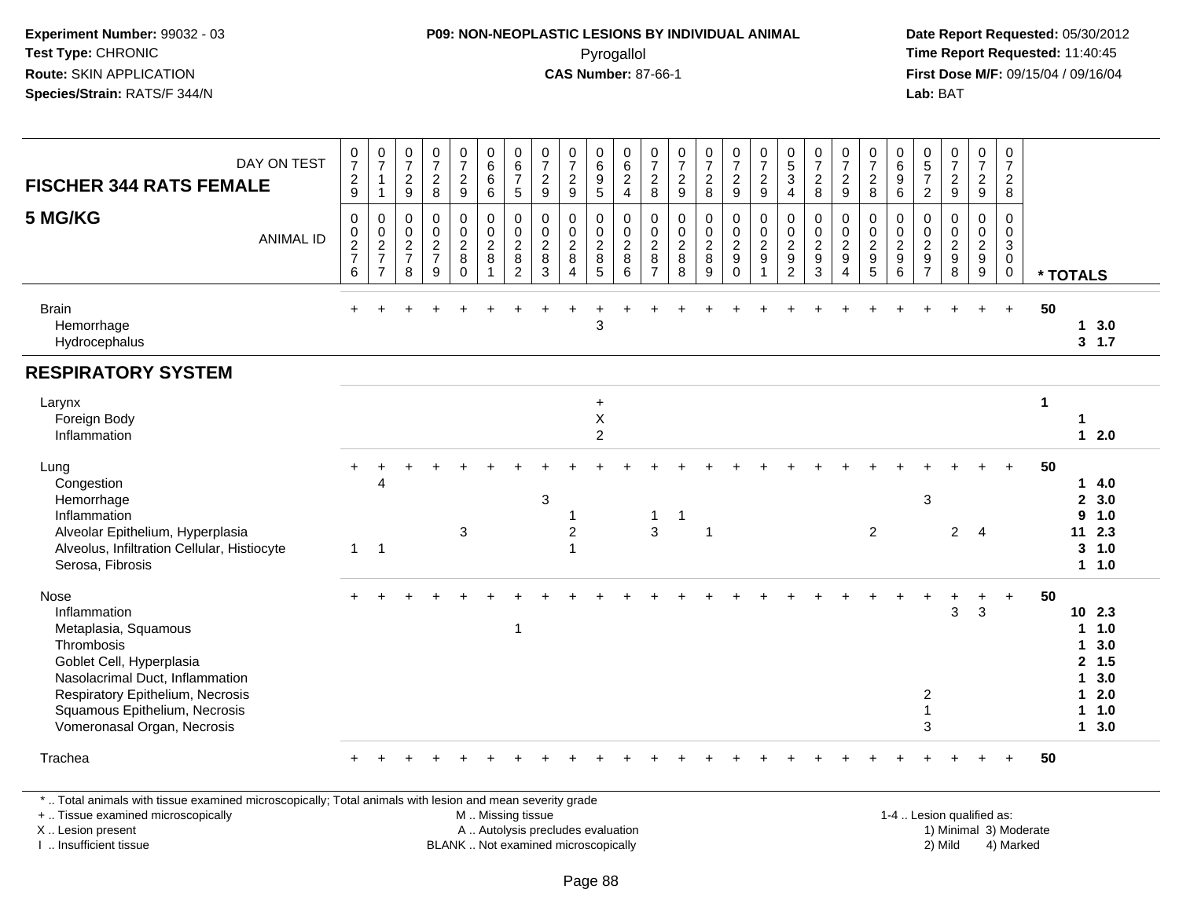**Experiment Number:** 99032 - 03
**Test Type:** CHRONIC
**Route:** SKIN APPLICATION
**Species/Strain:** RATS/F 344/N

**P09: NON-NEOPLASTIC LESIONS BY INDIVIDUAL ANIMAL**
Pyrogallol
**CAS Number:** 87-66-1

**Date Report Requested:** 05/30/2012
**Time Report Requested:** 11:40:45
**First Dose M/F:** 09/15/04 / 09/16/04
**Lab:** BAT

## FISCHER 344 RATS FEMALE — 5 MG/KG

| DAY ON TEST | 0729 | 0711 | 0729 | 0728 | 0729 | 0666 | 0675 | 0729 | 0729 | 0695 | 0624 | 0728 | 0729 | 0728 | 0729 | 0729 | 0534 | 0728 | 0729 | 0728 | 0696 | 0572 | 0729 | 0729 | 0728 | |
|---|---|---|---|---|---|---|---|---|---|---|---|---|---|---|---|---|---|---|---|---|---|---|---|---|---|---|
| **ANIMAL ID** | 0276 | 0277 | 0278 | 0279 | 0280 | 0281 | 0282 | 0283 | 0284 | 0285 | 0286 | 0287 | 0288 | 0289 | 0290 | 0291 | 0292 | 0293 | 0294 | 0295 | 0296 | 0297 | 0298 | 0299 | 0300 | *** TOTALS** |
| Brain | + | + | + | + | + | + | + | + | + | + | + | + | + | + | + | + | + | + | + | + | + | + | + | + | + | 50 |
| Hemorrhage | | | | | | | | | | 3 | | | | | | | | | | | | | | | | 1 3.0 |
| Hydrocephalus | | | | | | | | | | | | | | | | | | | | | | | | | | 3 1.7 |
| **RESPIRATORY SYSTEM** | | | | | | | | | | | | | | | | | | | | | | | | | | |
| Larynx | | | | | | | | | | + | | | | | | | | | | | | | | | | 1 |
| Foreign Body | | | | | | | | | | X | | | | | | | | | | | | | | | | 1 |
| Inflammation | | | | | | | | | | 2 | | | | | | | | | | | | | | | | 1 2.0 |
| Lung | + | + | + | + | + | + | + | + | + | + | + | + | + | + | + | + | + | + | + | + | + | + | + | + | + | 50 |
| Congestion | | 4 | | | | | | | | | | | | | | | | | | | | | | | | 1 4.0 |
| Hemorrhage | | | | | | | | 3 | | | | | | | | | | | | | | 3 | | | | 2 3.0 |
| Inflammation | | | | | | | | | 1 | | | 1 | 1 | | | | | | | | | | | | | 9 1.0 |
| Alveolar Epithelium, Hyperplasia | | | | | 3 | | | | 2 | | | 3 | | 1 | | | | | | 2 | | | 2 | 4 | | 11 2.3 |
| Alveolus, Infiltration Cellular, Histiocyte | 1 | 1 | | | | | | | 1 | | | | | | | | | | | | | | | | | 3 1.0 |
| Serosa, Fibrosis | | | | | | | | | | | | | | | | | | | | | | | | | | 1 1.0 |
| Nose | + | + | + | + | + | + | + | + | + | + | + | + | + | + | + | + | + | + | + | + | + | + | + | + | + | 50 |
| Inflammation | | | | | | | | | | | | | | | | | | | | | | | 3 | 3 | | 10 2.3 |
| Metaplasia, Squamous | | | | | | | 1 | | | | | | | | | | | | | | | | | | | 1 1.0 |
| Thrombosis | | | | | | | | | | | | | | | | | | | | | | | | | | 1 3.0 |
| Goblet Cell, Hyperplasia | | | | | | | | | | | | | | | | | | | | | | | | | | 2 1.5 |
| Nasolacrimal Duct, Inflammation | | | | | | | | | | | | | | | | | | | | | | | | | | 1 3.0 |
| Respiratory Epithelium, Necrosis | | | | | | | | | | | | | | | | | | | | | | 2 | | | | 1 2.0 |
| Squamous Epithelium, Necrosis | | | | | | | | | | | | | | | | | | | | | | 1 | | | | 1 1.0 |
| Vomeronasal Organ, Necrosis | | | | | | | | | | | | | | | | | | | | | | 3 | | | | 1 3.0 |
| Trachea | + | + | + | + | + | + | + | + | + | + | + | + | + | + | + | + | + | + | + | + | + | + | + | + | + | 50 |

\* .. Total animals with tissue examined microscopically; Total animals with lesion and mean severity grade
\+ .. Tissue examined microscopically
X .. Lesion present
I .. Insufficient tissue

M .. Missing tissue
A .. Autolysis precludes evaluation
BLANK .. Not examined microscopically

1-4 .. Lesion qualified as:
1) Minimal 3) Moderate
2) Mild 4) Marked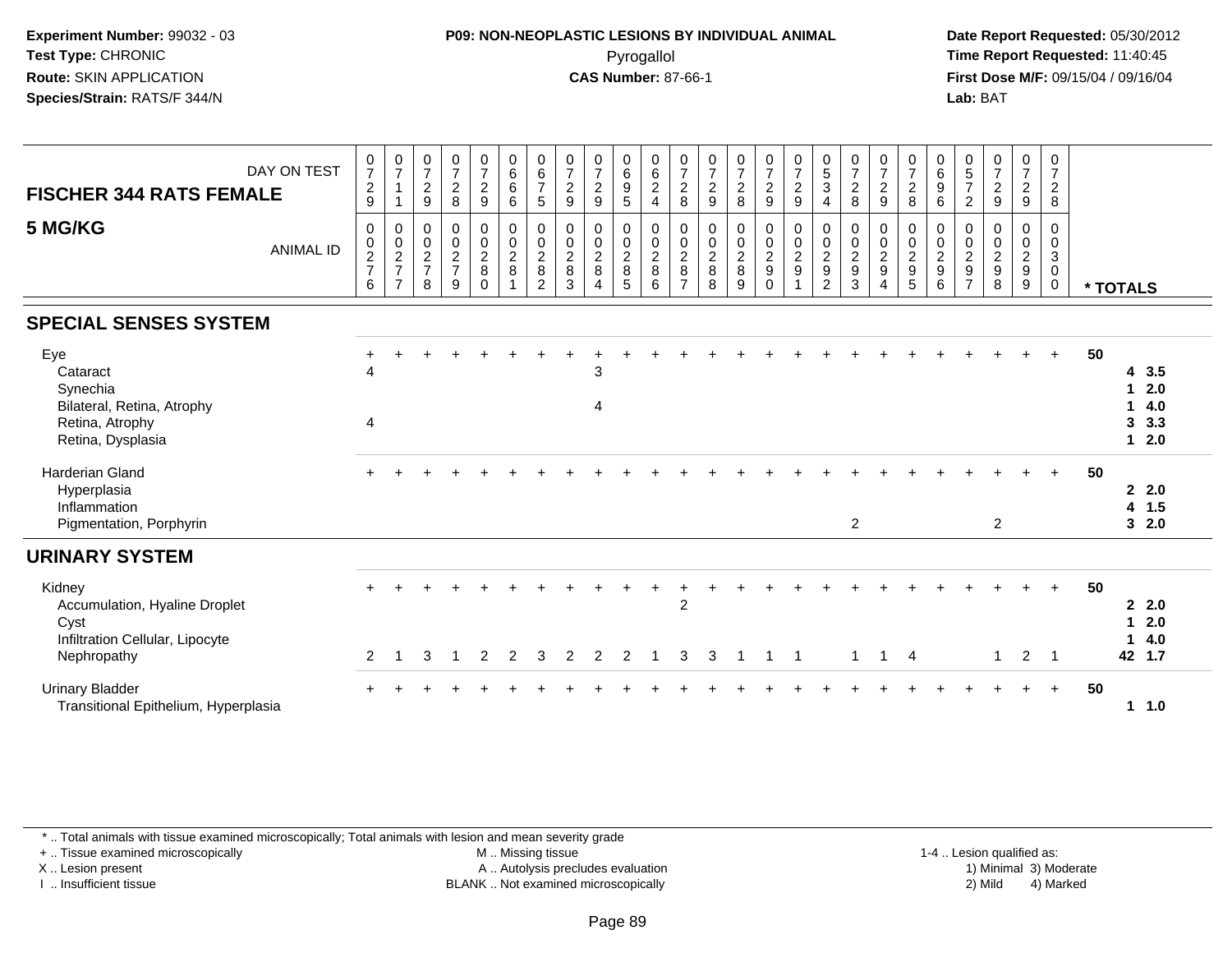**Experiment Number:** 99032 - 03
**Test Type:** CHRONIC
**Route:** SKIN APPLICATION
**Species/Strain:** RATS/F 344/N

**P09: NON-NEOPLASTIC LESIONS BY INDIVIDUAL ANIMAL**
Pyrogallol
**CAS Number:** 87-66-1

**Date Report Requested:** 05/30/2012
**Time Report Requested:** 11:40:45
**First Dose M/F:** 09/15/04 / 09/16/04
**Lab:** BAT

## FISCHER 344 RATS FEMALE
## 5 MG/KG

| DAY ON TEST | 0729 | 0711 | 0729 | 0728 | 0729 | 0666 | 0675 | 0729 | 0729 | 0695 | 0624 | 0728 | 0729 | 0728 | 0729 | 0729 | 0534 | 0728 | 0729 | 0728 | 0696 | 0572 | 0729 | 0729 | 0728 | |
|---|---|---|---|---|---|---|---|---|---|---|---|---|---|---|---|---|---|---|---|---|---|---|---|---|---|---|
| ANIMAL ID | 00276 | 00277 | 00278 | 00279 | 00280 | 00281 | 00282 | 00283 | 00284 | 00285 | 00286 | 00287 | 00288 | 00289 | 00290 | 00291 | 00292 | 00293 | 00294 | 00295 | 00296 | 00297 | 00298 | 00299 | 00300 | * TOTALS |
| **SPECIAL SENSES SYSTEM** | | | | | | | | | | | | | | | | | | | | | | | | | | |
| Eye | + | + | + | + | + | + | + | + | + | + | + | + | + | + | + | + | + | + | + | + | + | + | + | + | + | 50 |
| Cataract | 4 | | | | | | | | 3 | | | | | | | | | | | | | | | | | 4 3.5 |
| Synechia | | | | | | | | | | | | | | | | | | | | | | | | | | 1 2.0 |
| Bilateral, Retina, Atrophy | | | | | | | | | 4 | | | | | | | | | | | | | | | | | 1 4.0 |
| Retina, Atrophy | 4 | | | | | | | | | | | | | | | | | | | | | | | | | 3 3.3 |
| Retina, Dysplasia | | | | | | | | | | | | | | | | | | | | | | | | | | 1 2.0 |
| Harderian Gland | + | + | + | + | + | + | + | + | + | + | + | + | + | + | + | + | + | + | + | + | + | + | + | + | + | 50 |
| Hyperplasia | | | | | | | | | | | | | | | | | | | | | | | | | | 2 2.0 |
| Inflammation | | | | | | | | | | | | | | | | | | | | | | | | | | 4 1.5 |
| Pigmentation, Porphyrin | | | | | | | | | | | | | | | | | | 2 | | | | | 2 | | | 3 2.0 |
| **URINARY SYSTEM** | | | | | | | | | | | | | | | | | | | | | | | | | | |
| Kidney | + | + | + | + | + | + | + | + | + | + | + | + | + | + | + | + | + | + | + | + | + | + | + | + | + | 50 |
| Accumulation, Hyaline Droplet | | | | | | | | | | | | 2 | | | | | | | | | | | | | | 2 2.0 |
| Cyst | | | | | | | | | | | | | | | | | | | | | | | | | | 1 2.0 |
| Infiltration Cellular, Lipocyte | | | | | | | | | | | | | | | | | | | | | | | | | | 1 4.0 |
| Nephropathy | 2 | 1 | 3 | 1 | 2 | 2 | 3 | 2 | 2 | 2 | 1 | 3 | 3 | 1 | 1 | 1 | | 1 | 1 | 4 | | | 1 | 2 | 1 | 42 1.7 |
| Urinary Bladder | + | + | + | + | + | + | + | + | + | + | + | + | + | + | + | + | + | + | + | + | + | + | + | + | + | 50 |
| Transitional Epithelium, Hyperplasia | | | | | | | | | | | | | | | | | | | | | | | | | | 1 1.0 |

* .. Total animals with tissue examined microscopically; Total animals with lesion and mean severity grade
+ .. Tissue examined microscopically
X .. Lesion present
I .. Insufficient tissue

M .. Missing tissue
A .. Autolysis precludes evaluation
BLANK .. Not examined microscopically

1-4 .. Lesion qualified as:
1) Minimal 3) Moderate
2) Mild 4) Marked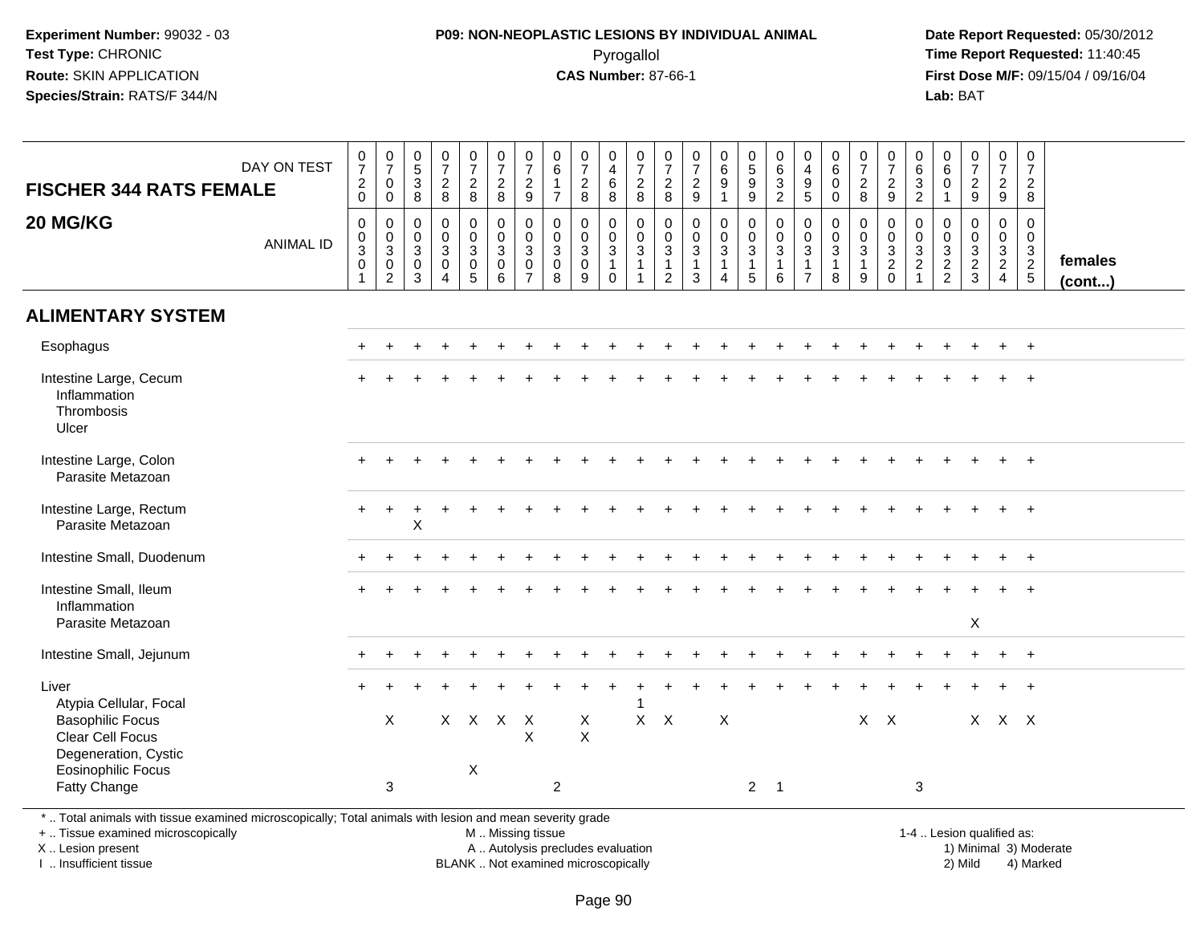**Experiment Number:** 99032 - 03
**Test Type:** CHRONIC
**Route:** SKIN APPLICATION
**Species/Strain:** RATS/F 344/N

**P09: NON-NEOPLASTIC LESIONS BY INDIVIDUAL ANIMAL**
Pyrogallol
**CAS Number:** 87-66-1

**Date Report Requested:** 05/30/2012
**Time Report Requested:** 11:40:45
**First Dose M/F:** 09/15/04 / 09/16/04
**Lab:** BAT

## FISCHER 344 RATS FEMALE
## 20 MG/KG

| DAY ON TEST | 0720 | 0700 | 0538 | 0728 | 0728 | 0728 | 0729 | 0617 | 0728 | 0468 | 0728 | 0728 | 0729 | 0691 | 0599 | 0632 | 0495 | 0600 | 0728 | 0729 | 0632 | 0601 | 0729 | 0729 | 0728 | |
|---|---|---|---|---|---|---|---|---|---|---|---|---|---|---|---|---|---|---|---|---|---|---|---|---|---|---|
| **ANIMAL ID** | 0030 1 | 0030 2 | 0030 3 | 0030 4 | 0030 5 | 0030 6 | 0030 7 | 0030 8 | 0030 9 | 0031 0 | 0031 1 | 0031 2 | 0031 3 | 0031 4 | 0031 5 | 0031 6 | 0031 7 | 0031 8 | 0031 9 | 0032 0 | 0032 1 | 0032 2 | 0032 3 | 0032 4 | 0032 5 | **females (cont...)** |
| **ALIMENTARY SYSTEM** | | | | | | | | | | | | | | | | | | | | | | | | | | |
| Esophagus | + | + | + | + | + | + | + | + | + | + | + | + | + | + | + | + | + | + | + | + | + | + | + | + | + | |
| Intestine Large, Cecum | + | + | + | + | + | + | + | + | + | + | + | + | + | + | + | + | + | + | + | + | + | + | + | + | + | |
| Inflammation | | | | | | | | | | | | | | | | | | | | | | | | | | |
| Thrombosis | | | | | | | | | | | | | | | | | | | | | | | | | | |
| Ulcer | | | | | | | | | | | | | | | | | | | | | | | | | | |
| Intestine Large, Colon | + | + | + | + | + | + | + | + | + | + | + | + | + | + | + | + | + | + | + | + | + | + | + | + | + | |
| Parasite Metazoan | | | | | | | | | | | | | | | | | | | | | | | | | | |
| Intestine Large, Rectum | + | + | + | + | + | + | + | + | + | + | + | + | + | + | + | + | + | + | + | + | + | + | + | + | + | |
| Parasite Metazoan | | | X | | | | | | | | | | | | | | | | | | | | | | | |
| Intestine Small, Duodenum | + | + | + | + | + | + | + | + | + | + | + | + | + | + | + | + | + | + | + | + | + | + | + | + | + | |
| Intestine Small, Ileum | + | + | + | + | + | + | + | + | + | + | + | + | + | + | + | + | + | + | + | + | + | + | + | + | + | |
| Inflammation | | | | | | | | | | | | | | | | | | | | | | | | | | |
| Parasite Metazoan | | | | | | | | | | | | | | | | | | | | | | | X | | | |
| Intestine Small, Jejunum | + | + | + | + | + | + | + | + | + | + | + | + | + | + | + | + | + | + | + | + | + | + | + | + | + | |
| Liver | + | + | + | + | + | + | + | + | + | + | + | + | + | + | + | + | + | + | + | + | + | + | + | + | + | |
| Atypia Cellular, Focal | | | | | | | | | | | 1 | | | | | | | | | | | | | | | |
| Basophilic Focus | | X | | X | X | X | X | | X | | X | X | | X | | | | | X | X | | | X | X | X | |
| Clear Cell Focus | | | | | | | X | | X | | | | | | | | | | | | | | | | | |
| Degeneration, Cystic | | | | | | | | | | | | | | | | | | | | | | | | | | |
| Eosinophilic Focus | | | | | X | | | | | | | | | | | | | | | | | | | | | |
| Fatty Change | | 3 | | | | | | 2 | | | | | | | 2 | 1 | | | | | 3 | | | | | |

* .. Total animals with tissue examined microscopically; Total animals with lesion and mean severity grade
+ .. Tissue examined microscopically
X .. Lesion present
I .. Insufficient tissue

M .. Missing tissue
A .. Autolysis precludes evaluation
BLANK .. Not examined microscopically

1-4 .. Lesion qualified as:
1) Minimal 3) Moderate
2) Mild 4) Marked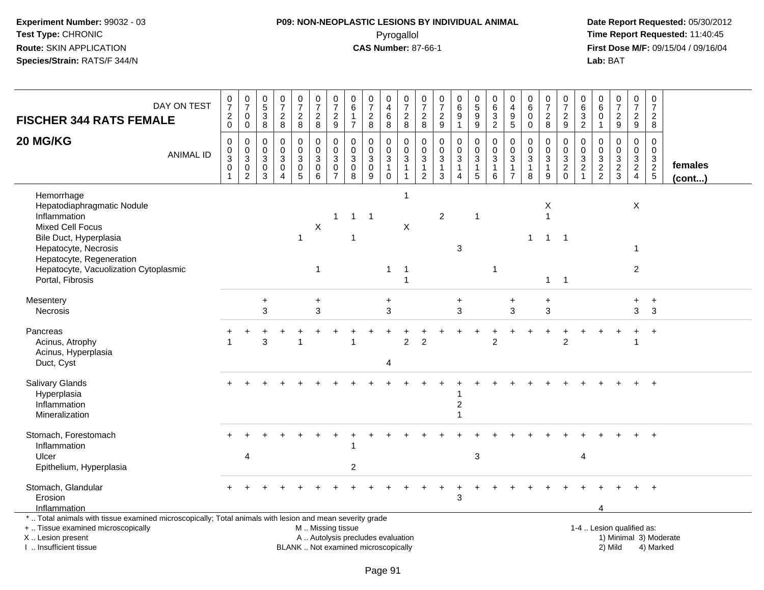**Experiment Number:** 99032 - 03
**Test Type:** CHRONIC
**Route:** SKIN APPLICATION
**Species/Strain:** RATS/F 344/N

**P09: NON-NEOPLASTIC LESIONS BY INDIVIDUAL ANIMAL**
Pyrogallol
**CAS Number:** 87-66-1

**Date Report Requested:** 05/30/2012
**Time Report Requested:** 11:40:45
**First Dose M/F:** 09/15/04 / 09/16/04
**Lab:** BAT

## FISCHER 344 RATS FEMALE — 20 MG/KG

| DAY ON TEST | 0720 | 0700 | 0538 | 0728 | 0728 | 0728 | 0729 | 0617 | 0728 | 0468 | 0728 | 0728 | 0729 | 0691 | 0599 | 0632 | 0495 | 0600 | 0728 | 0729 | 0632 | 0601 | 0729 | 0729 | 0728 | |
|---|---|---|---|---|---|---|---|---|---|---|---|---|---|---|---|---|---|---|---|---|---|---|---|---|---|---|
| **ANIMAL ID** | 0030 1 | 0030 2 | 0030 3 | 0030 4 | 0030 5 | 0030 6 | 0030 7 | 0030 8 | 0030 9 | 0031 0 | 0031 1 | 0031 2 | 0031 3 | 0031 4 | 0031 5 | 0031 6 | 0031 7 | 0031 8 | 0031 9 | 0032 0 | 0032 1 | 0032 2 | 0032 3 | 0032 4 | 0032 5 | **females (cont...)** |
| Hemorrhage | | | | | | | | | | | 1 | | | | | | | | | | | | | | | |
| Hepatodiaphragmatic Nodule | | | | | | | | | | | | | | | | | | | X | | | | | X | | |
| Inflammation | | | | | | | 1 | 1 | 1 | | | | 2 | | 1 | | | | 1 | | | | | | | |
| Mixed Cell Focus | | | | | | X | | | | | X | | | | | | | | | | | | | | | |
| Bile Duct, Hyperplasia | | | | | 1 | | | 1 | | | | | | | | | | 1 | 1 | 1 | | | | | | |
| Hepatocyte, Necrosis | | | | | | | | | | | | | | 3 | | | | | | | | | | 1 | | |
| Hepatocyte, Regeneration | | | | | | | | | | | | | | | | | | | | | | | | | | |
| Hepatocyte, Vacuolization Cytoplasmic | | | | | | 1 | | | | 1 | 1 | | | | | 1 | | | | | | | | 2 | | |
| Portal, Fibrosis | | | | | | | | | | | 1 | | | | | | | | 1 | 1 | | | | | | |
| Mesentery | | | + | | | + | | | | + | | | | + | | | + | | + | | | | | + | + | |
| Necrosis | | | 3 | | | 3 | | | | 3 | | | | 3 | | | 3 | | 3 | | | | | 3 | 3 | |
| Pancreas | + | + | + | + | + | + | + | + | + | + | + | + | + | + | + | + | + | + | + | + | + | + | + | + | + | |
| Acinus, Atrophy | 1 | | 3 | | 1 | | | 1 | | | 2 | 2 | | | | 2 | | | | 2 | | | | 1 | | |
| Acinus, Hyperplasia | | | | | | | | | | | | | | | | | | | | | | | | | | |
| Duct, Cyst | | | | | | | | | | 4 | | | | | | | | | | | | | | | | |
| Salivary Glands | + | + | + | + | + | + | + | + | + | + | + | + | + | + | + | + | + | + | + | + | + | + | + | + | + | |
| Hyperplasia | | | | | | | | | | | | | | 1 | | | | | | | | | | | | |
| Inflammation | | | | | | | | | | | | | | 2 | | | | | | | | | | | | |
| Mineralization | | | | | | | | | | | | | | 1 | | | | | | | | | | | | |
| Stomach, Forestomach | + | + | + | + | + | + | + | + | + | + | + | + | + | + | + | + | + | + | + | + | + | + | + | + | + | |
| Inflammation | | | | | | | | 1 | | | | | | | | | | | | | | | | | | |
| Ulcer | | 4 | | | | | | | | | | | | | 3 | | | | | | 4 | | | | | |
| Epithelium, Hyperplasia | | | | | | | | 2 | | | | | | | | | | | | | | | | | | |
| Stomach, Glandular | + | + | + | + | + | + | + | + | + | + | + | + | + | + | + | + | + | + | + | + | + | + | + | + | + | |
| Erosion | | | | | | | | | | | | | | 3 | | | | | | | | | | | | |
| Inflammation | | | | | | | | | | | | | | | | | | | | | | 4 | | | | |

\* .. Total animals with tissue examined microscopically; Total animals with lesion and mean severity grade
+ .. Tissue examined microscopically
X .. Lesion present
I .. Insufficient tissue

M .. Missing tissue
A .. Autolysis precludes evaluation
BLANK .. Not examined microscopically

1-4 .. Lesion qualified as:
1) Minimal 3) Moderate
2) Mild 4) Marked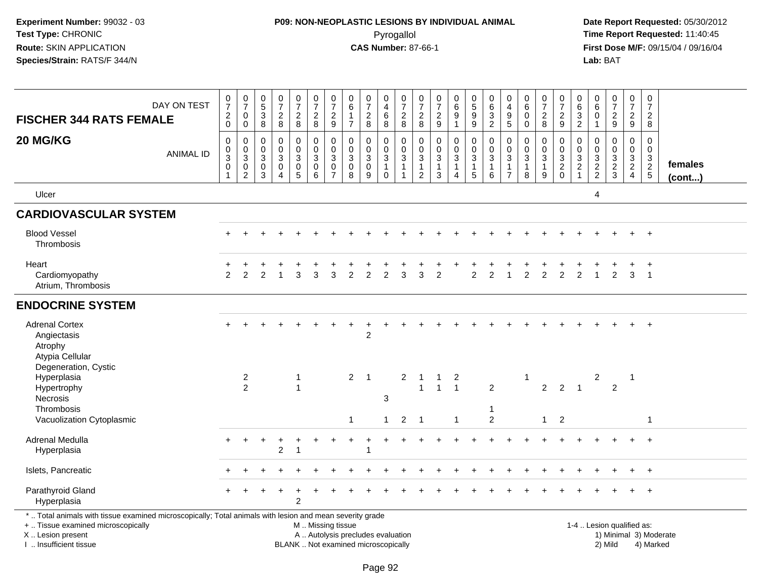**Experiment Number:** 99032 - 03
**Test Type:** CHRONIC
**Route:** SKIN APPLICATION
**Species/Strain:** RATS/F 344/N

**P09: NON-NEOPLASTIC LESIONS BY INDIVIDUAL ANIMAL**
Pyrogallol
**CAS Number:** 87-66-1

**Date Report Requested:** 05/30/2012
**Time Report Requested:** 11:40:45
**First Dose M/F:** 09/15/04 / 09/16/04
**Lab:** BAT

| FISCHER 344 RATS FEMALE 20 MG/KG | | | | | | | | | | | | | | | | | | | | | | | | | | |
|---|---|---|---|---|---|---|---|---|---|---|---|---|---|---|---|---|---|---|---|---|---|---|---|---|---|---|
| DAY ON TEST | 0720 | 0700 | 0538 | 0728 | 0728 | 0728 | 0729 | 0617 | 0728 | 0468 | 0728 | 0728 | 0729 | 0691 | 0599 | 0632 | 0495 | 0600 | 0728 | 0729 | 0632 | 0601 | 0729 | 0729 | 0728 | |
| ANIMAL ID | 00301 | 00302 | 00303 | 00304 | 00305 | 00306 | 00307 | 00308 | 00309 | 00310 | 00311 | 00312 | 00313 | 00314 | 00315 | 00316 | 00317 | 00318 | 00319 | 00320 | 00321 | 00322 | 00323 | 00324 | 00325 | females (cont...) |
| Ulcer | | | | | | | | | | | | | | | | | | | | | | 4 | | | | |
| **CARDIOVASCULAR SYSTEM** | | | | | | | | | | | | | | | | | | | | | | | | | | |
| Blood Vessel | + | + | + | + | + | + | + | + | + | + | + | + | + | + | + | + | + | + | + | + | + | + | + | + | + | |
| Thrombosis | | | | | | | | | | | | | | | | | | | | | | | | | | |
| Heart | + | + | + | + | + | + | + | + | + | + | + | + | + | + | + | + | + | + | + | + | + | + | + | + | + | |
| Cardiomyopathy | 2 | 2 | 2 | 1 | 3 | 3 | 3 | 2 | 2 | 2 | 3 | 3 | 2 | | 2 | 2 | 1 | 2 | 2 | 2 | 2 | 1 | 2 | 3 | 1 | |
| Atrium, Thrombosis | | | | | | | | | | | | | | | | | | | | | | | | | | |
| **ENDOCRINE SYSTEM** | | | | | | | | | | | | | | | | | | | | | | | | | | |
| Adrenal Cortex | + | + | + | + | + | + | + | + | + | + | + | + | + | + | + | + | + | + | + | + | + | + | + | + | + | |
| Angiectasis | | | | | | | | | 2 | | | | | | | | | | | | | | | | | |
| Atrophy | | | | | | | | | | | | | | | | | | | | | | | | | | |
| Atypia Cellular | | | | | | | | | | | | | | | | | | | | | | | | | | |
| Degeneration, Cystic | | | | | | | | | | | | | | | | | | | | | | | | | | |
| Hyperplasia | | 2 | | | 1 | | | 2 | 1 | | 2 | 1 | 1 | 2 | | | | 1 | | | | 2 | | 1 | | |
| Hypertrophy | | 2 | | | 1 | | | | | | | 1 | 1 | 1 | | 2 | | | 2 | 2 | 1 | | 2 | | | |
| Necrosis | | | | | | | | | | 3 | | | | | | | | | | | | | | | | |
| Thrombosis | | | | | | | | | | | | | | | | 1 | | | | | | | | | | |
| Vacuolization Cytoplasmic | | | | | | | | 1 | | 1 | 2 | 1 | | 1 | | 2 | | | 1 | 2 | | | | | 1 | |
| Adrenal Medulla | + | + | + | + | + | + | + | + | + | + | + | + | + | + | + | + | + | + | + | + | + | + | + | + | + | |
| Hyperplasia | | | | 2 | 1 | | | | 1 | | | | | | | | | | | | | | | | | |
| Islets, Pancreatic | + | + | + | + | + | + | + | + | + | + | + | + | + | + | + | + | + | + | + | + | + | + | + | + | + | |
| Parathyroid Gland | + | + | + | + | + | + | + | + | + | + | + | + | + | + | + | + | + | + | + | + | + | + | + | + | + | |
| Hyperplasia | | | | | 2 | | | | | | | | | | | | | | | | | | | | | |

* .. Total animals with tissue examined microscopically; Total animals with lesion and mean severity grade
+ .. Tissue examined microscopically
X .. Lesion present
I .. Insufficient tissue

M .. Missing tissue
A .. Autolysis precludes evaluation
BLANK .. Not examined microscopically

1-4 .. Lesion qualified as:
1) Minimal 3) Moderate
2) Mild 4) Marked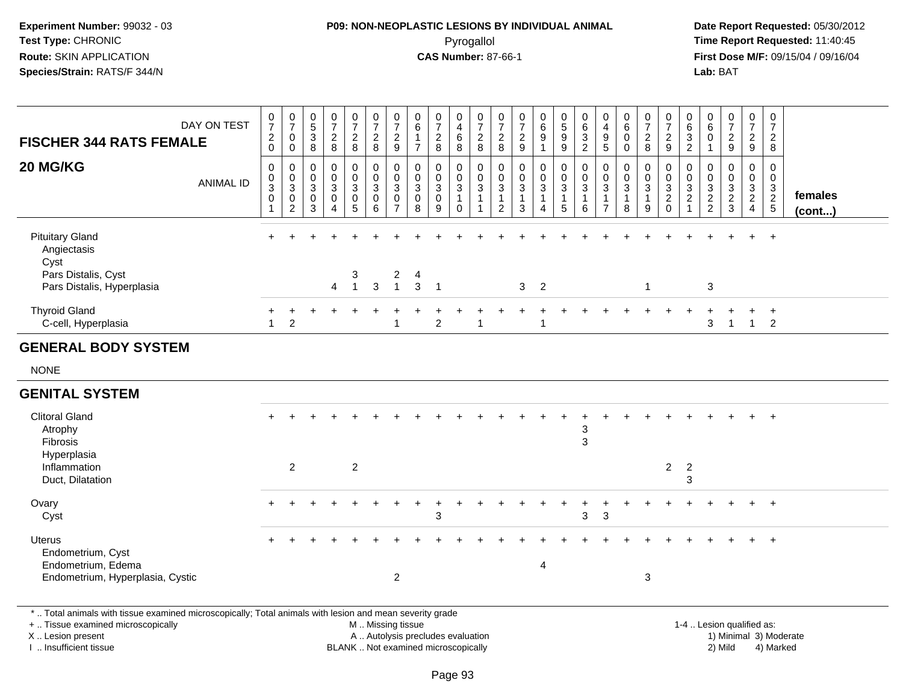**Experiment Number:** 99032 - 03
**Test Type:** CHRONIC
**Route:** SKIN APPLICATION
**Species/Strain:** RATS/F 344/N

**P09: NON-NEOPLASTIC LESIONS BY INDIVIDUAL ANIMAL**
Pyrogallol
**CAS Number:** 87-66-1

**Date Report Requested:** 05/30/2012
**Time Report Requested:** 11:40:45
**First Dose M/F:** 09/15/04 / 09/16/04
**Lab:** BAT

| FISCHER 344 RATS FEMALE — DAY ON TEST | 0720 | 0700 | 0538 | 0728 | 0728 | 0728 | 0729 | 0617 | 0728 | 0468 | 0728 | 0728 | 0729 | 0691 | 0599 | 0632 | 0495 | 0600 | 0728 | 0729 | 0632 | 0601 | 0729 | 0729 | 0728 | |
|---|---|---|---|---|---|---|---|---|---|---|---|---|---|---|---|---|---|---|---|---|---|---|---|---|---|---|
| **20 MG/KG** — ANIMAL ID | 00301 | 00302 | 00303 | 00304 | 00305 | 00306 | 00307 | 00308 | 00309 | 00310 | 00311 | 00312 | 00313 | 00314 | 00315 | 00316 | 00317 | 00318 | 00319 | 00320 | 00321 | 00322 | 00323 | 00324 | 00325 | **females (cont...)** |
| Pituitary Gland | + | + | + | + | + | + | + | + | + | + | + | + | + | + | + | + | + | + | + | + | + | + | + | + | + | |
| Angiectasis | | | | | | | | | | | | | | | | | | | | | | | | | | |
| Cyst | | | | | | | | | | | | | | | | | | | | | | | | | | |
| Pars Distalis, Cyst | | | | | 3 | | 2 | 4 | | | | | | | | | | | | | | | | | | |
| Pars Distalis, Hyperplasia | | | | 4 | 1 | 3 | 1 | 3 | 1 | | | | 3 | 2 | | | | | 1 | | | 3 | | | | |
| Thyroid Gland | + | + | + | + | + | + | + | + | + | + | + | + | + | + | + | + | + | + | + | + | + | + | + | + | + | |
| C-cell, Hyperplasia | 1 | 2 | | | | | 1 | | 2 | | 1 | | | 1 | | | | | | | | 3 | 1 | 1 | 2 | |
| **GENERAL BODY SYSTEM** | | | | | | | | | | | | | | | | | | | | | | | | | | |
| NONE | | | | | | | | | | | | | | | | | | | | | | | | | | |
| **GENITAL SYSTEM** | | | | | | | | | | | | | | | | | | | | | | | | | | |
| Clitoral Gland | + | + | + | + | + | + | + | + | + | + | + | + | + | + | + | + | + | + | + | + | + | + | + | + | + | |
| Atrophy | | | | | | | | | | | | | | | | 3 | | | | | | | | | | |
| Fibrosis | | | | | | | | | | | | | | | | 3 | | | | | | | | | | |
| Hyperplasia | | | | | | | | | | | | | | | | | | | | | | | | | | |
| Inflammation | | 2 | | | 2 | | | | | | | | | | | | | | | 2 | 2 | | | | | |
| Duct, Dilatation | | | | | | | | | | | | | | | | | | | | | 3 | | | | | |
| Ovary | + | + | + | + | + | + | + | + | + | + | + | + | + | + | + | + | + | + | + | + | + | + | + | + | + | |
| Cyst | | | | | | | | | 3 | | | | | | | 3 | 3 | | | | | | | | | |
| Uterus | + | + | + | + | + | + | + | + | + | + | + | + | + | + | + | + | + | + | + | + | + | + | + | + | + | |
| Endometrium, Cyst | | | | | | | | | | | | | | | | | | | | | | | | | | |
| Endometrium, Edema | | | | | | | | | | | | | | 4 | | | | | | | | | | | | |
| Endometrium, Hyperplasia, Cystic | | | | | | | 2 | | | | | | | | | | | | 3 | | | | | | | |

* .. Total animals with tissue examined microscopically; Total animals with lesion and mean severity grade
+ .. Tissue examined microscopically
X .. Lesion present
I .. Insufficient tissue

M .. Missing tissue
A .. Autolysis precludes evaluation
BLANK .. Not examined microscopically

1-4 .. Lesion qualified as:
1) Minimal 3) Moderate
2) Mild 4) Marked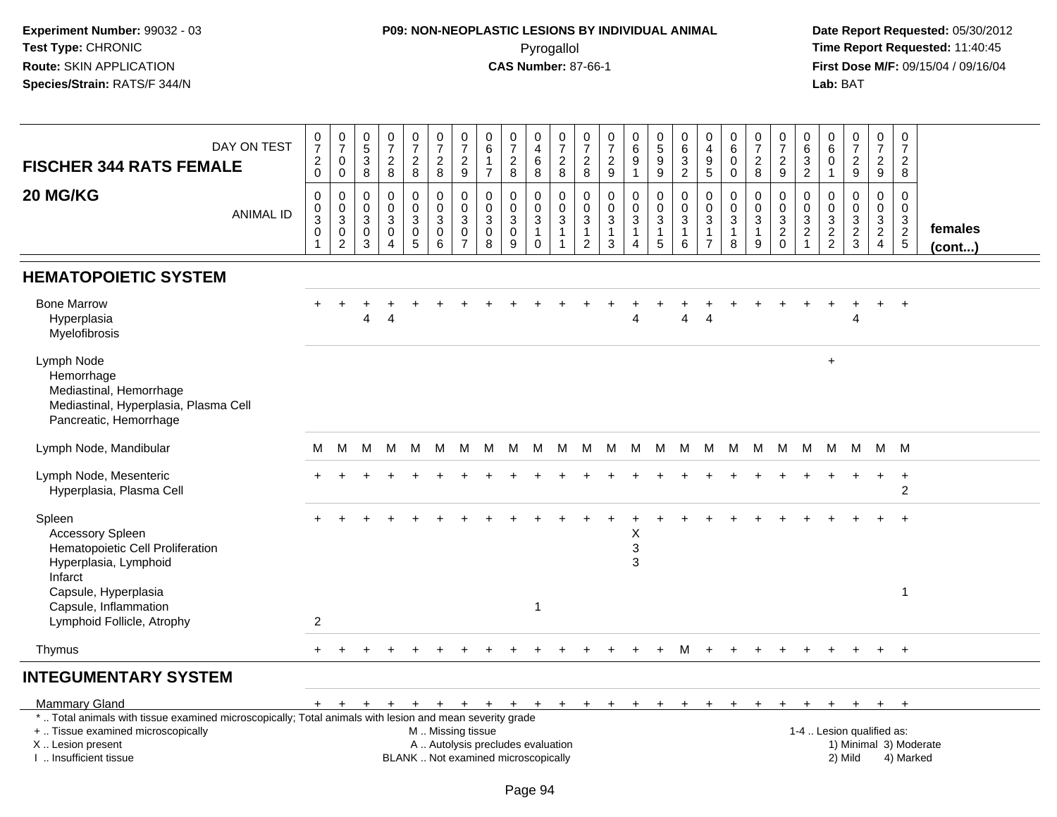**Experiment Number:** 99032 - 03
**Test Type:** CHRONIC
**Route:** SKIN APPLICATION
**Species/Strain:** RATS/F 344/N

**P09: NON-NEOPLASTIC LESIONS BY INDIVIDUAL ANIMAL**
Pyrogallol
**CAS Number:** 87-66-1

**Date Report Requested:** 05/30/2012
**Time Report Requested:** 11:40:45
**First Dose M/F:** 09/15/04 / 09/16/04
**Lab:** BAT

| FISCHER 344 RATS FEMALE — DAY ON TEST | 0720 | 0700 | 0538 | 0728 | 0728 | 0728 | 0729 | 0617 | 0728 | 0468 | 0728 | 0728 | 0729 | 0691 | 0599 | 0632 | 0495 | 0600 | 0728 | 0729 | 0632 | 0601 | 0729 | 0729 | 0728 | |
|---|---|---|---|---|---|---|---|---|---|---|---|---|---|---|---|---|---|---|---|---|---|---|---|---|---|---|
| **20 MG/KG** — ANIMAL ID | 00301 | 00302 | 00303 | 00304 | 00305 | 00306 | 00307 | 00308 | 00309 | 00310 | 00311 | 00312 | 00313 | 00314 | 00315 | 00316 | 00317 | 00318 | 00319 | 00320 | 00321 | 00322 | 00323 | 00324 | 00325 | **females (cont...)** |
| **HEMATOPOIETIC SYSTEM** | | | | | | | | | | | | | | | | | | | | | | | | | | |
| Bone Marrow | + | + | + | + | + | + | + | + | + | + | + | + | + | + | + | + | + | + | + | + | + | + | + | + | + | |
| Hyperplasia | | | 4 | 4 | | | | | | | | | | 4 | | 4 | 4 | | | | | | 4 | | | |
| Myelofibrosis | | | | | | | | | | | | | | | | | | | | | | | | | | |
| Lymph Node | | | | | | | | | | | | | | | | | | | | | | + | | | | |
| Hemorrhage | | | | | | | | | | | | | | | | | | | | | | | | | | |
| Mediastinal, Hemorrhage | | | | | | | | | | | | | | | | | | | | | | | | | | |
| Mediastinal, Hyperplasia, Plasma Cell | | | | | | | | | | | | | | | | | | | | | | | | | | |
| Pancreatic, Hemorrhage | | | | | | | | | | | | | | | | | | | | | | | | | | |
| Lymph Node, Mandibular | M | M | M | M | M | M | M | M | M | M | M | M | M | M | M | M | M | M | M | M | M | M | M | M | M | |
| Lymph Node, Mesenteric | + | + | + | + | + | + | + | + | + | + | + | + | + | + | + | + | + | + | + | + | + | + | + | + | + | |
| Hyperplasia, Plasma Cell | | | | | | | | | | | | | | | | | | | | | | | | | 2 | |
| Spleen | + | + | + | + | + | + | + | + | + | + | + | + | + | + | + | + | + | + | + | + | + | + | + | + | + | |
| Accessory Spleen | | | | | | | | | | | | | | X | | | | | | | | | | | | |
| Hematopoietic Cell Proliferation | | | | | | | | | | | | | | 3 | | | | | | | | | | | | |
| Hyperplasia, Lymphoid | | | | | | | | | | | | | | 3 | | | | | | | | | | | | |
| Infarct | | | | | | | | | | | | | | | | | | | | | | | | | | |
| Capsule, Hyperplasia | | | | | | | | | | | | | | | | | | | | | | | | | 1 | |
| Capsule, Inflammation | | | | | | | | | | 1 | | | | | | | | | | | | | | | | |
| Lymphoid Follicle, Atrophy | 2 | | | | | | | | | | | | | | | | | | | | | | | | | |
| Thymus | + | + | + | + | + | + | + | + | + | + | + | + | + | + | + | M | + | + | + | + | + | + | + | + | + | |
| **INTEGUMENTARY SYSTEM** | | | | | | | | | | | | | | | | | | | | | | | | | | |
| Mammary Gland | + | + | + | + | + | + | + | + | + | + | + | + | + | + | + | + | + | + | + | + | + | + | + | + | + | |

\* .. Total animals with tissue examined microscopically; Total animals with lesion and mean severity grade
+ .. Tissue examined microscopically
X .. Lesion present
I .. Insufficient tissue

M .. Missing tissue
A .. Autolysis precludes evaluation
BLANK .. Not examined microscopically

1-4 .. Lesion qualified as:
1) Minimal 3) Moderate
2) Mild 4) Marked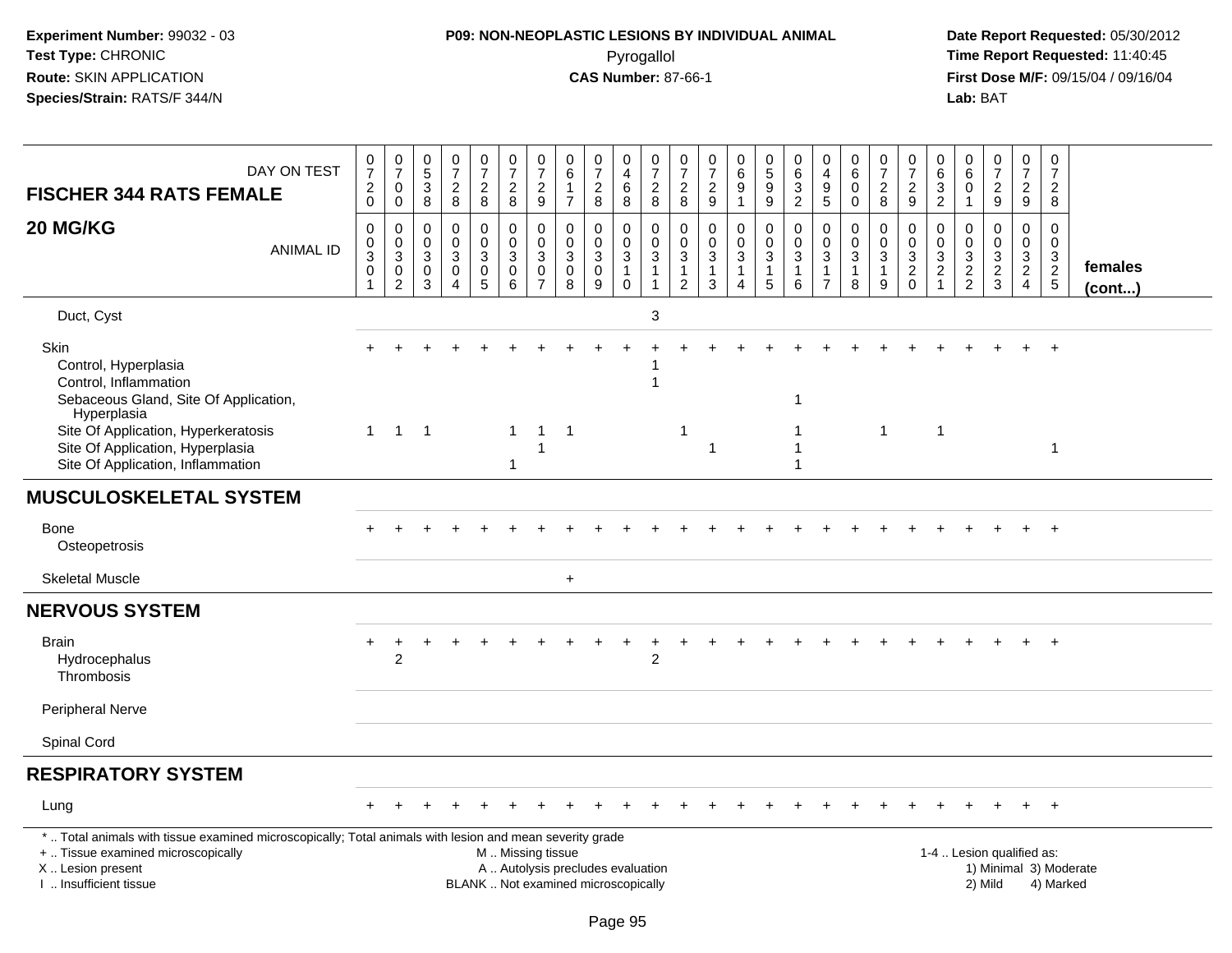**Experiment Number:** 99032 - 03
**Test Type:** CHRONIC
**Route:** SKIN APPLICATION
**Species/Strain:** RATS/F 344/N

**P09: NON-NEOPLASTIC LESIONS BY INDIVIDUAL ANIMAL**
Pyrogallol
**CAS Number:** 87-66-1

**Date Report Requested:** 05/30/2012
**Time Report Requested:** 11:40:45
**First Dose M/F:** 09/15/04 / 09/16/04
**Lab:** BAT

| FISCHER 344 RATS FEMALE — DAY ON TEST | 0720 | 0700 | 0538 | 0728 | 0728 | 0728 | 0729 | 0617 | 0728 | 0468 | 0728 | 0728 | 0729 | 0691 | 0599 | 0632 | 0495 | 0600 | 0728 | 0729 | 0632 | 0601 | 0729 | 0729 | 0728 | |
|---|---|---|---|---|---|---|---|---|---|---|---|---|---|---|---|---|---|---|---|---|---|---|---|---|---|---|
| **20 MG/KG** — ANIMAL ID | 0301 | 0302 | 0303 | 0304 | 0305 | 0306 | 0307 | 0308 | 0309 | 0310 | 0311 | 0312 | 0313 | 0314 | 0315 | 0316 | 0317 | 0318 | 0319 | 0320 | 0321 | 0322 | 0323 | 0324 | 0325 | **females (cont...)** |
| Duct, Cyst | | | | | | | | | | | 3 | | | | | | | | | | | | | | | |
| Skin | + | + | + | + | + | + | + | + | + | + | + | + | + | + | + | + | + | + | + | + | + | + | + | + | + | |
| Control, Hyperplasia | | | | | | | | | | | 1 | | | | | | | | | | | | | | | |
| Control, Inflammation | | | | | | | | | | | 1 | | | | | | | | | | | | | | | |
| Sebaceous Gland, Site Of Application, Hyperplasia | | | | | | | | | | | | | | | | 1 | | | | | | | | | | |
| Site Of Application, Hyperkeratosis | 1 | 1 | 1 | | | 1 | 1 | 1 | | | | 1 | | | | 1 | | | 1 | | 1 | | | | | |
| Site Of Application, Hyperplasia | | | | | | | 1 | | | | | | 1 | | | 1 | | | | | | | | | 1 | |
| Site Of Application, Inflammation | | | | | | 1 | | | | | | | | | | 1 | | | | | | | | | | |
| **MUSCULOSKELETAL SYSTEM** | | | | | | | | | | | | | | | | | | | | | | | | | | |
| Bone | + | + | + | + | + | + | + | + | + | + | + | + | + | + | + | + | + | + | + | + | + | + | + | + | + | |
| Osteopetrosis | | | | | | | | | | | | | | | | | | | | | | | | | | |
| Skeletal Muscle | | | | | | | | + | | | | | | | | | | | | | | | | | | |
| **NERVOUS SYSTEM** | | | | | | | | | | | | | | | | | | | | | | | | | | |
| Brain | + | + | + | + | + | + | + | + | + | + | + | + | + | + | + | + | + | + | + | + | + | + | + | + | + | |
| Hydrocephalus | | 2 | | | | | | | | | 2 | | | | | | | | | | | | | | | |
| Thrombosis | | | | | | | | | | | | | | | | | | | | | | | | | | |
| Peripheral Nerve | | | | | | | | | | | | | | | | | | | | | | | | | | |
| Spinal Cord | | | | | | | | | | | | | | | | | | | | | | | | | | |
| **RESPIRATORY SYSTEM** | | | | | | | | | | | | | | | | | | | | | | | | | | |
| Lung | + | + | + | + | + | + | + | + | + | + | + | + | + | + | + | + | + | + | + | + | + | + | + | + | + | |

\* .. Total animals with tissue examined microscopically; Total animals with lesion and mean severity grade
\+ .. Tissue examined microscopically
X .. Lesion present
I .. Insufficient tissue

M .. Missing tissue
A .. Autolysis precludes evaluation
BLANK .. Not examined microscopically

1-4 .. Lesion qualified as:
1) Minimal 3) Moderate
2) Mild 4) Marked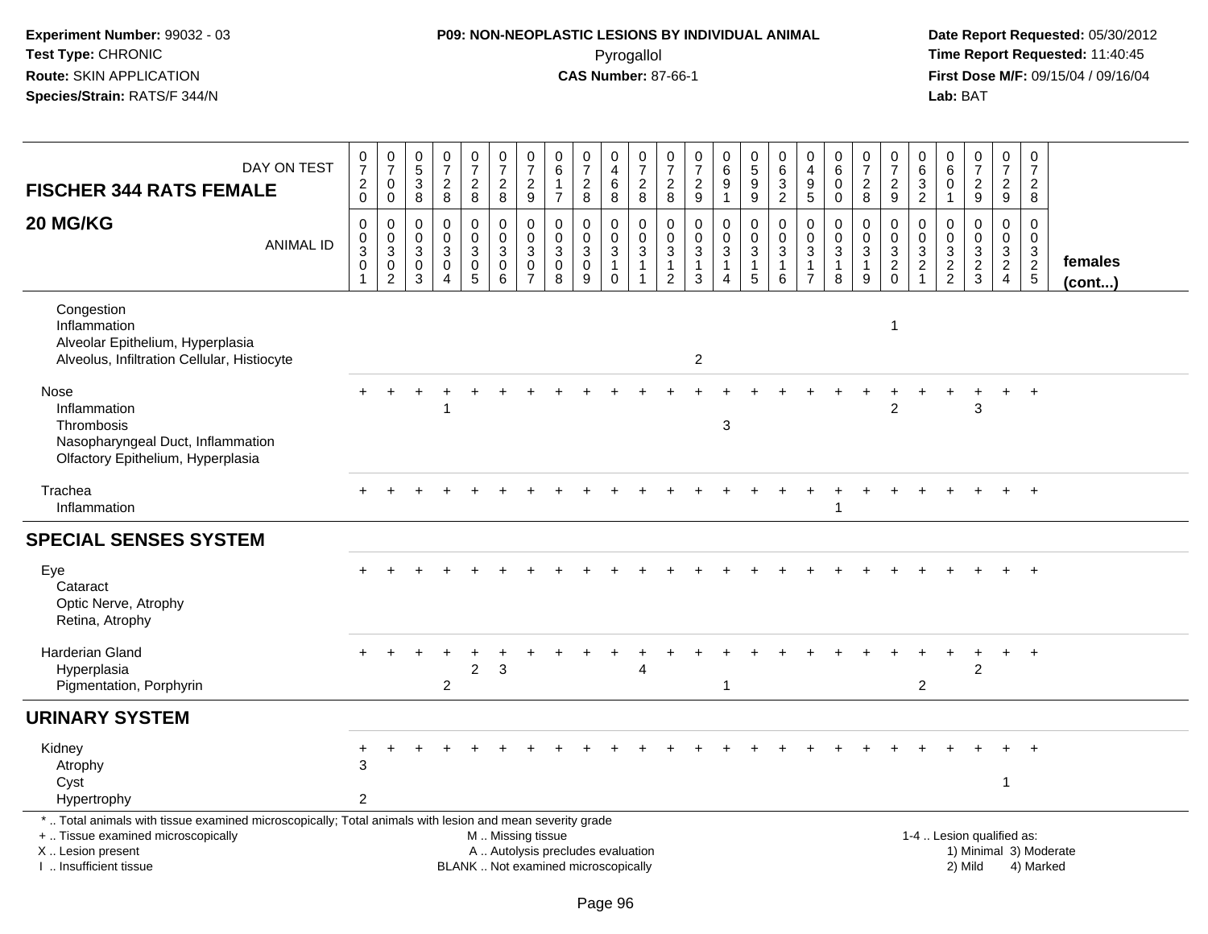**P09: NON-NEOPLASTIC LESIONS BY INDIVIDUAL ANIMAL**

| FISCHER 344 RATS FEMALE 20 MG/KG | 0720 | 0700 | 0538 | 0728 | 0728 | 0728 | 0729 | 0617 | 0728 | 0468 | 0728 | 0728 | 0729 | 0691 | 0599 | 0632 | 0495 | 0600 | 0728 | 0729 | 0632 | 0601 | 0729 | 0729 | 0728 | females (cont...) |
|---|---|---|---|---|---|---|---|---|---|---|---|---|---|---|---|---|---|---|---|---|---|---|---|---|---|---|
| ANIMAL ID | 0030 1 | 0030 2 | 0030 3 | 0030 4 | 0030 5 | 0030 6 | 0030 7 | 0030 8 | 0030 9 | 0031 0 | 0031 1 | 0031 2 | 0031 3 | 0031 4 | 0031 5 | 0031 6 | 0031 7 | 0031 8 | 0031 9 | 0032 0 | 0032 1 | 0032 2 | 0032 3 | 0032 4 | 0032 5 | |
| Congestion | | | | | | | | | | | | | | | | | | | | | | | | | | |
| Inflammation | | | | | | | | | | | | | | | | | | | | 1 | | | | | | |
| Alveolar Epithelium, Hyperplasia | | | | | | | | | | | | | | | | | | | | | | | | | | |
| Alveolus, Infiltration Cellular, Histiocyte | | | | | | | | | | | | | 2 | | | | | | | | | | | | | |
| Nose | + | + | + | + | + | + | + | + | + | + | + | + | + | + | + | + | + | + | + | + | + | + | + | + | + | |
| Inflammation | | | | 1 | | | | | | | | | | | | | | | | 2 | | | 3 | | | |
| Thrombosis | | | | | | | | | | | | | | 3 | | | | | | | | | | | | |
| Nasopharyngeal Duct, Inflammation | | | | | | | | | | | | | | | | | | | | | | | | | | |
| Olfactory Epithelium, Hyperplasia | | | | | | | | | | | | | | | | | | | | | | | | | | |
| Trachea | + | + | + | + | + | + | + | + | + | + | + | + | + | + | + | + | + | + | + | + | + | + | + | + | + | |
| Inflammation | | | | | | | | | | | | | | | | | | 1 | | | | | | | | |
| **SPECIAL SENSES SYSTEM** | | | | | | | | | | | | | | | | | | | | | | | | | | |
| Eye | + | + | + | + | + | + | + | + | + | + | + | + | + | + | + | + | + | + | + | + | + | + | + | + | + | |
| Cataract | | | | | | | | | | | | | | | | | | | | | | | | | | |
| Optic Nerve, Atrophy | | | | | | | | | | | | | | | | | | | | | | | | | | |
| Retina, Atrophy | | | | | | | | | | | | | | | | | | | | | | | | | | |
| Harderian Gland | + | + | + | + | + | + | + | + | + | + | + | + | + | + | + | + | + | + | + | + | + | + | + | + | + | |
| Hyperplasia | | | | | 2 | 3 | | | | | 4 | | | | | | | | | | | | 2 | | | |
| Pigmentation, Porphyrin | | | | 2 | | | | | | | | | | 1 | | | | | | | 2 | | | | | |
| **URINARY SYSTEM** | | | | | | | | | | | | | | | | | | | | | | | | | | |
| Kidney | + | + | + | + | + | + | + | + | + | + | + | + | + | + | + | + | + | + | + | + | + | + | + | + | + | |
| Atrophy | 3 | | | | | | | | | | | | | | | | | | | | | | | | | |
| Cyst | | | | | | | | | | | | | | | | | | | | | | | | 1 | | |
| Hypertrophy | 2 | | | | | | | | | | | | | | | | | | | | | | | | | |

* .. Total animals with tissue examined microscopically; Total animals with lesion and mean severity grade
+ .. Tissue examined microscopically
X .. Lesion present
I .. Insufficient tissue

M .. Missing tissue
A .. Autolysis precludes evaluation
BLANK .. Not examined microscopically

1-4 .. Lesion qualified as:
1) Minimal 3) Moderate
2) Mild 4) Marked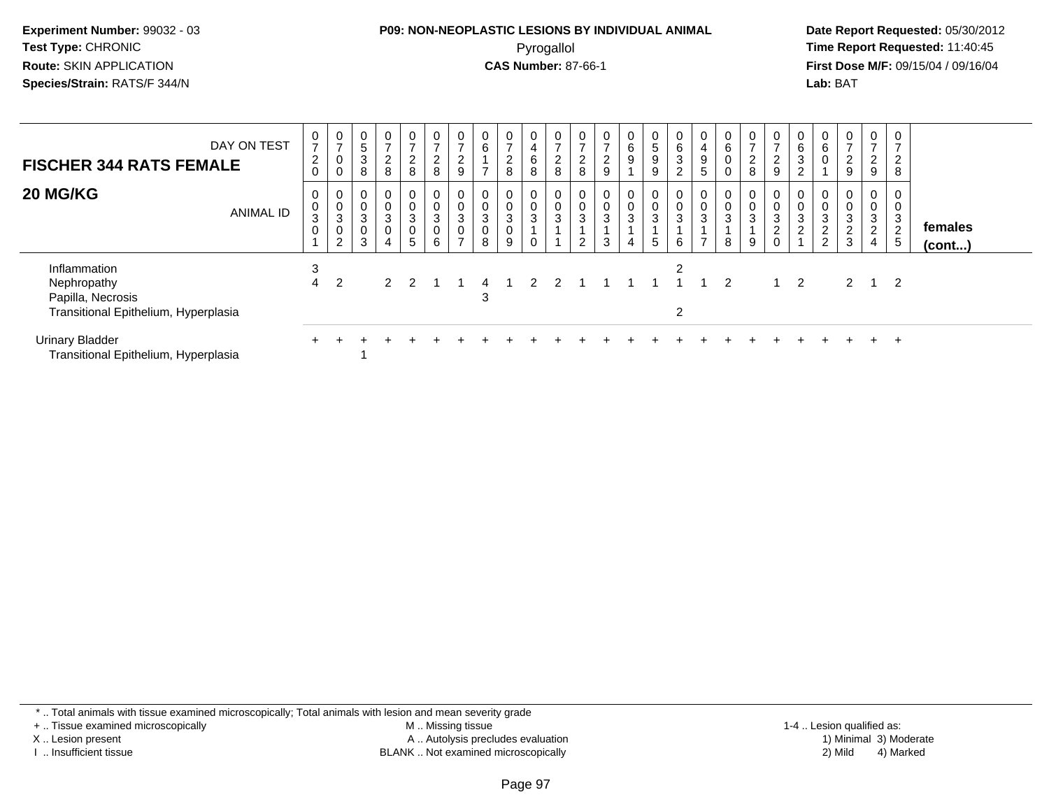**Experiment Number:** 99032 - 03
**Test Type:** CHRONIC
**Route:** SKIN APPLICATION
**Species/Strain:** RATS/F 344/N

**P09: NON-NEOPLASTIC LESIONS BY INDIVIDUAL ANIMAL**
Pyrogallol
**CAS Number:** 87-66-1

**Date Report Requested:** 05/30/2012
**Time Report Requested:** 11:40:45
**First Dose M/F:** 09/15/04 / 09/16/04
**Lab:** BAT

| FISCHER 344 RATS FEMALE 20 MG/KG — DAY ON TEST | 0720 | 0700 | 0538 | 0728 | 0728 | 0728 | 0729 | 0617 | 0728 | 0468 | 0728 | 0728 | 0729 | 0691 | 0599 | 0632 | 0495 | 0600 | 0728 | 0729 | 0632 | 0601 | 0729 | 0729 | 0728 | |
|---|---|---|---|---|---|---|---|---|---|---|---|---|---|---|---|---|---|---|---|---|---|---|---|---|---|---|
| ANIMAL ID | 0301 | 0302 | 0303 | 0304 | 0305 | 0306 | 0307 | 0308 | 0309 | 0310 | 0311 | 0312 | 0313 | 0314 | 0315 | 0316 | 0317 | 0318 | 0319 | 0320 | 0321 | 0322 | 0323 | 0324 | 0325 | **females (cont...)** |
| Inflammation | 3 | | | | | | | | | | | | | | | 2 | | | | | | | | | | |
| Nephropathy | 4 | 2 | | 2 | 2 | 1 | 1 | 4 | 1 | 2 | 2 | 1 | 1 | 1 | 1 | 1 | 1 | 2 | | 1 | 2 | | 2 | 1 | 2 | |
| Papilla, Necrosis | | | | | | | | 3 | | | | | | | | | | | | | | | | | | |
| Transitional Epithelium, Hyperplasia | | | | | | | | | | | | | | | | 2 | | | | | | | | | | |
| Urinary Bladder | + | + | + | + | + | + | + | + | + | + | + | + | + | + | + | + | + | + | + | + | + | + | + | + | + | |
| Transitional Epithelium, Hyperplasia | | | 1 | | | | | | | | | | | | | | | | | | | | | | | |

* .. Total animals with tissue examined microscopically; Total animals with lesion and mean severity grade
+ .. Tissue examined microscopically
X .. Lesion present
I .. Insufficient tissue
M .. Missing tissue
A .. Autolysis precludes evaluation
BLANK .. Not examined microscopically
1-4 .. Lesion qualified as: 1) Minimal 2) Mild 3) Moderate 4) Marked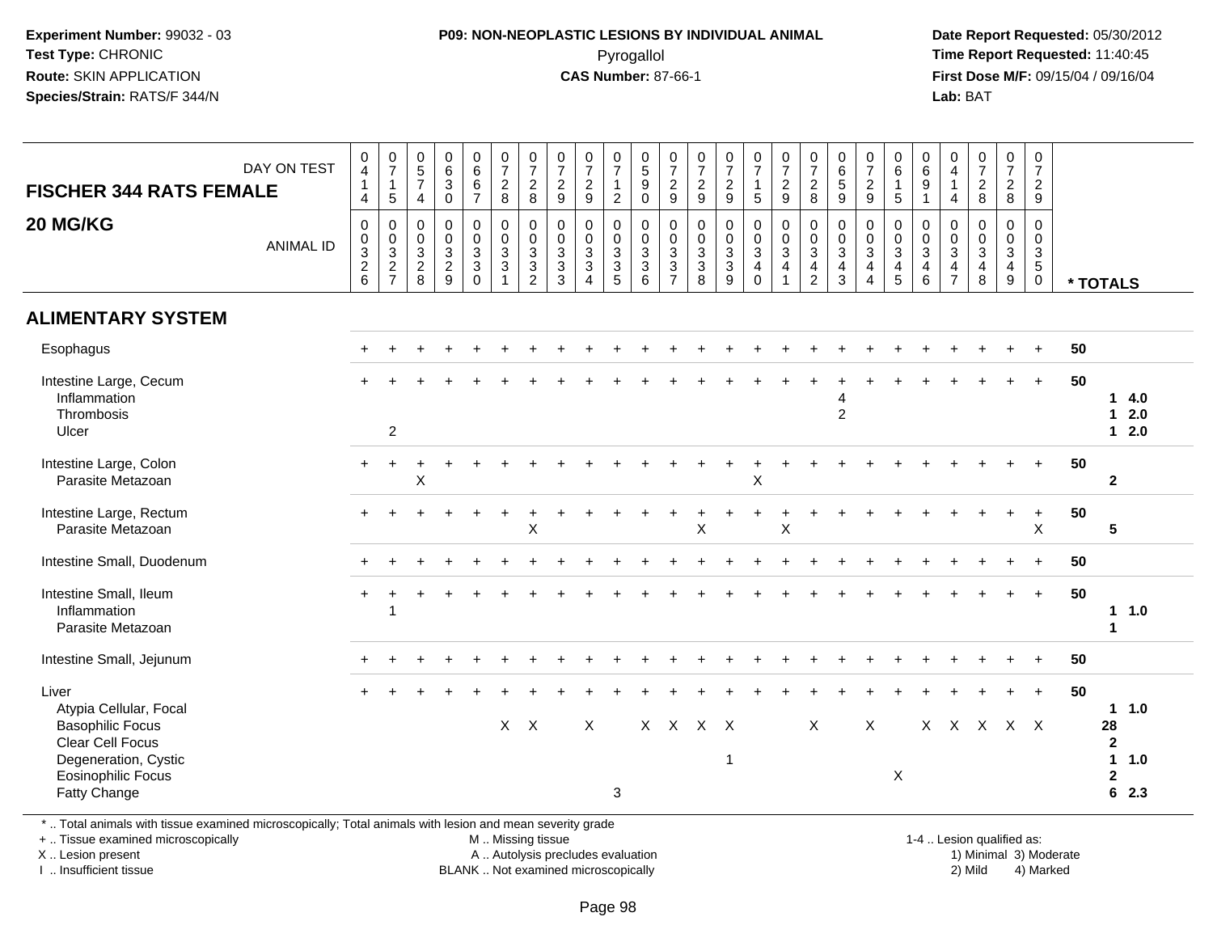Experiment Number: 99032 - 03
Test Type: CHRONIC
Route: SKIN APPLICATION
Species/Strain: RATS/F 344/N

**P09: NON-NEOPLASTIC LESIONS BY INDIVIDUAL ANIMAL**
Pyrogallol
**CAS Number:** 87-66-1

Date Report Requested: 05/30/2012
Time Report Requested: 11:40:45
First Dose M/F: 09/15/04 / 09/16/04
Lab: BAT

## FISCHER 344 RATS FEMALE 20 MG/KG

| DAY ON TEST | 0414 | 0715 | 0574 | 0630 | 0667 | 0728 | 0728 | 0729 | 0729 | 0712 | 0590 | 0729 | 0729 | 0729 | 0715 | 0729 | 0728 | 0659 | 0729 | 0615 | 0691 | 0414 | 0728 | 0728 | 0729 | |
|---|---|---|---|---|---|---|---|---|---|---|---|---|---|---|---|---|---|---|---|---|---|---|---|---|---|---|
| **ANIMAL ID** | 0326 | 0327 | 0328 | 0329 | 0330 | 0331 | 0332 | 0333 | 0334 | 0335 | 0336 | 0337 | 0338 | 0339 | 0340 | 0341 | 0342 | 0343 | 0344 | 0345 | 0346 | 0347 | 0348 | 0349 | 0350 | *** TOTALS** |
| **ALIMENTARY SYSTEM** | | | | | | | | | | | | | | | | | | | | | | | | | | |
| Esophagus | + | + | + | + | + | + | + | + | + | + | + | + | + | + | + | + | + | + | + | + | + | + | + | + | + | 50 |
| Intestine Large, Cecum | + | + | + | + | + | + | + | + | + | + | + | + | + | + | + | + | + | + | + | + | + | + | + | + | + | 50 |
| Inflammation | | | | | | | | | | | | | | | | | | 4 | | | | | | | | 1 4.0 |
| Thrombosis | | | | | | | | | | | | | | | | | | 2 | | | | | | | | 1 2.0 |
| Ulcer | | 2 | | | | | | | | | | | | | | | | | | | | | | | | 1 2.0 |
| Intestine Large, Colon | + | + | + | + | + | + | + | + | + | + | + | + | + | + | + | + | + | + | + | + | + | + | + | + | + | 50 |
| Parasite Metazoan | | | X | | | | | | | | | | | | X | | | | | | | | | | | 2 |
| Intestine Large, Rectum | + | + | + | + | + | + | + | + | + | + | + | + | + | + | + | + | + | + | + | + | + | + | + | + | + | 50 |
| Parasite Metazoan | | | | | | | X | | | | | | X | | | X | | | | | | | | | X | 5 |
| Intestine Small, Duodenum | + | + | + | + | + | + | + | + | + | + | + | + | + | + | + | + | + | + | + | + | + | + | + | + | + | 50 |
| Intestine Small, Ileum | + | + | + | + | + | + | + | + | + | + | + | + | + | + | + | + | + | + | + | + | + | + | + | + | + | 50 |
| Inflammation | | 1 | | | | | | | | | | | | | | | | | | | | | | | | 1 1.0 |
| Parasite Metazoan | | | | | | | | | | | | | | | | | | | | | | | | | | 1 |
| Intestine Small, Jejunum | + | + | + | + | + | + | + | + | + | + | + | + | + | + | + | + | + | + | + | + | + | + | + | + | + | 50 |
| Liver | + | + | + | + | + | + | + | + | + | + | + | + | + | + | + | + | + | + | + | + | + | + | + | + | + | 50 |
| Atypia Cellular, Focal | | | | | | | | | | | | | | | | | | | | | | | | | | 1 1.0 |
| Basophilic Focus | | | | | | X | X | | X | | X | X | X | X | | | X | | X | | X | X | X | X | X | 28 |
| Clear Cell Focus | | | | | | | | | | | | | | | | | | | | | | | | | | 2 |
| Degeneration, Cystic | | | | | | | | | | | | | | 1 | | | | | | | | | | | | 1 1.0 |
| Eosinophilic Focus | | | | | | | | | | | | | | | | | | | | X | | | | | | 2 |
| Fatty Change | | | | | | | | | | 3 | | | | | | | | | | | | | | | | 6 2.3 |

* .. Total animals with tissue examined microscopically; Total animals with lesion and mean severity grade
+ .. Tissue examined microscopically
X .. Lesion present
I .. Insufficient tissue
M .. Missing tissue
A .. Autolysis precludes evaluation
BLANK .. Not examined microscopically
1-4 .. Lesion qualified as: 1) Minimal 2) Mild 3) Moderate 4) Marked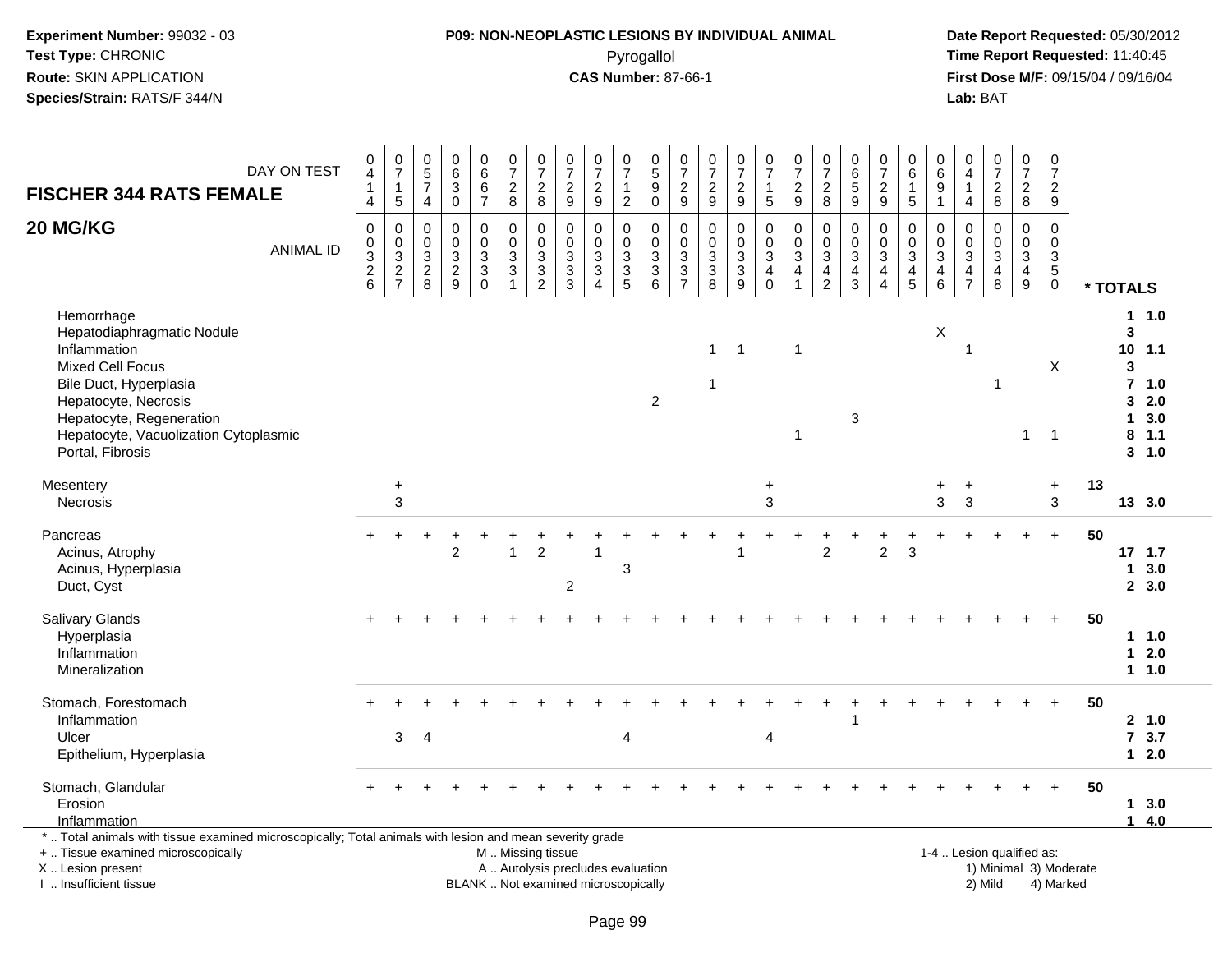Experiment Number: 99032 - 03
Test Type: CHRONIC
Route: SKIN APPLICATION
Species/Strain: RATS/F 344/N

**P09: NON-NEOPLASTIC LESIONS BY INDIVIDUAL ANIMAL**
Pyrogallol
**CAS Number:** 87-66-1

Date Report Requested: 05/30/2012
Time Report Requested: 11:40:45
First Dose M/F: 09/15/04 / 09/16/04
Lab: BAT

## FISCHER 344 RATS FEMALE
## 20 MG/KG

| DAY ON TEST | 0414 | 0715 | 0574 | 0630 | 0667 | 0728 | 0728 | 0729 | 0729 | 0712 | 0590 | 0729 | 0729 | 0729 | 0715 | 0729 | 0728 | 0659 | 0729 | 0615 | 0691 | 0414 | 0728 | 0728 | 0729 | |
|---|---|---|---|---|---|---|---|---|---|---|---|---|---|---|---|---|---|---|---|---|---|---|---|---|---|---|
| **ANIMAL ID** | 0326 | 0327 | 0328 | 0329 | 0330 | 0331 | 0332 | 0333 | 0334 | 0335 | 0336 | 0337 | 0338 | 0339 | 0340 | 0341 | 0342 | 0343 | 0344 | 0345 | 0346 | 0347 | 0348 | 0349 | 0350 | *** TOTALS** |
| Hemorrhage | | | | | | | | | | | | | | | | | | | | | | | | | | 1 1.0 |
| Hepatodiaphragmatic Nodule | | | | | | | | | | | | | | | | | | | | | X | | | | | 3 |
| Inflammation | | | | | | | | | | | | | 1 | 1 | | 1 | | | | | | 1 | | | | 10 1.1 |
| Mixed Cell Focus | | | | | | | | | | | | | | | | | | | | | | | | | X | 3 |
| Bile Duct, Hyperplasia | | | | | | | | | | | | | 1 | | | | | | | | | | 1 | | | 7 1.0 |
| Hepatocyte, Necrosis | | | | | | | | | | | 2 | | | | | | | | | | | | | | | 3 2.0 |
| Hepatocyte, Regeneration | | | | | | | | | | | | | | | | | | 3 | | | | | | | | 1 3.0 |
| Hepatocyte, Vacuolization Cytoplasmic | | | | | | | | | | | | | | | | 1 | | | | | | | | 1 | 1 | 8 1.1 |
| Portal, Fibrosis | | | | | | | | | | | | | | | | | | | | | | | | | | 3 1.0 |
| Mesentery | | + | | | | | | | | | | | | | + | | | | | | + | + | | | + | 13 |
| Necrosis | | 3 | | | | | | | | | | | | | 3 | | | | | | 3 | 3 | | | 3 | 13 3.0 |
| Pancreas | + | + | + | + | + | + | + | + | + | + | + | + | + | + | + | + | + | + | + | + | + | + | + | + | + | 50 |
| Acinus, Atrophy | | | | 2 | | 1 | 2 | | 1 | | | | | 1 | | | 2 | | 2 | 3 | | | | | | 17 1.7 |
| Acinus, Hyperplasia | | | | | | | | | | 3 | | | | | | | | | | | | | | | | 1 3.0 |
| Duct, Cyst | | | | | | | | 2 | | | | | | | | | | | | | | | | | | 2 3.0 |
| Salivary Glands | + | + | + | + | + | + | + | + | + | + | + | + | + | + | + | + | + | + | + | + | + | + | + | + | + | 50 |
| Hyperplasia | | | | | | | | | | | | | | | | | | | | | | | | | | 1 1.0 |
| Inflammation | | | | | | | | | | | | | | | | | | | | | | | | | | 1 2.0 |
| Mineralization | | | | | | | | | | | | | | | | | | | | | | | | | | 1 1.0 |
| Stomach, Forestomach | + | + | + | + | + | + | + | + | + | + | + | + | + | + | + | + | + | + | + | + | + | + | + | + | + | 50 |
| Inflammation | | | | | | | | | | | | | | | | | | 1 | | | | | | | | 2 1.0 |
| Ulcer | | 3 | 4 | | | | | | | 4 | | | | | 4 | | | | | | | | | | | 7 3.7 |
| Epithelium, Hyperplasia | | | | | | | | | | | | | | | | | | | | | | | | | | 1 2.0 |
| Stomach, Glandular | + | + | + | + | + | + | + | + | + | + | + | + | + | + | + | + | + | + | + | + | + | + | + | + | + | 50 |
| Erosion | | | | | | | | | | | | | | | | | | | | | | | | | | 1 3.0 |
| Inflammation | | | | | | | | | | | | | | | | | | | | | | | | | | 1 4.0 |

* .. Total animals with tissue examined microscopically; Total animals with lesion and mean severity grade
+ .. Tissue examined microscopically
X .. Lesion present
I .. Insufficient tissue

M .. Missing tissue
A .. Autolysis precludes evaluation
BLANK .. Not examined microscopically

1-4 .. Lesion qualified as:
1) Minimal 3) Moderate
2) Mild 4) Marked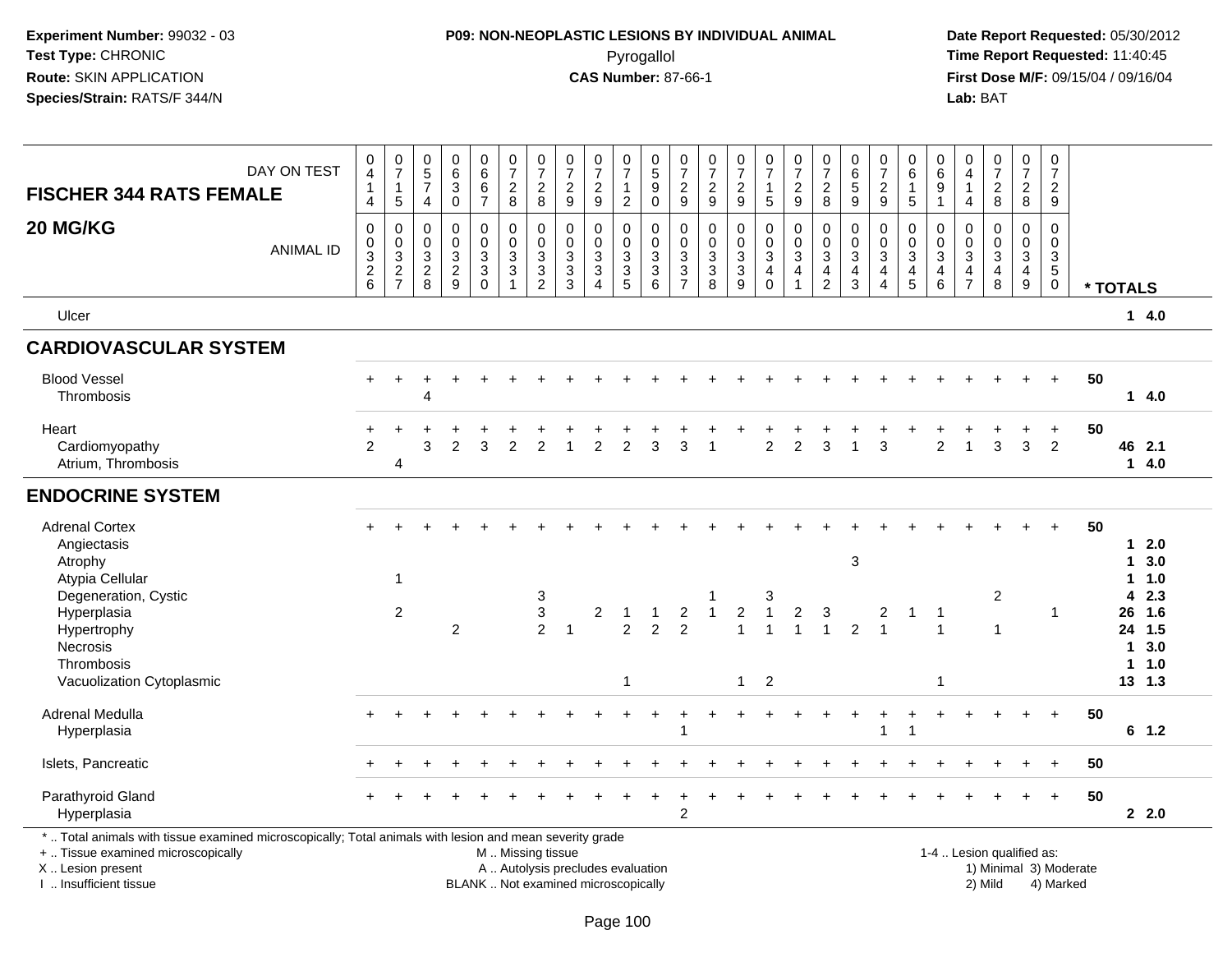**Experiment Number:** 99032 - 03
**Test Type:** CHRONIC
**Route:** SKIN APPLICATION
**Species/Strain:** RATS/F 344/N

**P09: NON-NEOPLASTIC LESIONS BY INDIVIDUAL ANIMAL**
Pyrogallol
**CAS Number:** 87-66-1

**Date Report Requested:** 05/30/2012
**Time Report Requested:** 11:40:45
**First Dose M/F:** 09/15/04 / 09/16/04
**Lab:** BAT

## FISCHER 344 RATS FEMALE
## 20 MG/KG

| DAY ON TEST | 0414 | 0715 | 0574 | 0630 | 0667 | 0728 | 0728 | 0729 | 0729 | 0712 | 0590 | 0729 | 0729 | 0729 | 0715 | 0729 | 0728 | 0659 | 0729 | 0615 | 0691 | 0414 | 0728 | 0728 | 0729 | |
|---|---|---|---|---|---|---|---|---|---|---|---|---|---|---|---|---|---|---|---|---|---|---|---|---|---|---|
| **ANIMAL ID** | 0326 | 0327 | 0328 | 0329 | 0330 | 0331 | 0332 | 0333 | 0334 | 0335 | 0336 | 0337 | 0338 | 0339 | 0340 | 0341 | 0342 | 0343 | 0344 | 0345 | 0346 | 0347 | 0348 | 0349 | 0350 | *** TOTALS** |
| Ulcer | | | | | | | | | | | | | | | | | | | | | | | | | | 1 4.0 |
| **CARDIOVASCULAR SYSTEM** | | | | | | | | | | | | | | | | | | | | | | | | | | |
| Blood Vessel | + | + | + | + | + | + | + | + | + | + | + | + | + | + | + | + | + | + | + | + | + | + | + | + | + | 50 |
| Thrombosis | | | 4 | | | | | | | | | | | | | | | | | | | | | | | 1 4.0 |
| Heart | + | + | + | + | + | + | + | + | + | + | + | + | + | + | + | + | + | + | + | + | + | + | + | + | + | 50 |
| Cardiomyopathy | 2 | | 3 | 2 | 3 | 2 | 2 | 1 | 2 | 2 | 3 | 3 | 1 | | 2 | 2 | 3 | 1 | 3 | | 2 | 1 | 3 | 3 | 2 | 46 2.1 |
| Atrium, Thrombosis | | 4 | | | | | | | | | | | | | | | | | | | | | | | | 1 4.0 |
| **ENDOCRINE SYSTEM** | | | | | | | | | | | | | | | | | | | | | | | | | | |
| Adrenal Cortex | + | + | + | + | + | + | + | + | + | + | + | + | + | + | + | + | + | + | + | + | + | + | + | + | + | 50 |
| Angiectasis | | | | | | | | | | | | | | | | | | | | | | | | | | 1 2.0 |
| Atrophy | | | | | | | | | | | | | | | | | | 3 | | | | | | | | 1 3.0 |
| Atypia Cellular | | 1 | | | | | | | | | | | | | | | | | | | | | | | | 1 1.0 |
| Degeneration, Cystic | | | | | | | 3 | | | | | | 1 | | 3 | | | | | | | | 2 | | | 4 2.3 |
| Hyperplasia | | 2 | | | | | 3 | | 2 | 1 | 1 | 2 | 1 | 2 | 1 | 2 | 3 | | 2 | 1 | 1 | | | | 1 | 26 1.6 |
| Hypertrophy | | | | 2 | | | 2 | 1 | | 2 | 2 | 2 | | 1 | 1 | 1 | 1 | 2 | 1 | | 1 | | 1 | | | 24 1.5 |
| Necrosis | | | | | | | | | | | | | | | | | | | | | | | | | | 1 3.0 |
| Thrombosis | | | | | | | | | | | | | | | | | | | | | | | | | | 1 1.0 |
| Vacuolization Cytoplasmic | | | | | | | | | | 1 | | | | 1 | 2 | | | | | | 1 | | | | | 13 1.3 |
| Adrenal Medulla | + | + | + | + | + | + | + | + | + | + | + | + | + | + | + | + | + | + | + | + | + | + | + | + | + | 50 |
| Hyperplasia | | | | | | | | | | | | 1 | | | | | | | 1 | 1 | | | | | | 6 1.2 |
| Islets, Pancreatic | + | + | + | + | + | + | + | + | + | + | + | + | + | + | + | + | + | + | + | + | + | + | + | + | + | 50 |
| Parathyroid Gland | + | + | + | + | + | + | + | + | + | + | + | + | + | + | + | + | + | + | + | + | + | + | + | + | + | 50 |
| Hyperplasia | | | | | | | | | | | | 2 | | | | | | | | | | | | | | 2 2.0 |

* .. Total animals with tissue examined microscopically; Total animals with lesion and mean severity grade
+ .. Tissue examined microscopically
X .. Lesion present
I .. Insufficient tissue

M .. Missing tissue
A .. Autolysis precludes evaluation
BLANK .. Not examined microscopically

1-4 .. Lesion qualified as:
1) Minimal 3) Moderate
2) Mild 4) Marked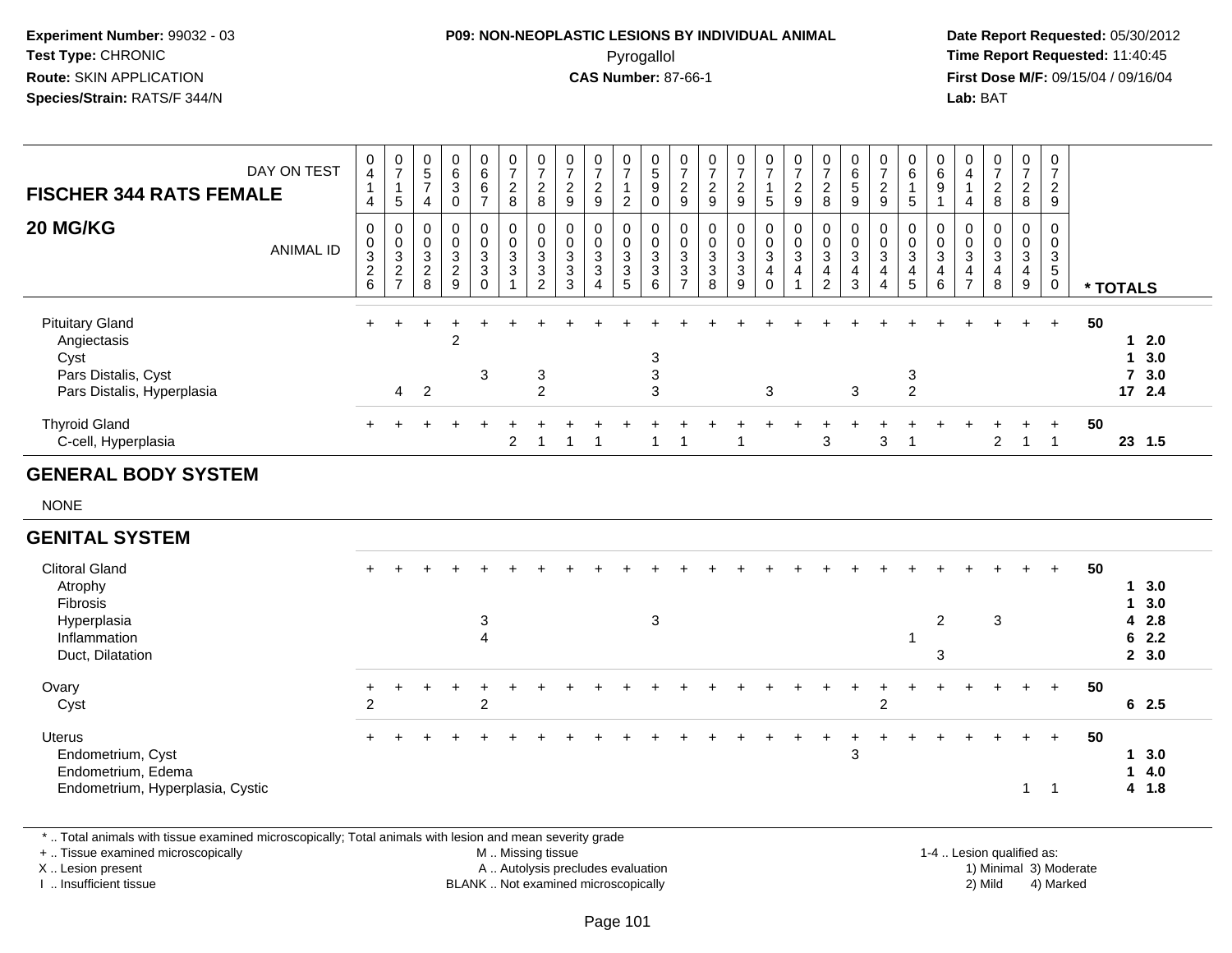**Experiment Number:** 99032 - 03
**Test Type:** CHRONIC
**Route:** SKIN APPLICATION
**Species/Strain:** RATS/F 344/N

**P09: NON-NEOPLASTIC LESIONS BY INDIVIDUAL ANIMAL**
Pyrogallol
**CAS Number:** 87-66-1

**Date Report Requested:** 05/30/2012
**Time Report Requested:** 11:40:45
**First Dose M/F:** 09/15/04 / 09/16/04
**Lab:** BAT

| FISCHER 344 RATS FEMALE — DAY ON TEST | 0414 | 0715 | 0574 | 0630 | 0667 | 0728 | 0728 | 0729 | 0729 | 0712 | 0590 | 0729 | 0729 | 0729 | 0715 | 0729 | 0728 | 0659 | 0729 | 0615 | 0691 | 0414 | 0728 | 0728 | 0729 | |
|---|---|---|---|---|---|---|---|---|---|---|---|---|---|---|---|---|---|---|---|---|---|---|---|---|---|---|
| **20 MG/KG** — ANIMAL ID | 0326 | 0327 | 0328 | 0329 | 0330 | 0331 | 0332 | 0333 | 0334 | 0335 | 0336 | 0337 | 0338 | 0339 | 0340 | 0341 | 0342 | 0343 | 0344 | 0345 | 0346 | 0347 | 0348 | 0349 | 0350 | * TOTALS |
| Pituitary Gland | + | + | + | + | + | + | + | + | + | + | + | + | + | + | + | + | + | + | + | + | + | + | + | + | + | 50 |
| Angiectasis | | | | 2 | | | | | | | | | | | | | | | | | | | | | | 1 2.0 |
| Cyst | | | | | | | | | | | 3 | | | | | | | | | | | | | | | 1 3.0 |
| Pars Distalis, Cyst | | | | | 3 | | 3 | | | | 3 | | | | | | | | | 3 | | | | | | 7 3.0 |
| Pars Distalis, Hyperplasia | | 4 | 2 | | | | 2 | | | | 3 | | | | 3 | | | 3 | | 2 | | | | | | 17 2.4 |
| Thyroid Gland | + | + | + | + | + | + | + | + | + | + | + | + | + | + | + | + | + | + | + | + | + | + | + | + | + | 50 |
| C-cell, Hyperplasia | | | | | | 2 | 1 | 1 | 1 | | 1 | 1 | | 1 | | | 3 | | 3 | 1 | | | 2 | 1 | 1 | 23 1.5 |
| **GENERAL BODY SYSTEM** | | | | | | | | | | | | | | | | | | | | | | | | | | |
| NONE | | | | | | | | | | | | | | | | | | | | | | | | | | |
| **GENITAL SYSTEM** | | | | | | | | | | | | | | | | | | | | | | | | | | |
| Clitoral Gland | + | + | + | + | + | + | + | + | + | + | + | + | + | + | + | + | + | + | + | + | + | + | + | + | + | 50 |
| Atrophy | | | | | | | | | | | | | | | | | | | | | | | | | | 1 3.0 |
| Fibrosis | | | | | | | | | | | | | | | | | | | | | | | | | | 1 3.0 |
| Hyperplasia | | | | | 3 | | | | | | 3 | | | | | | | | | | 2 | | 3 | | | 4 2.8 |
| Inflammation | | | | | 4 | | | | | | | | | | | | | | | 1 | | | | | | 6 2.2 |
| Duct, Dilatation | | | | | | | | | | | | | | | | | | | | | 3 | | | | | 2 3.0 |
| Ovary | + | + | + | + | + | + | + | + | + | + | + | + | + | + | + | + | + | + | + | + | + | + | + | + | + | 50 |
| Cyst | 2 | | | | 2 | | | | | | | | | | | | | | 2 | | | | | | | 6 2.5 |
| Uterus | + | + | + | + | + | + | + | + | + | + | + | + | + | + | + | + | + | + | + | + | + | + | + | + | + | 50 |
| Endometrium, Cyst | | | | | | | | | | | | | | | | | | 3 | | | | | | | | 1 3.0 |
| Endometrium, Edema | | | | | | | | | | | | | | | | | | | | | | | | | | 1 4.0 |
| Endometrium, Hyperplasia, Cystic | | | | | | | | | | | | | | | | | | | | | | | | 1 | 1 | 4 1.8 |

* .. Total animals with tissue examined microscopically; Total animals with lesion and mean severity grade
+ .. Tissue examined microscopically
X .. Lesion present
I .. Insufficient tissue

M .. Missing tissue
A .. Autolysis precludes evaluation
BLANK .. Not examined microscopically

1-4 .. Lesion qualified as:
1) Minimal 3) Moderate
2) Mild 4) Marked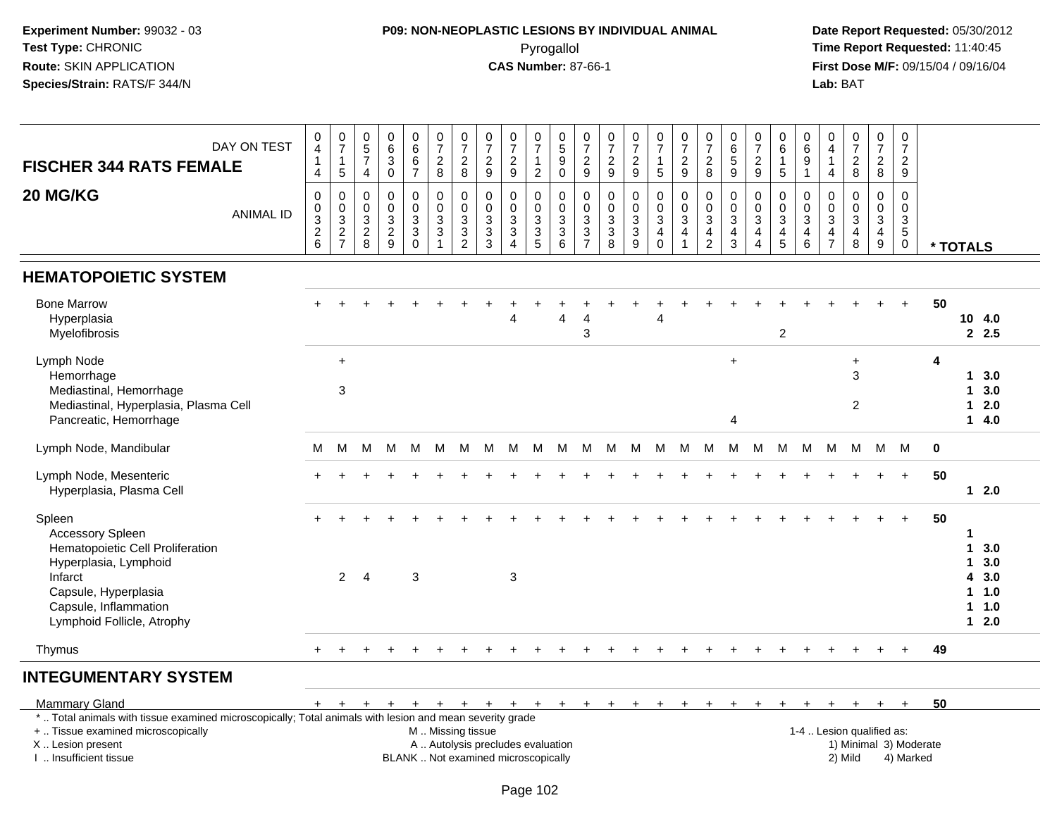**Experiment Number:** 99032 - 03
**Test Type:** CHRONIC
**Route:** SKIN APPLICATION
**Species/Strain:** RATS/F 344/N

**P09: NON-NEOPLASTIC LESIONS BY INDIVIDUAL ANIMAL**
Pyrogallol
**CAS Number:** 87-66-1

**Date Report Requested:** 05/30/2012
**Time Report Requested:** 11:40:45
**First Dose M/F:** 09/15/04 / 09/16/04
**Lab:** BAT

| FISCHER 344 RATS FEMALE 20 MG/KG — DAY ON TEST | 0414 | 0715 | 0574 | 0630 | 0667 | 0728 | 0728 | 0729 | 0729 | 0712 | 0590 | 0729 | 0729 | 0729 | 0715 | 0729 | 0728 | 0659 | 0729 | 0615 | 0691 | 0414 | 0728 | 0728 | 0729 | |
|---|---|---|---|---|---|---|---|---|---|---|---|---|---|---|---|---|---|---|---|---|---|---|---|---|---|---|
| ANIMAL ID | 00326 | 00327 | 00328 | 00329 | 00330 | 00331 | 00332 | 00333 | 00334 | 00335 | 00336 | 00337 | 00338 | 00339 | 00340 | 00341 | 00342 | 00343 | 00344 | 00345 | 00346 | 00347 | 00348 | 00349 | 00350 | * TOTALS |
| **HEMATOPOIETIC SYSTEM** | | | | | | | | | | | | | | | | | | | | | | | | | | |
| Bone Marrow | + | + | + | + | + | + | + | + | + | + | + | + | + | + | + | + | + | + | + | + | + | + | + | + | + | 50 |
| Hyperplasia | | | | | | | | | 4 | | 4 | 4 | | | 4 | | | | | | | | | | | 10 4.0 |
| Myelofibrosis | | | | | | | | | | | | 3 | | | | | | | | 2 | | | | | | 2 2.5 |
| Lymph Node | | + | | | | | | | | | | | | | | | | + | | | | | + | | | 4 |
| Hemorrhage | | | | | | | | | | | | | | | | | | | | | | | 3 | | | 1 3.0 |
| Mediastinal, Hemorrhage | | 3 | | | | | | | | | | | | | | | | | | | | | | | | 1 3.0 |
| Mediastinal, Hyperplasia, Plasma Cell | | | | | | | | | | | | | | | | | | | | | | | 2 | | | 1 2.0 |
| Pancreatic, Hemorrhage | | | | | | | | | | | | | | | | | | 4 | | | | | | | | 1 4.0 |
| Lymph Node, Mandibular | M | M | M | M | M | M | M | M | M | M | M | M | M | M | M | M | M | M | M | M | M | M | M | M | M | 0 |
| Lymph Node, Mesenteric | + | + | + | + | + | + | + | + | + | + | + | + | + | + | + | + | + | + | + | + | + | + | + | + | + | 50 |
| Hyperplasia, Plasma Cell | | | | | | | | | | | | | | | | | | | | | | | | | | 1 2.0 |
| Spleen | + | + | + | + | + | + | + | + | + | + | + | + | + | + | + | + | + | + | + | + | + | + | + | + | + | 50 |
| Accessory Spleen | | | | | | | | | | | | | | | | | | | | | | | | | | 1 |
| Hematopoietic Cell Proliferation | | | | | | | | | | | | | | | | | | | | | | | | | | 1 3.0 |
| Hyperplasia, Lymphoid | | | | | | | | | | | | | | | | | | | | | | | | | | 1 3.0 |
| Infarct | | 2 | 4 | | 3 | | | | 3 | | | | | | | | | | | | | | | | | 4 3.0 |
| Capsule, Hyperplasia | | | | | | | | | | | | | | | | | | | | | | | | | | 1 1.0 |
| Capsule, Inflammation | | | | | | | | | | | | | | | | | | | | | | | | | | 1 1.0 |
| Lymphoid Follicle, Atrophy | | | | | | | | | | | | | | | | | | | | | | | | | | 1 2.0 |
| Thymus | + | + | + | + | + | + | + | + | + | + | + | + | + | + | + | + | + | + | + | + | + | + | + | + | + | 49 |
| **INTEGUMENTARY SYSTEM** | | | | | | | | | | | | | | | | | | | | | | | | | | |
| Mammary Gland | + | + | + | + | + | + | + | + | + | + | + | + | + | + | + | + | + | + | + | + | + | + | + | + | + | 50 |

\* .. Total animals with tissue examined microscopically; Total animals with lesion and mean severity grade
\+ .. Tissue examined microscopically
X .. Lesion present
I .. Insufficient tissue
M .. Missing tissue
A .. Autolysis precludes evaluation
BLANK .. Not examined microscopically
1-4 .. Lesion qualified as: 1) Minimal 2) Mild 3) Moderate 4) Marked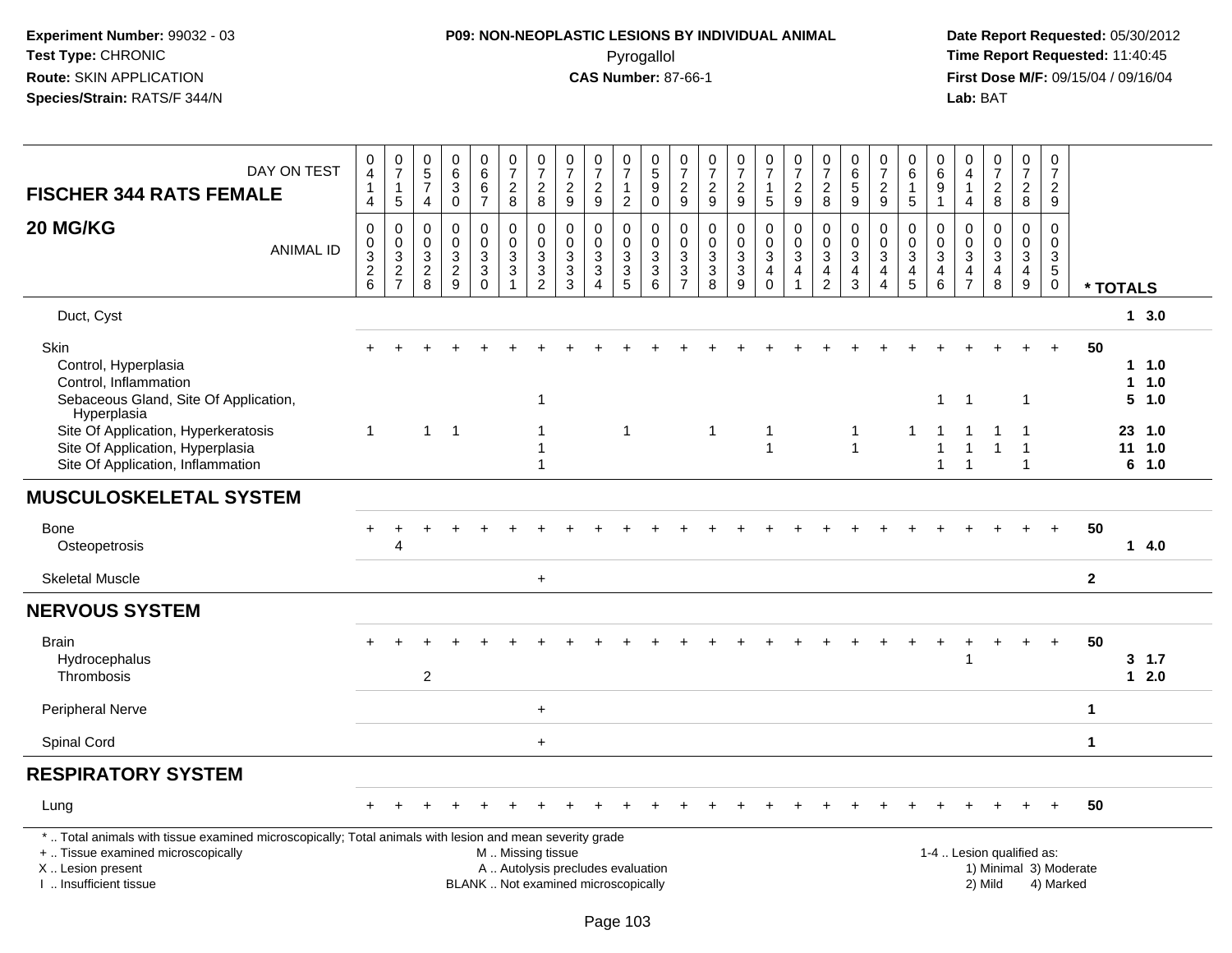**Experiment Number:** 99032 - 03
**Test Type:** CHRONIC
**Route:** SKIN APPLICATION
**Species/Strain:** RATS/F 344/N

**P09: NON-NEOPLASTIC LESIONS BY INDIVIDUAL ANIMAL**
Pyrogallol
**CAS Number:** 87-66-1

**Date Report Requested:** 05/30/2012
**Time Report Requested:** 11:40:45
**First Dose M/F:** 09/15/04 / 09/16/04
**Lab:** BAT

| FISCHER 344 RATS FEMALE 20 MG/KG — DAY ON TEST | 0414 | 0715 | 0574 | 0630 | 0667 | 0728 | 0728 | 0729 | 0729 | 0712 | 0590 | 0729 | 0729 | 0729 | 0715 | 0729 | 0728 | 0659 | 0729 | 0615 | 0691 | 0414 | 0728 | 0728 | 0729 | |
|---|---|---|---|---|---|---|---|---|---|---|---|---|---|---|---|---|---|---|---|---|---|---|---|---|---|---|
| **ANIMAL ID** | 0326 | 0327 | 0328 | 0329 | 0330 | 0331 | 0332 | 0333 | 0334 | 0335 | 0336 | 0337 | 0338 | 0339 | 0340 | 0341 | 0342 | 0343 | 0344 | 0345 | 0346 | 0347 | 0348 | 0349 | 0350 | *** TOTALS** |
| Duct, Cyst | | | | | | | | | | | | | | | | | | | | | | | | | | 1 3.0 |
| Skin | + | + | + | + | + | + | + | + | + | + | + | + | + | + | + | + | + | + | + | + | + | + | + | + | + | 50 |
| Control, Hyperplasia | | | | | | | | | | | | | | | | | | | | | | | | | | 1 1.0 |
| Control, Inflammation | | | | | | | | | | | | | | | | | | | | | | | | | | 1 1.0 |
| Sebaceous Gland, Site Of Application, Hyperplasia | | | | | | | 1 | | | | | | | | | | | | | | 1 | 1 | | 1 | | 5 1.0 |
| Site Of Application, Hyperkeratosis | 1 | | 1 | 1 | | | 1 | | | 1 | | | 1 | | 1 | | | 1 | | 1 | 1 | 1 | 1 | 1 | | 23 1.0 |
| Site Of Application, Hyperplasia | | | | | | | 1 | | | | | | | | 1 | | | 1 | | | 1 | 1 | 1 | 1 | | 11 1.0 |
| Site Of Application, Inflammation | | | | | | | 1 | | | | | | | | | | | | | | 1 | 1 | | 1 | | 6 1.0 |
| **MUSCULOSKELETAL SYSTEM** | | | | | | | | | | | | | | | | | | | | | | | | | | |
| Bone | + | + | + | + | + | + | + | + | + | + | + | + | + | + | + | + | + | + | + | + | + | + | + | + | + | 50 |
| Osteopetrosis | | 4 | | | | | | | | | | | | | | | | | | | | | | | | 1 4.0 |
| Skeletal Muscle | | | | | | | + | | | | | | | | | | | | | | | | | | | 2 |
| **NERVOUS SYSTEM** | | | | | | | | | | | | | | | | | | | | | | | | | | |
| Brain | + | + | + | + | + | + | + | + | + | + | + | + | + | + | + | + | + | + | + | + | + | + | + | + | + | 50 |
| Hydrocephalus | | | | | | | | | | | | | | | | | | | | | | 1 | | | | 3 1.7 |
| Thrombosis | | | 2 | | | | | | | | | | | | | | | | | | | | | | | 1 2.0 |
| Peripheral Nerve | | | | | | | + | | | | | | | | | | | | | | | | | | | 1 |
| Spinal Cord | | | | | | | + | | | | | | | | | | | | | | | | | | | 1 |
| **RESPIRATORY SYSTEM** | | | | | | | | | | | | | | | | | | | | | | | | | | |
| Lung | + | + | + | + | + | + | + | + | + | + | + | + | + | + | + | + | + | + | + | + | + | + | + | + | + | 50 |

* .. Total animals with tissue examined microscopically; Total animals with lesion and mean severity grade
+ .. Tissue examined microscopically
X .. Lesion present
I .. Insufficient tissue

M .. Missing tissue
A .. Autolysis precludes evaluation
BLANK .. Not examined microscopically

1-4 .. Lesion qualified as:
1) Minimal 3) Moderate
2) Mild 4) Marked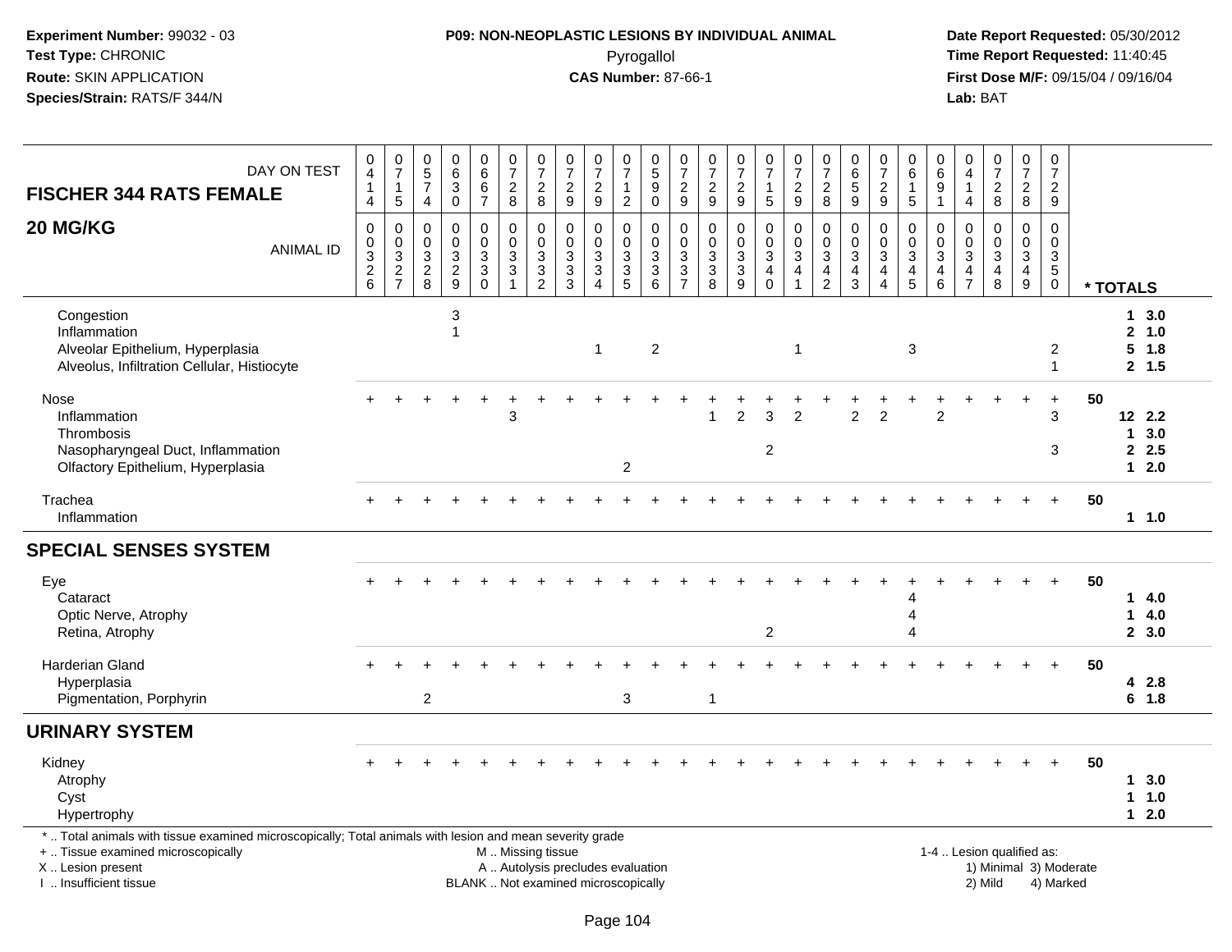Experiment Number: 99032 - 03
Test Type: CHRONIC
Route: SKIN APPLICATION
Species/Strain: RATS/F 344/N

**P09: NON-NEOPLASTIC LESIONS BY INDIVIDUAL ANIMAL**
Pyrogallol
**CAS Number:** 87-66-1

Date Report Requested: 05/30/2012
Time Report Requested: 11:40:45
First Dose M/F: 09/15/04 / 09/16/04
Lab: BAT

| DAY ON TEST | 0414 | 0715 | 0574 | 0630 | 0667 | 0728 | 0728 | 0729 | 0729 | 0712 | 0590 | 0729 | 0729 | 0729 | 0715 | 0729 | 0728 | 0659 | 0729 | 0615 | 0691 | 0414 | 0728 | 0728 | 0729 | |
|---|---|---|---|---|---|---|---|---|---|---|---|---|---|---|---|---|---|---|---|---|---|---|---|---|---|---|
| **FISCHER 344 RATS FEMALE 20 MG/KG** ANIMAL ID | 0326 | 0327 | 0328 | 0329 | 0330 | 0331 | 0332 | 0333 | 0334 | 0335 | 0336 | 0337 | 0338 | 0339 | 0340 | 0341 | 0342 | 0343 | 0344 | 0345 | 0346 | 0347 | 0348 | 0349 | 0350 | * TOTALS |
| Congestion | | | | 3 | | | | | | | | | | | | | | | | | | | | | | 1 3.0 |
| Inflammation | | | | 1 | | | | | | | | | | | | | | | | | | | | | | 2 1.0 |
| Alveolar Epithelium, Hyperplasia | | | | | | | | | 1 | | 2 | | | | | 1 | | | | 3 | | | | | 2 | 5 1.8 |
| Alveolus, Infiltration Cellular, Histiocyte | | | | | | | | | | | | | | | | | | | | | | | | | 1 | 2 1.5 |
| Nose | + | + | + | + | + | + | + | + | + | + | + | + | + | + | + | + | + | + | + | + | + | + | + | + | + | 50 |
| Inflammation | | | | | | 3 | | | | | | | 1 | 2 | 3 | 2 | | 2 | 2 | | 2 | | | | 3 | 12 2.2 |
| Thrombosis | | | | | | | | | | | | | | | | | | | | | | | | | | 1 3.0 |
| Nasopharyngeal Duct, Inflammation | | | | | | | | | | | | | | | 2 | | | | | | | | | | 3 | 2 2.5 |
| Olfactory Epithelium, Hyperplasia | | | | | | | | | | 2 | | | | | | | | | | | | | | | | 1 2.0 |
| Trachea | + | + | + | + | + | + | + | + | + | + | + | + | + | + | + | + | + | + | + | + | + | + | + | + | + | 50 |
| Inflammation | | | | | | | | | | | | | | | | | | | | | | | | | | 1 1.0 |
| **SPECIAL SENSES SYSTEM** | | | | | | | | | | | | | | | | | | | | | | | | | | |
| Eye | + | + | + | + | + | + | + | + | + | + | + | + | + | + | + | + | + | + | + | + | + | + | + | + | + | 50 |
| Cataract | | | | | | | | | | | | | | | | | | | | 4 | | | | | | 1 4.0 |
| Optic Nerve, Atrophy | | | | | | | | | | | | | | | | | | | | 4 | | | | | | 1 4.0 |
| Retina, Atrophy | | | | | | | | | | | | | | | 2 | | | | | 4 | | | | | | 2 3.0 |
| Harderian Gland | + | + | + | + | + | + | + | + | + | + | + | + | + | + | + | + | + | + | + | + | + | + | + | + | + | 50 |
| Hyperplasia | | | | | | | | | | | | | | | | | | | | | | | | | | 4 2.8 |
| Pigmentation, Porphyrin | | | 2 | | | | | | | 3 | | | 1 | | | | | | | | | | | | | 6 1.8 |
| **URINARY SYSTEM** | | | | | | | | | | | | | | | | | | | | | | | | | | |
| Kidney | + | + | + | + | + | + | + | + | + | + | + | + | + | + | + | + | + | + | + | + | + | + | + | + | + | 50 |
| Atrophy | | | | | | | | | | | | | | | | | | | | | | | | | | 1 3.0 |
| Cyst | | | | | | | | | | | | | | | | | | | | | | | | | | 1 1.0 |
| Hypertrophy | | | | | | | | | | | | | | | | | | | | | | | | | | 1 2.0 |

* .. Total animals with tissue examined microscopically; Total animals with lesion and mean severity grade
+ .. Tissue examined microscopically
X .. Lesion present
I .. Insufficient tissue

M .. Missing tissue
A .. Autolysis precludes evaluation
BLANK .. Not examined microscopically

1-4 .. Lesion qualified as:
1) Minimal 3) Moderate
2) Mild 4) Marked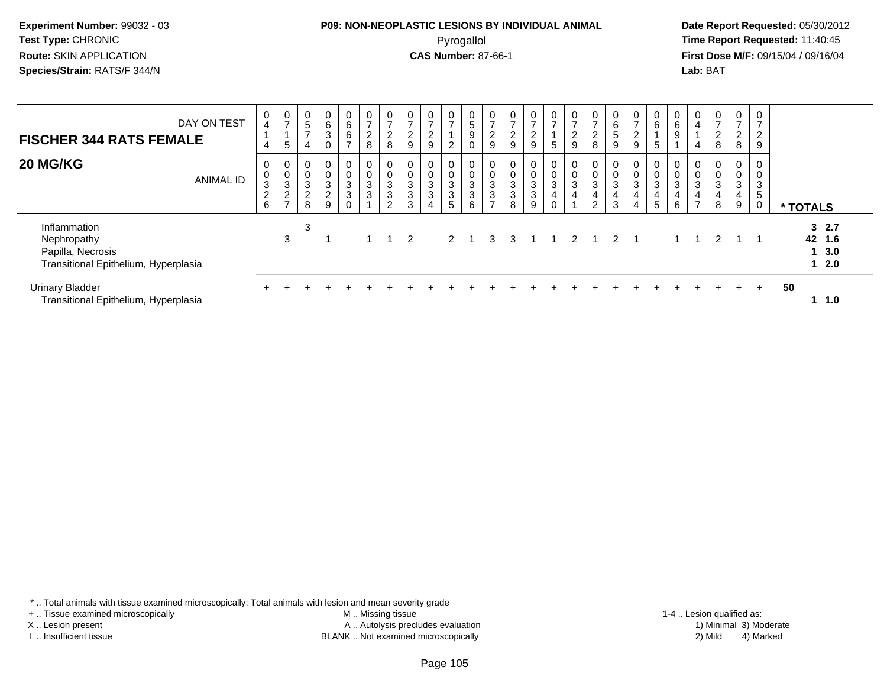**Experiment Number:** 99032 - 03
**Test Type:** CHRONIC
**Route:** SKIN APPLICATION
**Species/Strain:** RATS/F 344/N

**P09: NON-NEOPLASTIC LESIONS BY INDIVIDUAL ANIMAL**
Pyrogallol
**CAS Number:** 87-66-1

**Date Report Requested:** 05/30/2012
**Time Report Requested:** 11:40:45
**First Dose M/F:** 09/15/04 / 09/16/04
**Lab:** BAT

## FISCHER 344 RATS FEMALE
## 20 MG/KG

| DAY ON TEST | 0414 | 0715 | 0574 | 0630 | 0667 | 0728 | 0728 | 0729 | 0729 | 0712 | 0590 | 0729 | 0729 | 0729 | 0715 | 0729 | 0728 | 0659 | 0729 | 0615 | 0691 | 0414 | 0728 | 0728 | 0729 | |
|---|---|---|---|---|---|---|---|---|---|---|---|---|---|---|---|---|---|---|---|---|---|---|---|---|---|---|
| **ANIMAL ID** | 0326 | 0327 | 0328 | 0329 | 0330 | 0331 | 0332 | 0333 | 0334 | 0335 | 0336 | 0337 | 0338 | 0339 | 0340 | 0341 | 0342 | 0343 | 0344 | 0345 | 0346 | 0347 | 0348 | 0349 | 0350 | *** TOTALS** |
| Inflammation | | | 3 | | | | | | | | | | | | | | | | | | | | | | | **3 2.7** |
| Nephropathy | | 3 | | 1 | | 1 | 1 | 2 | | 2 | 1 | 3 | 3 | 1 | 1 | 2 | 1 | 2 | 1 | | 1 | 1 | 2 | 1 | 1 | **42 1.6** |
| Papilla, Necrosis | | | | | | | | | | | | | | | | | | | | | | | | | | **1 3.0** |
| Transitional Epithelium, Hyperplasia | | | | | | | | | | | | | | | | | | | | | | | | | | **1 2.0** |
| Urinary Bladder | + | + | + | + | + | + | + | + | + | + | + | + | + | + | + | + | + | + | + | + | + | + | + | + | + | **50** |
| Transitional Epithelium, Hyperplasia | | | | | | | | | | | | | | | | | | | | | | | | | | **1 1.0** |

\* .. Total animals with tissue examined microscopically; Total animals with lesion and mean severity grade
\+ .. Tissue examined microscopically
X .. Lesion present
I .. Insufficient tissue
M .. Missing tissue
A .. Autolysis precludes evaluation
BLANK .. Not examined microscopically
1-4 .. Lesion qualified as: 1) Minimal 2) Mild 3) Moderate 4) Marked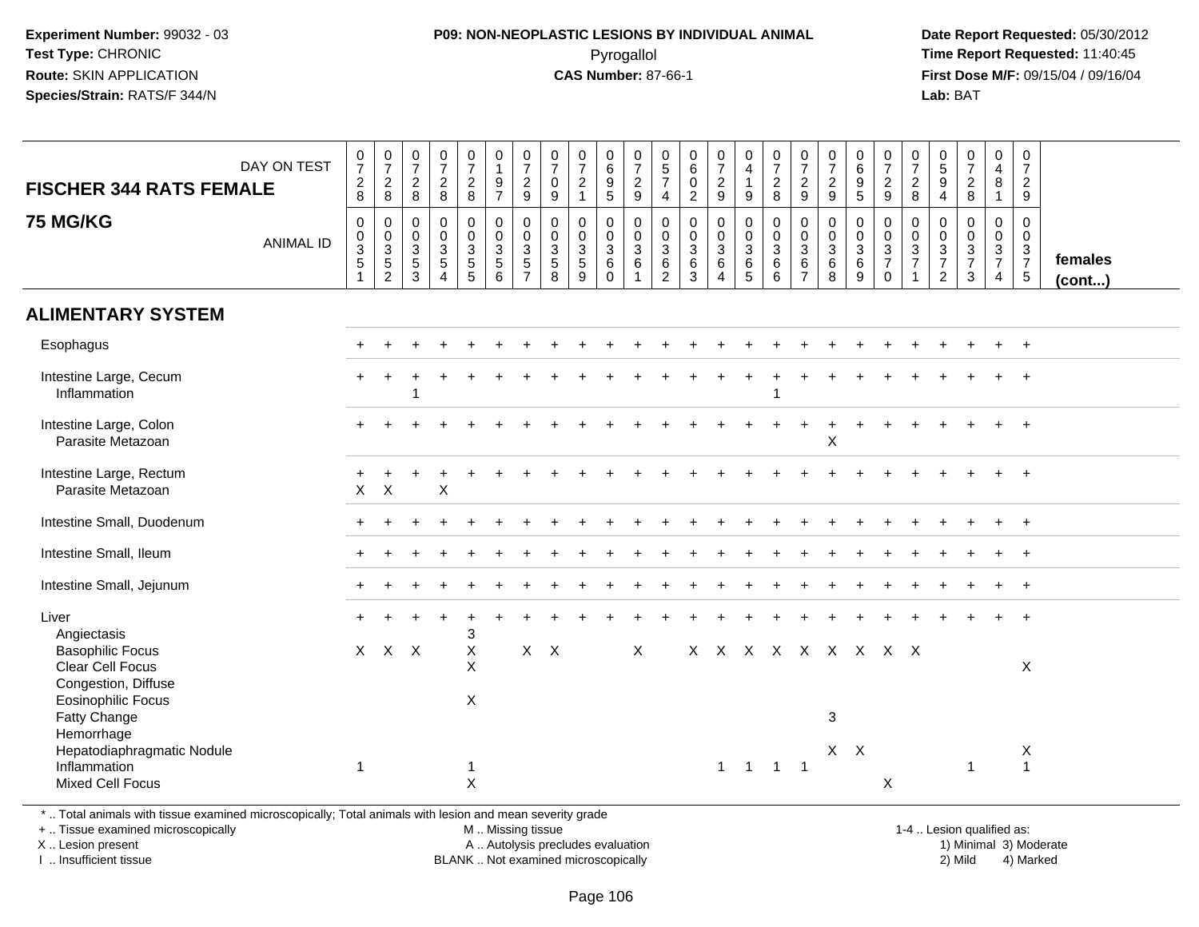**Experiment Number:** 99032 - 03
**Test Type:** CHRONIC
**Route:** SKIN APPLICATION
**Species/Strain:** RATS/F 344/N

**P09: NON-NEOPLASTIC LESIONS BY INDIVIDUAL ANIMAL**
Pyrogallol
**CAS Number:** 87-66-1

**Date Report Requested:** 05/30/2012
**Time Report Requested:** 11:40:45
**First Dose M/F:** 09/15/04 / 09/16/04
**Lab:** BAT

**FISCHER 344 RATS FEMALE**
**75 MG/KG**

| DAY ON TEST | 0728 | 0728 | 0728 | 0728 | 0728 | 0197 | 0729 | 0709 | 0721 | 0695 | 0729 | 0574 | 0602 | 0729 | 0419 | 0728 | 0729 | 0729 | 0695 | 0729 | 0728 | 0594 | 0728 | 0481 | 0729 | |
|---|---|---|---|---|---|---|---|---|---|---|---|---|---|---|---|---|---|---|---|---|---|---|---|---|---|---|
| ANIMAL ID | 0351 | 0352 | 0353 | 0354 | 0355 | 0356 | 0357 | 0358 | 0359 | 0360 | 0361 | 0362 | 0363 | 0364 | 0365 | 0366 | 0367 | 0368 | 0369 | 0370 | 0371 | 0372 | 0373 | 0374 | 0375 | females (cont...) |
| **ALIMENTARY SYSTEM** | | | | | | | | | | | | | | | | | | | | | | | | | | |
| Esophagus | + | + | + | + | + | + | + | + | + | + | + | + | + | + | + | + | + | + | + | + | + | + | + | + | + | |
| Intestine Large, Cecum | + | + | + | + | + | + | + | + | + | + | + | + | + | + | + | + | + | + | + | + | + | + | + | + | + | |
| Inflammation | | | 1 | | | | | | | | | | | | | 1 | | | | | | | | | | |
| Intestine Large, Colon | + | + | + | + | + | + | + | + | + | + | + | + | + | + | + | + | + | + | + | + | + | + | + | + | + | |
| Parasite Metazoan | | | | | | | | | | | | | | | | | | X | | | | | | | | |
| Intestine Large, Rectum | + | + | + | + | + | + | + | + | + | + | + | + | + | + | + | + | + | + | + | + | + | + | + | + | + | |
| Parasite Metazoan | X | X | | X | | | | | | | | | | | | | | | | | | | | | | |
| Intestine Small, Duodenum | + | + | + | + | + | + | + | + | + | + | + | + | + | + | + | + | + | + | + | + | + | + | + | + | + | |
| Intestine Small, Ileum | + | + | + | + | + | + | + | + | + | + | + | + | + | + | + | + | + | + | + | + | + | + | + | + | + | |
| Intestine Small, Jejunum | + | + | + | + | + | + | + | + | + | + | + | + | + | + | + | + | + | + | + | + | + | + | + | + | + | |
| Liver | + | + | + | + | + | + | + | + | + | + | + | + | + | + | + | + | + | + | + | + | + | + | + | + | + | |
| Angiectasis | | | | | 3 | | | | | | | | | | | | | | | | | | | | | |
| Basophilic Focus | X | X | X | | X | | X | X | | | X | | X | X | X | X | X | X | X | X | X | | | | | |
| Clear Cell Focus | | | | | X | | | | | | | | | | | | | | | | | | | | X | |
| Congestion, Diffuse | | | | | | | | | | | | | | | | | | | | | | | | | | |
| Eosinophilic Focus | | | | | X | | | | | | | | | | | | | | | | | | | | | |
| Fatty Change | | | | | | | | | | | | | | | | | | 3 | | | | | | | | |
| Hemorrhage | | | | | | | | | | | | | | | | | | | | | | | | | | |
| Hepatodiaphragmatic Nodule | | | | | | | | | | | | | | | | | | X | X | | | | | | X | |
| Inflammation | 1 | | | | 1 | | | | | | | | | 1 | 1 | 1 | 1 | | | | | | 1 | | 1 | |
| Mixed Cell Focus | | | | | X | | | | | | | | | | | | | | | X | | | | | | |

* .. Total animals with tissue examined microscopically; Total animals with lesion and mean severity grade
+ .. Tissue examined microscopically
X .. Lesion present
I .. Insufficient tissue

M .. Missing tissue
A .. Autolysis precludes evaluation
BLANK .. Not examined microscopically

1-4 .. Lesion qualified as:
1) Minimal 3) Moderate
2) Mild 4) Marked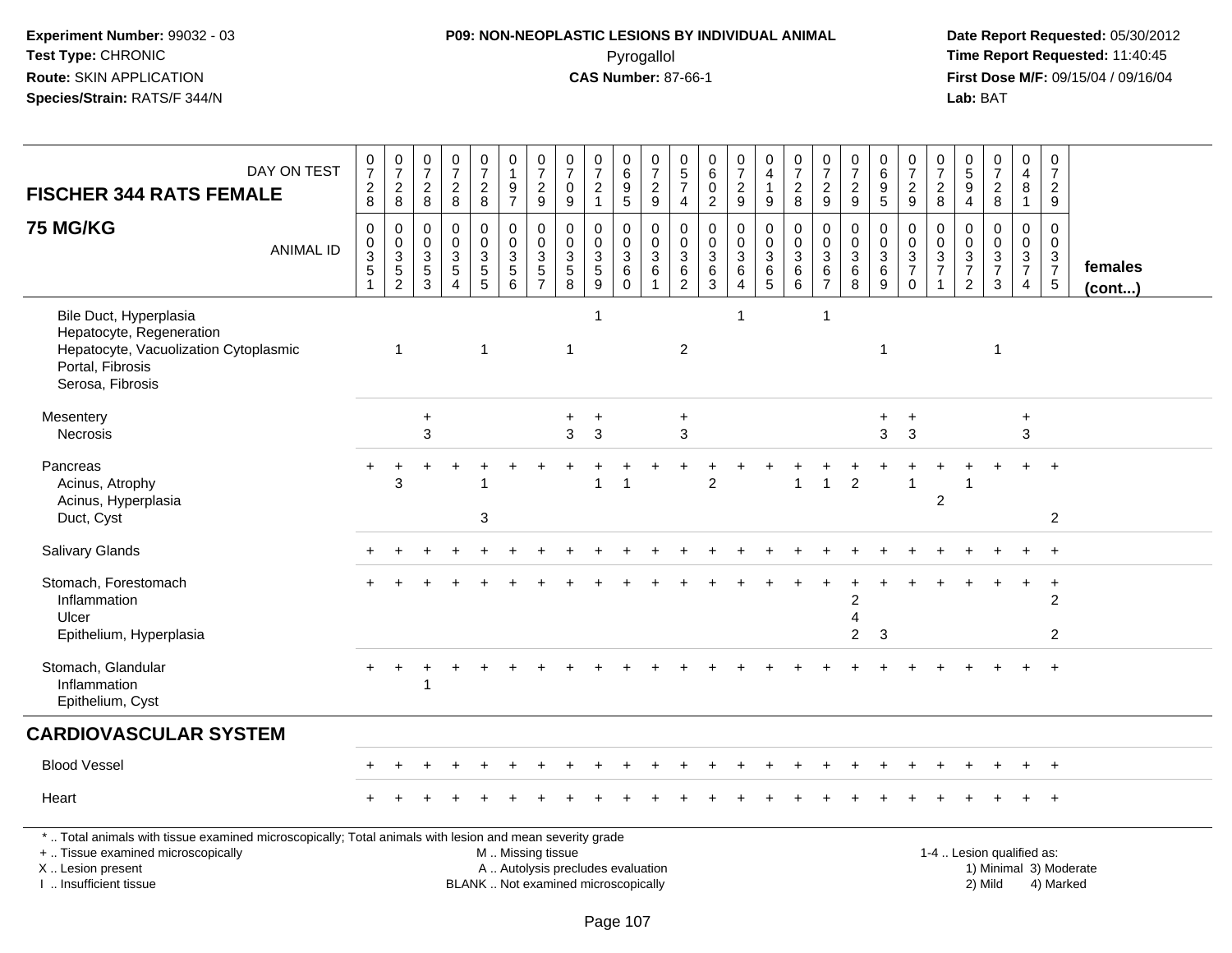**Experiment Number:** 99032 - 03
**Test Type:** CHRONIC
**Route:** SKIN APPLICATION
**Species/Strain:** RATS/F 344/N

**P09: NON-NEOPLASTIC LESIONS BY INDIVIDUAL ANIMAL**
Pyrogallol
**CAS Number:** 87-66-1

**Date Report Requested:** 05/30/2012
**Time Report Requested:** 11:40:45
**First Dose M/F:** 09/15/04 / 09/16/04
**Lab:** BAT

## FISCHER 344 RATS FEMALE
## 75 MG/KG

| DAY ON TEST | 0728 | 0728 | 0728 | 0728 | 0728 | 0197 | 0729 | 0709 | 0721 | 0695 | 0729 | 0574 | 0602 | 0729 | 0419 | 0728 | 0729 | 0729 | 0695 | 0729 | 0728 | 0594 | 0728 | 0481 | 0729 | |
|---|---|---|---|---|---|---|---|---|---|---|---|---|---|---|---|---|---|---|---|---|---|---|---|---|---|---|
| ANIMAL ID | 00351 | 00352 | 00353 | 00354 | 00355 | 00356 | 00357 | 00358 | 00359 | 00360 | 00361 | 00362 | 00363 | 00364 | 00365 | 00366 | 00367 | 00368 | 00369 | 00370 | 00371 | 00372 | 00373 | 00374 | 00375 | females (cont...) |
| Bile Duct, Hyperplasia | | | | | | | | | 1 | | | | | 1 | | | 1 | | | | | | | | | |
| Hepatocyte, Regeneration | | | | | | | | | | | | | | | | | | | | | | | | | | |
| Hepatocyte, Vacuolization Cytoplasmic | | 1 | | | 1 | | | 1 | | | | 2 | | | | | | | 1 | | | | 1 | | | |
| Portal, Fibrosis | | | | | | | | | | | | | | | | | | | | | | | | | | |
| Serosa, Fibrosis | | | | | | | | | | | | | | | | | | | | | | | | | | |
| Mesentery | | | + | | | | | + | + | | | + | | | | | | | + | + | | | | + | | |
| Necrosis | | | 3 | | | | | 3 | 3 | | | 3 | | | | | | | 3 | 3 | | | | 3 | | |
| Pancreas | + | + | + | + | + | + | + | + | + | + | + | + | + | + | + | + | + | + | + | + | + | + | + | + | + | |
| Acinus, Atrophy | | 3 | | | 1 | | | | 1 | 1 | | | 2 | | | 1 | 1 | 2 | | 1 | | 1 | | | | |
| Acinus, Hyperplasia | | | | | | | | | | | | | | | | | | | | | 2 | | | | | |
| Duct, Cyst | | | | | 3 | | | | | | | | | | | | | | | | | | | | 2 | |
| Salivary Glands | + | + | + | + | + | + | + | + | + | + | + | + | + | + | + | + | + | + | + | + | + | + | + | + | + | |
| Stomach, Forestomach | + | + | + | + | + | + | + | + | + | + | + | + | + | + | + | + | + | + | + | + | + | + | + | + | + | |
| Inflammation | | | | | | | | | | | | | | | | | | 2 | | | | | | | 2 | |
| Ulcer | | | | | | | | | | | | | | | | | | 4 | | | | | | | | |
| Epithelium, Hyperplasia | | | | | | | | | | | | | | | | | | 2 | 3 | | | | | | 2 | |
| Stomach, Glandular | + | + | + | + | + | + | + | + | + | + | + | + | + | + | + | + | + | + | + | + | + | + | + | + | + | |
| Inflammation | | | 1 | | | | | | | | | | | | | | | | | | | | | | | |
| Epithelium, Cyst | | | | | | | | | | | | | | | | | | | | | | | | | | |
| **CARDIOVASCULAR SYSTEM** | | | | | | | | | | | | | | | | | | | | | | | | | | |
| Blood Vessel | + | + | + | + | + | + | + | + | + | + | + | + | + | + | + | + | + | + | + | + | + | + | + | + | + | |
| Heart | + | + | + | + | + | + | + | + | + | + | + | + | + | + | + | + | + | + | + | + | + | + | + | + | + | |

* .. Total animals with tissue examined microscopically; Total animals with lesion and mean severity grade
+ .. Tissue examined microscopically
X .. Lesion present
I .. Insufficient tissue

M .. Missing tissue
A .. Autolysis precludes evaluation
BLANK .. Not examined microscopically

1-4 .. Lesion qualified as:
1) Minimal 3) Moderate
2) Mild 4) Marked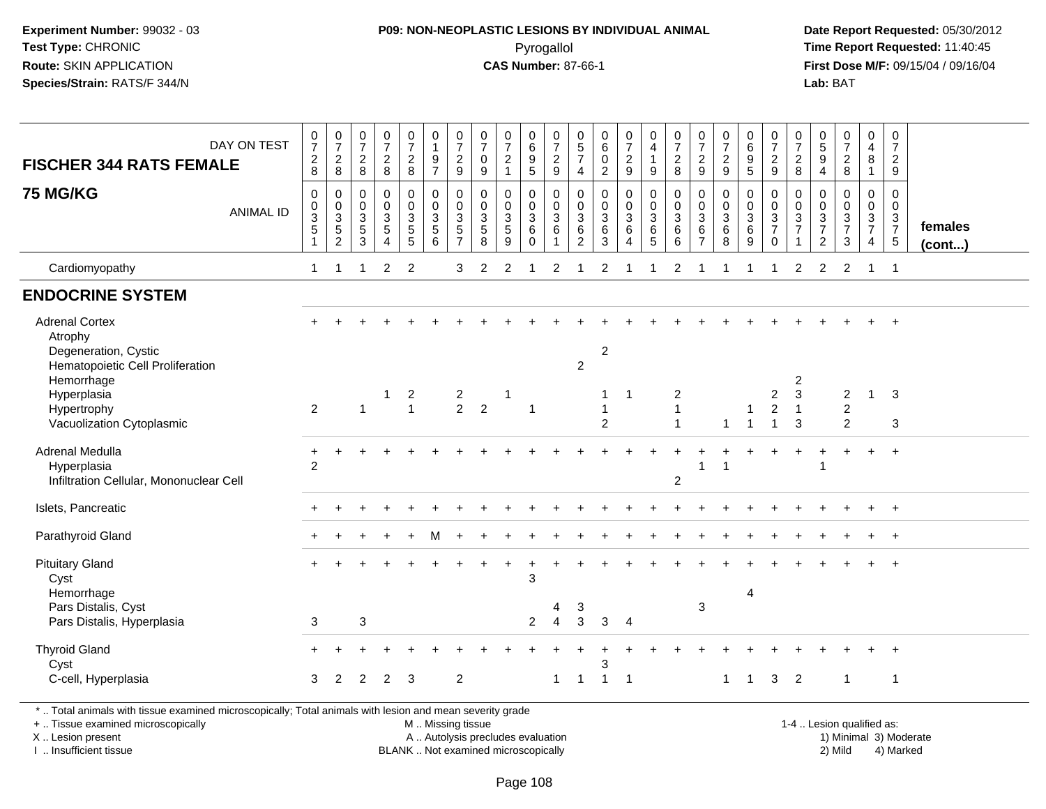**Experiment Number:** 99032 - 03
**Test Type:** CHRONIC
**Route:** SKIN APPLICATION
**Species/Strain:** RATS/F 344/N

**P09: NON-NEOPLASTIC LESIONS BY INDIVIDUAL ANIMAL**
Pyrogallol
**CAS Number:** 87-66-1

**Date Report Requested:** 05/30/2012
**Time Report Requested:** 11:40:45
**First Dose M/F:** 09/15/04 / 09/16/04
**Lab:** BAT

## FISCHER 344 RATS FEMALE — 75 MG/KG

| DAY ON TEST | 0728 | 0728 | 0728 | 0728 | 0728 | 0197 | 0729 | 0709 | 0721 | 0695 | 0729 | 0574 | 0602 | 0729 | 0419 | 0728 | 0729 | 0729 | 0695 | 0729 | 0728 | 0594 | 0728 | 0481 | 0729 | |
|---|---|---|---|---|---|---|---|---|---|---|---|---|---|---|---|---|---|---|---|---|---|---|---|---|---|---|
| **ANIMAL ID** | 00351 | 00352 | 00353 | 00354 | 00355 | 00356 | 00357 | 00358 | 00359 | 00360 | 00361 | 00362 | 00363 | 00364 | 00365 | 00366 | 00367 | 00368 | 00369 | 00370 | 00371 | 00372 | 00373 | 00374 | 00375 | **females (cont...)** |
| Cardiomyopathy | 1 | 1 | 1 | 2 | 2 | | 3 | 2 | 2 | 1 | 2 | 1 | 2 | 1 | 1 | 2 | 1 | 1 | 1 | 1 | 2 | 2 | 2 | 1 | 1 | |
| **ENDOCRINE SYSTEM** | | | | | | | | | | | | | | | | | | | | | | | | | | |
| Adrenal Cortex | + | + | + | + | + | + | + | + | + | + | + | + | + | + | + | + | + | + | + | + | + | + | + | + | + | |
| Atrophy | | | | | | | | | | | | | | | | | | | | | | | | | | |
| Degeneration, Cystic | | | | | | | | | | | | | 2 | | | | | | | | | | | | | |
| Hematopoietic Cell Proliferation | | | | | | | | | | | | 2 | | | | | | | | | | | | | | |
| Hemorrhage | | | | | | | | | | | | | | | | | | | | | 2 | | | | | |
| Hyperplasia | | | | 1 | 2 | | 2 | | 1 | | | | 1 | 1 | | 2 | | | | 2 | 3 | | 2 | 1 | 3 | |
| Hypertrophy | 2 | | 1 | | 1 | | 2 | 2 | | 1 | | | 1 | | | 1 | | | 1 | 2 | 1 | | 2 | | | |
| Vacuolization Cytoplasmic | | | | | | | | | | | | | 2 | | | 1 | | 1 | 1 | 1 | 3 | | 2 | | 3 | |
| Adrenal Medulla | + | + | + | + | + | + | + | + | + | + | + | + | + | + | + | + | + | + | + | + | + | + | + | + | + | |
| Hyperplasia | 2 | | | | | | | | | | | | | | | | 1 | 1 | | | | 1 | | | | |
| Infiltration Cellular, Mononuclear Cell | | | | | | | | | | | | | | | | 2 | | | | | | | | | | |
| Islets, Pancreatic | + | + | + | + | + | + | + | + | + | + | + | + | + | + | + | + | + | + | + | + | + | + | + | + | + | |
| Parathyroid Gland | + | + | + | + | + | M | + | + | + | + | + | + | + | + | + | + | + | + | + | + | + | + | + | + | + | |
| Pituitary Gland | + | + | + | + | + | + | + | + | + | + | + | + | + | + | + | + | + | + | + | + | + | + | + | + | + | |
| Cyst | | | | | | | | | | 3 | | | | | | | | | | | | | | | | |
| Hemorrhage | | | | | | | | | | | | | | | | | | | 4 | | | | | | | |
| Pars Distalis, Cyst | | | | | | | | | | | 4 | 3 | | | | | 3 | | | | | | | | | |
| Pars Distalis, Hyperplasia | 3 | | 3 | | | | | | | 2 | 4 | 3 | 3 | 4 | | | | | | | | | | | | |
| Thyroid Gland | + | + | + | + | + | + | + | + | + | + | + | + | + | + | + | + | + | + | + | + | + | + | + | + | + | |
| Cyst | | | | | | | | | | | | | 3 | | | | | | | | | | | | | |
| C-cell, Hyperplasia | 3 | 2 | 2 | 2 | 3 | | 2 | | | | 1 | 1 | 1 | 1 | | | | 1 | 1 | 3 | 2 | | 1 | | 1 | |

\* .. Total animals with tissue examined microscopically; Total animals with lesion and mean severity grade
+ .. Tissue examined microscopically
X .. Lesion present
I .. Insufficient tissue
M .. Missing tissue
A .. Autolysis precludes evaluation
BLANK .. Not examined microscopically
1-4 .. Lesion qualified as: 1) Minimal 2) Mild 3) Moderate 4) Marked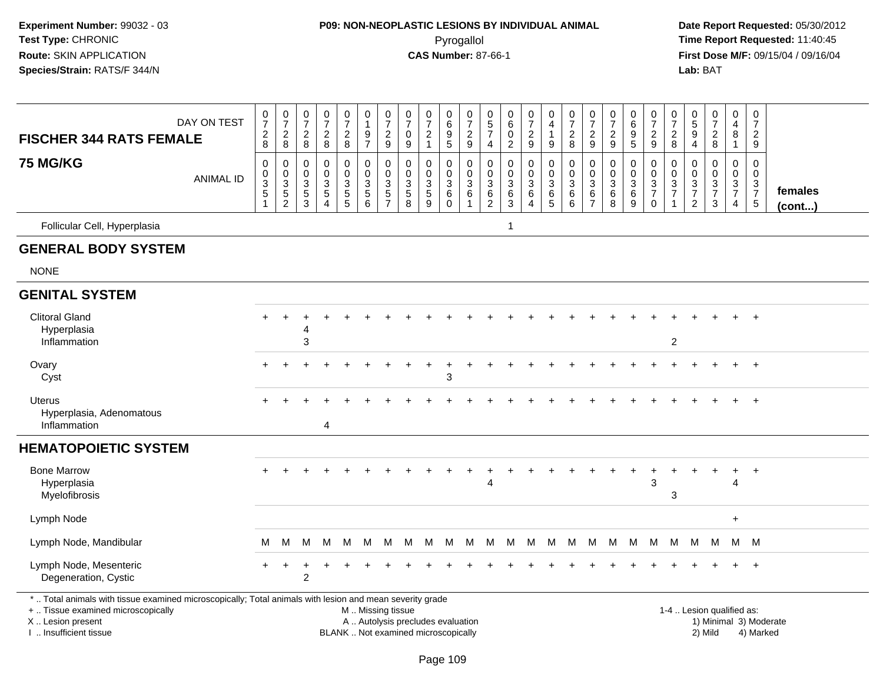**Experiment Number:** 99032 - 03
**Test Type:** CHRONIC
**Route:** SKIN APPLICATION
**Species/Strain:** RATS/F 344/N

**P09: NON-NEOPLASTIC LESIONS BY INDIVIDUAL ANIMAL**
Pyrogallol
**CAS Number:** 87-66-1

**Date Report Requested:** 05/30/2012
**Time Report Requested:** 11:40:45
**First Dose M/F:** 09/15/04 / 09/16/04
**Lab:** BAT

| FISCHER 344 RATS FEMALE 75 MG/KG | 0728 | 0728 | 0728 | 0728 | 0728 | 0197 | 0729 | 0709 | 0721 | 0695 | 0729 | 0574 | 0602 | 0729 | 0419 | 0728 | 0729 | 0729 | 0695 | 0729 | 0728 | 0594 | 0728 | 0481 | 0729 | |
|---|---|---|---|---|---|---|---|---|---|---|---|---|---|---|---|---|---|---|---|---|---|---|---|---|---|---|
| ANIMAL ID | 00351 | 00352 | 00353 | 00354 | 00355 | 00356 | 00357 | 00358 | 00359 | 00360 | 00361 | 00362 | 00363 | 00364 | 00365 | 00366 | 00367 | 00368 | 00369 | 00370 | 00371 | 00372 | 00373 | 00374 | 00375 | females (cont...) |
| Follicular Cell, Hyperplasia | | | | | | | | | | | | | 1 | | | | | | | | | | | | | |
| **GENERAL BODY SYSTEM** | | | | | | | | | | | | | | | | | | | | | | | | | | |
| NONE | | | | | | | | | | | | | | | | | | | | | | | | | | |
| **GENITAL SYSTEM** | | | | | | | | | | | | | | | | | | | | | | | | | | |
| Clitoral Gland | + | + | + | + | + | + | + | + | + | + | + | + | + | + | + | + | + | + | + | + | + | + | + | + | + | |
| Hyperplasia | | | 4 | | | | | | | | | | | | | | | | | | | | | | | |
| Inflammation | | | 3 | | | | | | | | | | | | | | | | | | 2 | | | | | |
| Ovary | + | + | + | + | + | + | + | + | + | + | + | + | + | + | + | + | + | + | + | + | + | + | + | + | + | |
| Cyst | | | | | | | | | | 3 | | | | | | | | | | | | | | | | |
| Uterus | + | + | + | + | + | + | + | + | + | + | + | + | + | + | + | + | + | + | + | + | + | + | + | + | + | |
| Hyperplasia, Adenomatous | | | | | | | | | | | | | | | | | | | | | | | | | | |
| Inflammation | | | | 4 | | | | | | | | | | | | | | | | | | | | | | |
| **HEMATOPOIETIC SYSTEM** | | | | | | | | | | | | | | | | | | | | | | | | | | |
| Bone Marrow | + | + | + | + | + | + | + | + | + | + | + | + | + | + | + | + | + | + | + | + | + | + | + | + | + | |
| Hyperplasia | | | | | | | | | | | | 4 | | | | | | | | 3 | | | | 4 | | |
| Myelofibrosis | | | | | | | | | | | | | | | | | | | | | 3 | | | | | |
| Lymph Node | | | | | | | | | | | | | | | | | | | | | | | | + | | |
| Lymph Node, Mandibular | M | M | M | M | M | M | M | M | M | M | M | M | M | M | M | M | M | M | M | M | M | M | M | M | M | |
| Lymph Node, Mesenteric | + | + | + | + | + | + | + | + | + | + | + | + | + | + | + | + | + | + | + | + | + | + | + | + | + | |
| Degeneration, Cystic | | | 2 | | | | | | | | | | | | | | | | | | | | | | | |

\* .. Total animals with tissue examined microscopically; Total animals with lesion and mean severity grade
+ .. Tissue examined microscopically
X .. Lesion present
I .. Insufficient tissue
M .. Missing tissue
A .. Autolysis precludes evaluation
BLANK .. Not examined microscopically
1-4 .. Lesion qualified as: 1) Minimal 2) Mild 3) Moderate 4) Marked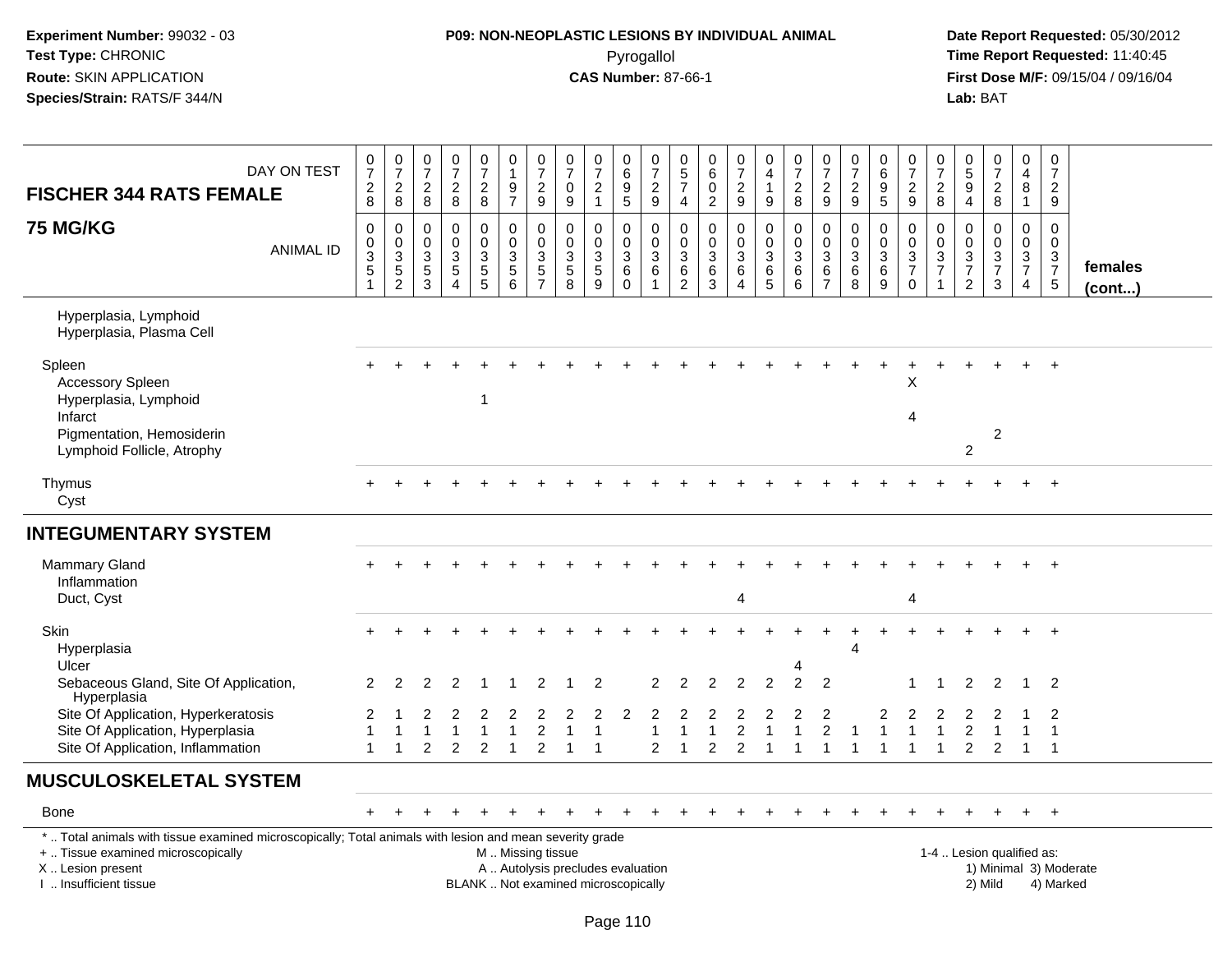**Experiment Number:** 99032 - 03
**Test Type:** CHRONIC
**Route:** SKIN APPLICATION
**Species/Strain:** RATS/F 344/N

**P09: NON-NEOPLASTIC LESIONS BY INDIVIDUAL ANIMAL**
Pyrogallol
**CAS Number:** 87-66-1

**Date Report Requested:** 05/30/2012
**Time Report Requested:** 11:40:45
**First Dose M/F:** 09/15/04 / 09/16/04
**Lab:** BAT

| FISCHER 344 RATS FEMALE 75 MG/KG | 0351 | 0352 | 0353 | 0354 | 0355 | 0356 | 0357 | 0358 | 0359 | 0360 | 0361 | 0362 | 0363 | 0364 | 0365 | 0366 | 0367 | 0368 | 0369 | 0370 | 0371 | 0372 | 0373 | 0374 | 0375 | females (cont...) |
|---|---|---|---|---|---|---|---|---|---|---|---|---|---|---|---|---|---|---|---|---|---|---|---|---|---|---|
| DAY ON TEST | 0728 | 0728 | 0728 | 0728 | 0728 | 0197 | 0729 | 0709 | 0721 | 0695 | 0729 | 0574 | 0602 | 0729 | 0419 | 0728 | 0729 | 0729 | 0695 | 0729 | 0728 | 0594 | 0728 | 0481 | 0729 | |
| Hyperplasia, Lymphoid | | | | | | | | | | | | | | | | | | | | | | | | | | |
| Hyperplasia, Plasma Cell | | | | | | | | | | | | | | | | | | | | | | | | | | |
| Spleen | + | + | + | + | + | + | + | + | + | + | + | + | + | + | + | + | + | + | + | + | + | + | + | + | + | |
| Accessory Spleen | | | | | | | | | | | | | | | | | | | | X | | | | | | |
| Hyperplasia, Lymphoid | | | | | | 1 | | | | | | | | | | | | | | | | | | | | |
| Infarct | | | | | | | | | | | | | | | | | | | | 4 | | | | | | |
| Pigmentation, Hemosiderin | | | | | | | | | | | | | | | | | | | | | | | 2 | | | |
| Lymphoid Follicle, Atrophy | | | | | | | | | | | | | | | | | | | | | | 2 | | | | |
| Thymus | + | + | + | + | + | + | + | + | + | + | + | + | + | + | + | + | + | + | + | + | + | + | + | + | + | |
| Cyst | | | | | | | | | | | | | | | | | | | | | | | | | | |
| **INTEGUMENTARY SYSTEM** | | | | | | | | | | | | | | | | | | | | | | | | | | |
| Mammary Gland | + | + | + | + | + | + | + | + | + | + | + | + | + | + | + | + | + | + | + | + | + | + | + | + | + | |
| Inflammation | | | | | | | | | | | | | | | | | | | | | | | | | | |
| Duct, Cyst | | | | | | | | | | | | | | 4 | | | | | | 4 | | | | | | |
| Skin | + | + | + | + | + | + | + | + | + | + | + | + | + | + | + | + | + | + | + | + | + | + | + | + | + | |
| Hyperplasia | | | | | | | | | | | | | | | | | | 4 | | | | | | | | |
| Ulcer | | | | | | | | | | | | | | | | 4 | | | | | | | | | | |
| Sebaceous Gland, Site Of Application, Hyperplasia | 2 | 2 | 2 | 2 | 1 | 1 | 2 | 1 | 2 | | 2 | 2 | 2 | 2 | 2 | 2 | 2 | | | 1 | 1 | 2 | 2 | 1 | 2 | |
| Site Of Application, Hyperkeratosis | 2 | 1 | 2 | 2 | 2 | 2 | 2 | 2 | 2 | 2 | 2 | 2 | 2 | 2 | 2 | 2 | 2 | | 2 | 2 | 2 | 2 | 2 | 1 | 2 | |
| Site Of Application, Hyperplasia | 1 | 1 | 1 | 1 | 1 | 1 | 2 | 1 | 1 | | 1 | 1 | 1 | 2 | 1 | 1 | 2 | 1 | 1 | 1 | 1 | 2 | 1 | 1 | 1 | |
| Site Of Application, Inflammation | 1 | 1 | 2 | 2 | 2 | 1 | 2 | 1 | 1 | | 2 | 1 | 2 | 2 | 1 | 1 | 1 | 1 | 1 | 1 | 1 | 2 | 2 | 1 | 1 | |
| **MUSCULOSKELETAL SYSTEM** | | | | | | | | | | | | | | | | | | | | | | | | | | |
| Bone | + | + | + | + | + | + | + | + | + | + | + | + | + | + | + | + | + | + | + | + | + | + | + | + | + | |

\* .. Total animals with tissue examined microscopically; Total animals with lesion and mean severity grade
+ .. Tissue examined microscopically
X .. Lesion present
I .. Insufficient tissue

M .. Missing tissue
A .. Autolysis precludes evaluation
BLANK .. Not examined microscopically

1-4 .. Lesion qualified as:
1) Minimal 3) Moderate
2) Mild 4) Marked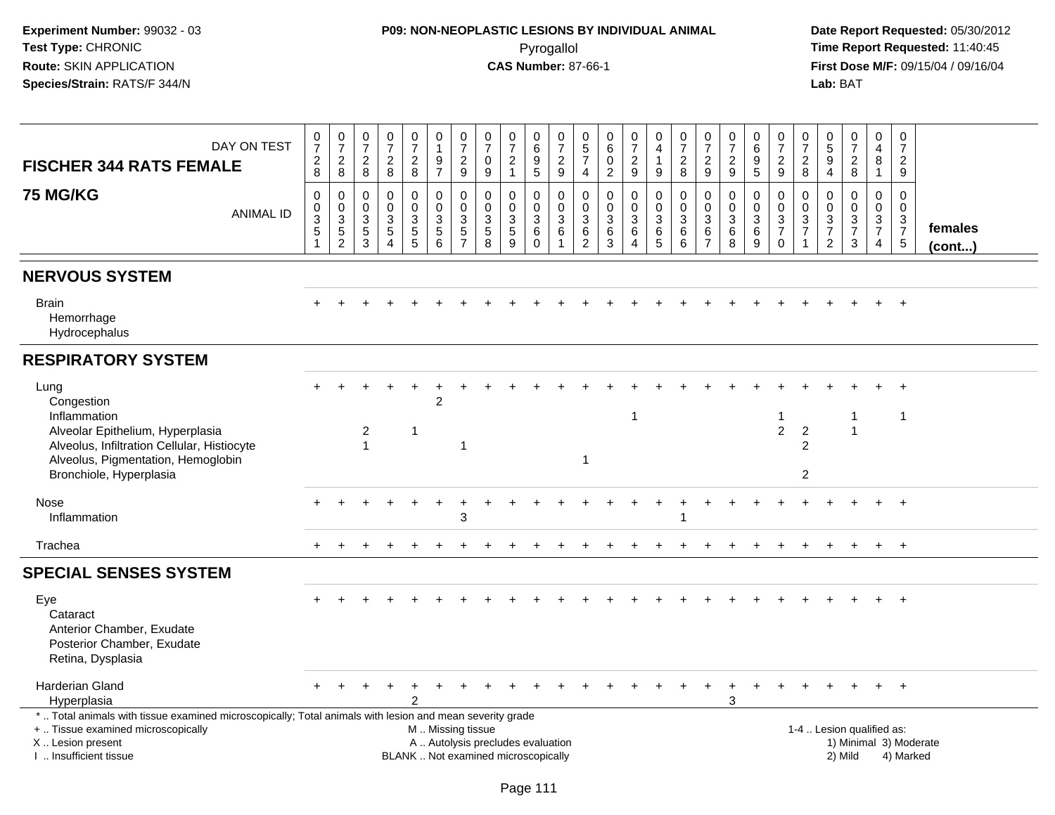**Experiment Number:** 99032 - 03
**Test Type:** CHRONIC
**Route:** SKIN APPLICATION
**Species/Strain:** RATS/F 344/N

**P09: NON-NEOPLASTIC LESIONS BY INDIVIDUAL ANIMAL**
Pyrogallol
**CAS Number:** 87-66-1

**Date Report Requested:** 05/30/2012
**Time Report Requested:** 11:40:45
**First Dose M/F:** 09/15/04 / 09/16/04
**Lab:** BAT

## FISCHER 344 RATS FEMALE
## 75 MG/KG

| DAY ON TEST | 0728 | 0728 | 0728 | 0728 | 0728 | 0197 | 0729 | 0709 | 0721 | 0695 | 0729 | 0574 | 0602 | 0729 | 0419 | 0728 | 0729 | 0729 | 0695 | 0729 | 0728 | 0594 | 0728 | 0481 | 0729 | |
|---|---|---|---|---|---|---|---|---|---|---|---|---|---|---|---|---|---|---|---|---|---|---|---|---|---|---|
| **ANIMAL ID** | 00351 | 00352 | 00353 | 00354 | 00355 | 00356 | 00357 | 00358 | 00359 | 00360 | 00361 | 00362 | 00363 | 00364 | 00365 | 00366 | 00367 | 00368 | 00369 | 00370 | 00371 | 00372 | 00373 | 00374 | 00375 | **females (cont...)** |
| **NERVOUS SYSTEM** | | | | | | | | | | | | | | | | | | | | | | | | | | |
| Brain | + | + | + | + | + | + | + | + | + | + | + | + | + | + | + | + | + | + | + | + | + | + | + | + | + | |
| Hemorrhage | | | | | | | | | | | | | | | | | | | | | | | | | | |
| Hydrocephalus | | | | | | | | | | | | | | | | | | | | | | | | | | |
| **RESPIRATORY SYSTEM** | | | | | | | | | | | | | | | | | | | | | | | | | | |
| Lung | + | + | + | + | + | + | + | + | + | + | + | + | + | + | + | + | + | + | + | + | + | + | + | + | + | |
| Congestion | | | | | | 2 | | | | | | | | | | | | | | | | | | | | |
| Inflammation | | | | | | | | | | | | | | 1 | | | | | | 1 | | | 1 | | 1 | |
| Alveolar Epithelium, Hyperplasia | | | 2 | | 1 | | | | | | | | | | | | | | | 2 | 2 | | 1 | | | |
| Alveolus, Infiltration Cellular, Histiocyte | | | 1 | | | | 1 | | | | | | | | | | | | | | 2 | | | | | |
| Alveolus, Pigmentation, Hemoglobin | | | | | | | | | | | | 1 | | | | | | | | | | | | | | |
| Bronchiole, Hyperplasia | | | | | | | | | | | | | | | | | | | | | 2 | | | | | |
| Nose | + | + | + | + | + | + | + | + | + | + | + | + | + | + | + | + | + | + | + | + | + | + | + | + | + | |
| Inflammation | | | | | | | 3 | | | | | | | | | 1 | | | | | | | | | | |
| Trachea | + | + | + | + | + | + | + | + | + | + | + | + | + | + | + | + | + | + | + | + | + | + | + | + | + | |
| **SPECIAL SENSES SYSTEM** | | | | | | | | | | | | | | | | | | | | | | | | | | |
| Eye | + | + | + | + | + | + | + | + | + | + | + | + | + | + | + | + | + | + | + | + | + | + | + | + | + | |
| Cataract | | | | | | | | | | | | | | | | | | | | | | | | | | |
| Anterior Chamber, Exudate | | | | | | | | | | | | | | | | | | | | | | | | | | |
| Posterior Chamber, Exudate | | | | | | | | | | | | | | | | | | | | | | | | | | |
| Retina, Dysplasia | | | | | | | | | | | | | | | | | | | | | | | | | | |
| Harderian Gland | + | + | + | + | + | + | + | + | + | + | + | + | + | + | + | + | + | + | + | + | + | + | + | + | + | |
| Hyperplasia | | | | | 2 | | | | | | | | | | | | | 3 | | | | | | | | |

* .. Total animals with tissue examined microscopically; Total animals with lesion and mean severity grade
+ .. Tissue examined microscopically
X .. Lesion present
I .. Insufficient tissue

M .. Missing tissue
A .. Autolysis precludes evaluation
BLANK .. Not examined microscopically

1-4 .. Lesion qualified as:
1) Minimal 3) Moderate
2) Mild 4) Marked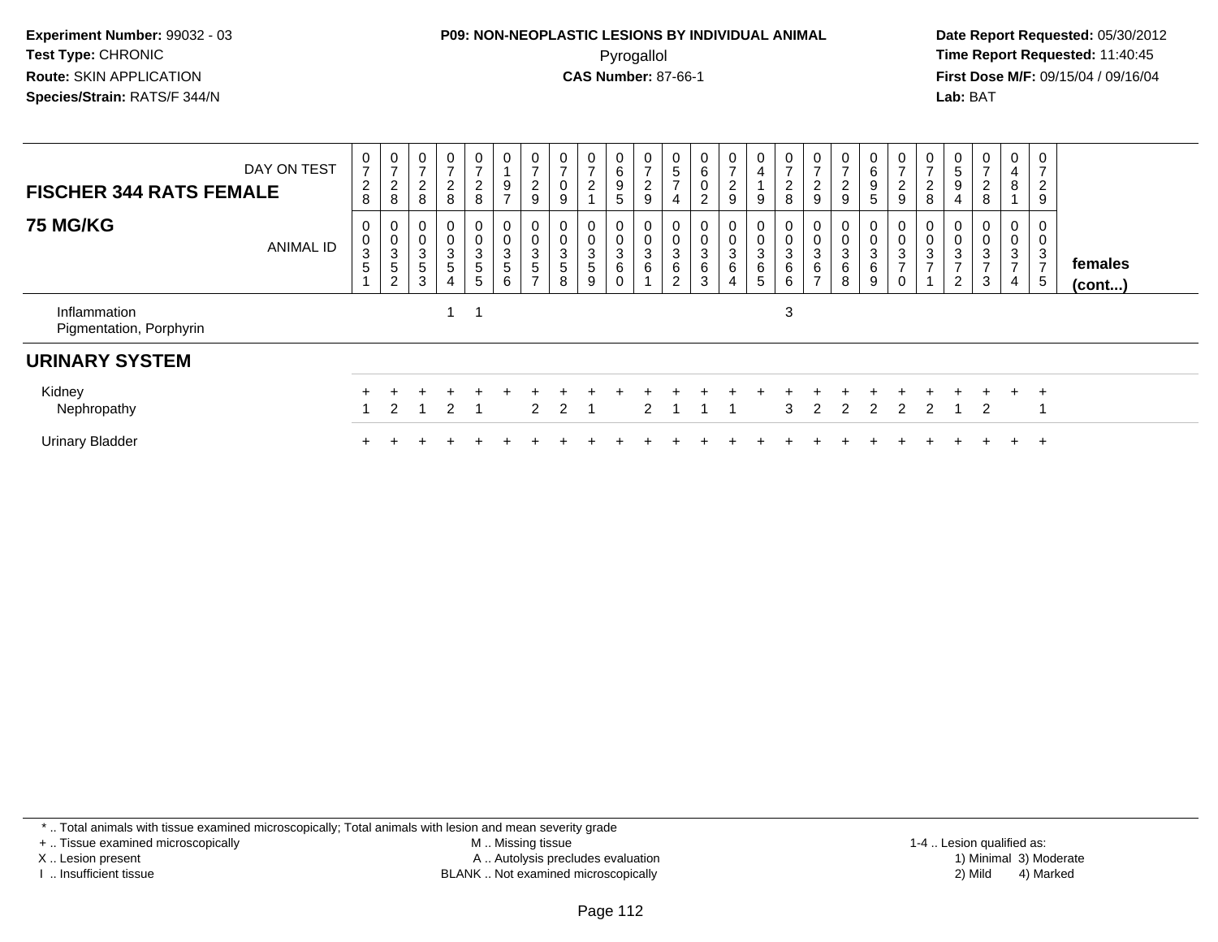**Experiment Number:** 99032 - 03
**Test Type:** CHRONIC
**Route:** SKIN APPLICATION
**Species/Strain:** RATS/F 344/N

**P09: NON-NEOPLASTIC LESIONS BY INDIVIDUAL ANIMAL**
Pyrogallol
**CAS Number:** 87-66-1

**Date Report Requested:** 05/30/2012
**Time Report Requested:** 11:40:45
**First Dose M/F:** 09/15/04 / 09/16/04
**Lab:** BAT

| FISCHER 344 RATS FEMALE — DAY ON TEST | 0728 | 0728 | 0728 | 0728 | 0728 | 0197 | 0729 | 0709 | 0721 | 0695 | 0729 | 0574 | 0602 | 0729 | 0419 | 0728 | 0729 | 0729 | 0695 | 0729 | 0728 | 0594 | 0728 | 0481 | 0729 | |
|---|---|---|---|---|---|---|---|---|---|---|---|---|---|---|---|---|---|---|---|---|---|---|---|---|---|---|
| **75 MG/KG** — ANIMAL ID | 0351 | 0352 | 0353 | 0354 | 0355 | 0356 | 0357 | 0358 | 0359 | 0360 | 0361 | 0362 | 0363 | 0364 | 0365 | 0366 | 0367 | 0368 | 0369 | 0370 | 0371 | 0372 | 0373 | 0374 | 0375 | **females (cont...)** |
| Inflammation | | | | 1 | 1 | | | | | | | | | | | 3 | | | | | | | | | | |
| Pigmentation, Porphyrin | | | | | | | | | | | | | | | | | | | | | | | | | | |
| **URINARY SYSTEM** | | | | | | | | | | | | | | | | | | | | | | | | | | |
| Kidney | + | + | + | + | + | + | + | + | + | + | + | + | + | + | + | + | + | + | + | + | + | + | + | + | + | |
| Nephropathy | 1 | 2 | 1 | 2 | 1 | | 2 | 2 | 1 | | 2 | 1 | 1 | 1 | | 3 | 2 | 2 | 2 | 2 | 2 | 1 | 2 | | 1 | |
| Urinary Bladder | + | + | + | + | + | + | + | + | + | + | + | + | + | + | + | + | + | + | + | + | + | + | + | + | + | |

* .. Total animals with tissue examined microscopically; Total animals with lesion and mean severity grade
+ .. Tissue examined microscopically
X .. Lesion present
I .. Insufficient tissue
M .. Missing tissue
A .. Autolysis precludes evaluation
BLANK .. Not examined microscopically
1-4 .. Lesion qualified as: 1) Minimal 2) Mild 3) Moderate 4) Marked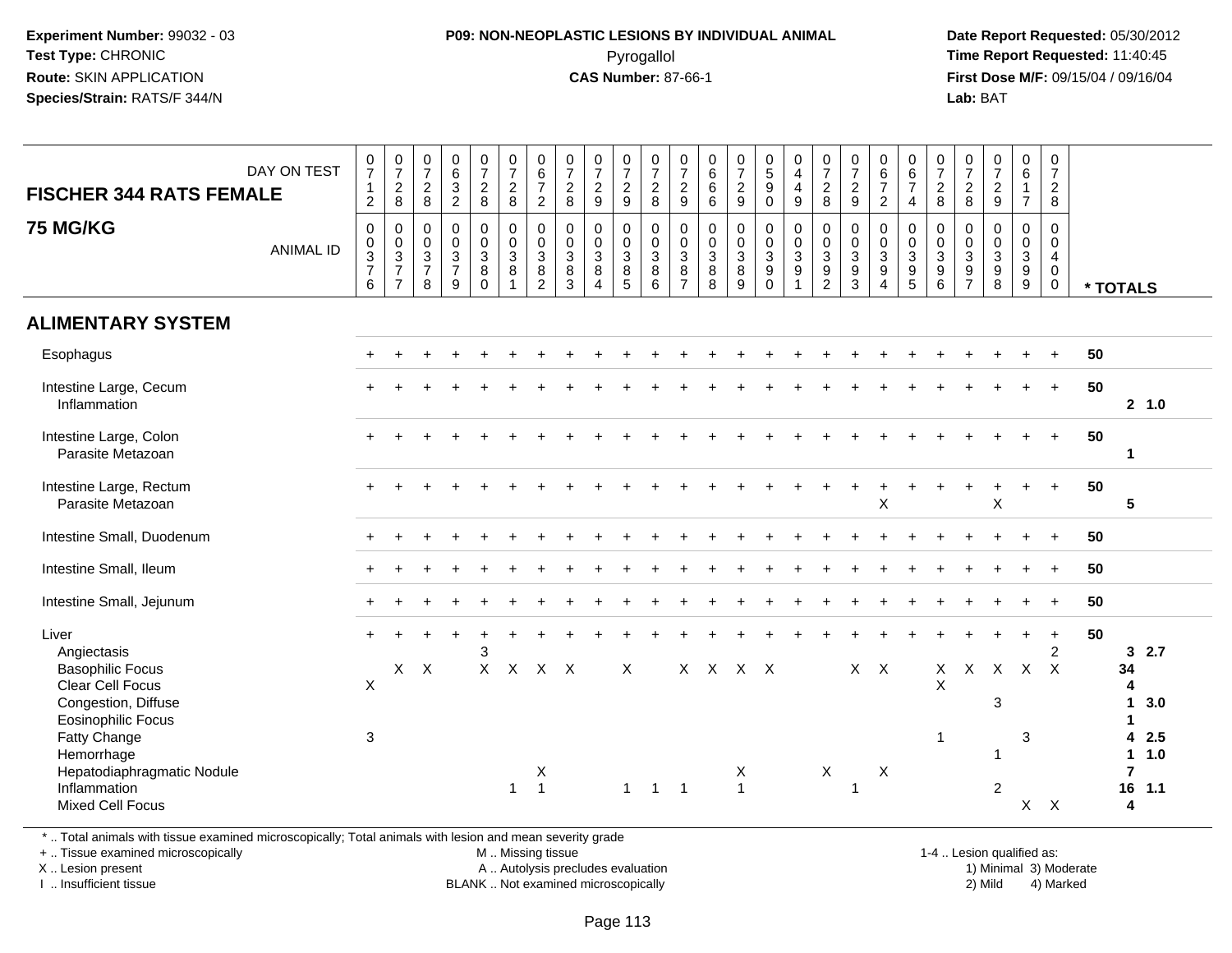Experiment Number: 99032 - 03
Test Type: CHRONIC
Route: SKIN APPLICATION
Species/Strain: RATS/F 344/N

**P09: NON-NEOPLASTIC LESIONS BY INDIVIDUAL ANIMAL**
Pyrogallol
**CAS Number:** 87-66-1

Date Report Requested: 05/30/2012
Time Report Requested: 11:40:45
First Dose M/F: 09/15/04 / 09/16/04
Lab: BAT

| FISCHER 344 RATS FEMALE — DAY ON TEST | 0712 | 0728 | 0728 | 0632 | 0728 | 0728 | 0672 | 0728 | 0729 | 0729 | 0728 | 0729 | 0666 | 0729 | 0590 | 0449 | 0728 | 0729 | 0672 | 0674 | 0728 | 0728 | 0729 | 0617 | 0728 | |
|---|---|---|---|---|---|---|---|---|---|---|---|---|---|---|---|---|---|---|---|---|---|---|---|---|---|---|
| **75 MG/KG** — ANIMAL ID | 0376 | 0377 | 0378 | 0379 | 0380 | 0381 | 0382 | 0383 | 0384 | 0385 | 0386 | 0387 | 0388 | 0389 | 0390 | 0391 | 0392 | 0393 | 0394 | 0395 | 0396 | 0397 | 0398 | 0399 | 0400 | * TOTALS |
| **ALIMENTARY SYSTEM** | | | | | | | | | | | | | | | | | | | | | | | | | | |
| Esophagus | + | + | + | + | + | + | + | + | + | + | + | + | + | + | + | + | + | + | + | + | + | + | + | + | + | 50 |
| Intestine Large, Cecum | + | + | + | + | + | + | + | + | + | + | + | + | + | + | + | + | + | + | + | + | + | + | + | + | + | 50 |
| Inflammation | | | | | | | | | | | | | | | | | | | | | | | | | | 2 1.0 |
| Intestine Large, Colon | + | + | + | + | + | + | + | + | + | + | + | + | + | + | + | + | + | + | + | + | + | + | + | + | + | 50 |
| Parasite Metazoan | | | | | | | | | | | | | | | | | | | | | | | | | | 1 |
| Intestine Large, Rectum | + | + | + | + | + | + | + | + | + | + | + | + | + | + | + | + | + | + | + | + | + | + | + | + | + | 50 |
| Parasite Metazoan | | | | | | | | | | | | | | | | | | | X | | | | X | | | 5 |
| Intestine Small, Duodenum | + | + | + | + | + | + | + | + | + | + | + | + | + | + | + | + | + | + | + | + | + | + | + | + | + | 50 |
| Intestine Small, Ileum | + | + | + | + | + | + | + | + | + | + | + | + | + | + | + | + | + | + | + | + | + | + | + | + | + | 50 |
| Intestine Small, Jejunum | + | + | + | + | + | + | + | + | + | + | + | + | + | + | + | + | + | + | + | + | + | + | + | + | + | 50 |
| Liver | + | + | + | + | + | + | + | + | + | + | + | + | + | + | + | + | + | + | + | + | + | + | + | + | + | 50 |
| Angiectasis | | | | | 3 | | | | | | | | | | | | | | | | | | | | 2 | 3 2.7 |
| Basophilic Focus | | X | X | | X | X | X | X | | X | | X | X | X | X | | | X | X | | X | X | X | X | X | 34 |
| Clear Cell Focus | X | | | | | | | | | | | | | | | | | | | | X | | | | | 4 |
| Congestion, Diffuse | | | | | | | | | | | | | | | | | | | | | | | 3 | | | 1 3.0 |
| Eosinophilic Focus | | | | | | | | | | | | | | | | | | | | | | | | | | 1 |
| Fatty Change | 3 | | | | | | | | | | | | | | | | | | | | 1 | | | 3 | | 4 2.5 |
| Hemorrhage | | | | | | | | | | | | | | | | | | | | | | | 1 | | | 1 1.0 |
| Hepatodiaphragmatic Nodule | | | | | | | X | | | | | | | X | | | X | | X | | | | | | | 7 |
| Inflammation | | | | | | 1 | 1 | | | 1 | 1 | 1 | | 1 | | | | 1 | | | | | 2 | | | 16 1.1 |
| Mixed Cell Focus | | | | | | | | | | | | | | | | | | | | | | | | X | X | 4 |

* .. Total animals with tissue examined microscopically; Total animals with lesion and mean severity grade
+ .. Tissue examined microscopically
X .. Lesion present
I .. Insufficient tissue

M .. Missing tissue
A .. Autolysis precludes evaluation
BLANK .. Not examined microscopically

1-4 .. Lesion qualified as:
1) Minimal 3) Moderate
2) Mild 4) Marked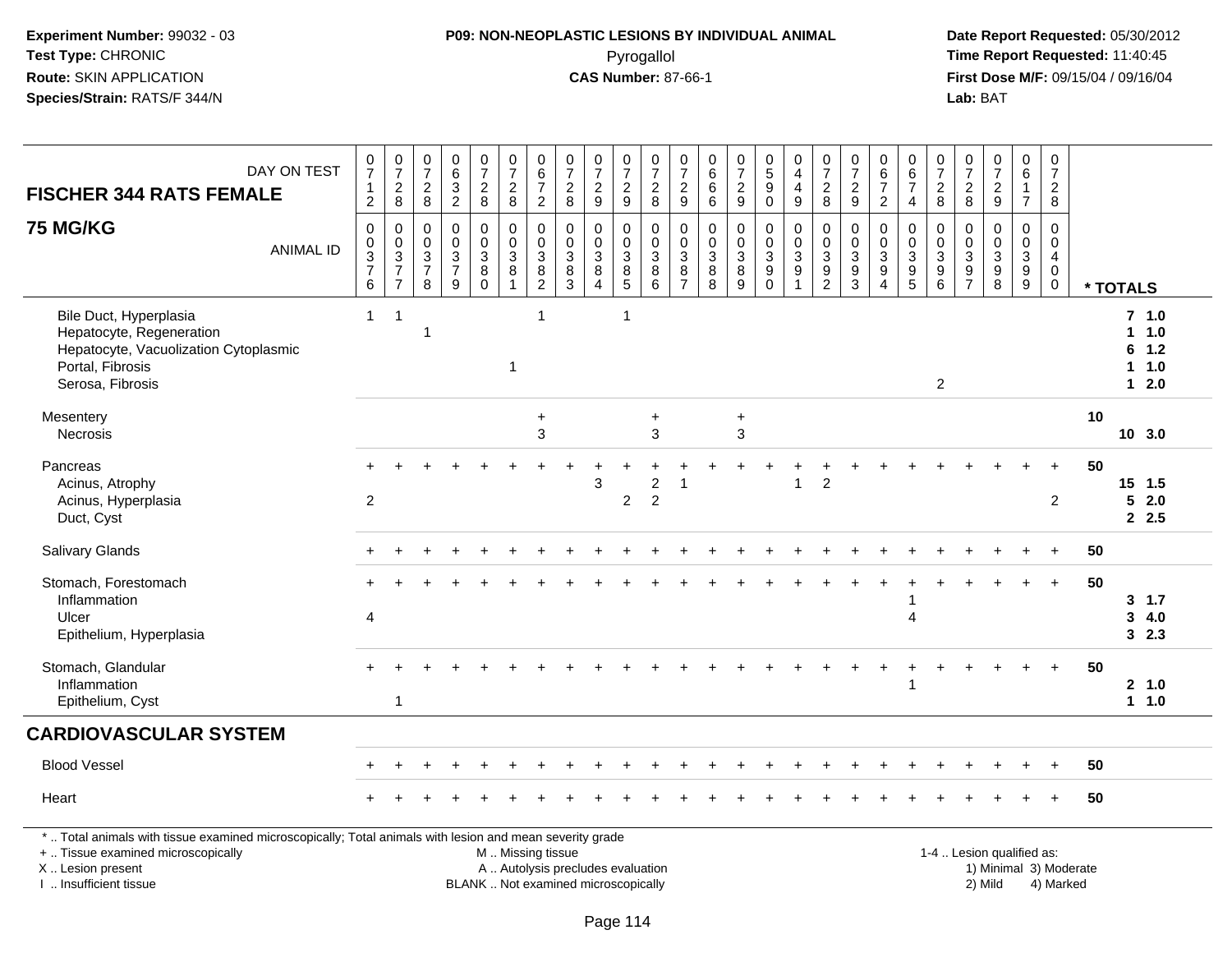**Experiment Number:** 99032 - 03
**Test Type:** CHRONIC
**Route:** SKIN APPLICATION
**Species/Strain:** RATS/F 344/N

**P09: NON-NEOPLASTIC LESIONS BY INDIVIDUAL ANIMAL**
Pyrogallol
**CAS Number:** 87-66-1

**Date Report Requested:** 05/30/2012
**Time Report Requested:** 11:40:45
**First Dose M/F:** 09/15/04 / 09/16/04
**Lab:** BAT

## FISCHER 344 RATS FEMALE
## 75 MG/KG

| DAY ON TEST | 0712 | 0728 | 0728 | 0632 | 0728 | 0728 | 0672 | 0728 | 0729 | 0729 | 0728 | 0729 | 0666 | 0729 | 0590 | 0449 | 0728 | 0729 | 0672 | 0674 | 0728 | 0728 | 0729 | 0617 | 0728 | * TOTALS |
|---|---|---|---|---|---|---|---|---|---|---|---|---|---|---|---|---|---|---|---|---|---|---|---|---|---|---|
| ANIMAL ID | 0376 | 0377 | 0378 | 0379 | 0380 | 0381 | 0382 | 0383 | 0384 | 0385 | 0386 | 0387 | 0388 | 0389 | 0390 | 0391 | 0392 | 0393 | 0394 | 0395 | 0396 | 0397 | 0398 | 0399 | 0400 | |
| Bile Duct, Hyperplasia | 1 | 1 | | | | | 1 | | | 1 | | | | | | | | | | | | | | | | 7 1.0 |
| Hepatocyte, Regeneration | | | 1 | | | | | | | | | | | | | | | | | | | | | | | 1 1.0 |
| Hepatocyte, Vacuolization Cytoplasmic | | | | | | | | | | | | | | | | | | | | | | | | | | 6 1.2 |
| Portal, Fibrosis | | | | | | 1 | | | | | | | | | | | | | | | | | | | | 1 1.0 |
| Serosa, Fibrosis | | | | | | | | | | | | | | | | | | | | | 2 | | | | | 1 2.0 |
| Mesentery | | | | | | | + | | | | + | | | + | | | | | | | | | | | | 10 |
| Necrosis | | | | | | | 3 | | | | 3 | | | 3 | | | | | | | | | | | | 10 3.0 |
| Pancreas | + | + | + | + | + | + | + | + | + | + | + | + | + | + | + | + | + | + | + | + | + | + | + | + | + | 50 |
| Acinus, Atrophy | | | | | | | | | 3 | | 2 | 1 | | | | 1 | 2 | | | | | | | | | 15 1.5 |
| Acinus, Hyperplasia | 2 | | | | | | | | | 2 | 2 | | | | | | | | | | | | | | 2 | 5 2.0 |
| Duct, Cyst | | | | | | | | | | | | | | | | | | | | | | | | | | 2 2.5 |
| Salivary Glands | + | + | + | + | + | + | + | + | + | + | + | + | + | + | + | + | + | + | + | + | + | + | + | + | + | 50 |
| Stomach, Forestomach | + | + | + | + | + | + | + | + | + | + | + | + | + | + | + | + | + | + | + | + | + | + | + | + | + | 50 |
| Inflammation | | | | | | | | | | | | | | | | | | | | 1 | | | | | | 3 1.7 |
| Ulcer | 4 | | | | | | | | | | | | | | | | | | | 4 | | | | | | 3 4.0 |
| Epithelium, Hyperplasia | | | | | | | | | | | | | | | | | | | | | | | | | | 3 2.3 |
| Stomach, Glandular | + | + | + | + | + | + | + | + | + | + | + | + | + | + | + | + | + | + | + | + | + | + | + | + | + | 50 |
| Inflammation | | | | | | | | | | | | | | | | | | | | 1 | | | | | | 2 1.0 |
| Epithelium, Cyst | | 1 | | | | | | | | | | | | | | | | | | | | | | | | 1 1.0 |
| **CARDIOVASCULAR SYSTEM** | | | | | | | | | | | | | | | | | | | | | | | | | | |
| Blood Vessel | + | + | + | + | + | + | + | + | + | + | + | + | + | + | + | + | + | + | + | + | + | + | + | + | + | 50 |
| Heart | + | + | + | + | + | + | + | + | + | + | + | + | + | + | + | + | + | + | + | + | + | + | + | + | + | 50 |

* .. Total animals with tissue examined microscopically; Total animals with lesion and mean severity grade
+ .. Tissue examined microscopically
X .. Lesion present
I .. Insufficient tissue

M .. Missing tissue
A .. Autolysis precludes evaluation
BLANK .. Not examined microscopically

1-4 .. Lesion qualified as:
1) Minimal 3) Moderate
2) Mild 4) Marked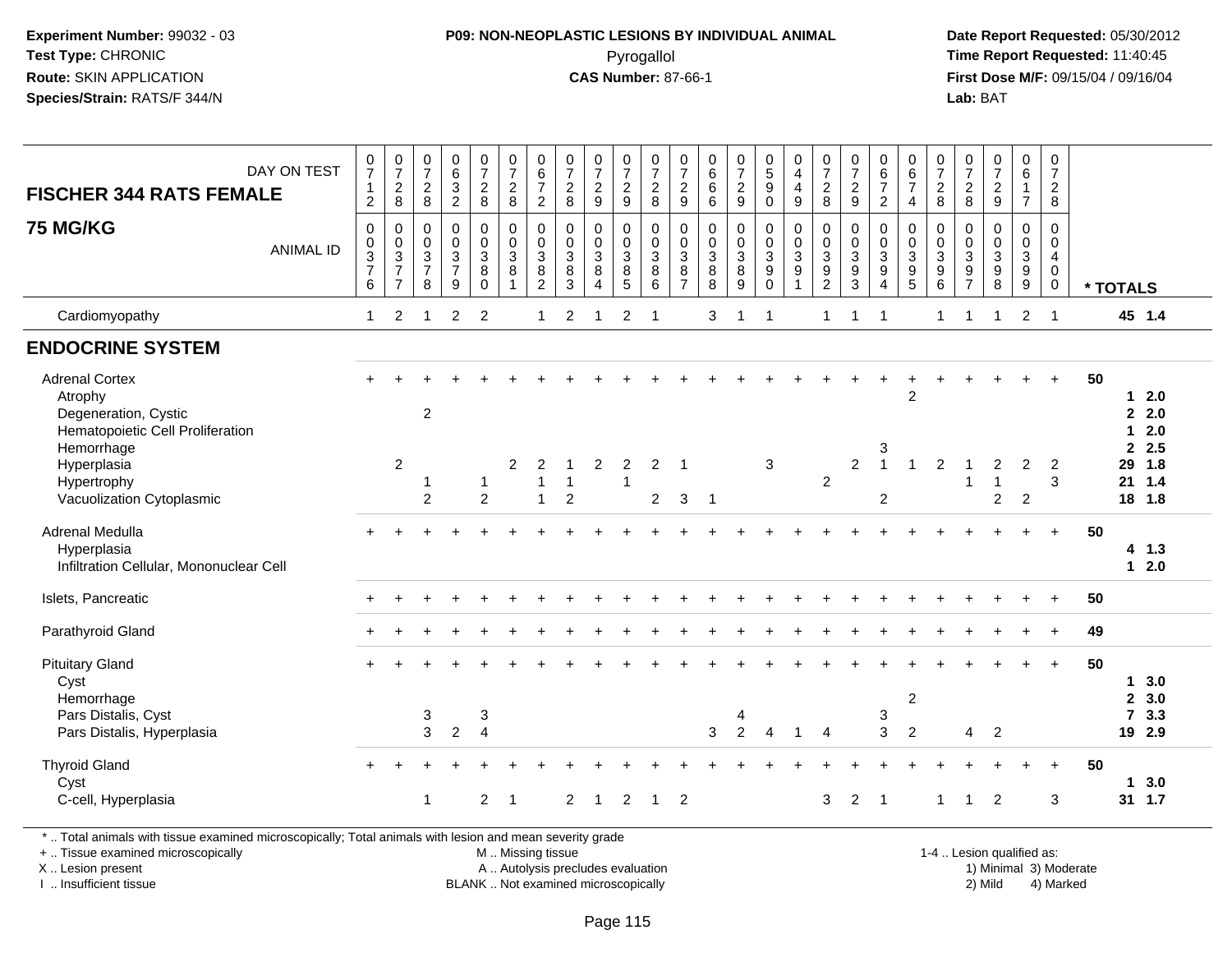**Experiment Number:** 99032 - 03
**Test Type:** CHRONIC
**Route:** SKIN APPLICATION
**Species/Strain:** RATS/F 344/N

**P09: NON-NEOPLASTIC LESIONS BY INDIVIDUAL ANIMAL**
Pyrogallol
**CAS Number:** 87-66-1

**Date Report Requested:** 05/30/2012
**Time Report Requested:** 11:40:45
**First Dose M/F:** 09/15/04 / 09/16/04
**Lab:** BAT

| FISCHER 344 RATS FEMALE 75 MG/KG | | | | | | | | | | | | | | | | | | | | | | | | | | |
|---|---|---|---|---|---|---|---|---|---|---|---|---|---|---|---|---|---|---|---|---|---|---|---|---|---|---|
| DAY ON TEST | 0712 | 0728 | 0728 | 0632 | 0728 | 0728 | 0672 | 0728 | 0729 | 0729 | 0728 | 0729 | 0666 | 0729 | 0590 | 0449 | 0728 | 0729 | 0672 | 0674 | 0728 | 0728 | 0729 | 0617 | 0728 | |
| ANIMAL ID | 0376 | 0377 | 0378 | 0379 | 0380 | 0381 | 0382 | 0383 | 0384 | 0385 | 0386 | 0387 | 0388 | 0389 | 0390 | 0391 | 0392 | 0393 | 0394 | 0395 | 0396 | 0397 | 0398 | 0399 | 0400 | * TOTALS |
| Cardiomyopathy | 1 | 2 | 1 | 2 | 2 | | 1 | 2 | 1 | 2 | 1 | | 3 | 1 | 1 | | 1 | 1 | 1 | | 1 | 1 | 1 | 2 | 1 | 45 1.4 |
| **ENDOCRINE SYSTEM** | | | | | | | | | | | | | | | | | | | | | | | | | | |
| Adrenal Cortex | + | + | + | + | + | + | + | + | + | + | + | + | + | + | + | + | + | + | + | + | + | + | + | + | + | 50 |
| Atrophy | | | | | | | | | | | | | | | | | | | | 2 | | | | | | 1 2.0 |
| Degeneration, Cystic | | | 2 | | | | | | | | | | | | | | | | | | | | | | | 2 2.0 |
| Hematopoietic Cell Proliferation | | | | | | | | | | | | | | | | | | | | | | | | | | 1 2.0 |
| Hemorrhage | | | | | | | | | | | | | | | | | | | 3 | | | | | | | 2 2.5 |
| Hyperplasia | | 2 | | | | 2 | 2 | 1 | 2 | 2 | 2 | 1 | | | 3 | | | 2 | 1 | 1 | 2 | 1 | 2 | 2 | 2 | 29 1.8 |
| Hypertrophy | | | 1 | | 1 | | 1 | 1 | | 1 | | | | | | | 2 | | | | | 1 | 1 | | 3 | 21 1.4 |
| Vacuolization Cytoplasmic | | | 2 | | 2 | | 1 | 2 | | | 2 | 3 | 1 | | | | | | 2 | | | | 2 | 2 | | 18 1.8 |
| Adrenal Medulla | + | + | + | + | + | + | + | + | + | + | + | + | + | + | + | + | + | + | + | + | + | + | + | + | + | 50 |
| Hyperplasia | | | | | | | | | | | | | | | | | | | | | | | | | | 4 1.3 |
| Infiltration Cellular, Mononuclear Cell | | | | | | | | | | | | | | | | | | | | | | | | | | 1 2.0 |
| Islets, Pancreatic | + | + | + | + | + | + | + | + | + | + | + | + | + | + | + | + | + | + | + | + | + | + | + | + | + | 50 |
| Parathyroid Gland | + | + | + | + | + | + | + | + | + | + | + | + | + | + | + | + | + | + | + | + | + | + | + | + | + | 49 |
| Pituitary Gland | + | + | + | + | + | + | + | + | + | + | + | + | + | + | + | + | + | + | + | + | + | + | + | + | + | 50 |
| Cyst | | | | | | | | | | | | | | | | | | | | | | | | | | 1 3.0 |
| Hemorrhage | | | | | | | | | | | | | | | | | | | | 2 | | | | | | 2 3.0 |
| Pars Distalis, Cyst | | | 3 | | 3 | | | | | | | | | 4 | | | | | 3 | | | | | | | 7 3.3 |
| Pars Distalis, Hyperplasia | | | 3 | 2 | 4 | | | | | | | | 3 | 2 | 4 | 1 | 4 | | 3 | 2 | | 4 | 2 | | | 19 2.9 |
| Thyroid Gland | + | + | + | + | + | + | + | + | + | + | + | + | + | + | + | + | + | + | + | + | + | + | + | + | + | 50 |
| Cyst | | | | | | | | | | | | | | | | | | | | | | | | | | 1 3.0 |
| C-cell, Hyperplasia | | | 1 | | 2 | 1 | | 2 | 1 | 2 | 1 | 2 | | | | | 3 | 2 | 1 | | 1 | 1 | 2 | | 3 | 31 1.7 |

\* .. Total animals with tissue examined microscopically; Total animals with lesion and mean severity grade
+ .. Tissue examined microscopically
X .. Lesion present
I .. Insufficient tissue

M .. Missing tissue
A .. Autolysis precludes evaluation
BLANK .. Not examined microscopically

1-4 .. Lesion qualified as:
1) Minimal 3) Moderate
2) Mild 4) Marked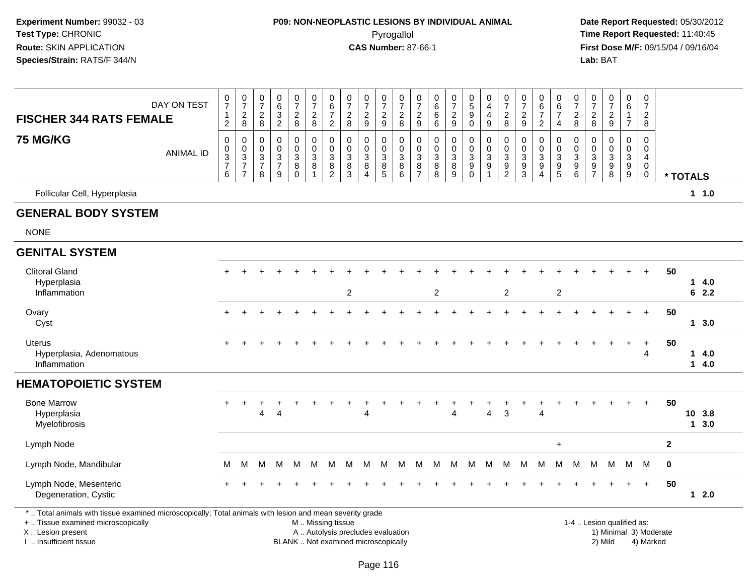**Experiment Number:** 99032 - 03
**Test Type:** CHRONIC
**Route:** SKIN APPLICATION
**Species/Strain:** RATS/F 344/N

**P09: NON-NEOPLASTIC LESIONS BY INDIVIDUAL ANIMAL**
Pyrogallol
**CAS Number:** 87-66-1

**Date Report Requested:** 05/30/2012
**Time Report Requested:** 11:40:45
**First Dose M/F:** 09/15/04 / 09/16/04
**Lab:** BAT

## FISCHER 344 RATS FEMALE — 75 MG/KG

| DAY ON TEST | 0712 | 0728 | 0728 | 0632 | 0728 | 0728 | 0672 | 0728 | 0729 | 0729 | 0728 | 0729 | 0666 | 0729 | 0590 | 0449 | 0728 | 0729 | 0672 | 0674 | 0728 | 0728 | 0729 | 0617 | 0728 | |
|---|---|---|---|---|---|---|---|---|---|---|---|---|---|---|---|---|---|---|---|---|---|---|---|---|---|---|
| **ANIMAL ID** | 00376 | 00377 | 00378 | 00379 | 00380 | 00381 | 00382 | 00383 | 00384 | 00385 | 00386 | 00387 | 00388 | 00389 | 00390 | 00391 | 00392 | 00393 | 00394 | 00395 | 00396 | 00397 | 00398 | 00399 | 00400 | *** TOTALS** |
| Follicular Cell, Hyperplasia | | | | | | | | | | | | | | | | | | | | | | | | | | 1 1.0 |
| **GENERAL BODY SYSTEM** | | | | | | | | | | | | | | | | | | | | | | | | | | |
| NONE | | | | | | | | | | | | | | | | | | | | | | | | | | |
| **GENITAL SYSTEM** | | | | | | | | | | | | | | | | | | | | | | | | | | |
| Clitoral Gland | + | + | + | + | + | + | + | + | + | + | + | + | + | + | + | + | + | + | + | + | + | + | + | + | + | 50 |
| Hyperplasia | | | | | | | | | | | | | | | | | | | | | | | | | | 1 4.0 |
| Inflammation | | | | | | | | 2 | | | | | 2 | | | | 2 | | | 2 | | | | | | 6 2.2 |
| Ovary | + | + | + | + | + | + | + | + | + | + | + | + | + | + | + | + | + | + | + | + | + | + | + | + | + | 50 |
| Cyst | | | | | | | | | | | | | | | | | | | | | | | | | | 1 3.0 |
| Uterus | + | + | + | + | + | + | + | + | + | + | + | + | + | + | + | + | + | + | + | + | + | + | + | + | + | 50 |
| Hyperplasia, Adenomatous | | | | | | | | | | | | | | | | | | | | | | | | | 4 | 1 4.0 |
| Inflammation | | | | | | | | | | | | | | | | | | | | | | | | | | 1 4.0 |
| **HEMATOPOIETIC SYSTEM** | | | | | | | | | | | | | | | | | | | | | | | | | | |
| Bone Marrow | + | + | + | + | + | + | + | + | + | + | + | + | + | + | + | + | + | + | + | + | + | + | + | + | + | 50 |
| Hyperplasia | | | 4 | 4 | | | | | 4 | | | | | 4 | | 4 | 3 | | 4 | | | | | | | 10 3.8 |
| Myelofibrosis | | | | | | | | | | | | | | | | | | | | | | | | | | 1 3.0 |
| Lymph Node | | | | | | | | | | | | | | | | | | | | + | | | | | | 2 |
| Lymph Node, Mandibular | M | M | M | M | M | M | M | M | M | M | M | M | M | M | M | M | M | M | M | M | M | M | M | M | M | 0 |
| Lymph Node, Mesenteric | + | + | + | + | + | + | + | + | + | + | + | + | + | + | + | + | + | + | + | + | + | + | + | + | + | 50 |
| Degeneration, Cystic | | | | | | | | | | | | | | | | | | | | | | | | | | 1 2.0 |

\* .. Total animals with tissue examined microscopically; Total animals with lesion and mean severity grade
\+ .. Tissue examined microscopically
X .. Lesion present
I .. Insufficient tissue
M .. Missing tissue
A .. Autolysis precludes evaluation
BLANK .. Not examined microscopically
1-4 .. Lesion qualified as: 1) Minimal 2) Mild 3) Moderate 4) Marked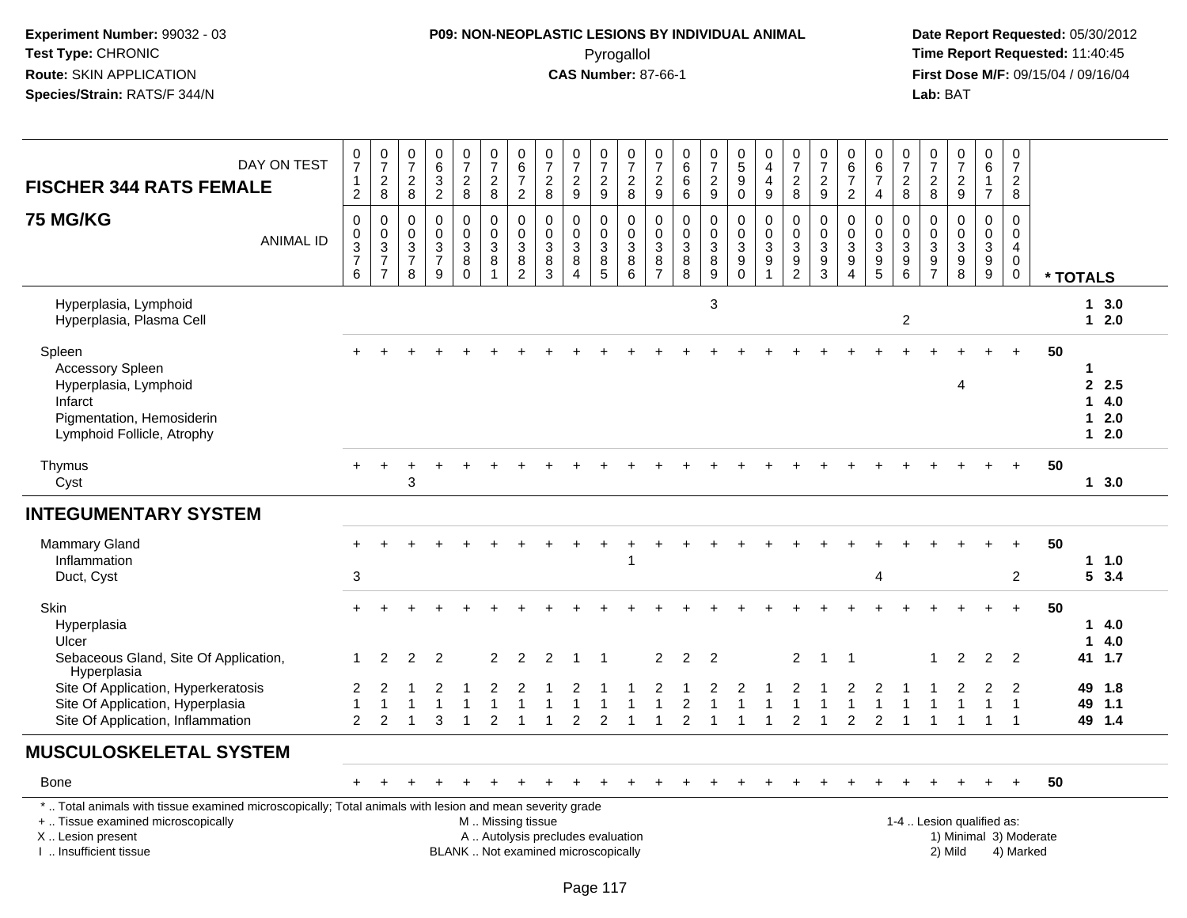**Experiment Number:** 99032 - 03
**Test Type:** CHRONIC
**Route:** SKIN APPLICATION
**Species/Strain:** RATS/F 344/N

**P09: NON-NEOPLASTIC LESIONS BY INDIVIDUAL ANIMAL**
Pyrogallol
**CAS Number:** 87-66-1

**Date Report Requested:** 05/30/2012
**Time Report Requested:** 11:40:45
**First Dose M/F:** 09/15/04 / 09/16/04
**Lab:** BAT

## FISCHER 344 RATS FEMALE — 75 MG/KG

| DAY ON TEST | 712 | 728 | 728 | 632 | 728 | 728 | 672 | 728 | 729 | 729 | 728 | 729 | 666 | 729 | 590 | 449 | 728 | 729 | 672 | 674 | 728 | 728 | 729 | 617 | 728 | |
|---|---|---|---|---|---|---|---|---|---|---|---|---|---|---|---|---|---|---|---|---|---|---|---|---|---|---|
| **ANIMAL ID** | 0376 | 0377 | 0378 | 0379 | 0380 | 0381 | 0382 | 0383 | 0384 | 0385 | 0386 | 0387 | 0388 | 0389 | 0390 | 0391 | 0392 | 0393 | 0394 | 0395 | 0396 | 0397 | 0398 | 0399 | 0400 | *** TOTALS** |
| Hyperplasia, Lymphoid | | | | | | | | | | | | | | 3 | | | | | | | | | | | | 1 3.0 |
| Hyperplasia, Plasma Cell | | | | | | | | | | | | | | | | | | | | | 2 | | | | | 1 2.0 |
| Spleen | + | + | + | + | + | + | + | + | + | + | + | + | + | + | + | + | + | + | + | + | + | + | + | + | + | 50 |
| Accessory Spleen | | | | | | | | | | | | | | | | | | | | | | | | | | 1 |
| Hyperplasia, Lymphoid | | | | | | | | | | | | | | | | | | | | | | | 4 | | | 2 2.5 |
| Infarct | | | | | | | | | | | | | | | | | | | | | | | | | | 1 4.0 |
| Pigmentation, Hemosiderin | | | | | | | | | | | | | | | | | | | | | | | | | | 1 2.0 |
| Lymphoid Follicle, Atrophy | | | | | | | | | | | | | | | | | | | | | | | | | | 1 2.0 |
| Thymus | + | + | + | + | + | + | + | + | + | + | + | + | + | + | + | + | + | + | + | + | + | + | + | + | + | 50 |
| Cyst | | | 3 | | | | | | | | | | | | | | | | | | | | | | | 1 3.0 |
| **INTEGUMENTARY SYSTEM** | | | | | | | | | | | | | | | | | | | | | | | | | | |
| Mammary Gland | + | + | + | + | + | + | + | + | + | + | + | + | + | + | + | + | + | + | + | + | + | + | + | + | + | 50 |
| Inflammation | | | | | | | | | | | 1 | | | | | | | | | | | | | | | 1 1.0 |
| Duct, Cyst | 3 | | | | | | | | | | | | | | | | | | | 4 | | | | | 2 | 5 3.4 |
| Skin | + | + | + | + | + | + | + | + | + | + | + | + | + | + | + | + | + | + | + | + | + | + | + | + | + | 50 |
| Hyperplasia | | | | | | | | | | | | | | | | | | | | | | | | | | 1 4.0 |
| Ulcer | | | | | | | | | | | | | | | | | | | | | | | | | | 1 4.0 |
| Sebaceous Gland, Site Of Application, Hyperplasia | 1 | 2 | 2 | 2 | | 2 | 2 | 2 | 1 | 1 | | 2 | 2 | 2 | | | 2 | 1 | 1 | | | 1 | 2 | 2 | 2 | 41 1.7 |
| Site Of Application, Hyperkeratosis | 2 | 2 | 1 | 2 | 1 | 2 | 2 | 1 | 2 | 1 | 1 | 2 | 1 | 2 | 2 | 1 | 2 | 1 | 2 | 2 | 1 | 1 | 2 | 2 | 2 | 49 1.8 |
| Site Of Application, Hyperplasia | 1 | 1 | 1 | 1 | 1 | 1 | 1 | 1 | 1 | 1 | 1 | 1 | 2 | 1 | 1 | 1 | 1 | 1 | 1 | 1 | 1 | 1 | 1 | 1 | 1 | 49 1.1 |
| Site Of Application, Inflammation | 2 | 2 | 1 | 3 | 1 | 2 | 1 | 1 | 2 | 2 | 1 | 1 | 2 | 1 | 1 | 1 | 2 | 1 | 2 | 2 | 1 | 1 | 1 | 1 | 1 | 49 1.4 |
| **MUSCULOSKELETAL SYSTEM** | | | | | | | | | | | | | | | | | | | | | | | | | | |
| Bone | + | + | + | + | + | + | + | + | + | + | + | + | + | + | + | + | + | + | + | + | + | + | + | + | + | 50 |

\* .. Total animals with tissue examined microscopically; Total animals with lesion and mean severity grade
\+ .. Tissue examined microscopically
X .. Lesion present
I .. Insufficient tissue

M .. Missing tissue
A .. Autolysis precludes evaluation
BLANK .. Not examined microscopically

1-4 .. Lesion qualified as:
1) Minimal 3) Moderate
2) Mild 4) Marked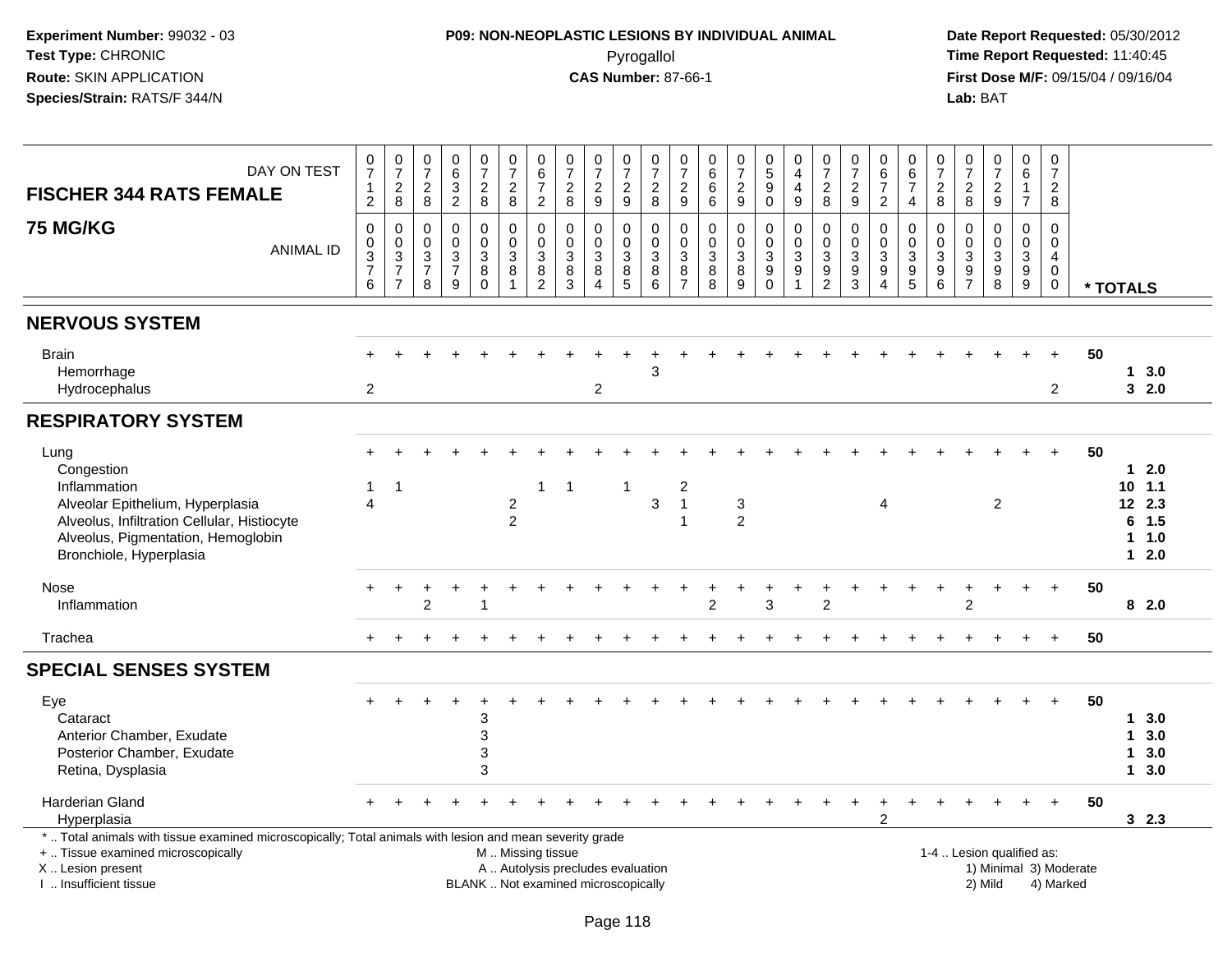**Experiment Number:** 99032 - 03
**Test Type:** CHRONIC
**Route:** SKIN APPLICATION
**Species/Strain:** RATS/F 344/N

**P09: NON-NEOPLASTIC LESIONS BY INDIVIDUAL ANIMAL**
Pyrogallol
**CAS Number:** 87-66-1

**Date Report Requested:** 05/30/2012
**Time Report Requested:** 11:40:45
**First Dose M/F:** 09/15/04 / 09/16/04
**Lab:** BAT

| FISCHER 344 RATS FEMALE 75 MG/KG — DAY ON TEST | 0712 | 0728 | 0728 | 0632 | 0728 | 0728 | 0672 | 0728 | 0729 | 0729 | 0728 | 0729 | 0666 | 0729 | 0590 | 0449 | 0728 | 0729 | 0672 | 0674 | 0728 | 0728 | 0729 | 0617 | 0728 | |
|---|---|---|---|---|---|---|---|---|---|---|---|---|---|---|---|---|---|---|---|---|---|---|---|---|---|---|
| **ANIMAL ID** | 0376 | 0377 | 0378 | 0379 | 0380 | 0381 | 0382 | 0383 | 0384 | 0385 | 0386 | 0387 | 0388 | 0389 | 0390 | 0391 | 0392 | 0393 | 0394 | 0395 | 0396 | 0397 | 0398 | 0399 | 0400 | *** TOTALS** |
| **NERVOUS SYSTEM** | | | | | | | | | | | | | | | | | | | | | | | | | | |
| Brain | + | + | + | + | + | + | + | + | + | + | + | + | + | + | + | + | + | + | + | + | + | + | + | + | + | 50 |
| Hemorrhage | | | | | | | | | | | 3 | | | | | | | | | | | | | | | 1 3.0 |
| Hydrocephalus | 2 | | | | | | | | 2 | | | | | | | | | | | | | | | | 2 | 3 2.0 |
| **RESPIRATORY SYSTEM** | | | | | | | | | | | | | | | | | | | | | | | | | | |
| Lung | + | + | + | + | + | + | + | + | + | + | + | + | + | + | + | + | + | + | + | + | + | + | + | + | + | 50 |
| Congestion | | | | | | | | | | | | | | | | | | | | | | | | | | 1 2.0 |
| Inflammation | 1 | 1 | | | | | 1 | 1 | | 1 | | 2 | | | | | | | | | | | | | | 10 1.1 |
| Alveolar Epithelium, Hyperplasia | 4 | | | | | 2 | | | | | 3 | 1 | | 3 | | | | | 4 | | | | 2 | | | 12 2.3 |
| Alveolus, Infiltration Cellular, Histiocyte | | | | | | 2 | | | | | | 1 | | 2 | | | | | | | | | | | | 6 1.5 |
| Alveolus, Pigmentation, Hemoglobin | | | | | | | | | | | | | | | | | | | | | | | | | | 1 1.0 |
| Bronchiole, Hyperplasia | | | | | | | | | | | | | | | | | | | | | | | | | | 1 2.0 |
| Nose | + | + | + | + | + | + | + | + | + | + | + | + | + | + | + | + | + | + | + | + | + | + | + | + | + | 50 |
| Inflammation | | | 2 | | 1 | | | | | | | | 2 | | 3 | | 2 | | | | | 2 | | | | 8 2.0 |
| Trachea | + | + | + | + | + | + | + | + | + | + | + | + | + | + | + | + | + | + | + | + | + | + | + | + | + | 50 |
| **SPECIAL SENSES SYSTEM** | | | | | | | | | | | | | | | | | | | | | | | | | | |
| Eye | + | + | + | + | + | + | + | + | + | + | + | + | + | + | + | + | + | + | + | + | + | + | + | + | + | 50 |
| Cataract | | | | | 3 | | | | | | | | | | | | | | | | | | | | | 1 3.0 |
| Anterior Chamber, Exudate | | | | | 3 | | | | | | | | | | | | | | | | | | | | | 1 3.0 |
| Posterior Chamber, Exudate | | | | | 3 | | | | | | | | | | | | | | | | | | | | | 1 3.0 |
| Retina, Dysplasia | | | | | 3 | | | | | | | | | | | | | | | | | | | | | 1 3.0 |
| Harderian Gland | + | + | + | + | + | + | + | + | + | + | + | + | + | + | + | + | + | + | + | + | + | + | + | + | + | 50 |
| Hyperplasia | | | | | | | | | | | | | | | | | | | 2 | | | | | | | 3 2.3 |

* .. Total animals with tissue examined microscopically; Total animals with lesion and mean severity grade
+ .. Tissue examined microscopically
X .. Lesion present
I .. Insufficient tissue

M .. Missing tissue
A .. Autolysis precludes evaluation
BLANK .. Not examined microscopically

1-4 .. Lesion qualified as:
1) Minimal 3) Moderate
2) Mild 4) Marked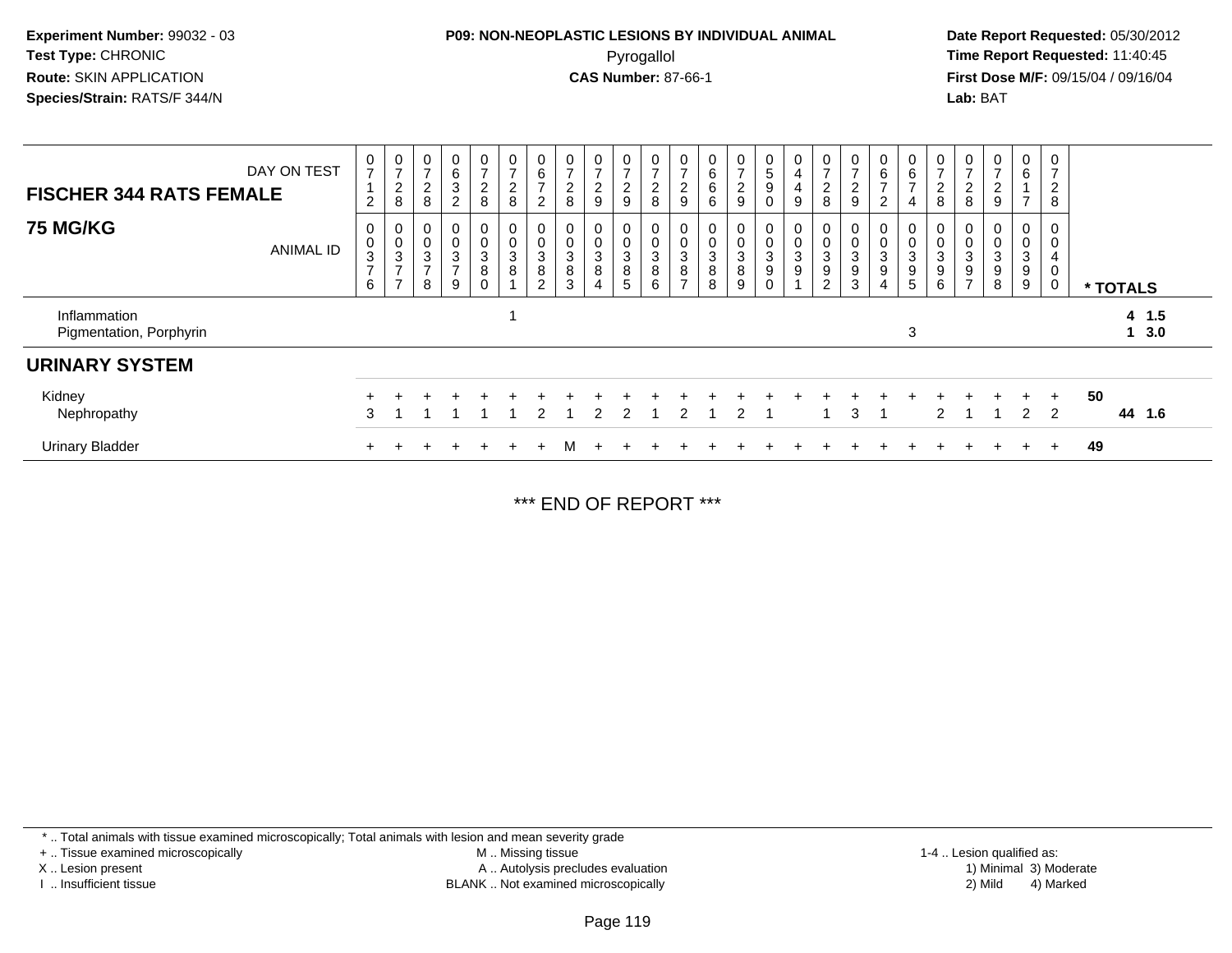**Experiment Number:** 99032 - 03
**Test Type:** CHRONIC
**Route:** SKIN APPLICATION
**Species/Strain:** RATS/F 344/N

**P09: NON-NEOPLASTIC LESIONS BY INDIVIDUAL ANIMAL**
Pyrogallol
**CAS Number:** 87-66-1

**Date Report Requested:** 05/30/2012
**Time Report Requested:** 11:40:45
**First Dose M/F:** 09/15/04 / 09/16/04
**Lab:** BAT

| **FISCHER 344 RATS FEMALE** DAY ON TEST | 0712 | 0728 | 0728 | 0632 | 0728 | 0728 | 0672 | 0728 | 0729 | 0729 | 0728 | 0729 | 0666 | 0729 | 0590 | 0449 | 0728 | 0729 | 0672 | 0674 | 0728 | 0728 | 0729 | 0617 | 0728 | |
|---|---|---|---|---|---|---|---|---|---|---|---|---|---|---|---|---|---|---|---|---|---|---|---|---|---|---|
| **75 MG/KG** ANIMAL ID | 00376 | 00377 | 00378 | 00379 | 00380 | 00381 | 00382 | 00383 | 00384 | 00385 | 00386 | 00387 | 00388 | 00389 | 00390 | 00391 | 00392 | 00393 | 00394 | 00395 | 00396 | 00397 | 00398 | 00399 | 00400 | * TOTALS |
| Inflammation | | | | | | 1 | | | | | | | | | | | | | | | | | | | | 4 1.5 |
| Pigmentation, Porphyrin | | | | | | | | | | | | | | | | | | | | 3 | | | | | | 1 3.0 |
| **URINARY SYSTEM** | | | | | | | | | | | | | | | | | | | | | | | | | | |
| Kidney | + | + | + | + | + | + | + | + | + | + | + | + | + | + | + | + | + | + | + | + | + | + | + | + | + | 50 |
| Nephropathy | 3 | 1 | 1 | 1 | 1 | 1 | 2 | 1 | 2 | 2 | 1 | 2 | 1 | 2 | 1 | | 1 | 3 | 1 | | 2 | 1 | 1 | 2 | 2 | 44 1.6 |
| Urinary Bladder | + | + | + | + | + | + | + | M | + | + | + | + | + | + | + | + | + | + | + | + | + | + | + | + | + | 49 |

*** END OF REPORT ***

* .. Total animals with tissue examined microscopically; Total animals with lesion and mean severity grade
+ .. Tissue examined microscopically
X .. Lesion present
I .. Insufficient tissue
M .. Missing tissue
A .. Autolysis precludes evaluation
BLANK .. Not examined microscopically
1-4 .. Lesion qualified as:
1) Minimal 3) Moderate
2) Mild 4) Marked